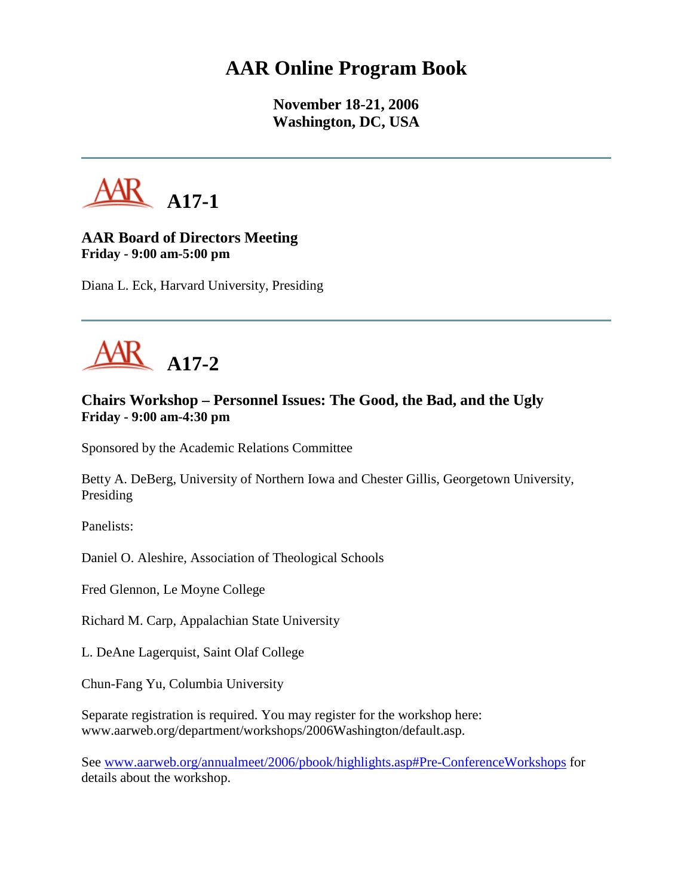# AAR Online Program Book

**November 18-21, 2006**
**Washington, DC, USA**

---

## A17-1

**AAR Board of Directors Meeting**
**Friday - 9:00 am-5:00 pm**

Diana L. Eck, Harvard University, Presiding

---

## A17-2

**Chairs Workshop – Personnel Issues: The Good, the Bad, and the Ugly**
**Friday - 9:00 am-4:30 pm**

Sponsored by the Academic Relations Committee

Betty A. DeBerg, University of Northern Iowa and Chester Gillis, Georgetown University, Presiding

Panelists:

Daniel O. Aleshire, Association of Theological Schools

Fred Glennon, Le Moyne College

Richard M. Carp, Appalachian State University

L. DeAne Lagerquist, Saint Olaf College

Chun-Fang Yu, Columbia University

Separate registration is required. You may register for the workshop here: www.aarweb.org/department/workshops/2006Washington/default.asp.

See www.aarweb.org/annualmeet/2006/pbook/highlights.asp#Pre-ConferenceWorkshops for details about the workshop.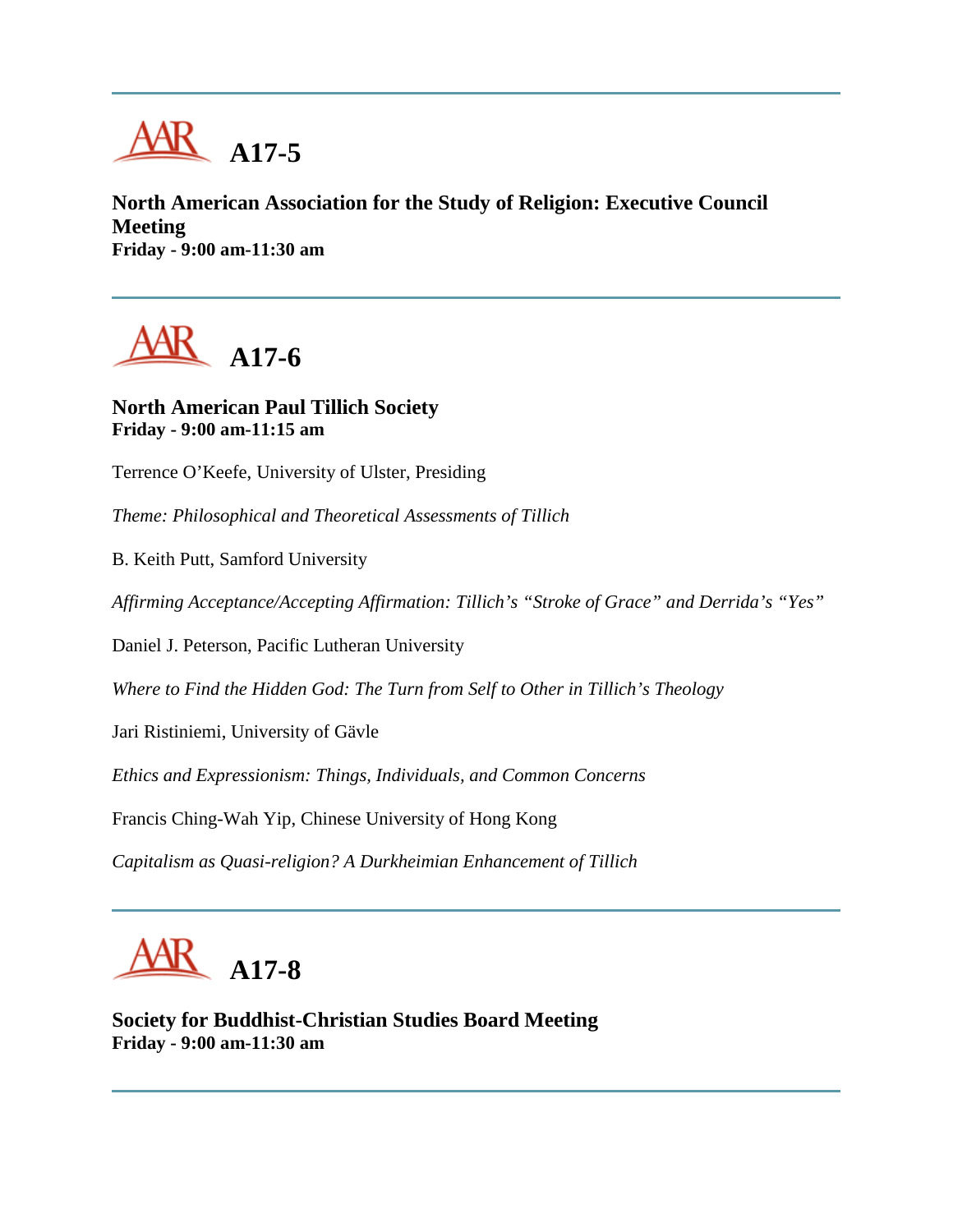## A17-5

**North American Association for the Study of Religion: Executive Council Meeting**
**Friday - 9:00 am-11:30 am**

---

## A17-6

**North American Paul Tillich Society**
**Friday - 9:00 am-11:15 am**

Terrence O'Keefe, University of Ulster, Presiding

*Theme: Philosophical and Theoretical Assessments of Tillich*

B. Keith Putt, Samford University

*Affirming Acceptance/Accepting Affirmation: Tillich's "Stroke of Grace" and Derrida's "Yes"*

Daniel J. Peterson, Pacific Lutheran University

*Where to Find the Hidden God: The Turn from Self to Other in Tillich's Theology*

Jari Ristiniemi, University of Gävle

*Ethics and Expressionism: Things, Individuals, and Common Concerns*

Francis Ching-Wah Yip, Chinese University of Hong Kong

*Capitalism as Quasi-religion? A Durkheimian Enhancement of Tillich*

---

## A17-8

**Society for Buddhist-Christian Studies Board Meeting**
**Friday - 9:00 am-11:30 am**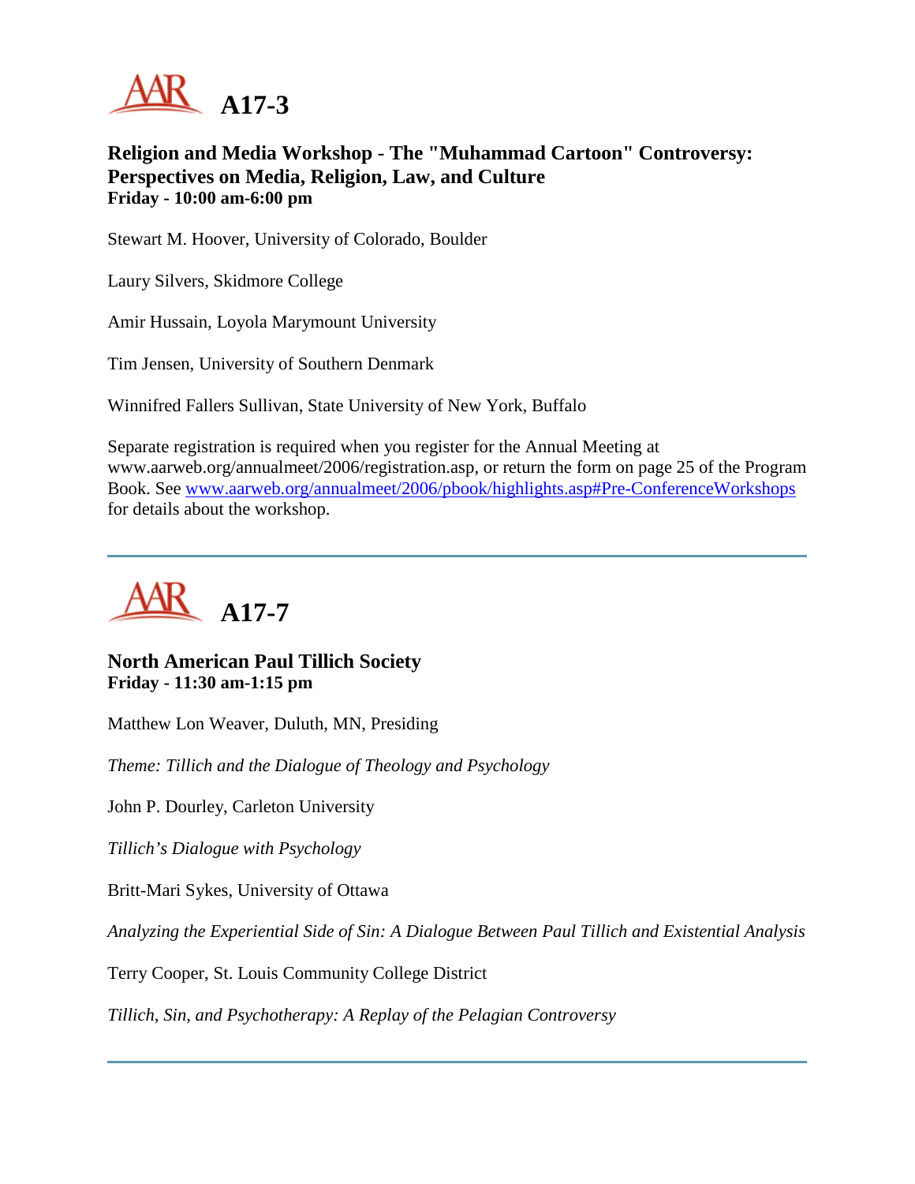# A17-3

### Religion and Media Workshop - The "Muhammad Cartoon" Controversy: Perspectives on Media, Religion, Law, and Culture
**Friday - 10:00 am-6:00 pm**

Stewart M. Hoover, University of Colorado, Boulder

Laury Silvers, Skidmore College

Amir Hussain, Loyola Marymount University

Tim Jensen, University of Southern Denmark

Winnifred Fallers Sullivan, State University of New York, Buffalo

Separate registration is required when you register for the Annual Meeting at www.aarweb.org/annualmeet/2006/registration.asp, or return the form on page 25 of the Program Book. See [www.aarweb.org/annualmeet/2006/pbook/highlights.asp#Pre-ConferenceWorkshops](www.aarweb.org/annualmeet/2006/pbook/highlights.asp#Pre-ConferenceWorkshops) for details about the workshop.

---

# A17-7

### North American Paul Tillich Society
**Friday - 11:30 am-1:15 pm**

Matthew Lon Weaver, Duluth, MN, Presiding

*Theme: Tillich and the Dialogue of Theology and Psychology*

John P. Dourley, Carleton University

*Tillich's Dialogue with Psychology*

Britt-Mari Sykes, University of Ottawa

*Analyzing the Experiential Side of Sin: A Dialogue Between Paul Tillich and Existential Analysis*

Terry Cooper, St. Louis Community College District

*Tillich, Sin, and Psychotherapy: A Replay of the Pelagian Controversy*

---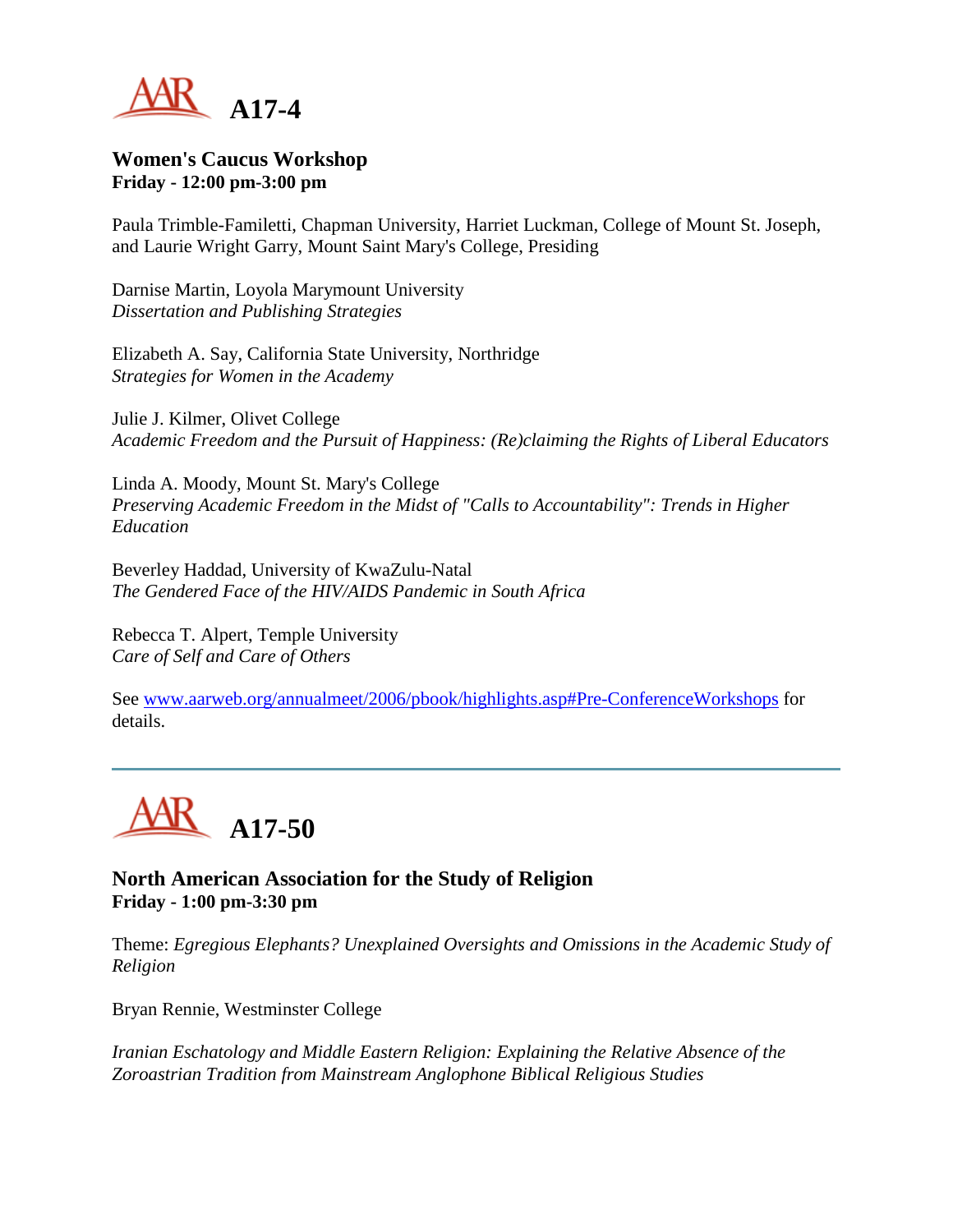# A17-4

**Women's Caucus Workshop**
**Friday - 12:00 pm-3:00 pm**

Paula Trimble-Familetti, Chapman University, Harriet Luckman, College of Mount St. Joseph, and Laurie Wright Garry, Mount Saint Mary's College, Presiding

Darnise Martin, Loyola Marymount University
*Dissertation and Publishing Strategies*

Elizabeth A. Say, California State University, Northridge
*Strategies for Women in the Academy*

Julie J. Kilmer, Olivet College
*Academic Freedom and the Pursuit of Happiness: (Re)claiming the Rights of Liberal Educators*

Linda A. Moody, Mount St. Mary's College
*Preserving Academic Freedom in the Midst of "Calls to Accountability": Trends in Higher Education*

Beverley Haddad, University of KwaZulu-Natal
*The Gendered Face of the HIV/AIDS Pandemic in South Africa*

Rebecca T. Alpert, Temple University
*Care of Self and Care of Others*

See [www.aarweb.org/annualmeet/2006/pbook/highlights.asp#Pre-ConferenceWorkshops](www.aarweb.org/annualmeet/2006/pbook/highlights.asp#Pre-ConferenceWorkshops) for details.

---

# A17-50

**North American Association for the Study of Religion**
**Friday - 1:00 pm-3:30 pm**

Theme: *Egregious Elephants? Unexplained Oversights and Omissions in the Academic Study of Religion*

Bryan Rennie, Westminster College

*Iranian Eschatology and Middle Eastern Religion: Explaining the Relative Absence of the Zoroastrian Tradition from Mainstream Anglophone Biblical Religious Studies*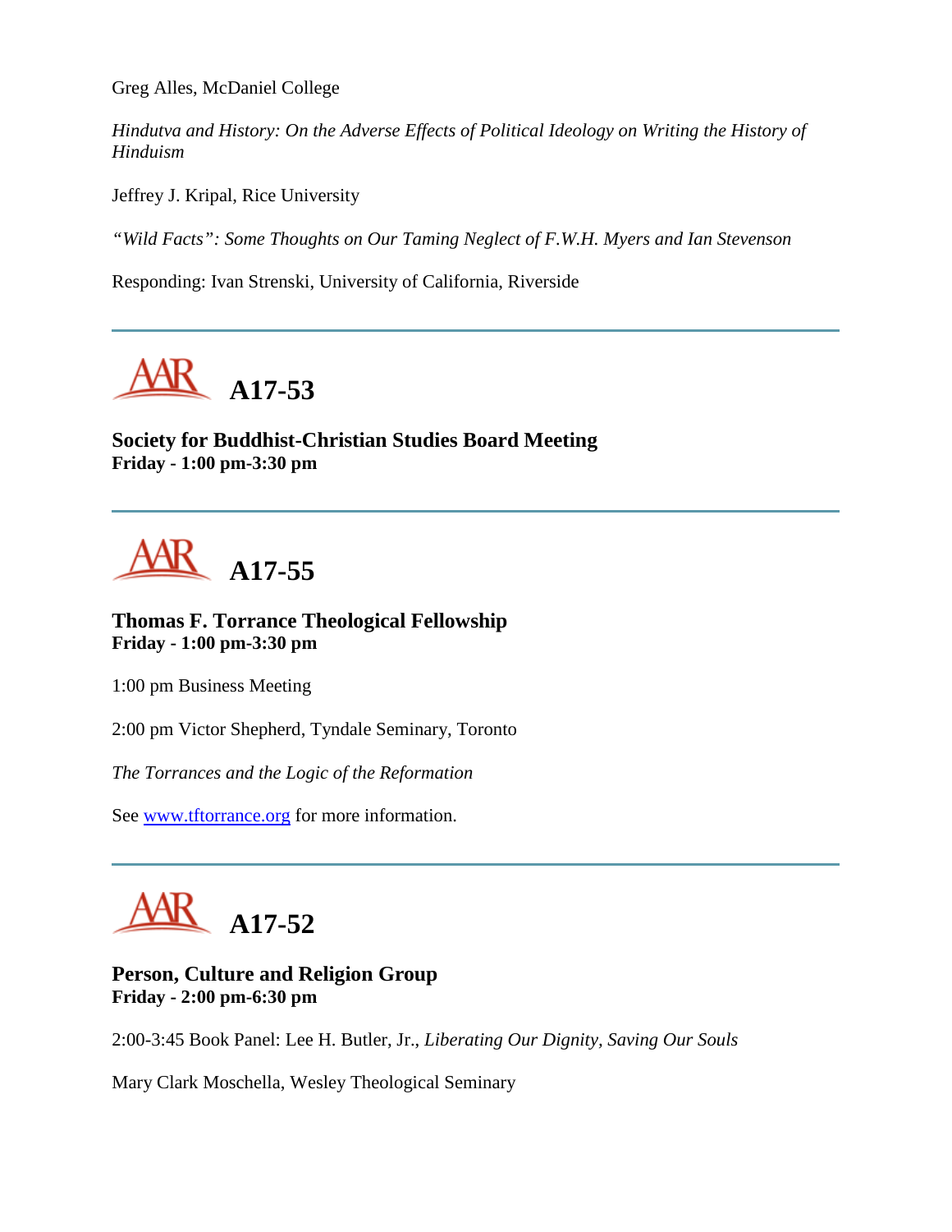Greg Alles, McDaniel College

*Hindutva and History: On the Adverse Effects of Political Ideology on Writing the History of Hinduism*

Jeffrey J. Kripal, Rice University

*"Wild Facts": Some Thoughts on Our Taming Neglect of F.W.H. Myers and Ian Stevenson*

Responding: Ivan Strenski, University of California, Riverside

---

# A17-53

**Society for Buddhist-Christian Studies Board Meeting**
**Friday - 1:00 pm-3:30 pm**

---

# A17-55

**Thomas F. Torrance Theological Fellowship**
**Friday - 1:00 pm-3:30 pm**

1:00 pm Business Meeting

2:00 pm Victor Shepherd, Tyndale Seminary, Toronto

*The Torrances and the Logic of the Reformation*

See [www.tftorrance.org](http://www.tftorrance.org) for more information.

---

# A17-52

**Person, Culture and Religion Group**
**Friday - 2:00 pm-6:30 pm**

2:00-3:45 Book Panel: Lee H. Butler, Jr., *Liberating Our Dignity, Saving Our Souls*

Mary Clark Moschella, Wesley Theological Seminary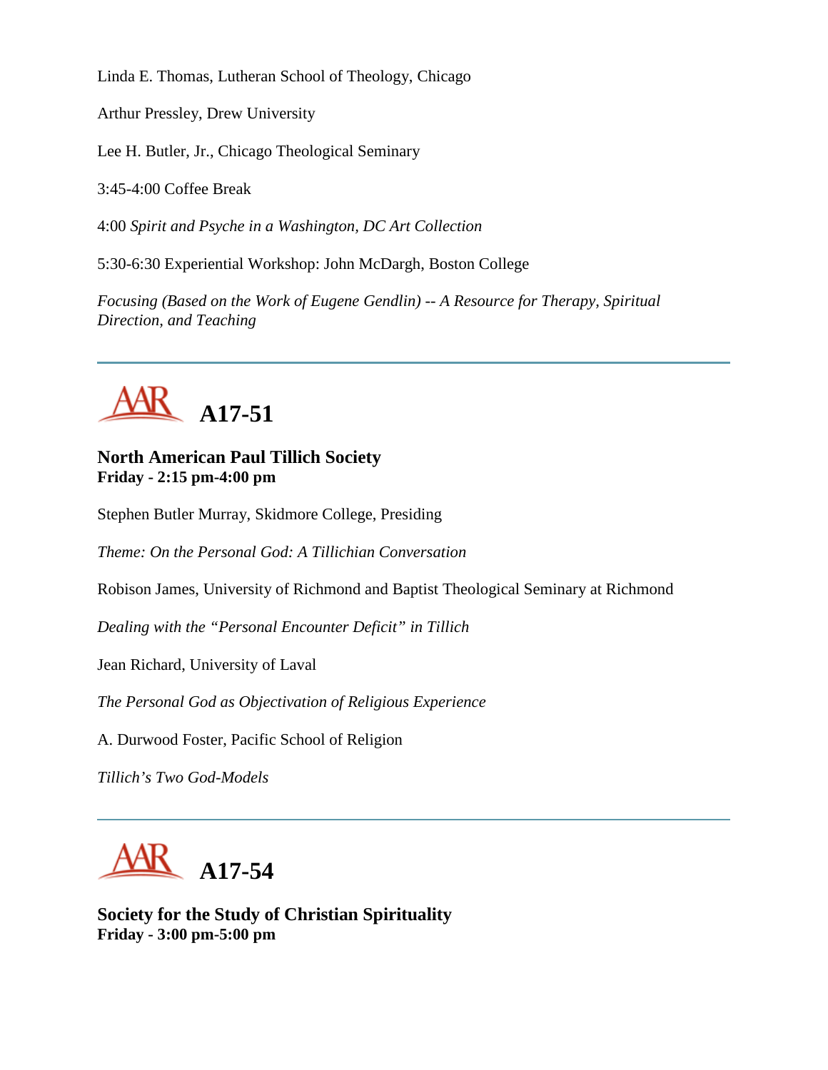Linda E. Thomas, Lutheran School of Theology, Chicago

Arthur Pressley, Drew University

Lee H. Butler, Jr., Chicago Theological Seminary

3:45-4:00 Coffee Break

4:00 *Spirit and Psyche in a Washington, DC Art Collection*

5:30-6:30 Experiential Workshop: John McDargh, Boston College

*Focusing (Based on the Work of Eugene Gendlin) -- A Resource for Therapy, Spiritual Direction, and Teaching*

---

## A17-51

**North American Paul Tillich Society**
**Friday - 2:15 pm-4:00 pm**

Stephen Butler Murray, Skidmore College, Presiding

*Theme: On the Personal God: A Tillichian Conversation*

Robison James, University of Richmond and Baptist Theological Seminary at Richmond

*Dealing with the "Personal Encounter Deficit" in Tillich*

Jean Richard, University of Laval

*The Personal God as Objectivation of Religious Experience*

A. Durwood Foster, Pacific School of Religion

*Tillich's Two God-Models*

---

## A17-54

**Society for the Study of Christian Spirituality**
**Friday - 3:00 pm-5:00 pm**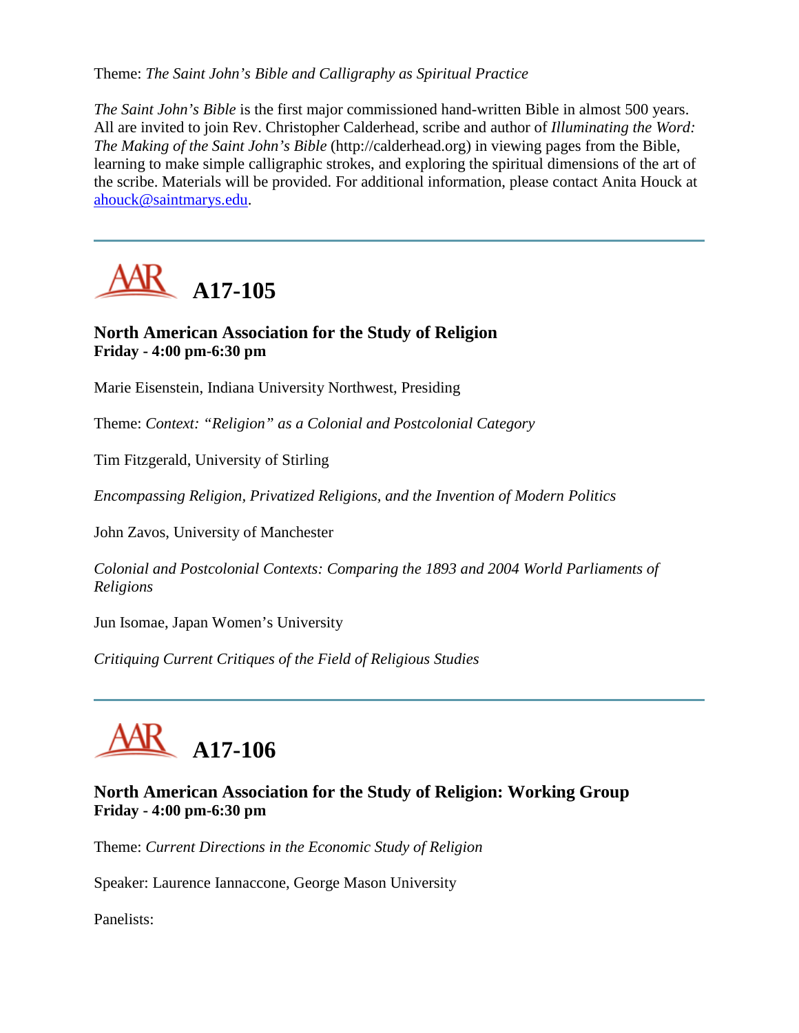Theme: *The Saint John's Bible and Calligraphy as Spiritual Practice*

*The Saint John's Bible* is the first major commissioned hand-written Bible in almost 500 years. All are invited to join Rev. Christopher Calderhead, scribe and author of *Illuminating the Word: The Making of the Saint John's Bible* (http://calderhead.org) in viewing pages from the Bible, learning to make simple calligraphic strokes, and exploring the spiritual dimensions of the art of the scribe. Materials will be provided. For additional information, please contact Anita Houck at ahouck@saintmarys.edu.

---

## A17-105

### North American Association for the Study of Religion
**Friday - 4:00 pm-6:30 pm**

Marie Eisenstein, Indiana University Northwest, Presiding

Theme: *Context: "Religion" as a Colonial and Postcolonial Category*

Tim Fitzgerald, University of Stirling

*Encompassing Religion, Privatized Religions, and the Invention of Modern Politics*

John Zavos, University of Manchester

*Colonial and Postcolonial Contexts: Comparing the 1893 and 2004 World Parliaments of Religions*

Jun Isomae, Japan Women's University

*Critiquing Current Critiques of the Field of Religious Studies*

---

## A17-106

### North American Association for the Study of Religion: Working Group
**Friday - 4:00 pm-6:30 pm**

Theme: *Current Directions in the Economic Study of Religion*

Speaker: Laurence Iannaccone, George Mason University

Panelists: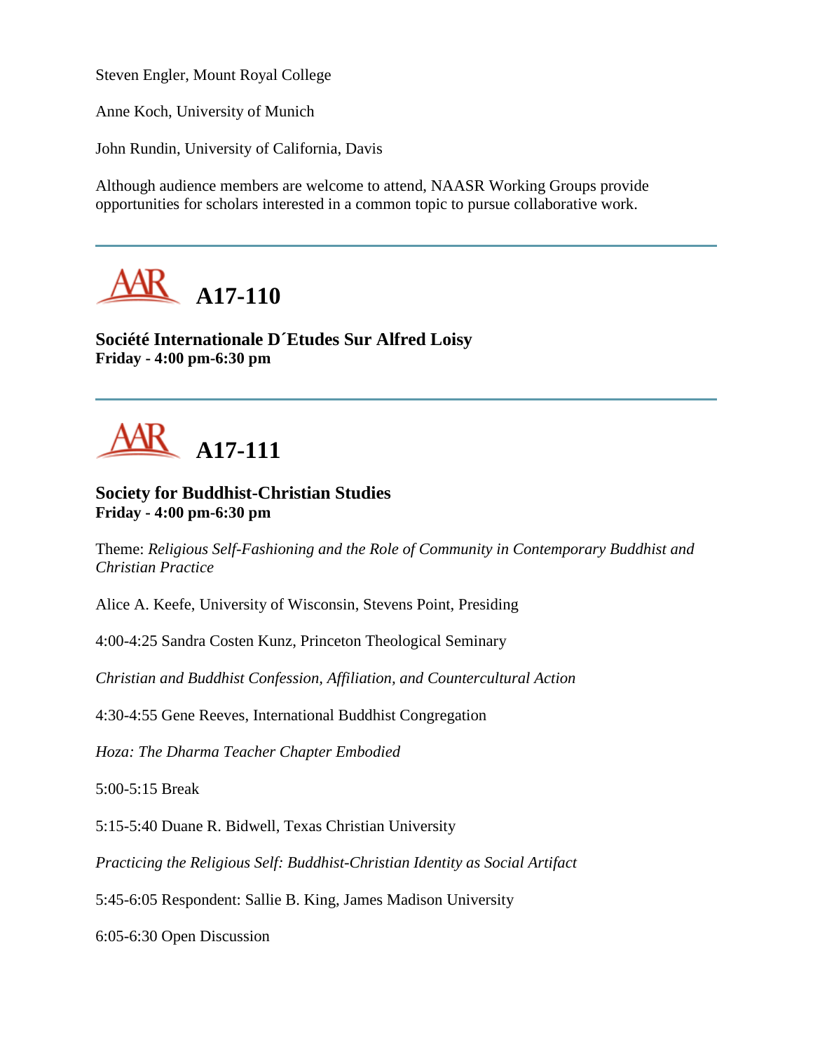Steven Engler, Mount Royal College

Anne Koch, University of Munich

John Rundin, University of California, Davis

Although audience members are welcome to attend, NAASR Working Groups provide opportunities for scholars interested in a common topic to pursue collaborative work.

---

## A17-110

**Société Internationale D´Etudes Sur Alfred Loisy**
**Friday - 4:00 pm-6:30 pm**

---

## A17-111

**Society for Buddhist-Christian Studies**
**Friday - 4:00 pm-6:30 pm**

Theme: *Religious Self-Fashioning and the Role of Community in Contemporary Buddhist and Christian Practice*

Alice A. Keefe, University of Wisconsin, Stevens Point, Presiding

4:00-4:25 Sandra Costen Kunz, Princeton Theological Seminary

*Christian and Buddhist Confession, Affiliation, and Countercultural Action*

4:30-4:55 Gene Reeves, International Buddhist Congregation

*Hoza: The Dharma Teacher Chapter Embodied*

5:00-5:15 Break

5:15-5:40 Duane R. Bidwell, Texas Christian University

*Practicing the Religious Self: Buddhist-Christian Identity as Social Artifact*

5:45-6:05 Respondent: Sallie B. King, James Madison University

6:05-6:30 Open Discussion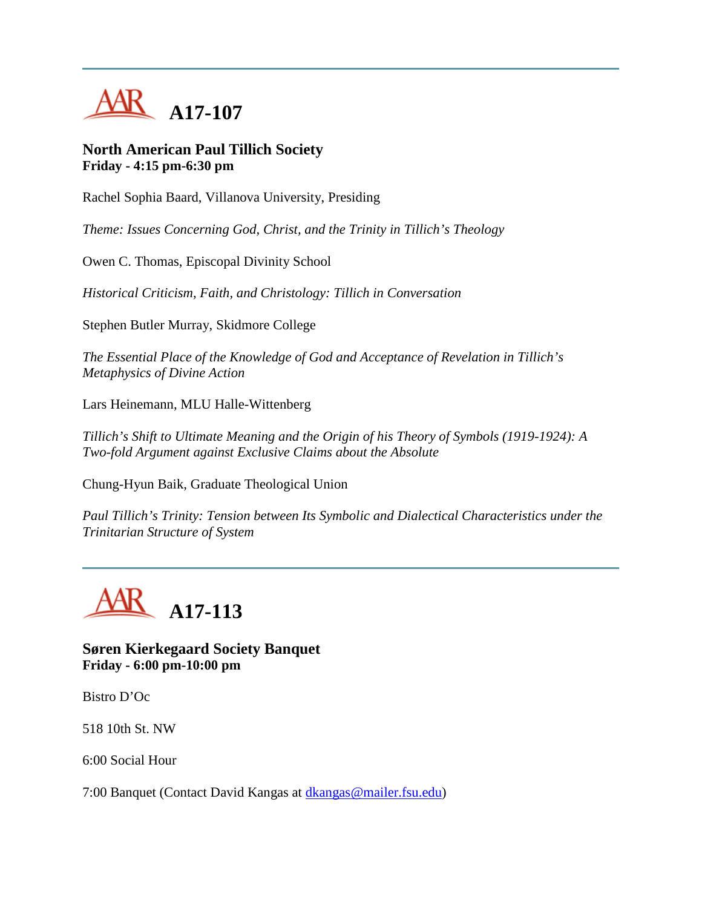---

# A17-107

**North American Paul Tillich Society**
**Friday - 4:15 pm-6:30 pm**

Rachel Sophia Baard, Villanova University, Presiding

*Theme: Issues Concerning God, Christ, and the Trinity in Tillich's Theology*

Owen C. Thomas, Episcopal Divinity School

*Historical Criticism, Faith, and Christology: Tillich in Conversation*

Stephen Butler Murray, Skidmore College

*The Essential Place of the Knowledge of God and Acceptance of Revelation in Tillich's Metaphysics of Divine Action*

Lars Heinemann, MLU Halle-Wittenberg

*Tillich's Shift to Ultimate Meaning and the Origin of his Theory of Symbols (1919-1924): A Two-fold Argument against Exclusive Claims about the Absolute*

Chung-Hyun Baik, Graduate Theological Union

*Paul Tillich's Trinity: Tension between Its Symbolic and Dialectical Characteristics under the Trinitarian Structure of System*

---

# A17-113

**Søren Kierkegaard Society Banquet**
**Friday - 6:00 pm-10:00 pm**

Bistro D'Oc

518 10th St. NW

6:00 Social Hour

7:00 Banquet (Contact David Kangas at dkangas@mailer.fsu.edu)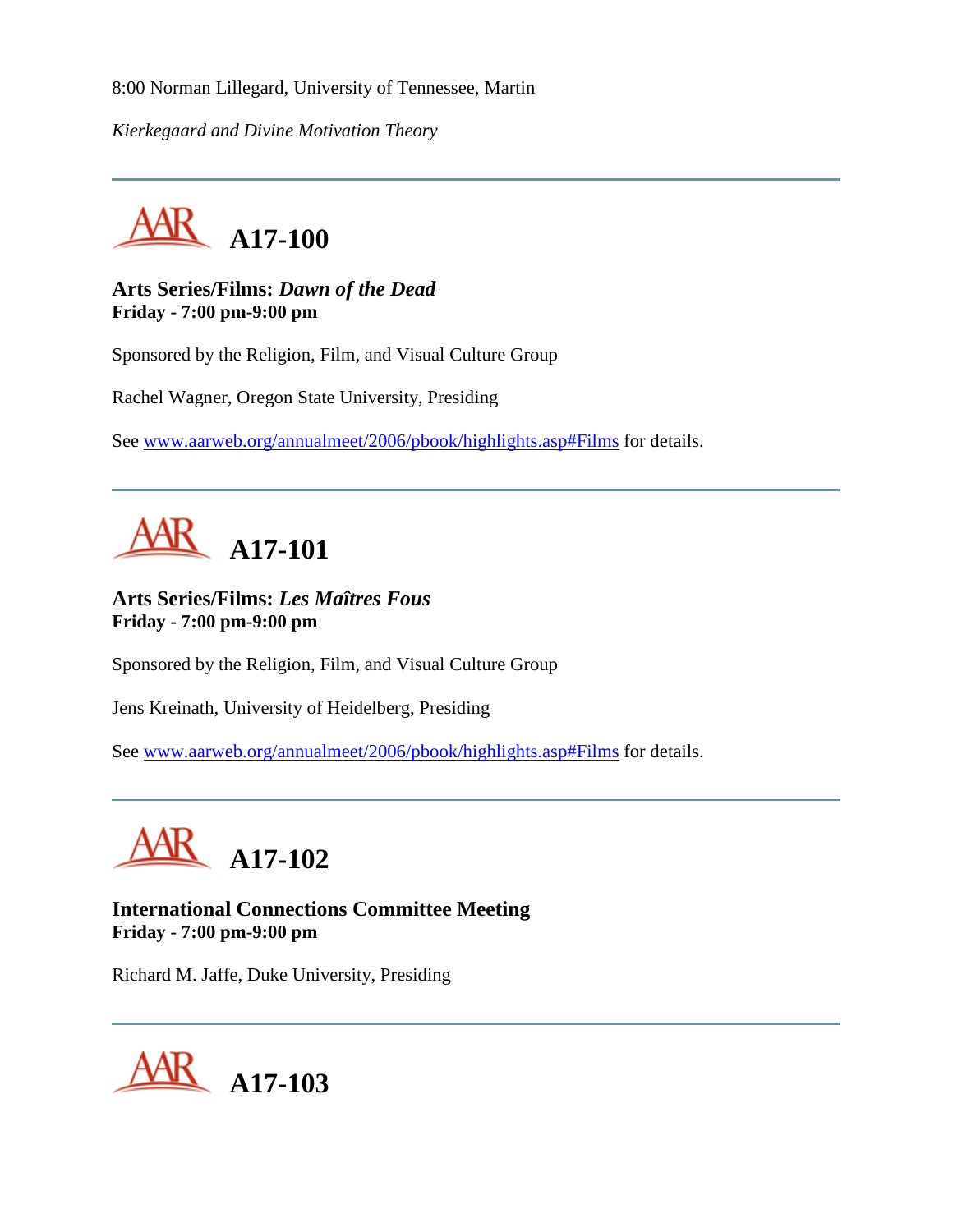8:00 Norman Lillegard, University of Tennessee, Martin

*Kierkegaard and Divine Motivation Theory*

---

## A17-100

**Arts Series/Films: *Dawn of the Dead***
**Friday - 7:00 pm-9:00 pm**

Sponsored by the Religion, Film, and Visual Culture Group

Rachel Wagner, Oregon State University, Presiding

See www.aarweb.org/annualmeet/2006/pbook/highlights.asp#Films for details.

---

## A17-101

**Arts Series/Films: *Les Maîtres Fous***
**Friday - 7:00 pm-9:00 pm**

Sponsored by the Religion, Film, and Visual Culture Group

Jens Kreinath, University of Heidelberg, Presiding

See www.aarweb.org/annualmeet/2006/pbook/highlights.asp#Films for details.

---

## A17-102

**International Connections Committee Meeting**
**Friday - 7:00 pm-9:00 pm**

Richard M. Jaffe, Duke University, Presiding

---

## A17-103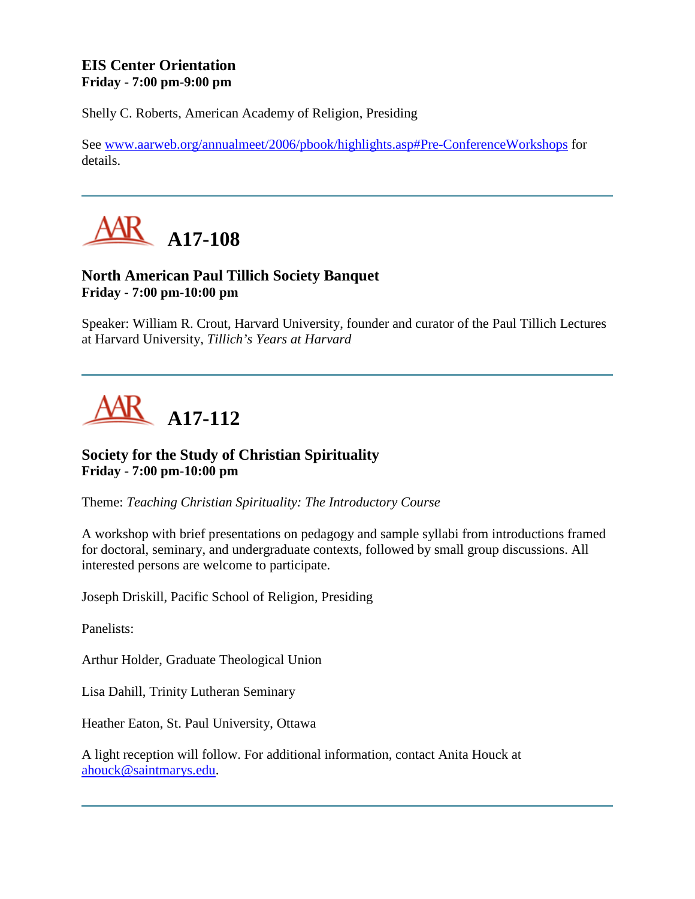### EIS Center Orientation
**Friday - 7:00 pm-9:00 pm**

Shelly C. Roberts, American Academy of Religion, Presiding

See www.aarweb.org/annualmeet/2006/pbook/highlights.asp#Pre-ConferenceWorkshops for details.

---

## A17-108

### North American Paul Tillich Society Banquet
**Friday - 7:00 pm-10:00 pm**

Speaker: William R. Crout, Harvard University, founder and curator of the Paul Tillich Lectures at Harvard University, *Tillich's Years at Harvard*

---

## A17-112

### Society for the Study of Christian Spirituality
**Friday - 7:00 pm-10:00 pm**

Theme: *Teaching Christian Spirituality: The Introductory Course*

A workshop with brief presentations on pedagogy and sample syllabi from introductions framed for doctoral, seminary, and undergraduate contexts, followed by small group discussions. All interested persons are welcome to participate.

Joseph Driskill, Pacific School of Religion, Presiding

Panelists:

Arthur Holder, Graduate Theological Union

Lisa Dahill, Trinity Lutheran Seminary

Heather Eaton, St. Paul University, Ottawa

A light reception will follow. For additional information, contact Anita Houck at ahouck@saintmarys.edu.

---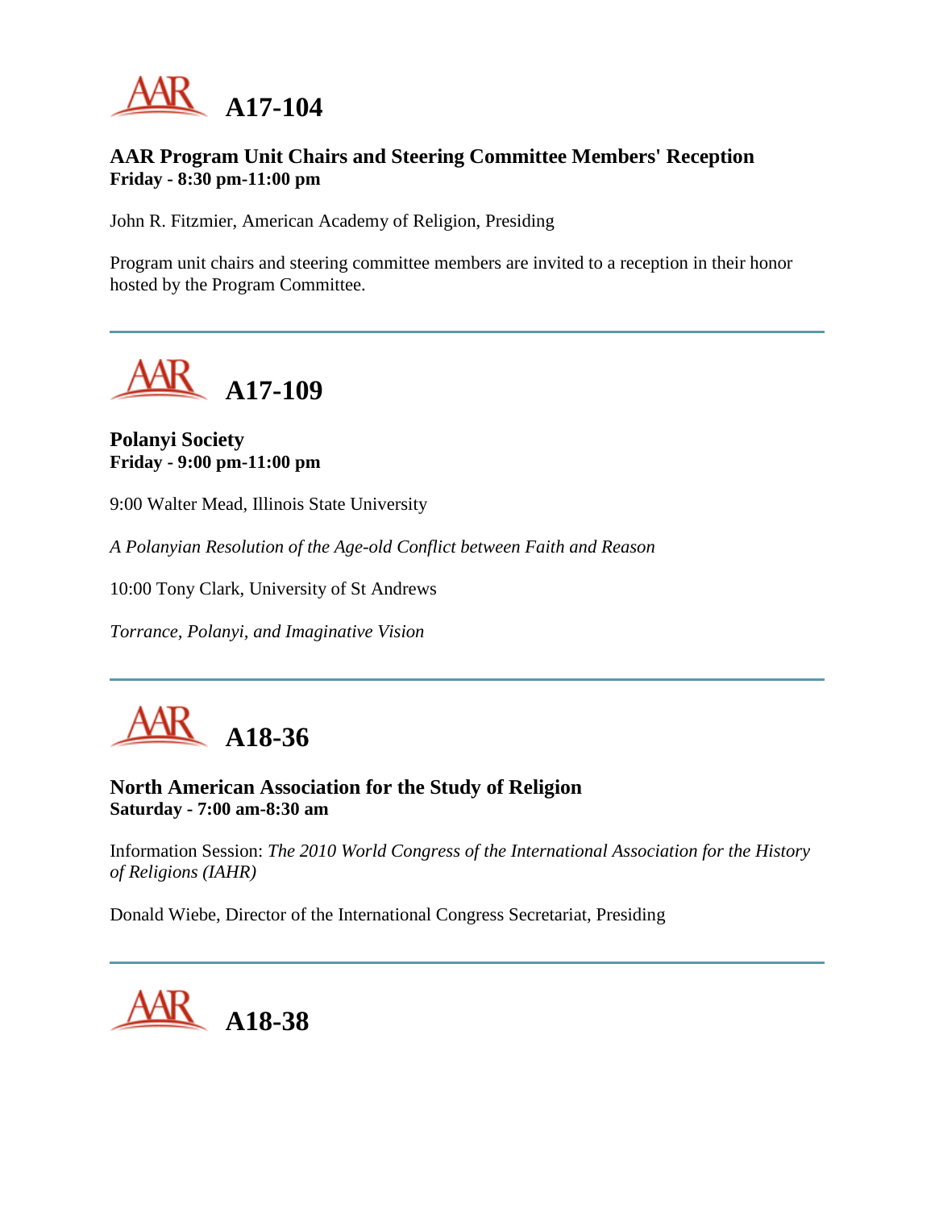# A17-104

### AAR Program Unit Chairs and Steering Committee Members' Reception
**Friday - 8:30 pm-11:00 pm**

John R. Fitzmier, American Academy of Religion, Presiding

Program unit chairs and steering committee members are invited to a reception in their honor hosted by the Program Committee.

---

# A17-109

### Polanyi Society
**Friday - 9:00 pm-11:00 pm**

9:00 Walter Mead, Illinois State University

*A Polanyian Resolution of the Age-old Conflict between Faith and Reason*

10:00 Tony Clark, University of St Andrews

*Torrance, Polanyi, and Imaginative Vision*

---

# A18-36

### North American Association for the Study of Religion
**Saturday - 7:00 am-8:30 am**

Information Session: *The 2010 World Congress of the International Association for the History of Religions (IAHR)*

Donald Wiebe, Director of the International Congress Secretariat, Presiding

---

# A18-38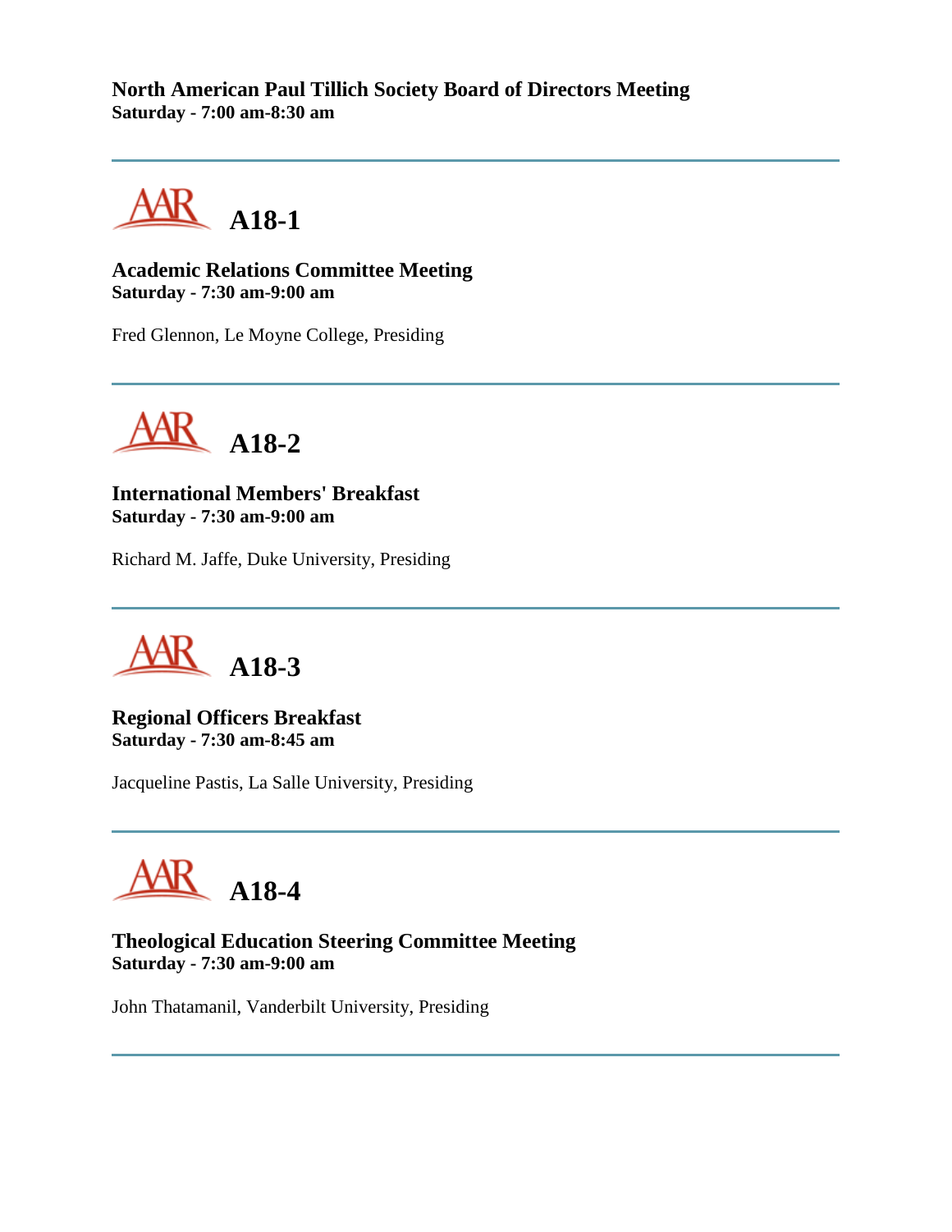**North American Paul Tillich Society Board of Directors Meeting**
**Saturday - 7:00 am-8:30 am**

---

## A18-1

**Academic Relations Committee Meeting**
**Saturday - 7:30 am-9:00 am**

Fred Glennon, Le Moyne College, Presiding

---

## A18-2

**International Members' Breakfast**
**Saturday - 7:30 am-9:00 am**

Richard M. Jaffe, Duke University, Presiding

---

## A18-3

**Regional Officers Breakfast**
**Saturday - 7:30 am-8:45 am**

Jacqueline Pastis, La Salle University, Presiding

---

## A18-4

**Theological Education Steering Committee Meeting**
**Saturday - 7:30 am-9:00 am**

John Thatamanil, Vanderbilt University, Presiding

---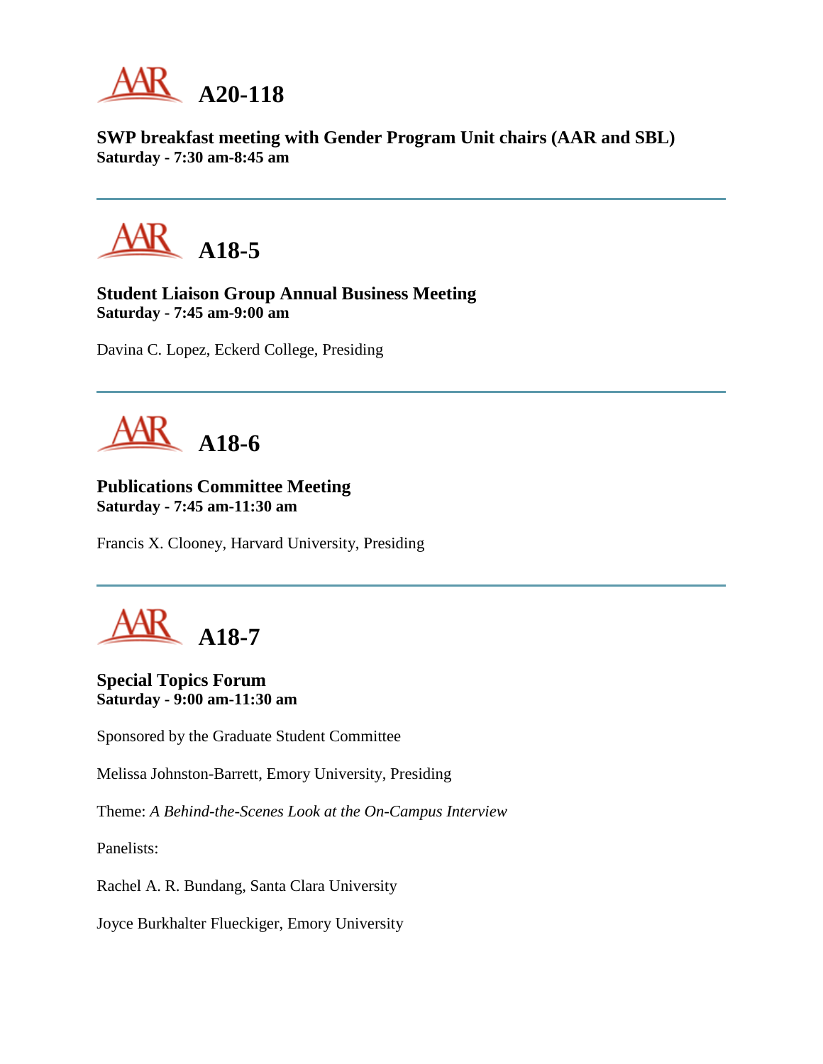## A20-118

**SWP breakfast meeting with Gender Program Unit chairs (AAR and SBL)**
**Saturday - 7:30 am-8:45 am**

---

## A18-5

**Student Liaison Group Annual Business Meeting**
**Saturday - 7:45 am-9:00 am**

Davina C. Lopez, Eckerd College, Presiding

---

## A18-6

**Publications Committee Meeting**
**Saturday - 7:45 am-11:30 am**

Francis X. Clooney, Harvard University, Presiding

---

## A18-7

**Special Topics Forum**
**Saturday - 9:00 am-11:30 am**

Sponsored by the Graduate Student Committee

Melissa Johnston-Barrett, Emory University, Presiding

Theme: *A Behind-the-Scenes Look at the On-Campus Interview*

Panelists:

Rachel A. R. Bundang, Santa Clara University

Joyce Burkhalter Flueckiger, Emory University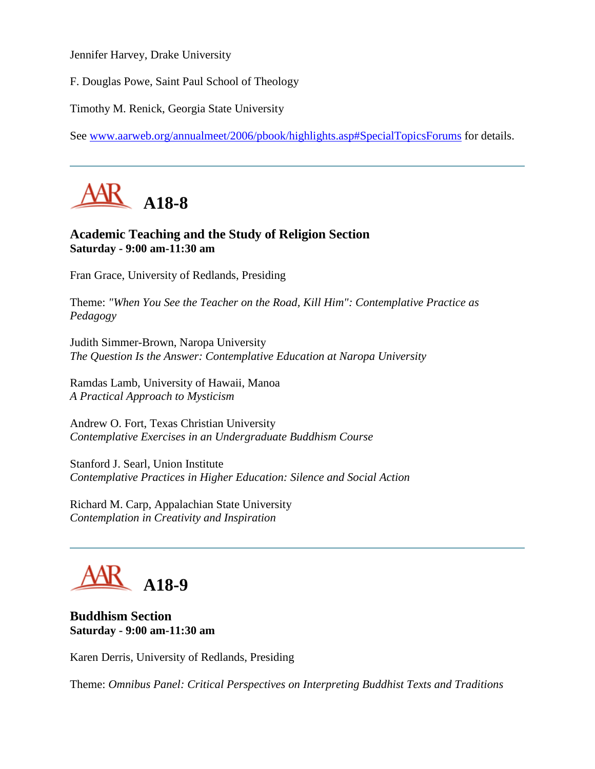Jennifer Harvey, Drake University

F. Douglas Powe, Saint Paul School of Theology

Timothy M. Renick, Georgia State University

See www.aarweb.org/annualmeet/2006/pbook/highlights.asp#SpecialTopicsForums for details.

---

## A18-8

**Academic Teaching and the Study of Religion Section**
**Saturday - 9:00 am-11:30 am**

Fran Grace, University of Redlands, Presiding

Theme: *"When You See the Teacher on the Road, Kill Him": Contemplative Practice as Pedagogy*

Judith Simmer-Brown, Naropa University
*The Question Is the Answer: Contemplative Education at Naropa University*

Ramdas Lamb, University of Hawaii, Manoa
*A Practical Approach to Mysticism*

Andrew O. Fort, Texas Christian University
*Contemplative Exercises in an Undergraduate Buddhism Course*

Stanford J. Searl, Union Institute
*Contemplative Practices in Higher Education: Silence and Social Action*

Richard M. Carp, Appalachian State University
*Contemplation in Creativity and Inspiration*

---

## A18-9

**Buddhism Section**
**Saturday - 9:00 am-11:30 am**

Karen Derris, University of Redlands, Presiding

Theme: *Omnibus Panel: Critical Perspectives on Interpreting Buddhist Texts and Traditions*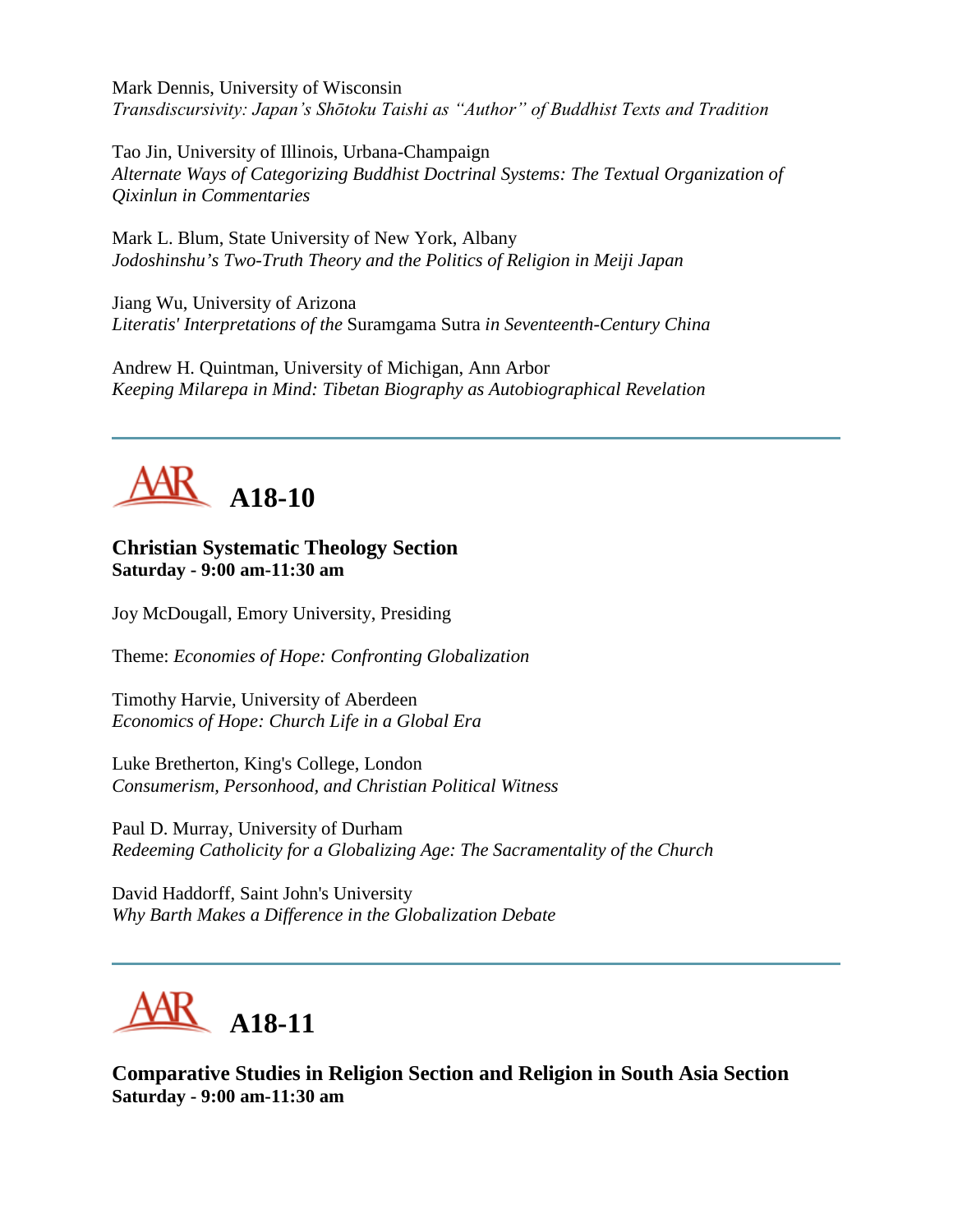Mark Dennis, University of Wisconsin
*Transdiscursivity: Japan's Shōtoku Taishi as "Author" of Buddhist Texts and Tradition*

Tao Jin, University of Illinois, Urbana-Champaign
*Alternate Ways of Categorizing Buddhist Doctrinal Systems: The Textual Organization of Qixinlun in Commentaries*

Mark L. Blum, State University of New York, Albany
*Jodoshinshu's Two-Truth Theory and the Politics of Religion in Meiji Japan*

Jiang Wu, University of Arizona
*Literatis' Interpretations of the* Suramgama Sutra *in Seventeenth-Century China*

Andrew H. Quintman, University of Michigan, Ann Arbor
*Keeping Milarepa in Mind: Tibetan Biography as Autobiographical Revelation*

---

## A18-10

**Christian Systematic Theology Section**
**Saturday - 9:00 am-11:30 am**

Joy McDougall, Emory University, Presiding

Theme: *Economies of Hope: Confronting Globalization*

Timothy Harvie, University of Aberdeen
*Economics of Hope: Church Life in a Global Era*

Luke Bretherton, King's College, London
*Consumerism, Personhood, and Christian Political Witness*

Paul D. Murray, University of Durham
*Redeeming Catholicity for a Globalizing Age: The Sacramentality of the Church*

David Haddorff, Saint John's University
*Why Barth Makes a Difference in the Globalization Debate*

---

## A18-11

**Comparative Studies in Religion Section and Religion in South Asia Section**
**Saturday - 9:00 am-11:30 am**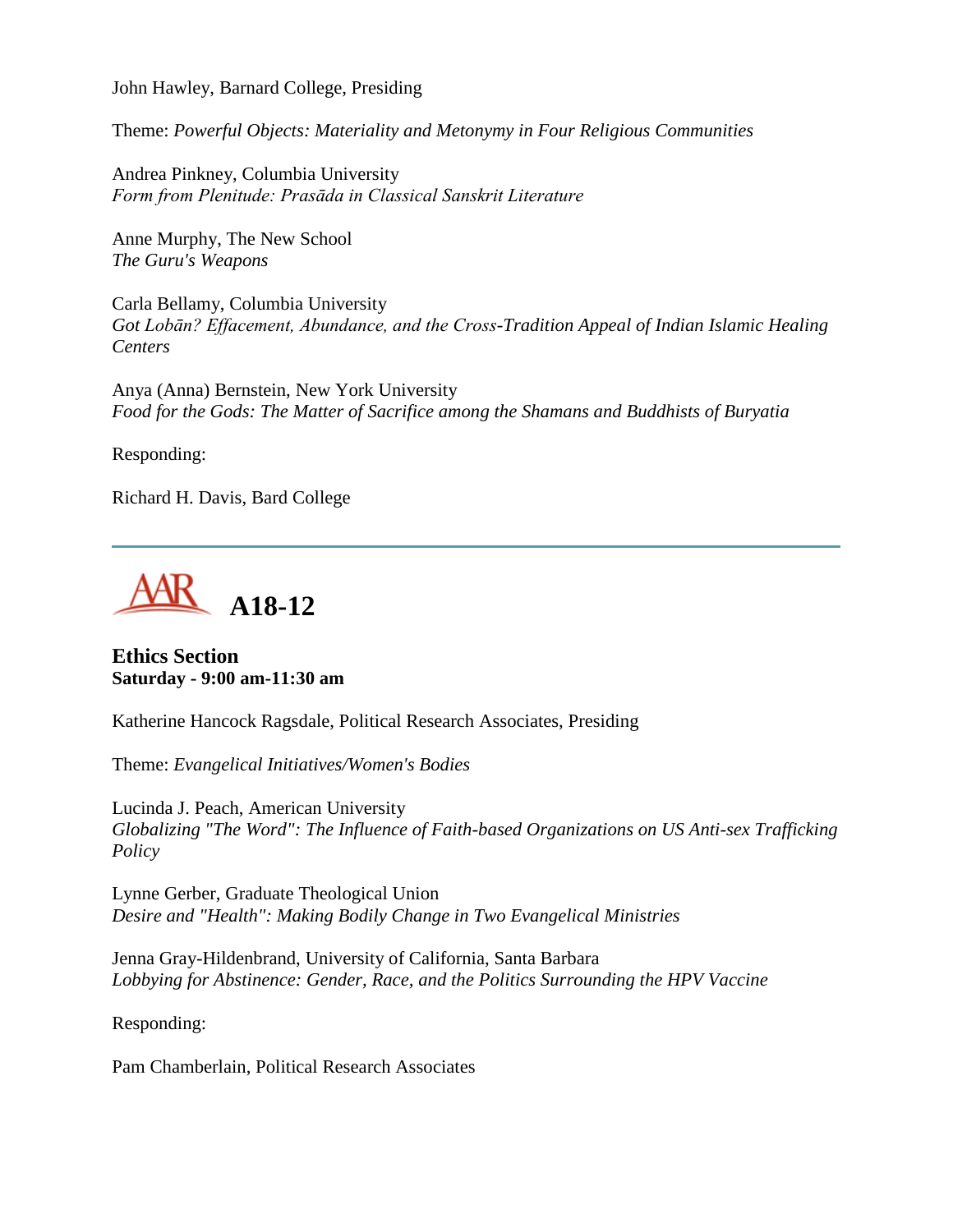John Hawley, Barnard College, Presiding

Theme: *Powerful Objects: Materiality and Metonymy in Four Religious Communities*

Andrea Pinkney, Columbia University
*Form from Plenitude: Prasāda in Classical Sanskrit Literature*

Anne Murphy, The New School
*The Guru's Weapons*

Carla Bellamy, Columbia University
*Got Lobān? Effacement, Abundance, and the Cross-Tradition Appeal of Indian Islamic Healing Centers*

Anya (Anna) Bernstein, New York University
*Food for the Gods: The Matter of Sacrifice among the Shamans and Buddhists of Buryatia*

Responding:

Richard H. Davis, Bard College

---

## A18-12

**Ethics Section**
**Saturday - 9:00 am-11:30 am**

Katherine Hancock Ragsdale, Political Research Associates, Presiding

Theme: *Evangelical Initiatives/Women's Bodies*

Lucinda J. Peach, American University
*Globalizing "The Word": The Influence of Faith-based Organizations on US Anti-sex Trafficking Policy*

Lynne Gerber, Graduate Theological Union
*Desire and "Health": Making Bodily Change in Two Evangelical Ministries*

Jenna Gray-Hildenbrand, University of California, Santa Barbara
*Lobbying for Abstinence: Gender, Race, and the Politics Surrounding the HPV Vaccine*

Responding:

Pam Chamberlain, Political Research Associates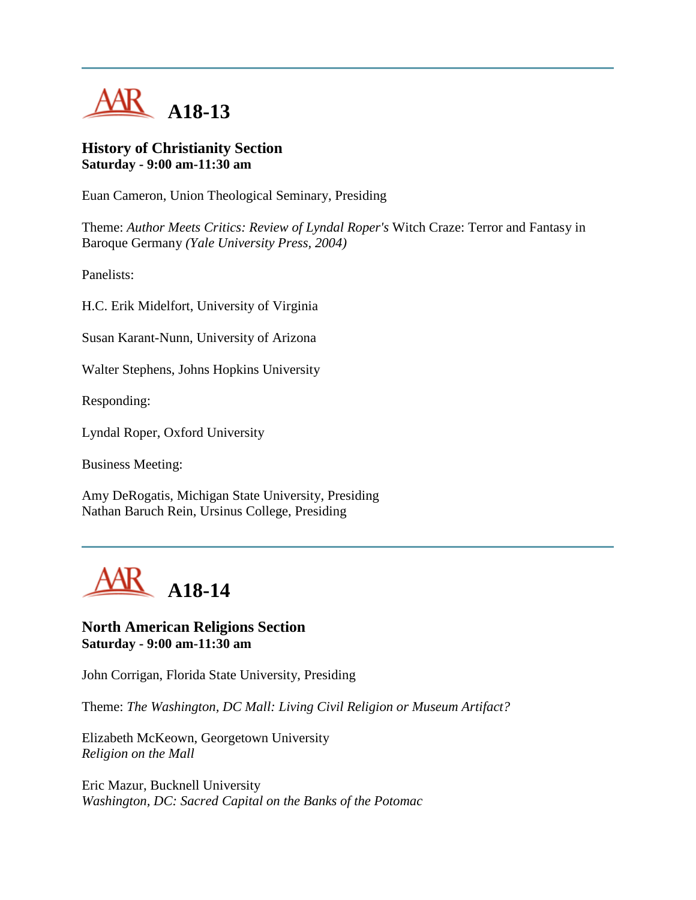---

# A18-13

### History of Christianity Section
**Saturday - 9:00 am-11:30 am**

Euan Cameron, Union Theological Seminary, Presiding

Theme: *Author Meets Critics: Review of Lyndal Roper's* Witch Craze: Terror and Fantasy in Baroque Germany *(Yale University Press, 2004)*

Panelists:

H.C. Erik Midelfort, University of Virginia

Susan Karant-Nunn, University of Arizona

Walter Stephens, Johns Hopkins University

Responding:

Lyndal Roper, Oxford University

Business Meeting:

Amy DeRogatis, Michigan State University, Presiding  
Nathan Baruch Rein, Ursinus College, Presiding

---

# A18-14

### North American Religions Section
**Saturday - 9:00 am-11:30 am**

John Corrigan, Florida State University, Presiding

Theme: *The Washington, DC Mall: Living Civil Religion or Museum Artifact?*

Elizabeth McKeown, Georgetown University  
*Religion on the Mall*

Eric Mazur, Bucknell University  
*Washington, DC: Sacred Capital on the Banks of the Potomac*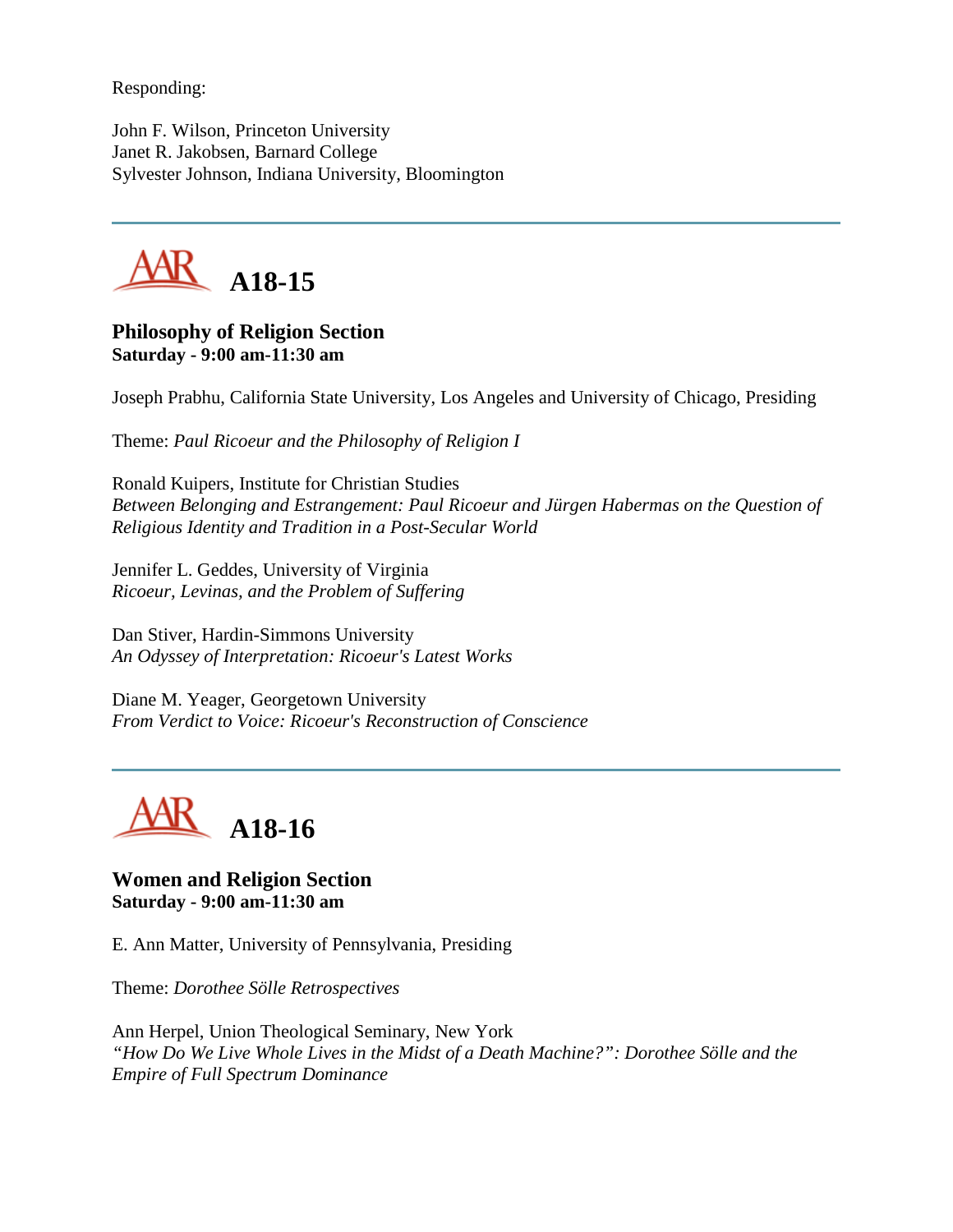Responding:

John F. Wilson, Princeton University
Janet R. Jakobsen, Barnard College
Sylvester Johnson, Indiana University, Bloomington

---

## A18-15

**Philosophy of Religion Section**
**Saturday - 9:00 am-11:30 am**

Joseph Prabhu, California State University, Los Angeles and University of Chicago, Presiding

Theme: *Paul Ricoeur and the Philosophy of Religion I*

Ronald Kuipers, Institute for Christian Studies
*Between Belonging and Estrangement: Paul Ricoeur and Jürgen Habermas on the Question of Religious Identity and Tradition in a Post-Secular World*

Jennifer L. Geddes, University of Virginia
*Ricoeur, Levinas, and the Problem of Suffering*

Dan Stiver, Hardin-Simmons University
*An Odyssey of Interpretation: Ricoeur's Latest Works*

Diane M. Yeager, Georgetown University
*From Verdict to Voice: Ricoeur's Reconstruction of Conscience*

---

## A18-16

**Women and Religion Section**
**Saturday - 9:00 am-11:30 am**

E. Ann Matter, University of Pennsylvania, Presiding

Theme: *Dorothee Sölle Retrospectives*

Ann Herpel, Union Theological Seminary, New York
*"How Do We Live Whole Lives in the Midst of a Death Machine?": Dorothee Sölle and the Empire of Full Spectrum Dominance*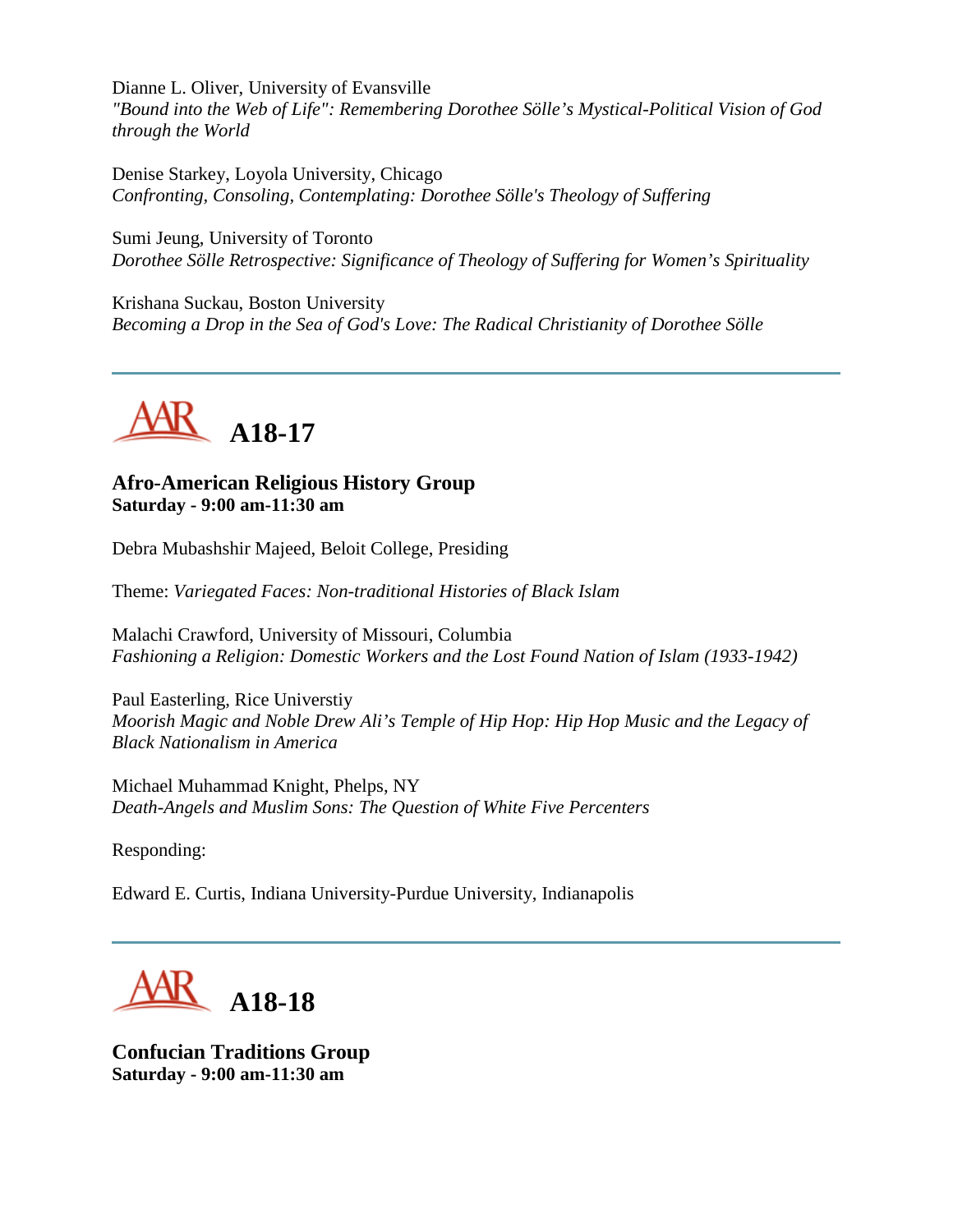Dianne L. Oliver, University of Evansville
*"Bound into the Web of Life": Remembering Dorothee Sölle's Mystical-Political Vision of God through the World*

Denise Starkey, Loyola University, Chicago
*Confronting, Consoling, Contemplating: Dorothee Sölle's Theology of Suffering*

Sumi Jeung, University of Toronto
*Dorothee Sölle Retrospective: Significance of Theology of Suffering for Women's Spirituality*

Krishana Suckau, Boston University
*Becoming a Drop in the Sea of God's Love: The Radical Christianity of Dorothee Sölle*

---

# A18-17

**Afro-American Religious History Group**
**Saturday - 9:00 am-11:30 am**

Debra Mubashshir Majeed, Beloit College, Presiding

Theme: *Variegated Faces: Non-traditional Histories of Black Islam*

Malachi Crawford, University of Missouri, Columbia
*Fashioning a Religion: Domestic Workers and the Lost Found Nation of Islam (1933-1942)*

Paul Easterling, Rice Universtiy
*Moorish Magic and Noble Drew Ali's Temple of Hip Hop: Hip Hop Music and the Legacy of Black Nationalism in America*

Michael Muhammad Knight, Phelps, NY
*Death-Angels and Muslim Sons: The Question of White Five Percenters*

Responding:

Edward E. Curtis, Indiana University-Purdue University, Indianapolis

---

# A18-18

**Confucian Traditions Group**
**Saturday - 9:00 am-11:30 am**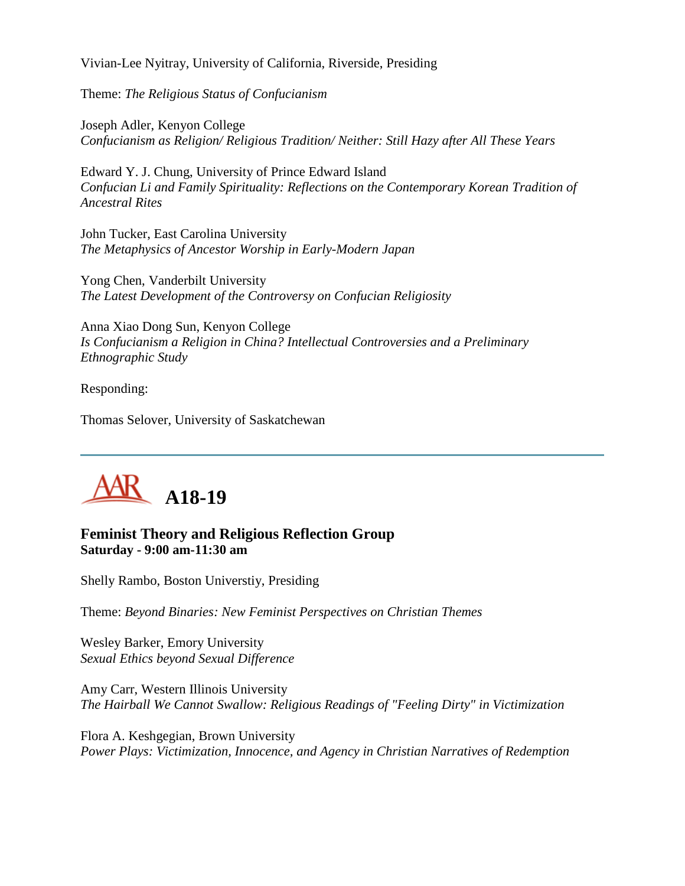Vivian-Lee Nyitray, University of California, Riverside, Presiding

Theme: *The Religious Status of Confucianism*

Joseph Adler, Kenyon College
*Confucianism as Religion/ Religious Tradition/ Neither: Still Hazy after All These Years*

Edward Y. J. Chung, University of Prince Edward Island
*Confucian Li and Family Spirituality: Reflections on the Contemporary Korean Tradition of Ancestral Rites*

John Tucker, East Carolina University
*The Metaphysics of Ancestor Worship in Early-Modern Japan*

Yong Chen, Vanderbilt University
*The Latest Development of the Controversy on Confucian Religiosity*

Anna Xiao Dong Sun, Kenyon College
*Is Confucianism a Religion in China? Intellectual Controversies and a Preliminary Ethnographic Study*

Responding:

Thomas Selover, University of Saskatchewan

---

# AAR A18-19

### Feminist Theory and Religious Reflection Group
**Saturday - 9:00 am-11:30 am**

Shelly Rambo, Boston Universtiy, Presiding

Theme: *Beyond Binaries: New Feminist Perspectives on Christian Themes*

Wesley Barker, Emory University
*Sexual Ethics beyond Sexual Difference*

Amy Carr, Western Illinois University
*The Hairball We Cannot Swallow: Religious Readings of "Feeling Dirty" in Victimization*

Flora A. Keshgegian, Brown University
*Power Plays: Victimization, Innocence, and Agency in Christian Narratives of Redemption*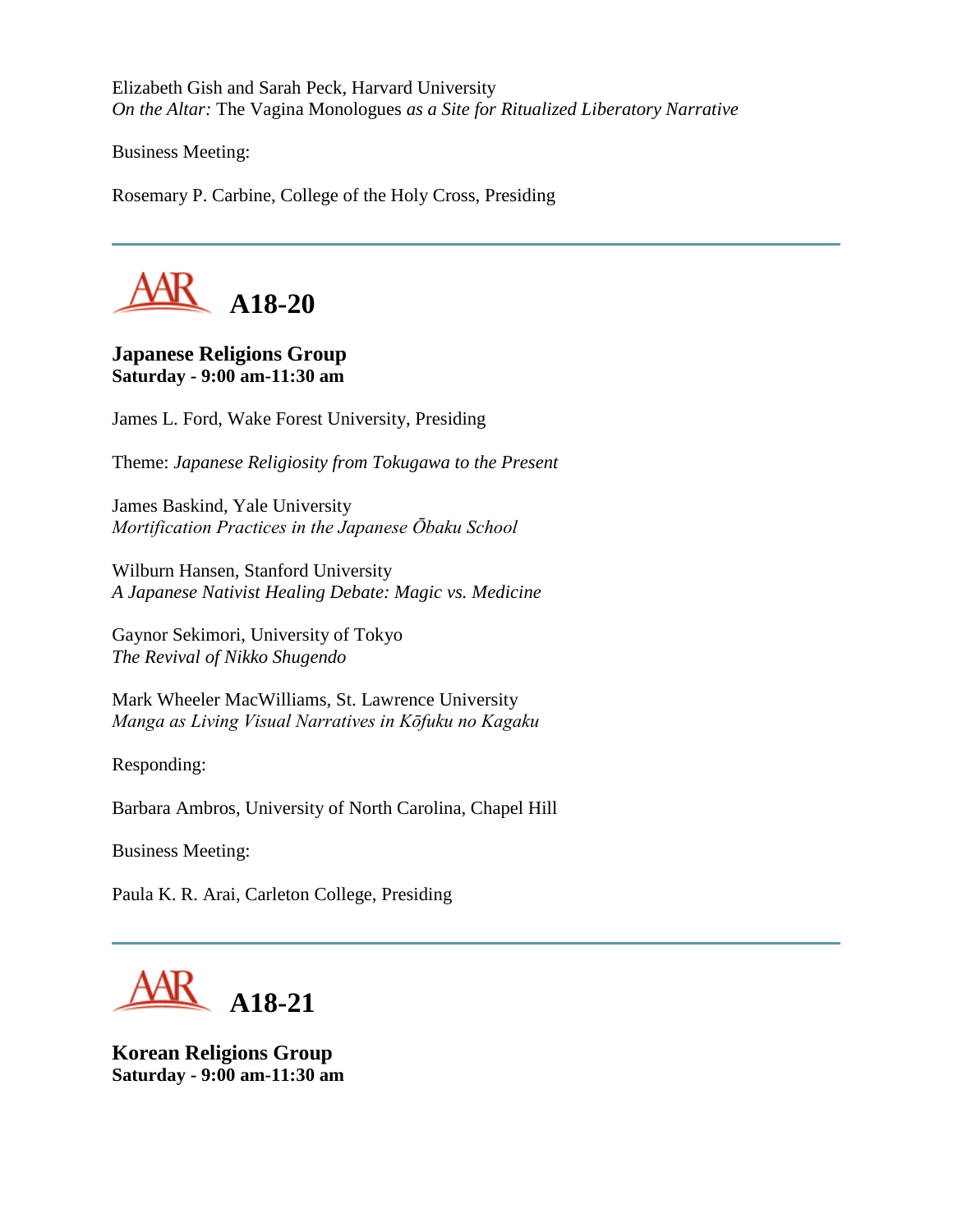Elizabeth Gish and Sarah Peck, Harvard University
*On the Altar:* The Vagina Monologues *as a Site for Ritualized Liberatory Narrative*

Business Meeting:

Rosemary P. Carbine, College of the Holy Cross, Presiding

---

## A18-20

**Japanese Religions Group**
**Saturday - 9:00 am-11:30 am**

James L. Ford, Wake Forest University, Presiding

Theme: *Japanese Religiosity from Tokugawa to the Present*

James Baskind, Yale University
*Mortification Practices in the Japanese Ōbaku School*

Wilburn Hansen, Stanford University
*A Japanese Nativist Healing Debate: Magic vs. Medicine*

Gaynor Sekimori, University of Tokyo
*The Revival of Nikko Shugendo*

Mark Wheeler MacWilliams, St. Lawrence University
*Manga as Living Visual Narratives in Kōfuku no Kagaku*

Responding:

Barbara Ambros, University of North Carolina, Chapel Hill

Business Meeting:

Paula K. R. Arai, Carleton College, Presiding

---

## A18-21

**Korean Religions Group**
**Saturday - 9:00 am-11:30 am**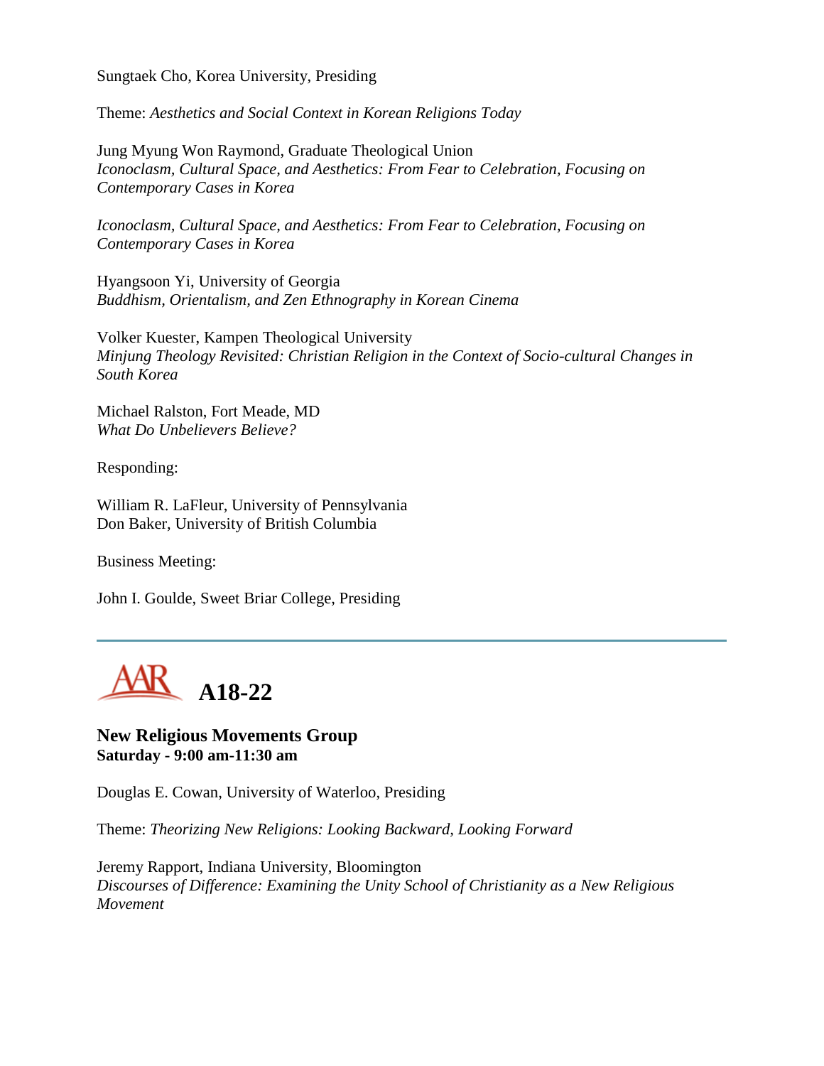Sungtaek Cho, Korea University, Presiding

Theme: *Aesthetics and Social Context in Korean Religions Today*

Jung Myung Won Raymond, Graduate Theological Union
*Iconoclasm, Cultural Space, and Aesthetics: From Fear to Celebration, Focusing on Contemporary Cases in Korea*

*Iconoclasm, Cultural Space, and Aesthetics: From Fear to Celebration, Focusing on Contemporary Cases in Korea*

Hyangsoon Yi, University of Georgia
*Buddhism, Orientalism, and Zen Ethnography in Korean Cinema*

Volker Kuester, Kampen Theological University
*Minjung Theology Revisited: Christian Religion in the Context of Socio-cultural Changes in South Korea*

Michael Ralston, Fort Meade, MD
*What Do Unbelievers Believe?*

Responding:

William R. LaFleur, University of Pennsylvania
Don Baker, University of British Columbia

Business Meeting:

John I. Goulde, Sweet Briar College, Presiding

---

# AAR A18-22

**New Religious Movements Group**
**Saturday - 9:00 am-11:30 am**

Douglas E. Cowan, University of Waterloo, Presiding

Theme: *Theorizing New Religions: Looking Backward, Looking Forward*

Jeremy Rapport, Indiana University, Bloomington
*Discourses of Difference: Examining the Unity School of Christianity as a New Religious Movement*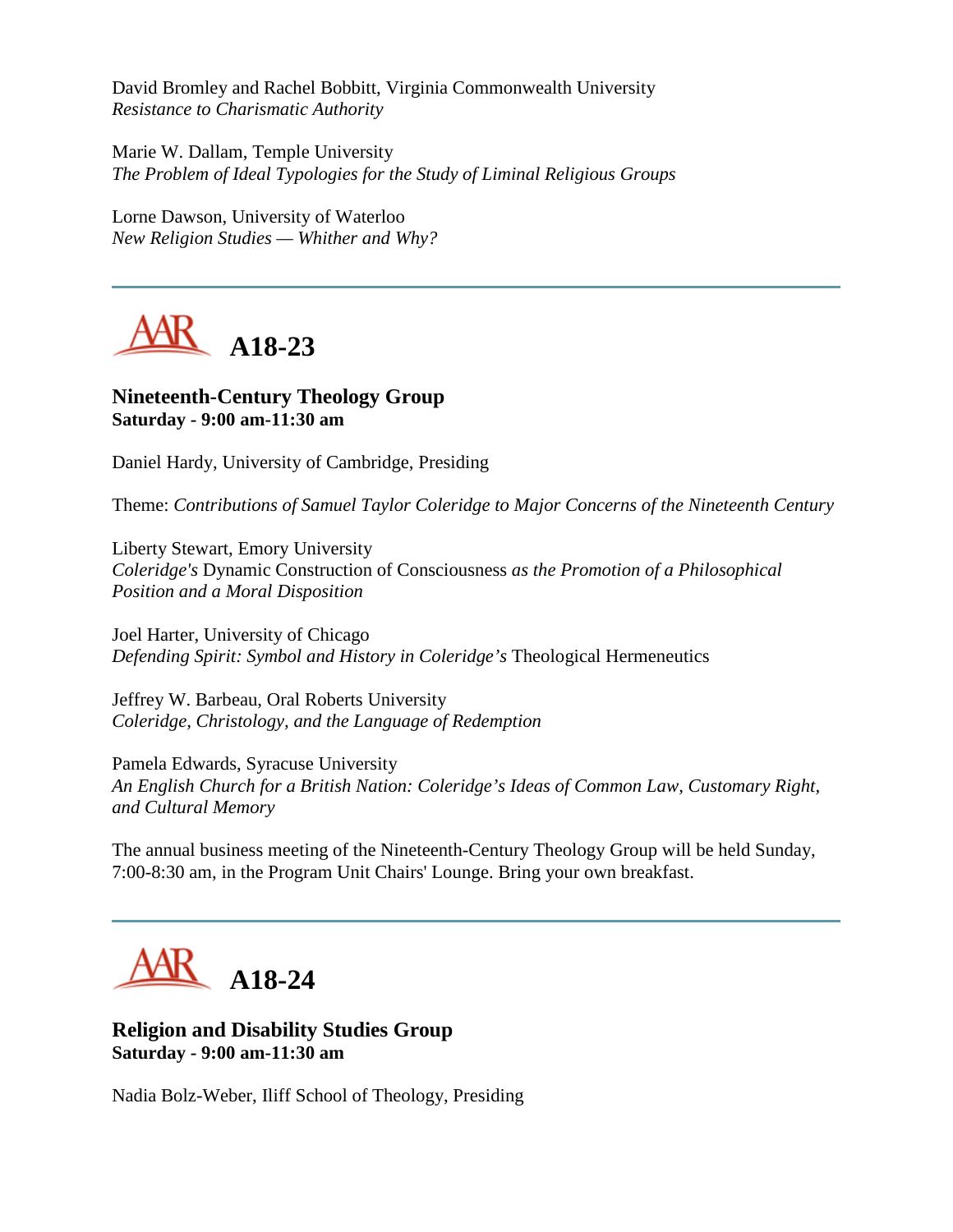David Bromley and Rachel Bobbitt, Virginia Commonwealth University
*Resistance to Charismatic Authority*

Marie W. Dallam, Temple University
*The Problem of Ideal Typologies for the Study of Liminal Religious Groups*

Lorne Dawson, University of Waterloo
*New Religion Studies — Whither and Why?*

---

## A18-23

**Nineteenth-Century Theology Group**
**Saturday - 9:00 am-11:30 am**

Daniel Hardy, University of Cambridge, Presiding

Theme: *Contributions of Samuel Taylor Coleridge to Major Concerns of the Nineteenth Century*

Liberty Stewart, Emory University
*Coleridge's* Dynamic Construction of Consciousness *as the Promotion of a Philosophical Position and a Moral Disposition*

Joel Harter, University of Chicago
*Defending Spirit: Symbol and History in Coleridge's* Theological Hermeneutics

Jeffrey W. Barbeau, Oral Roberts University
*Coleridge, Christology, and the Language of Redemption*

Pamela Edwards, Syracuse University
*An English Church for a British Nation: Coleridge's Ideas of Common Law, Customary Right, and Cultural Memory*

The annual business meeting of the Nineteenth-Century Theology Group will be held Sunday, 7:00-8:30 am, in the Program Unit Chairs' Lounge. Bring your own breakfast.

---

## A18-24

**Religion and Disability Studies Group**
**Saturday - 9:00 am-11:30 am**

Nadia Bolz-Weber, Iliff School of Theology, Presiding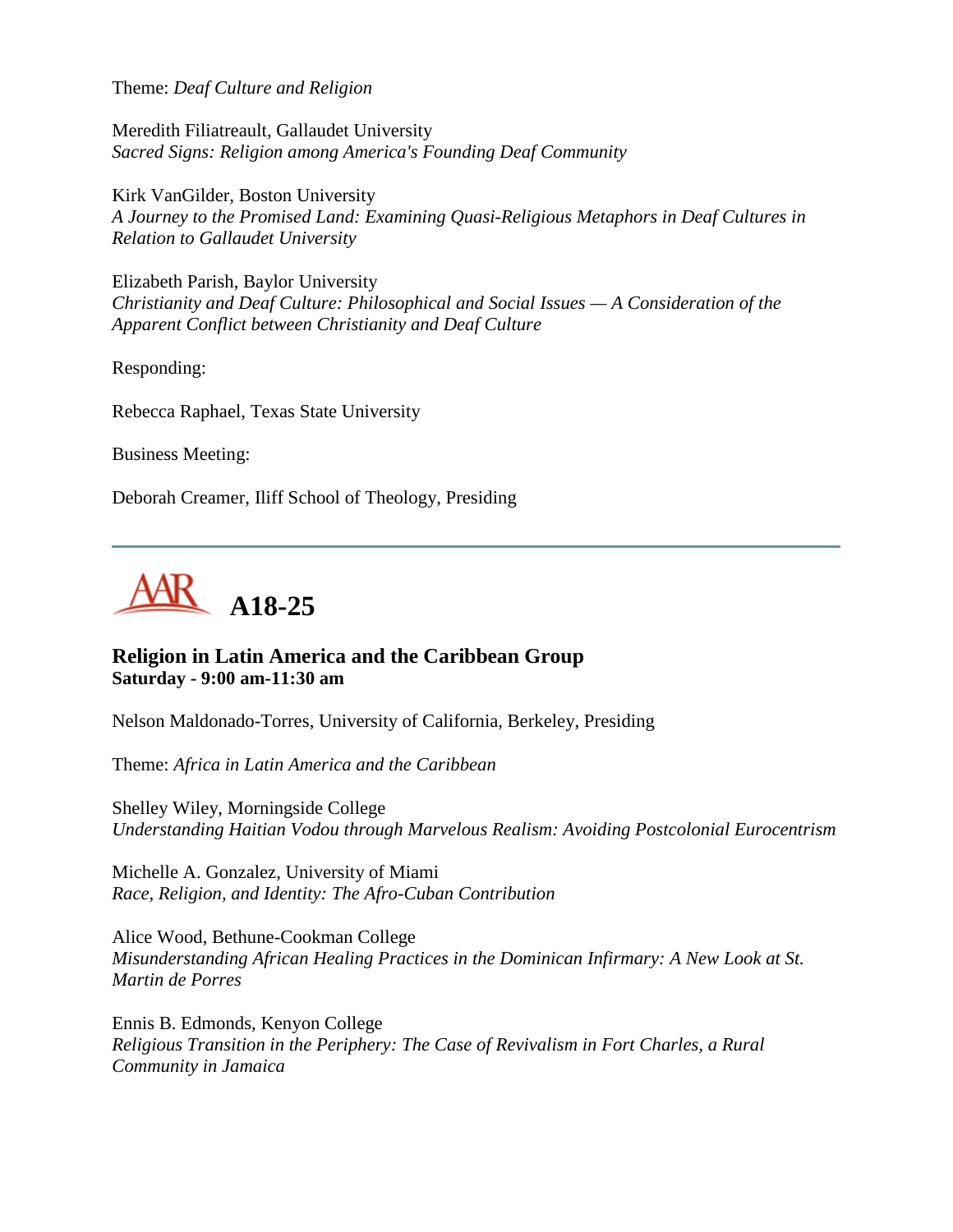Theme: *Deaf Culture and Religion*

Meredith Filiatreault, Gallaudet University
*Sacred Signs: Religion among America's Founding Deaf Community*

Kirk VanGilder, Boston University
*A Journey to the Promised Land: Examining Quasi-Religious Metaphors in Deaf Cultures in Relation to Gallaudet University*

Elizabeth Parish, Baylor University
*Christianity and Deaf Culture: Philosophical and Social Issues — A Consideration of the Apparent Conflict between Christianity and Deaf Culture*

Responding:

Rebecca Raphael, Texas State University

Business Meeting:

Deborah Creamer, Iliff School of Theology, Presiding

---

# AAR A18-25

### Religion in Latin America and the Caribbean Group
**Saturday - 9:00 am-11:30 am**

Nelson Maldonado-Torres, University of California, Berkeley, Presiding

Theme: *Africa in Latin America and the Caribbean*

Shelley Wiley, Morningside College
*Understanding Haitian Vodou through Marvelous Realism: Avoiding Postcolonial Eurocentrism*

Michelle A. Gonzalez, University of Miami
*Race, Religion, and Identity: The Afro-Cuban Contribution*

Alice Wood, Bethune-Cookman College
*Misunderstanding African Healing Practices in the Dominican Infirmary: A New Look at St. Martin de Porres*

Ennis B. Edmonds, Kenyon College
*Religious Transition in the Periphery: The Case of Revivalism in Fort Charles, a Rural Community in Jamaica*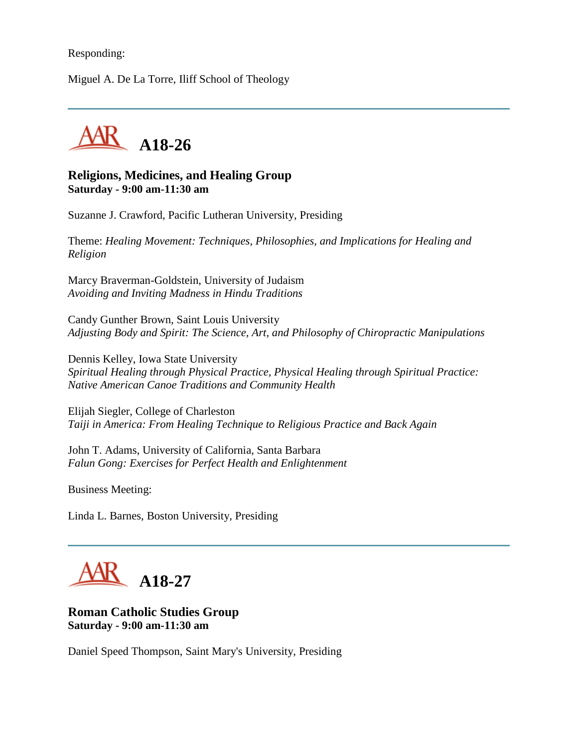Responding:

Miguel A. De La Torre, Iliff School of Theology

---

## A18-26

**Religions, Medicines, and Healing Group**
**Saturday - 9:00 am-11:30 am**

Suzanne J. Crawford, Pacific Lutheran University, Presiding

Theme: *Healing Movement: Techniques, Philosophies, and Implications for Healing and Religion*

Marcy Braverman-Goldstein, University of Judaism
*Avoiding and Inviting Madness in Hindu Traditions*

Candy Gunther Brown, Saint Louis University
*Adjusting Body and Spirit: The Science, Art, and Philosophy of Chiropractic Manipulations*

Dennis Kelley, Iowa State University
*Spiritual Healing through Physical Practice, Physical Healing through Spiritual Practice: Native American Canoe Traditions and Community Health*

Elijah Siegler, College of Charleston
*Taiji in America: From Healing Technique to Religious Practice and Back Again*

John T. Adams, University of California, Santa Barbara
*Falun Gong: Exercises for Perfect Health and Enlightenment*

Business Meeting:

Linda L. Barnes, Boston University, Presiding

---

## A18-27

**Roman Catholic Studies Group**
**Saturday - 9:00 am-11:30 am**

Daniel Speed Thompson, Saint Mary's University, Presiding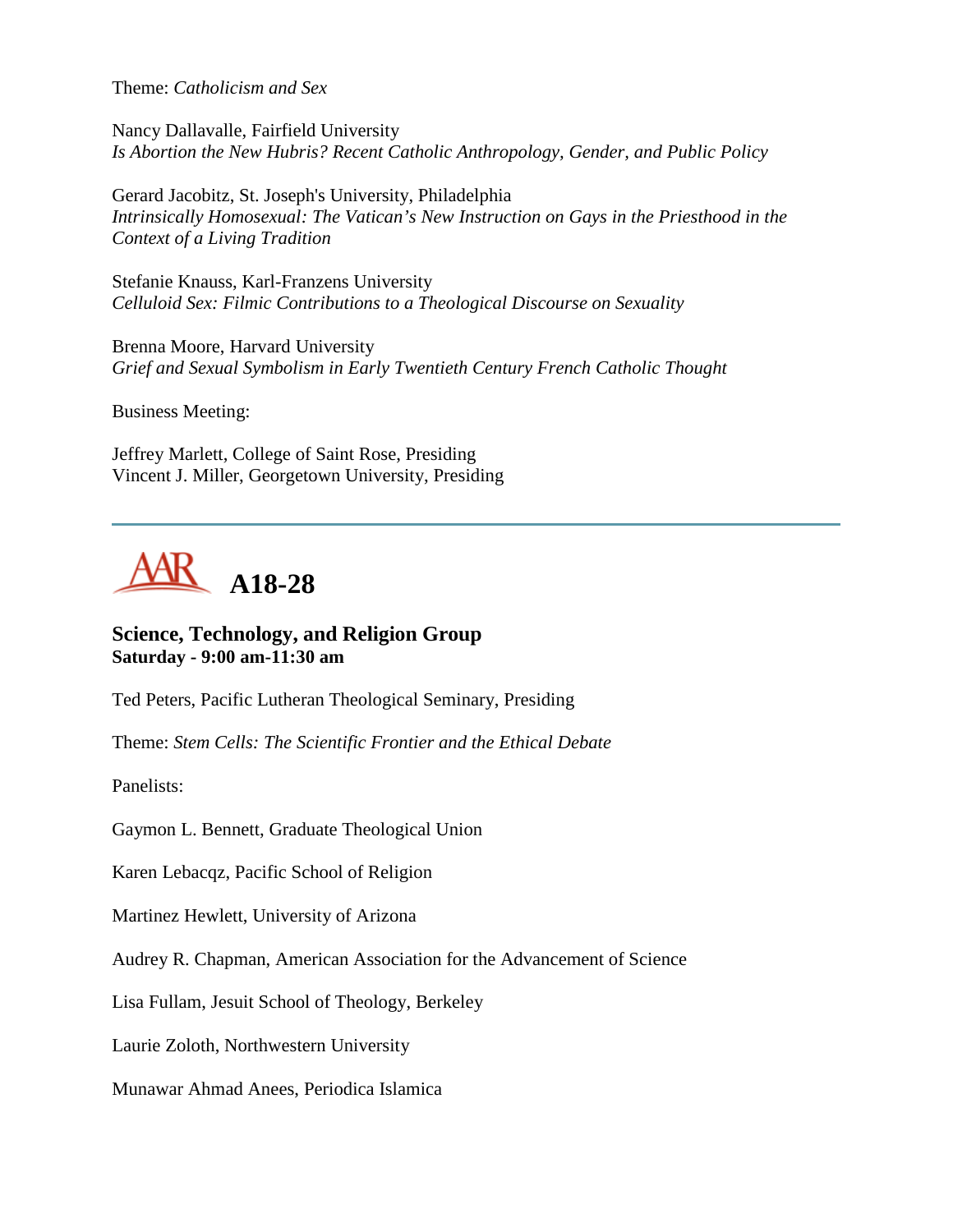Theme: *Catholicism and Sex*

Nancy Dallavalle, Fairfield University
*Is Abortion the New Hubris? Recent Catholic Anthropology, Gender, and Public Policy*

Gerard Jacobitz, St. Joseph's University, Philadelphia
*Intrinsically Homosexual: The Vatican's New Instruction on Gays in the Priesthood in the Context of a Living Tradition*

Stefanie Knauss, Karl-Franzens University
*Celluloid Sex: Filmic Contributions to a Theological Discourse on Sexuality*

Brenna Moore, Harvard University
*Grief and Sexual Symbolism in Early Twentieth Century French Catholic Thought*

Business Meeting:

Jeffrey Marlett, College of Saint Rose, Presiding
Vincent J. Miller, Georgetown University, Presiding

---

# AAR A18-28

**Science, Technology, and Religion Group**
**Saturday - 9:00 am-11:30 am**

Ted Peters, Pacific Lutheran Theological Seminary, Presiding

Theme: *Stem Cells: The Scientific Frontier and the Ethical Debate*

Panelists:

Gaymon L. Bennett, Graduate Theological Union

Karen Lebacqz, Pacific School of Religion

Martinez Hewlett, University of Arizona

Audrey R. Chapman, American Association for the Advancement of Science

Lisa Fullam, Jesuit School of Theology, Berkeley

Laurie Zoloth, Northwestern University

Munawar Ahmad Anees, Periodica Islamica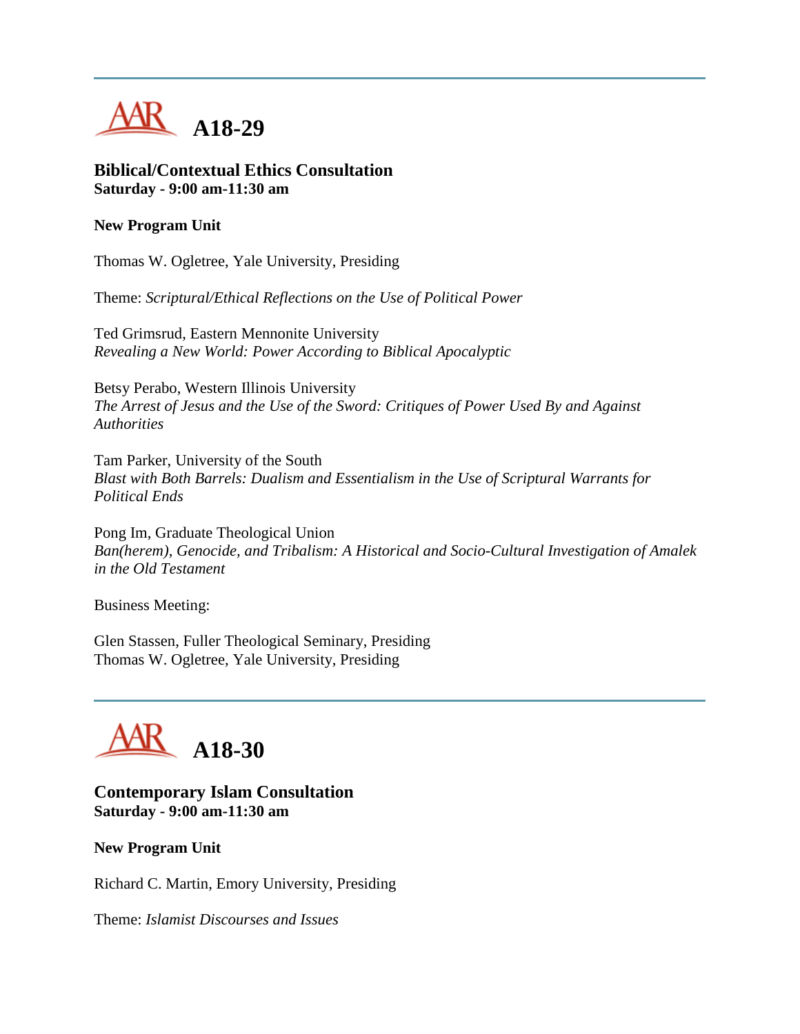---

# A18-29

### Biblical/Contextual Ethics Consultation
**Saturday - 9:00 am-11:30 am**

**New Program Unit**

Thomas W. Ogletree, Yale University, Presiding

Theme: *Scriptural/Ethical Reflections on the Use of Political Power*

Ted Grimsrud, Eastern Mennonite University
*Revealing a New World: Power According to Biblical Apocalyptic*

Betsy Perabo, Western Illinois University
*The Arrest of Jesus and the Use of the Sword: Critiques of Power Used By and Against Authorities*

Tam Parker, University of the South
*Blast with Both Barrels: Dualism and Essentialism in the Use of Scriptural Warrants for Political Ends*

Pong Im, Graduate Theological Union
*Ban(herem), Genocide, and Tribalism: A Historical and Socio-Cultural Investigation of Amalek in the Old Testament*

Business Meeting:

Glen Stassen, Fuller Theological Seminary, Presiding
Thomas W. Ogletree, Yale University, Presiding

---

# A18-30

### Contemporary Islam Consultation
**Saturday - 9:00 am-11:30 am**

**New Program Unit**

Richard C. Martin, Emory University, Presiding

Theme: *Islamist Discourses and Issues*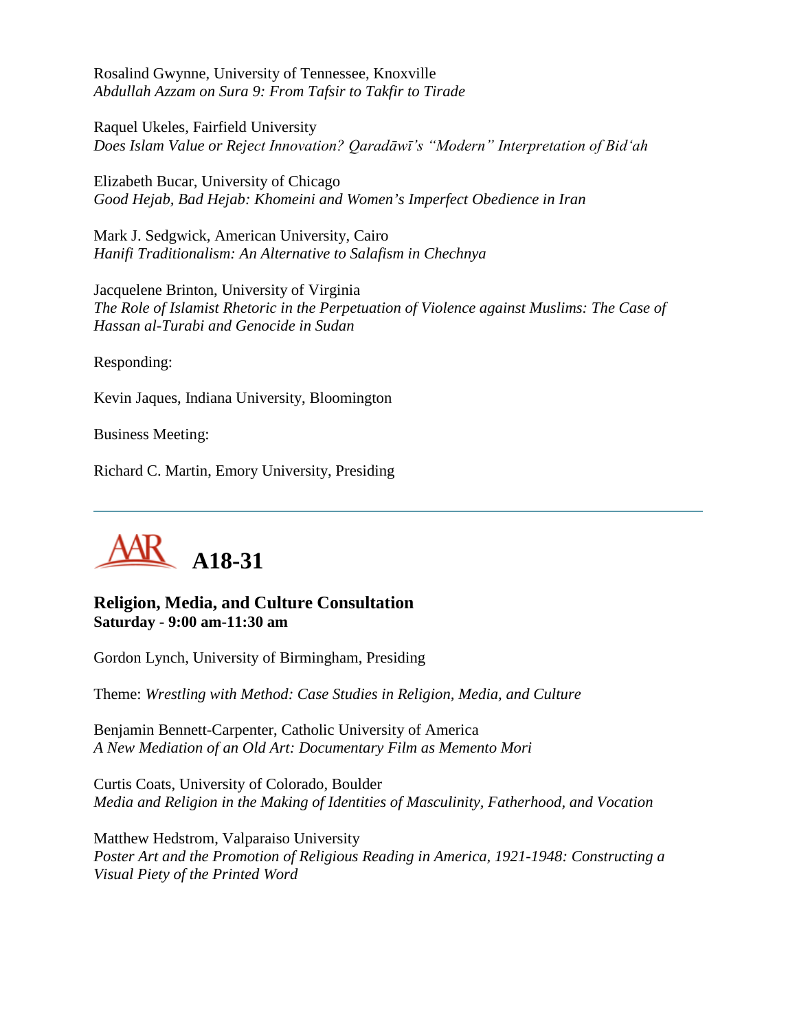Rosalind Gwynne, University of Tennessee, Knoxville
*Abdullah Azzam on Sura 9: From Tafsir to Takfir to Tirade*

Raquel Ukeles, Fairfield University
*Does Islam Value or Reject Innovation? Qaradāwī's "Modern" Interpretation of Bid'ah*

Elizabeth Bucar, University of Chicago
*Good Hejab, Bad Hejab: Khomeini and Women's Imperfect Obedience in Iran*

Mark J. Sedgwick, American University, Cairo
*Hanifi Traditionalism: An Alternative to Salafism in Chechnya*

Jacquelene Brinton, University of Virginia
*The Role of Islamist Rhetoric in the Perpetuation of Violence against Muslims: The Case of Hassan al-Turabi and Genocide in Sudan*

Responding:

Kevin Jaques, Indiana University, Bloomington

Business Meeting:

Richard C. Martin, Emory University, Presiding

---

## AAR A18-31

### Religion, Media, and Culture Consultation
**Saturday - 9:00 am-11:30 am**

Gordon Lynch, University of Birmingham, Presiding

Theme: *Wrestling with Method: Case Studies in Religion, Media, and Culture*

Benjamin Bennett-Carpenter, Catholic University of America
*A New Mediation of an Old Art: Documentary Film as Memento Mori*

Curtis Coats, University of Colorado, Boulder
*Media and Religion in the Making of Identities of Masculinity, Fatherhood, and Vocation*

Matthew Hedstrom, Valparaiso University
*Poster Art and the Promotion of Religious Reading in America, 1921-1948: Constructing a Visual Piety of the Printed Word*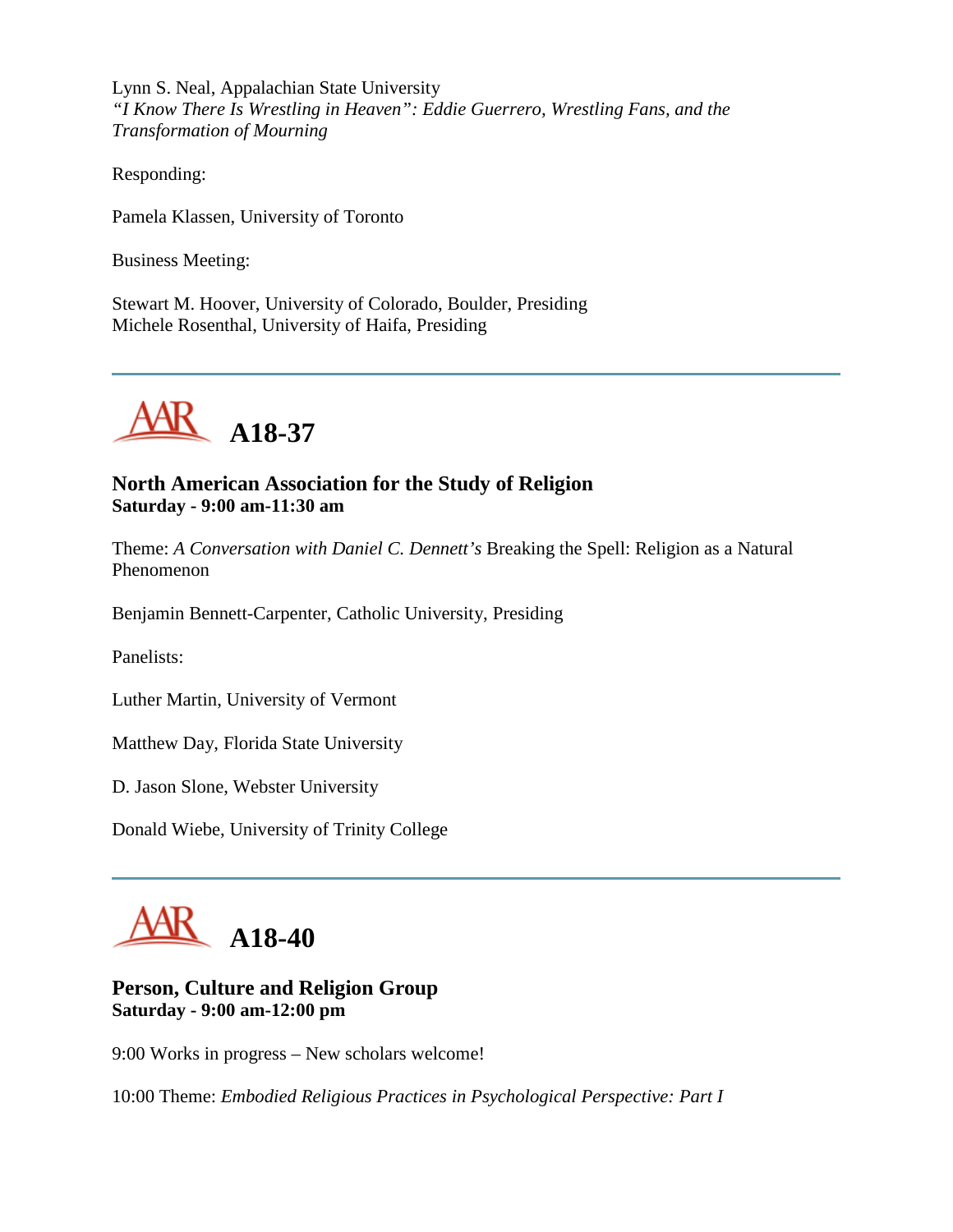Lynn S. Neal, Appalachian State University
*"I Know There Is Wrestling in Heaven": Eddie Guerrero, Wrestling Fans, and the Transformation of Mourning*

Responding:

Pamela Klassen, University of Toronto

Business Meeting:

Stewart M. Hoover, University of Colorado, Boulder, Presiding
Michele Rosenthal, University of Haifa, Presiding

---

## A18-37

### North American Association for the Study of Religion
**Saturday - 9:00 am-11:30 am**

Theme: *A Conversation with Daniel C. Dennett's* Breaking the Spell: Religion as a Natural Phenomenon

Benjamin Bennett-Carpenter, Catholic University, Presiding

Panelists:

Luther Martin, University of Vermont

Matthew Day, Florida State University

D. Jason Slone, Webster University

Donald Wiebe, University of Trinity College

---

## A18-40

### Person, Culture and Religion Group
**Saturday - 9:00 am-12:00 pm**

9:00 Works in progress – New scholars welcome!

10:00 Theme: *Embodied Religious Practices in Psychological Perspective: Part I*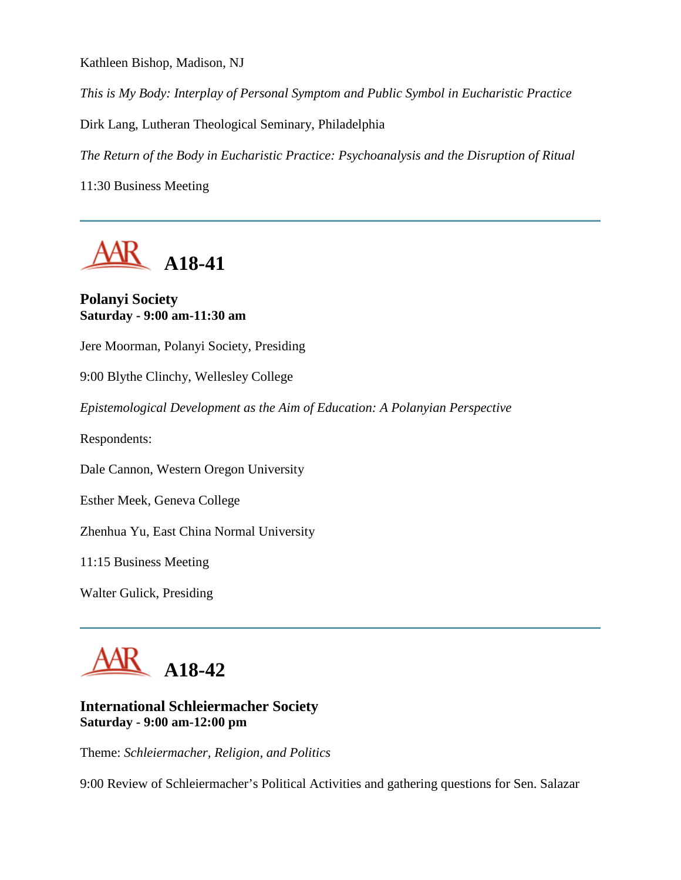Kathleen Bishop, Madison, NJ

*This is My Body: Interplay of Personal Symptom and Public Symbol in Eucharistic Practice*

Dirk Lang, Lutheran Theological Seminary, Philadelphia

*The Return of the Body in Eucharistic Practice: Psychoanalysis and the Disruption of Ritual*

11:30 Business Meeting

---

## A18-41

**Polanyi Society**
**Saturday - 9:00 am-11:30 am**

Jere Moorman, Polanyi Society, Presiding

9:00 Blythe Clinchy, Wellesley College

*Epistemological Development as the Aim of Education: A Polanyian Perspective*

Respondents:

Dale Cannon, Western Oregon University

Esther Meek, Geneva College

Zhenhua Yu, East China Normal University

11:15 Business Meeting

Walter Gulick, Presiding

---

## A18-42

**International Schleiermacher Society**
**Saturday - 9:00 am-12:00 pm**

Theme: *Schleiermacher, Religion, and Politics*

9:00 Review of Schleiermacher's Political Activities and gathering questions for Sen. Salazar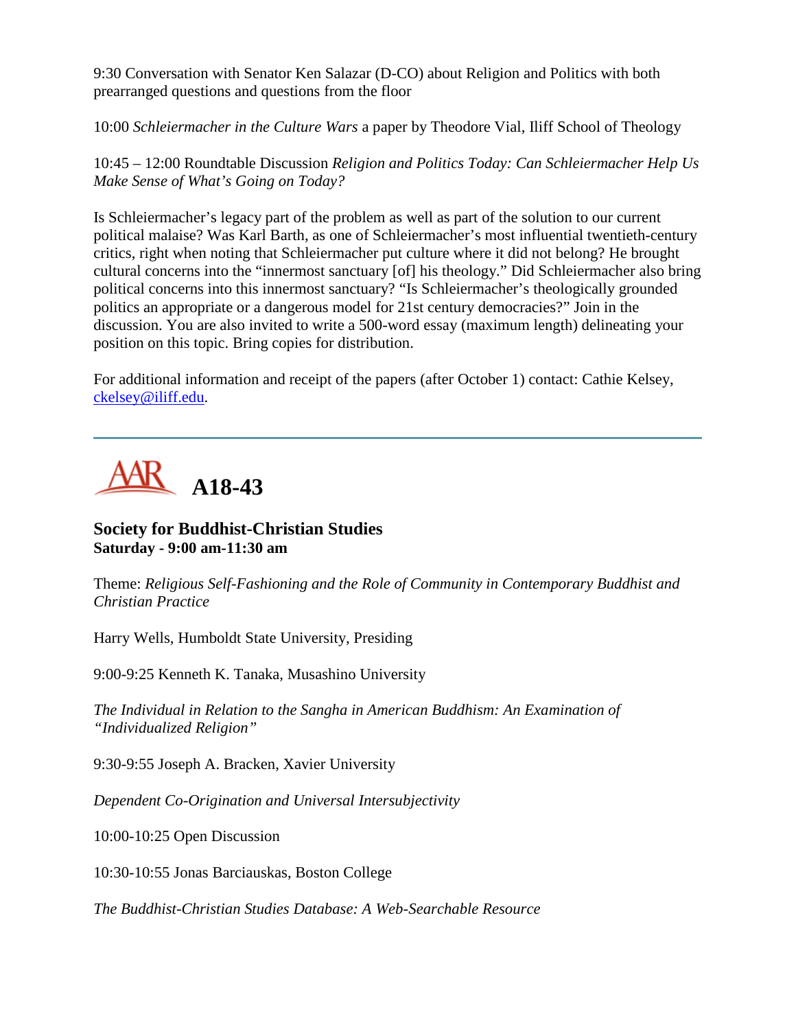9:30 Conversation with Senator Ken Salazar (D-CO) about Religion and Politics with both prearranged questions and questions from the floor

10:00 *Schleiermacher in the Culture Wars* a paper by Theodore Vial, Iliff School of Theology

10:45 – 12:00 Roundtable Discussion *Religion and Politics Today: Can Schleiermacher Help Us Make Sense of What's Going on Today?*

Is Schleiermacher's legacy part of the problem as well as part of the solution to our current political malaise? Was Karl Barth, as one of Schleiermacher's most influential twentieth-century critics, right when noting that Schleiermacher put culture where it did not belong? He brought cultural concerns into the "innermost sanctuary [of] his theology." Did Schleiermacher also bring political concerns into this innermost sanctuary? "Is Schleiermacher's theologically grounded politics an appropriate or a dangerous model for 21st century democracies?" Join in the discussion. You are also invited to write a 500-word essay (maximum length) delineating your position on this topic. Bring copies for distribution.

For additional information and receipt of the papers (after October 1) contact: Cathie Kelsey, ckelsey@iliff.edu.

---

# AAR A18-43

### Society for Buddhist-Christian Studies
**Saturday - 9:00 am-11:30 am**

Theme: *Religious Self-Fashioning and the Role of Community in Contemporary Buddhist and Christian Practice*

Harry Wells, Humboldt State University, Presiding

9:00-9:25 Kenneth K. Tanaka, Musashino University

*The Individual in Relation to the Sangha in American Buddhism: An Examination of "Individualized Religion"*

9:30-9:55 Joseph A. Bracken, Xavier University

*Dependent Co-Origination and Universal Intersubjectivity*

10:00-10:25 Open Discussion

10:30-10:55 Jonas Barciauskas, Boston College

*The Buddhist-Christian Studies Database: A Web-Searchable Resource*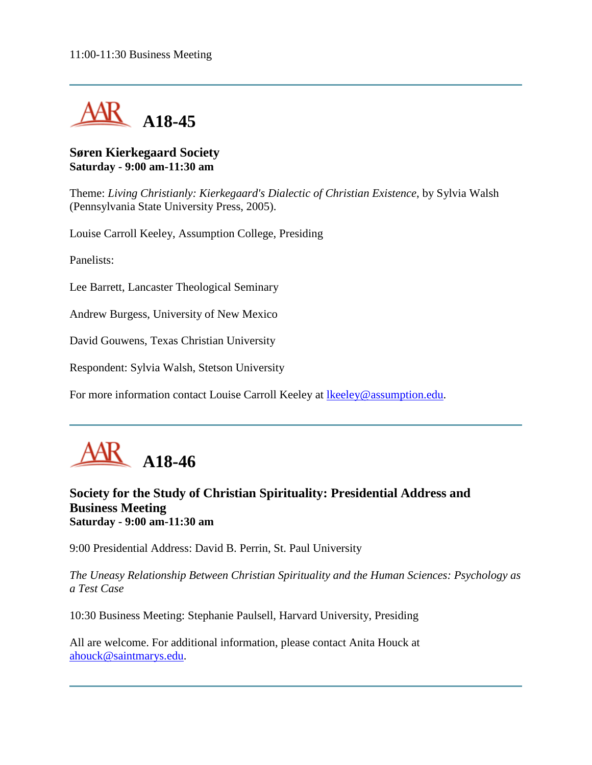11:00-11:30 Business Meeting

---

## A18-45

**Søren Kierkegaard Society**
**Saturday - 9:00 am-11:30 am**

Theme: *Living Christianly: Kierkegaard's Dialectic of Christian Existence*, by Sylvia Walsh (Pennsylvania State University Press, 2005).

Louise Carroll Keeley, Assumption College, Presiding

Panelists:

Lee Barrett, Lancaster Theological Seminary

Andrew Burgess, University of New Mexico

David Gouwens, Texas Christian University

Respondent: Sylvia Walsh, Stetson University

For more information contact Louise Carroll Keeley at lkeeley@assumption.edu.

---

## A18-46

**Society for the Study of Christian Spirituality: Presidential Address and Business Meeting**
**Saturday - 9:00 am-11:30 am**

9:00 Presidential Address: David B. Perrin, St. Paul University

*The Uneasy Relationship Between Christian Spirituality and the Human Sciences: Psychology as a Test Case*

10:30 Business Meeting: Stephanie Paulsell, Harvard University, Presiding

All are welcome. For additional information, please contact Anita Houck at ahouck@saintmarys.edu.

---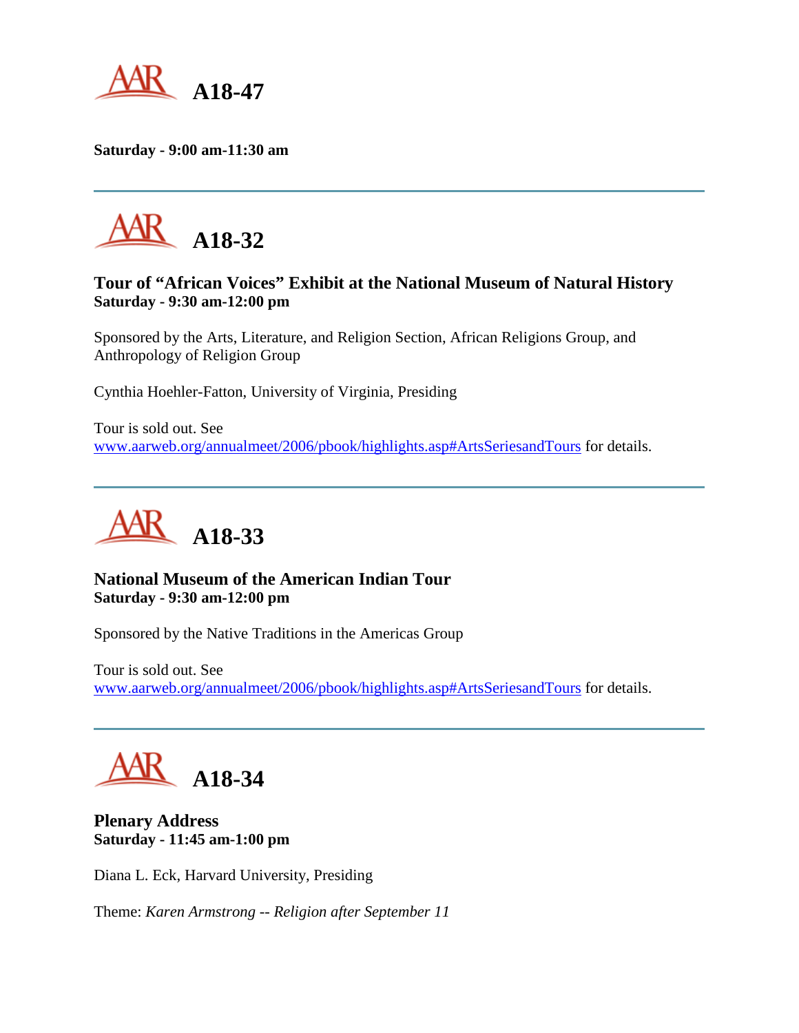# A18-47

**Saturday - 9:00 am-11:30 am**

---

# A18-32

**Tour of "African Voices" Exhibit at the National Museum of Natural History**
**Saturday - 9:30 am-12:00 pm**

Sponsored by the Arts, Literature, and Religion Section, African Religions Group, and Anthropology of Religion Group

Cynthia Hoehler-Fatton, University of Virginia, Presiding

Tour is sold out. See www.aarweb.org/annualmeet/2006/pbook/highlights.asp#ArtsSeriesandTours for details.

---

# A18-33

**National Museum of the American Indian Tour**
**Saturday - 9:30 am-12:00 pm**

Sponsored by the Native Traditions in the Americas Group

Tour is sold out. See www.aarweb.org/annualmeet/2006/pbook/highlights.asp#ArtsSeriesandTours for details.

---

# A18-34

**Plenary Address**
**Saturday - 11:45 am-1:00 pm**

Diana L. Eck, Harvard University, Presiding

Theme: *Karen Armstrong -- Religion after September 11*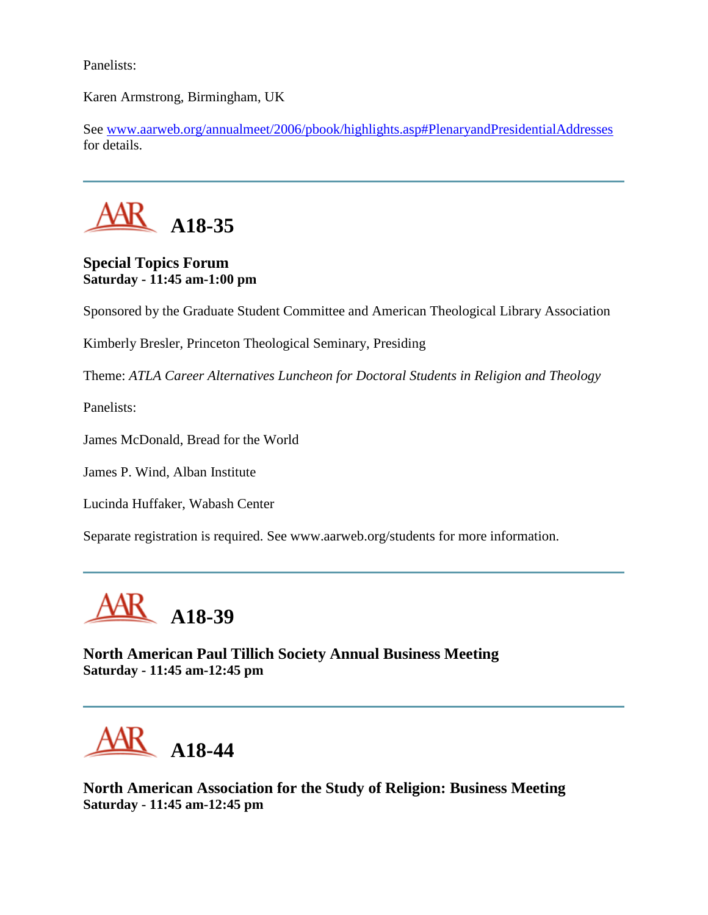Panelists:

Karen Armstrong, Birmingham, UK

See www.aarweb.org/annualmeet/2006/pbook/highlights.asp#PlenaryandPresidentialAddresses for details.

---

## A18-35

**Special Topics Forum**
**Saturday - 11:45 am-1:00 pm**

Sponsored by the Graduate Student Committee and American Theological Library Association

Kimberly Bresler, Princeton Theological Seminary, Presiding

Theme: *ATLA Career Alternatives Luncheon for Doctoral Students in Religion and Theology*

Panelists:

James McDonald, Bread for the World

James P. Wind, Alban Institute

Lucinda Huffaker, Wabash Center

Separate registration is required. See www.aarweb.org/students for more information.

---

## A18-39

**North American Paul Tillich Society Annual Business Meeting**
**Saturday - 11:45 am-12:45 pm**

---

## A18-44

**North American Association for the Study of Religion: Business Meeting**
**Saturday - 11:45 am-12:45 pm**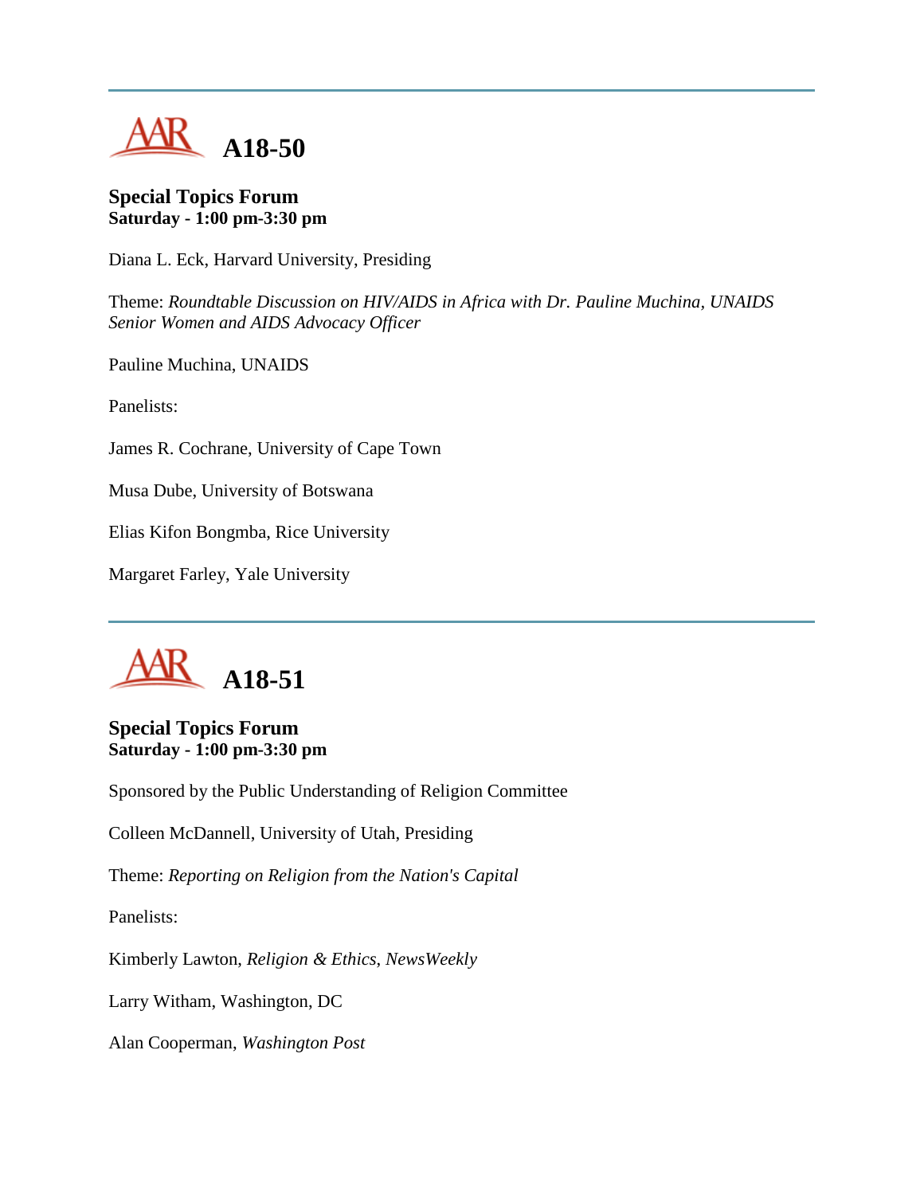---

## A18-50

**Special Topics Forum**
**Saturday - 1:00 pm-3:30 pm**

Diana L. Eck, Harvard University, Presiding

Theme: *Roundtable Discussion on HIV/AIDS in Africa with Dr. Pauline Muchina, UNAIDS Senior Women and AIDS Advocacy Officer*

Pauline Muchina, UNAIDS

Panelists:

James R. Cochrane, University of Cape Town

Musa Dube, University of Botswana

Elias Kifon Bongmba, Rice University

Margaret Farley, Yale University

---

## A18-51

**Special Topics Forum**
**Saturday - 1:00 pm-3:30 pm**

Sponsored by the Public Understanding of Religion Committee

Colleen McDannell, University of Utah, Presiding

Theme: *Reporting on Religion from the Nation's Capital*

Panelists:

Kimberly Lawton, *Religion & Ethics, NewsWeekly*

Larry Witham, Washington, DC

Alan Cooperman, *Washington Post*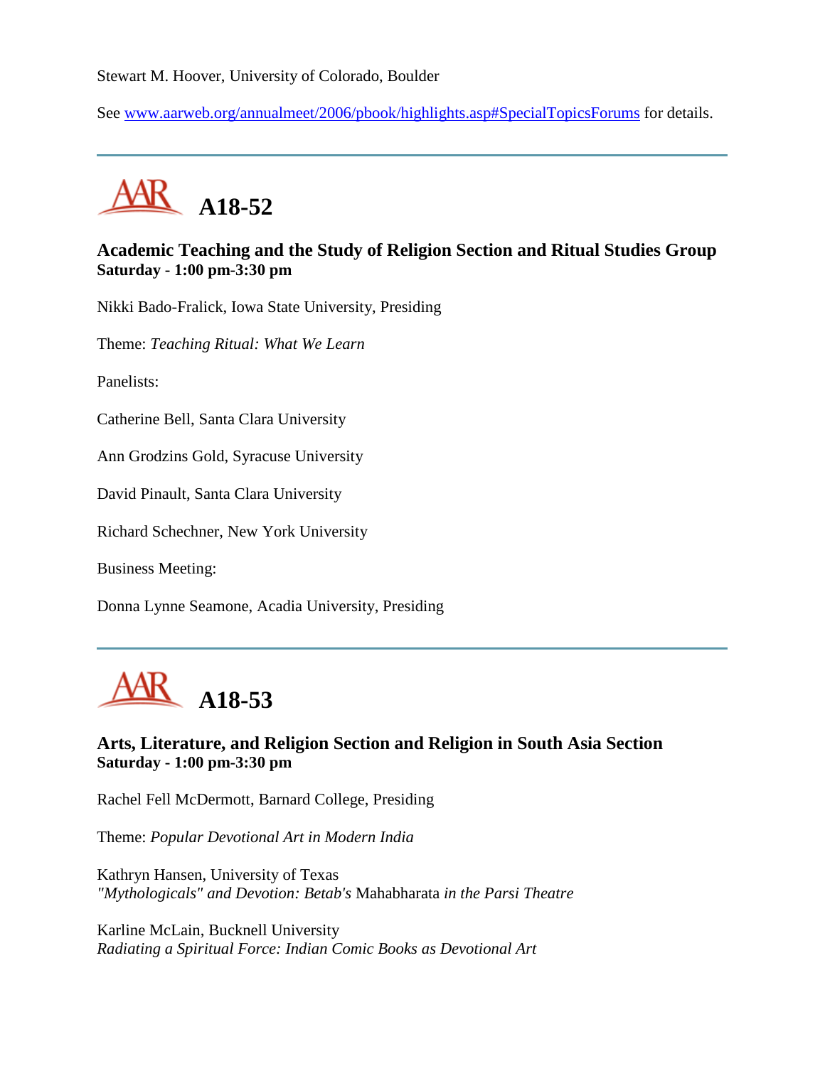Stewart M. Hoover, University of Colorado, Boulder

See www.aarweb.org/annualmeet/2006/pbook/highlights.asp#SpecialTopicsForums for details.

---

# A18-52

### Academic Teaching and the Study of Religion Section and Ritual Studies Group
**Saturday - 1:00 pm-3:30 pm**

Nikki Bado-Fralick, Iowa State University, Presiding

Theme: *Teaching Ritual: What We Learn*

Panelists:

Catherine Bell, Santa Clara University

Ann Grodzins Gold, Syracuse University

David Pinault, Santa Clara University

Richard Schechner, New York University

Business Meeting:

Donna Lynne Seamone, Acadia University, Presiding

---

# A18-53

### Arts, Literature, and Religion Section and Religion in South Asia Section
**Saturday - 1:00 pm-3:30 pm**

Rachel Fell McDermott, Barnard College, Presiding

Theme: *Popular Devotional Art in Modern India*

Kathryn Hansen, University of Texas
*"Mythologicals" and Devotion: Betab's* Mahabharata *in the Parsi Theatre*

Karline McLain, Bucknell University
*Radiating a Spiritual Force: Indian Comic Books as Devotional Art*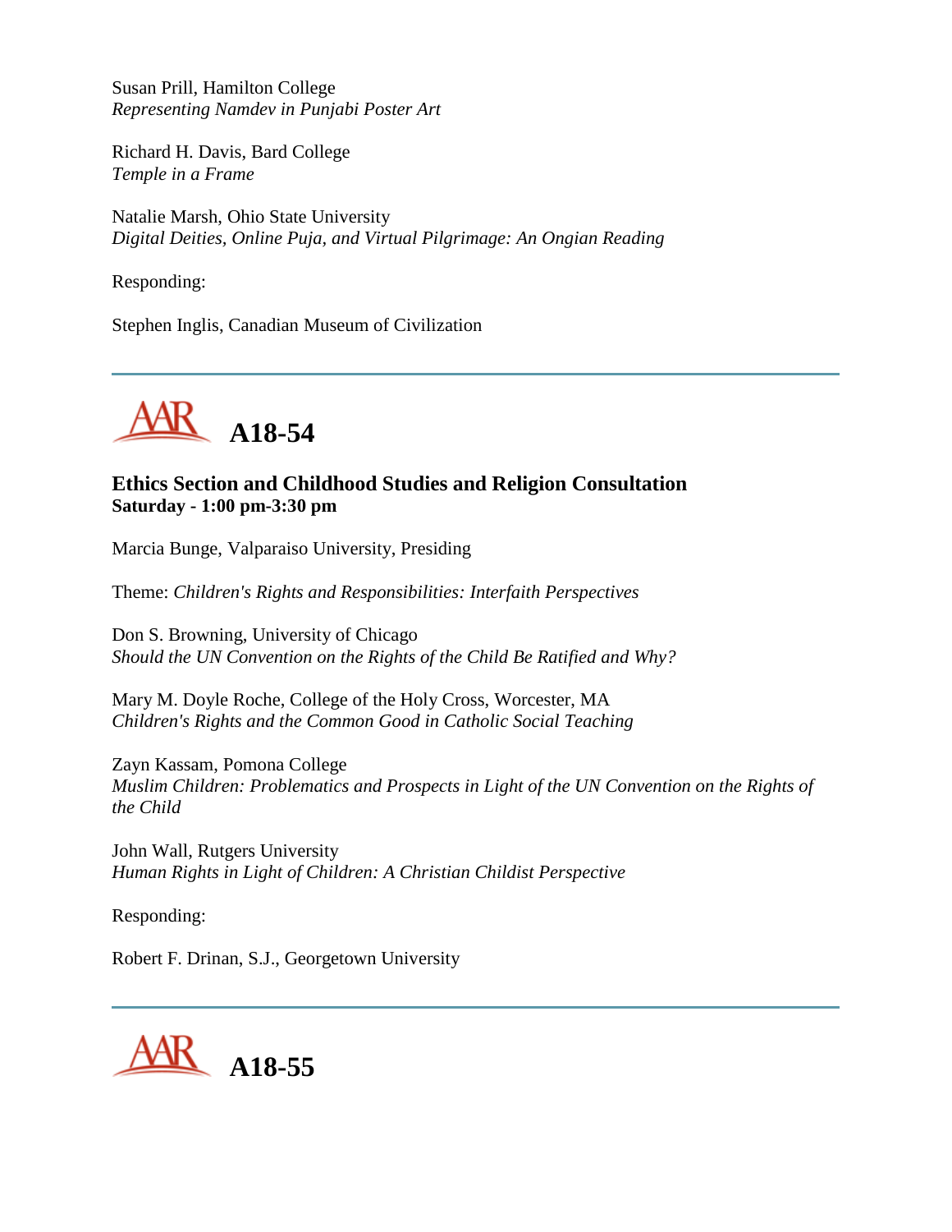Susan Prill, Hamilton College
*Representing Namdev in Punjabi Poster Art*

Richard H. Davis, Bard College
*Temple in a Frame*

Natalie Marsh, Ohio State University
*Digital Deities, Online Puja, and Virtual Pilgrimage: An Ongian Reading*

Responding:

Stephen Inglis, Canadian Museum of Civilization

---

## A18-54

### Ethics Section and Childhood Studies and Religion Consultation
**Saturday - 1:00 pm-3:30 pm**

Marcia Bunge, Valparaiso University, Presiding

Theme: *Children's Rights and Responsibilities: Interfaith Perspectives*

Don S. Browning, University of Chicago
*Should the UN Convention on the Rights of the Child Be Ratified and Why?*

Mary M. Doyle Roche, College of the Holy Cross, Worcester, MA
*Children's Rights and the Common Good in Catholic Social Teaching*

Zayn Kassam, Pomona College
*Muslim Children: Problematics and Prospects in Light of the UN Convention on the Rights of the Child*

John Wall, Rutgers University
*Human Rights in Light of Children: A Christian Childist Perspective*

Responding:

Robert F. Drinan, S.J., Georgetown University

---

## A18-55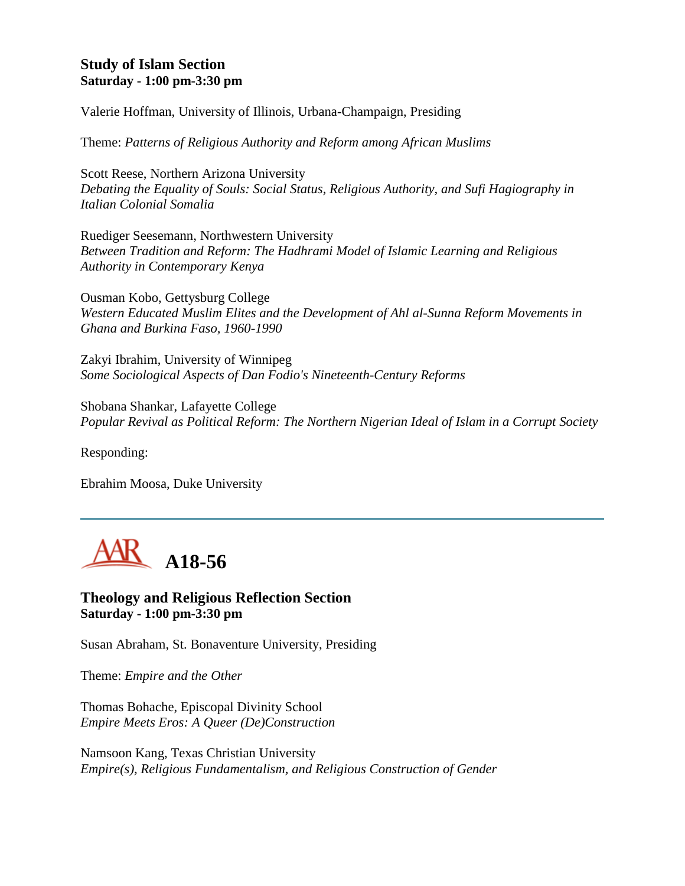### Study of Islam Section
**Saturday - 1:00 pm-3:30 pm**

Valerie Hoffman, University of Illinois, Urbana-Champaign, Presiding

Theme: *Patterns of Religious Authority and Reform among African Muslims*

Scott Reese, Northern Arizona University
*Debating the Equality of Souls: Social Status, Religious Authority, and Sufi Hagiography in Italian Colonial Somalia*

Ruediger Seesemann, Northwestern University
*Between Tradition and Reform: The Hadhrami Model of Islamic Learning and Religious Authority in Contemporary Kenya*

Ousman Kobo, Gettysburg College
*Western Educated Muslim Elites and the Development of Ahl al-Sunna Reform Movements in Ghana and Burkina Faso, 1960-1990*

Zakyi Ibrahim, University of Winnipeg
*Some Sociological Aspects of Dan Fodio's Nineteenth-Century Reforms*

Shobana Shankar, Lafayette College
*Popular Revival as Political Reform: The Northern Nigerian Ideal of Islam in a Corrupt Society*

Responding:

Ebrahim Moosa, Duke University

---

## AAR A18-56

### Theology and Religious Reflection Section
**Saturday - 1:00 pm-3:30 pm**

Susan Abraham, St. Bonaventure University, Presiding

Theme: *Empire and the Other*

Thomas Bohache, Episcopal Divinity School
*Empire Meets Eros: A Queer (De)Construction*

Namsoon Kang, Texas Christian University
*Empire(s), Religious Fundamentalism, and Religious Construction of Gender*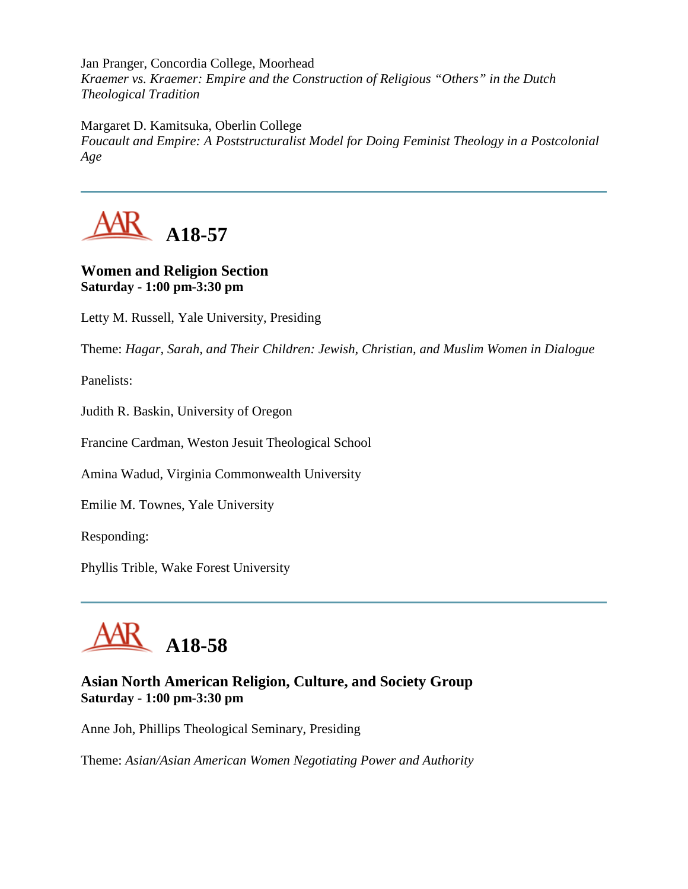Jan Pranger, Concordia College, Moorhead
*Kraemer vs. Kraemer: Empire and the Construction of Religious "Others" in the Dutch Theological Tradition*

Margaret D. Kamitsuka, Oberlin College
*Foucault and Empire: A Poststructuralist Model for Doing Feminist Theology in a Postcolonial Age*

---

## A18-57

### Women and Religion Section
**Saturday - 1:00 pm-3:30 pm**

Letty M. Russell, Yale University, Presiding

Theme: *Hagar, Sarah, and Their Children: Jewish, Christian, and Muslim Women in Dialogue*

Panelists:

Judith R. Baskin, University of Oregon

Francine Cardman, Weston Jesuit Theological School

Amina Wadud, Virginia Commonwealth University

Emilie M. Townes, Yale University

Responding:

Phyllis Trible, Wake Forest University

---

## A18-58

### Asian North American Religion, Culture, and Society Group
**Saturday - 1:00 pm-3:30 pm**

Anne Joh, Phillips Theological Seminary, Presiding

Theme: *Asian/Asian American Women Negotiating Power and Authority*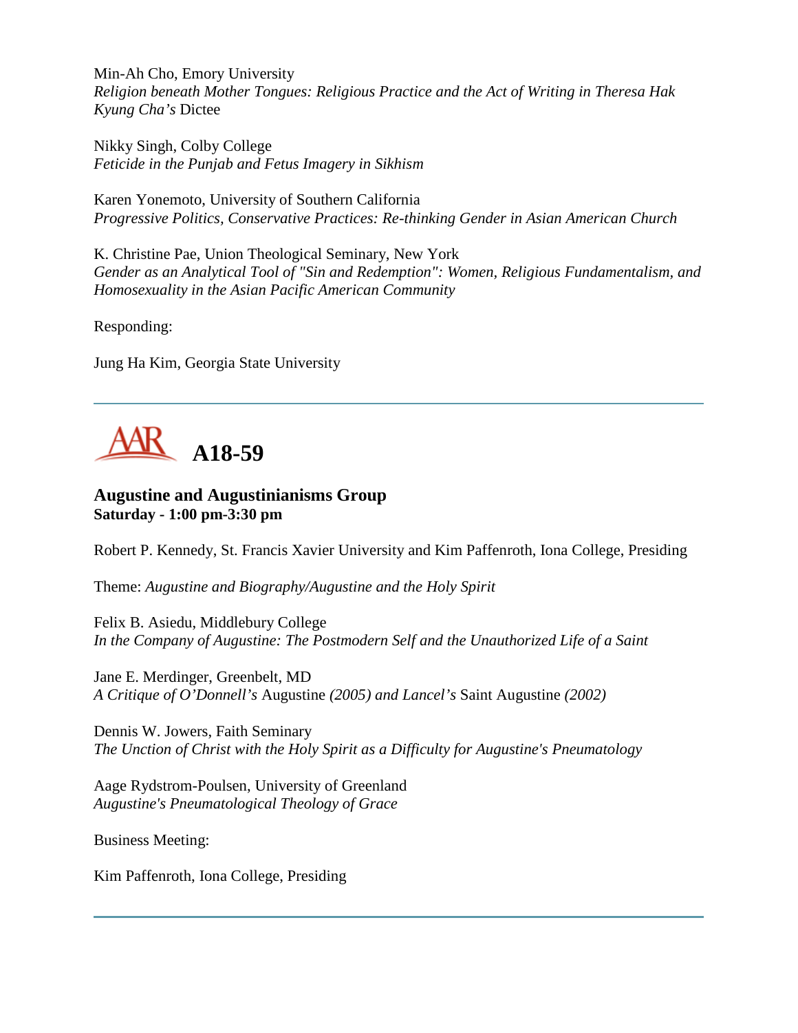Min-Ah Cho, Emory University
*Religion beneath Mother Tongues: Religious Practice and the Act of Writing in Theresa Hak Kyung Cha's* Dictee

Nikky Singh, Colby College
*Feticide in the Punjab and Fetus Imagery in Sikhism*

Karen Yonemoto, University of Southern California
*Progressive Politics, Conservative Practices: Re-thinking Gender in Asian American Church*

K. Christine Pae, Union Theological Seminary, New York
*Gender as an Analytical Tool of "Sin and Redemption": Women, Religious Fundamentalism, and Homosexuality in the Asian Pacific American Community*

Responding:

Jung Ha Kim, Georgia State University

---

# A18-59

### Augustine and Augustinianisms Group
**Saturday - 1:00 pm-3:30 pm**

Robert P. Kennedy, St. Francis Xavier University and Kim Paffenroth, Iona College, Presiding

Theme: *Augustine and Biography/Augustine and the Holy Spirit*

Felix B. Asiedu, Middlebury College
*In the Company of Augustine: The Postmodern Self and the Unauthorized Life of a Saint*

Jane E. Merdinger, Greenbelt, MD
*A Critique of O'Donnell's* Augustine *(2005) and Lancel's* Saint Augustine *(2002)*

Dennis W. Jowers, Faith Seminary
*The Unction of Christ with the Holy Spirit as a Difficulty for Augustine's Pneumatology*

Aage Rydstrom-Poulsen, University of Greenland
*Augustine's Pneumatological Theology of Grace*

Business Meeting:

Kim Paffenroth, Iona College, Presiding

---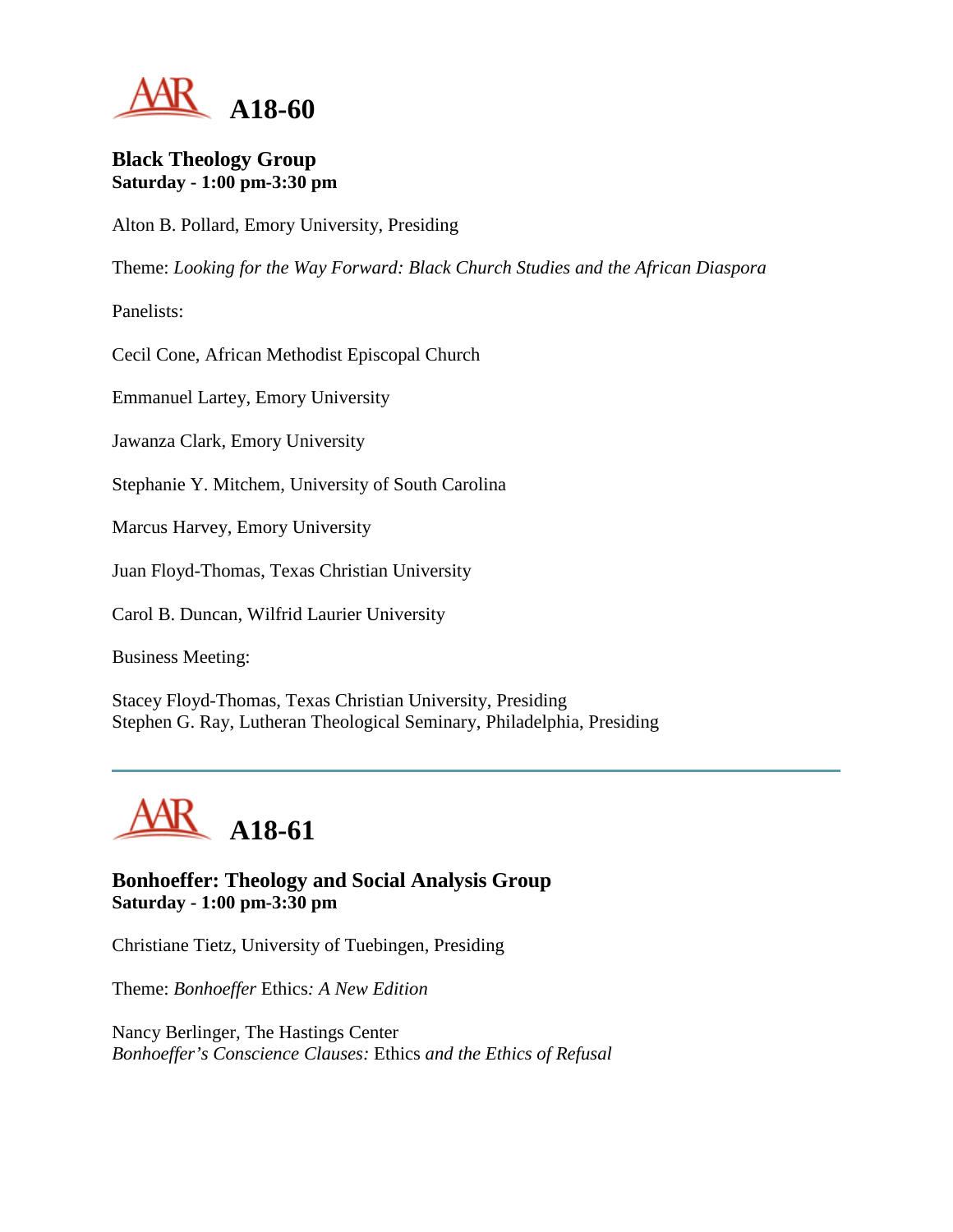# A18-60

**Black Theology Group**
**Saturday - 1:00 pm-3:30 pm**

Alton B. Pollard, Emory University, Presiding

Theme: *Looking for the Way Forward: Black Church Studies and the African Diaspora*

Panelists:

Cecil Cone, African Methodist Episcopal Church

Emmanuel Lartey, Emory University

Jawanza Clark, Emory University

Stephanie Y. Mitchem, University of South Carolina

Marcus Harvey, Emory University

Juan Floyd-Thomas, Texas Christian University

Carol B. Duncan, Wilfrid Laurier University

Business Meeting:

Stacey Floyd-Thomas, Texas Christian University, Presiding
Stephen G. Ray, Lutheran Theological Seminary, Philadelphia, Presiding

---

# A18-61

**Bonhoeffer: Theology and Social Analysis Group**
**Saturday - 1:00 pm-3:30 pm**

Christiane Tietz, University of Tuebingen, Presiding

Theme: *Bonhoeffer* Ethics*: A New Edition*

Nancy Berlinger, The Hastings Center
*Bonhoeffer's Conscience Clauses:* Ethics *and the Ethics of Refusal*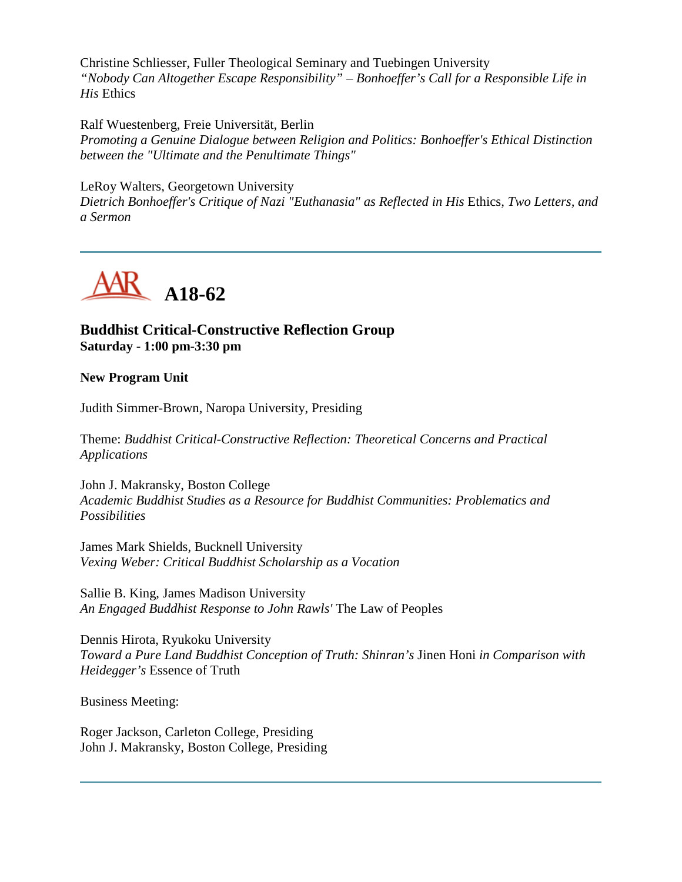Christine Schliesser, Fuller Theological Seminary and Tuebingen University
*"Nobody Can Altogether Escape Responsibility" – Bonhoeffer's Call for a Responsible Life in His* Ethics

Ralf Wuestenberg, Freie Universität, Berlin
*Promoting a Genuine Dialogue between Religion and Politics: Bonhoeffer's Ethical Distinction between the "Ultimate and the Penultimate Things"*

LeRoy Walters, Georgetown University
*Dietrich Bonhoeffer's Critique of Nazi "Euthanasia" as Reflected in His* Ethics, *Two Letters, and a Sermon*

---

# A18-62

### Buddhist Critical-Constructive Reflection Group
**Saturday - 1:00 pm-3:30 pm**

**New Program Unit**

Judith Simmer-Brown, Naropa University, Presiding

Theme: *Buddhist Critical-Constructive Reflection: Theoretical Concerns and Practical Applications*

John J. Makransky, Boston College
*Academic Buddhist Studies as a Resource for Buddhist Communities: Problematics and Possibilities*

James Mark Shields, Bucknell University
*Vexing Weber: Critical Buddhist Scholarship as a Vocation*

Sallie B. King, James Madison University
*An Engaged Buddhist Response to John Rawls'* The Law of Peoples

Dennis Hirota, Ryukoku University
*Toward a Pure Land Buddhist Conception of Truth: Shinran's* Jinen Honi *in Comparison with Heidegger's* Essence of Truth

Business Meeting:

Roger Jackson, Carleton College, Presiding
John J. Makransky, Boston College, Presiding

---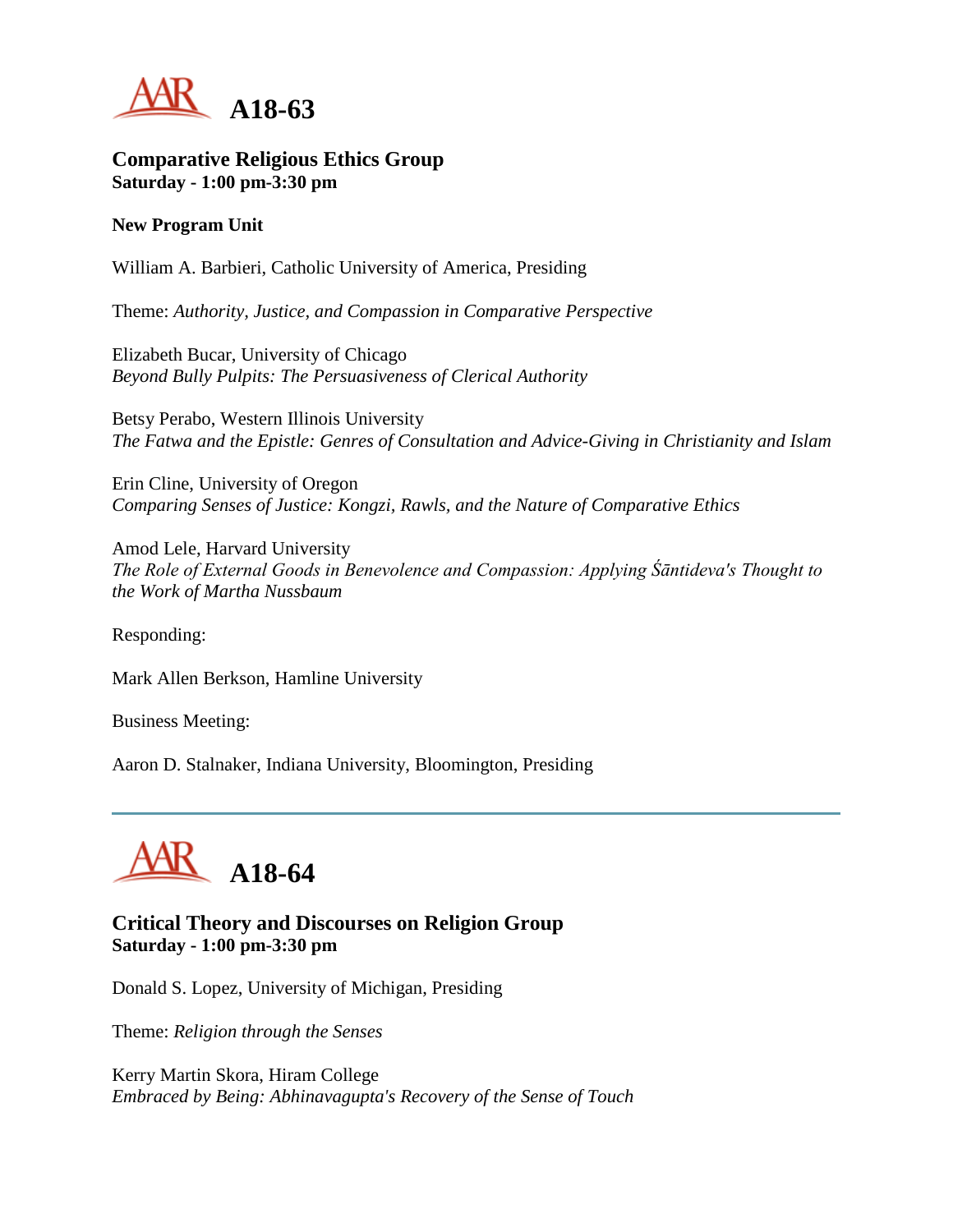# A18-63

### Comparative Religious Ethics Group
**Saturday - 1:00 pm-3:30 pm**

**New Program Unit**

William A. Barbieri, Catholic University of America, Presiding

Theme: *Authority, Justice, and Compassion in Comparative Perspective*

Elizabeth Bucar, University of Chicago
*Beyond Bully Pulpits: The Persuasiveness of Clerical Authority*

Betsy Perabo, Western Illinois University
*The Fatwa and the Epistle: Genres of Consultation and Advice-Giving in Christianity and Islam*

Erin Cline, University of Oregon
*Comparing Senses of Justice: Kongzi, Rawls, and the Nature of Comparative Ethics*

Amod Lele, Harvard University
*The Role of External Goods in Benevolence and Compassion: Applying Śāntideva's Thought to the Work of Martha Nussbaum*

Responding:

Mark Allen Berkson, Hamline University

Business Meeting:

Aaron D. Stalnaker, Indiana University, Bloomington, Presiding

---

# A18-64

### Critical Theory and Discourses on Religion Group
**Saturday - 1:00 pm-3:30 pm**

Donald S. Lopez, University of Michigan, Presiding

Theme: *Religion through the Senses*

Kerry Martin Skora, Hiram College
*Embraced by Being: Abhinavagupta's Recovery of the Sense of Touch*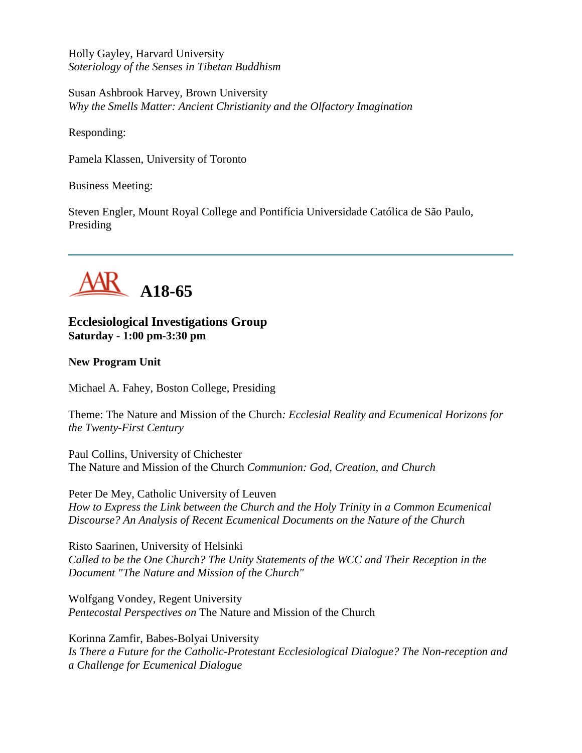Holly Gayley, Harvard University
*Soteriology of the Senses in Tibetan Buddhism*

Susan Ashbrook Harvey, Brown University
*Why the Smells Matter: Ancient Christianity and the Olfactory Imagination*

Responding:

Pamela Klassen, University of Toronto

Business Meeting:

Steven Engler, Mount Royal College and Pontifícia Universidade Católica de São Paulo, Presiding

---

## A18-65

**Ecclesiological Investigations Group**
**Saturday - 1:00 pm-3:30 pm**

**New Program Unit**

Michael A. Fahey, Boston College, Presiding

Theme: The Nature and Mission of the Church*: Ecclesial Reality and Ecumenical Horizons for the Twenty-First Century*

Paul Collins, University of Chichester
The Nature and Mission of the Church *Communion: God, Creation, and Church*

Peter De Mey, Catholic University of Leuven
*How to Express the Link between the Church and the Holy Trinity in a Common Ecumenical Discourse? An Analysis of Recent Ecumenical Documents on the Nature of the Church*

Risto Saarinen, University of Helsinki
*Called to be the One Church? The Unity Statements of the WCC and Their Reception in the Document "The Nature and Mission of the Church"*

Wolfgang Vondey, Regent University
*Pentecostal Perspectives on* The Nature and Mission of the Church

Korinna Zamfir, Babes-Bolyai University
*Is There a Future for the Catholic-Protestant Ecclesiological Dialogue? The Non-reception and a Challenge for Ecumenical Dialogue*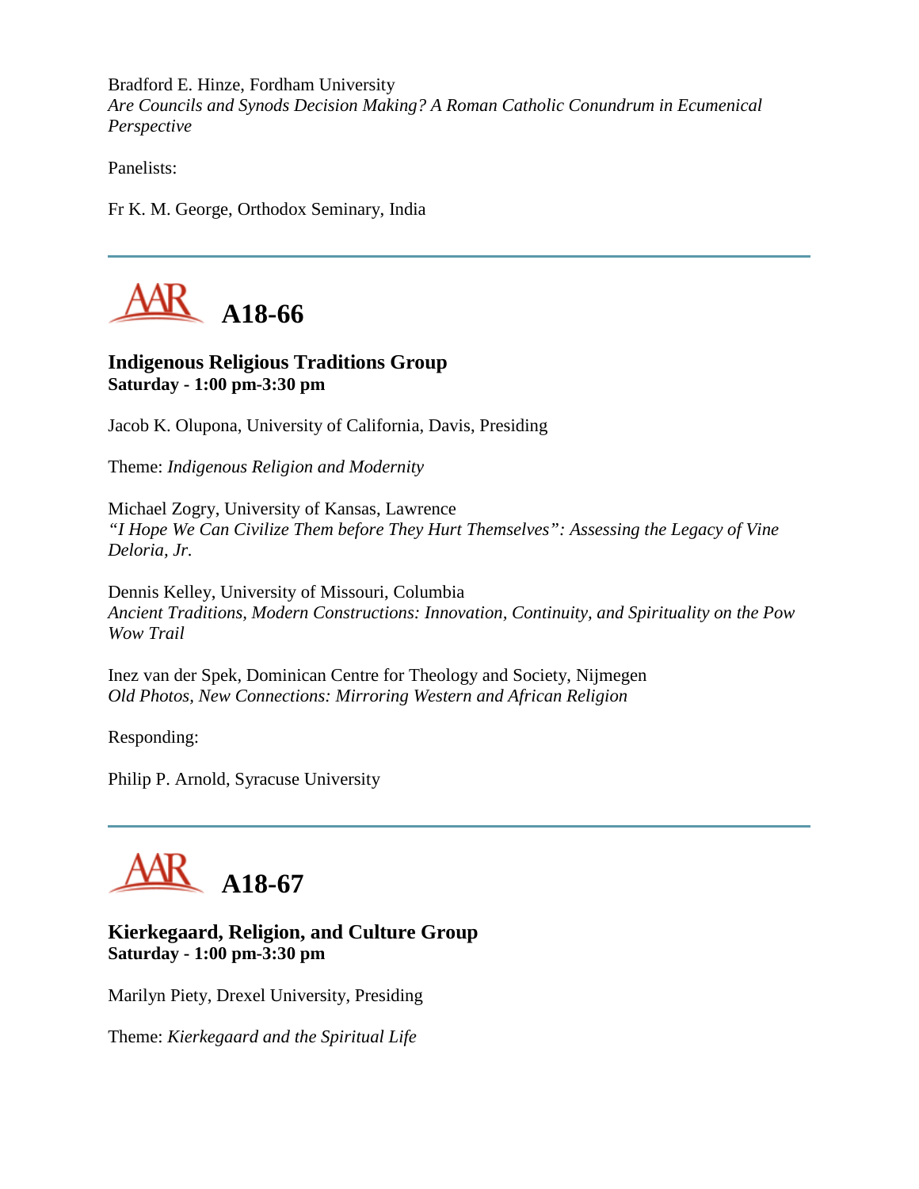Bradford E. Hinze, Fordham University
*Are Councils and Synods Decision Making? A Roman Catholic Conundrum in Ecumenical Perspective*

Panelists:

Fr K. M. George, Orthodox Seminary, India

---

## A18-66

**Indigenous Religious Traditions Group**
**Saturday - 1:00 pm-3:30 pm**

Jacob K. Olupona, University of California, Davis, Presiding

Theme: *Indigenous Religion and Modernity*

Michael Zogry, University of Kansas, Lawrence
*"I Hope We Can Civilize Them before They Hurt Themselves": Assessing the Legacy of Vine Deloria, Jr.*

Dennis Kelley, University of Missouri, Columbia
*Ancient Traditions, Modern Constructions: Innovation, Continuity, and Spirituality on the Pow Wow Trail*

Inez van der Spek, Dominican Centre for Theology and Society, Nijmegen
*Old Photos, New Connections: Mirroring Western and African Religion*

Responding:

Philip P. Arnold, Syracuse University

---

## A18-67

**Kierkegaard, Religion, and Culture Group**
**Saturday - 1:00 pm-3:30 pm**

Marilyn Piety, Drexel University, Presiding

Theme: *Kierkegaard and the Spiritual Life*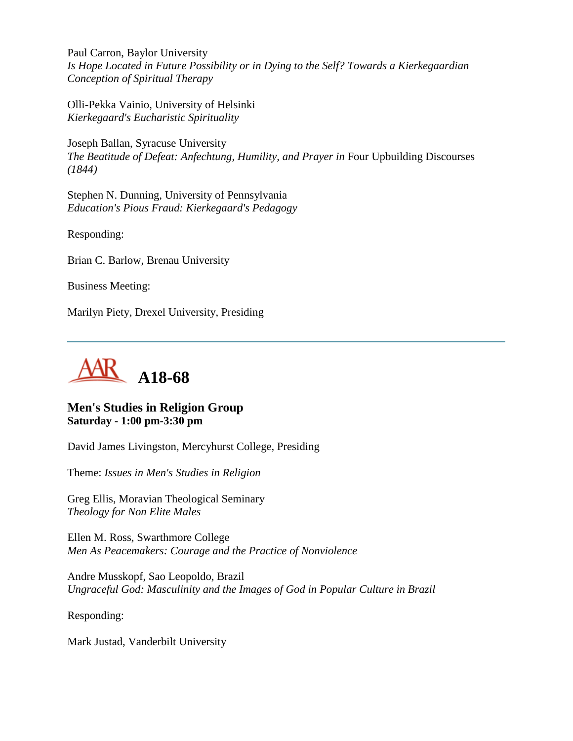Paul Carron, Baylor University
*Is Hope Located in Future Possibility or in Dying to the Self? Towards a Kierkegaardian Conception of Spiritual Therapy*

Olli-Pekka Vainio, University of Helsinki
*Kierkegaard's Eucharistic Spirituality*

Joseph Ballan, Syracuse University
*The Beatitude of Defeat: Anfechtung, Humility, and Prayer in* Four Upbuilding Discourses *(1844)*

Stephen N. Dunning, University of Pennsylvania
*Education's Pious Fraud: Kierkegaard's Pedagogy*

Responding:

Brian C. Barlow, Brenau University

Business Meeting:

Marilyn Piety, Drexel University, Presiding

---

# A18-68

## Men's Studies in Religion Group
**Saturday - 1:00 pm-3:30 pm**

David James Livingston, Mercyhurst College, Presiding

Theme: *Issues in Men's Studies in Religion*

Greg Ellis, Moravian Theological Seminary
*Theology for Non Elite Males*

Ellen M. Ross, Swarthmore College
*Men As Peacemakers: Courage and the Practice of Nonviolence*

Andre Musskopf, Sao Leopoldo, Brazil
*Ungraceful God: Masculinity and the Images of God in Popular Culture in Brazil*

Responding:

Mark Justad, Vanderbilt University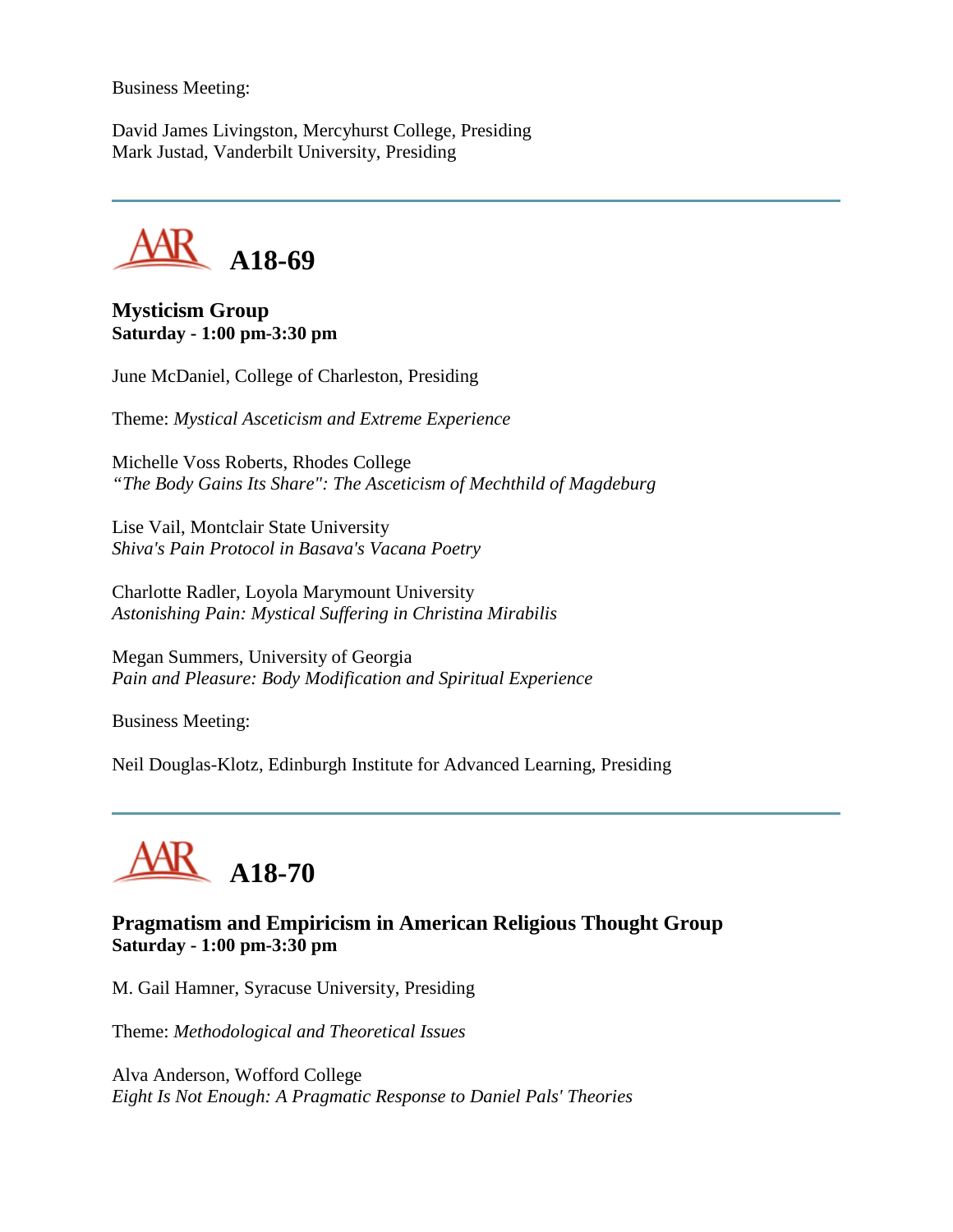Business Meeting:

David James Livingston, Mercyhurst College, Presiding
Mark Justad, Vanderbilt University, Presiding

---

## A18-69

**Mysticism Group**
**Saturday - 1:00 pm-3:30 pm**

June McDaniel, College of Charleston, Presiding

Theme: *Mystical Asceticism and Extreme Experience*

Michelle Voss Roberts, Rhodes College
*"The Body Gains Its Share": The Asceticism of Mechthild of Magdeburg*

Lise Vail, Montclair State University
*Shiva's Pain Protocol in Basava's Vacana Poetry*

Charlotte Radler, Loyola Marymount University
*Astonishing Pain: Mystical Suffering in Christina Mirabilis*

Megan Summers, University of Georgia
*Pain and Pleasure: Body Modification and Spiritual Experience*

Business Meeting:

Neil Douglas-Klotz, Edinburgh Institute for Advanced Learning, Presiding

---

## A18-70

**Pragmatism and Empiricism in American Religious Thought Group**
**Saturday - 1:00 pm-3:30 pm**

M. Gail Hamner, Syracuse University, Presiding

Theme: *Methodological and Theoretical Issues*

Alva Anderson, Wofford College
*Eight Is Not Enough: A Pragmatic Response to Daniel Pals' Theories*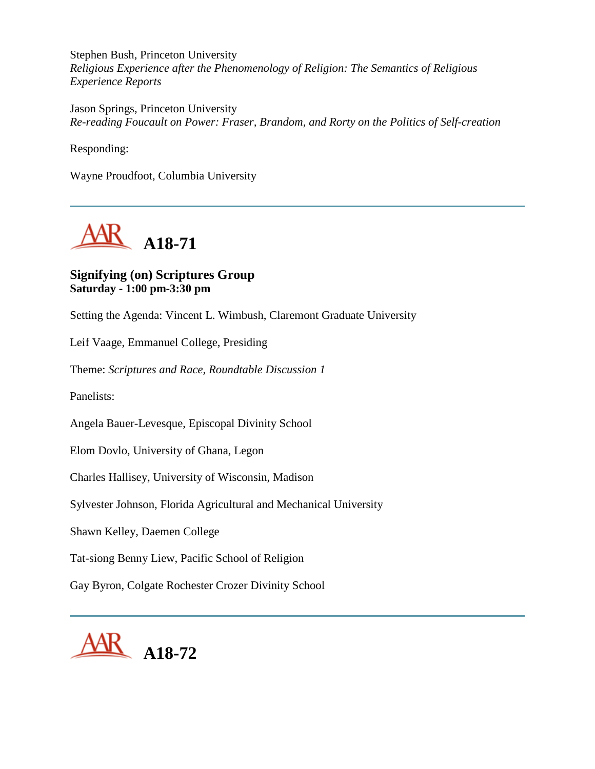Stephen Bush, Princeton University
*Religious Experience after the Phenomenology of Religion: The Semantics of Religious Experience Reports*

Jason Springs, Princeton University
*Re-reading Foucault on Power: Fraser, Brandom, and Rorty on the Politics of Self-creation*

Responding:

Wayne Proudfoot, Columbia University

---

# AAR A18-71

### Signifying (on) Scriptures Group
**Saturday - 1:00 pm-3:30 pm**

Setting the Agenda: Vincent L. Wimbush, Claremont Graduate University

Leif Vaage, Emmanuel College, Presiding

Theme: *Scriptures and Race, Roundtable Discussion 1*

Panelists:

Angela Bauer-Levesque, Episcopal Divinity School

Elom Dovlo, University of Ghana, Legon

Charles Hallisey, University of Wisconsin, Madison

Sylvester Johnson, Florida Agricultural and Mechanical University

Shawn Kelley, Daemen College

Tat-siong Benny Liew, Pacific School of Religion

Gay Byron, Colgate Rochester Crozer Divinity School

---

# AAR A18-72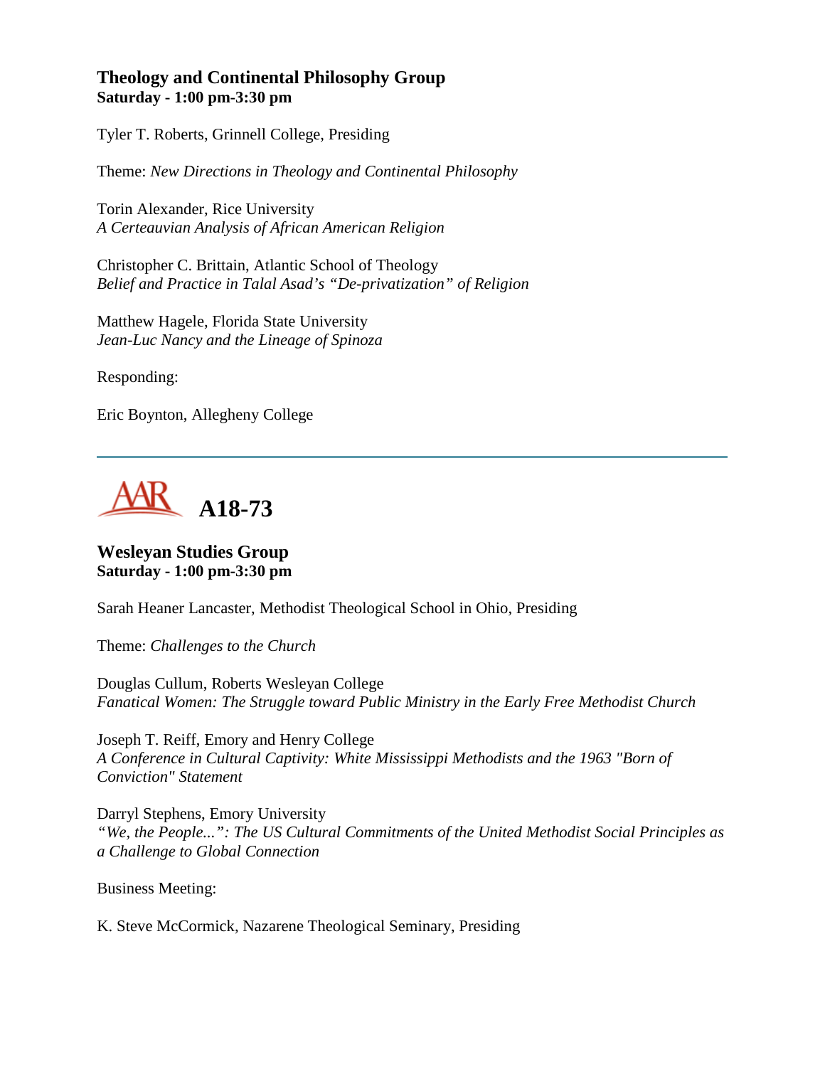### Theology and Continental Philosophy Group
**Saturday - 1:00 pm-3:30 pm**

Tyler T. Roberts, Grinnell College, Presiding

Theme: *New Directions in Theology and Continental Philosophy*

Torin Alexander, Rice University
*A Certeauvian Analysis of African American Religion*

Christopher C. Brittain, Atlantic School of Theology
*Belief and Practice in Talal Asad's "De-privatization" of Religion*

Matthew Hagele, Florida State University
*Jean-Luc Nancy and the Lineage of Spinoza*

Responding:

Eric Boynton, Allegheny College

---

## AAR A18-73

### Wesleyan Studies Group
**Saturday - 1:00 pm-3:30 pm**

Sarah Heaner Lancaster, Methodist Theological School in Ohio, Presiding

Theme: *Challenges to the Church*

Douglas Cullum, Roberts Wesleyan College
*Fanatical Women: The Struggle toward Public Ministry in the Early Free Methodist Church*

Joseph T. Reiff, Emory and Henry College
*A Conference in Cultural Captivity: White Mississippi Methodists and the 1963 "Born of Conviction" Statement*

Darryl Stephens, Emory University
*"We, the People...": The US Cultural Commitments of the United Methodist Social Principles as a Challenge to Global Connection*

Business Meeting:

K. Steve McCormick, Nazarene Theological Seminary, Presiding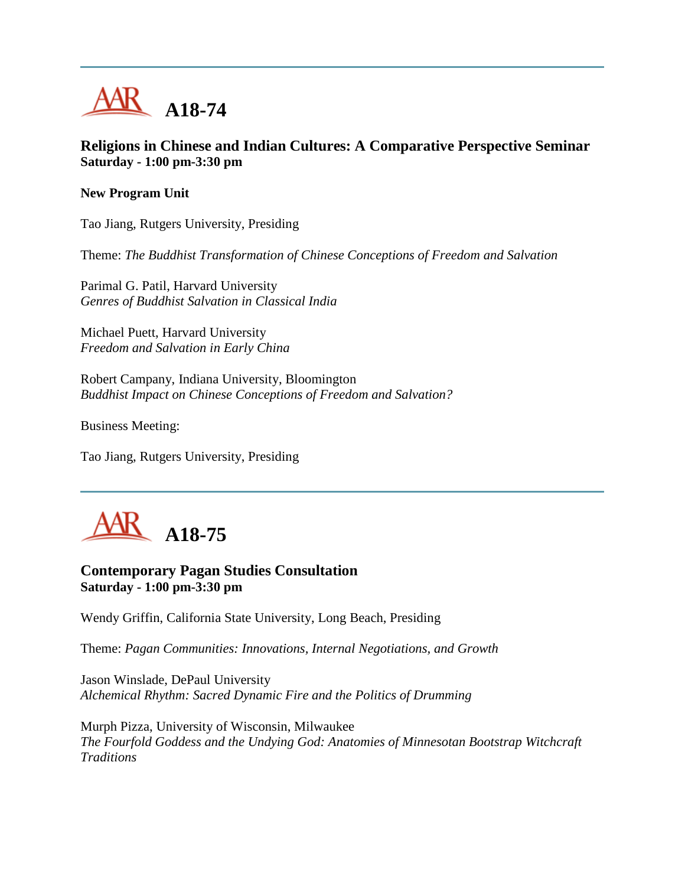## A18-74

### Religions in Chinese and Indian Cultures: A Comparative Perspective Seminar
**Saturday - 1:00 pm-3:30 pm**

**New Program Unit**

Tao Jiang, Rutgers University, Presiding

Theme: *The Buddhist Transformation of Chinese Conceptions of Freedom and Salvation*

Parimal G. Patil, Harvard University
*Genres of Buddhist Salvation in Classical India*

Michael Puett, Harvard University
*Freedom and Salvation in Early China*

Robert Campany, Indiana University, Bloomington
*Buddhist Impact on Chinese Conceptions of Freedom and Salvation?*

Business Meeting:

Tao Jiang, Rutgers University, Presiding

## A18-75

### Contemporary Pagan Studies Consultation
**Saturday - 1:00 pm-3:30 pm**

Wendy Griffin, California State University, Long Beach, Presiding

Theme: *Pagan Communities: Innovations, Internal Negotiations, and Growth*

Jason Winslade, DePaul University
*Alchemical Rhythm: Sacred Dynamic Fire and the Politics of Drumming*

Murph Pizza, University of Wisconsin, Milwaukee
*The Fourfold Goddess and the Undying God: Anatomies of Minnesotan Bootstrap Witchcraft Traditions*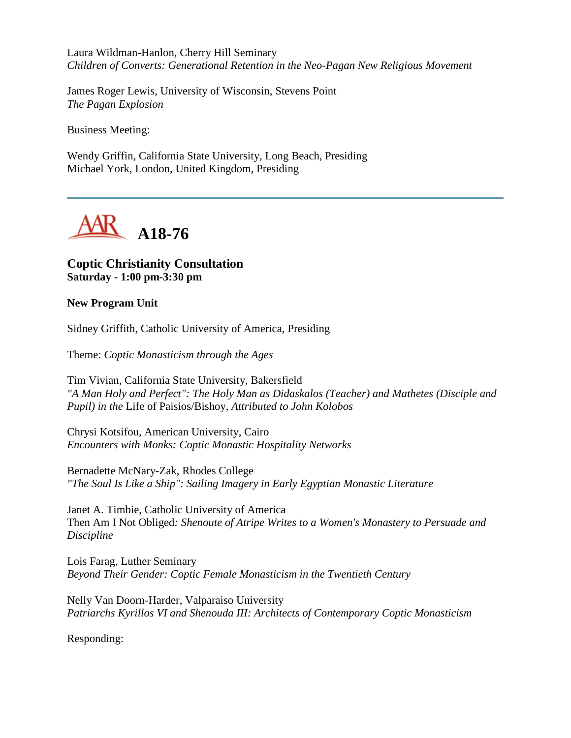Laura Wildman-Hanlon, Cherry Hill Seminary
*Children of Converts: Generational Retention in the Neo-Pagan New Religious Movement*

James Roger Lewis, University of Wisconsin, Stevens Point
*The Pagan Explosion*

Business Meeting:

Wendy Griffin, California State University, Long Beach, Presiding
Michael York, London, United Kingdom, Presiding

---

## A18-76

### Coptic Christianity Consultation
**Saturday - 1:00 pm-3:30 pm**

**New Program Unit**

Sidney Griffith, Catholic University of America, Presiding

Theme: *Coptic Monasticism through the Ages*

Tim Vivian, California State University, Bakersfield
*"A Man Holy and Perfect": The Holy Man as Didaskalos (Teacher) and Mathetes (Disciple and Pupil) in the* Life of Paisios/Bishoy*, Attributed to John Kolobos*

Chrysi Kotsifou, American University, Cairo
*Encounters with Monks: Coptic Monastic Hospitality Networks*

Bernadette McNary-Zak, Rhodes College
*"The Soul Is Like a Ship": Sailing Imagery in Early Egyptian Monastic Literature*

Janet A. Timbie, Catholic University of America
Then Am I Not Obliged*: Shenoute of Atripe Writes to a Women's Monastery to Persuade and Discipline*

Lois Farag, Luther Seminary
*Beyond Their Gender: Coptic Female Monasticism in the Twentieth Century*

Nelly Van Doorn-Harder, Valparaiso University
*Patriarchs Kyrillos VI and Shenouda III: Architects of Contemporary Coptic Monasticism*

Responding: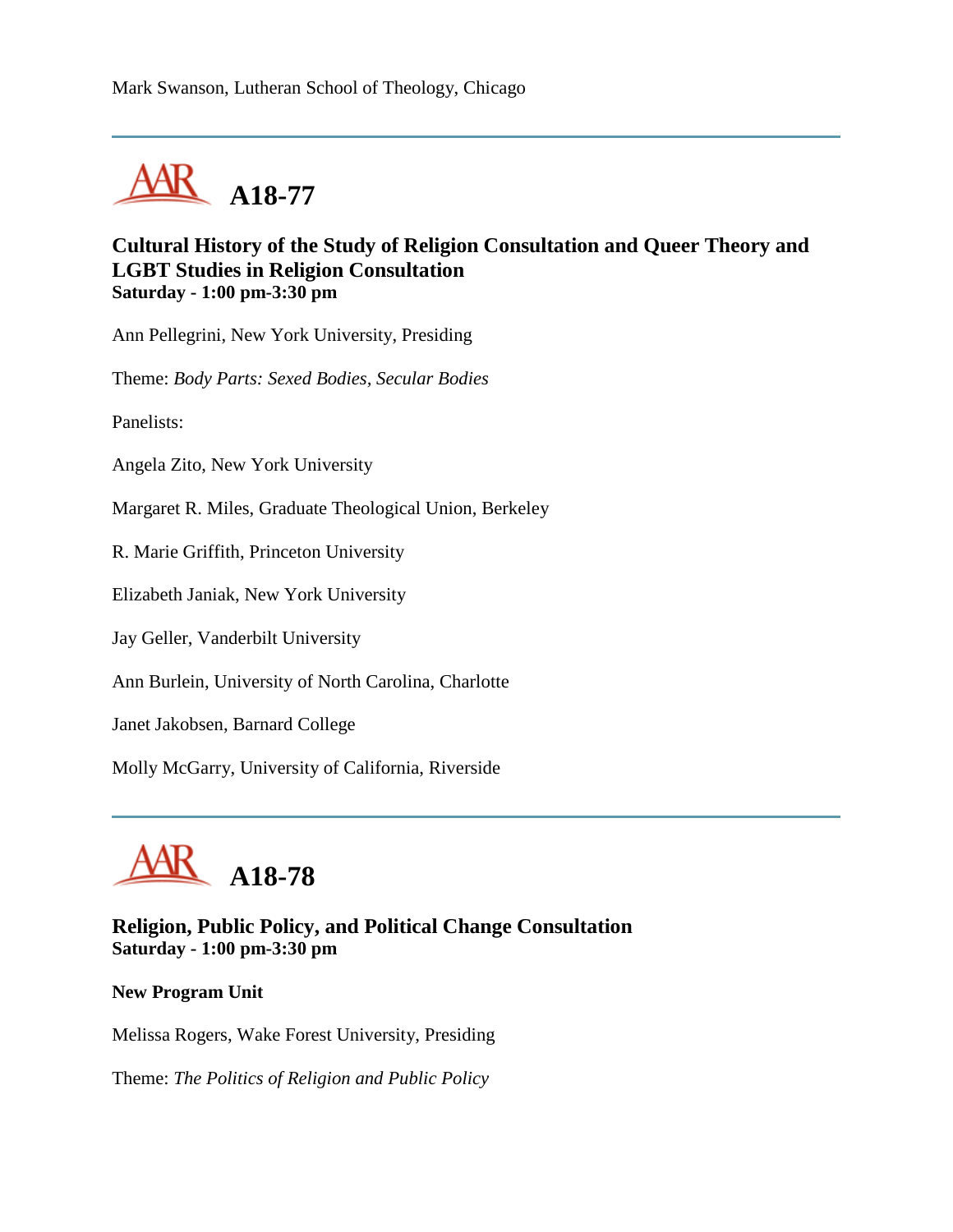Mark Swanson, Lutheran School of Theology, Chicago

---

## A18-77

### Cultural History of the Study of Religion Consultation and Queer Theory and LGBT Studies in Religion Consultation
**Saturday - 1:00 pm-3:30 pm**

Ann Pellegrini, New York University, Presiding

Theme: *Body Parts: Sexed Bodies, Secular Bodies*

Panelists:

Angela Zito, New York University

Margaret R. Miles, Graduate Theological Union, Berkeley

R. Marie Griffith, Princeton University

Elizabeth Janiak, New York University

Jay Geller, Vanderbilt University

Ann Burlein, University of North Carolina, Charlotte

Janet Jakobsen, Barnard College

Molly McGarry, University of California, Riverside

---

## A18-78

### Religion, Public Policy, and Political Change Consultation
**Saturday - 1:00 pm-3:30 pm**

**New Program Unit**

Melissa Rogers, Wake Forest University, Presiding

Theme: *The Politics of Religion and Public Policy*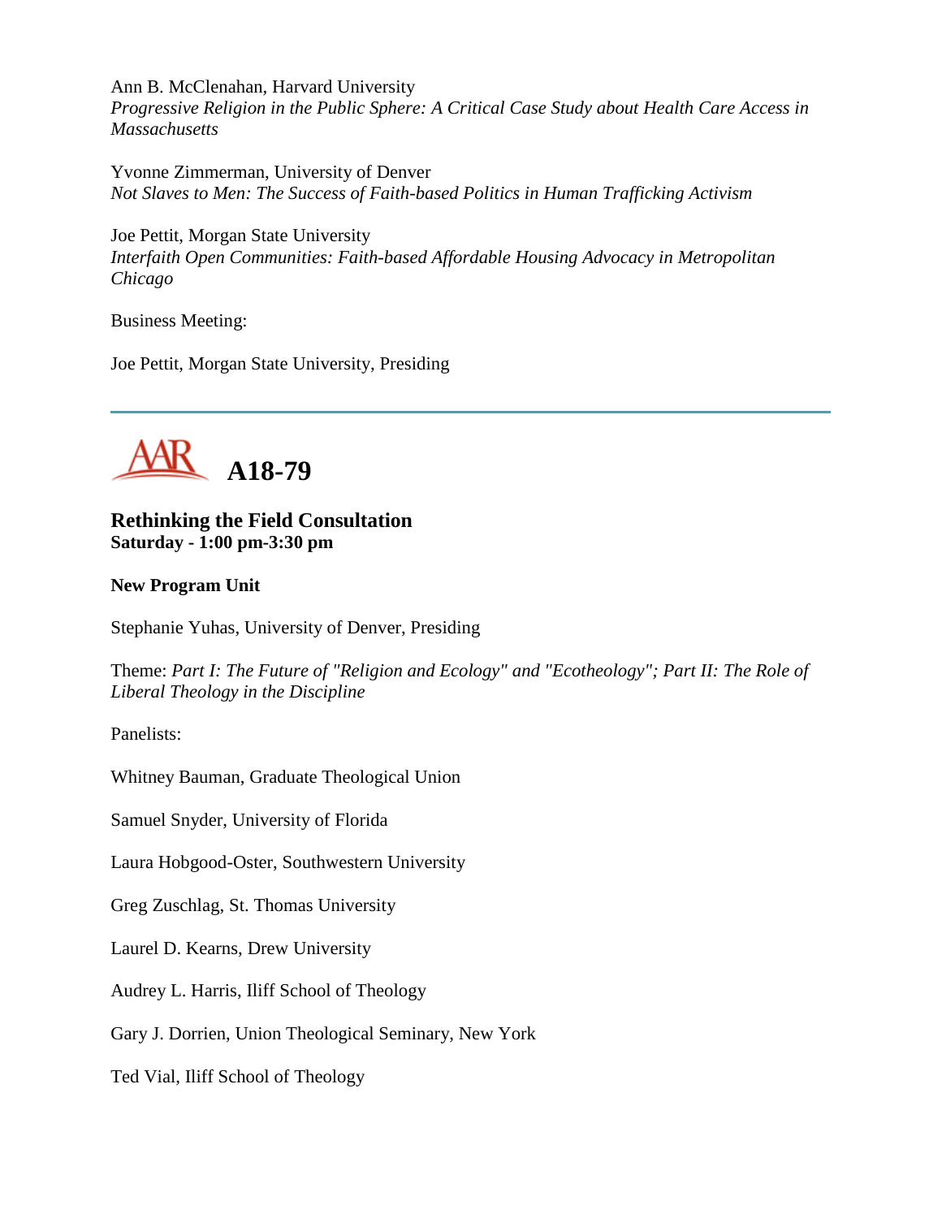Ann B. McClenahan, Harvard University
*Progressive Religion in the Public Sphere: A Critical Case Study about Health Care Access in Massachusetts*

Yvonne Zimmerman, University of Denver
*Not Slaves to Men: The Success of Faith-based Politics in Human Trafficking Activism*

Joe Pettit, Morgan State University
*Interfaith Open Communities: Faith-based Affordable Housing Advocacy in Metropolitan Chicago*

Business Meeting:

Joe Pettit, Morgan State University, Presiding

---

# A18-79

### Rethinking the Field Consultation
**Saturday - 1:00 pm-3:30 pm**

**New Program Unit**

Stephanie Yuhas, University of Denver, Presiding

Theme: *Part I: The Future of "Religion and Ecology" and "Ecotheology"; Part II: The Role of Liberal Theology in the Discipline*

Panelists:

Whitney Bauman, Graduate Theological Union

Samuel Snyder, University of Florida

Laura Hobgood-Oster, Southwestern University

Greg Zuschlag, St. Thomas University

Laurel D. Kearns, Drew University

Audrey L. Harris, Iliff School of Theology

Gary J. Dorrien, Union Theological Seminary, New York

Ted Vial, Iliff School of Theology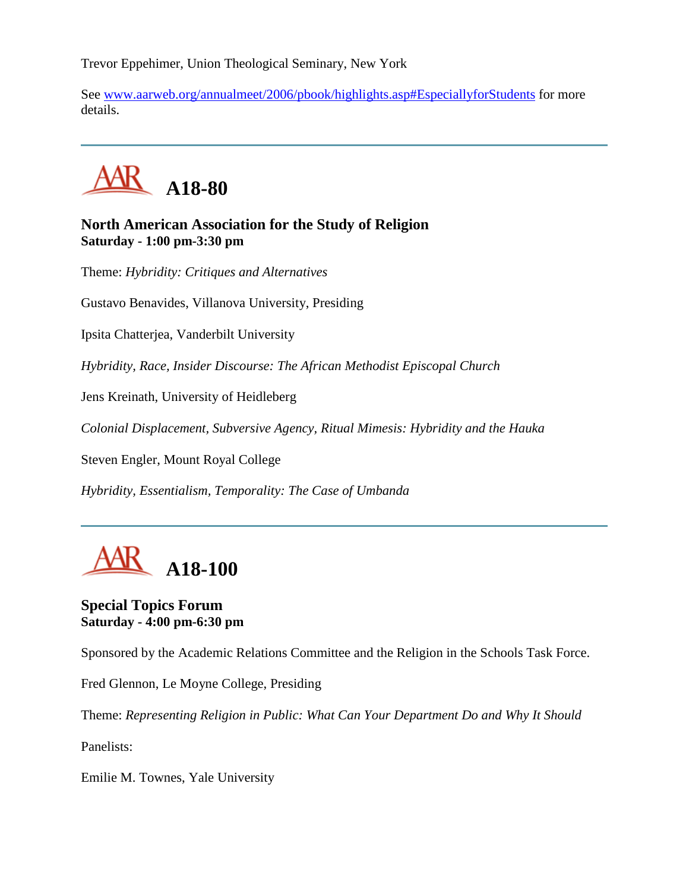Trevor Eppehimer, Union Theological Seminary, New York

See [www.aarweb.org/annualmeet/2006/pbook/highlights.asp#EspeciallyforStudents](www.aarweb.org/annualmeet/2006/pbook/highlights.asp#EspeciallyforStudents) for more details.

---

# A18-80

### North American Association for the Study of Religion
**Saturday - 1:00 pm-3:30 pm**

Theme: *Hybridity: Critiques and Alternatives*

Gustavo Benavides, Villanova University, Presiding

Ipsita Chatterjea, Vanderbilt University

*Hybridity, Race, Insider Discourse: The African Methodist Episcopal Church*

Jens Kreinath, University of Heidleberg

*Colonial Displacement, Subversive Agency, Ritual Mimesis: Hybridity and the Hauka*

Steven Engler, Mount Royal College

*Hybridity, Essentialism, Temporality: The Case of Umbanda*

---

# A18-100

### Special Topics Forum
**Saturday - 4:00 pm-6:30 pm**

Sponsored by the Academic Relations Committee and the Religion in the Schools Task Force.

Fred Glennon, Le Moyne College, Presiding

Theme: *Representing Religion in Public: What Can Your Department Do and Why It Should*

Panelists:

Emilie M. Townes, Yale University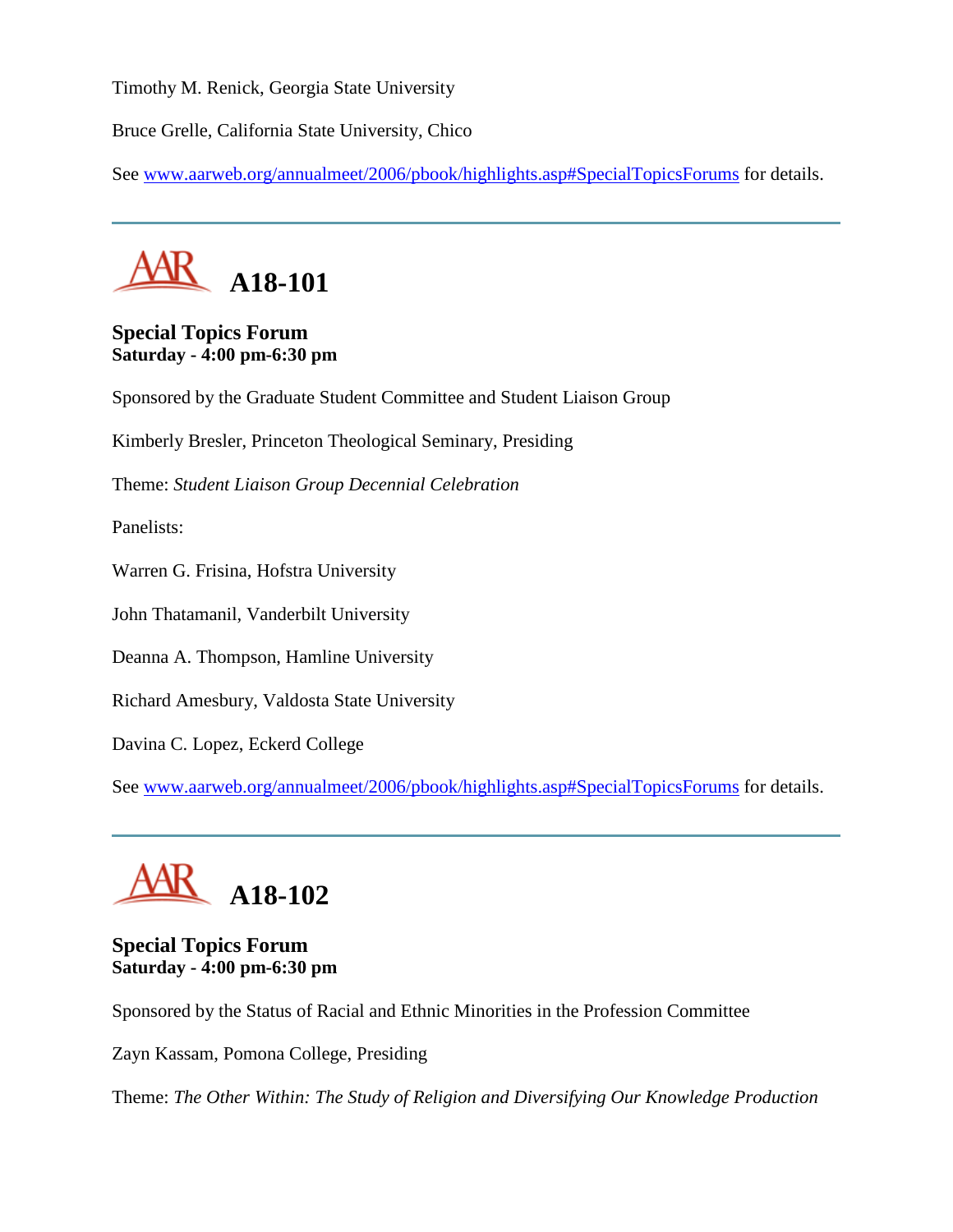Timothy M. Renick, Georgia State University

Bruce Grelle, California State University, Chico

See [www.aarweb.org/annualmeet/2006/pbook/highlights.asp#SpecialTopicsForums](www.aarweb.org/annualmeet/2006/pbook/highlights.asp#SpecialTopicsForums) for details.

---

# A18-101

**Special Topics Forum**
**Saturday - 4:00 pm-6:30 pm**

Sponsored by the Graduate Student Committee and Student Liaison Group

Kimberly Bresler, Princeton Theological Seminary, Presiding

Theme: *Student Liaison Group Decennial Celebration*

Panelists:

Warren G. Frisina, Hofstra University

John Thatamanil, Vanderbilt University

Deanna A. Thompson, Hamline University

Richard Amesbury, Valdosta State University

Davina C. Lopez, Eckerd College

See [www.aarweb.org/annualmeet/2006/pbook/highlights.asp#SpecialTopicsForums](www.aarweb.org/annualmeet/2006/pbook/highlights.asp#SpecialTopicsForums) for details.

---

# A18-102

**Special Topics Forum**
**Saturday - 4:00 pm-6:30 pm**

Sponsored by the Status of Racial and Ethnic Minorities in the Profession Committee

Zayn Kassam, Pomona College, Presiding

Theme: *The Other Within: The Study of Religion and Diversifying Our Knowledge Production*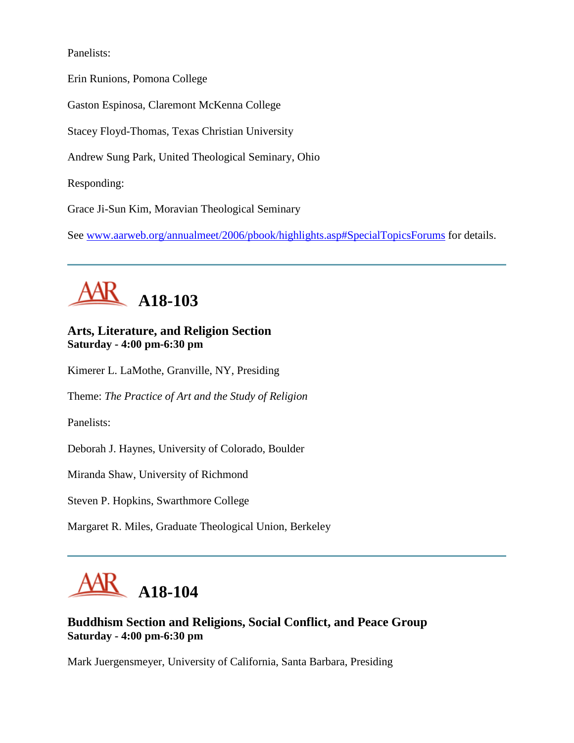Panelists:

Erin Runions, Pomona College

Gaston Espinosa, Claremont McKenna College

Stacey Floyd-Thomas, Texas Christian University

Andrew Sung Park, United Theological Seminary, Ohio

Responding:

Grace Ji-Sun Kim, Moravian Theological Seminary

See www.aarweb.org/annualmeet/2006/pbook/highlights.asp#SpecialTopicsForums for details.

---

# AAR A18-103

**Arts, Literature, and Religion Section**
**Saturday - 4:00 pm-6:30 pm**

Kimerer L. LaMothe, Granville, NY, Presiding

Theme: *The Practice of Art and the Study of Religion*

Panelists:

Deborah J. Haynes, University of Colorado, Boulder

Miranda Shaw, University of Richmond

Steven P. Hopkins, Swarthmore College

Margaret R. Miles, Graduate Theological Union, Berkeley

---

# AAR A18-104

**Buddhism Section and Religions, Social Conflict, and Peace Group**
**Saturday - 4:00 pm-6:30 pm**

Mark Juergensmeyer, University of California, Santa Barbara, Presiding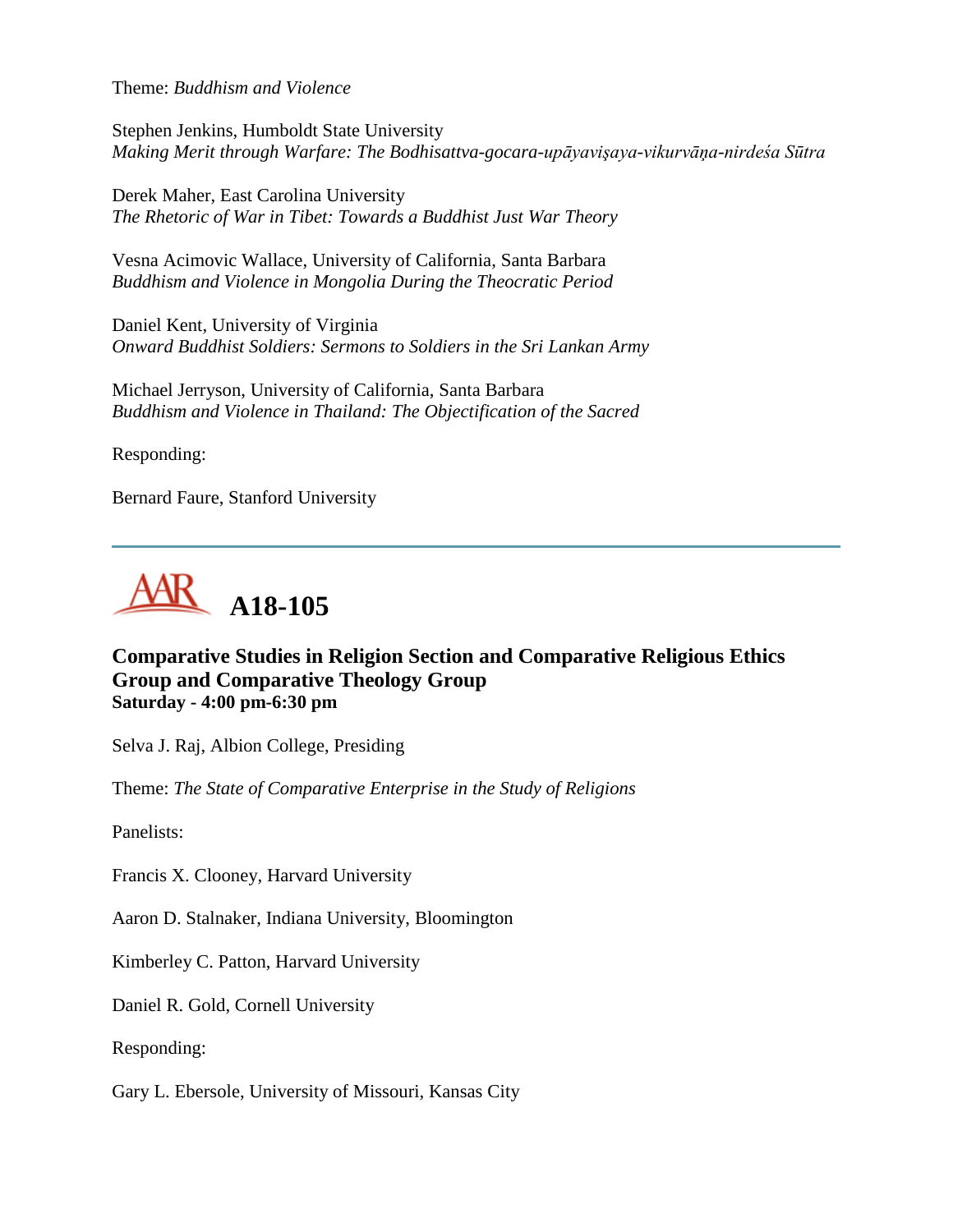Theme: *Buddhism and Violence*

Stephen Jenkins, Humboldt State University
*Making Merit through Warfare: The Bodhisattva-gocara-upāyavişaya-vikurvāṇa-nirdeśa Sūtra*

Derek Maher, East Carolina University
*The Rhetoric of War in Tibet: Towards a Buddhist Just War Theory*

Vesna Acimovic Wallace, University of California, Santa Barbara
*Buddhism and Violence in Mongolia During the Theocratic Period*

Daniel Kent, University of Virginia
*Onward Buddhist Soldiers: Sermons to Soldiers in the Sri Lankan Army*

Michael Jerryson, University of California, Santa Barbara
*Buddhism and Violence in Thailand: The Objectification of the Sacred*

Responding:

Bernard Faure, Stanford University

---

# A18-105

### Comparative Studies in Religion Section and Comparative Religious Ethics Group and Comparative Theology Group
**Saturday - 4:00 pm-6:30 pm**

Selva J. Raj, Albion College, Presiding

Theme: *The State of Comparative Enterprise in the Study of Religions*

Panelists:

Francis X. Clooney, Harvard University

Aaron D. Stalnaker, Indiana University, Bloomington

Kimberley C. Patton, Harvard University

Daniel R. Gold, Cornell University

Responding:

Gary L. Ebersole, University of Missouri, Kansas City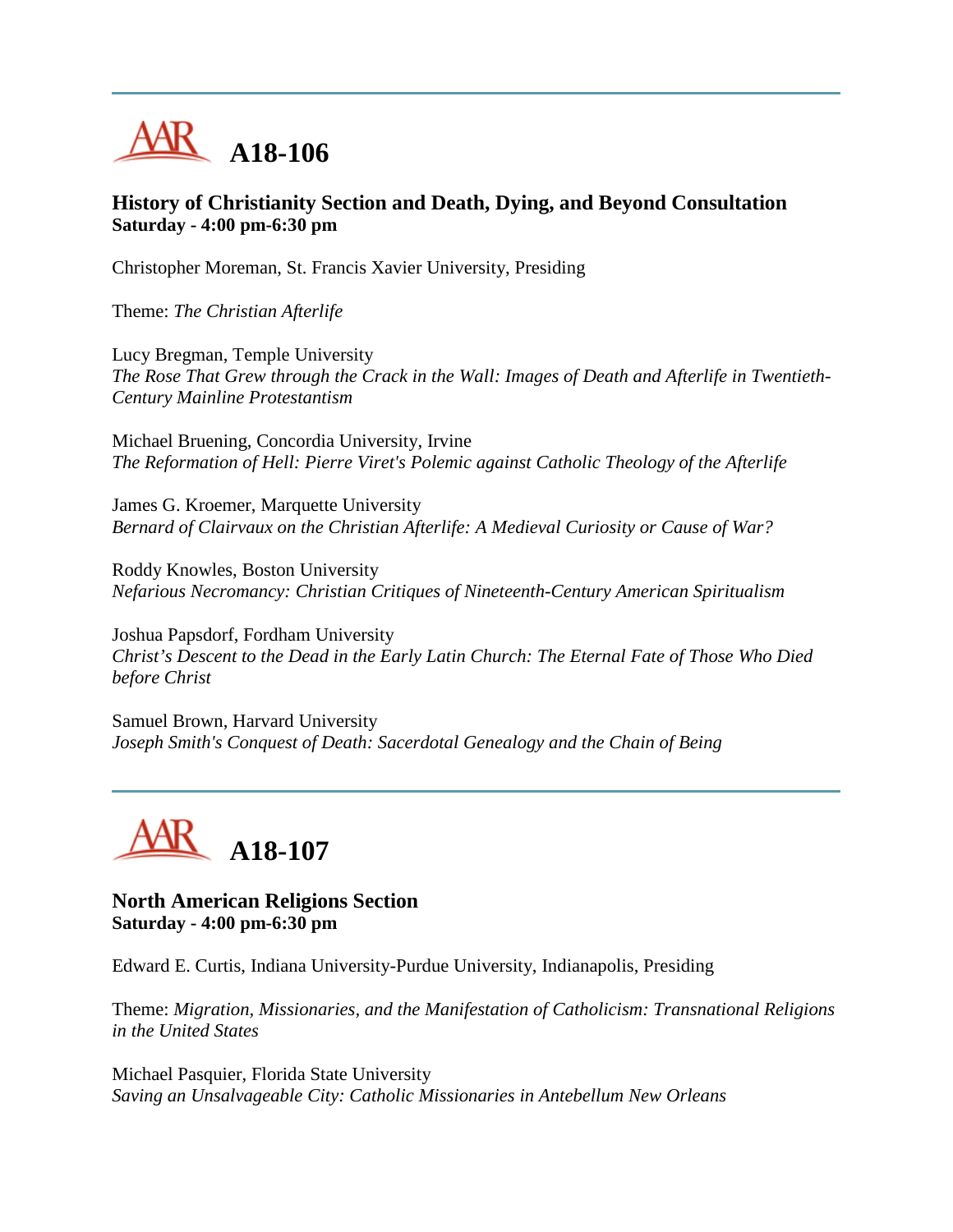# A18-106

### History of Christianity Section and Death, Dying, and Beyond Consultation
**Saturday - 4:00 pm-6:30 pm**

Christopher Moreman, St. Francis Xavier University, Presiding

Theme: *The Christian Afterlife*

Lucy Bregman, Temple University
*The Rose That Grew through the Crack in the Wall: Images of Death and Afterlife in Twentieth-Century Mainline Protestantism*

Michael Bruening, Concordia University, Irvine
*The Reformation of Hell: Pierre Viret's Polemic against Catholic Theology of the Afterlife*

James G. Kroemer, Marquette University
*Bernard of Clairvaux on the Christian Afterlife: A Medieval Curiosity or Cause of War?*

Roddy Knowles, Boston University
*Nefarious Necromancy: Christian Critiques of Nineteenth-Century American Spiritualism*

Joshua Papsdorf, Fordham University
*Christ's Descent to the Dead in the Early Latin Church: The Eternal Fate of Those Who Died before Christ*

Samuel Brown, Harvard University
*Joseph Smith's Conquest of Death: Sacerdotal Genealogy and the Chain of Being*

# A18-107

### North American Religions Section
**Saturday - 4:00 pm-6:30 pm**

Edward E. Curtis, Indiana University-Purdue University, Indianapolis, Presiding

Theme: *Migration, Missionaries, and the Manifestation of Catholicism: Transnational Religions in the United States*

Michael Pasquier, Florida State University
*Saving an Unsalvageable City: Catholic Missionaries in Antebellum New Orleans*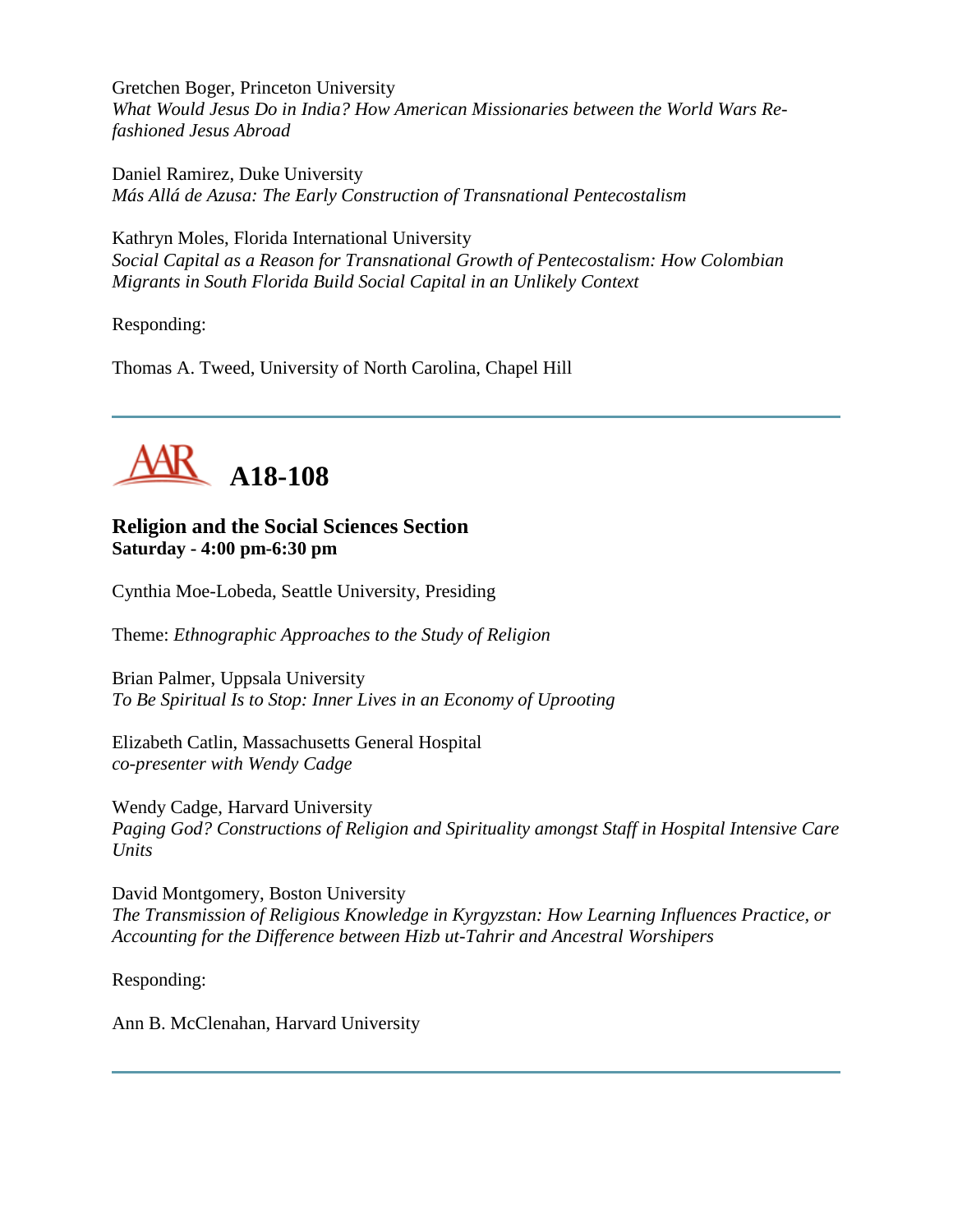Gretchen Boger, Princeton University
*What Would Jesus Do in India? How American Missionaries between the World Wars Re-fashioned Jesus Abroad*

Daniel Ramirez, Duke University
*Más Allá de Azusa: The Early Construction of Transnational Pentecostalism*

Kathryn Moles, Florida International University
*Social Capital as a Reason for Transnational Growth of Pentecostalism: How Colombian Migrants in South Florida Build Social Capital in an Unlikely Context*

Responding:

Thomas A. Tweed, University of North Carolina, Chapel Hill

---

# A18-108

**Religion and the Social Sciences Section**
**Saturday - 4:00 pm-6:30 pm**

Cynthia Moe-Lobeda, Seattle University, Presiding

Theme: *Ethnographic Approaches to the Study of Religion*

Brian Palmer, Uppsala University
*To Be Spiritual Is to Stop: Inner Lives in an Economy of Uprooting*

Elizabeth Catlin, Massachusetts General Hospital
*co-presenter with Wendy Cadge*

Wendy Cadge, Harvard University
*Paging God? Constructions of Religion and Spirituality amongst Staff in Hospital Intensive Care Units*

David Montgomery, Boston University
*The Transmission of Religious Knowledge in Kyrgyzstan: How Learning Influences Practice, or Accounting for the Difference between Hizb ut-Tahrir and Ancestral Worshipers*

Responding:

Ann B. McClenahan, Harvard University

---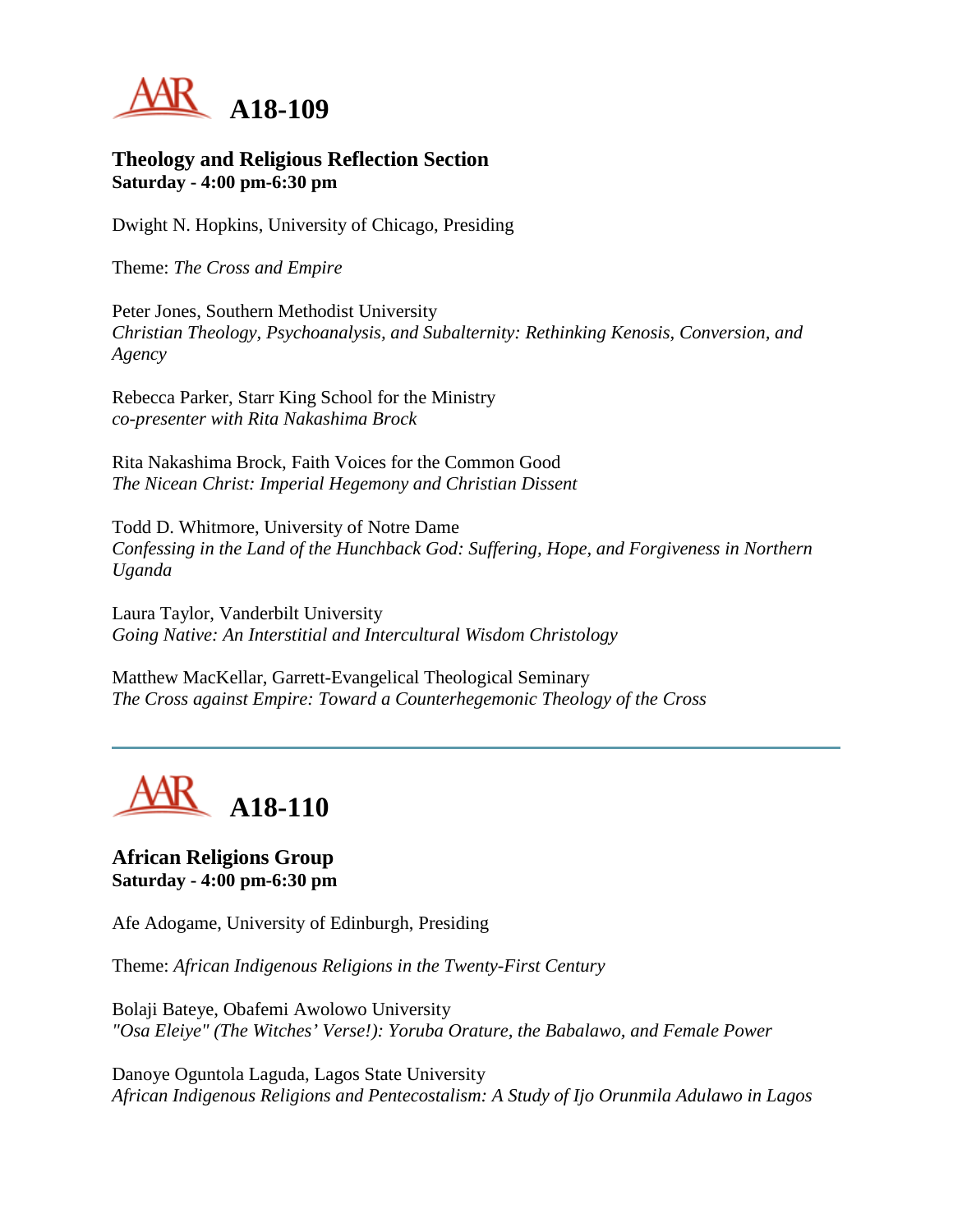# A18-109

### Theology and Religious Reflection Section
**Saturday - 4:00 pm-6:30 pm**

Dwight N. Hopkins, University of Chicago, Presiding

Theme: *The Cross and Empire*

Peter Jones, Southern Methodist University
*Christian Theology, Psychoanalysis, and Subalternity: Rethinking Kenosis, Conversion, and Agency*

Rebecca Parker, Starr King School for the Ministry
*co-presenter with Rita Nakashima Brock*

Rita Nakashima Brock, Faith Voices for the Common Good
*The Nicean Christ: Imperial Hegemony and Christian Dissent*

Todd D. Whitmore, University of Notre Dame
*Confessing in the Land of the Hunchback God: Suffering, Hope, and Forgiveness in Northern Uganda*

Laura Taylor, Vanderbilt University
*Going Native: An Interstitial and Intercultural Wisdom Christology*

Matthew MacKellar, Garrett-Evangelical Theological Seminary
*The Cross against Empire: Toward a Counterhegemonic Theology of the Cross*

---

# A18-110

### African Religions Group
**Saturday - 4:00 pm-6:30 pm**

Afe Adogame, University of Edinburgh, Presiding

Theme: *African Indigenous Religions in the Twenty-First Century*

Bolaji Bateye, Obafemi Awolowo University
*"Osa Eleiye" (The Witches' Verse!): Yoruba Orature, the Babalawo, and Female Power*

Danoye Oguntola Laguda, Lagos State University
*African Indigenous Religions and Pentecostalism: A Study of Ijo Orunmila Adulawo in Lagos*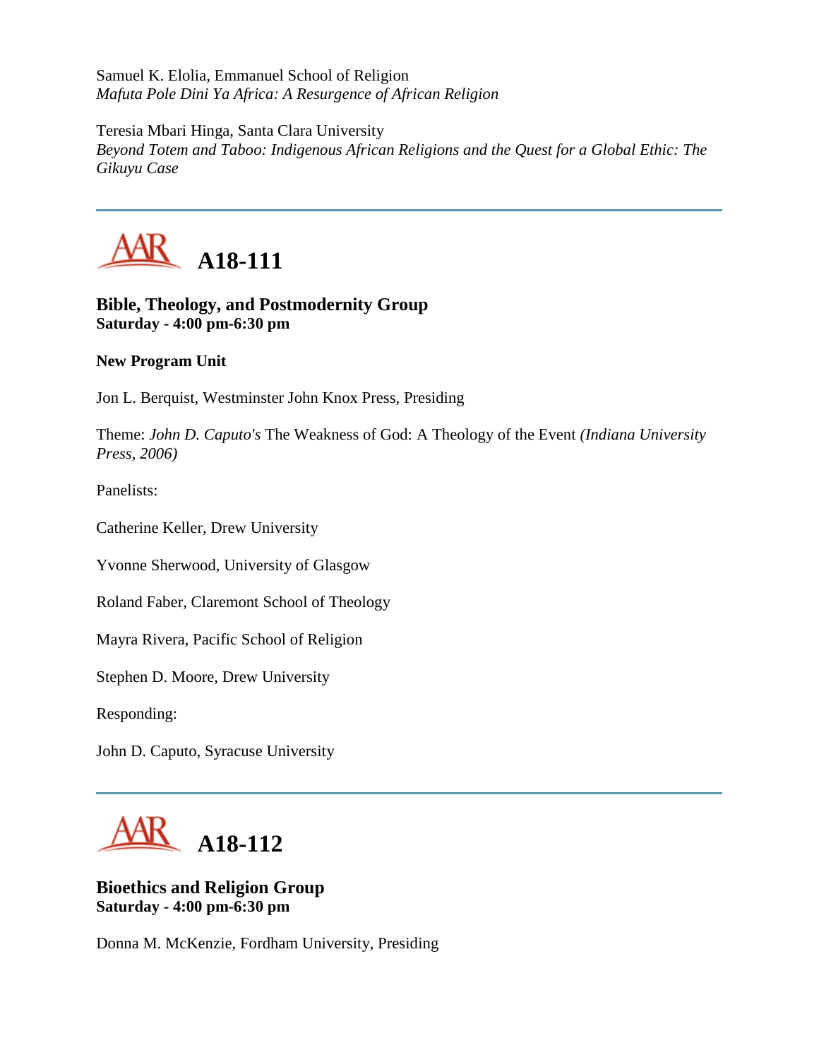Samuel K. Elolia, Emmanuel School of Religion
*Mafuta Pole Dini Ya Africa: A Resurgence of African Religion*

Teresia Mbari Hinga, Santa Clara University
*Beyond Totem and Taboo: Indigenous African Religions and the Quest for a Global Ethic: The Gikuyu Case*

---

## A18-111

**Bible, Theology, and Postmodernity Group**
**Saturday - 4:00 pm-6:30 pm**

**New Program Unit**

Jon L. Berquist, Westminster John Knox Press, Presiding

Theme: *John D. Caputo's* The Weakness of God: A Theology of the Event *(Indiana University Press, 2006)*

Panelists:

Catherine Keller, Drew University

Yvonne Sherwood, University of Glasgow

Roland Faber, Claremont School of Theology

Mayra Rivera, Pacific School of Religion

Stephen D. Moore, Drew University

Responding:

John D. Caputo, Syracuse University

---

## A18-112

**Bioethics and Religion Group**
**Saturday - 4:00 pm-6:30 pm**

Donna M. McKenzie, Fordham University, Presiding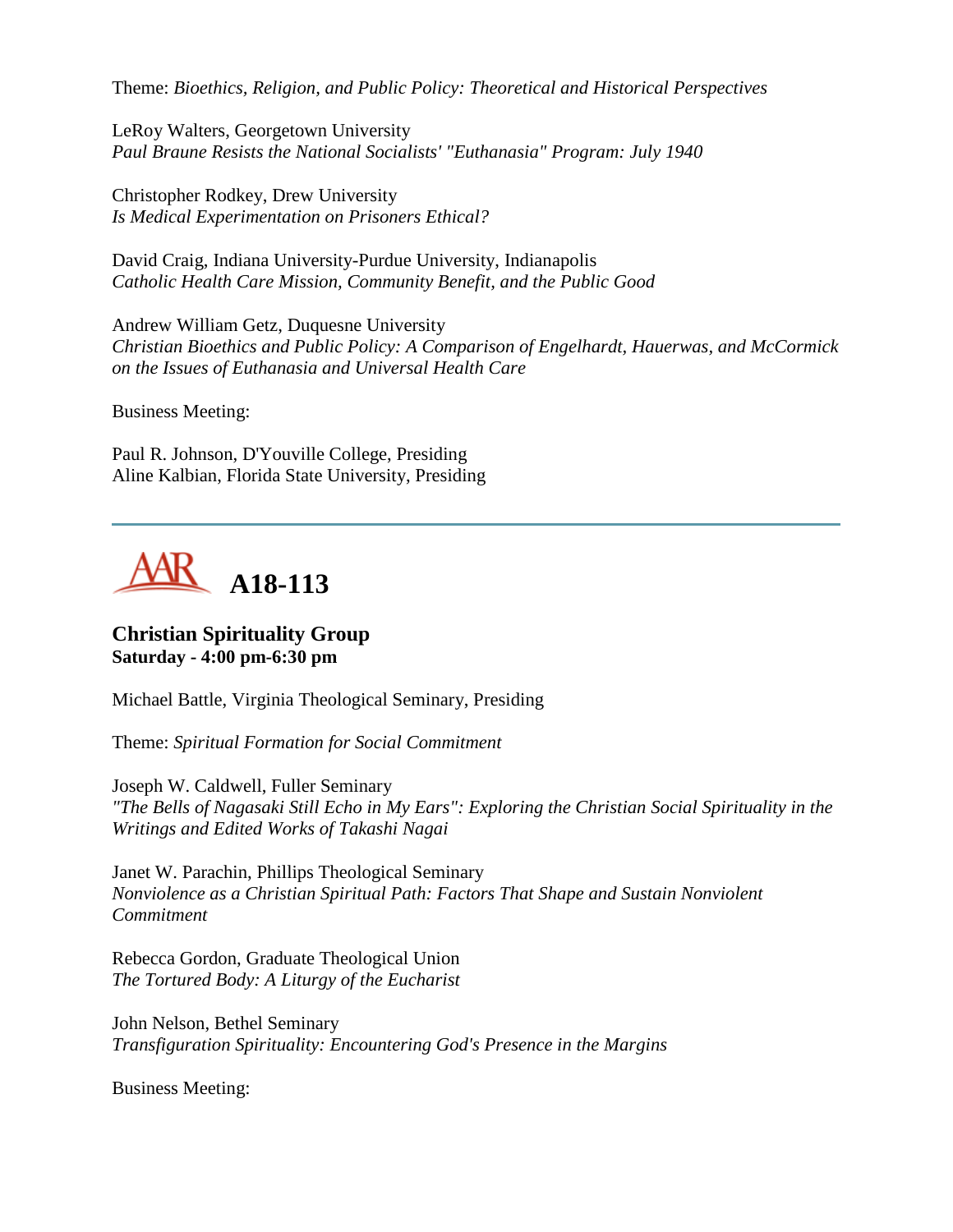Theme: *Bioethics, Religion, and Public Policy: Theoretical and Historical Perspectives*

LeRoy Walters, Georgetown University
*Paul Braune Resists the National Socialists' "Euthanasia" Program: July 1940*

Christopher Rodkey, Drew University
*Is Medical Experimentation on Prisoners Ethical?*

David Craig, Indiana University-Purdue University, Indianapolis
*Catholic Health Care Mission, Community Benefit, and the Public Good*

Andrew William Getz, Duquesne University
*Christian Bioethics and Public Policy: A Comparison of Engelhardt, Hauerwas, and McCormick on the Issues of Euthanasia and Universal Health Care*

Business Meeting:

Paul R. Johnson, D'Youville College, Presiding
Aline Kalbian, Florida State University, Presiding

---

# AAR A18-113

**Christian Spirituality Group**
**Saturday - 4:00 pm-6:30 pm**

Michael Battle, Virginia Theological Seminary, Presiding

Theme: *Spiritual Formation for Social Commitment*

Joseph W. Caldwell, Fuller Seminary
*"The Bells of Nagasaki Still Echo in My Ears": Exploring the Christian Social Spirituality in the Writings and Edited Works of Takashi Nagai*

Janet W. Parachin, Phillips Theological Seminary
*Nonviolence as a Christian Spiritual Path: Factors That Shape and Sustain Nonviolent Commitment*

Rebecca Gordon, Graduate Theological Union
*The Tortured Body: A Liturgy of the Eucharist*

John Nelson, Bethel Seminary
*Transfiguration Spirituality: Encountering God's Presence in the Margins*

Business Meeting: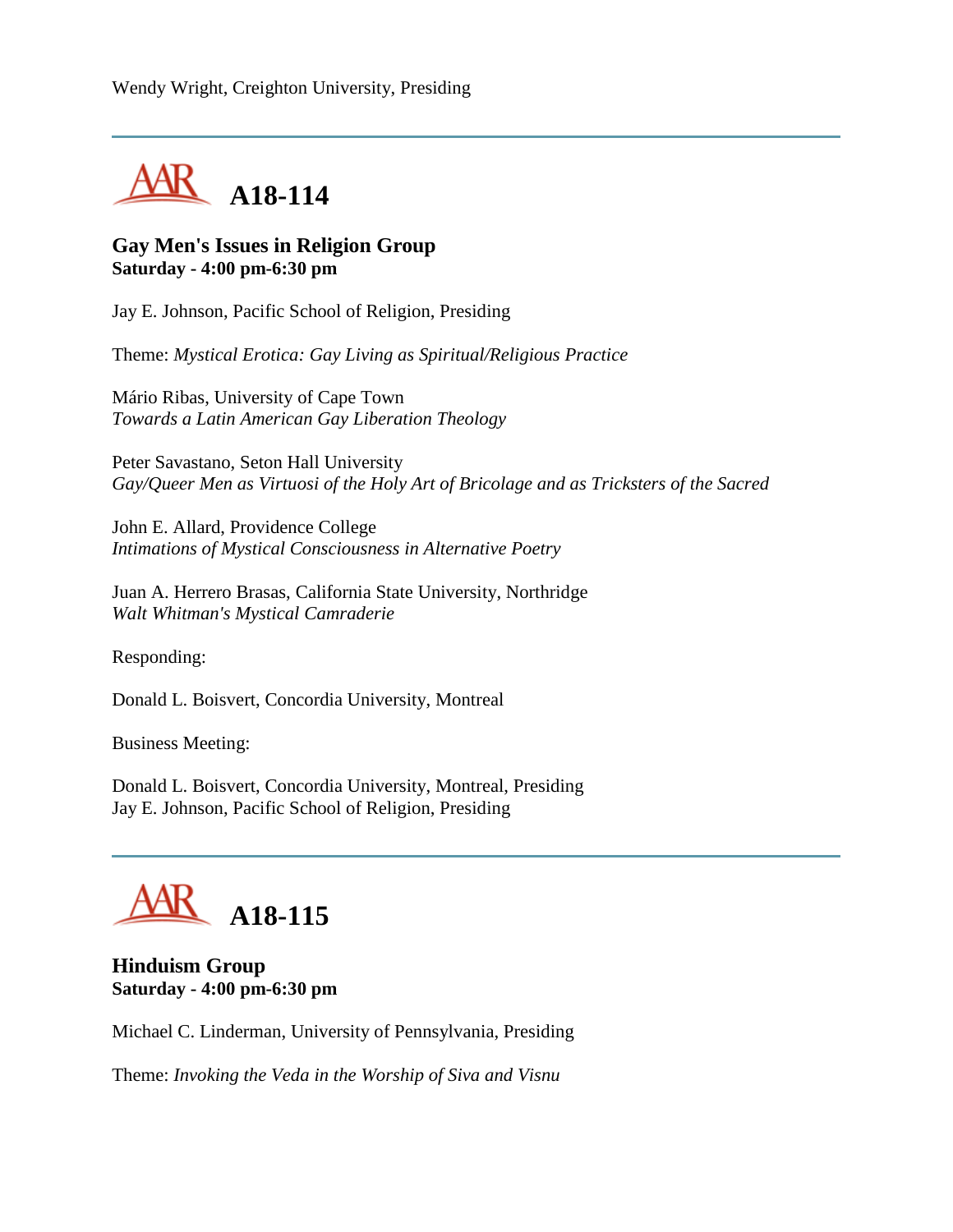Wendy Wright, Creighton University, Presiding

---

## A18-114

**Gay Men's Issues in Religion Group**
**Saturday - 4:00 pm-6:30 pm**

Jay E. Johnson, Pacific School of Religion, Presiding

Theme: *Mystical Erotica: Gay Living as Spiritual/Religious Practice*

Mário Ribas, University of Cape Town
*Towards a Latin American Gay Liberation Theology*

Peter Savastano, Seton Hall University
*Gay/Queer Men as Virtuosi of the Holy Art of Bricolage and as Tricksters of the Sacred*

John E. Allard, Providence College
*Intimations of Mystical Consciousness in Alternative Poetry*

Juan A. Herrero Brasas, California State University, Northridge
*Walt Whitman's Mystical Camraderie*

Responding:

Donald L. Boisvert, Concordia University, Montreal

Business Meeting:

Donald L. Boisvert, Concordia University, Montreal, Presiding
Jay E. Johnson, Pacific School of Religion, Presiding

---

## A18-115

**Hinduism Group**
**Saturday - 4:00 pm-6:30 pm**

Michael C. Linderman, University of Pennsylvania, Presiding

Theme: *Invoking the Veda in the Worship of Siva and Visnu*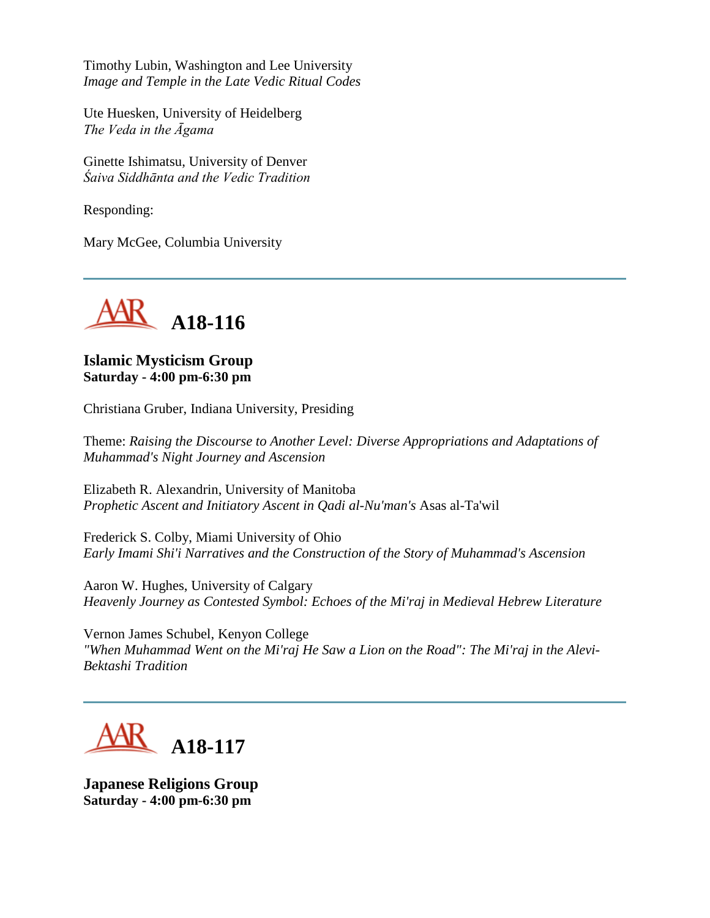Timothy Lubin, Washington and Lee University
*Image and Temple in the Late Vedic Ritual Codes*

Ute Huesken, University of Heidelberg
*The Veda in the Āgama*

Ginette Ishimatsu, University of Denver
*Śaiva Siddhānta and the Vedic Tradition*

Responding:

Mary McGee, Columbia University

---

## A18-116

**Islamic Mysticism Group**
**Saturday - 4:00 pm-6:30 pm**

Christiana Gruber, Indiana University, Presiding

Theme: *Raising the Discourse to Another Level: Diverse Appropriations and Adaptations of Muhammad's Night Journey and Ascension*

Elizabeth R. Alexandrin, University of Manitoba
*Prophetic Ascent and Initiatory Ascent in Qadi al-Nu'man's* Asas al-Ta'wil

Frederick S. Colby, Miami University of Ohio
*Early Imami Shi'i Narratives and the Construction of the Story of Muhammad's Ascension*

Aaron W. Hughes, University of Calgary
*Heavenly Journey as Contested Symbol: Echoes of the Mi'raj in Medieval Hebrew Literature*

Vernon James Schubel, Kenyon College
*"When Muhammad Went on the Mi'raj He Saw a Lion on the Road": The Mi'raj in the Alevi-Bektashi Tradition*

---

## A18-117

**Japanese Religions Group**
**Saturday - 4:00 pm-6:30 pm**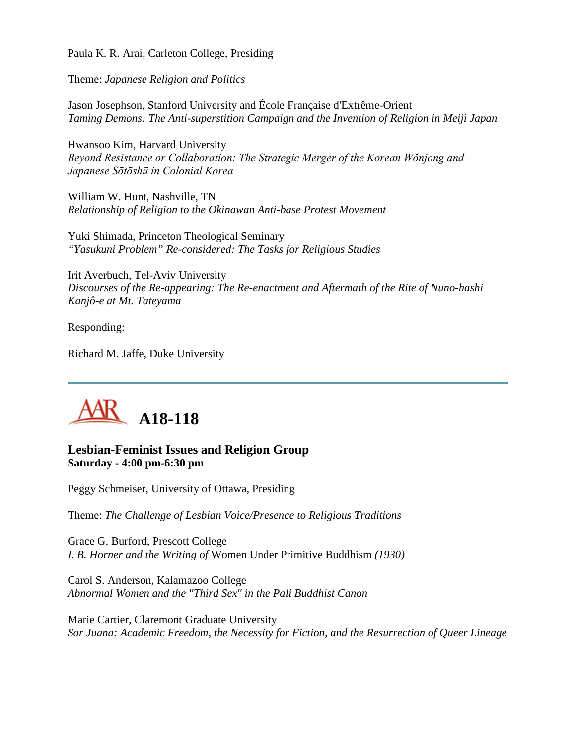Paula K. R. Arai, Carleton College, Presiding

Theme: *Japanese Religion and Politics*

Jason Josephson, Stanford University and École Française d'Extrême-Orient
*Taming Demons: The Anti-superstition Campaign and the Invention of Religion in Meiji Japan*

Hwansoo Kim, Harvard University
*Beyond Resistance or Collaboration: The Strategic Merger of the Korean Wŏnjong and Japanese Sōtōshū in Colonial Korea*

William W. Hunt, Nashville, TN
*Relationship of Religion to the Okinawan Anti-base Protest Movement*

Yuki Shimada, Princeton Theological Seminary
*"Yasukuni Problem" Re-considered: The Tasks for Religious Studies*

Irit Averbuch, Tel-Aviv University
*Discourses of the Re-appearing: The Re-enactment and Aftermath of the Rite of Nuno-hashi Kanjô-e at Mt. Tateyama*

Responding:

Richard M. Jaffe, Duke University

---

# A18-118

### Lesbian-Feminist Issues and Religion Group
**Saturday - 4:00 pm-6:30 pm**

Peggy Schmeiser, University of Ottawa, Presiding

Theme: *The Challenge of Lesbian Voice/Presence to Religious Traditions*

Grace G. Burford, Prescott College
*I. B. Horner and the Writing of* Women Under Primitive Buddhism *(1930)*

Carol S. Anderson, Kalamazoo College
*Abnormal Women and the "Third Sex" in the Pali Buddhist Canon*

Marie Cartier, Claremont Graduate University
*Sor Juana: Academic Freedom, the Necessity for Fiction, and the Resurrection of Queer Lineage*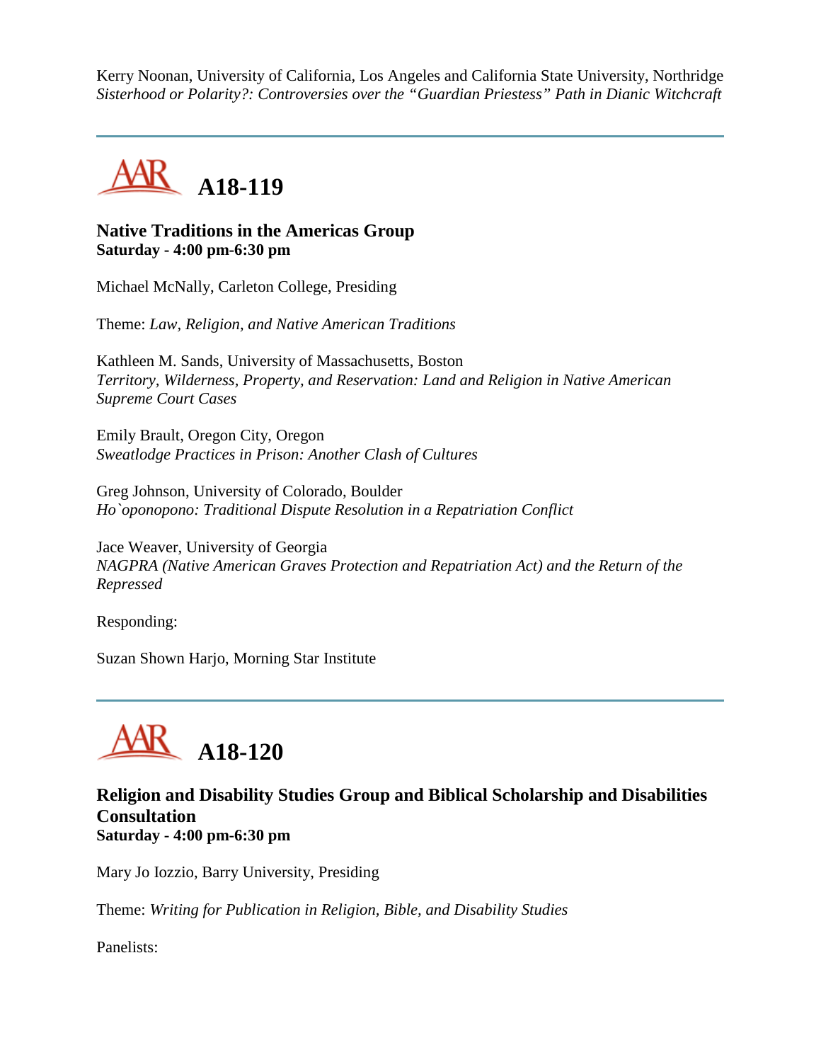Kerry Noonan, University of California, Los Angeles and California State University, Northridge
*Sisterhood or Polarity?: Controversies over the "Guardian Priestess" Path in Dianic Witchcraft*

---

# A18-119

### Native Traditions in the Americas Group
**Saturday - 4:00 pm-6:30 pm**

Michael McNally, Carleton College, Presiding

Theme: *Law, Religion, and Native American Traditions*

Kathleen M. Sands, University of Massachusetts, Boston
*Territory, Wilderness, Property, and Reservation: Land and Religion in Native American Supreme Court Cases*

Emily Brault, Oregon City, Oregon
*Sweatlodge Practices in Prison: Another Clash of Cultures*

Greg Johnson, University of Colorado, Boulder
*Ho`oponopono: Traditional Dispute Resolution in a Repatriation Conflict*

Jace Weaver, University of Georgia
*NAGPRA (Native American Graves Protection and Repatriation Act) and the Return of the Repressed*

Responding:

Suzan Shown Harjo, Morning Star Institute

---

# A18-120

### Religion and Disability Studies Group and Biblical Scholarship and Disabilities Consultation
**Saturday - 4:00 pm-6:30 pm**

Mary Jo Iozzio, Barry University, Presiding

Theme: *Writing for Publication in Religion, Bible, and Disability Studies*

Panelists: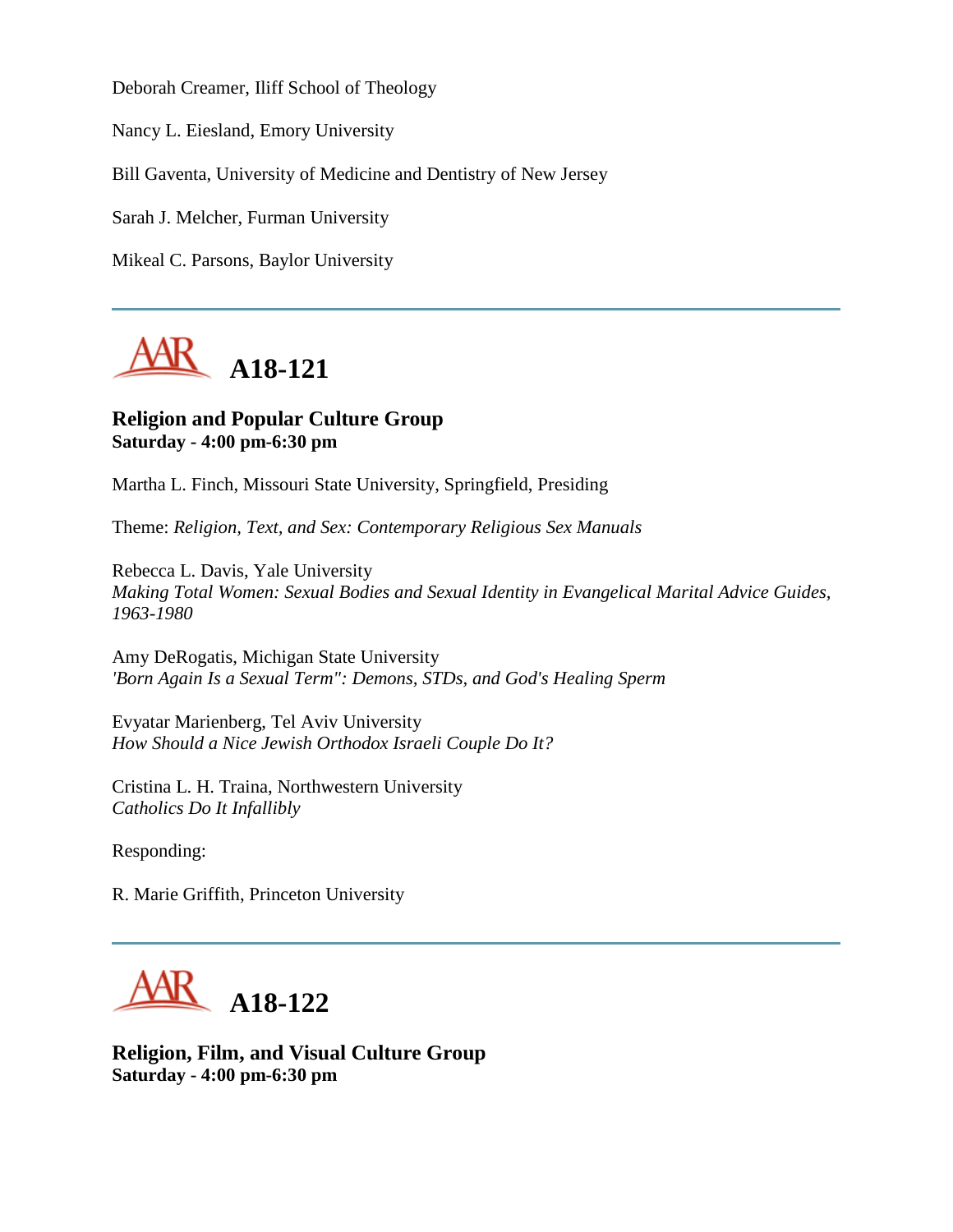Deborah Creamer, Iliff School of Theology

Nancy L. Eiesland, Emory University

Bill Gaventa, University of Medicine and Dentistry of New Jersey

Sarah J. Melcher, Furman University

Mikeal C. Parsons, Baylor University

---

# A18-121

**Religion and Popular Culture Group**
**Saturday - 4:00 pm-6:30 pm**

Martha L. Finch, Missouri State University, Springfield, Presiding

Theme: *Religion, Text, and Sex: Contemporary Religious Sex Manuals*

Rebecca L. Davis, Yale University
*Making Total Women: Sexual Bodies and Sexual Identity in Evangelical Marital Advice Guides, 1963-1980*

Amy DeRogatis, Michigan State University
*'Born Again Is a Sexual Term": Demons, STDs, and God's Healing Sperm*

Evyatar Marienberg, Tel Aviv University
*How Should a Nice Jewish Orthodox Israeli Couple Do It?*

Cristina L. H. Traina, Northwestern University
*Catholics Do It Infallibly*

Responding:

R. Marie Griffith, Princeton University

---

# A18-122

**Religion, Film, and Visual Culture Group**
**Saturday - 4:00 pm-6:30 pm**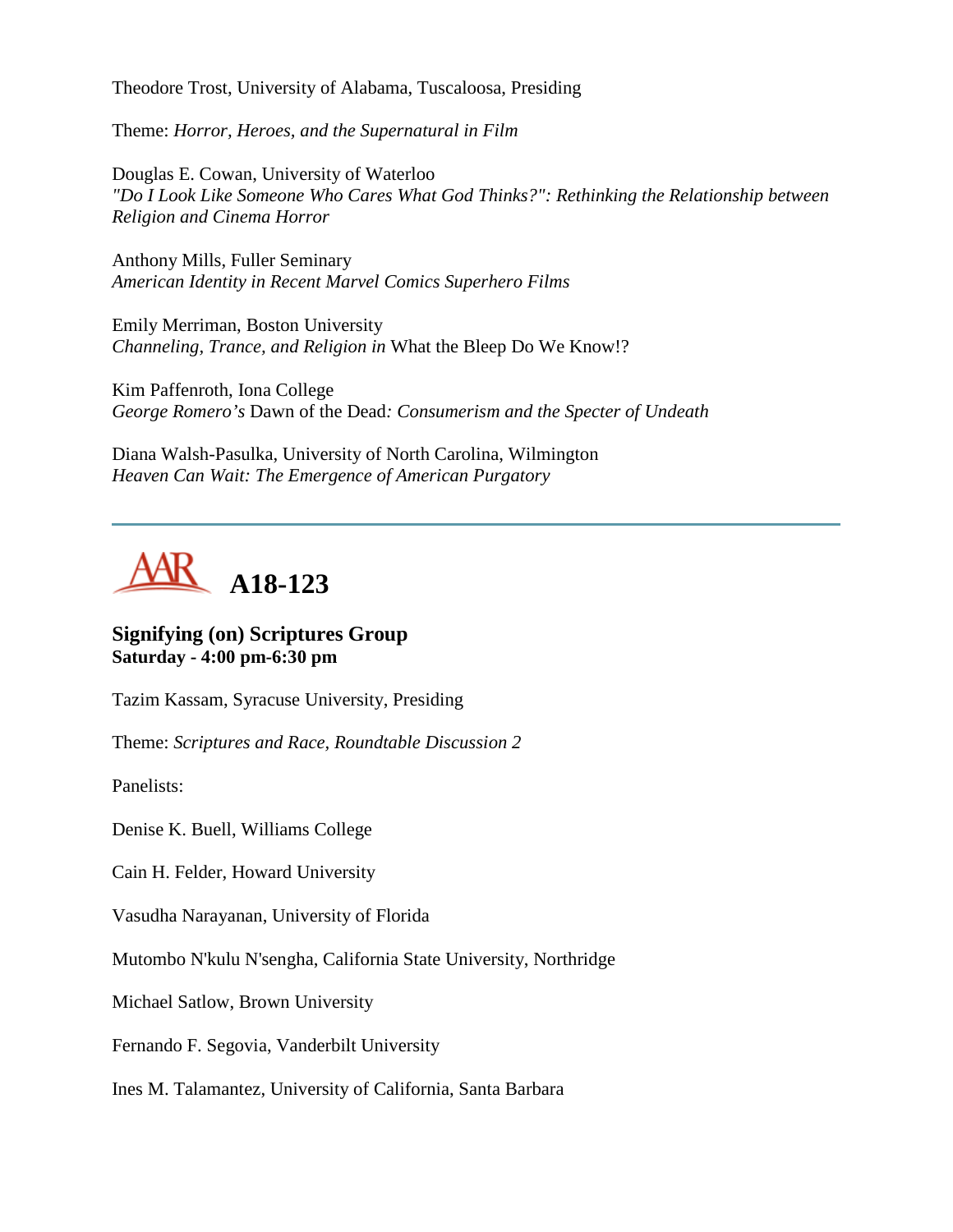Theodore Trost, University of Alabama, Tuscaloosa, Presiding

Theme: *Horror, Heroes, and the Supernatural in Film*

Douglas E. Cowan, University of Waterloo
*"Do I Look Like Someone Who Cares What God Thinks?": Rethinking the Relationship between Religion and Cinema Horror*

Anthony Mills, Fuller Seminary
*American Identity in Recent Marvel Comics Superhero Films*

Emily Merriman, Boston University
*Channeling, Trance, and Religion in* What the Bleep Do We Know!?

Kim Paffenroth, Iona College
*George Romero's* Dawn of the Dead*: Consumerism and the Specter of Undeath*

Diana Walsh-Pasulka, University of North Carolina, Wilmington
*Heaven Can Wait: The Emergence of American Purgatory*

---

# AAR A18-123

### Signifying (on) Scriptures Group
**Saturday - 4:00 pm-6:30 pm**

Tazim Kassam, Syracuse University, Presiding

Theme: *Scriptures and Race, Roundtable Discussion 2*

Panelists:

Denise K. Buell, Williams College

Cain H. Felder, Howard University

Vasudha Narayanan, University of Florida

Mutombo N'kulu N'sengha, California State University, Northridge

Michael Satlow, Brown University

Fernando F. Segovia, Vanderbilt University

Ines M. Talamantez, University of California, Santa Barbara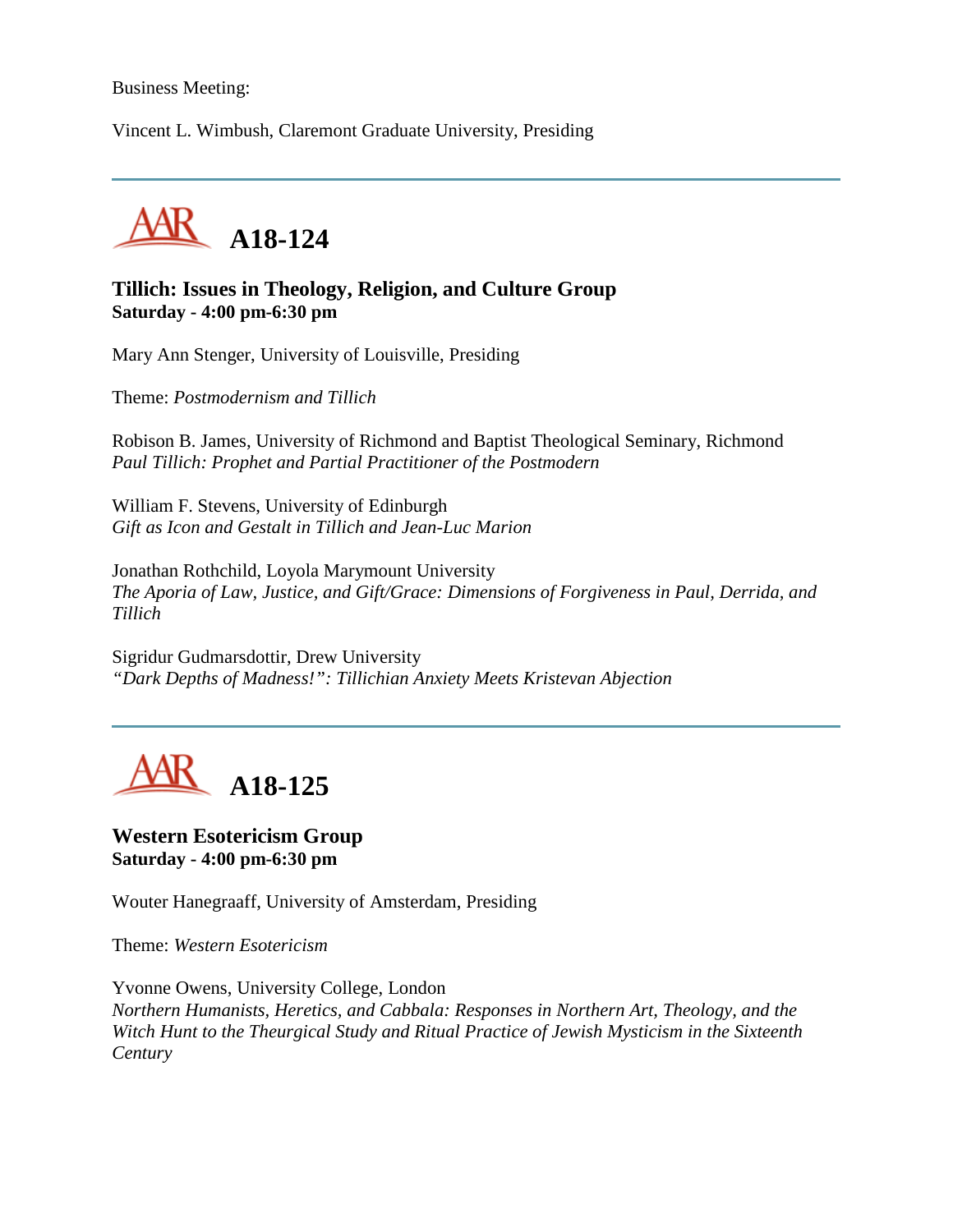Business Meeting:

Vincent L. Wimbush, Claremont Graduate University, Presiding

---

## A18-124

### Tillich: Issues in Theology, Religion, and Culture Group
**Saturday - 4:00 pm-6:30 pm**

Mary Ann Stenger, University of Louisville, Presiding

Theme: *Postmodernism and Tillich*

Robison B. James, University of Richmond and Baptist Theological Seminary, Richmond
*Paul Tillich: Prophet and Partial Practitioner of the Postmodern*

William F. Stevens, University of Edinburgh
*Gift as Icon and Gestalt in Tillich and Jean-Luc Marion*

Jonathan Rothchild, Loyola Marymount University
*The Aporia of Law, Justice, and Gift/Grace: Dimensions of Forgiveness in Paul, Derrida, and Tillich*

Sigridur Gudmarsdottir, Drew University
*"Dark Depths of Madness!": Tillichian Anxiety Meets Kristevan Abjection*

---

## A18-125

### Western Esotericism Group
**Saturday - 4:00 pm-6:30 pm**

Wouter Hanegraaff, University of Amsterdam, Presiding

Theme: *Western Esotericism*

Yvonne Owens, University College, London
*Northern Humanists, Heretics, and Cabbala: Responses in Northern Art, Theology, and the Witch Hunt to the Theurgical Study and Ritual Practice of Jewish Mysticism in the Sixteenth Century*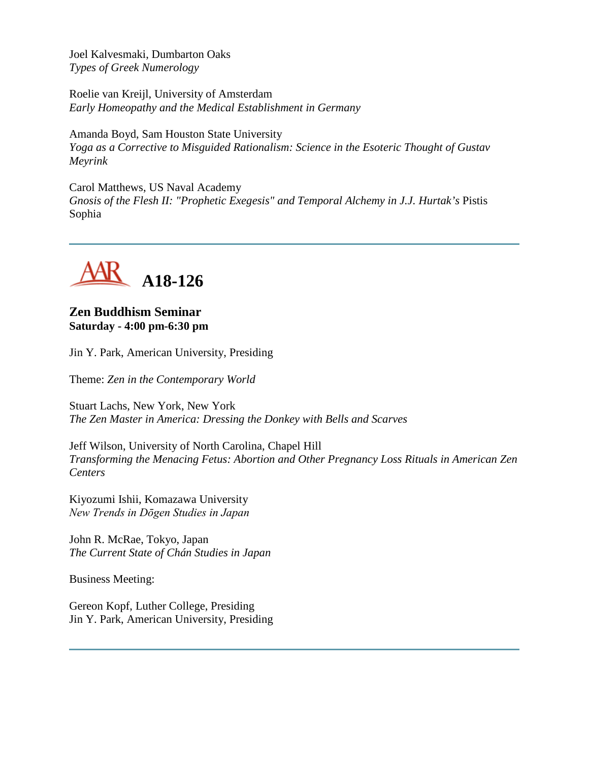Joel Kalvesmaki, Dumbarton Oaks
*Types of Greek Numerology*

Roelie van Kreijl, University of Amsterdam
*Early Homeopathy and the Medical Establishment in Germany*

Amanda Boyd, Sam Houston State University
*Yoga as a Corrective to Misguided Rationalism: Science in the Esoteric Thought of Gustav Meyrink*

Carol Matthews, US Naval Academy
*Gnosis of the Flesh II: "Prophetic Exegesis" and Temporal Alchemy in J.J. Hurtak's* Pistis Sophia

---

## AAR A18-126

**Zen Buddhism Seminar**
**Saturday - 4:00 pm-6:30 pm**

Jin Y. Park, American University, Presiding

Theme: *Zen in the Contemporary World*

Stuart Lachs, New York, New York
*The Zen Master in America: Dressing the Donkey with Bells and Scarves*

Jeff Wilson, University of North Carolina, Chapel Hill
*Transforming the Menacing Fetus: Abortion and Other Pregnancy Loss Rituals in American Zen Centers*

Kiyozumi Ishii, Komazawa University
*New Trends in Dōgen Studies in Japan*

John R. McRae, Tokyo, Japan
*The Current State of Chán Studies in Japan*

Business Meeting:

Gereon Kopf, Luther College, Presiding
Jin Y. Park, American University, Presiding

---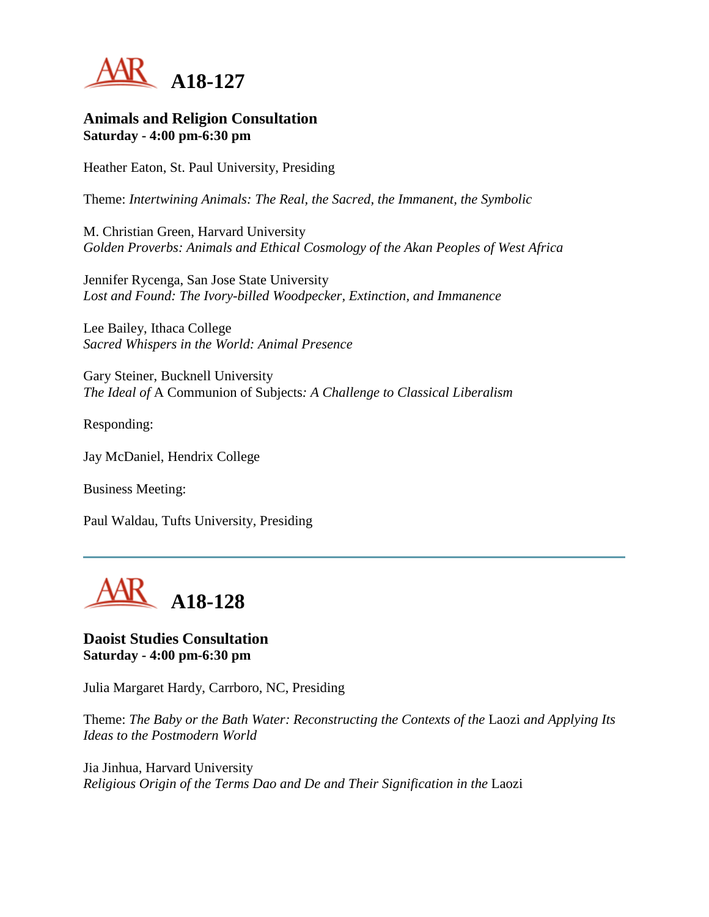# A18-127

### Animals and Religion Consultation
**Saturday - 4:00 pm-6:30 pm**

Heather Eaton, St. Paul University, Presiding

Theme: *Intertwining Animals: The Real, the Sacred, the Immanent, the Symbolic*

M. Christian Green, Harvard University
*Golden Proverbs: Animals and Ethical Cosmology of the Akan Peoples of West Africa*

Jennifer Rycenga, San Jose State University
*Lost and Found: The Ivory-billed Woodpecker, Extinction, and Immanence*

Lee Bailey, Ithaca College
*Sacred Whispers in the World: Animal Presence*

Gary Steiner, Bucknell University
*The Ideal of* A Communion of Subjects*: A Challenge to Classical Liberalism*

Responding:

Jay McDaniel, Hendrix College

Business Meeting:

Paul Waldau, Tufts University, Presiding

---

# A18-128

### Daoist Studies Consultation
**Saturday - 4:00 pm-6:30 pm**

Julia Margaret Hardy, Carrboro, NC, Presiding

Theme: *The Baby or the Bath Water: Reconstructing the Contexts of the* Laozi *and Applying Its Ideas to the Postmodern World*

Jia Jinhua, Harvard University
*Religious Origin of the Terms Dao and De and Their Signification in the* Laozi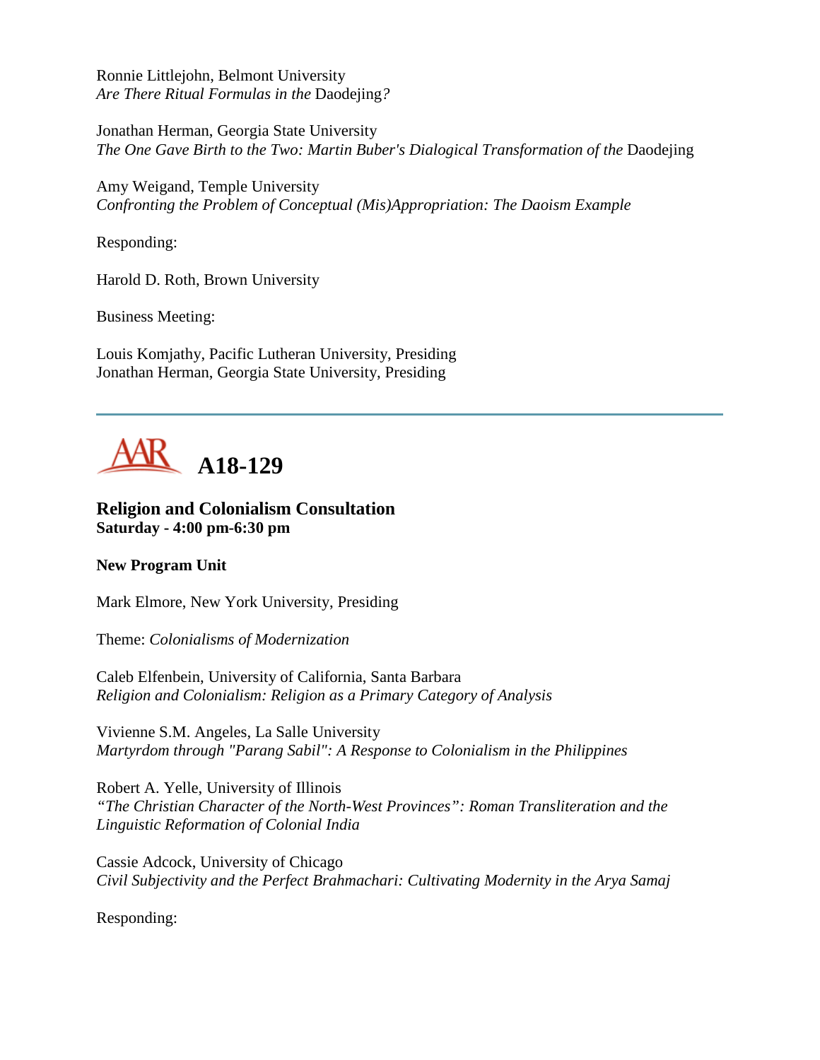Ronnie Littlejohn, Belmont University
*Are There Ritual Formulas in the* Daodejing*?*

Jonathan Herman, Georgia State University
*The One Gave Birth to the Two: Martin Buber's Dialogical Transformation of the* Daodejing

Amy Weigand, Temple University
*Confronting the Problem of Conceptual (Mis)Appropriation: The Daoism Example*

Responding:

Harold D. Roth, Brown University

Business Meeting:

Louis Komjathy, Pacific Lutheran University, Presiding
Jonathan Herman, Georgia State University, Presiding

---

# A18-129

**Religion and Colonialism Consultation**
**Saturday - 4:00 pm-6:30 pm**

**New Program Unit**

Mark Elmore, New York University, Presiding

Theme: *Colonialisms of Modernization*

Caleb Elfenbein, University of California, Santa Barbara
*Religion and Colonialism: Religion as a Primary Category of Analysis*

Vivienne S.M. Angeles, La Salle University
*Martyrdom through "Parang Sabil": A Response to Colonialism in the Philippines*

Robert A. Yelle, University of Illinois
*"The Christian Character of the North-West Provinces": Roman Transliteration and the Linguistic Reformation of Colonial India*

Cassie Adcock, University of Chicago
*Civil Subjectivity and the Perfect Brahmachari: Cultivating Modernity in the Arya Samaj*

Responding: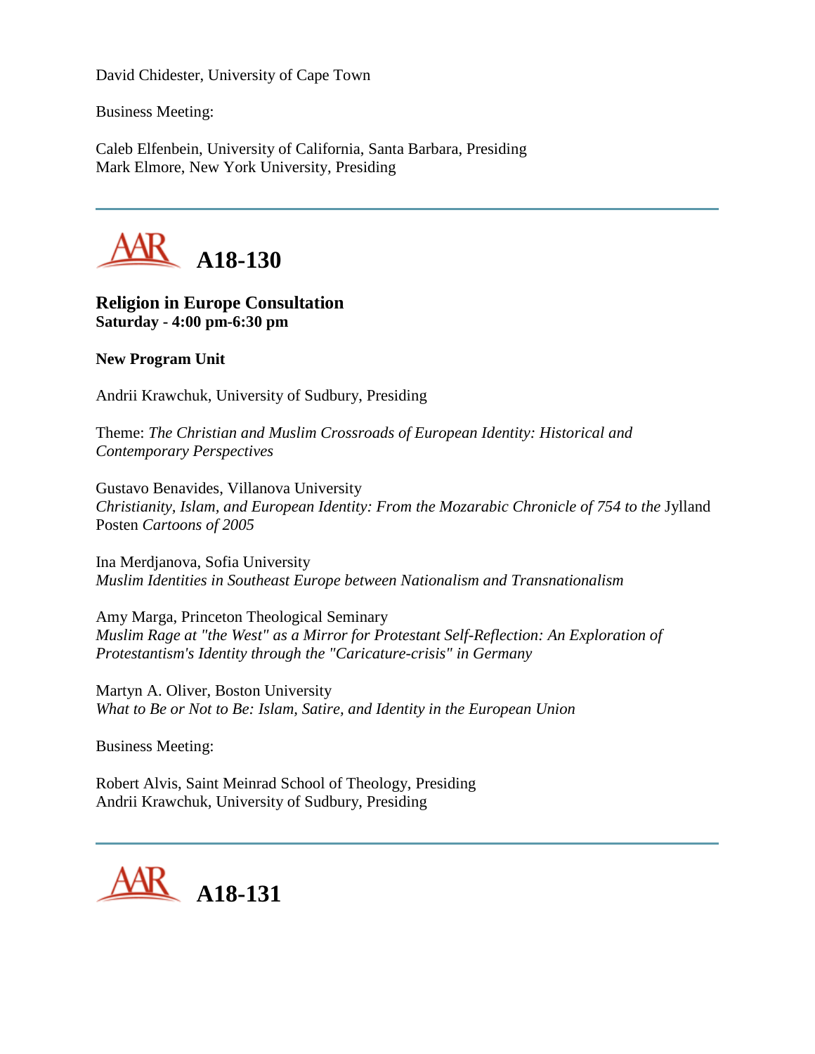David Chidester, University of Cape Town

Business Meeting:

Caleb Elfenbein, University of California, Santa Barbara, Presiding
Mark Elmore, New York University, Presiding

---

## A18-130

**Religion in Europe Consultation**
**Saturday - 4:00 pm-6:30 pm**

**New Program Unit**

Andrii Krawchuk, University of Sudbury, Presiding

Theme: *The Christian and Muslim Crossroads of European Identity: Historical and Contemporary Perspectives*

Gustavo Benavides, Villanova University
*Christianity, Islam, and European Identity: From the Mozarabic Chronicle of 754 to the* Jylland Posten *Cartoons of 2005*

Ina Merdjanova, Sofia University
*Muslim Identities in Southeast Europe between Nationalism and Transnationalism*

Amy Marga, Princeton Theological Seminary
*Muslim Rage at "the West" as a Mirror for Protestant Self-Reflection: An Exploration of Protestantism's Identity through the "Caricature-crisis" in Germany*

Martyn A. Oliver, Boston University
*What to Be or Not to Be: Islam, Satire, and Identity in the European Union*

Business Meeting:

Robert Alvis, Saint Meinrad School of Theology, Presiding
Andrii Krawchuk, University of Sudbury, Presiding

---

## A18-131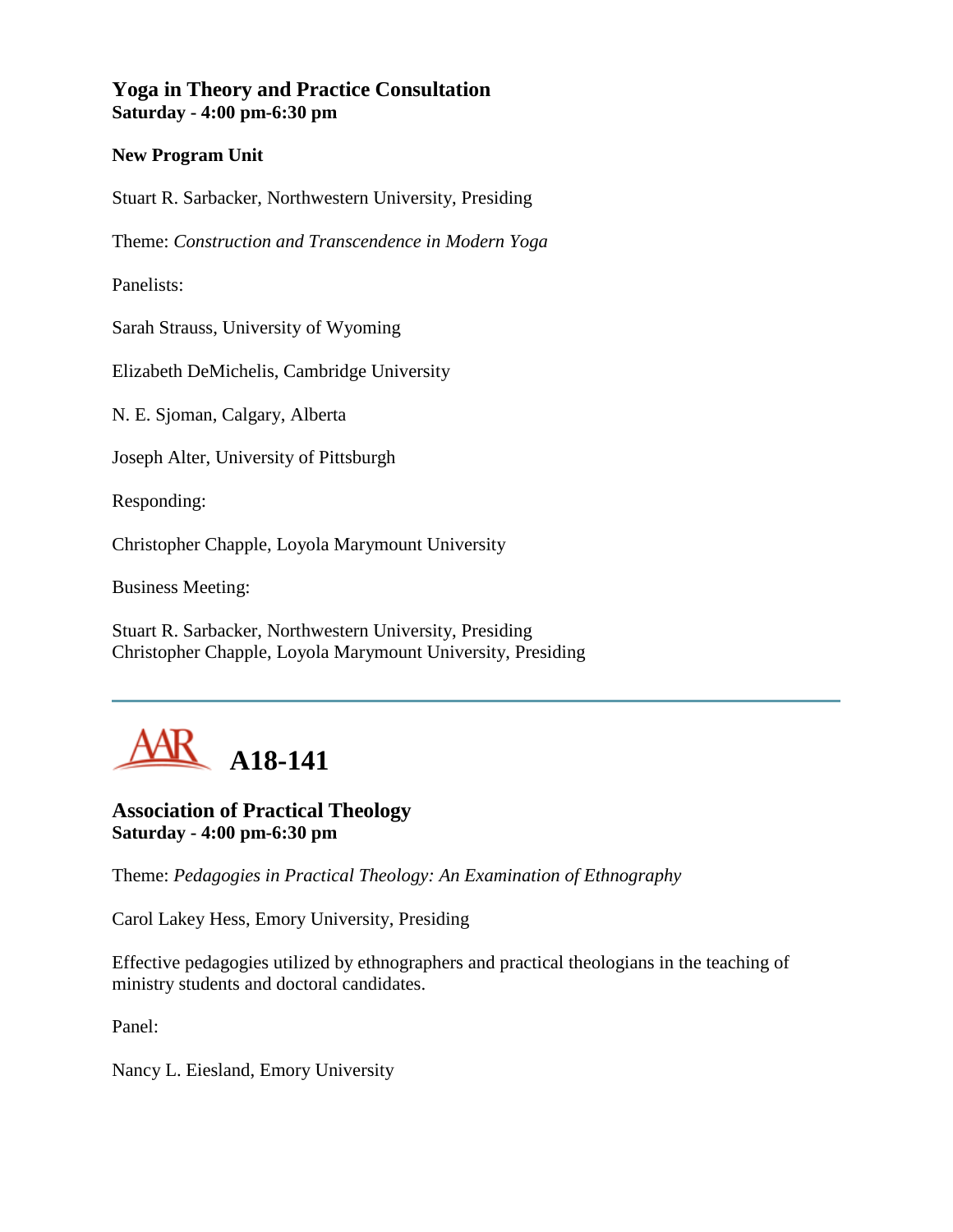### Yoga in Theory and Practice Consultation
**Saturday - 4:00 pm-6:30 pm**

**New Program Unit**

Stuart R. Sarbacker, Northwestern University, Presiding

Theme: *Construction and Transcendence in Modern Yoga*

Panelists:

Sarah Strauss, University of Wyoming

Elizabeth DeMichelis, Cambridge University

N. E. Sjoman, Calgary, Alberta

Joseph Alter, University of Pittsburgh

Responding:

Christopher Chapple, Loyola Marymount University

Business Meeting:

Stuart R. Sarbacker, Northwestern University, Presiding
Christopher Chapple, Loyola Marymount University, Presiding

---

## A18-141

### Association of Practical Theology
**Saturday - 4:00 pm-6:30 pm**

Theme: *Pedagogies in Practical Theology: An Examination of Ethnography*

Carol Lakey Hess, Emory University, Presiding

Effective pedagogies utilized by ethnographers and practical theologians in the teaching of ministry students and doctoral candidates.

Panel:

Nancy L. Eiesland, Emory University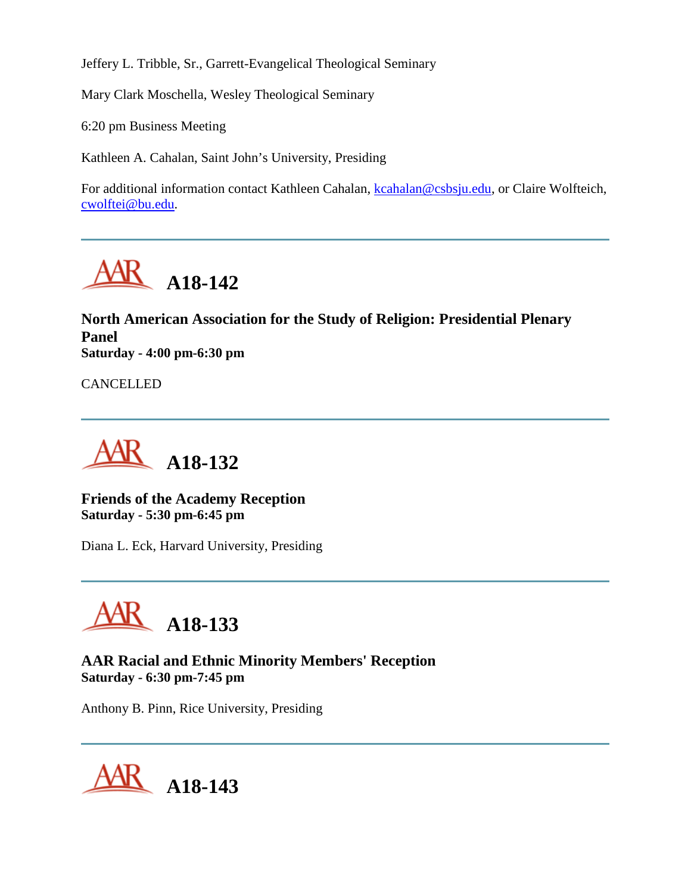Jeffery L. Tribble, Sr., Garrett-Evangelical Theological Seminary

Mary Clark Moschella, Wesley Theological Seminary

6:20 pm Business Meeting

Kathleen A. Cahalan, Saint John's University, Presiding

For additional information contact Kathleen Cahalan, kcahalan@csbsju.edu, or Claire Wolfteich, cwolftei@bu.edu.

---

## A18-142

**North American Association for the Study of Religion: Presidential Plenary Panel**
**Saturday - 4:00 pm-6:30 pm**

CANCELLED

---

## A18-132

**Friends of the Academy Reception**
**Saturday - 5:30 pm-6:45 pm**

Diana L. Eck, Harvard University, Presiding

---

## A18-133

**AAR Racial and Ethnic Minority Members' Reception**
**Saturday - 6:30 pm-7:45 pm**

Anthony B. Pinn, Rice University, Presiding

---

## A18-143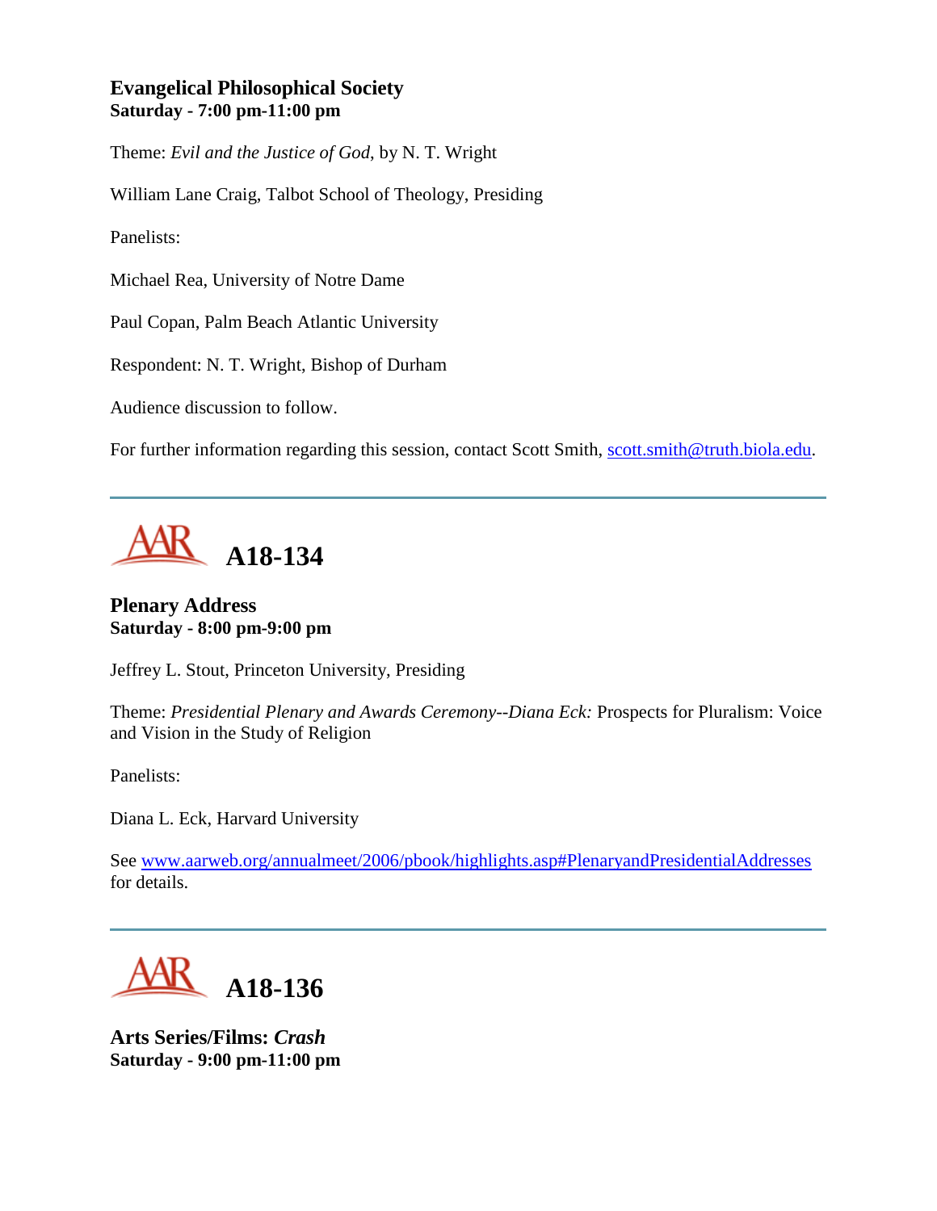### Evangelical Philosophical Society
**Saturday - 7:00 pm-11:00 pm**

Theme: *Evil and the Justice of God*, by N. T. Wright

William Lane Craig, Talbot School of Theology, Presiding

Panelists:

Michael Rea, University of Notre Dame

Paul Copan, Palm Beach Atlantic University

Respondent: N. T. Wright, Bishop of Durham

Audience discussion to follow.

For further information regarding this session, contact Scott Smith, scott.smith@truth.biola.edu.

---

## AAR A18-134

### Plenary Address
**Saturday - 8:00 pm-9:00 pm**

Jeffrey L. Stout, Princeton University, Presiding

Theme: *Presidential Plenary and Awards Ceremony--Diana Eck:* Prospects for Pluralism: Voice and Vision in the Study of Religion

Panelists:

Diana L. Eck, Harvard University

See www.aarweb.org/annualmeet/2006/pbook/highlights.asp#PlenaryandPresidentialAddresses for details.

---

## AAR A18-136

### Arts Series/Films: *Crash*
**Saturday - 9:00 pm-11:00 pm**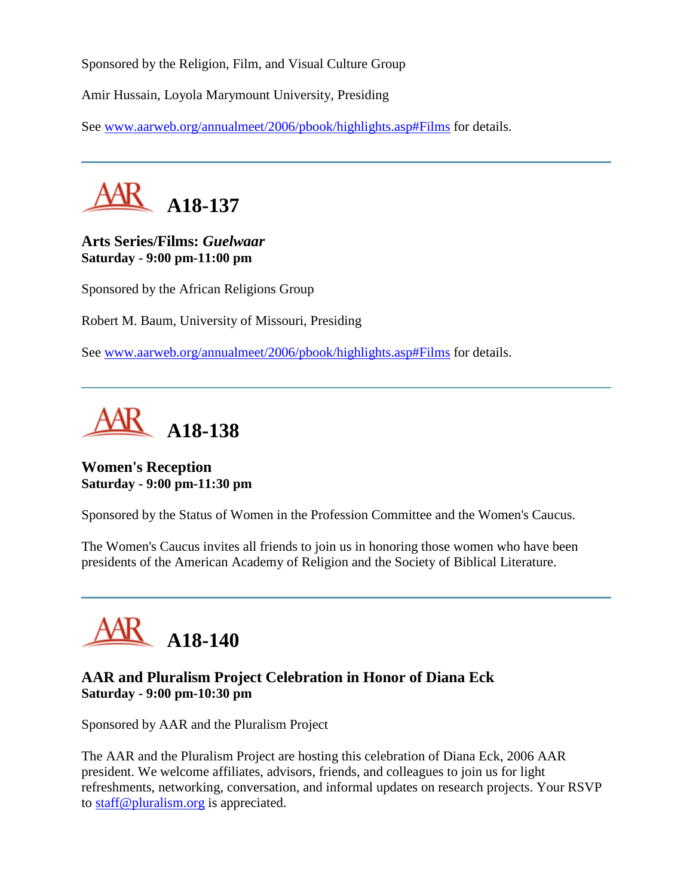Sponsored by the Religion, Film, and Visual Culture Group

Amir Hussain, Loyola Marymount University, Presiding

See www.aarweb.org/annualmeet/2006/pbook/highlights.asp#Films for details.

---

# A18-137

**Arts Series/Films: *Guelwaar***
**Saturday - 9:00 pm-11:00 pm**

Sponsored by the African Religions Group

Robert M. Baum, University of Missouri, Presiding

See www.aarweb.org/annualmeet/2006/pbook/highlights.asp#Films for details.

---

# A18-138

**Women's Reception**
**Saturday - 9:00 pm-11:30 pm**

Sponsored by the Status of Women in the Profession Committee and the Women's Caucus.

The Women's Caucus invites all friends to join us in honoring those women who have been presidents of the American Academy of Religion and the Society of Biblical Literature.

---

# A18-140

**AAR and Pluralism Project Celebration in Honor of Diana Eck**
**Saturday - 9:00 pm-10:30 pm**

Sponsored by AAR and the Pluralism Project

The AAR and the Pluralism Project are hosting this celebration of Diana Eck, 2006 AAR president. We welcome affiliates, advisors, friends, and colleagues to join us for light refreshments, networking, conversation, and informal updates on research projects. Your RSVP to staff@pluralism.org is appreciated.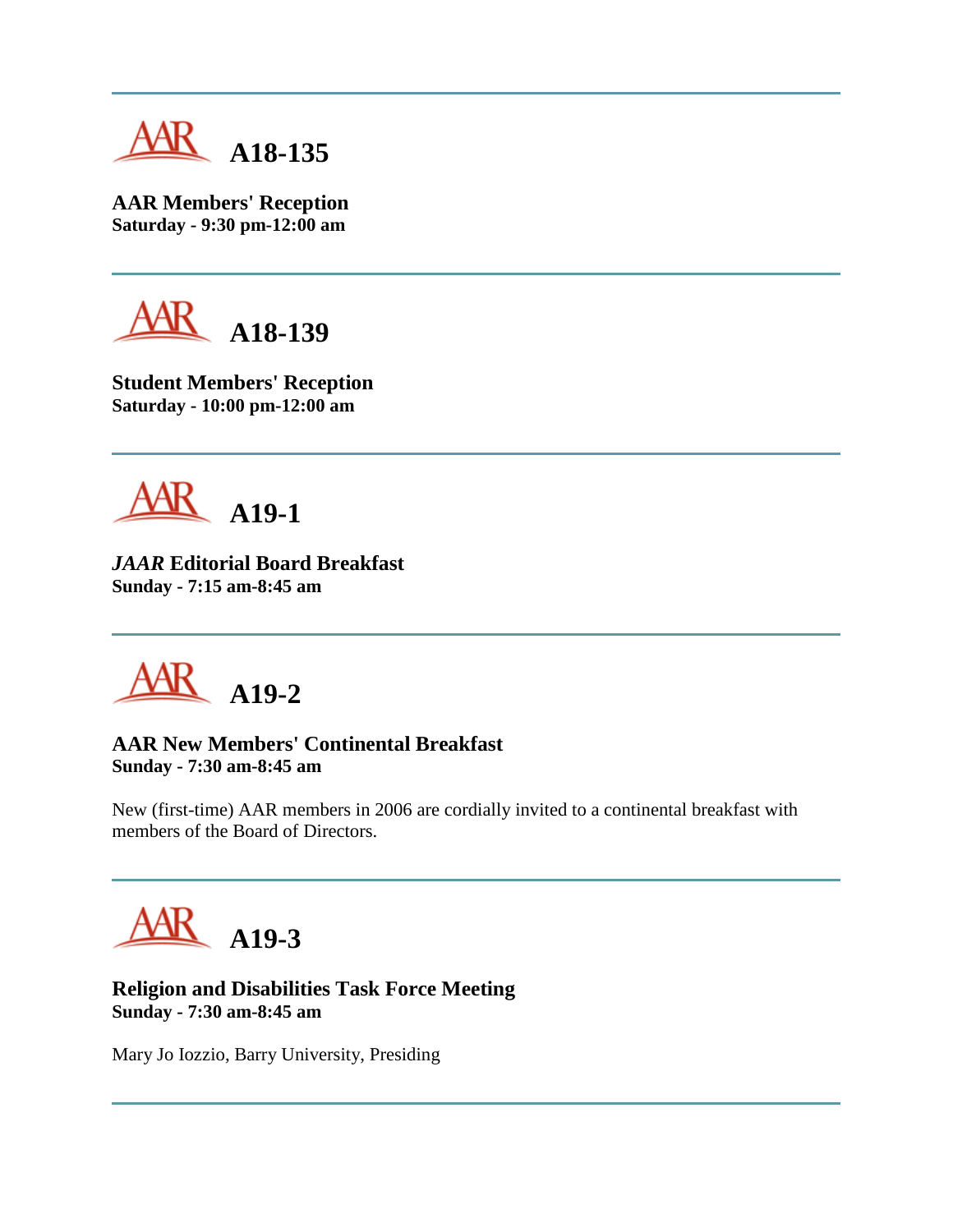---

## A18-135

**AAR Members' Reception**
**Saturday - 9:30 pm-12:00 am**

---

## A18-139

**Student Members' Reception**
**Saturday - 10:00 pm-12:00 am**

---

## A19-1

***JAAR* Editorial Board Breakfast**
**Sunday - 7:15 am-8:45 am**

---

## A19-2

**AAR New Members' Continental Breakfast**
**Sunday - 7:30 am-8:45 am**

New (first-time) AAR members in 2006 are cordially invited to a continental breakfast with members of the Board of Directors.

---

## A19-3

**Religion and Disabilities Task Force Meeting**
**Sunday - 7:30 am-8:45 am**

Mary Jo Iozzio, Barry University, Presiding

---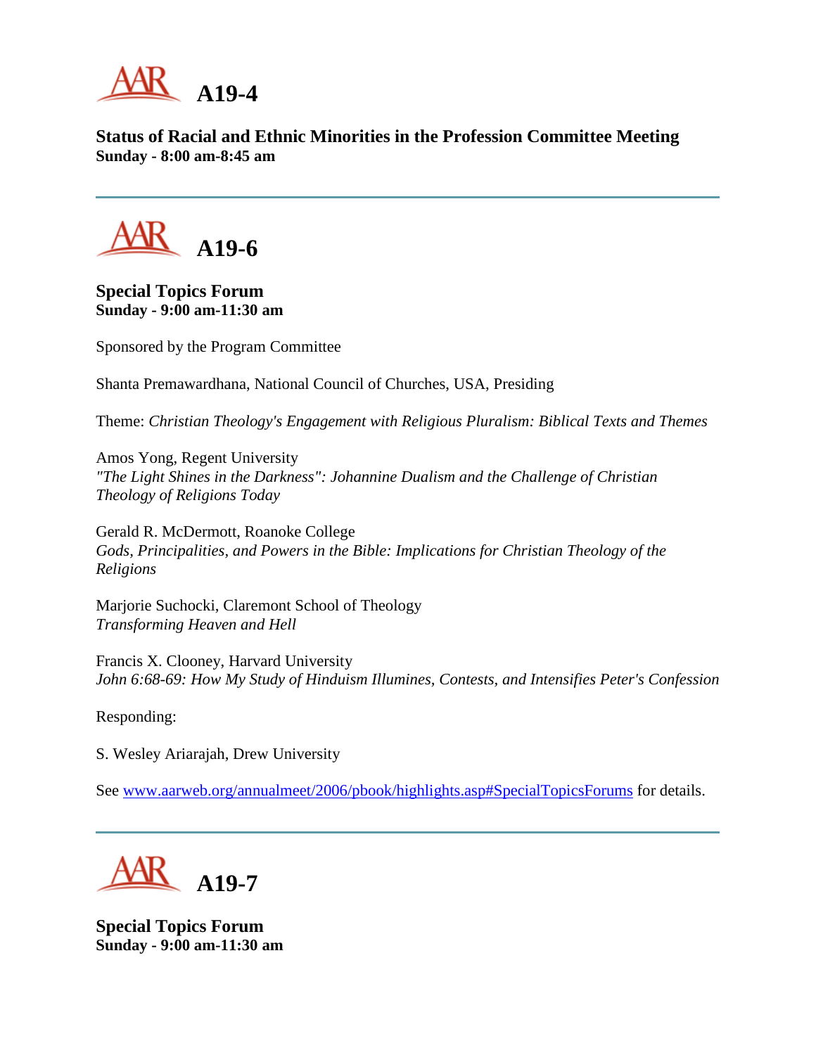# A19-4

**Status of Racial and Ethnic Minorities in the Profession Committee Meeting**
**Sunday - 8:00 am-8:45 am**

---

# A19-6

**Special Topics Forum**
**Sunday - 9:00 am-11:30 am**

Sponsored by the Program Committee

Shanta Premawardhana, National Council of Churches, USA, Presiding

Theme: *Christian Theology's Engagement with Religious Pluralism: Biblical Texts and Themes*

Amos Yong, Regent University
*"The Light Shines in the Darkness": Johannine Dualism and the Challenge of Christian Theology of Religions Today*

Gerald R. McDermott, Roanoke College
*Gods, Principalities, and Powers in the Bible: Implications for Christian Theology of the Religions*

Marjorie Suchocki, Claremont School of Theology
*Transforming Heaven and Hell*

Francis X. Clooney, Harvard University
*John 6:68-69: How My Study of Hinduism Illumines, Contests, and Intensifies Peter's Confession*

Responding:

S. Wesley Ariarajah, Drew University

See [www.aarweb.org/annualmeet/2006/pbook/highlights.asp#SpecialTopicsForums](www.aarweb.org/annualmeet/2006/pbook/highlights.asp#SpecialTopicsForums) for details.

---

# A19-7

**Special Topics Forum**
**Sunday - 9:00 am-11:30 am**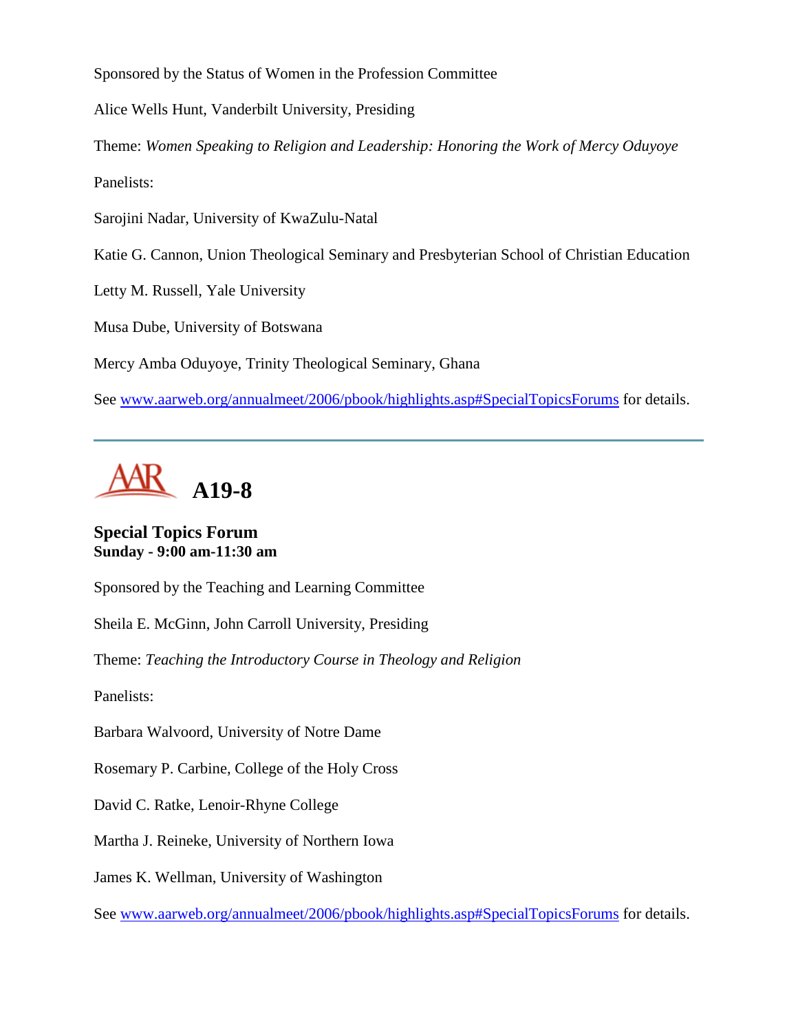Sponsored by the Status of Women in the Profession Committee

Alice Wells Hunt, Vanderbilt University, Presiding

Theme: *Women Speaking to Religion and Leadership: Honoring the Work of Mercy Oduyoye*

Panelists:

Sarojini Nadar, University of KwaZulu-Natal

Katie G. Cannon, Union Theological Seminary and Presbyterian School of Christian Education

Letty M. Russell, Yale University

Musa Dube, University of Botswana

Mercy Amba Oduyoye, Trinity Theological Seminary, Ghana

See [www.aarweb.org/annualmeet/2006/pbook/highlights.asp#SpecialTopicsForums](www.aarweb.org/annualmeet/2006/pbook/highlights.asp#SpecialTopicsForums) for details.

---

# A19-8

## Special Topics Forum
**Sunday - 9:00 am-11:30 am**

Sponsored by the Teaching and Learning Committee

Sheila E. McGinn, John Carroll University, Presiding

Theme: *Teaching the Introductory Course in Theology and Religion*

Panelists:

Barbara Walvoord, University of Notre Dame

Rosemary P. Carbine, College of the Holy Cross

David C. Ratke, Lenoir-Rhyne College

Martha J. Reineke, University of Northern Iowa

James K. Wellman, University of Washington

See [www.aarweb.org/annualmeet/2006/pbook/highlights.asp#SpecialTopicsForums](www.aarweb.org/annualmeet/2006/pbook/highlights.asp#SpecialTopicsForums) for details.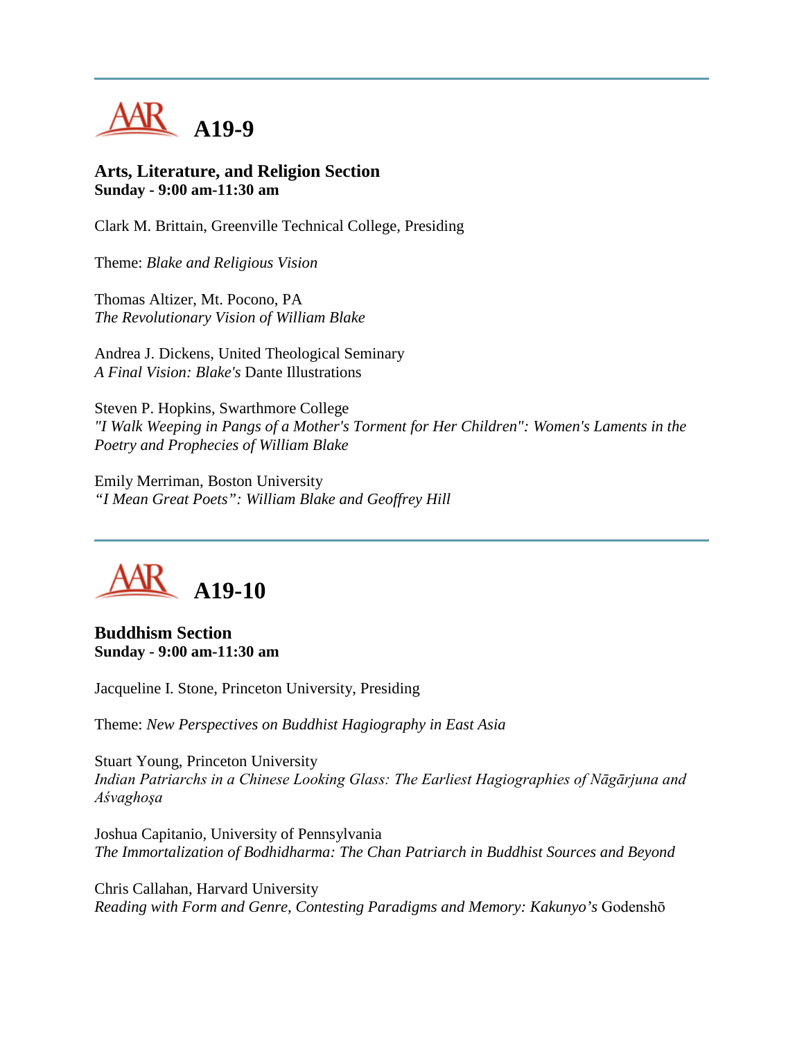## A19-9

**Arts, Literature, and Religion Section**
**Sunday - 9:00 am-11:30 am**

Clark M. Brittain, Greenville Technical College, Presiding

Theme: *Blake and Religious Vision*

Thomas Altizer, Mt. Pocono, PA
*The Revolutionary Vision of William Blake*

Andrea J. Dickens, United Theological Seminary
*A Final Vision: Blake's* Dante Illustrations

Steven P. Hopkins, Swarthmore College
*"I Walk Weeping in Pangs of a Mother's Torment for Her Children": Women's Laments in the Poetry and Prophecies of William Blake*

Emily Merriman, Boston University
*"I Mean Great Poets": William Blake and Geoffrey Hill*

## A19-10

**Buddhism Section**
**Sunday - 9:00 am-11:30 am**

Jacqueline I. Stone, Princeton University, Presiding

Theme: *New Perspectives on Buddhist Hagiography in East Asia*

Stuart Young, Princeton University
*Indian Patriarchs in a Chinese Looking Glass: The Earliest Hagiographies of Nāgārjuna and Aśvaghoṣa*

Joshua Capitanio, University of Pennsylvania
*The Immortalization of Bodhidharma: The Chan Patriarch in Buddhist Sources and Beyond*

Chris Callahan, Harvard University
*Reading with Form and Genre, Contesting Paradigms and Memory: Kakunyo's* Godenshō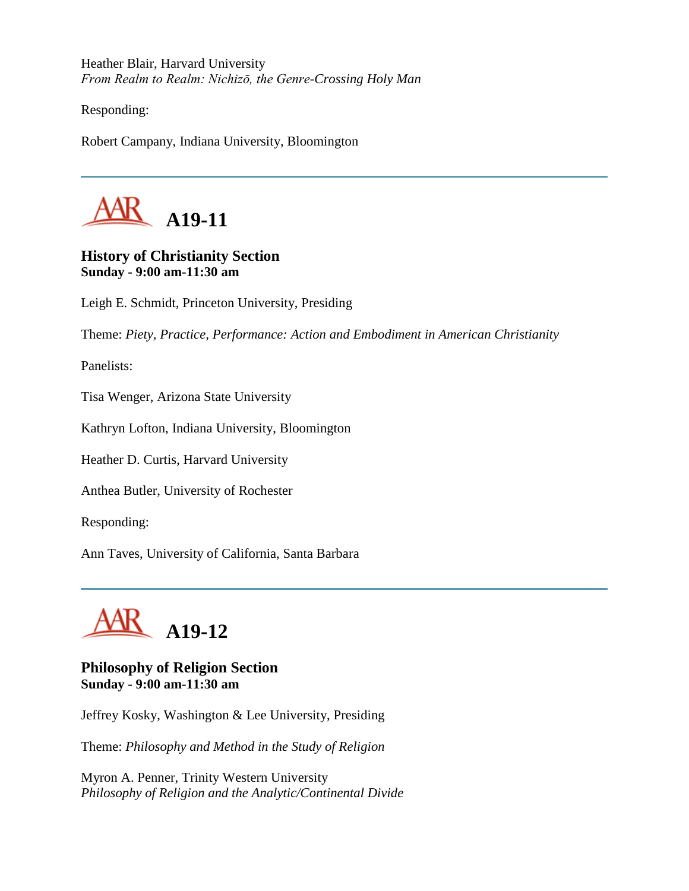Heather Blair, Harvard University
*From Realm to Realm: Nichizō, the Genre-Crossing Holy Man*

Responding:

Robert Campany, Indiana University, Bloomington

---

## A19-11

**History of Christianity Section**
**Sunday - 9:00 am-11:30 am**

Leigh E. Schmidt, Princeton University, Presiding

Theme: *Piety, Practice, Performance: Action and Embodiment in American Christianity*

Panelists:

Tisa Wenger, Arizona State University

Kathryn Lofton, Indiana University, Bloomington

Heather D. Curtis, Harvard University

Anthea Butler, University of Rochester

Responding:

Ann Taves, University of California, Santa Barbara

---

## A19-12

**Philosophy of Religion Section**
**Sunday - 9:00 am-11:30 am**

Jeffrey Kosky, Washington & Lee University, Presiding

Theme: *Philosophy and Method in the Study of Religion*

Myron A. Penner, Trinity Western University
*Philosophy of Religion and the Analytic/Continental Divide*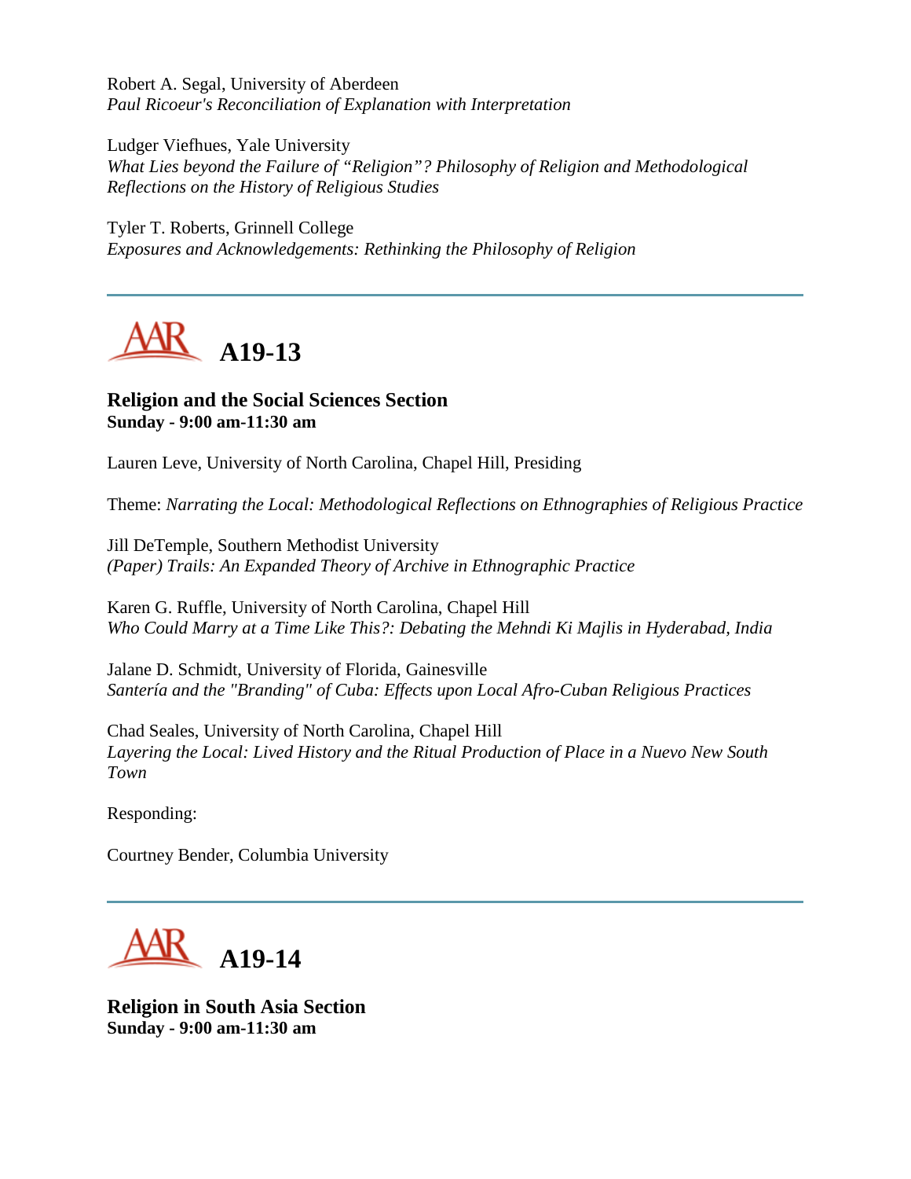Robert A. Segal, University of Aberdeen
*Paul Ricoeur's Reconciliation of Explanation with Interpretation*

Ludger Viefhues, Yale University
*What Lies beyond the Failure of "Religion"? Philosophy of Religion and Methodological Reflections on the History of Religious Studies*

Tyler T. Roberts, Grinnell College
*Exposures and Acknowledgements: Rethinking the Philosophy of Religion*

---

# A19-13

**Religion and the Social Sciences Section**
**Sunday - 9:00 am-11:30 am**

Lauren Leve, University of North Carolina, Chapel Hill, Presiding

Theme: *Narrating the Local: Methodological Reflections on Ethnographies of Religious Practice*

Jill DeTemple, Southern Methodist University
*(Paper) Trails: An Expanded Theory of Archive in Ethnographic Practice*

Karen G. Ruffle, University of North Carolina, Chapel Hill
*Who Could Marry at a Time Like This?: Debating the Mehndi Ki Majlis in Hyderabad, India*

Jalane D. Schmidt, University of Florida, Gainesville
*Santería and the "Branding" of Cuba: Effects upon Local Afro-Cuban Religious Practices*

Chad Seales, University of North Carolina, Chapel Hill
*Layering the Local: Lived History and the Ritual Production of Place in a Nuevo New South Town*

Responding:

Courtney Bender, Columbia University

---

# A19-14

**Religion in South Asia Section**
**Sunday - 9:00 am-11:30 am**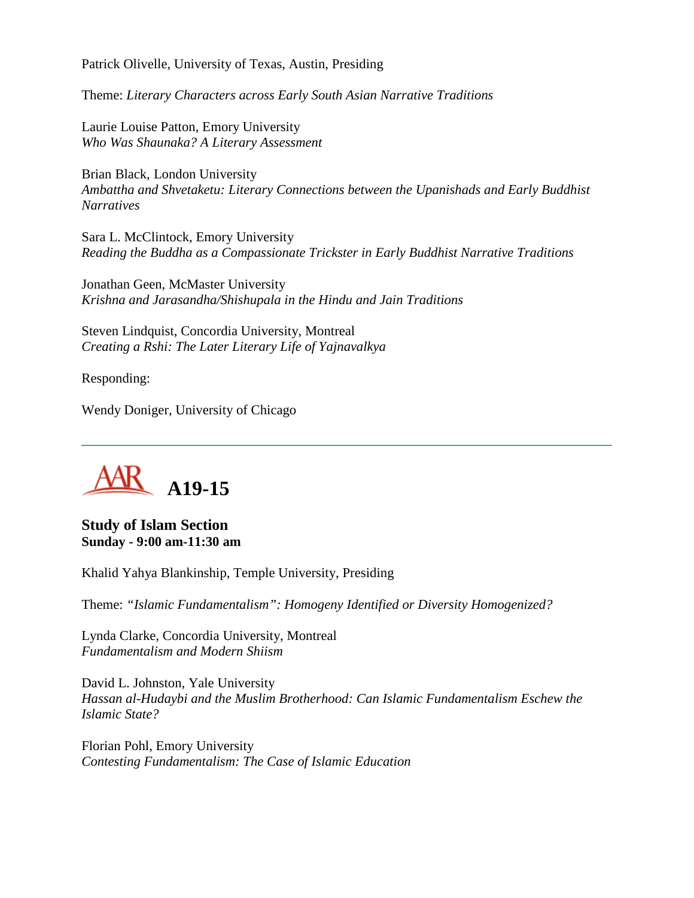Patrick Olivelle, University of Texas, Austin, Presiding

Theme: *Literary Characters across Early South Asian Narrative Traditions*

Laurie Louise Patton, Emory University
*Who Was Shaunaka? A Literary Assessment*

Brian Black, London University
*Ambattha and Shvetaketu: Literary Connections between the Upanishads and Early Buddhist Narratives*

Sara L. McClintock, Emory University
*Reading the Buddha as a Compassionate Trickster in Early Buddhist Narrative Traditions*

Jonathan Geen, McMaster University
*Krishna and Jarasandha/Shishupala in the Hindu and Jain Traditions*

Steven Lindquist, Concordia University, Montreal
*Creating a Rshi: The Later Literary Life of Yajnavalkya*

Responding:

Wendy Doniger, University of Chicago

---

# A19-15

## Study of Islam Section
**Sunday - 9:00 am-11:30 am**

Khalid Yahya Blankinship, Temple University, Presiding

Theme: *"Islamic Fundamentalism": Homogeny Identified or Diversity Homogenized?*

Lynda Clarke, Concordia University, Montreal
*Fundamentalism and Modern Shiism*

David L. Johnston, Yale University
*Hassan al-Hudaybi and the Muslim Brotherhood: Can Islamic Fundamentalism Eschew the Islamic State?*

Florian Pohl, Emory University
*Contesting Fundamentalism: The Case of Islamic Education*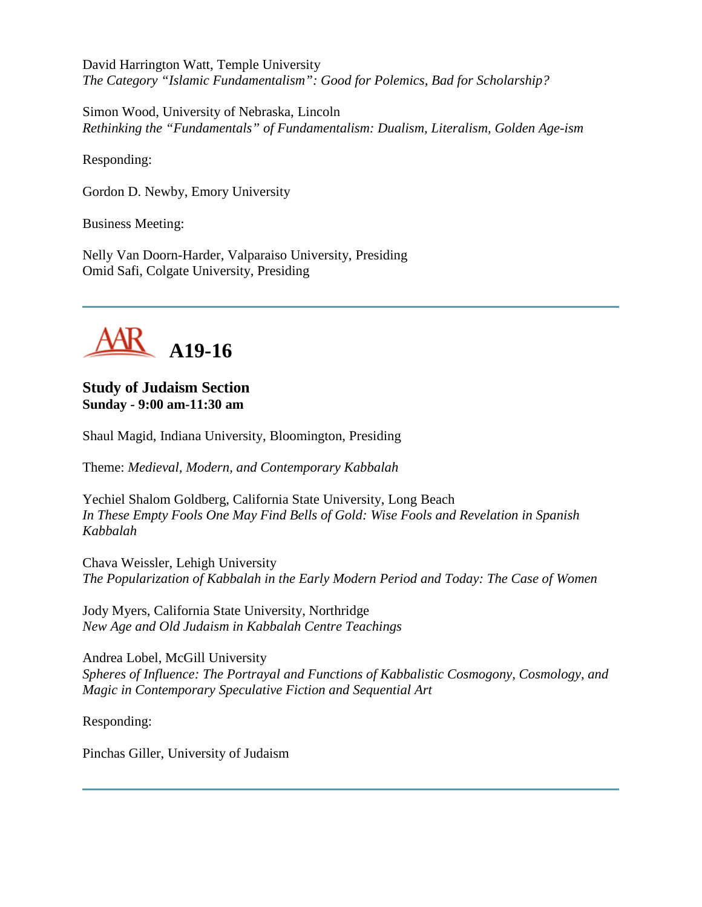David Harrington Watt, Temple University
*The Category "Islamic Fundamentalism": Good for Polemics, Bad for Scholarship?*

Simon Wood, University of Nebraska, Lincoln
*Rethinking the "Fundamentals" of Fundamentalism: Dualism, Literalism, Golden Age-ism*

Responding:

Gordon D. Newby, Emory University

Business Meeting:

Nelly Van Doorn-Harder, Valparaiso University, Presiding
Omid Safi, Colgate University, Presiding

---

# A19-16

### Study of Judaism Section
**Sunday - 9:00 am-11:30 am**

Shaul Magid, Indiana University, Bloomington, Presiding

Theme: *Medieval, Modern, and Contemporary Kabbalah*

Yechiel Shalom Goldberg, California State University, Long Beach
*In These Empty Fools One May Find Bells of Gold: Wise Fools and Revelation in Spanish Kabbalah*

Chava Weissler, Lehigh University
*The Popularization of Kabbalah in the Early Modern Period and Today: The Case of Women*

Jody Myers, California State University, Northridge
*New Age and Old Judaism in Kabbalah Centre Teachings*

Andrea Lobel, McGill University
*Spheres of Influence: The Portrayal and Functions of Kabbalistic Cosmogony, Cosmology, and Magic in Contemporary Speculative Fiction and Sequential Art*

Responding:

Pinchas Giller, University of Judaism

---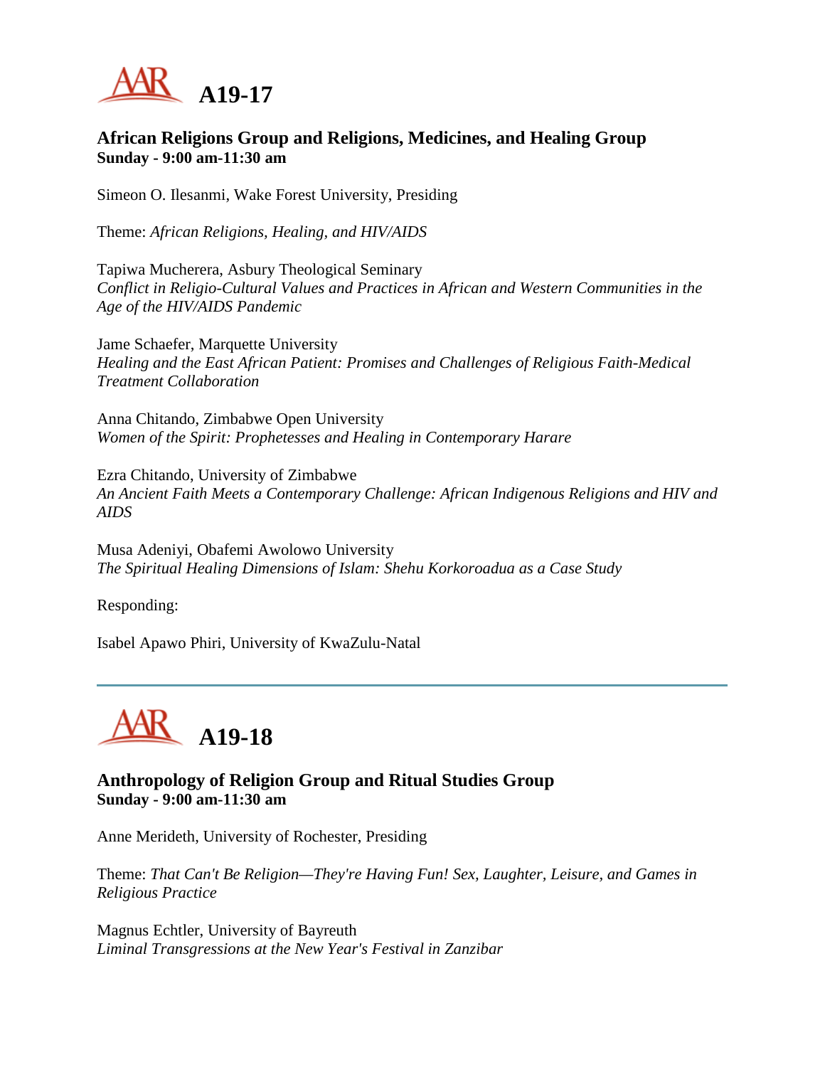# A19-17

### African Religions Group and Religions, Medicines, and Healing Group
**Sunday - 9:00 am-11:30 am**

Simeon O. Ilesanmi, Wake Forest University, Presiding

Theme: *African Religions, Healing, and HIV/AIDS*

Tapiwa Mucherera, Asbury Theological Seminary
*Conflict in Religio-Cultural Values and Practices in African and Western Communities in the Age of the HIV/AIDS Pandemic*

Jame Schaefer, Marquette University
*Healing and the East African Patient: Promises and Challenges of Religious Faith-Medical Treatment Collaboration*

Anna Chitando, Zimbabwe Open University
*Women of the Spirit: Prophetesses and Healing in Contemporary Harare*

Ezra Chitando, University of Zimbabwe
*An Ancient Faith Meets a Contemporary Challenge: African Indigenous Religions and HIV and AIDS*

Musa Adeniyi, Obafemi Awolowo University
*The Spiritual Healing Dimensions of Islam: Shehu Korkoroadua as a Case Study*

Responding:

Isabel Apawo Phiri, University of KwaZulu-Natal

---

# A19-18

### Anthropology of Religion Group and Ritual Studies Group
**Sunday - 9:00 am-11:30 am**

Anne Merideth, University of Rochester, Presiding

Theme: *That Can't Be Religion—They're Having Fun! Sex, Laughter, Leisure, and Games in Religious Practice*

Magnus Echtler, University of Bayreuth
*Liminal Transgressions at the New Year's Festival in Zanzibar*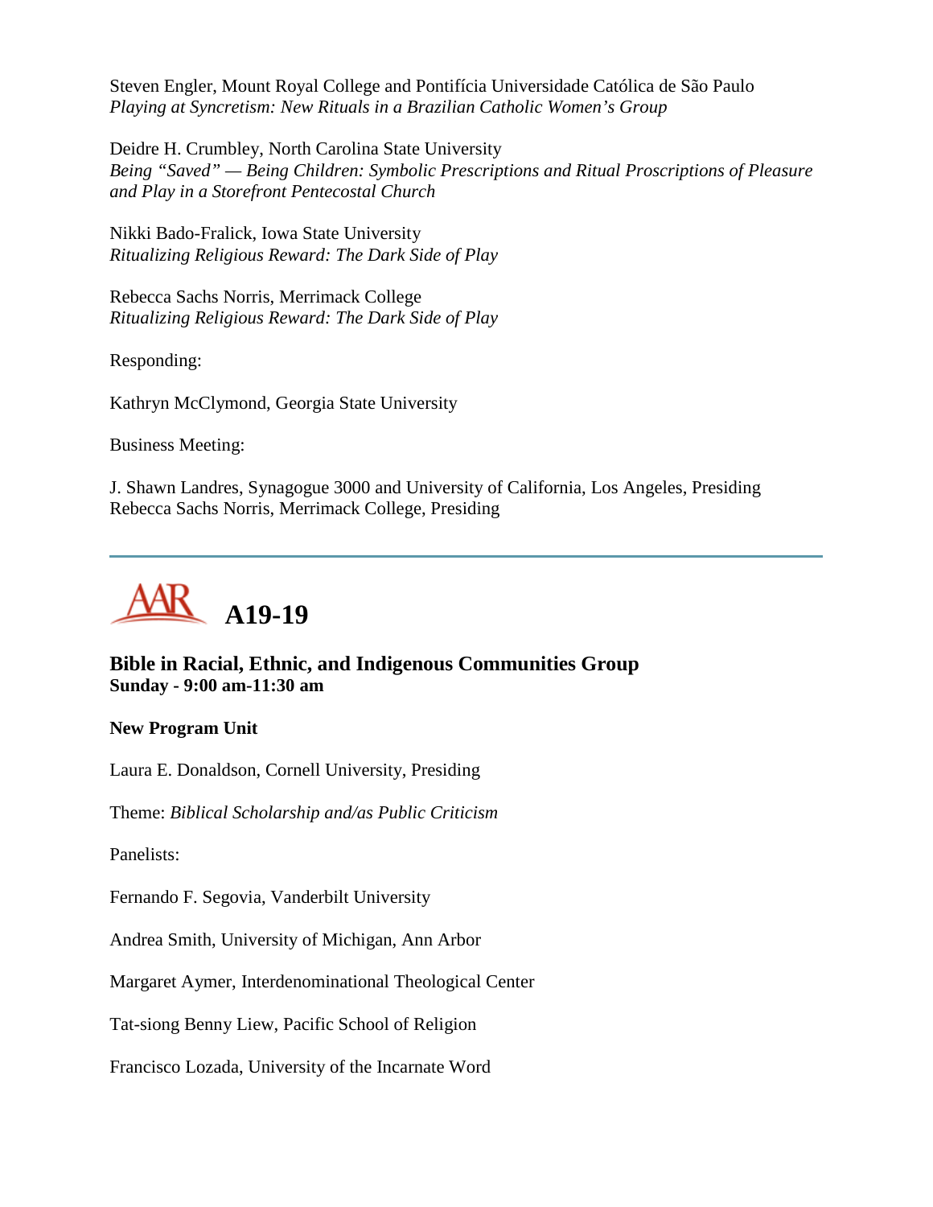Steven Engler, Mount Royal College and Pontifícia Universidade Católica de São Paulo
*Playing at Syncretism: New Rituals in a Brazilian Catholic Women's Group*

Deidre H. Crumbley, North Carolina State University
*Being "Saved" — Being Children: Symbolic Prescriptions and Ritual Proscriptions of Pleasure and Play in a Storefront Pentecostal Church*

Nikki Bado-Fralick, Iowa State University
*Ritualizing Religious Reward: The Dark Side of Play*

Rebecca Sachs Norris, Merrimack College
*Ritualizing Religious Reward: The Dark Side of Play*

Responding:

Kathryn McClymond, Georgia State University

Business Meeting:

J. Shawn Landres, Synagogue 3000 and University of California, Los Angeles, Presiding
Rebecca Sachs Norris, Merrimack College, Presiding

---

# A19-19

## Bible in Racial, Ethnic, and Indigenous Communities Group
**Sunday - 9:00 am-11:30 am**

**New Program Unit**

Laura E. Donaldson, Cornell University, Presiding

Theme: *Biblical Scholarship and/as Public Criticism*

Panelists:

Fernando F. Segovia, Vanderbilt University

Andrea Smith, University of Michigan, Ann Arbor

Margaret Aymer, Interdenominational Theological Center

Tat-siong Benny Liew, Pacific School of Religion

Francisco Lozada, University of the Incarnate Word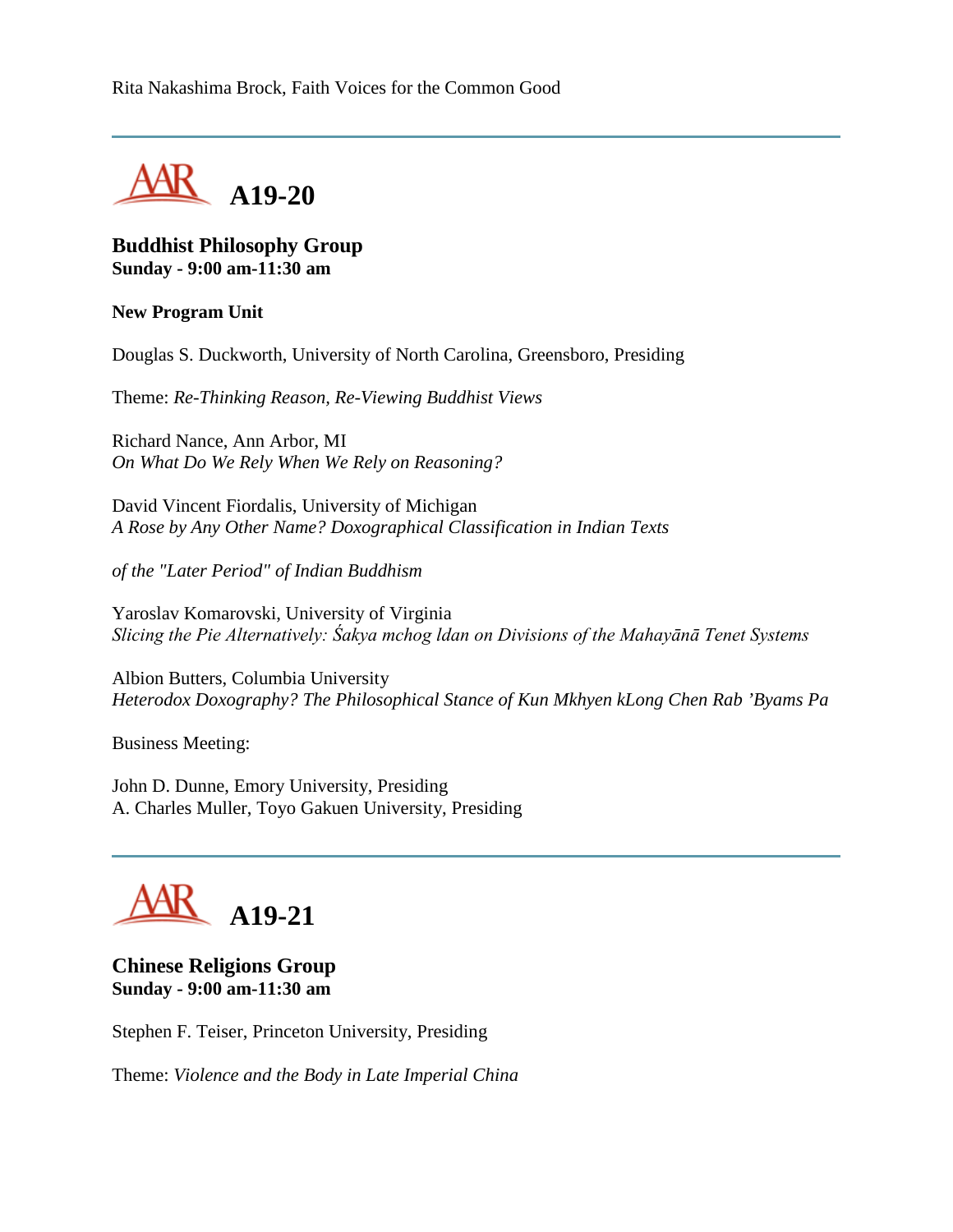Rita Nakashima Brock, Faith Voices for the Common Good

---

## A19-20

**Buddhist Philosophy Group**
**Sunday - 9:00 am-11:30 am**

**New Program Unit**

Douglas S. Duckworth, University of North Carolina, Greensboro, Presiding

Theme: *Re-Thinking Reason, Re-Viewing Buddhist Views*

Richard Nance, Ann Arbor, MI
*On What Do We Rely When We Rely on Reasoning?*

David Vincent Fiordalis, University of Michigan
*A Rose by Any Other Name? Doxographical Classification in Indian Texts*

*of the "Later Period" of Indian Buddhism*

Yaroslav Komarovski, University of Virginia
*Slicing the Pie Alternatively: Śakya mchog ldan on Divisions of the Mahayānā Tenet Systems*

Albion Butters, Columbia University
*Heterodox Doxography? The Philosophical Stance of Kun Mkhyen kLong Chen Rab 'Byams Pa*

Business Meeting:

John D. Dunne, Emory University, Presiding
A. Charles Muller, Toyo Gakuen University, Presiding

---

## A19-21

**Chinese Religions Group**
**Sunday - 9:00 am-11:30 am**

Stephen F. Teiser, Princeton University, Presiding

Theme: *Violence and the Body in Late Imperial China*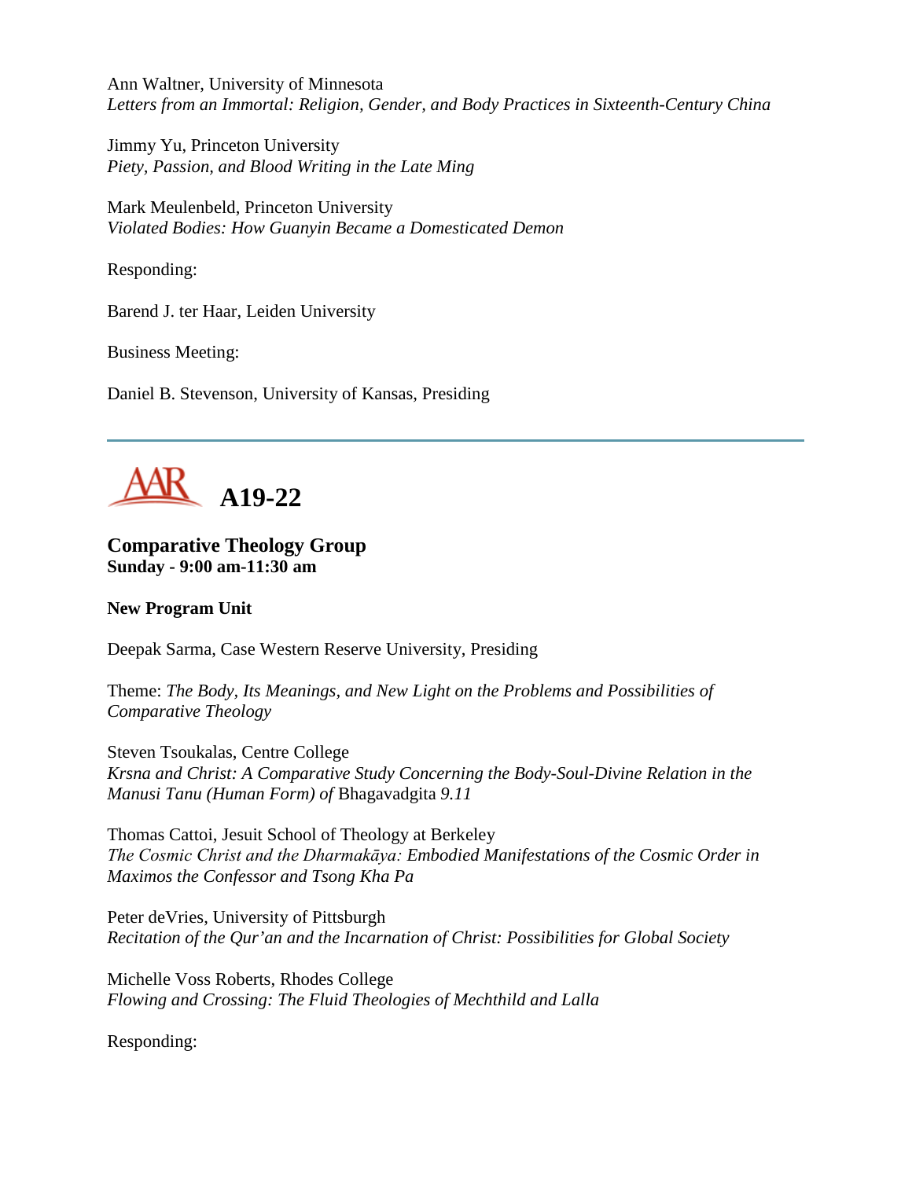Ann Waltner, University of Minnesota
*Letters from an Immortal: Religion, Gender, and Body Practices in Sixteenth-Century China*

Jimmy Yu, Princeton University
*Piety, Passion, and Blood Writing in the Late Ming*

Mark Meulenbeld, Princeton University
*Violated Bodies: How Guanyin Became a Domesticated Demon*

Responding:

Barend J. ter Haar, Leiden University

Business Meeting:

Daniel B. Stevenson, University of Kansas, Presiding

---

## A19-22

### Comparative Theology Group
**Sunday - 9:00 am-11:30 am**

**New Program Unit**

Deepak Sarma, Case Western Reserve University, Presiding

Theme: *The Body, Its Meanings, and New Light on the Problems and Possibilities of Comparative Theology*

Steven Tsoukalas, Centre College
*Krsna and Christ: A Comparative Study Concerning the Body-Soul-Divine Relation in the Manusi Tanu (Human Form) of* Bhagavadgita *9.11*

Thomas Cattoi, Jesuit School of Theology at Berkeley
*The Cosmic Christ and the Dharmakāya: Embodied Manifestations of the Cosmic Order in Maximos the Confessor and Tsong Kha Pa*

Peter deVries, University of Pittsburgh
*Recitation of the Qur'an and the Incarnation of Christ: Possibilities for Global Society*

Michelle Voss Roberts, Rhodes College
*Flowing and Crossing: The Fluid Theologies of Mechthild and Lalla*

Responding: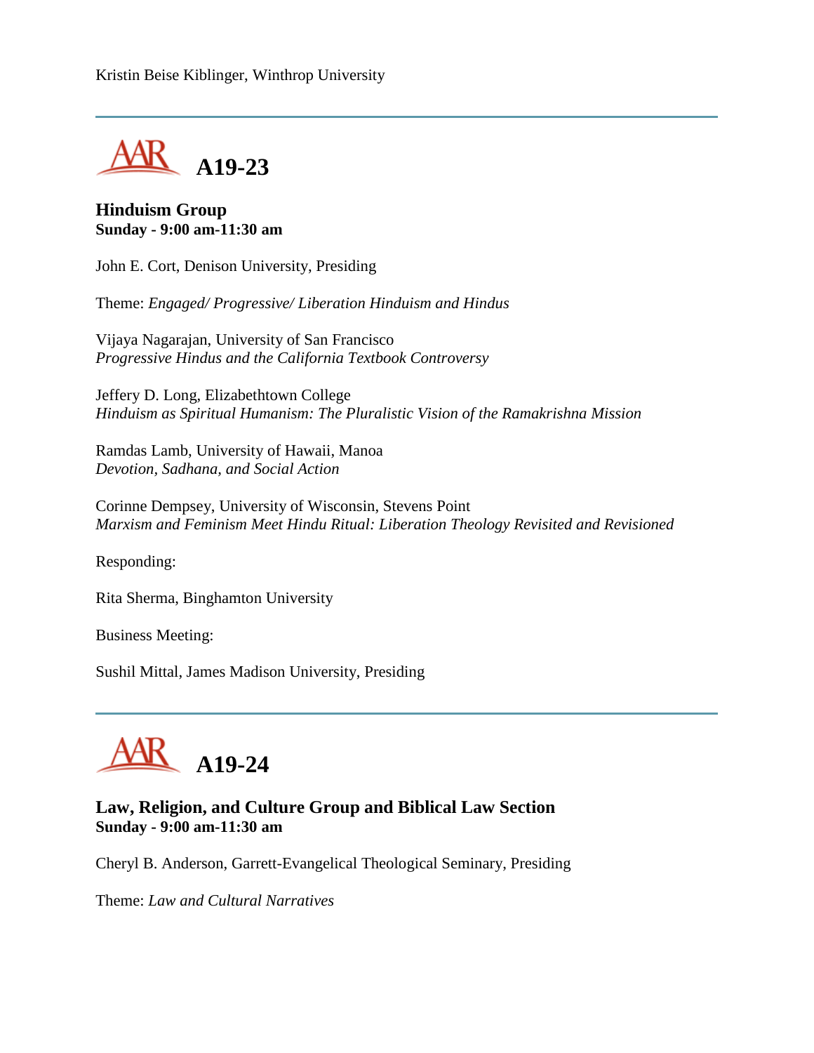Kristin Beise Kiblinger, Winthrop University

---

## A19-23

### Hinduism Group
**Sunday - 9:00 am-11:30 am**

John E. Cort, Denison University, Presiding

Theme: *Engaged/ Progressive/ Liberation Hinduism and Hindus*

Vijaya Nagarajan, University of San Francisco
*Progressive Hindus and the California Textbook Controversy*

Jeffery D. Long, Elizabethtown College
*Hinduism as Spiritual Humanism: The Pluralistic Vision of the Ramakrishna Mission*

Ramdas Lamb, University of Hawaii, Manoa
*Devotion, Sadhana, and Social Action*

Corinne Dempsey, University of Wisconsin, Stevens Point
*Marxism and Feminism Meet Hindu Ritual: Liberation Theology Revisited and Revisioned*

Responding:

Rita Sherma, Binghamton University

Business Meeting:

Sushil Mittal, James Madison University, Presiding

---

## A19-24

### Law, Religion, and Culture Group and Biblical Law Section
**Sunday - 9:00 am-11:30 am**

Cheryl B. Anderson, Garrett-Evangelical Theological Seminary, Presiding

Theme: *Law and Cultural Narratives*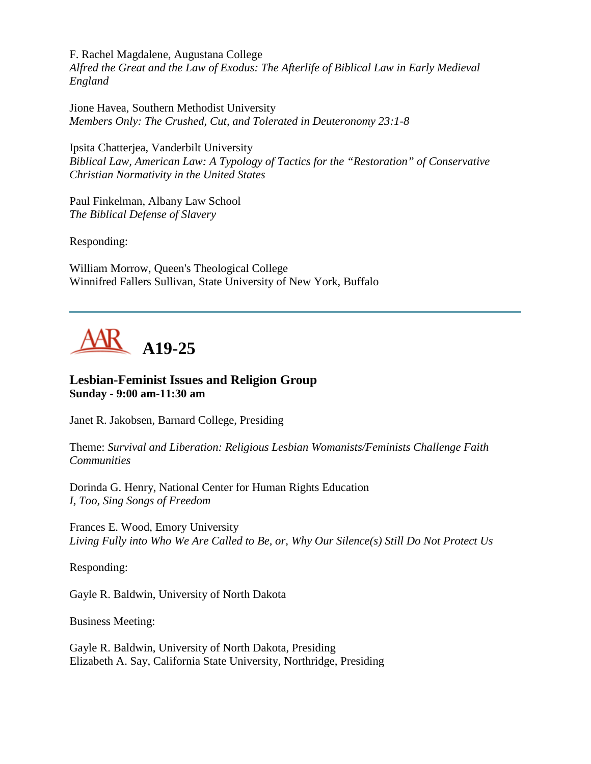F. Rachel Magdalene, Augustana College
*Alfred the Great and the Law of Exodus: The Afterlife of Biblical Law in Early Medieval England*

Jione Havea, Southern Methodist University
*Members Only: The Crushed, Cut, and Tolerated in Deuteronomy 23:1-8*

Ipsita Chatterjea, Vanderbilt University
*Biblical Law, American Law: A Typology of Tactics for the "Restoration" of Conservative Christian Normativity in the United States*

Paul Finkelman, Albany Law School
*The Biblical Defense of Slavery*

Responding:

William Morrow, Queen's Theological College
Winnifred Fallers Sullivan, State University of New York, Buffalo

---

# A19-25

## Lesbian-Feminist Issues and Religion Group
**Sunday - 9:00 am-11:30 am**

Janet R. Jakobsen, Barnard College, Presiding

Theme: *Survival and Liberation: Religious Lesbian Womanists/Feminists Challenge Faith Communities*

Dorinda G. Henry, National Center for Human Rights Education
*I, Too, Sing Songs of Freedom*

Frances E. Wood, Emory University
*Living Fully into Who We Are Called to Be, or, Why Our Silence(s) Still Do Not Protect Us*

Responding:

Gayle R. Baldwin, University of North Dakota

Business Meeting:

Gayle R. Baldwin, University of North Dakota, Presiding
Elizabeth A. Say, California State University, Northridge, Presiding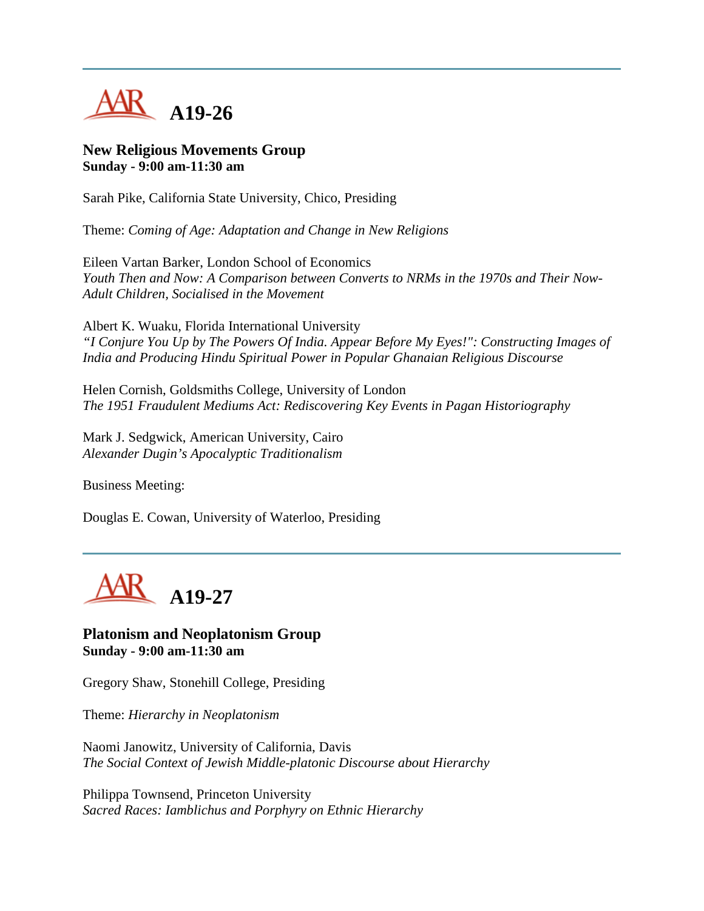## A19-26

### New Religious Movements Group
**Sunday - 9:00 am-11:30 am**

Sarah Pike, California State University, Chico, Presiding

Theme: *Coming of Age: Adaptation and Change in New Religions*

Eileen Vartan Barker, London School of Economics
*Youth Then and Now: A Comparison between Converts to NRMs in the 1970s and Their Now-Adult Children, Socialised in the Movement*

Albert K. Wuaku, Florida International University
*"I Conjure You Up by The Powers Of India. Appear Before My Eyes!": Constructing Images of India and Producing Hindu Spiritual Power in Popular Ghanaian Religious Discourse*

Helen Cornish, Goldsmiths College, University of London
*The 1951 Fraudulent Mediums Act: Rediscovering Key Events in Pagan Historiography*

Mark J. Sedgwick, American University, Cairo
*Alexander Dugin's Apocalyptic Traditionalism*

Business Meeting:

Douglas E. Cowan, University of Waterloo, Presiding

## A19-27

### Platonism and Neoplatonism Group
**Sunday - 9:00 am-11:30 am**

Gregory Shaw, Stonehill College, Presiding

Theme: *Hierarchy in Neoplatonism*

Naomi Janowitz, University of California, Davis
*The Social Context of Jewish Middle-platonic Discourse about Hierarchy*

Philippa Townsend, Princeton University
*Sacred Races: Iamblichus and Porphyry on Ethnic Hierarchy*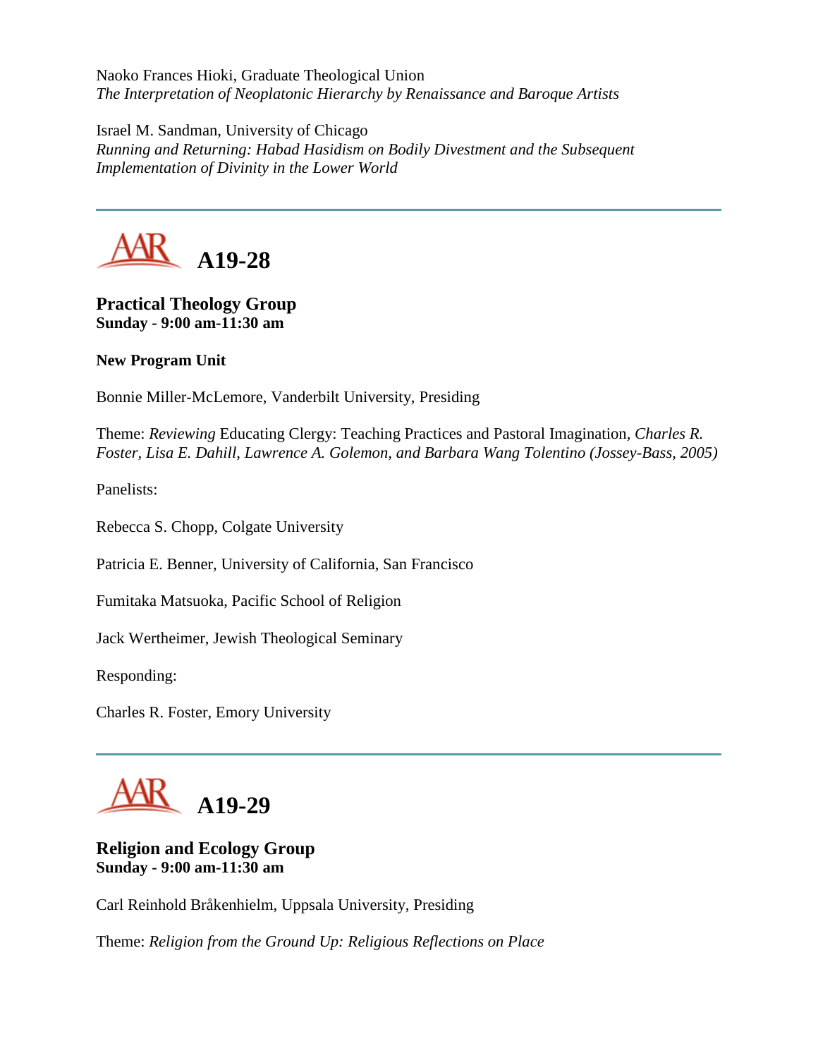Naoko Frances Hioki, Graduate Theological Union
*The Interpretation of Neoplatonic Hierarchy by Renaissance and Baroque Artists*

Israel M. Sandman, University of Chicago
*Running and Returning: Habad Hasidism on Bodily Divestment and the Subsequent Implementation of Divinity in the Lower World*

---

## A19-28

**Practical Theology Group**
**Sunday - 9:00 am-11:30 am**

**New Program Unit**

Bonnie Miller-McLemore, Vanderbilt University, Presiding

Theme: *Reviewing* Educating Clergy: Teaching Practices and Pastoral Imagination, *Charles R. Foster, Lisa E. Dahill, Lawrence A. Golemon, and Barbara Wang Tolentino (Jossey-Bass, 2005)*

Panelists:

Rebecca S. Chopp, Colgate University

Patricia E. Benner, University of California, San Francisco

Fumitaka Matsuoka, Pacific School of Religion

Jack Wertheimer, Jewish Theological Seminary

Responding:

Charles R. Foster, Emory University

---

## A19-29

**Religion and Ecology Group**
**Sunday - 9:00 am-11:30 am**

Carl Reinhold Bråkenhielm, Uppsala University, Presiding

Theme: *Religion from the Ground Up: Religious Reflections on Place*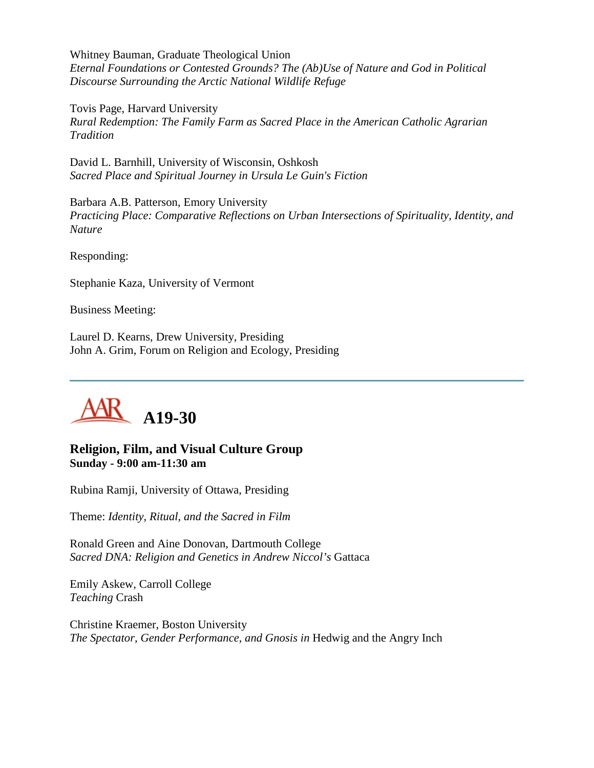Whitney Bauman, Graduate Theological Union
*Eternal Foundations or Contested Grounds? The (Ab)Use of Nature and God in Political Discourse Surrounding the Arctic National Wildlife Refuge*

Tovis Page, Harvard University
*Rural Redemption: The Family Farm as Sacred Place in the American Catholic Agrarian Tradition*

David L. Barnhill, University of Wisconsin, Oshkosh
*Sacred Place and Spiritual Journey in Ursula Le Guin's Fiction*

Barbara A.B. Patterson, Emory University
*Practicing Place: Comparative Reflections on Urban Intersections of Spirituality, Identity, and Nature*

Responding:

Stephanie Kaza, University of Vermont

Business Meeting:

Laurel D. Kearns, Drew University, Presiding
John A. Grim, Forum on Religion and Ecology, Presiding

---

# AAR A19-30

## Religion, Film, and Visual Culture Group

**Sunday - 9:00 am-11:30 am**

Rubina Ramji, University of Ottawa, Presiding

Theme: *Identity, Ritual, and the Sacred in Film*

Ronald Green and Aine Donovan, Dartmouth College
*Sacred DNA: Religion and Genetics in Andrew Niccol's* Gattaca

Emily Askew, Carroll College
*Teaching* Crash

Christine Kraemer, Boston University
*The Spectator, Gender Performance, and Gnosis in* Hedwig and the Angry Inch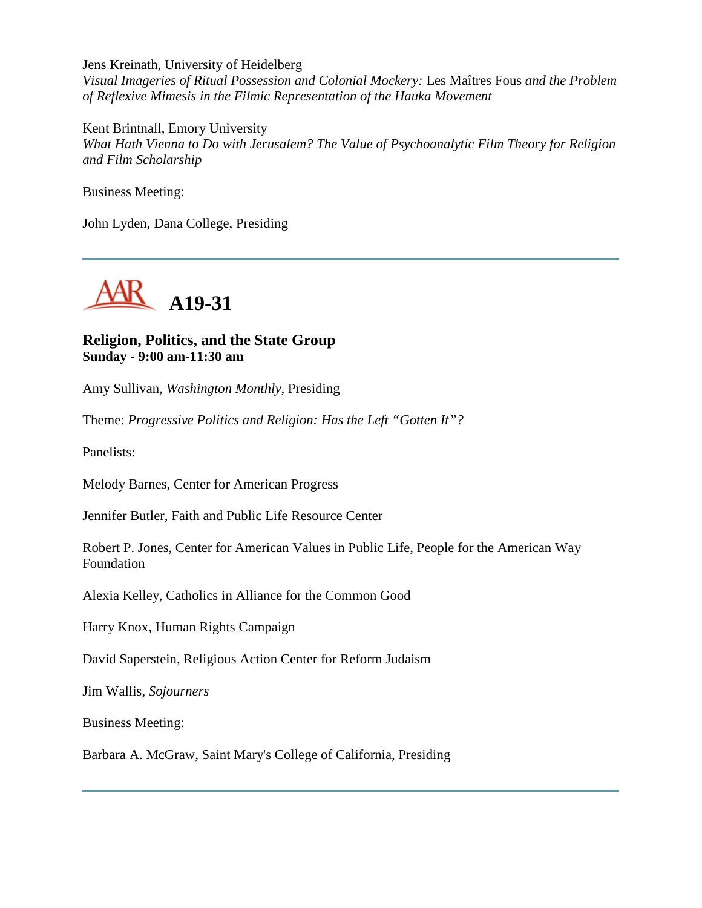Jens Kreinath, University of Heidelberg
*Visual Imageries of Ritual Possession and Colonial Mockery:* Les Maîtres Fous *and the Problem of Reflexive Mimesis in the Filmic Representation of the Hauka Movement*

Kent Brintnall, Emory University
*What Hath Vienna to Do with Jerusalem? The Value of Psychoanalytic Film Theory for Religion and Film Scholarship*

Business Meeting:

John Lyden, Dana College, Presiding

---

## A19-31

### Religion, Politics, and the State Group
**Sunday - 9:00 am-11:30 am**

Amy Sullivan, *Washington Monthly*, Presiding

Theme: *Progressive Politics and Religion: Has the Left "Gotten It"?*

Panelists:

Melody Barnes, Center for American Progress

Jennifer Butler, Faith and Public Life Resource Center

Robert P. Jones, Center for American Values in Public Life, People for the American Way Foundation

Alexia Kelley, Catholics in Alliance for the Common Good

Harry Knox, Human Rights Campaign

David Saperstein, Religious Action Center for Reform Judaism

Jim Wallis, *Sojourners*

Business Meeting:

Barbara A. McGraw, Saint Mary's College of California, Presiding

---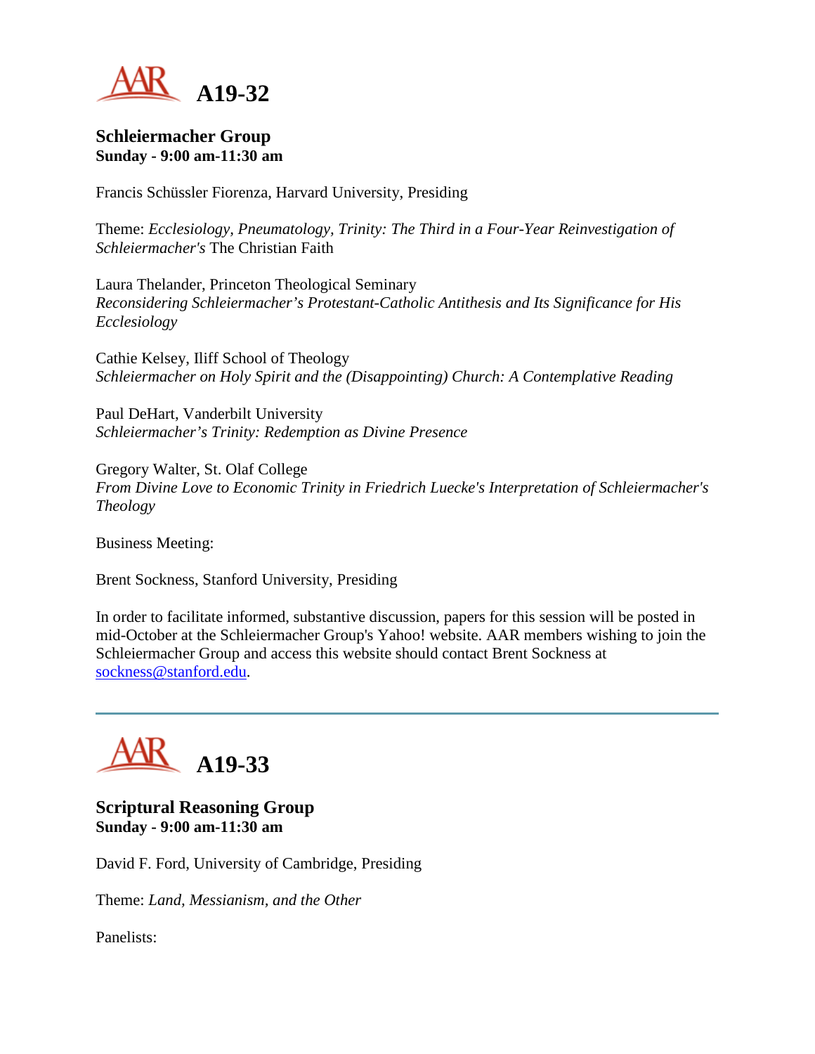## A19-32

### Schleiermacher Group
**Sunday - 9:00 am-11:30 am**

Francis Schüssler Fiorenza, Harvard University, Presiding

Theme: *Ecclesiology, Pneumatology, Trinity: The Third in a Four-Year Reinvestigation of Schleiermacher's* The Christian Faith

Laura Thelander, Princeton Theological Seminary
*Reconsidering Schleiermacher's Protestant-Catholic Antithesis and Its Significance for His Ecclesiology*

Cathie Kelsey, Iliff School of Theology
*Schleiermacher on Holy Spirit and the (Disappointing) Church: A Contemplative Reading*

Paul DeHart, Vanderbilt University
*Schleiermacher's Trinity: Redemption as Divine Presence*

Gregory Walter, St. Olaf College
*From Divine Love to Economic Trinity in Friedrich Luecke's Interpretation of Schleiermacher's Theology*

Business Meeting:

Brent Sockness, Stanford University, Presiding

In order to facilitate informed, substantive discussion, papers for this session will be posted in mid-October at the Schleiermacher Group's Yahoo! website. AAR members wishing to join the Schleiermacher Group and access this website should contact Brent Sockness at sockness@stanford.edu.

---

## A19-33

### Scriptural Reasoning Group
**Sunday - 9:00 am-11:30 am**

David F. Ford, University of Cambridge, Presiding

Theme: *Land, Messianism, and the Other*

Panelists: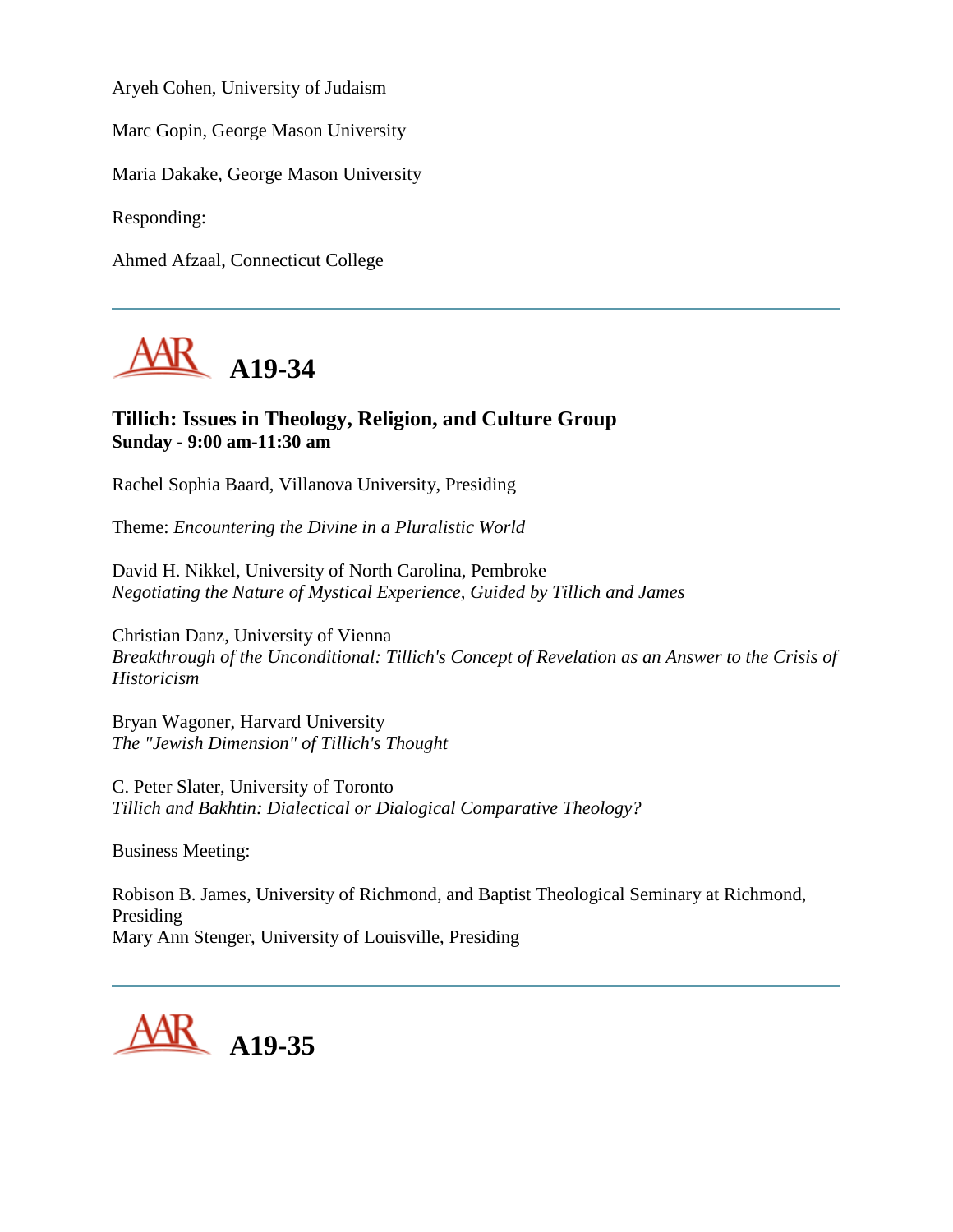Aryeh Cohen, University of Judaism

Marc Gopin, George Mason University

Maria Dakake, George Mason University

Responding:

Ahmed Afzaal, Connecticut College

---

# A19-34

### Tillich: Issues in Theology, Religion, and Culture Group
**Sunday - 9:00 am-11:30 am**

Rachel Sophia Baard, Villanova University, Presiding

Theme: *Encountering the Divine in a Pluralistic World*

David H. Nikkel, University of North Carolina, Pembroke
*Negotiating the Nature of Mystical Experience, Guided by Tillich and James*

Christian Danz, University of Vienna
*Breakthrough of the Unconditional: Tillich's Concept of Revelation as an Answer to the Crisis of Historicism*

Bryan Wagoner, Harvard University
*The "Jewish Dimension" of Tillich's Thought*

C. Peter Slater, University of Toronto
*Tillich and Bakhtin: Dialectical or Dialogical Comparative Theology?*

Business Meeting:

Robison B. James, University of Richmond, and Baptist Theological Seminary at Richmond, Presiding
Mary Ann Stenger, University of Louisville, Presiding

---

# A19-35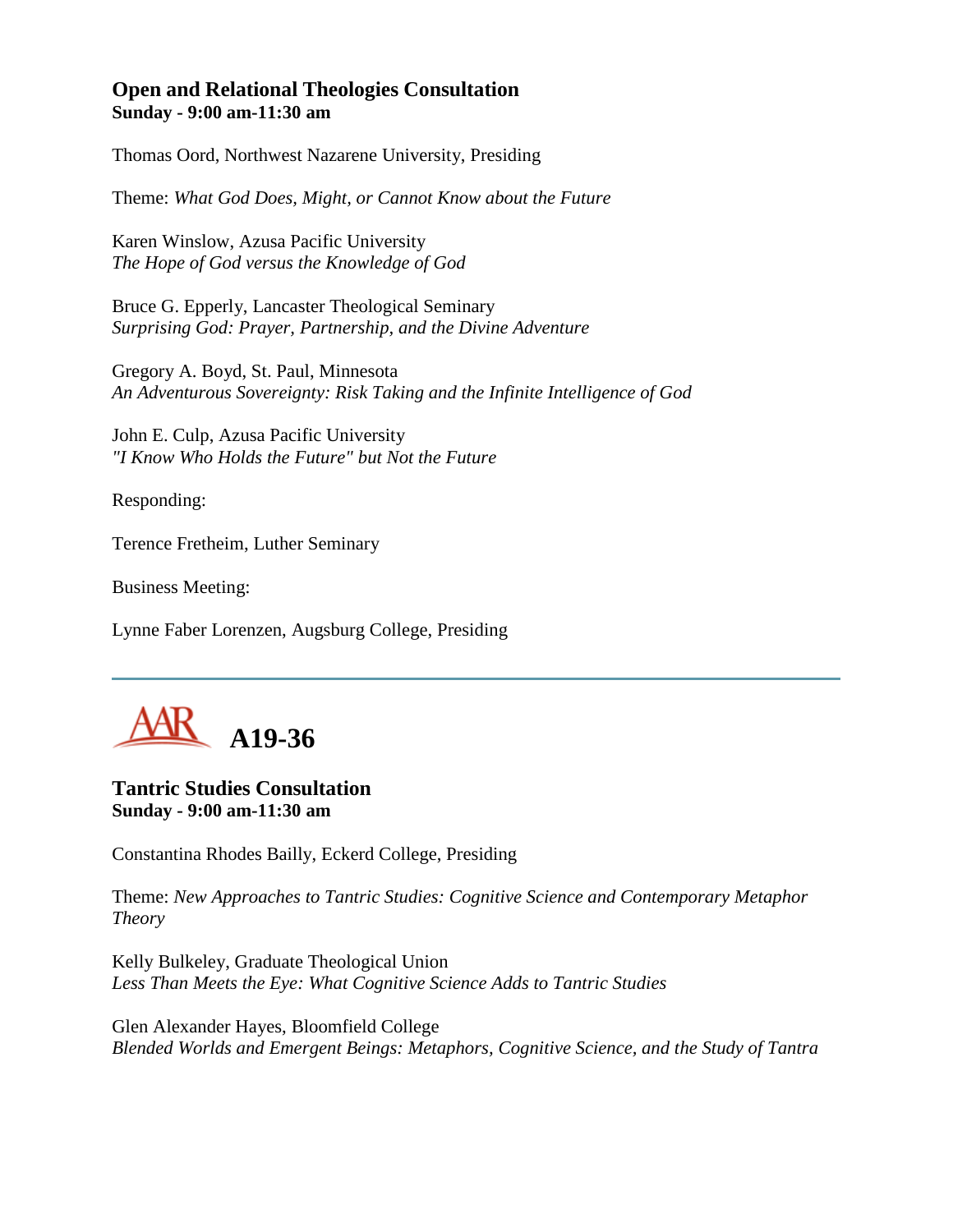### Open and Relational Theologies Consultation
**Sunday - 9:00 am-11:30 am**

Thomas Oord, Northwest Nazarene University, Presiding

Theme: *What God Does, Might, or Cannot Know about the Future*

Karen Winslow, Azusa Pacific University
*The Hope of God versus the Knowledge of God*

Bruce G. Epperly, Lancaster Theological Seminary
*Surprising God: Prayer, Partnership, and the Divine Adventure*

Gregory A. Boyd, St. Paul, Minnesota
*An Adventurous Sovereignty: Risk Taking and the Infinite Intelligence of God*

John E. Culp, Azusa Pacific University
*"I Know Who Holds the Future" but Not the Future*

Responding:

Terence Fretheim, Luther Seminary

Business Meeting:

Lynne Faber Lorenzen, Augsburg College, Presiding

---

## AAR A19-36

### Tantric Studies Consultation
**Sunday - 9:00 am-11:30 am**

Constantina Rhodes Bailly, Eckerd College, Presiding

Theme: *New Approaches to Tantric Studies: Cognitive Science and Contemporary Metaphor Theory*

Kelly Bulkeley, Graduate Theological Union
*Less Than Meets the Eye: What Cognitive Science Adds to Tantric Studies*

Glen Alexander Hayes, Bloomfield College
*Blended Worlds and Emergent Beings: Metaphors, Cognitive Science, and the Study of Tantra*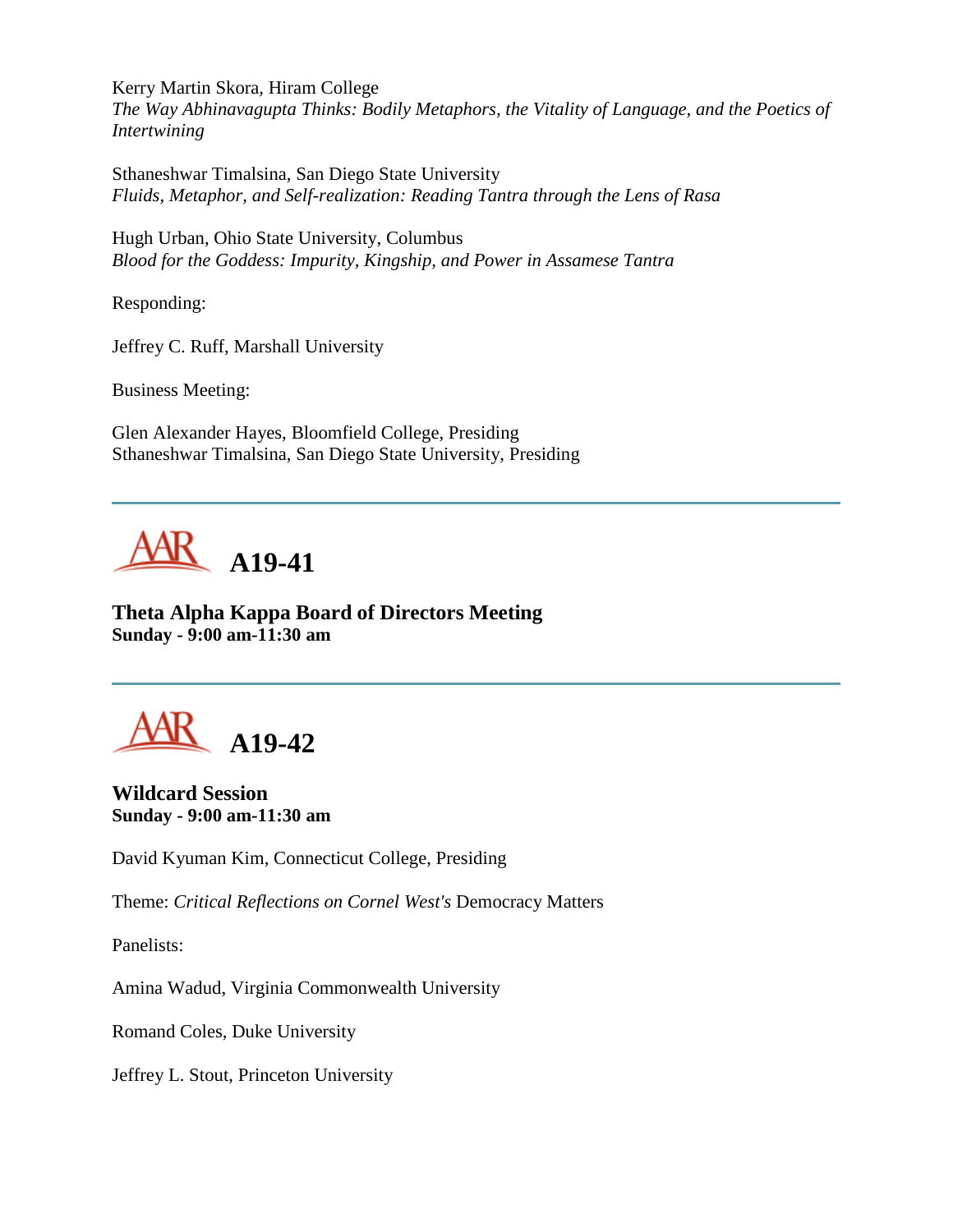Kerry Martin Skora, Hiram College
*The Way Abhinavagupta Thinks: Bodily Metaphors, the Vitality of Language, and the Poetics of Intertwining*

Sthaneshwar Timalsina, San Diego State University
*Fluids, Metaphor, and Self-realization: Reading Tantra through the Lens of Rasa*

Hugh Urban, Ohio State University, Columbus
*Blood for the Goddess: Impurity, Kingship, and Power in Assamese Tantra*

Responding:

Jeffrey C. Ruff, Marshall University

Business Meeting:

Glen Alexander Hayes, Bloomfield College, Presiding
Sthaneshwar Timalsina, San Diego State University, Presiding

---

# A19-41

**Theta Alpha Kappa Board of Directors Meeting**
**Sunday - 9:00 am-11:30 am**

---

# A19-42

**Wildcard Session**
**Sunday - 9:00 am-11:30 am**

David Kyuman Kim, Connecticut College, Presiding

Theme: *Critical Reflections on Cornel West's* Democracy Matters

Panelists:

Amina Wadud, Virginia Commonwealth University

Romand Coles, Duke University

Jeffrey L. Stout, Princeton University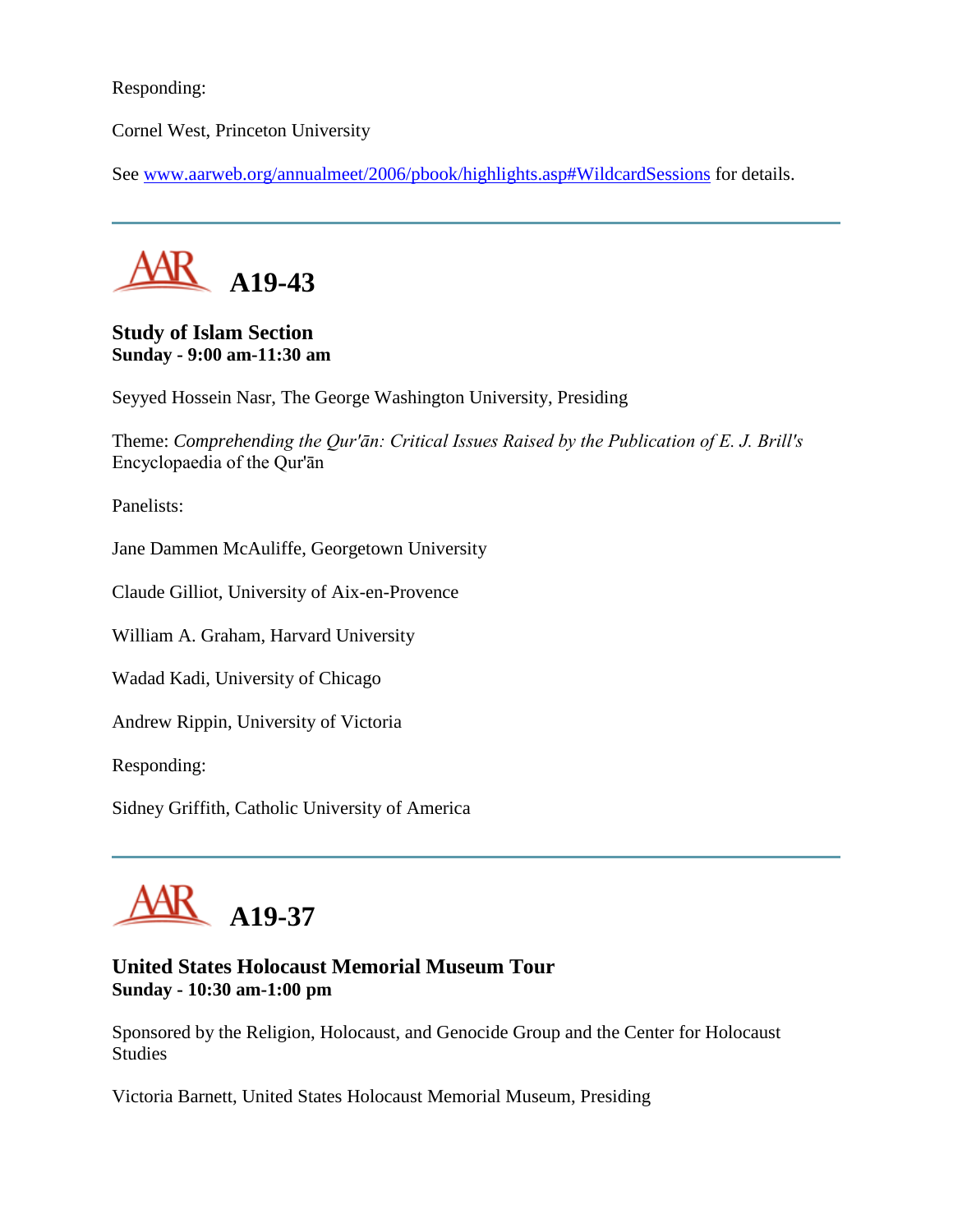Responding:

Cornel West, Princeton University

See www.aarweb.org/annualmeet/2006/pbook/highlights.asp#WildcardSessions for details.

---

## A19-43

**Study of Islam Section**
**Sunday - 9:00 am-11:30 am**

Seyyed Hossein Nasr, The George Washington University, Presiding

Theme: *Comprehending the Qur'ān: Critical Issues Raised by the Publication of E. J. Brill's* Encyclopaedia of the Qur'ān

Panelists:

Jane Dammen McAuliffe, Georgetown University

Claude Gilliot, University of Aix-en-Provence

William A. Graham, Harvard University

Wadad Kadi, University of Chicago

Andrew Rippin, University of Victoria

Responding:

Sidney Griffith, Catholic University of America

---

## A19-37

**United States Holocaust Memorial Museum Tour**
**Sunday - 10:30 am-1:00 pm**

Sponsored by the Religion, Holocaust, and Genocide Group and the Center for Holocaust Studies

Victoria Barnett, United States Holocaust Memorial Museum, Presiding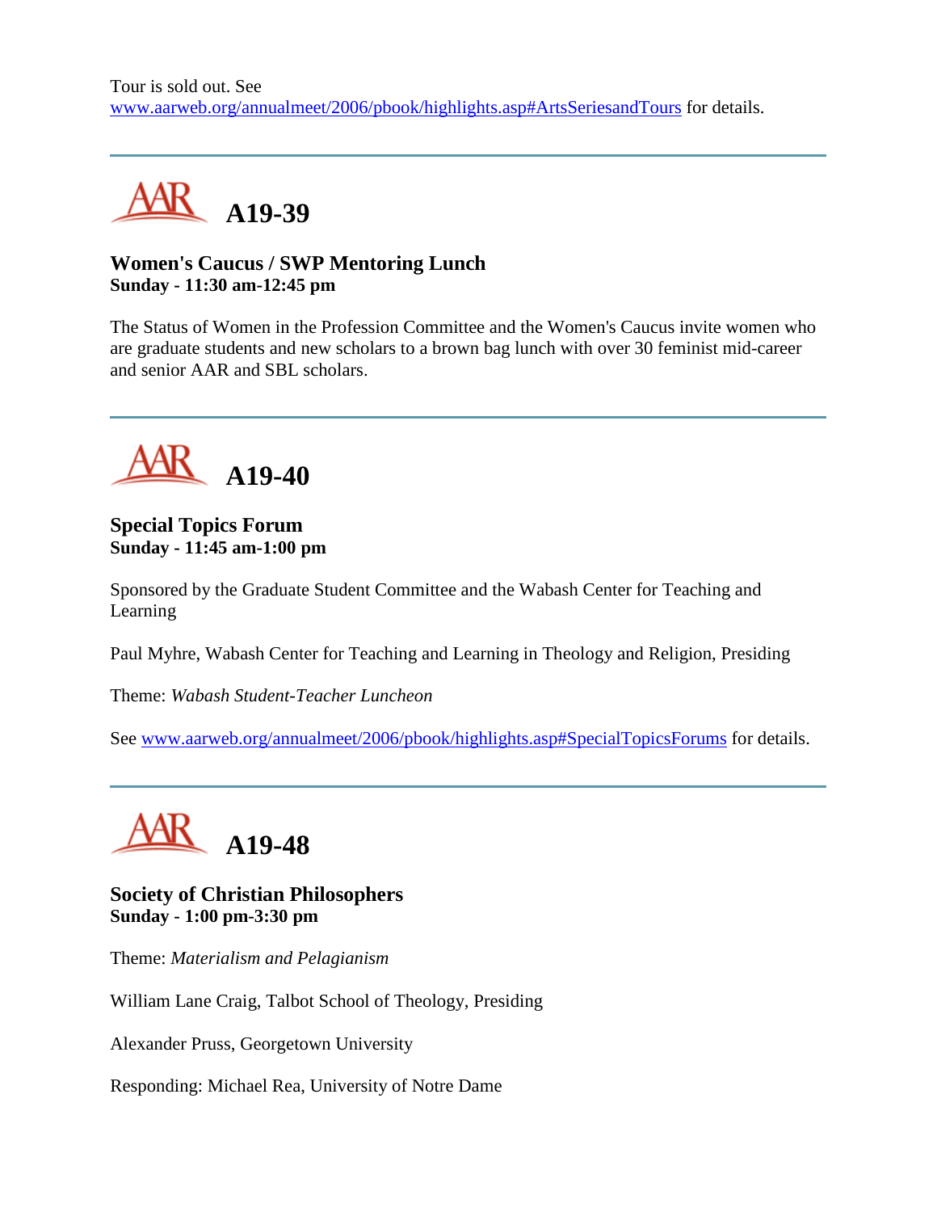Tour is sold out. See www.aarweb.org/annualmeet/2006/pbook/highlights.asp#ArtsSeriesandTours for details.

---

# A19-39

**Women's Caucus / SWP Mentoring Lunch**
**Sunday - 11:30 am-12:45 pm**

The Status of Women in the Profession Committee and the Women's Caucus invite women who are graduate students and new scholars to a brown bag lunch with over 30 feminist mid-career and senior AAR and SBL scholars.

---

# A19-40

**Special Topics Forum**
**Sunday - 11:45 am-1:00 pm**

Sponsored by the Graduate Student Committee and the Wabash Center for Teaching and Learning

Paul Myhre, Wabash Center for Teaching and Learning in Theology and Religion, Presiding

Theme: *Wabash Student-Teacher Luncheon*

See www.aarweb.org/annualmeet/2006/pbook/highlights.asp#SpecialTopicsForums for details.

---

# A19-48

**Society of Christian Philosophers**
**Sunday - 1:00 pm-3:30 pm**

Theme: *Materialism and Pelagianism*

William Lane Craig, Talbot School of Theology, Presiding

Alexander Pruss, Georgetown University

Responding: Michael Rea, University of Notre Dame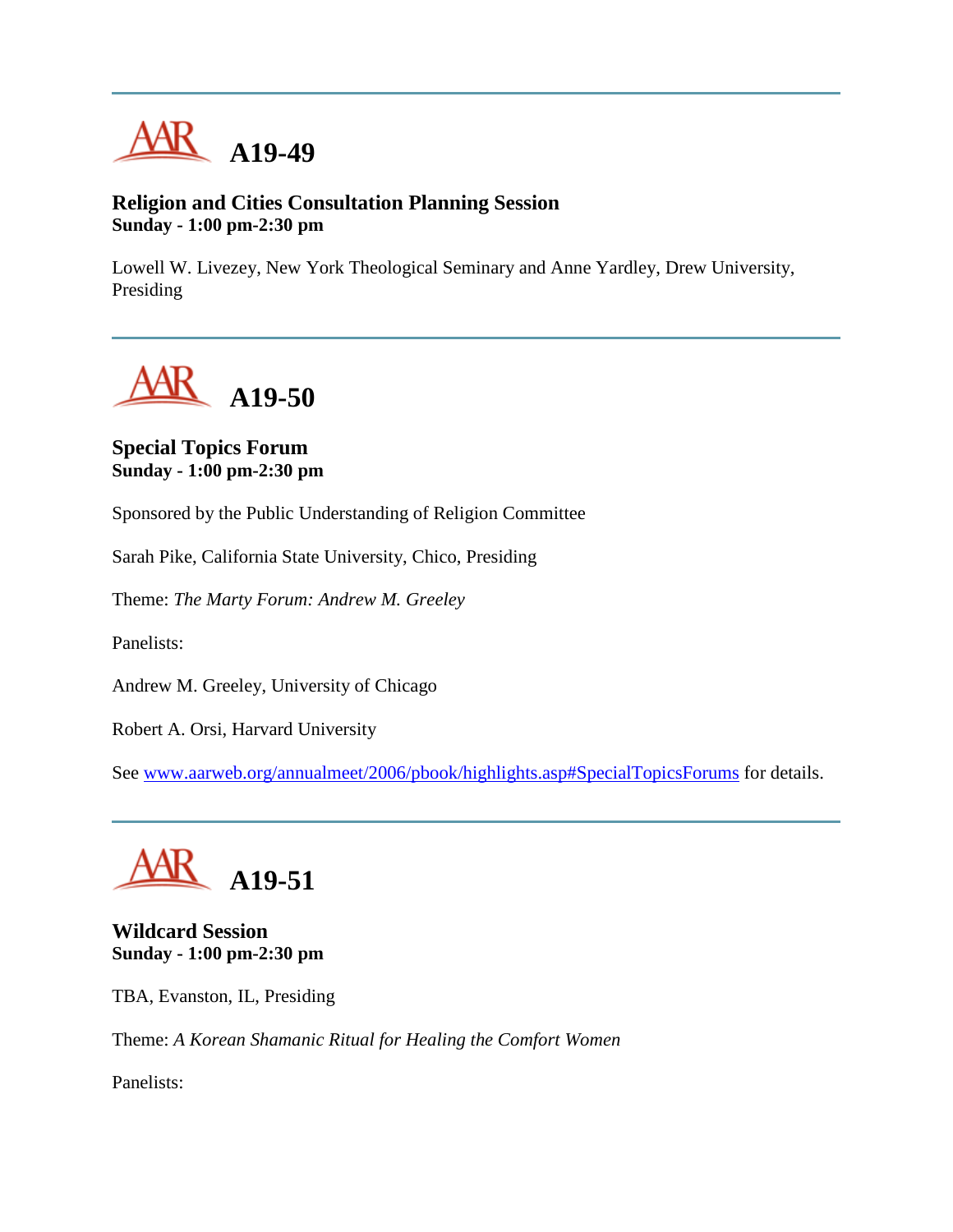# A19-49

**Religion and Cities Consultation Planning Session**
**Sunday - 1:00 pm-2:30 pm**

Lowell W. Livezey, New York Theological Seminary and Anne Yardley, Drew University, Presiding

---

# A19-50

**Special Topics Forum**
**Sunday - 1:00 pm-2:30 pm**

Sponsored by the Public Understanding of Religion Committee

Sarah Pike, California State University, Chico, Presiding

Theme: *The Marty Forum: Andrew M. Greeley*

Panelists:

Andrew M. Greeley, University of Chicago

Robert A. Orsi, Harvard University

See [www.aarweb.org/annualmeet/2006/pbook/highlights.asp#SpecialTopicsForums](www.aarweb.org/annualmeet/2006/pbook/highlights.asp#SpecialTopicsForums) for details.

---

# A19-51

**Wildcard Session**
**Sunday - 1:00 pm-2:30 pm**

TBA, Evanston, IL, Presiding

Theme: *A Korean Shamanic Ritual for Healing the Comfort Women*

Panelists: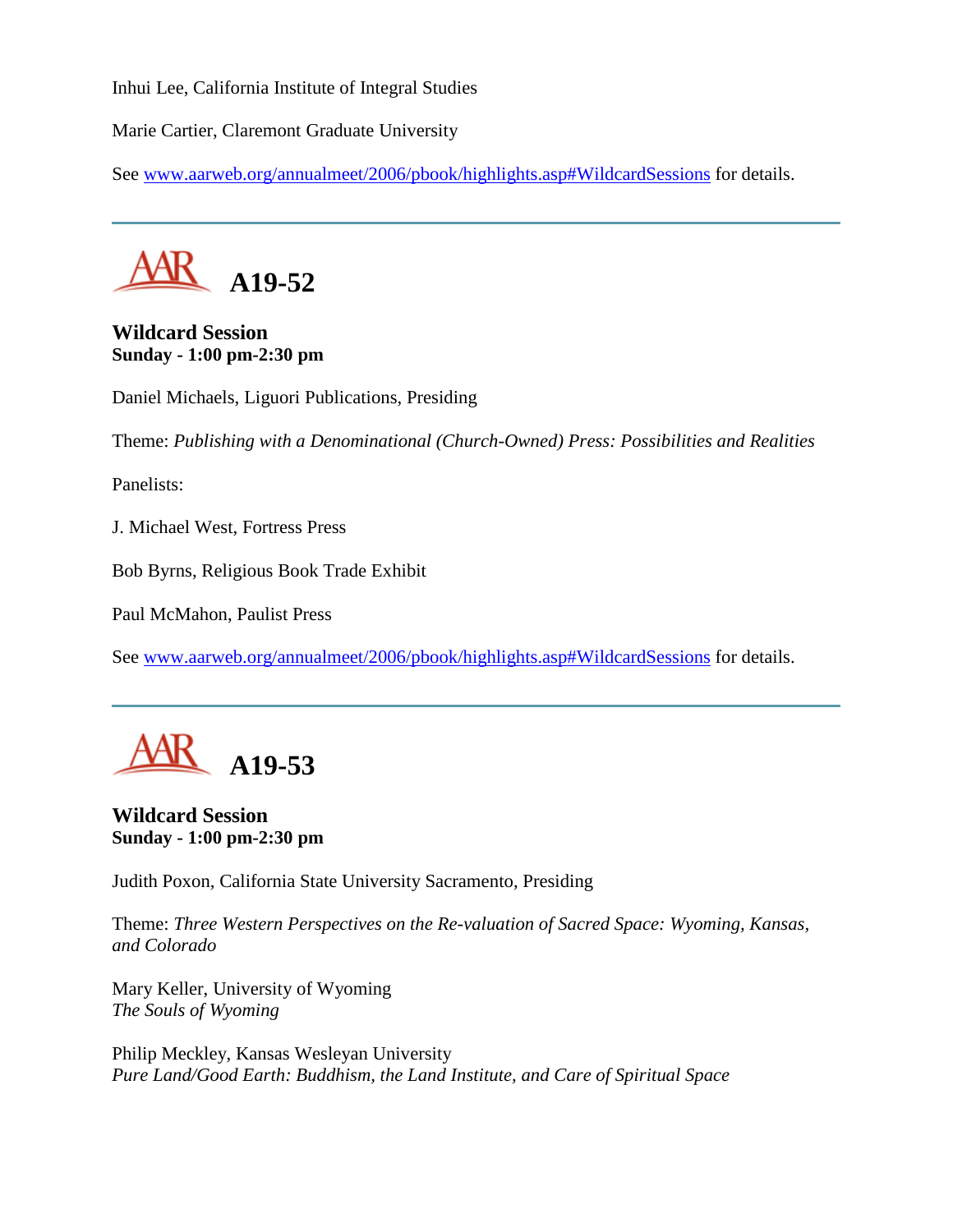Inhui Lee, California Institute of Integral Studies

Marie Cartier, Claremont Graduate University

See www.aarweb.org/annualmeet/2006/pbook/highlights.asp#WildcardSessions for details.

---

## A19-52

### Wildcard Session
**Sunday - 1:00 pm-2:30 pm**

Daniel Michaels, Liguori Publications, Presiding

Theme: *Publishing with a Denominational (Church-Owned) Press: Possibilities and Realities*

Panelists:

J. Michael West, Fortress Press

Bob Byrns, Religious Book Trade Exhibit

Paul McMahon, Paulist Press

See www.aarweb.org/annualmeet/2006/pbook/highlights.asp#WildcardSessions for details.

---

## A19-53

### Wildcard Session
**Sunday - 1:00 pm-2:30 pm**

Judith Poxon, California State University Sacramento, Presiding

Theme: *Three Western Perspectives on the Re-valuation of Sacred Space: Wyoming, Kansas, and Colorado*

Mary Keller, University of Wyoming
*The Souls of Wyoming*

Philip Meckley, Kansas Wesleyan University
*Pure Land/Good Earth: Buddhism, the Land Institute, and Care of Spiritual Space*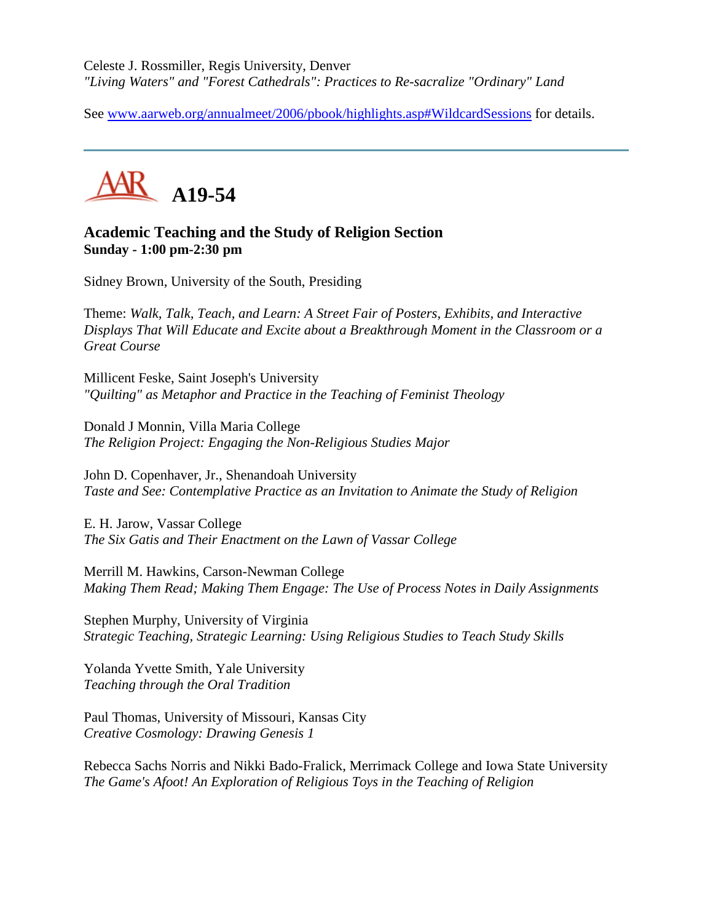Celeste J. Rossmiller, Regis University, Denver
*"Living Waters" and "Forest Cathedrals": Practices to Re-sacralize "Ordinary" Land*

See [www.aarweb.org/annualmeet/2006/pbook/highlights.asp#WildcardSessions](www.aarweb.org/annualmeet/2006/pbook/highlights.asp#WildcardSessions) for details.

---

# A19-54

## Academic Teaching and the Study of Religion Section
**Sunday - 1:00 pm-2:30 pm**

Sidney Brown, University of the South, Presiding

Theme: *Walk, Talk, Teach, and Learn: A Street Fair of Posters, Exhibits, and Interactive Displays That Will Educate and Excite about a Breakthrough Moment in the Classroom or a Great Course*

Millicent Feske, Saint Joseph's University
*"Quilting" as Metaphor and Practice in the Teaching of Feminist Theology*

Donald J Monnin, Villa Maria College
*The Religion Project: Engaging the Non-Religious Studies Major*

John D. Copenhaver, Jr., Shenandoah University
*Taste and See: Contemplative Practice as an Invitation to Animate the Study of Religion*

E. H. Jarow, Vassar College
*The Six Gatis and Their Enactment on the Lawn of Vassar College*

Merrill M. Hawkins, Carson-Newman College
*Making Them Read; Making Them Engage: The Use of Process Notes in Daily Assignments*

Stephen Murphy, University of Virginia
*Strategic Teaching, Strategic Learning: Using Religious Studies to Teach Study Skills*

Yolanda Yvette Smith, Yale University
*Teaching through the Oral Tradition*

Paul Thomas, University of Missouri, Kansas City
*Creative Cosmology: Drawing Genesis 1*

Rebecca Sachs Norris and Nikki Bado-Fralick, Merrimack College and Iowa State University
*The Game's Afoot! An Exploration of Religious Toys in the Teaching of Religion*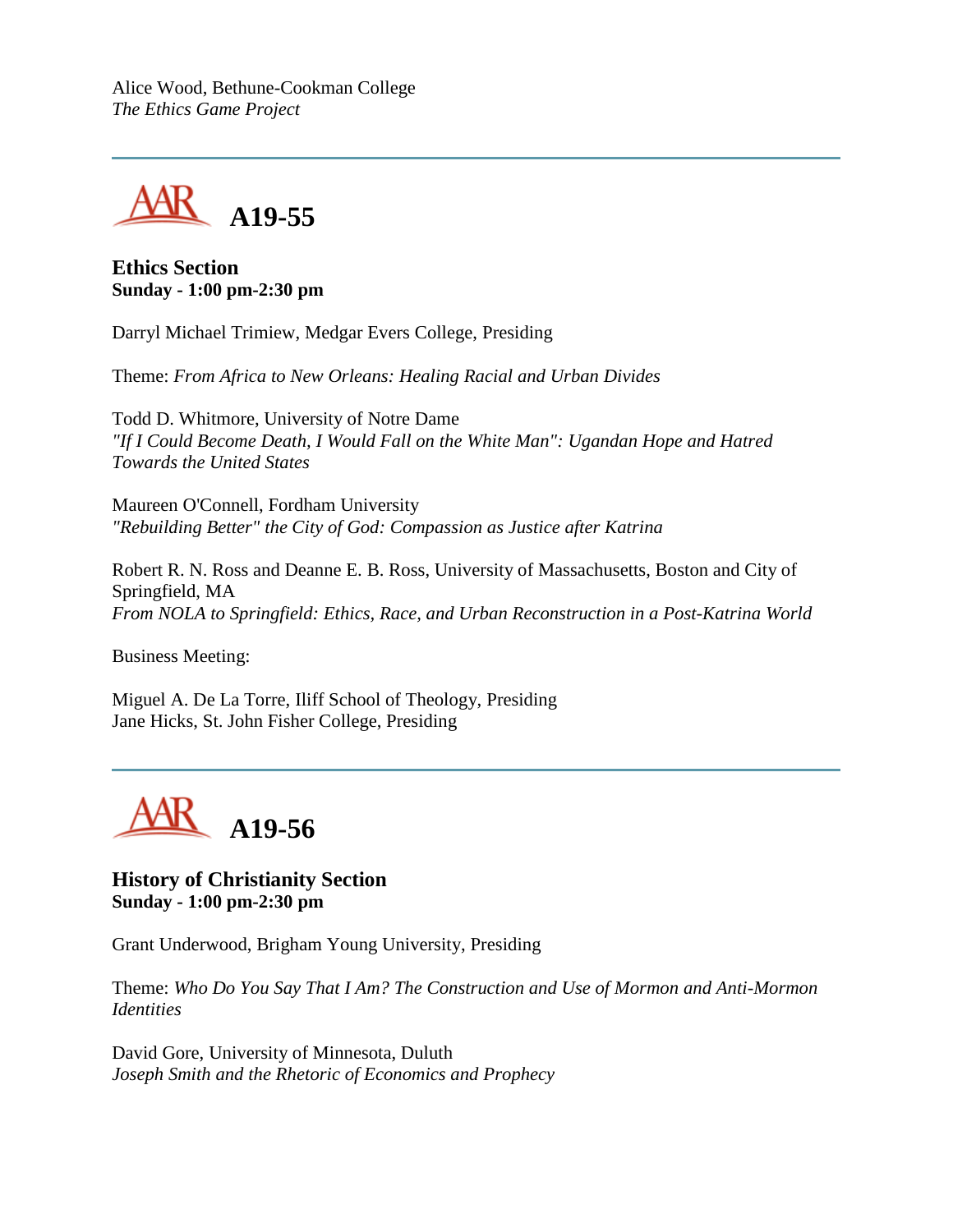Alice Wood, Bethune-Cookman College
*The Ethics Game Project*

---

## A19-55

**Ethics Section**
**Sunday - 1:00 pm-2:30 pm**

Darryl Michael Trimiew, Medgar Evers College, Presiding

Theme: *From Africa to New Orleans: Healing Racial and Urban Divides*

Todd D. Whitmore, University of Notre Dame
*"If I Could Become Death, I Would Fall on the White Man": Ugandan Hope and Hatred Towards the United States*

Maureen O'Connell, Fordham University
*"Rebuilding Better" the City of God: Compassion as Justice after Katrina*

Robert R. N. Ross and Deanne E. B. Ross, University of Massachusetts, Boston and City of Springfield, MA
*From NOLA to Springfield: Ethics, Race, and Urban Reconstruction in a Post-Katrina World*

Business Meeting:

Miguel A. De La Torre, Iliff School of Theology, Presiding
Jane Hicks, St. John Fisher College, Presiding

---

## A19-56

**History of Christianity Section**
**Sunday - 1:00 pm-2:30 pm**

Grant Underwood, Brigham Young University, Presiding

Theme: *Who Do You Say That I Am? The Construction and Use of Mormon and Anti-Mormon Identities*

David Gore, University of Minnesota, Duluth
*Joseph Smith and the Rhetoric of Economics and Prophecy*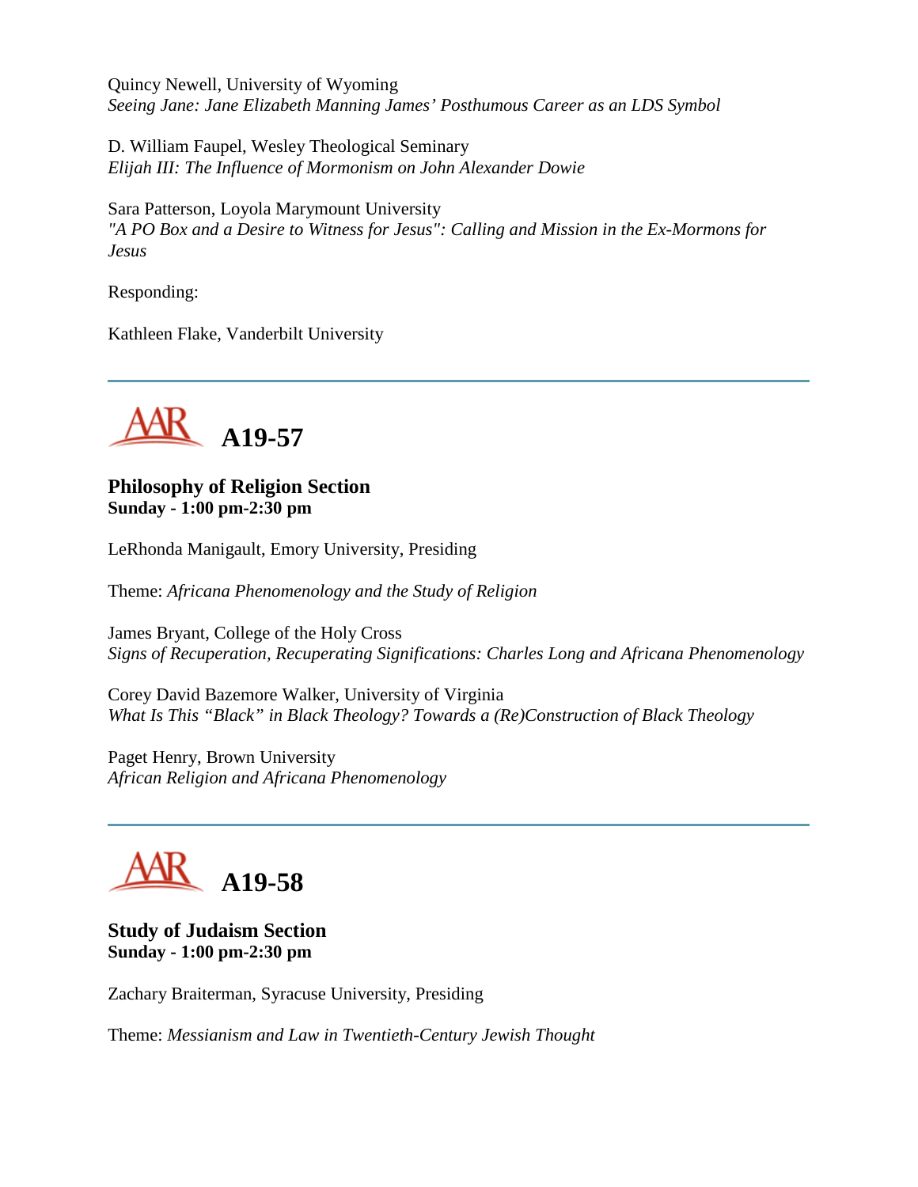Quincy Newell, University of Wyoming
*Seeing Jane: Jane Elizabeth Manning James' Posthumous Career as an LDS Symbol*

D. William Faupel, Wesley Theological Seminary
*Elijah III: The Influence of Mormonism on John Alexander Dowie*

Sara Patterson, Loyola Marymount University
*"A PO Box and a Desire to Witness for Jesus": Calling and Mission in the Ex-Mormons for Jesus*

Responding:

Kathleen Flake, Vanderbilt University

---

## A19-57

**Philosophy of Religion Section**
**Sunday - 1:00 pm-2:30 pm**

LeRhonda Manigault, Emory University, Presiding

Theme: *Africana Phenomenology and the Study of Religion*

James Bryant, College of the Holy Cross
*Signs of Recuperation, Recuperating Significations: Charles Long and Africana Phenomenology*

Corey David Bazemore Walker, University of Virginia
*What Is This "Black" in Black Theology? Towards a (Re)Construction of Black Theology*

Paget Henry, Brown University
*African Religion and Africana Phenomenology*

---

## A19-58

**Study of Judaism Section**
**Sunday - 1:00 pm-2:30 pm**

Zachary Braiterman, Syracuse University, Presiding

Theme: *Messianism and Law in Twentieth-Century Jewish Thought*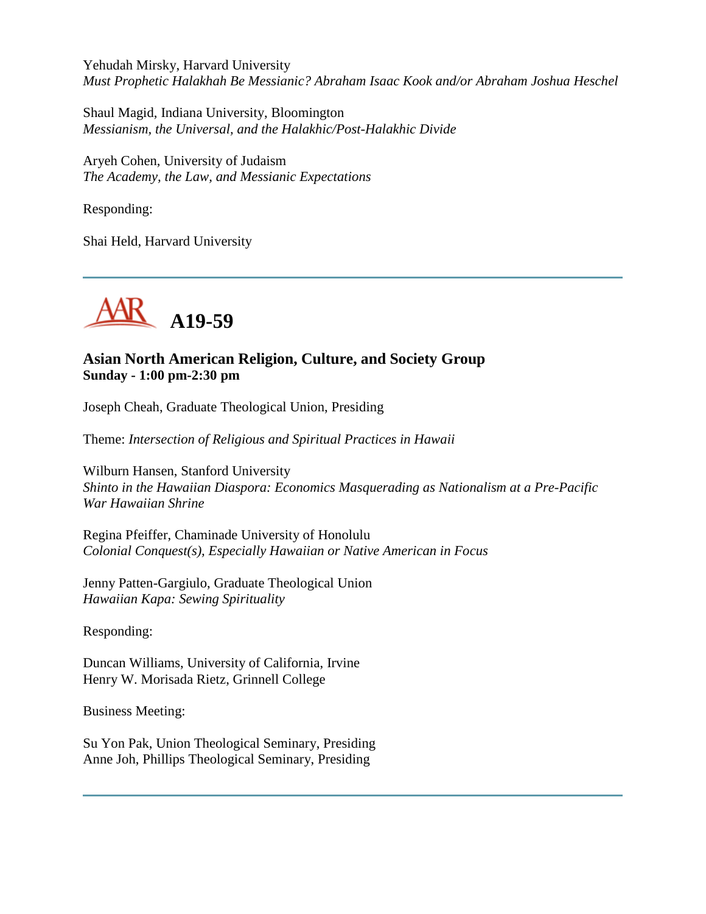Yehudah Mirsky, Harvard University
*Must Prophetic Halakhah Be Messianic? Abraham Isaac Kook and/or Abraham Joshua Heschel*

Shaul Magid, Indiana University, Bloomington
*Messianism, the Universal, and the Halakhic/Post-Halakhic Divide*

Aryeh Cohen, University of Judaism
*The Academy, the Law, and Messianic Expectations*

Responding:

Shai Held, Harvard University

---

## AAR A19-59

### Asian North American Religion, Culture, and Society Group
**Sunday - 1:00 pm-2:30 pm**

Joseph Cheah, Graduate Theological Union, Presiding

Theme: *Intersection of Religious and Spiritual Practices in Hawaii*

Wilburn Hansen, Stanford University
*Shinto in the Hawaiian Diaspora: Economics Masquerading as Nationalism at a Pre-Pacific War Hawaiian Shrine*

Regina Pfeiffer, Chaminade University of Honolulu
*Colonial Conquest(s), Especially Hawaiian or Native American in Focus*

Jenny Patten-Gargiulo, Graduate Theological Union
*Hawaiian Kapa: Sewing Spirituality*

Responding:

Duncan Williams, University of California, Irvine
Henry W. Morisada Rietz, Grinnell College

Business Meeting:

Su Yon Pak, Union Theological Seminary, Presiding
Anne Joh, Phillips Theological Seminary, Presiding

---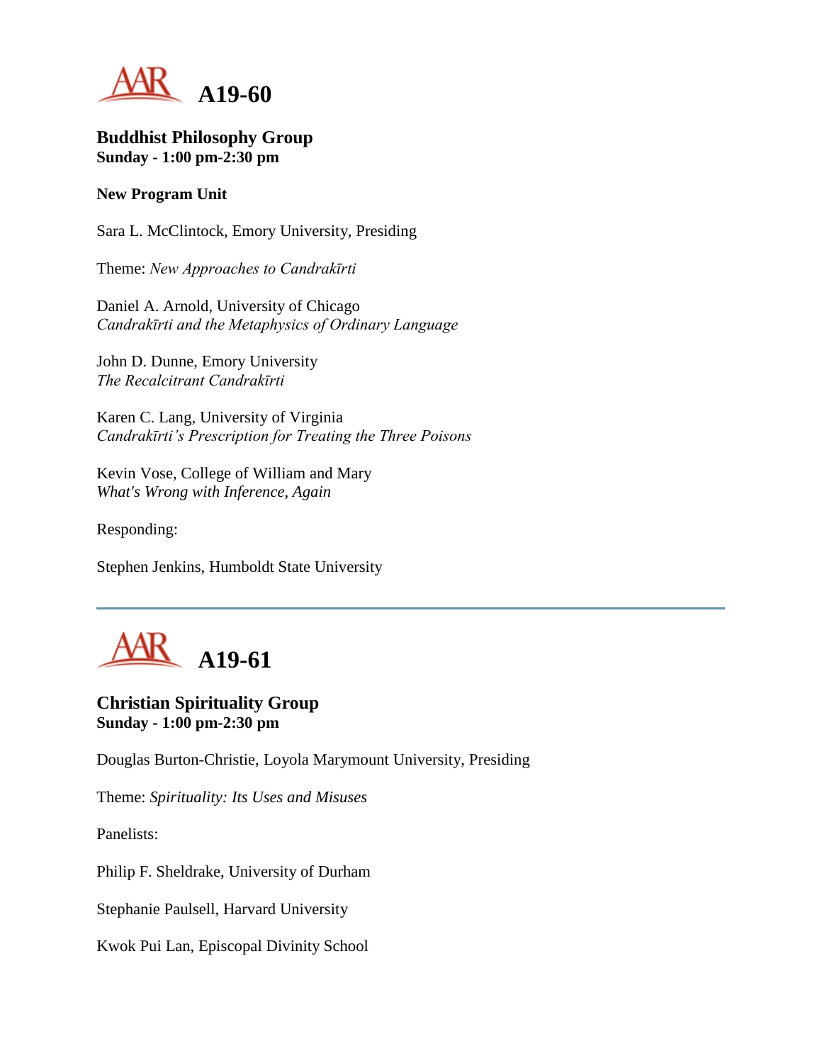## A19-60

### Buddhist Philosophy Group
**Sunday - 1:00 pm-2:30 pm**

**New Program Unit**

Sara L. McClintock, Emory University, Presiding

Theme: *New Approaches to Candrakīrti*

Daniel A. Arnold, University of Chicago
*Candrakīrti and the Metaphysics of Ordinary Language*

John D. Dunne, Emory University
*The Recalcitrant Candrakīrti*

Karen C. Lang, University of Virginia
*Candrakīrti's Prescription for Treating the Three Poisons*

Kevin Vose, College of William and Mary
*What's Wrong with Inference, Again*

Responding:

Stephen Jenkins, Humboldt State University

---

## A19-61

### Christian Spirituality Group
**Sunday - 1:00 pm-2:30 pm**

Douglas Burton-Christie, Loyola Marymount University, Presiding

Theme: *Spirituality: Its Uses and Misuses*

Panelists:

Philip F. Sheldrake, University of Durham

Stephanie Paulsell, Harvard University

Kwok Pui Lan, Episcopal Divinity School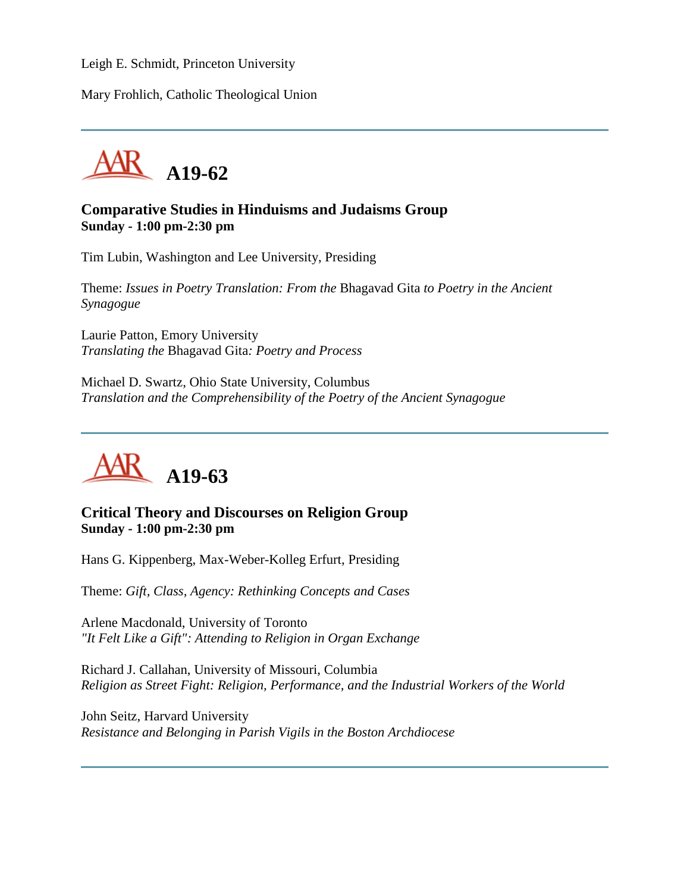Leigh E. Schmidt, Princeton University

Mary Frohlich, Catholic Theological Union

---

## A19-62

### Comparative Studies in Hinduisms and Judaisms Group
**Sunday - 1:00 pm-2:30 pm**

Tim Lubin, Washington and Lee University, Presiding

Theme: *Issues in Poetry Translation: From the* Bhagavad Gita *to Poetry in the Ancient Synagogue*

Laurie Patton, Emory University
*Translating the* Bhagavad Gita*: Poetry and Process*

Michael D. Swartz, Ohio State University, Columbus
*Translation and the Comprehensibility of the Poetry of the Ancient Synagogue*

---

## A19-63

### Critical Theory and Discourses on Religion Group
**Sunday - 1:00 pm-2:30 pm**

Hans G. Kippenberg, Max-Weber-Kolleg Erfurt, Presiding

Theme: *Gift, Class, Agency: Rethinking Concepts and Cases*

Arlene Macdonald, University of Toronto
*"It Felt Like a Gift": Attending to Religion in Organ Exchange*

Richard J. Callahan, University of Missouri, Columbia
*Religion as Street Fight: Religion, Performance, and the Industrial Workers of the World*

John Seitz, Harvard University
*Resistance and Belonging in Parish Vigils in the Boston Archdiocese*

---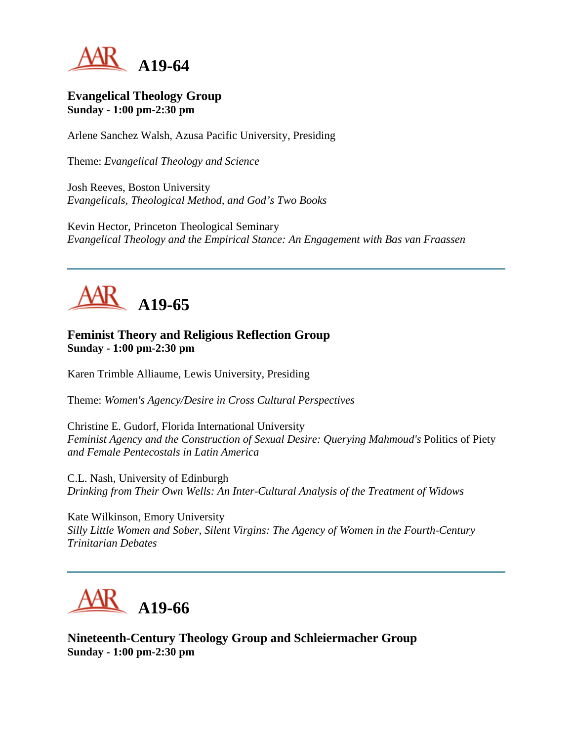# A19-64

### Evangelical Theology Group
**Sunday - 1:00 pm-2:30 pm**

Arlene Sanchez Walsh, Azusa Pacific University, Presiding

Theme: *Evangelical Theology and Science*

Josh Reeves, Boston University
*Evangelicals, Theological Method, and God's Two Books*

Kevin Hector, Princeton Theological Seminary
*Evangelical Theology and the Empirical Stance: An Engagement with Bas van Fraassen*

---

# A19-65

### Feminist Theory and Religious Reflection Group
**Sunday - 1:00 pm-2:30 pm**

Karen Trimble Alliaume, Lewis University, Presiding

Theme: *Women's Agency/Desire in Cross Cultural Perspectives*

Christine E. Gudorf, Florida International University
*Feminist Agency and the Construction of Sexual Desire: Querying Mahmoud's* Politics of Piety *and Female Pentecostals in Latin America*

C.L. Nash, University of Edinburgh
*Drinking from Their Own Wells: An Inter-Cultural Analysis of the Treatment of Widows*

Kate Wilkinson, Emory University
*Silly Little Women and Sober, Silent Virgins: The Agency of Women in the Fourth-Century Trinitarian Debates*

---

# A19-66

### Nineteenth-Century Theology Group and Schleiermacher Group
**Sunday - 1:00 pm-2:30 pm**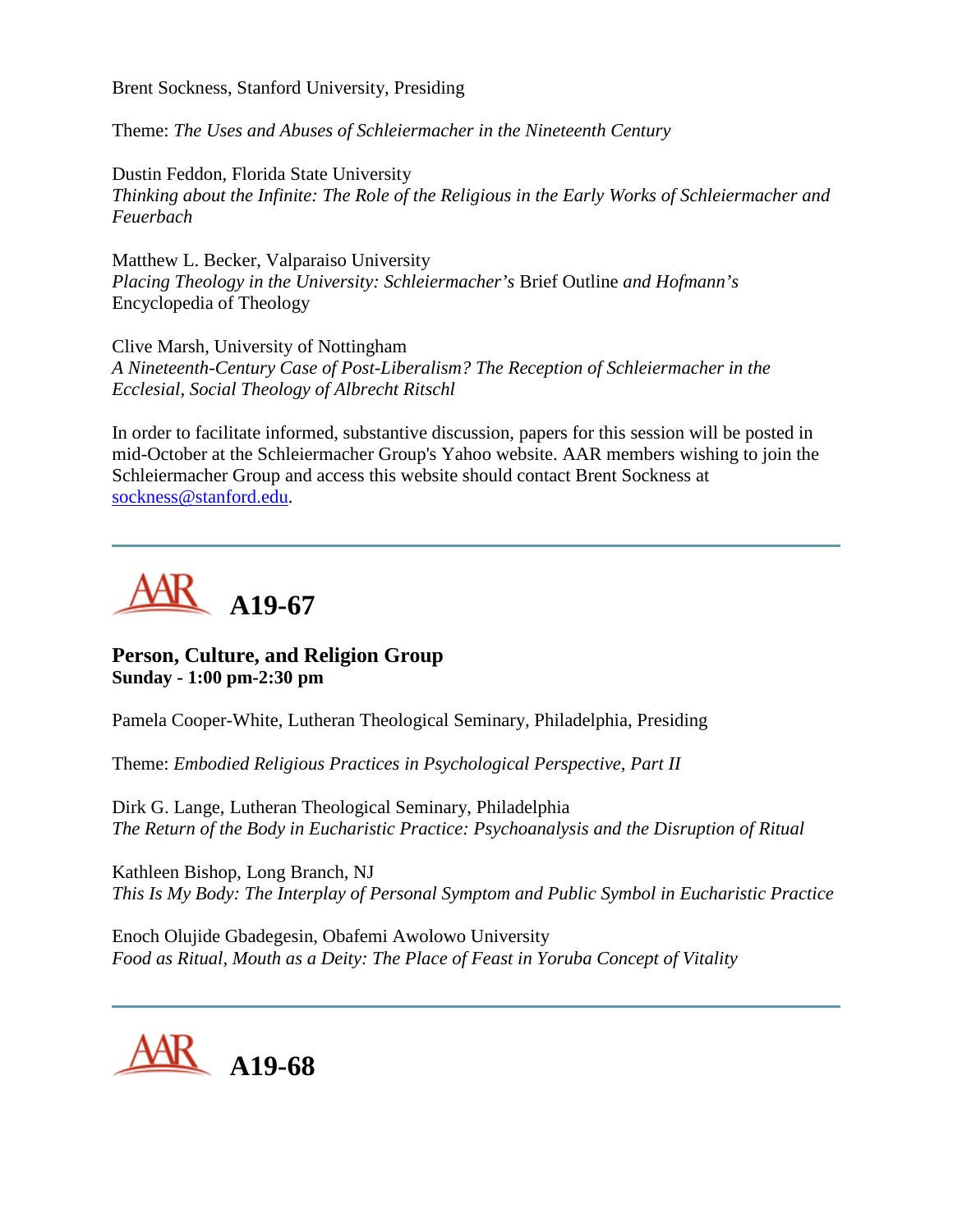Brent Sockness, Stanford University, Presiding

Theme: *The Uses and Abuses of Schleiermacher in the Nineteenth Century*

Dustin Feddon, Florida State University
*Thinking about the Infinite: The Role of the Religious in the Early Works of Schleiermacher and Feuerbach*

Matthew L. Becker, Valparaiso University
*Placing Theology in the University: Schleiermacher's* Brief Outline *and Hofmann's* Encyclopedia of Theology

Clive Marsh, University of Nottingham
*A Nineteenth-Century Case of Post-Liberalism? The Reception of Schleiermacher in the Ecclesial, Social Theology of Albrecht Ritschl*

In order to facilitate informed, substantive discussion, papers for this session will be posted in mid-October at the Schleiermacher Group's Yahoo website. AAR members wishing to join the Schleiermacher Group and access this website should contact Brent Sockness at sockness@stanford.edu.

---

## AAR A19-67

### Person, Culture, and Religion Group
**Sunday - 1:00 pm-2:30 pm**

Pamela Cooper-White, Lutheran Theological Seminary, Philadelphia, Presiding

Theme: *Embodied Religious Practices in Psychological Perspective, Part II*

Dirk G. Lange, Lutheran Theological Seminary, Philadelphia
*The Return of the Body in Eucharistic Practice: Psychoanalysis and the Disruption of Ritual*

Kathleen Bishop, Long Branch, NJ
*This Is My Body: The Interplay of Personal Symptom and Public Symbol in Eucharistic Practice*

Enoch Olujide Gbadegesin, Obafemi Awolowo University
*Food as Ritual, Mouth as a Deity: The Place of Feast in Yoruba Concept of Vitality*

---

## AAR A19-68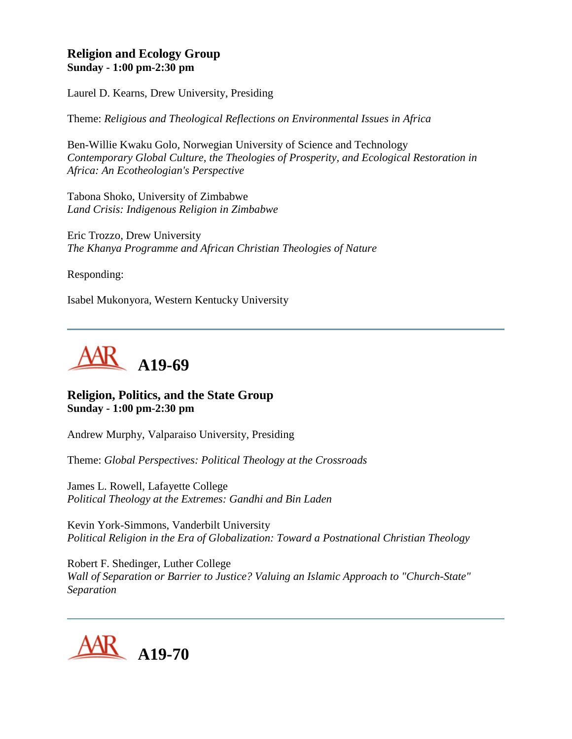### Religion and Ecology Group
**Sunday - 1:00 pm-2:30 pm**

Laurel D. Kearns, Drew University, Presiding

Theme: *Religious and Theological Reflections on Environmental Issues in Africa*

Ben-Willie Kwaku Golo, Norwegian University of Science and Technology
*Contemporary Global Culture, the Theologies of Prosperity, and Ecological Restoration in Africa: An Ecotheologian's Perspective*

Tabona Shoko, University of Zimbabwe
*Land Crisis: Indigenous Religion in Zimbabwe*

Eric Trozzo, Drew University
*The Khanya Programme and African Christian Theologies of Nature*

Responding:

Isabel Mukonyora, Western Kentucky University

---

## A19-69

### Religion, Politics, and the State Group
**Sunday - 1:00 pm-2:30 pm**

Andrew Murphy, Valparaiso University, Presiding

Theme: *Global Perspectives: Political Theology at the Crossroads*

James L. Rowell, Lafayette College
*Political Theology at the Extremes: Gandhi and Bin Laden*

Kevin York-Simmons, Vanderbilt University
*Political Religion in the Era of Globalization: Toward a Postnational Christian Theology*

Robert F. Shedinger, Luther College
*Wall of Separation or Barrier to Justice? Valuing an Islamic Approach to "Church-State" Separation*

---

## A19-70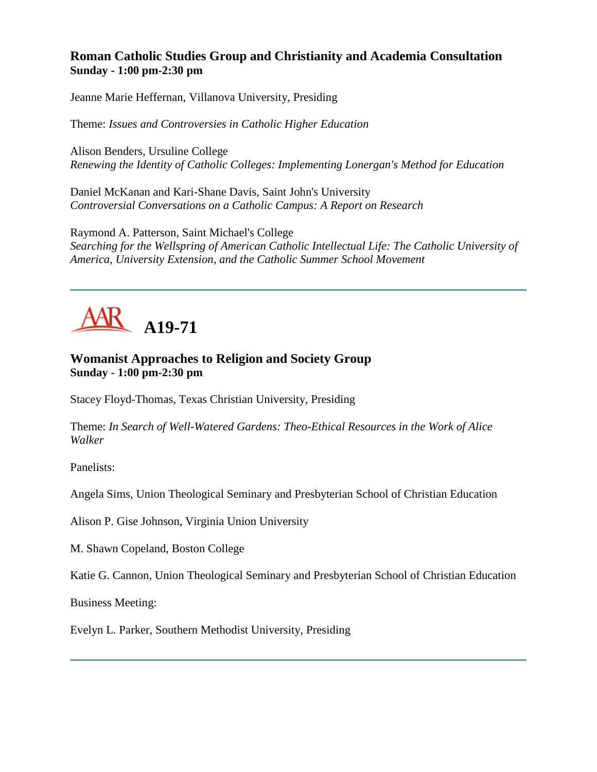### Roman Catholic Studies Group and Christianity and Academia Consultation
**Sunday - 1:00 pm-2:30 pm**

Jeanne Marie Heffernan, Villanova University, Presiding

Theme: *Issues and Controversies in Catholic Higher Education*

Alison Benders, Ursuline College
*Renewing the Identity of Catholic Colleges: Implementing Lonergan's Method for Education*

Daniel McKanan and Kari-Shane Davis, Saint John's University
*Controversial Conversations on a Catholic Campus: A Report on Research*

Raymond A. Patterson, Saint Michael's College
*Searching for the Wellspring of American Catholic Intellectual Life: The Catholic University of America, University Extension, and the Catholic Summer School Movement*

---

## A19-71

### Womanist Approaches to Religion and Society Group
**Sunday - 1:00 pm-2:30 pm**

Stacey Floyd-Thomas, Texas Christian University, Presiding

Theme: *In Search of Well-Watered Gardens: Theo-Ethical Resources in the Work of Alice Walker*

Panelists:

Angela Sims, Union Theological Seminary and Presbyterian School of Christian Education

Alison P. Gise Johnson, Virginia Union University

M. Shawn Copeland, Boston College

Katie G. Cannon, Union Theological Seminary and Presbyterian School of Christian Education

Business Meeting:

Evelyn L. Parker, Southern Methodist University, Presiding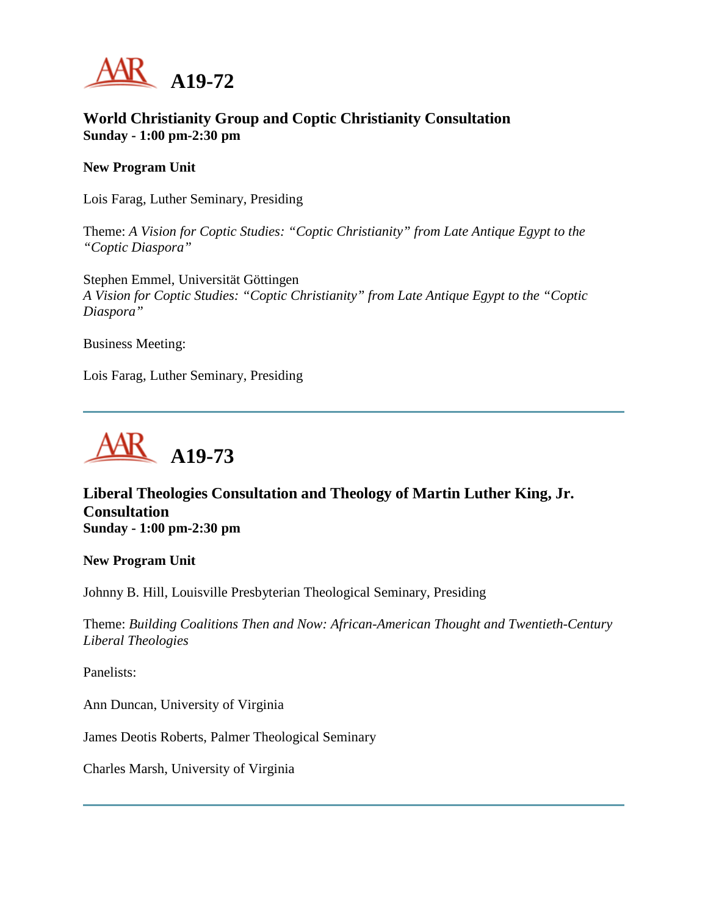# A19-72

## World Christianity Group and Coptic Christianity Consultation
**Sunday - 1:00 pm-2:30 pm**

**New Program Unit**

Lois Farag, Luther Seminary, Presiding

Theme: *A Vision for Coptic Studies: "Coptic Christianity" from Late Antique Egypt to the "Coptic Diaspora"*

Stephen Emmel, Universität Göttingen
*A Vision for Coptic Studies: "Coptic Christianity" from Late Antique Egypt to the "Coptic Diaspora"*

Business Meeting:

Lois Farag, Luther Seminary, Presiding

---

# A19-73

## Liberal Theologies Consultation and Theology of Martin Luther King, Jr. Consultation
**Sunday - 1:00 pm-2:30 pm**

**New Program Unit**

Johnny B. Hill, Louisville Presbyterian Theological Seminary, Presiding

Theme: *Building Coalitions Then and Now: African-American Thought and Twentieth-Century Liberal Theologies*

Panelists:

Ann Duncan, University of Virginia

James Deotis Roberts, Palmer Theological Seminary

Charles Marsh, University of Virginia

---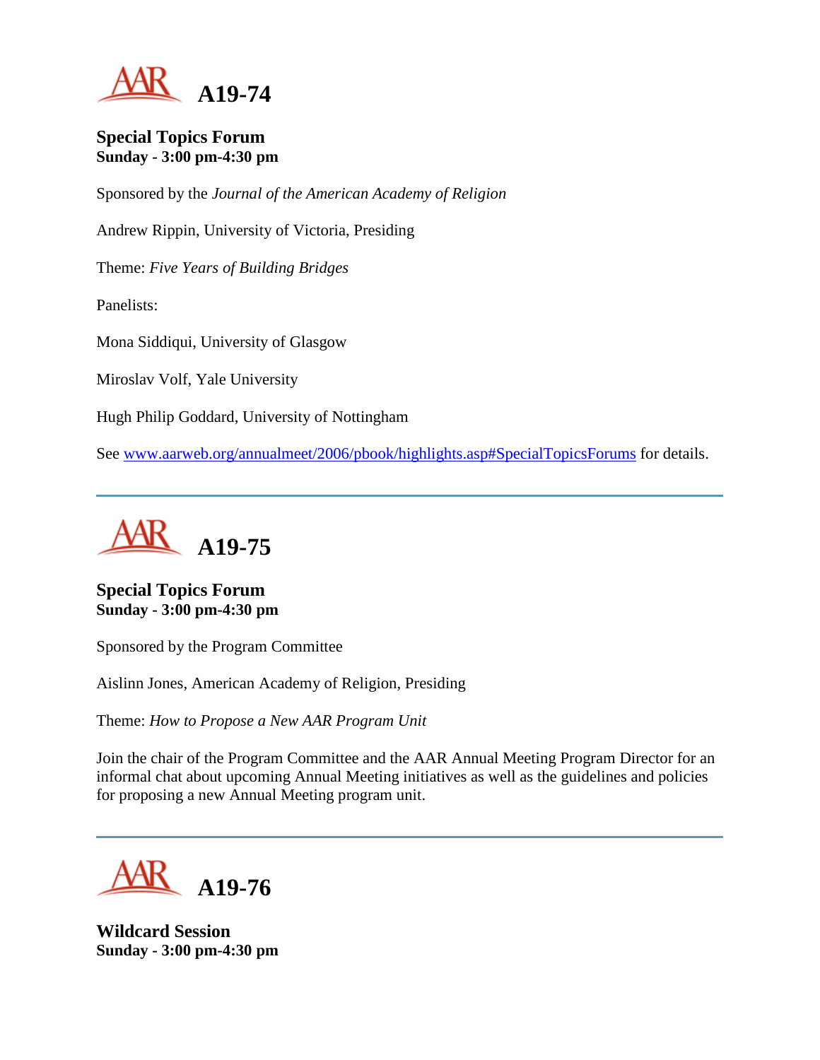# A19-74

**Special Topics Forum**
**Sunday - 3:00 pm-4:30 pm**

Sponsored by the *Journal of the American Academy of Religion*

Andrew Rippin, University of Victoria, Presiding

Theme: *Five Years of Building Bridges*

Panelists:

Mona Siddiqui, University of Glasgow

Miroslav Volf, Yale University

Hugh Philip Goddard, University of Nottingham

See [www.aarweb.org/annualmeet/2006/pbook/highlights.asp#SpecialTopicsForums](www.aarweb.org/annualmeet/2006/pbook/highlights.asp#SpecialTopicsForums) for details.

---

# A19-75

**Special Topics Forum**
**Sunday - 3:00 pm-4:30 pm**

Sponsored by the Program Committee

Aislinn Jones, American Academy of Religion, Presiding

Theme: *How to Propose a New AAR Program Unit*

Join the chair of the Program Committee and the AAR Annual Meeting Program Director for an informal chat about upcoming Annual Meeting initiatives as well as the guidelines and policies for proposing a new Annual Meeting program unit.

---

# A19-76

**Wildcard Session**
**Sunday - 3:00 pm-4:30 pm**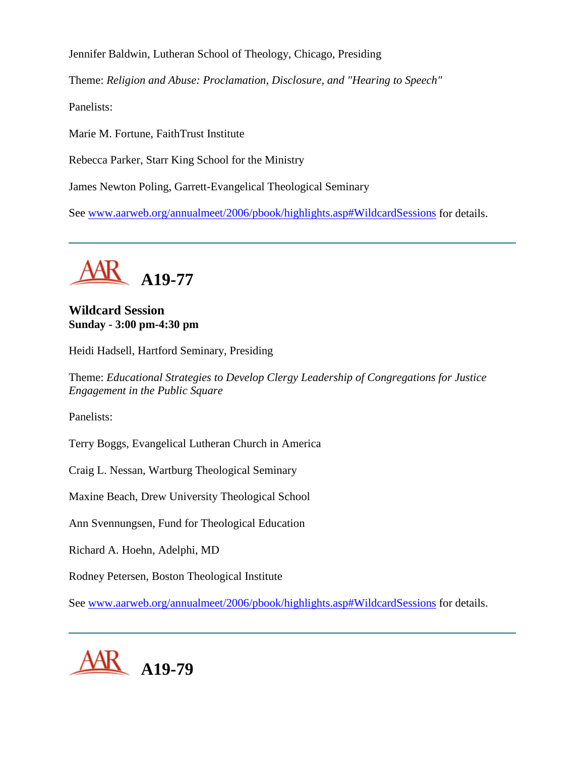Jennifer Baldwin, Lutheran School of Theology, Chicago, Presiding

Theme: *Religion and Abuse: Proclamation, Disclosure, and "Hearing to Speech"*

Panelists:

Marie M. Fortune, FaithTrust Institute

Rebecca Parker, Starr King School for the Ministry

James Newton Poling, Garrett-Evangelical Theological Seminary

See [www.aarweb.org/annualmeet/2006/pbook/highlights.asp#WildcardSessions](www.aarweb.org/annualmeet/2006/pbook/highlights.asp#WildcardSessions) for details.

---

## A19-77

### Wildcard Session
**Sunday - 3:00 pm-4:30 pm**

Heidi Hadsell, Hartford Seminary, Presiding

Theme: *Educational Strategies to Develop Clergy Leadership of Congregations for Justice Engagement in the Public Square*

Panelists:

Terry Boggs, Evangelical Lutheran Church in America

Craig L. Nessan, Wartburg Theological Seminary

Maxine Beach, Drew University Theological School

Ann Svennungsen, Fund for Theological Education

Richard A. Hoehn, Adelphi, MD

Rodney Petersen, Boston Theological Institute

See [www.aarweb.org/annualmeet/2006/pbook/highlights.asp#WildcardSessions](www.aarweb.org/annualmeet/2006/pbook/highlights.asp#WildcardSessions) for details.

---

## A19-79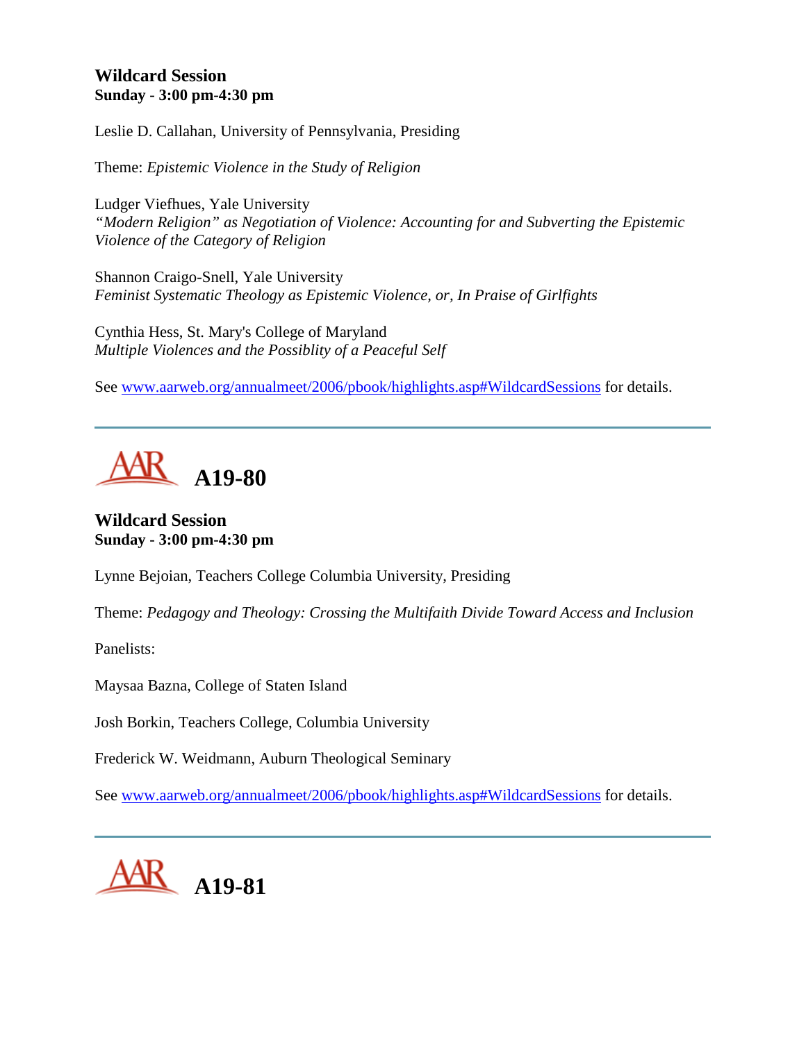**Wildcard Session**
**Sunday - 3:00 pm-4:30 pm**

Leslie D. Callahan, University of Pennsylvania, Presiding

Theme: *Epistemic Violence in the Study of Religion*

Ludger Viefhues, Yale University
*"Modern Religion" as Negotiation of Violence: Accounting for and Subverting the Epistemic Violence of the Category of Religion*

Shannon Craigo-Snell, Yale University
*Feminist Systematic Theology as Epistemic Violence, or, In Praise of Girlfights*

Cynthia Hess, St. Mary's College of Maryland
*Multiple Violences and the Possiblity of a Peaceful Self*

See www.aarweb.org/annualmeet/2006/pbook/highlights.asp#WildcardSessions for details.

---

# A19-80

**Wildcard Session**
**Sunday - 3:00 pm-4:30 pm**

Lynne Bejoian, Teachers College Columbia University, Presiding

Theme: *Pedagogy and Theology: Crossing the Multifaith Divide Toward Access and Inclusion*

Panelists:

Maysaa Bazna, College of Staten Island

Josh Borkin, Teachers College, Columbia University

Frederick W. Weidmann, Auburn Theological Seminary

See www.aarweb.org/annualmeet/2006/pbook/highlights.asp#WildcardSessions for details.

---

# A19-81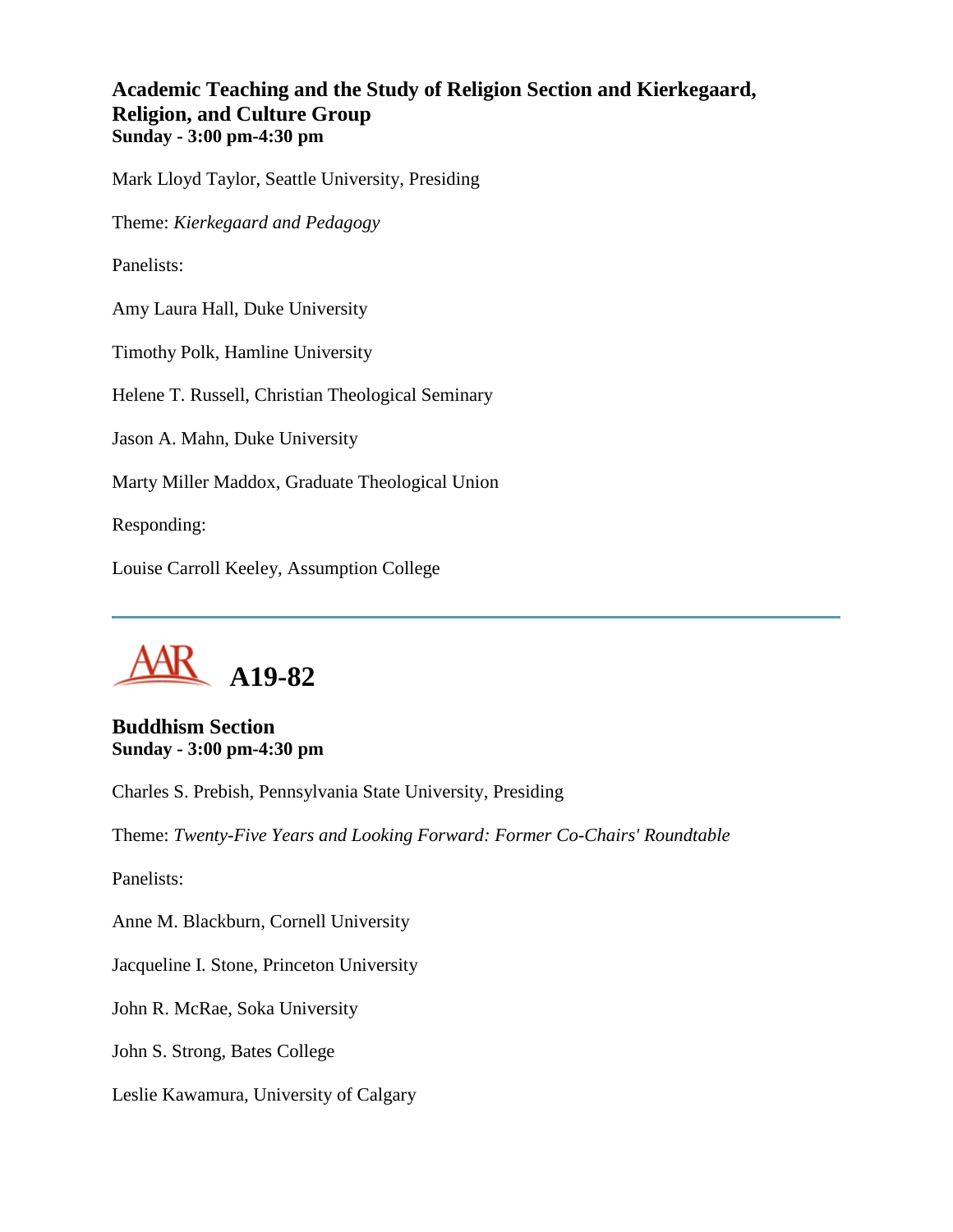### Academic Teaching and the Study of Religion Section and Kierkegaard, Religion, and Culture Group
**Sunday - 3:00 pm-4:30 pm**

Mark Lloyd Taylor, Seattle University, Presiding

Theme: *Kierkegaard and Pedagogy*

Panelists:

Amy Laura Hall, Duke University

Timothy Polk, Hamline University

Helene T. Russell, Christian Theological Seminary

Jason A. Mahn, Duke University

Marty Miller Maddox, Graduate Theological Union

Responding:

Louise Carroll Keeley, Assumption College

---

## A19-82

### Buddhism Section
**Sunday - 3:00 pm-4:30 pm**

Charles S. Prebish, Pennsylvania State University, Presiding

Theme: *Twenty-Five Years and Looking Forward: Former Co-Chairs' Roundtable*

Panelists:

Anne M. Blackburn, Cornell University

Jacqueline I. Stone, Princeton University

John R. McRae, Soka University

John S. Strong, Bates College

Leslie Kawamura, University of Calgary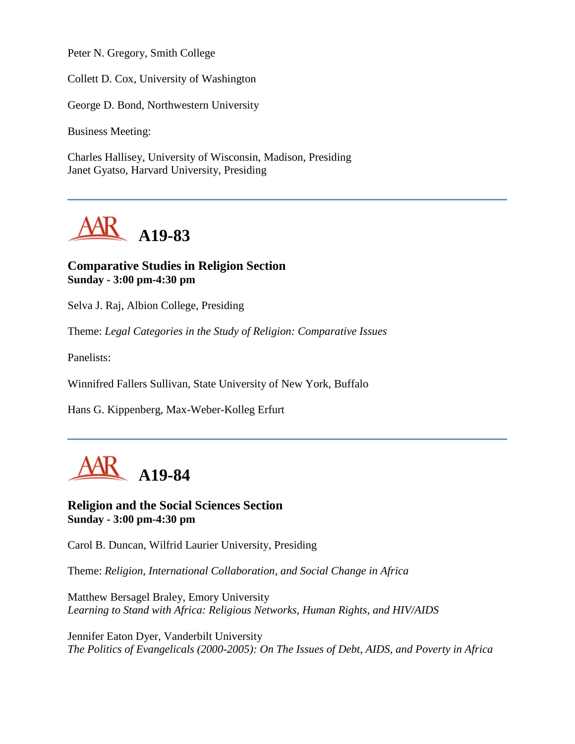Peter N. Gregory, Smith College

Collett D. Cox, University of Washington

George D. Bond, Northwestern University

Business Meeting:

Charles Hallisey, University of Wisconsin, Madison, Presiding
Janet Gyatso, Harvard University, Presiding

---

## A19-83

**Comparative Studies in Religion Section**
**Sunday - 3:00 pm-4:30 pm**

Selva J. Raj, Albion College, Presiding

Theme: *Legal Categories in the Study of Religion: Comparative Issues*

Panelists:

Winnifred Fallers Sullivan, State University of New York, Buffalo

Hans G. Kippenberg, Max-Weber-Kolleg Erfurt

---

## A19-84

**Religion and the Social Sciences Section**
**Sunday - 3:00 pm-4:30 pm**

Carol B. Duncan, Wilfrid Laurier University, Presiding

Theme: *Religion, International Collaboration, and Social Change in Africa*

Matthew Bersagel Braley, Emory University
*Learning to Stand with Africa: Religious Networks, Human Rights, and HIV/AIDS*

Jennifer Eaton Dyer, Vanderbilt University
*The Politics of Evangelicals (2000-2005): On The Issues of Debt, AIDS, and Poverty in Africa*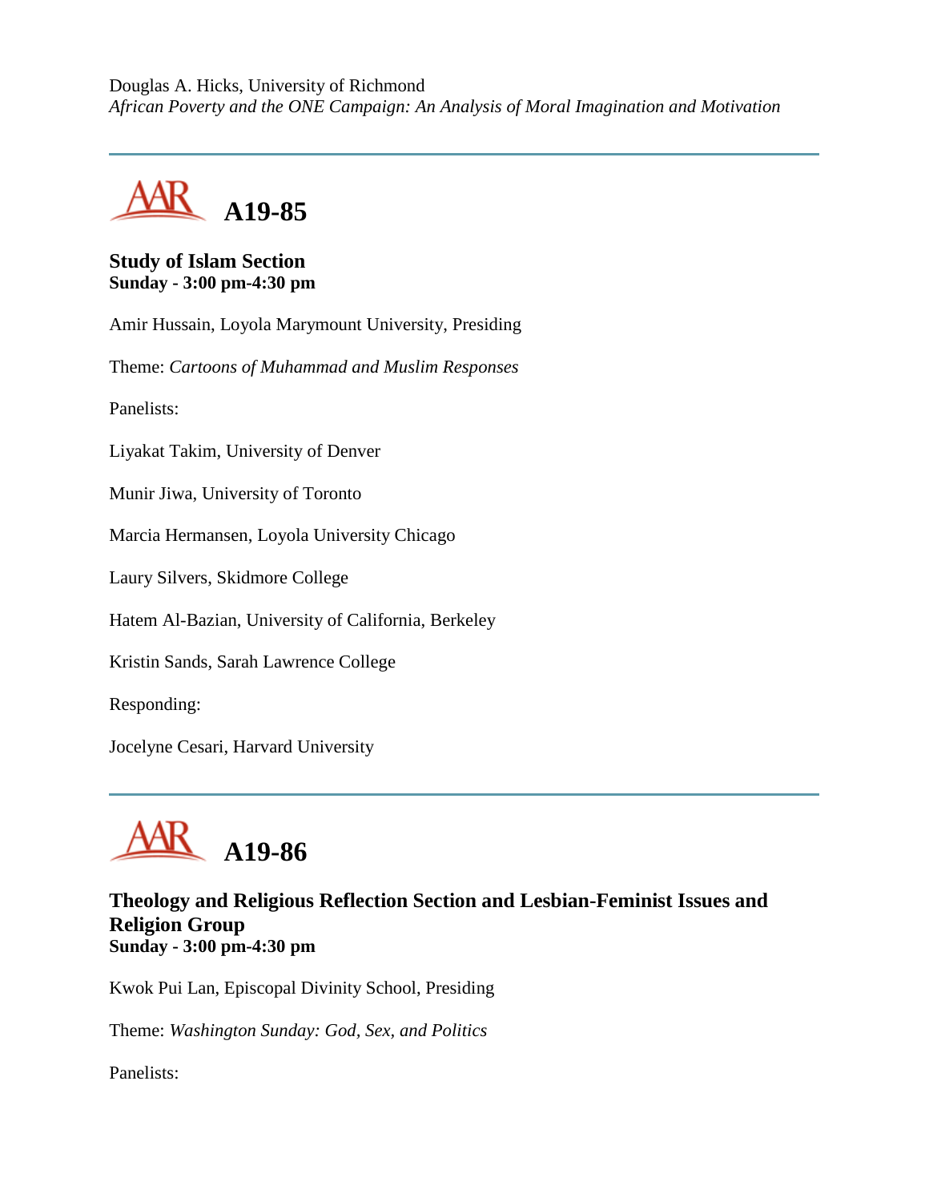Douglas A. Hicks, University of Richmond
*African Poverty and the ONE Campaign: An Analysis of Moral Imagination and Motivation*

---

# A19-85

**Study of Islam Section**
**Sunday - 3:00 pm-4:30 pm**

Amir Hussain, Loyola Marymount University, Presiding

Theme: *Cartoons of Muhammad and Muslim Responses*

Panelists:

Liyakat Takim, University of Denver

Munir Jiwa, University of Toronto

Marcia Hermansen, Loyola University Chicago

Laury Silvers, Skidmore College

Hatem Al-Bazian, University of California, Berkeley

Kristin Sands, Sarah Lawrence College

Responding:

Jocelyne Cesari, Harvard University

---

# A19-86

**Theology and Religious Reflection Section and Lesbian-Feminist Issues and Religion Group**
**Sunday - 3:00 pm-4:30 pm**

Kwok Pui Lan, Episcopal Divinity School, Presiding

Theme: *Washington Sunday: God, Sex, and Politics*

Panelists: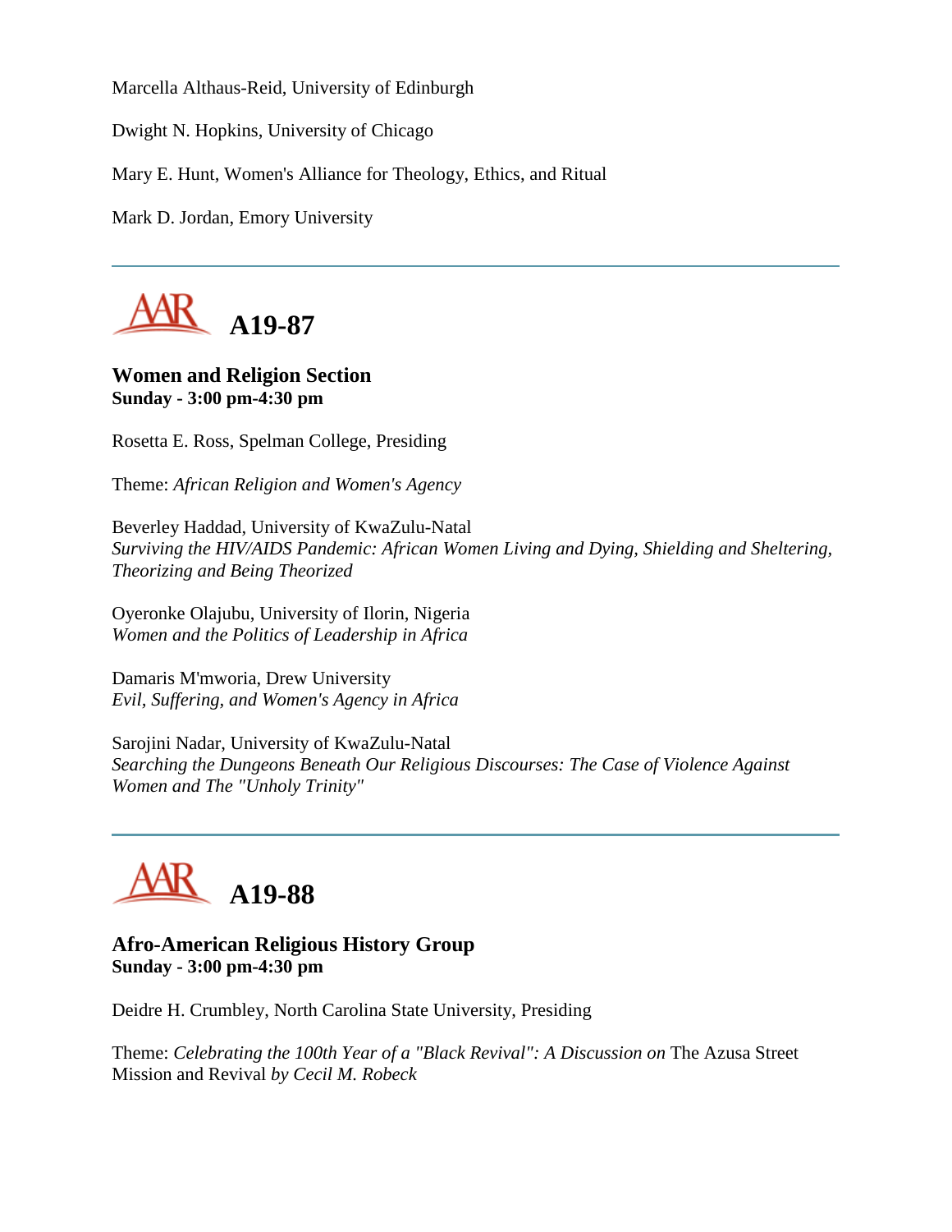Marcella Althaus-Reid, University of Edinburgh

Dwight N. Hopkins, University of Chicago

Mary E. Hunt, Women's Alliance for Theology, Ethics, and Ritual

Mark D. Jordan, Emory University

---

## A19-87

**Women and Religion Section**
**Sunday - 3:00 pm-4:30 pm**

Rosetta E. Ross, Spelman College, Presiding

Theme: *African Religion and Women's Agency*

Beverley Haddad, University of KwaZulu-Natal
*Surviving the HIV/AIDS Pandemic: African Women Living and Dying, Shielding and Sheltering, Theorizing and Being Theorized*

Oyeronke Olajubu, University of Ilorin, Nigeria
*Women and the Politics of Leadership in Africa*

Damaris M'mworia, Drew University
*Evil, Suffering, and Women's Agency in Africa*

Sarojini Nadar, University of KwaZulu-Natal
*Searching the Dungeons Beneath Our Religious Discourses: The Case of Violence Against Women and The "Unholy Trinity"*

---

## A19-88

**Afro-American Religious History Group**
**Sunday - 3:00 pm-4:30 pm**

Deidre H. Crumbley, North Carolina State University, Presiding

Theme: *Celebrating the 100th Year of a "Black Revival": A Discussion on* The Azusa Street Mission and Revival *by Cecil M. Robeck*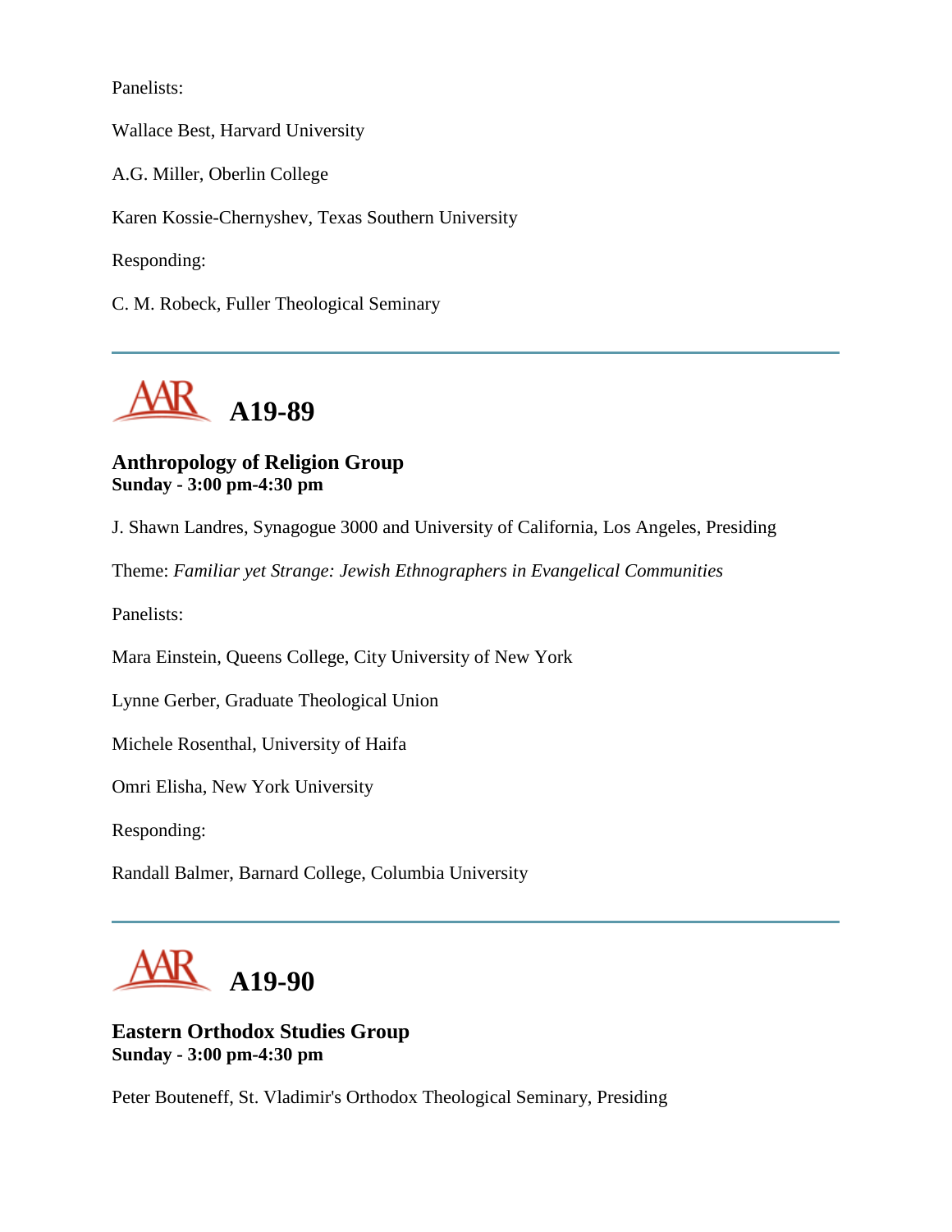Panelists:

Wallace Best, Harvard University

A.G. Miller, Oberlin College

Karen Kossie-Chernyshev, Texas Southern University

Responding:

C. M. Robeck, Fuller Theological Seminary

---

## A19-89

### Anthropology of Religion Group
**Sunday - 3:00 pm-4:30 pm**

J. Shawn Landres, Synagogue 3000 and University of California, Los Angeles, Presiding

Theme: *Familiar yet Strange: Jewish Ethnographers in Evangelical Communities*

Panelists:

Mara Einstein, Queens College, City University of New York

Lynne Gerber, Graduate Theological Union

Michele Rosenthal, University of Haifa

Omri Elisha, New York University

Responding:

Randall Balmer, Barnard College, Columbia University

---

## A19-90

### Eastern Orthodox Studies Group
**Sunday - 3:00 pm-4:30 pm**

Peter Bouteneff, St. Vladimir's Orthodox Theological Seminary, Presiding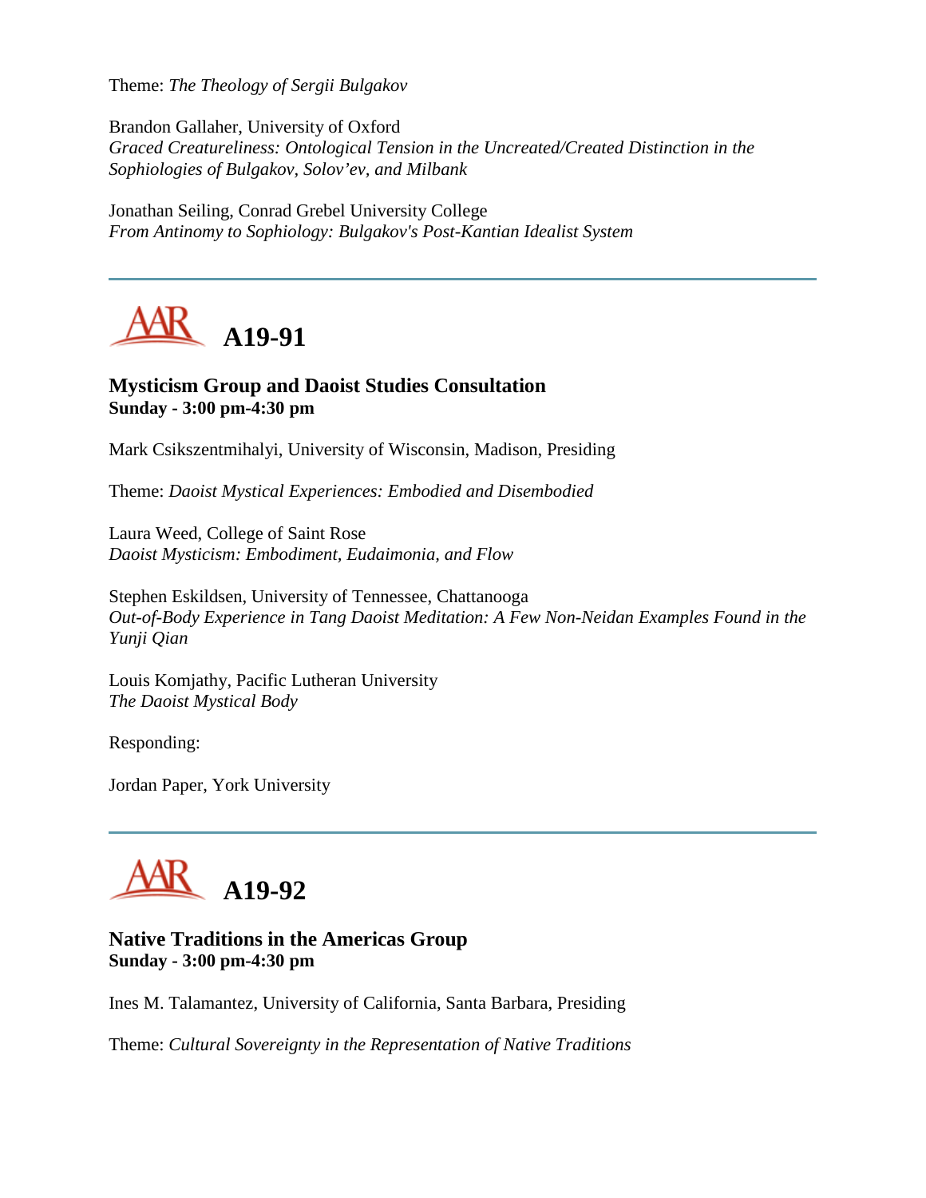Theme: *The Theology of Sergii Bulgakov*

Brandon Gallaher, University of Oxford
*Graced Creatureliness: Ontological Tension in the Uncreated/Created Distinction in the Sophiologies of Bulgakov, Solov'ev, and Milbank*

Jonathan Seiling, Conrad Grebel University College
*From Antinomy to Sophiology: Bulgakov's Post-Kantian Idealist System*

---

# A19-91

### Mysticism Group and Daoist Studies Consultation
**Sunday - 3:00 pm-4:30 pm**

Mark Csikszentmihalyi, University of Wisconsin, Madison, Presiding

Theme: *Daoist Mystical Experiences: Embodied and Disembodied*

Laura Weed, College of Saint Rose
*Daoist Mysticism: Embodiment, Eudaimonia, and Flow*

Stephen Eskildsen, University of Tennessee, Chattanooga
*Out-of-Body Experience in Tang Daoist Meditation: A Few Non-Neidan Examples Found in the Yunji Qian*

Louis Komjathy, Pacific Lutheran University
*The Daoist Mystical Body*

Responding:

Jordan Paper, York University

---

# A19-92

### Native Traditions in the Americas Group
**Sunday - 3:00 pm-4:30 pm**

Ines M. Talamantez, University of California, Santa Barbara, Presiding

Theme: *Cultural Sovereignty in the Representation of Native Traditions*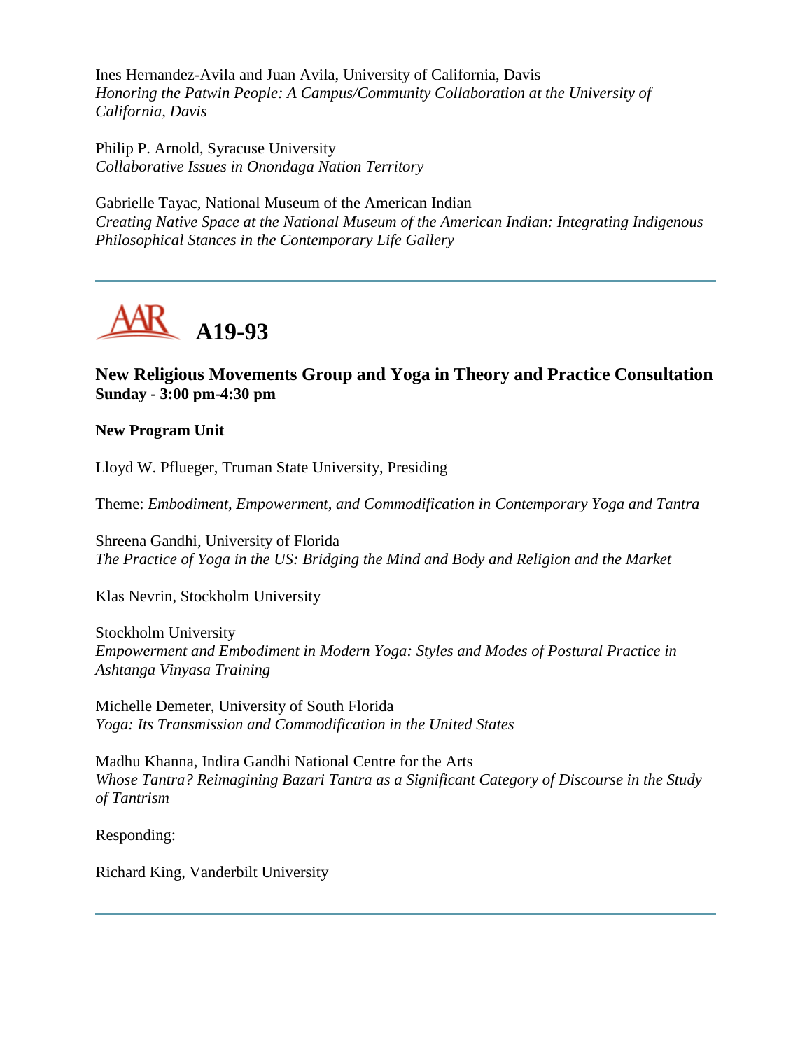Ines Hernandez-Avila and Juan Avila, University of California, Davis
*Honoring the Patwin People: A Campus/Community Collaboration at the University of California, Davis*

Philip P. Arnold, Syracuse University
*Collaborative Issues in Onondaga Nation Territory*

Gabrielle Tayac, National Museum of the American Indian
*Creating Native Space at the National Museum of the American Indian: Integrating Indigenous Philosophical Stances in the Contemporary Life Gallery*

---

# A19-93

### New Religious Movements Group and Yoga in Theory and Practice Consultation
**Sunday - 3:00 pm-4:30 pm**

**New Program Unit**

Lloyd W. Pflueger, Truman State University, Presiding

Theme: *Embodiment, Empowerment, and Commodification in Contemporary Yoga and Tantra*

Shreena Gandhi, University of Florida
*The Practice of Yoga in the US: Bridging the Mind and Body and Religion and the Market*

Klas Nevrin, Stockholm University

Stockholm University
*Empowerment and Embodiment in Modern Yoga: Styles and Modes of Postural Practice in Ashtanga Vinyasa Training*

Michelle Demeter, University of South Florida
*Yoga: Its Transmission and Commodification in the United States*

Madhu Khanna, Indira Gandhi National Centre for the Arts
*Whose Tantra? Reimagining Bazari Tantra as a Significant Category of Discourse in the Study of Tantrism*

Responding:

Richard King, Vanderbilt University

---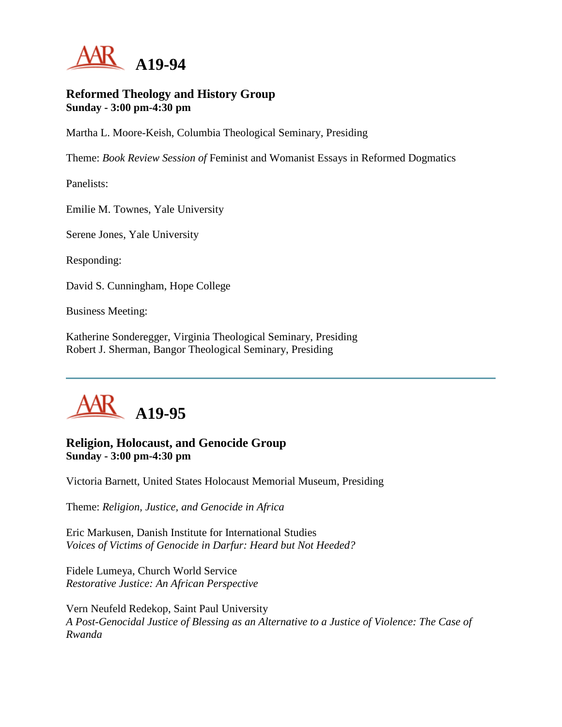# A19-94

### Reformed Theology and History Group
**Sunday - 3:00 pm-4:30 pm**

Martha L. Moore-Keish, Columbia Theological Seminary, Presiding

Theme: *Book Review Session of* Feminist and Womanist Essays in Reformed Dogmatics

Panelists:

Emilie M. Townes, Yale University

Serene Jones, Yale University

Responding:

David S. Cunningham, Hope College

Business Meeting:

Katherine Sonderegger, Virginia Theological Seminary, Presiding
Robert J. Sherman, Bangor Theological Seminary, Presiding

---

# A19-95

### Religion, Holocaust, and Genocide Group
**Sunday - 3:00 pm-4:30 pm**

Victoria Barnett, United States Holocaust Memorial Museum, Presiding

Theme: *Religion, Justice, and Genocide in Africa*

Eric Markusen, Danish Institute for International Studies
*Voices of Victims of Genocide in Darfur: Heard but Not Heeded?*

Fidele Lumeya, Church World Service
*Restorative Justice: An African Perspective*

Vern Neufeld Redekop, Saint Paul University
*A Post-Genocidal Justice of Blessing as an Alternative to a Justice of Violence: The Case of Rwanda*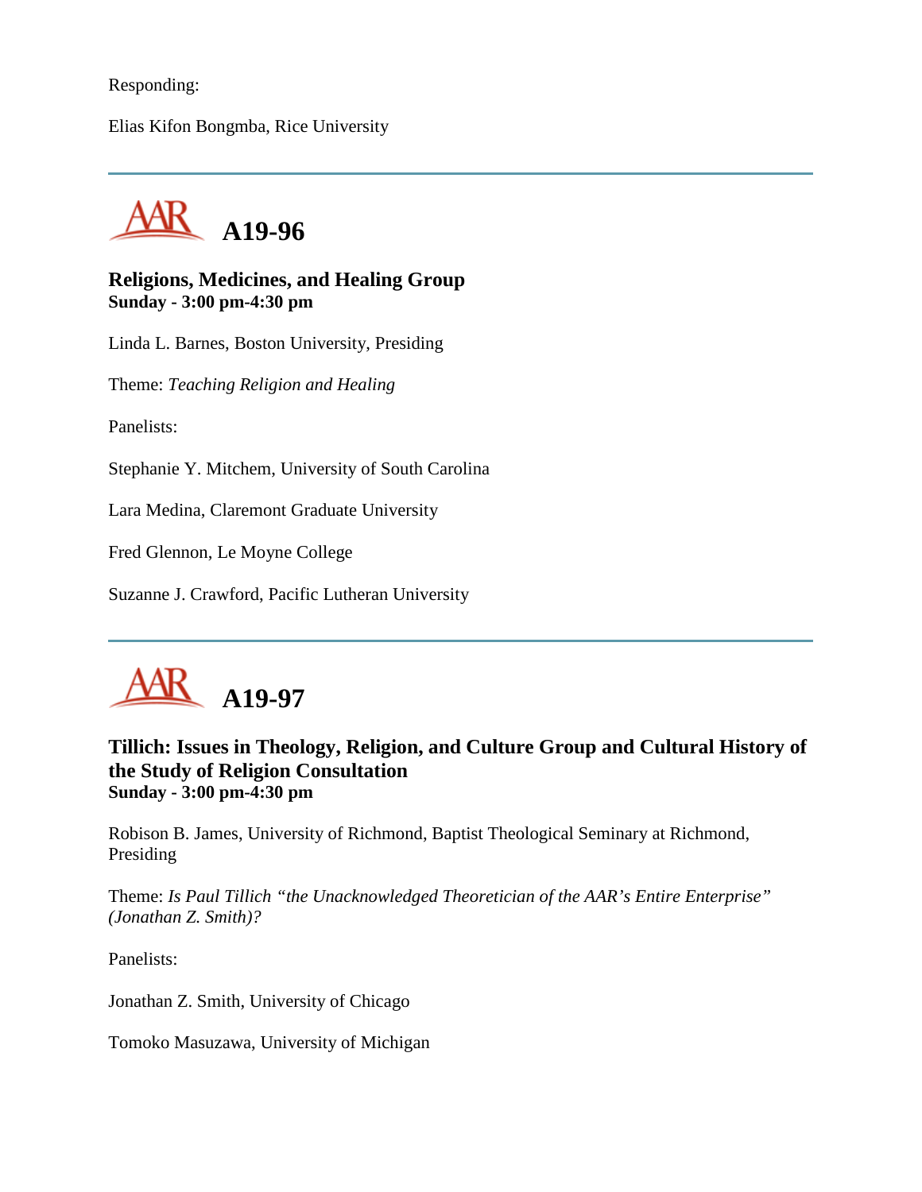Responding:

Elias Kifon Bongmba, Rice University

---

## A19-96

**Religions, Medicines, and Healing Group**
**Sunday - 3:00 pm-4:30 pm**

Linda L. Barnes, Boston University, Presiding

Theme: *Teaching Religion and Healing*

Panelists:

Stephanie Y. Mitchem, University of South Carolina

Lara Medina, Claremont Graduate University

Fred Glennon, Le Moyne College

Suzanne J. Crawford, Pacific Lutheran University

---

## A19-97

**Tillich: Issues in Theology, Religion, and Culture Group and Cultural History of the Study of Religion Consultation**
**Sunday - 3:00 pm-4:30 pm**

Robison B. James, University of Richmond, Baptist Theological Seminary at Richmond, Presiding

Theme: *Is Paul Tillich "the Unacknowledged Theoretician of the AAR's Entire Enterprise" (Jonathan Z. Smith)?*

Panelists:

Jonathan Z. Smith, University of Chicago

Tomoko Masuzawa, University of Michigan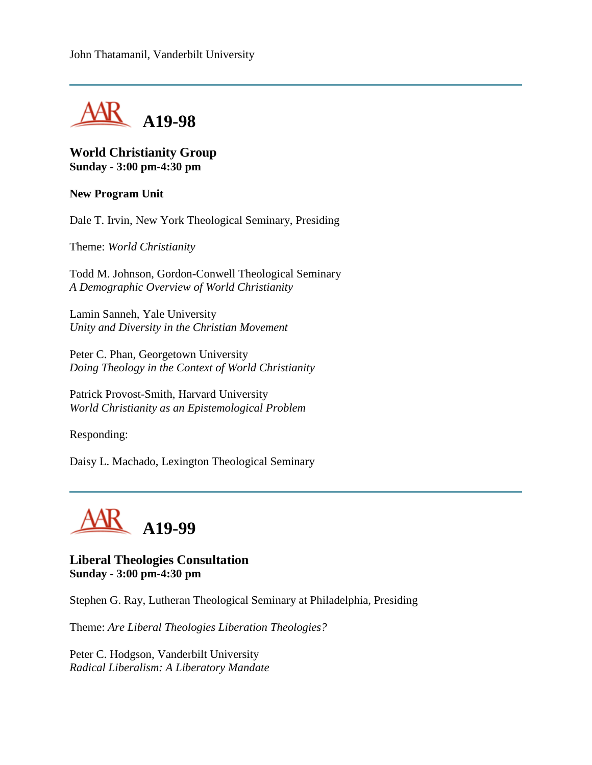John Thatamanil, Vanderbilt University

---

## A19-98

### World Christianity Group
**Sunday - 3:00 pm-4:30 pm**

**New Program Unit**

Dale T. Irvin, New York Theological Seminary, Presiding

Theme: *World Christianity*

Todd M. Johnson, Gordon-Conwell Theological Seminary
*A Demographic Overview of World Christianity*

Lamin Sanneh, Yale University
*Unity and Diversity in the Christian Movement*

Peter C. Phan, Georgetown University
*Doing Theology in the Context of World Christianity*

Patrick Provost-Smith, Harvard University
*World Christianity as an Epistemological Problem*

Responding:

Daisy L. Machado, Lexington Theological Seminary

---

## A19-99

### Liberal Theologies Consultation
**Sunday - 3:00 pm-4:30 pm**

Stephen G. Ray, Lutheran Theological Seminary at Philadelphia, Presiding

Theme: *Are Liberal Theologies Liberation Theologies?*

Peter C. Hodgson, Vanderbilt University
*Radical Liberalism: A Liberatory Mandate*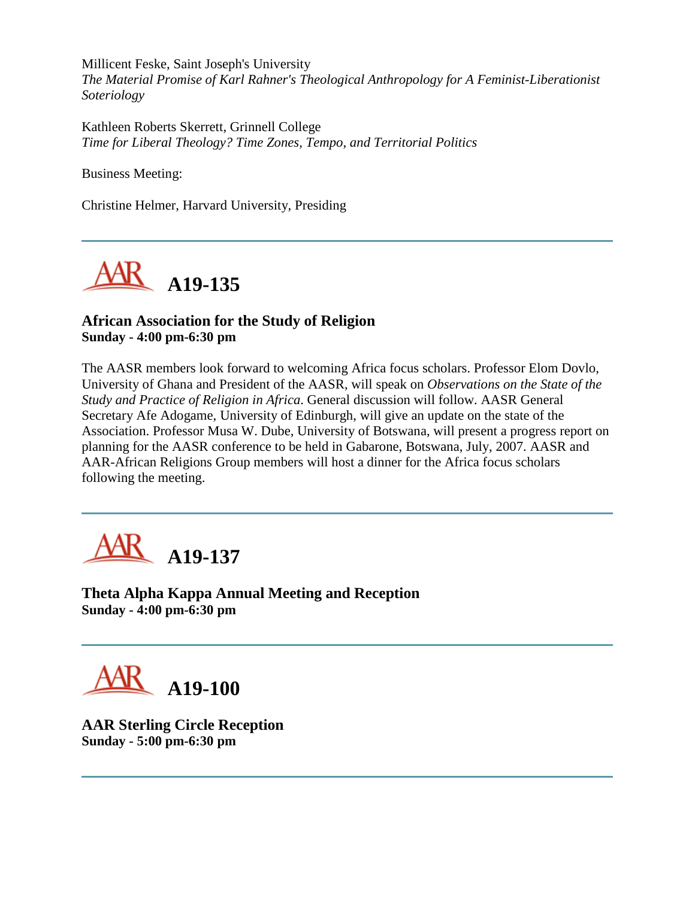Millicent Feske, Saint Joseph's University
*The Material Promise of Karl Rahner's Theological Anthropology for A Feminist-Liberationist Soteriology*

Kathleen Roberts Skerrett, Grinnell College
*Time for Liberal Theology? Time Zones, Tempo, and Territorial Politics*

Business Meeting:

Christine Helmer, Harvard University, Presiding

---

## A19-135

**African Association for the Study of Religion**
**Sunday - 4:00 pm-6:30 pm**

The AASR members look forward to welcoming Africa focus scholars. Professor Elom Dovlo, University of Ghana and President of the AASR, will speak on *Observations on the State of the Study and Practice of Religion in Africa*. General discussion will follow. AASR General Secretary Afe Adogame, University of Edinburgh, will give an update on the state of the Association. Professor Musa W. Dube, University of Botswana, will present a progress report on planning for the AASR conference to be held in Gabarone, Botswana, July, 2007. AASR and AAR-African Religions Group members will host a dinner for the Africa focus scholars following the meeting.

---

## A19-137

**Theta Alpha Kappa Annual Meeting and Reception**
**Sunday - 4:00 pm-6:30 pm**

---

## A19-100

**AAR Sterling Circle Reception**
**Sunday - 5:00 pm-6:30 pm**

---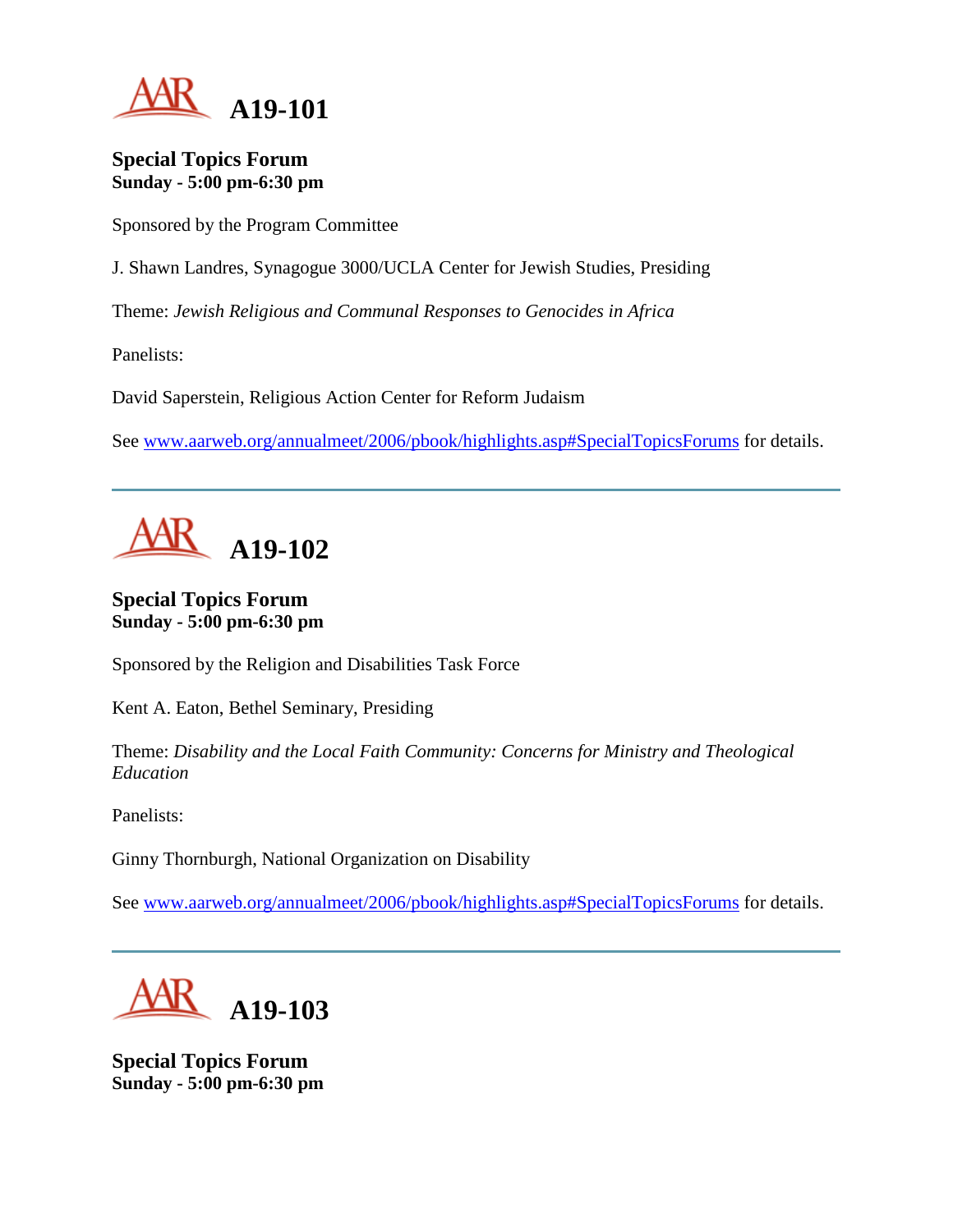# A19-101

**Special Topics Forum**
**Sunday - 5:00 pm-6:30 pm**

Sponsored by the Program Committee

J. Shawn Landres, Synagogue 3000/UCLA Center for Jewish Studies, Presiding

Theme: *Jewish Religious and Communal Responses to Genocides in Africa*

Panelists:

David Saperstein, Religious Action Center for Reform Judaism

See www.aarweb.org/annualmeet/2006/pbook/highlights.asp#SpecialTopicsForums for details.

---

# A19-102

**Special Topics Forum**
**Sunday - 5:00 pm-6:30 pm**

Sponsored by the Religion and Disabilities Task Force

Kent A. Eaton, Bethel Seminary, Presiding

Theme: *Disability and the Local Faith Community: Concerns for Ministry and Theological Education*

Panelists:

Ginny Thornburgh, National Organization on Disability

See www.aarweb.org/annualmeet/2006/pbook/highlights.asp#SpecialTopicsForums for details.

---

# A19-103

**Special Topics Forum**
**Sunday - 5:00 pm-6:30 pm**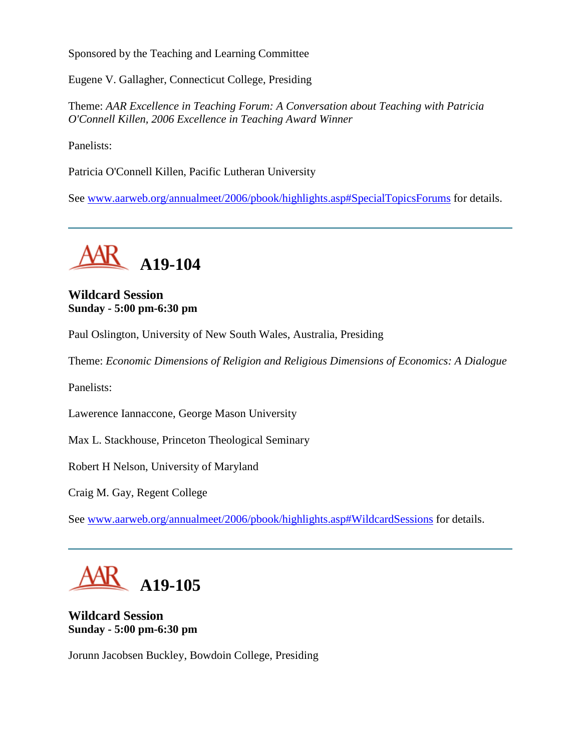Sponsored by the Teaching and Learning Committee

Eugene V. Gallagher, Connecticut College, Presiding

Theme: *AAR Excellence in Teaching Forum: A Conversation about Teaching with Patricia O'Connell Killen, 2006 Excellence in Teaching Award Winner*

Panelists:

Patricia O'Connell Killen, Pacific Lutheran University

See www.aarweb.org/annualmeet/2006/pbook/highlights.asp#SpecialTopicsForums for details.

---

# AAR A19-104

**Wildcard Session**
**Sunday - 5:00 pm-6:30 pm**

Paul Oslington, University of New South Wales, Australia, Presiding

Theme: *Economic Dimensions of Religion and Religious Dimensions of Economics: A Dialogue*

Panelists:

Lawerence Iannaccone, George Mason University

Max L. Stackhouse, Princeton Theological Seminary

Robert H Nelson, University of Maryland

Craig M. Gay, Regent College

See www.aarweb.org/annualmeet/2006/pbook/highlights.asp#WildcardSessions for details.

---

# AAR A19-105

**Wildcard Session**
**Sunday - 5:00 pm-6:30 pm**

Jorunn Jacobsen Buckley, Bowdoin College, Presiding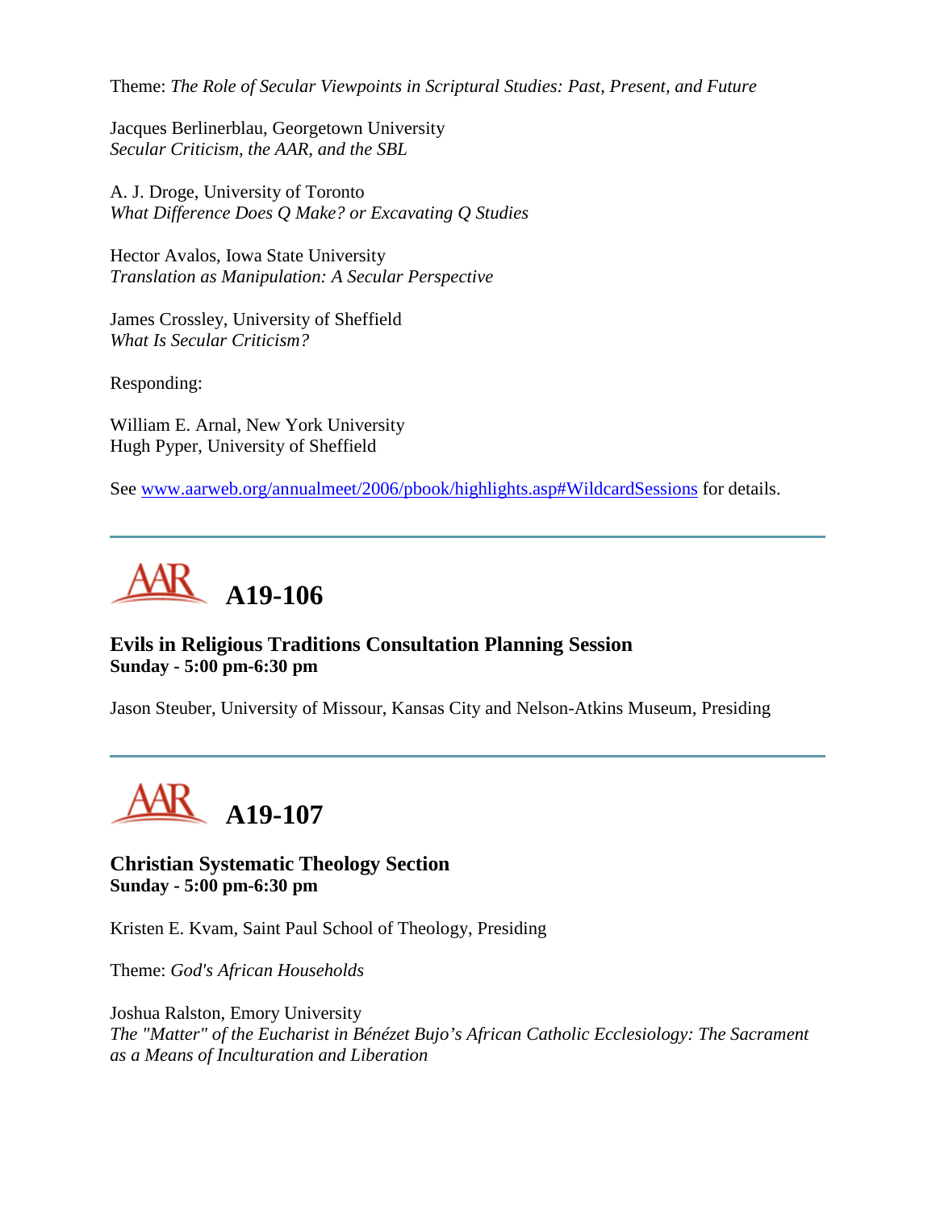Theme: *The Role of Secular Viewpoints in Scriptural Studies: Past, Present, and Future*

Jacques Berlinerblau, Georgetown University
*Secular Criticism, the AAR, and the SBL*

A. J. Droge, University of Toronto
*What Difference Does Q Make? or Excavating Q Studies*

Hector Avalos, Iowa State University
*Translation as Manipulation: A Secular Perspective*

James Crossley, University of Sheffield
*What Is Secular Criticism?*

Responding:

William E. Arnal, New York University
Hugh Pyper, University of Sheffield

See www.aarweb.org/annualmeet/2006/pbook/highlights.asp#WildcardSessions for details.

---

## A19-106

### Evils in Religious Traditions Consultation Planning Session
**Sunday - 5:00 pm-6:30 pm**

Jason Steuber, University of Missour, Kansas City and Nelson-Atkins Museum, Presiding

---

## A19-107

### Christian Systematic Theology Section
**Sunday - 5:00 pm-6:30 pm**

Kristen E. Kvam, Saint Paul School of Theology, Presiding

Theme: *God's African Households*

Joshua Ralston, Emory University
*The "Matter" of the Eucharist in Bénézet Bujo's African Catholic Ecclesiology: The Sacrament as a Means of Inculturation and Liberation*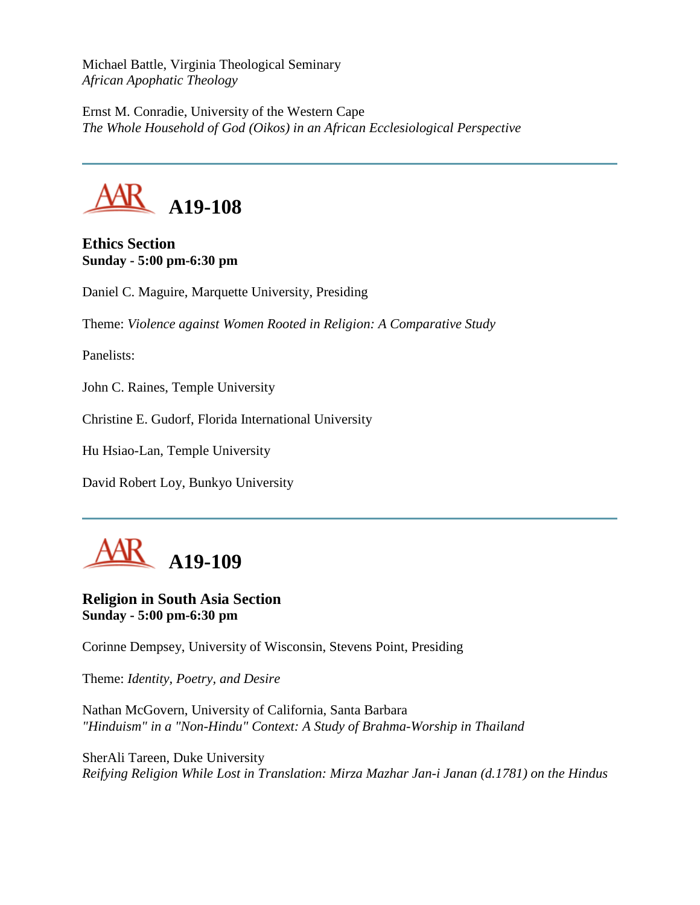Michael Battle, Virginia Theological Seminary
*African Apophatic Theology*

Ernst M. Conradie, University of the Western Cape
*The Whole Household of God (Oikos) in an African Ecclesiological Perspective*

---

# A19-108

**Ethics Section**
**Sunday - 5:00 pm-6:30 pm**

Daniel C. Maguire, Marquette University, Presiding

Theme: *Violence against Women Rooted in Religion: A Comparative Study*

Panelists:

John C. Raines, Temple University

Christine E. Gudorf, Florida International University

Hu Hsiao-Lan, Temple University

David Robert Loy, Bunkyo University

---

# A19-109

**Religion in South Asia Section**
**Sunday - 5:00 pm-6:30 pm**

Corinne Dempsey, University of Wisconsin, Stevens Point, Presiding

Theme: *Identity, Poetry, and Desire*

Nathan McGovern, University of California, Santa Barbara
*"Hinduism" in a "Non-Hindu" Context: A Study of Brahma-Worship in Thailand*

SherAli Tareen, Duke University
*Reifying Religion While Lost in Translation: Mirza Mazhar Jan-i Janan (d.1781) on the Hindus*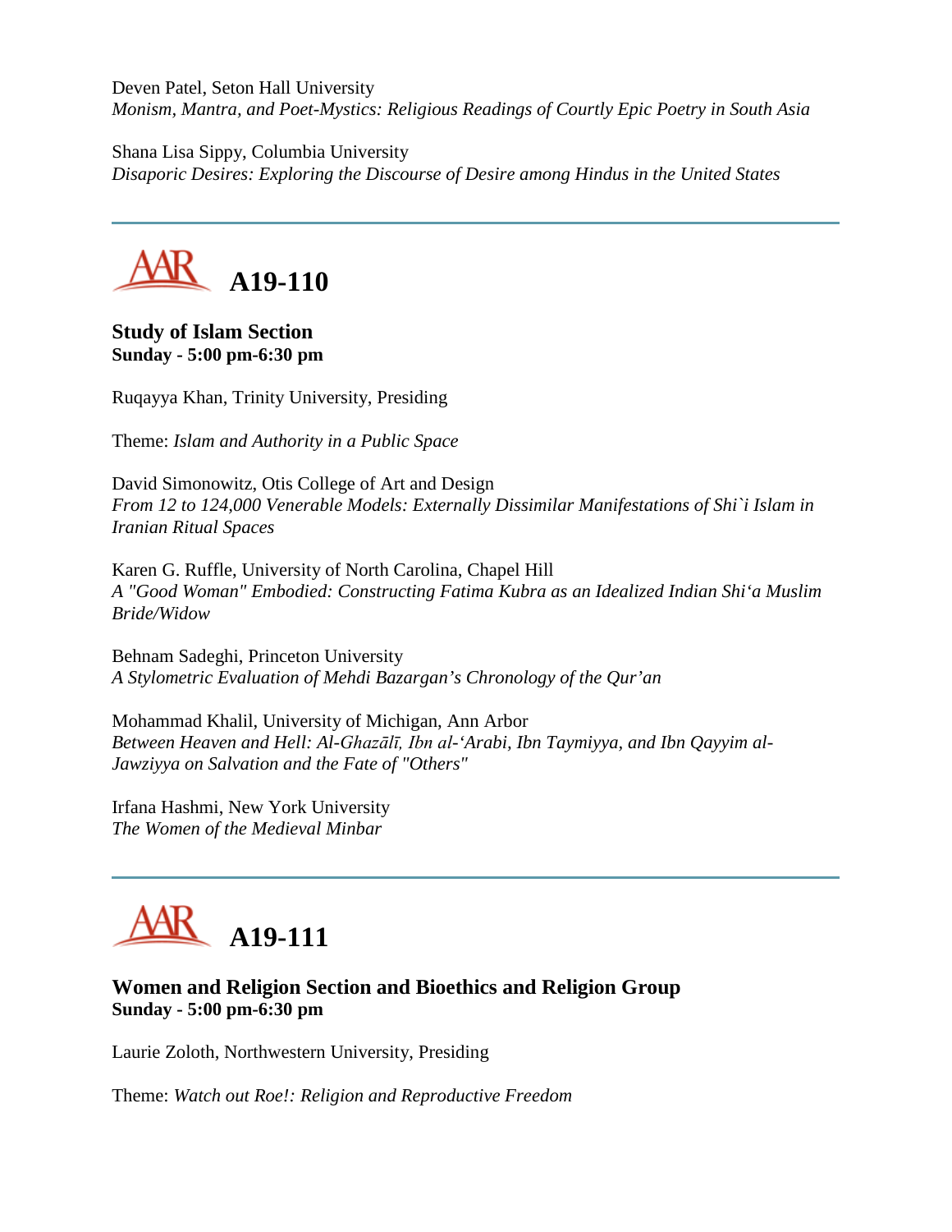Deven Patel, Seton Hall University
*Monism, Mantra, and Poet-Mystics: Religious Readings of Courtly Epic Poetry in South Asia*

Shana Lisa Sippy, Columbia University
*Disaporic Desires: Exploring the Discourse of Desire among Hindus in the United States*

---

# A19-110

**Study of Islam Section**
**Sunday - 5:00 pm-6:30 pm**

Ruqayya Khan, Trinity University, Presiding

Theme: *Islam and Authority in a Public Space*

David Simonowitz, Otis College of Art and Design
*From 12 to 124,000 Venerable Models: Externally Dissimilar Manifestations of Shi`i Islam in Iranian Ritual Spaces*

Karen G. Ruffle, University of North Carolina, Chapel Hill
*A "Good Woman" Embodied: Constructing Fatima Kubra as an Idealized Indian Shi'a Muslim Bride/Widow*

Behnam Sadeghi, Princeton University
*A Stylometric Evaluation of Mehdi Bazargan's Chronology of the Qur'an*

Mohammad Khalil, University of Michigan, Ann Arbor
*Between Heaven and Hell: Al-Ghazālī, Ibn al-'Arabi, Ibn Taymiyya, and Ibn Qayyim al-Jawziyya on Salvation and the Fate of "Others"*

Irfana Hashmi, New York University
*The Women of the Medieval Minbar*

---

# A19-111

**Women and Religion Section and Bioethics and Religion Group**
**Sunday - 5:00 pm-6:30 pm**

Laurie Zoloth, Northwestern University, Presiding

Theme: *Watch out Roe!: Religion and Reproductive Freedom*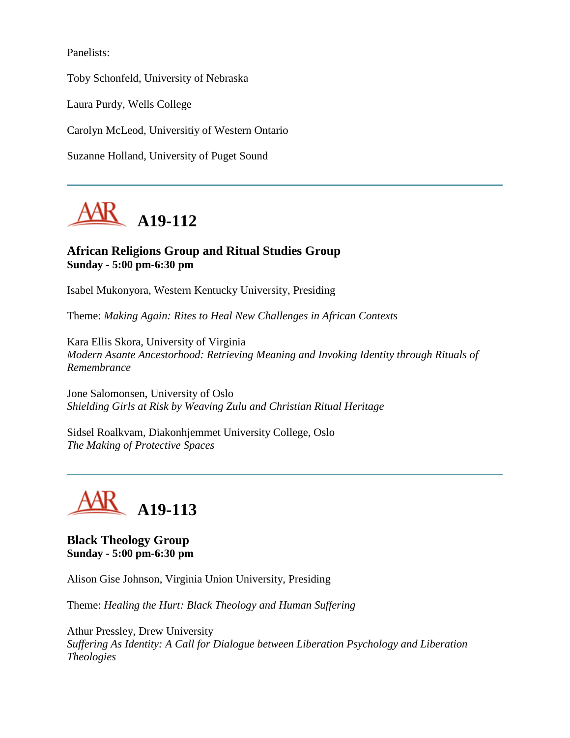Panelists:

Toby Schonfeld, University of Nebraska

Laura Purdy, Wells College

Carolyn McLeod, Universitiy of Western Ontario

Suzanne Holland, University of Puget Sound

---

# A19-112

### African Religions Group and Ritual Studies Group
**Sunday - 5:00 pm-6:30 pm**

Isabel Mukonyora, Western Kentucky University, Presiding

Theme: *Making Again: Rites to Heal New Challenges in African Contexts*

Kara Ellis Skora, University of Virginia
*Modern Asante Ancestorhood: Retrieving Meaning and Invoking Identity through Rituals of Remembrance*

Jone Salomonsen, University of Oslo
*Shielding Girls at Risk by Weaving Zulu and Christian Ritual Heritage*

Sidsel Roalkvam, Diakonhjemmet University College, Oslo
*The Making of Protective Spaces*

---

# A19-113

### Black Theology Group
**Sunday - 5:00 pm-6:30 pm**

Alison Gise Johnson, Virginia Union University, Presiding

Theme: *Healing the Hurt: Black Theology and Human Suffering*

Athur Pressley, Drew University
*Suffering As Identity: A Call for Dialogue between Liberation Psychology and Liberation Theologies*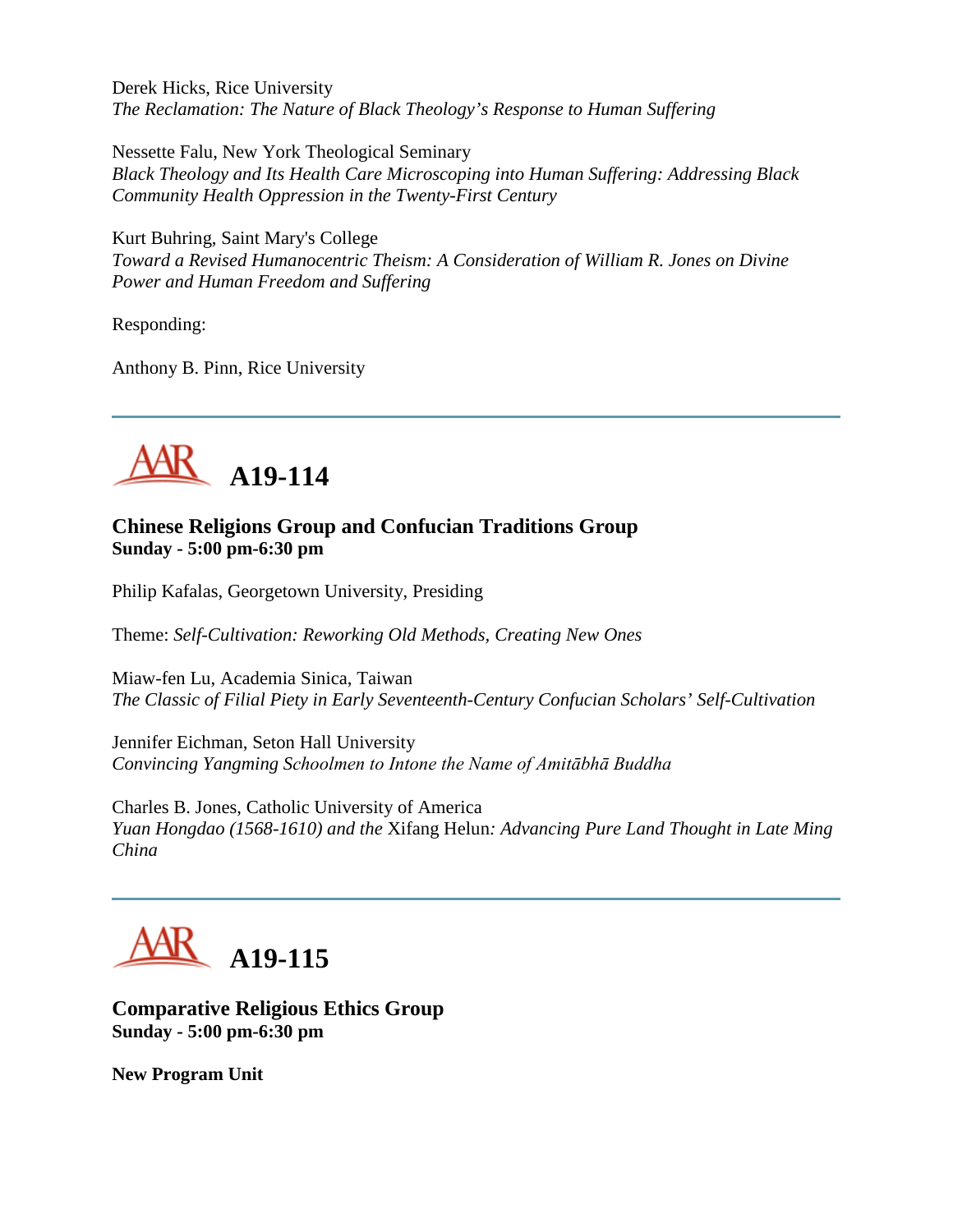Derek Hicks, Rice University
*The Reclamation: The Nature of Black Theology's Response to Human Suffering*

Nessette Falu, New York Theological Seminary
*Black Theology and Its Health Care Microscoping into Human Suffering: Addressing Black Community Health Oppression in the Twenty-First Century*

Kurt Buhring, Saint Mary's College
*Toward a Revised Humanocentric Theism: A Consideration of William R. Jones on Divine Power and Human Freedom and Suffering*

Responding:

Anthony B. Pinn, Rice University

---

## AAR A19-114

### Chinese Religions Group and Confucian Traditions Group
**Sunday - 5:00 pm-6:30 pm**

Philip Kafalas, Georgetown University, Presiding

Theme: *Self-Cultivation: Reworking Old Methods, Creating New Ones*

Miaw-fen Lu, Academia Sinica, Taiwan
*The Classic of Filial Piety in Early Seventeenth-Century Confucian Scholars' Self-Cultivation*

Jennifer Eichman, Seton Hall University
*Convincing Yangming Schoolmen to Intone the Name of Amitābhā Buddha*

Charles B. Jones, Catholic University of America
*Yuan Hongdao (1568-1610) and the* Xifang Helun*: Advancing Pure Land Thought in Late Ming China*

---

## AAR A19-115

### Comparative Religious Ethics Group
**Sunday - 5:00 pm-6:30 pm**

**New Program Unit**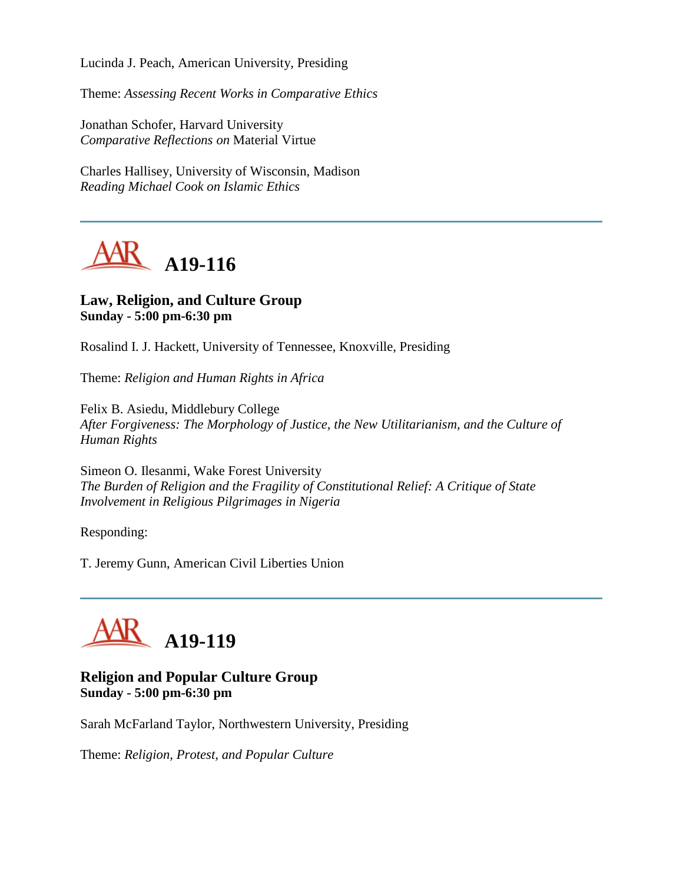Lucinda J. Peach, American University, Presiding

Theme: *Assessing Recent Works in Comparative Ethics*

Jonathan Schofer, Harvard University
*Comparative Reflections on* Material Virtue

Charles Hallisey, University of Wisconsin, Madison
*Reading Michael Cook on Islamic Ethics*

---

# A19-116

**Law, Religion, and Culture Group**
**Sunday - 5:00 pm-6:30 pm**

Rosalind I. J. Hackett, University of Tennessee, Knoxville, Presiding

Theme: *Religion and Human Rights in Africa*

Felix B. Asiedu, Middlebury College
*After Forgiveness: The Morphology of Justice, the New Utilitarianism, and the Culture of Human Rights*

Simeon O. Ilesanmi, Wake Forest University
*The Burden of Religion and the Fragility of Constitutional Relief: A Critique of State Involvement in Religious Pilgrimages in Nigeria*

Responding:

T. Jeremy Gunn, American Civil Liberties Union

---

# A19-119

**Religion and Popular Culture Group**
**Sunday - 5:00 pm-6:30 pm**

Sarah McFarland Taylor, Northwestern University, Presiding

Theme: *Religion, Protest, and Popular Culture*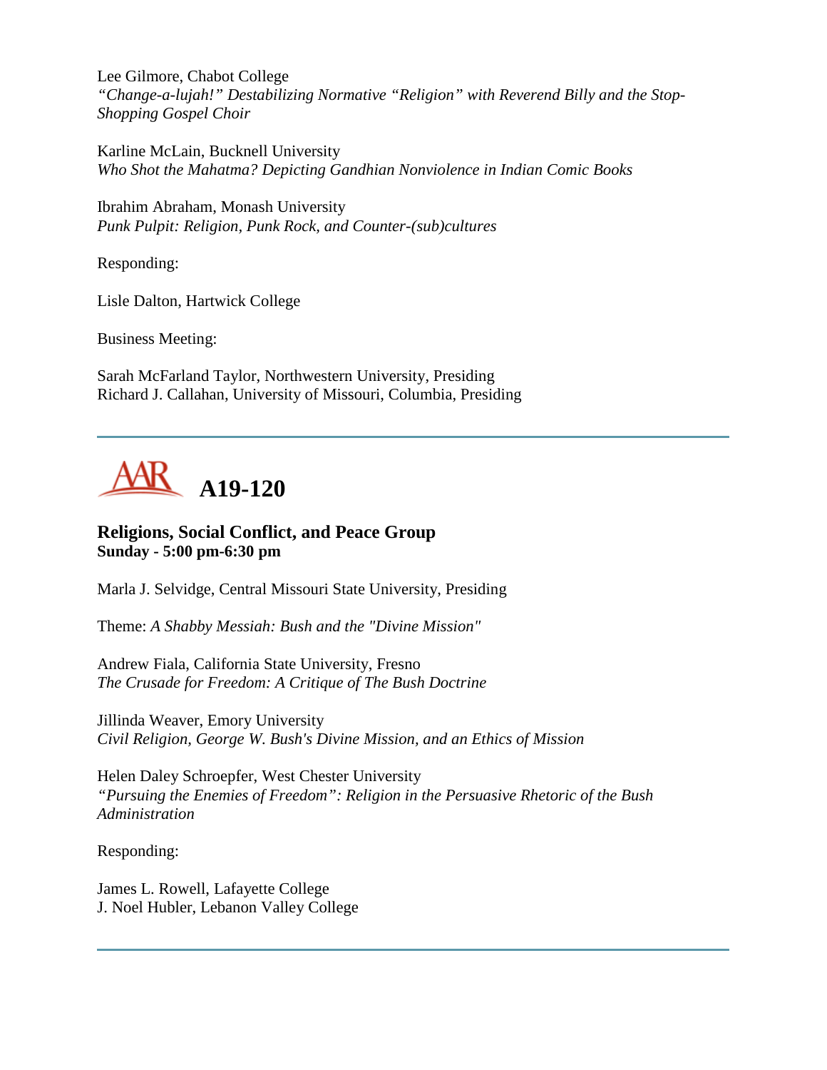Lee Gilmore, Chabot College
*"Change-a-lujah!" Destabilizing Normative "Religion" with Reverend Billy and the Stop-Shopping Gospel Choir*

Karline McLain, Bucknell University
*Who Shot the Mahatma? Depicting Gandhian Nonviolence in Indian Comic Books*

Ibrahim Abraham, Monash University
*Punk Pulpit: Religion, Punk Rock, and Counter-(sub)cultures*

Responding:

Lisle Dalton, Hartwick College

Business Meeting:

Sarah McFarland Taylor, Northwestern University, Presiding
Richard J. Callahan, University of Missouri, Columbia, Presiding

---

# A19-120

### Religions, Social Conflict, and Peace Group
**Sunday - 5:00 pm-6:30 pm**

Marla J. Selvidge, Central Missouri State University, Presiding

Theme: *A Shabby Messiah: Bush and the "Divine Mission"*

Andrew Fiala, California State University, Fresno
*The Crusade for Freedom: A Critique of The Bush Doctrine*

Jillinda Weaver, Emory University
*Civil Religion, George W. Bush's Divine Mission, and an Ethics of Mission*

Helen Daley Schroepfer, West Chester University
*"Pursuing the Enemies of Freedom": Religion in the Persuasive Rhetoric of the Bush Administration*

Responding:

James L. Rowell, Lafayette College
J. Noel Hubler, Lebanon Valley College

---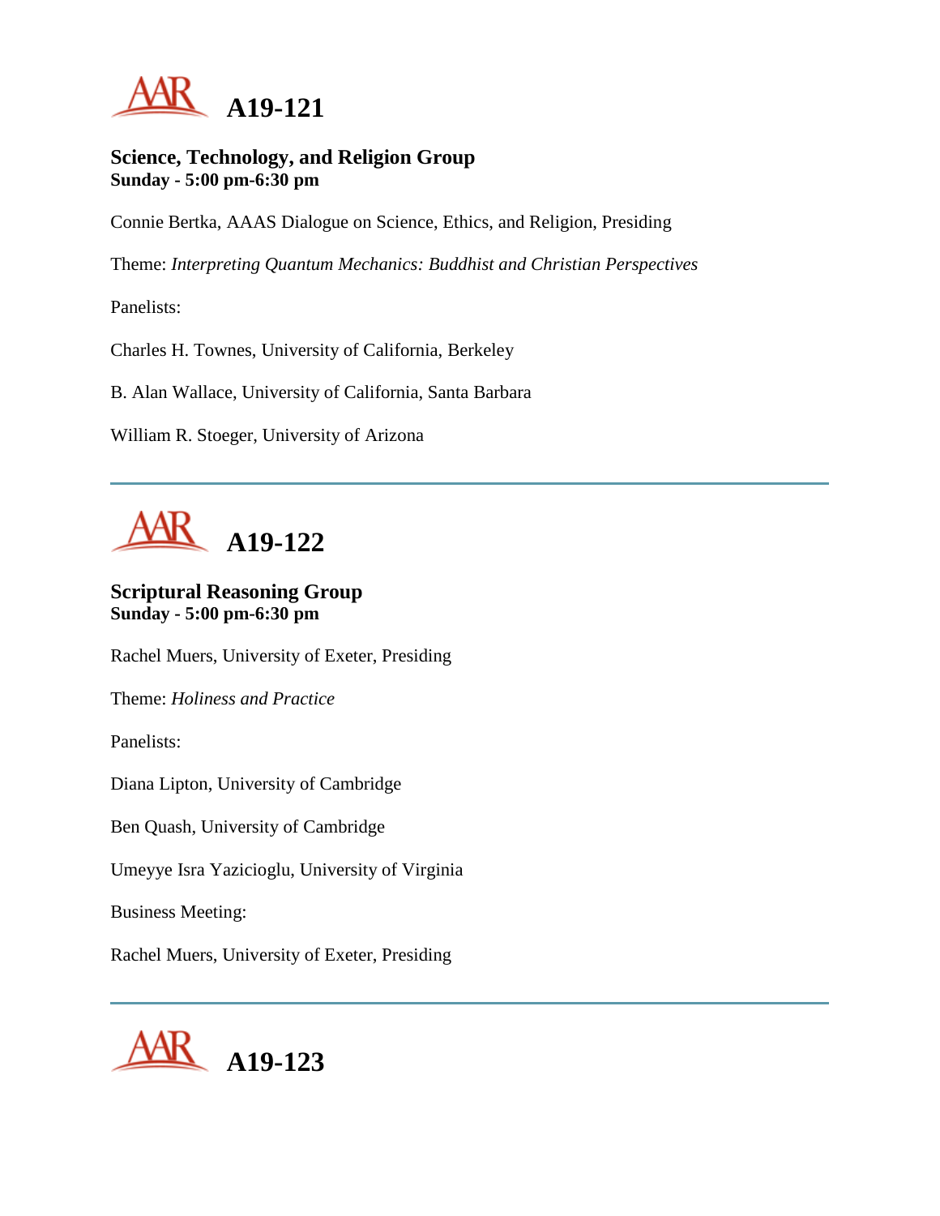# A19-121

### Science, Technology, and Religion Group
**Sunday - 5:00 pm-6:30 pm**

Connie Bertka, AAAS Dialogue on Science, Ethics, and Religion, Presiding

Theme: *Interpreting Quantum Mechanics: Buddhist and Christian Perspectives*

Panelists:

Charles H. Townes, University of California, Berkeley

B. Alan Wallace, University of California, Santa Barbara

William R. Stoeger, University of Arizona

---

# A19-122

### Scriptural Reasoning Group
**Sunday - 5:00 pm-6:30 pm**

Rachel Muers, University of Exeter, Presiding

Theme: *Holiness and Practice*

Panelists:

Diana Lipton, University of Cambridge

Ben Quash, University of Cambridge

Umeyye Isra Yazicioglu, University of Virginia

Business Meeting:

Rachel Muers, University of Exeter, Presiding

---

# A19-123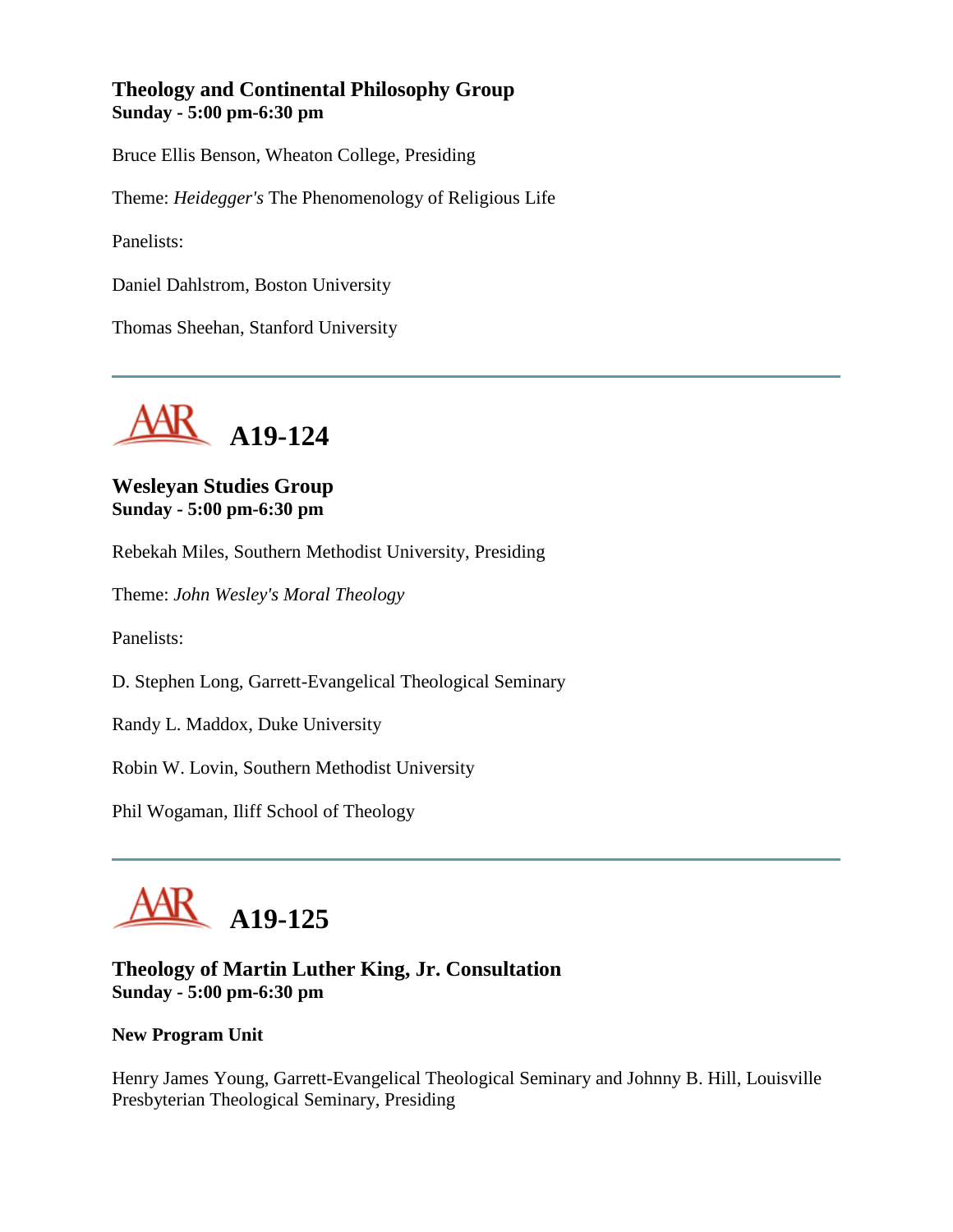### Theology and Continental Philosophy Group
**Sunday - 5:00 pm-6:30 pm**

Bruce Ellis Benson, Wheaton College, Presiding

Theme: *Heidegger's* The Phenomenology of Religious Life

Panelists:

Daniel Dahlstrom, Boston University

Thomas Sheehan, Stanford University

---

## A19-124

### Wesleyan Studies Group
**Sunday - 5:00 pm-6:30 pm**

Rebekah Miles, Southern Methodist University, Presiding

Theme: *John Wesley's Moral Theology*

Panelists:

D. Stephen Long, Garrett-Evangelical Theological Seminary

Randy L. Maddox, Duke University

Robin W. Lovin, Southern Methodist University

Phil Wogaman, Iliff School of Theology

---

## A19-125

### Theology of Martin Luther King, Jr. Consultation
**Sunday - 5:00 pm-6:30 pm**

**New Program Unit**

Henry James Young, Garrett-Evangelical Theological Seminary and Johnny B. Hill, Louisville Presbyterian Theological Seminary, Presiding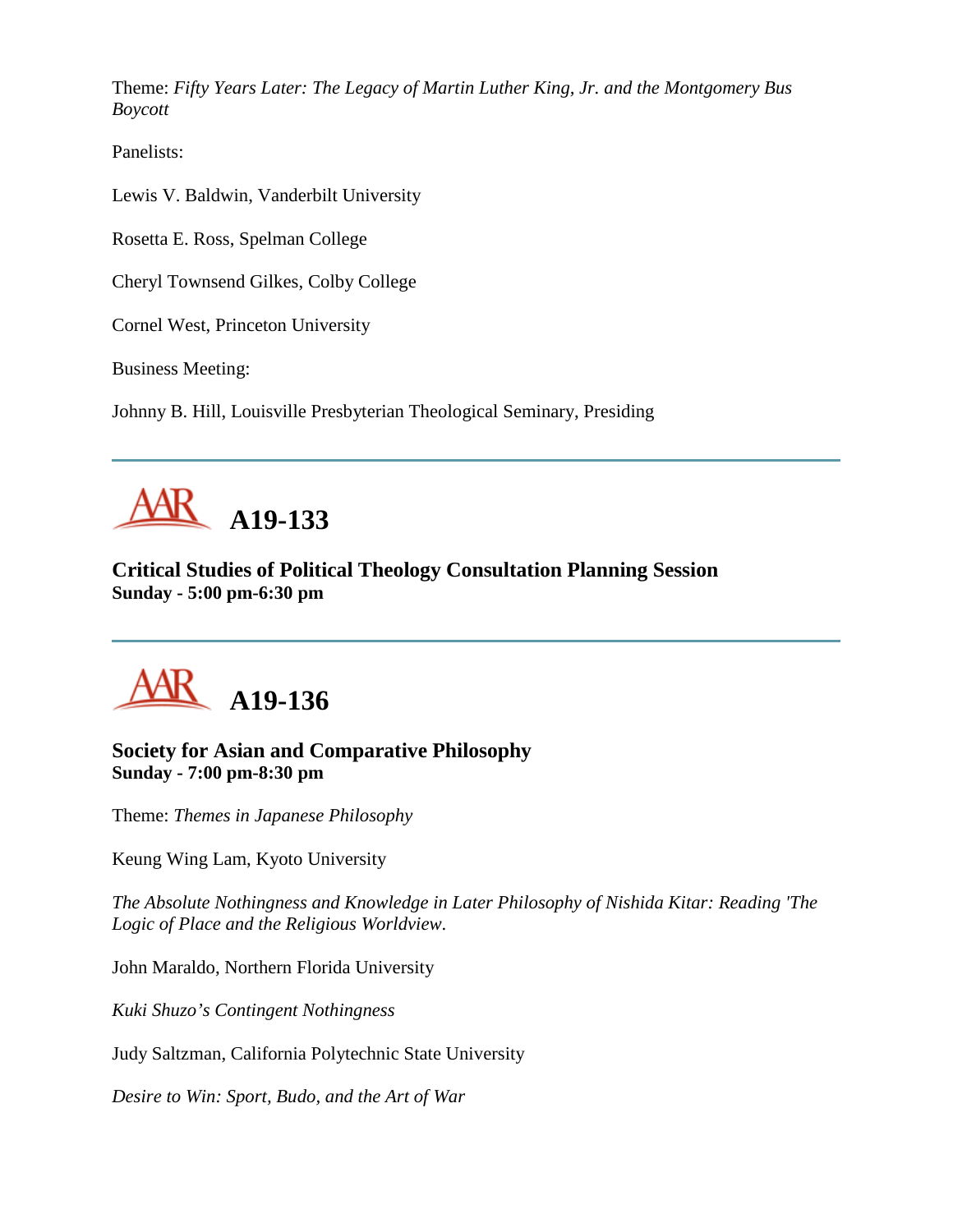Theme: *Fifty Years Later: The Legacy of Martin Luther King, Jr. and the Montgomery Bus Boycott*

Panelists:

Lewis V. Baldwin, Vanderbilt University

Rosetta E. Ross, Spelman College

Cheryl Townsend Gilkes, Colby College

Cornel West, Princeton University

Business Meeting:

Johnny B. Hill, Louisville Presbyterian Theological Seminary, Presiding

---

## A19-133

**Critical Studies of Political Theology Consultation Planning Session**
**Sunday - 5:00 pm-6:30 pm**

---

## A19-136

**Society for Asian and Comparative Philosophy**
**Sunday - 7:00 pm-8:30 pm**

Theme: *Themes in Japanese Philosophy*

Keung Wing Lam, Kyoto University

*The Absolute Nothingness and Knowledge in Later Philosophy of Nishida Kitar: Reading 'The Logic of Place and the Religious Worldview.*

John Maraldo, Northern Florida University

*Kuki Shuzo's Contingent Nothingness*

Judy Saltzman, California Polytechnic State University

*Desire to Win: Sport, Budo, and the Art of War*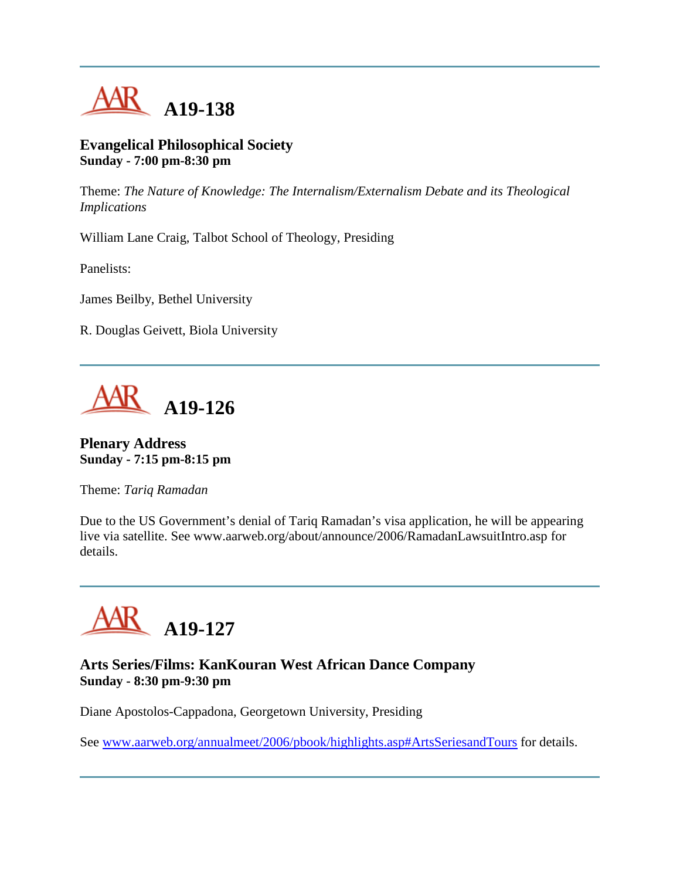## A19-138

**Evangelical Philosophical Society**
**Sunday - 7:00 pm-8:30 pm**

Theme: *The Nature of Knowledge: The Internalism/Externalism Debate and its Theological Implications*

William Lane Craig, Talbot School of Theology, Presiding

Panelists:

James Beilby, Bethel University

R. Douglas Geivett, Biola University

## A19-126

**Plenary Address**
**Sunday - 7:15 pm-8:15 pm**

Theme: *Tariq Ramadan*

Due to the US Government's denial of Tariq Ramadan's visa application, he will be appearing live via satellite. See www.aarweb.org/about/announce/2006/RamadanLawsuitIntro.asp for details.

## A19-127

**Arts Series/Films: KanKouran West African Dance Company**
**Sunday - 8:30 pm-9:30 pm**

Diane Apostolos-Cappadona, Georgetown University, Presiding

See www.aarweb.org/annualmeet/2006/pbook/highlights.asp#ArtsSeriesandTours for details.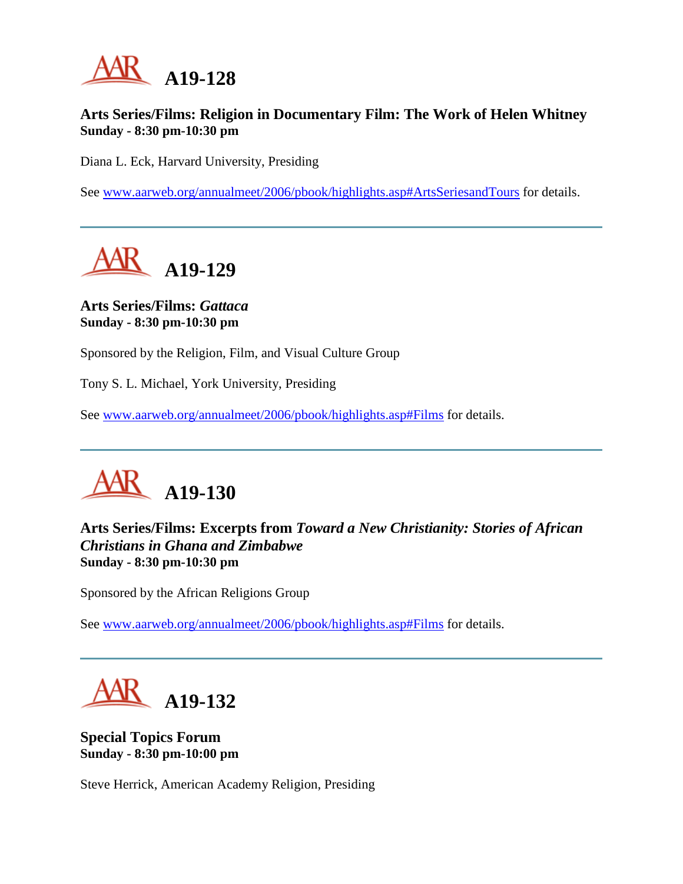# A19-128

**Arts Series/Films: Religion in Documentary Film: The Work of Helen Whitney**
**Sunday - 8:30 pm-10:30 pm**

Diana L. Eck, Harvard University, Presiding

See www.aarweb.org/annualmeet/2006/pbook/highlights.asp#ArtsSeriesandTours for details.

---

# A19-129

**Arts Series/Films: *Gattaca***
**Sunday - 8:30 pm-10:30 pm**

Sponsored by the Religion, Film, and Visual Culture Group

Tony S. L. Michael, York University, Presiding

See www.aarweb.org/annualmeet/2006/pbook/highlights.asp#Films for details.

---

# A19-130

**Arts Series/Films: Excerpts from *Toward a New Christianity: Stories of African Christians in Ghana and Zimbabwe***
**Sunday - 8:30 pm-10:30 pm**

Sponsored by the African Religions Group

See www.aarweb.org/annualmeet/2006/pbook/highlights.asp#Films for details.

---

# A19-132

**Special Topics Forum**
**Sunday - 8:30 pm-10:00 pm**

Steve Herrick, American Academy Religion, Presiding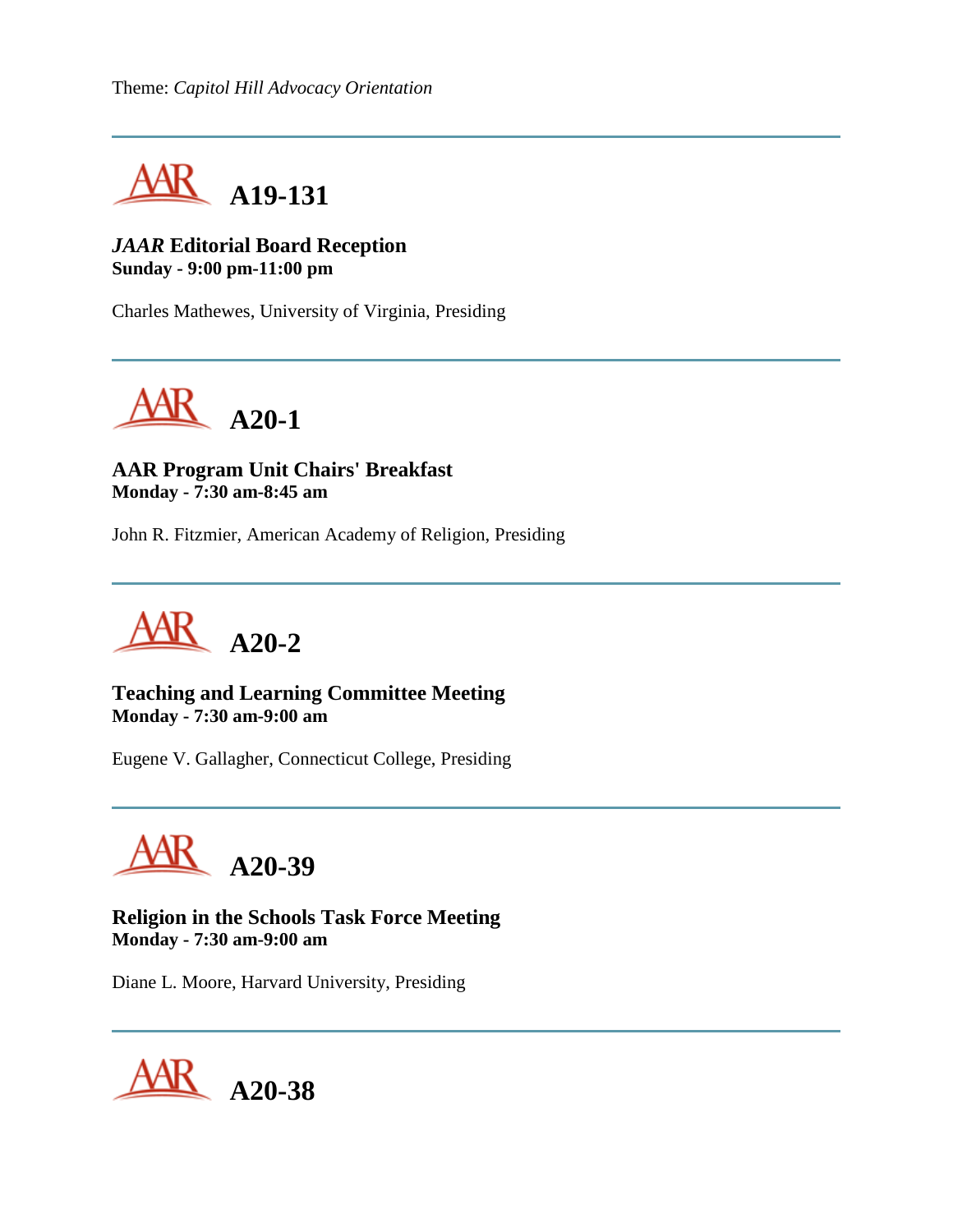Theme: *Capitol Hill Advocacy Orientation*

---

# A19-131

**_JAAR_ Editorial Board Reception**
**Sunday - 9:00 pm-11:00 pm**

Charles Mathewes, University of Virginia, Presiding

---

# A20-1

**AAR Program Unit Chairs' Breakfast**
**Monday - 7:30 am-8:45 am**

John R. Fitzmier, American Academy of Religion, Presiding

---

# A20-2

**Teaching and Learning Committee Meeting**
**Monday - 7:30 am-9:00 am**

Eugene V. Gallagher, Connecticut College, Presiding

---

# A20-39

**Religion in the Schools Task Force Meeting**
**Monday - 7:30 am-9:00 am**

Diane L. Moore, Harvard University, Presiding

---

# A20-38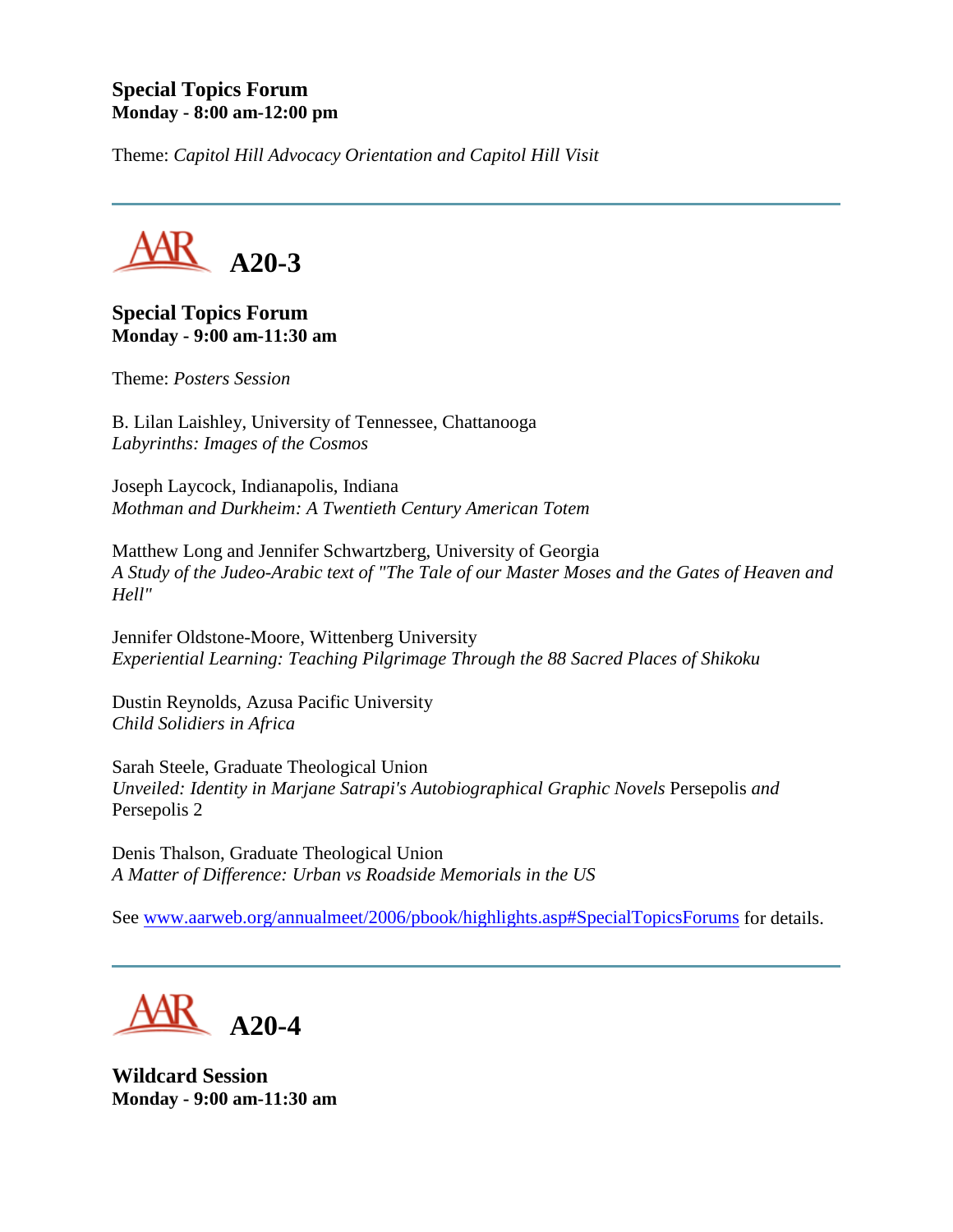**Special Topics Forum**
**Monday - 8:00 am-12:00 pm**

Theme: *Capitol Hill Advocacy Orientation and Capitol Hill Visit*

---

## A20-3

**Special Topics Forum**
**Monday - 9:00 am-11:30 am**

Theme: *Posters Session*

B. Lilan Laishley, University of Tennessee, Chattanooga
*Labyrinths: Images of the Cosmos*

Joseph Laycock, Indianapolis, Indiana
*Mothman and Durkheim: A Twentieth Century American Totem*

Matthew Long and Jennifer Schwartzberg, University of Georgia
*A Study of the Judeo-Arabic text of "The Tale of our Master Moses and the Gates of Heaven and Hell"*

Jennifer Oldstone-Moore, Wittenberg University
*Experiential Learning: Teaching Pilgrimage Through the 88 Sacred Places of Shikoku*

Dustin Reynolds, Azusa Pacific University
*Child Solidiers in Africa*

Sarah Steele, Graduate Theological Union
*Unveiled: Identity in Marjane Satrapi's Autobiographical Graphic Novels* Persepolis *and* Persepolis 2

Denis Thalson, Graduate Theological Union
*A Matter of Difference: Urban vs Roadside Memorials in the US*

See www.aarweb.org/annualmeet/2006/pbook/highlights.asp#SpecialTopicsForums for details.

---

## A20-4

**Wildcard Session**
**Monday - 9:00 am-11:30 am**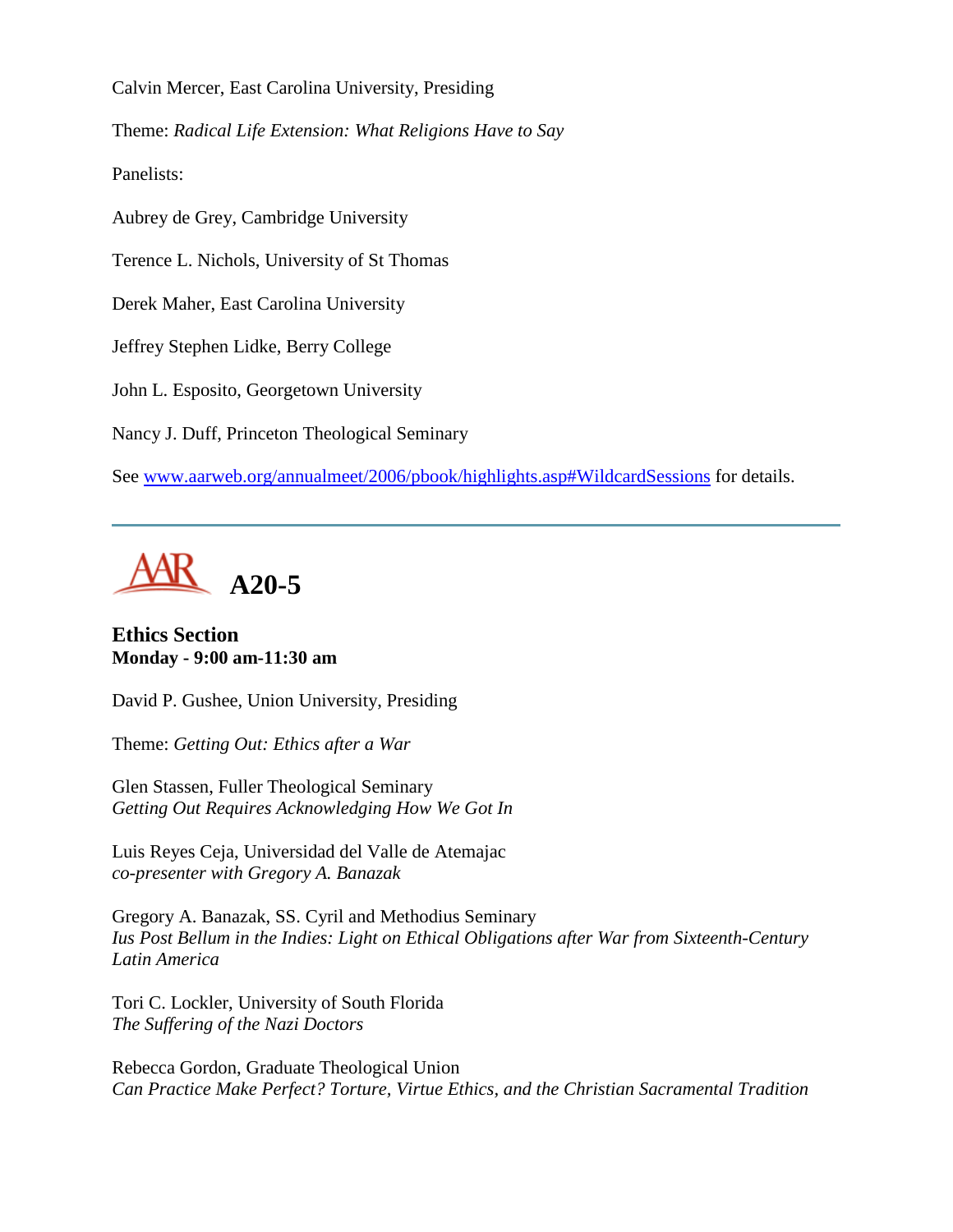Calvin Mercer, East Carolina University, Presiding

Theme: *Radical Life Extension: What Religions Have to Say*

Panelists:

Aubrey de Grey, Cambridge University

Terence L. Nichols, University of St Thomas

Derek Maher, East Carolina University

Jeffrey Stephen Lidke, Berry College

John L. Esposito, Georgetown University

Nancy J. Duff, Princeton Theological Seminary

See [www.aarweb.org/annualmeet/2006/pbook/highlights.asp#WildcardSessions](www.aarweb.org/annualmeet/2006/pbook/highlights.asp#WildcardSessions) for details.

---

# A20-5

**Ethics Section**
**Monday - 9:00 am-11:30 am**

David P. Gushee, Union University, Presiding

Theme: *Getting Out: Ethics after a War*

Glen Stassen, Fuller Theological Seminary
*Getting Out Requires Acknowledging How We Got In*

Luis Reyes Ceja, Universidad del Valle de Atemajac
*co-presenter with Gregory A. Banazak*

Gregory A. Banazak, SS. Cyril and Methodius Seminary
*Ius Post Bellum in the Indies: Light on Ethical Obligations after War from Sixteenth-Century Latin America*

Tori C. Lockler, University of South Florida
*The Suffering of the Nazi Doctors*

Rebecca Gordon, Graduate Theological Union
*Can Practice Make Perfect? Torture, Virtue Ethics, and the Christian Sacramental Tradition*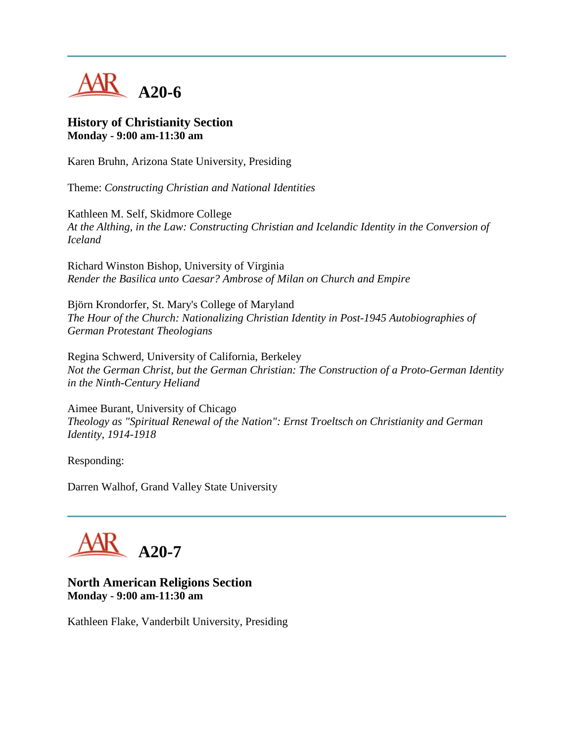## A20-6

**History of Christianity Section**
**Monday - 9:00 am-11:30 am**

Karen Bruhn, Arizona State University, Presiding

Theme: *Constructing Christian and National Identities*

Kathleen M. Self, Skidmore College
*At the Althing, in the Law: Constructing Christian and Icelandic Identity in the Conversion of Iceland*

Richard Winston Bishop, University of Virginia
*Render the Basilica unto Caesar? Ambrose of Milan on Church and Empire*

Björn Krondorfer, St. Mary's College of Maryland
*The Hour of the Church: Nationalizing Christian Identity in Post-1945 Autobiographies of German Protestant Theologians*

Regina Schwerd, University of California, Berkeley
*Not the German Christ, but the German Christian: The Construction of a Proto-German Identity in the Ninth-Century Heliand*

Aimee Burant, University of Chicago
*Theology as "Spiritual Renewal of the Nation": Ernst Troeltsch on Christianity and German Identity, 1914-1918*

Responding:

Darren Walhof, Grand Valley State University

## A20-7

**North American Religions Section**
**Monday - 9:00 am-11:30 am**

Kathleen Flake, Vanderbilt University, Presiding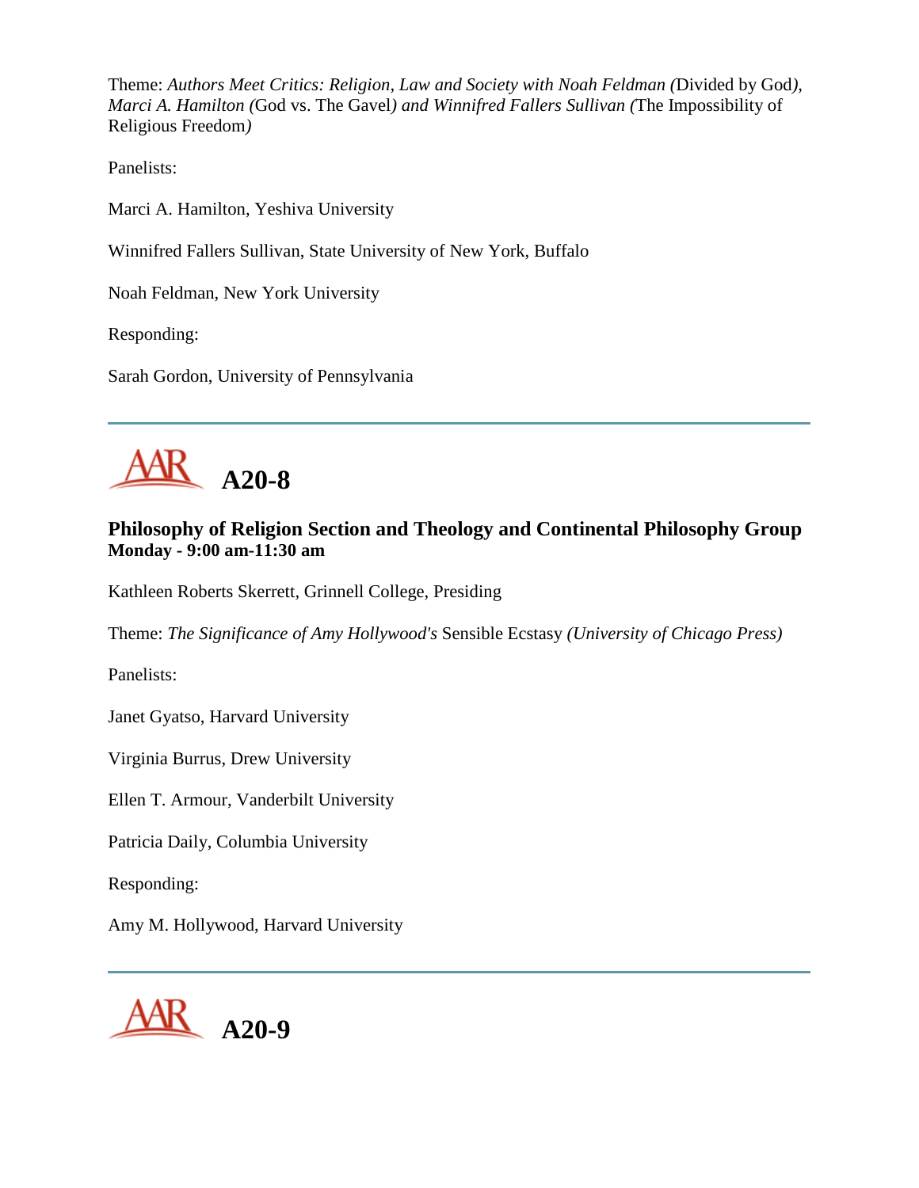Theme: *Authors Meet Critics: Religion, Law and Society with Noah Feldman (*Divided by God*), Marci A. Hamilton (*God vs. The Gavel*) and Winnifred Fallers Sullivan (*The Impossibility of Religious Freedom*)*

Panelists:

Marci A. Hamilton, Yeshiva University

Winnifred Fallers Sullivan, State University of New York, Buffalo

Noah Feldman, New York University

Responding:

Sarah Gordon, University of Pennsylvania

---

# A20-8

### Philosophy of Religion Section and Theology and Continental Philosophy Group
**Monday - 9:00 am-11:30 am**

Kathleen Roberts Skerrett, Grinnell College, Presiding

Theme: *The Significance of Amy Hollywood's* Sensible Ecstasy *(University of Chicago Press)*

Panelists:

Janet Gyatso, Harvard University

Virginia Burrus, Drew University

Ellen T. Armour, Vanderbilt University

Patricia Daily, Columbia University

Responding:

Amy M. Hollywood, Harvard University

---

# A20-9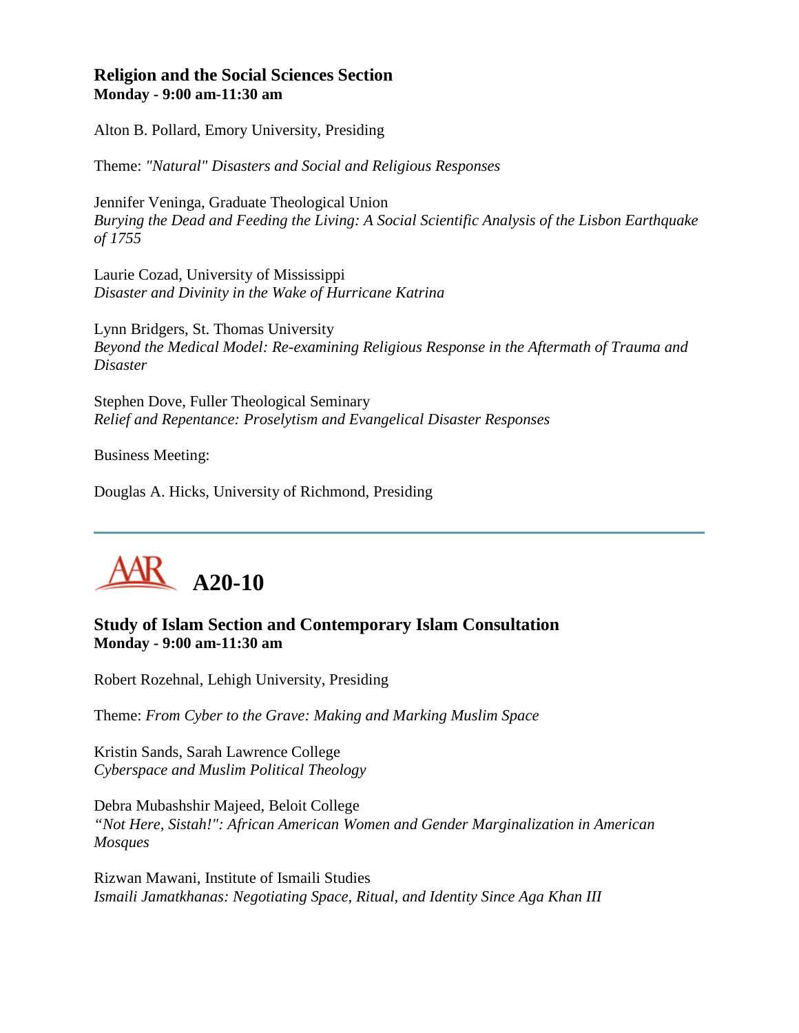### Religion and the Social Sciences Section
**Monday - 9:00 am-11:30 am**

Alton B. Pollard, Emory University, Presiding

Theme: *"Natural" Disasters and Social and Religious Responses*

Jennifer Veninga, Graduate Theological Union
*Burying the Dead and Feeding the Living: A Social Scientific Analysis of the Lisbon Earthquake of 1755*

Laurie Cozad, University of Mississippi
*Disaster and Divinity in the Wake of Hurricane Katrina*

Lynn Bridgers, St. Thomas University
*Beyond the Medical Model: Re-examining Religious Response in the Aftermath of Trauma and Disaster*

Stephen Dove, Fuller Theological Seminary
*Relief and Repentance: Proselytism and Evangelical Disaster Responses*

Business Meeting:

Douglas A. Hicks, University of Richmond, Presiding

---

## A20-10

### Study of Islam Section and Contemporary Islam Consultation
**Monday - 9:00 am-11:30 am**

Robert Rozehnal, Lehigh University, Presiding

Theme: *From Cyber to the Grave: Making and Marking Muslim Space*

Kristin Sands, Sarah Lawrence College
*Cyberspace and Muslim Political Theology*

Debra Mubashshir Majeed, Beloit College
*"Not Here, Sistah!": African American Women and Gender Marginalization in American Mosques*

Rizwan Mawani, Institute of Ismaili Studies
*Ismaili Jamatkhanas: Negotiating Space, Ritual, and Identity Since Aga Khan III*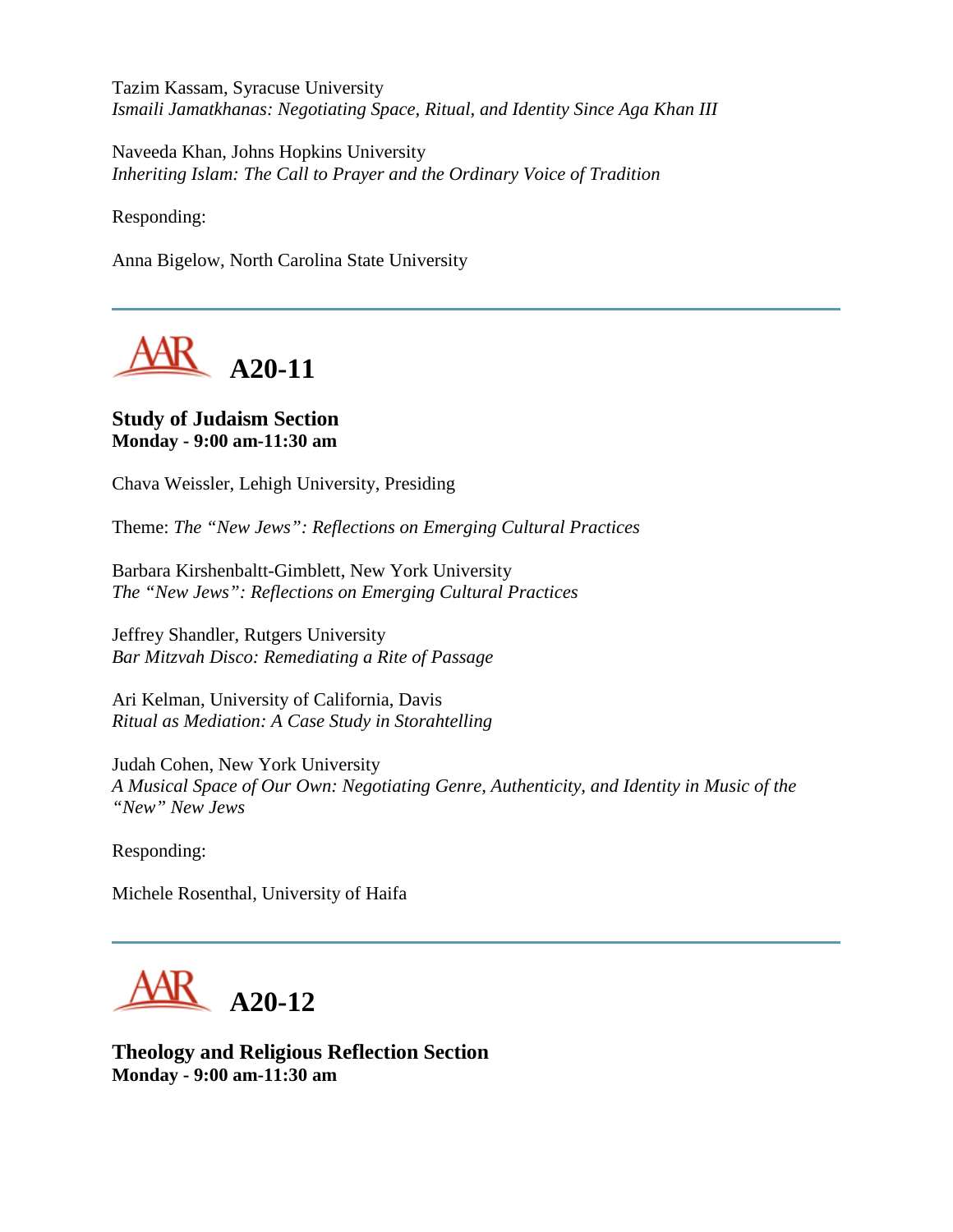Tazim Kassam, Syracuse University
*Ismaili Jamatkhanas: Negotiating Space, Ritual, and Identity Since Aga Khan III*

Naveeda Khan, Johns Hopkins University
*Inheriting Islam: The Call to Prayer and the Ordinary Voice of Tradition*

Responding:

Anna Bigelow, North Carolina State University

---

# A20-11

**Study of Judaism Section**
**Monday - 9:00 am-11:30 am**

Chava Weissler, Lehigh University, Presiding

Theme: *The "New Jews": Reflections on Emerging Cultural Practices*

Barbara Kirshenbaltt-Gimblett, New York University
*The "New Jews": Reflections on Emerging Cultural Practices*

Jeffrey Shandler, Rutgers University
*Bar Mitzvah Disco: Remediating a Rite of Passage*

Ari Kelman, University of California, Davis
*Ritual as Mediation: A Case Study in Storahtelling*

Judah Cohen, New York University
*A Musical Space of Our Own: Negotiating Genre, Authenticity, and Identity in Music of the "New" New Jews*

Responding:

Michele Rosenthal, University of Haifa

---

# A20-12

**Theology and Religious Reflection Section**
**Monday - 9:00 am-11:30 am**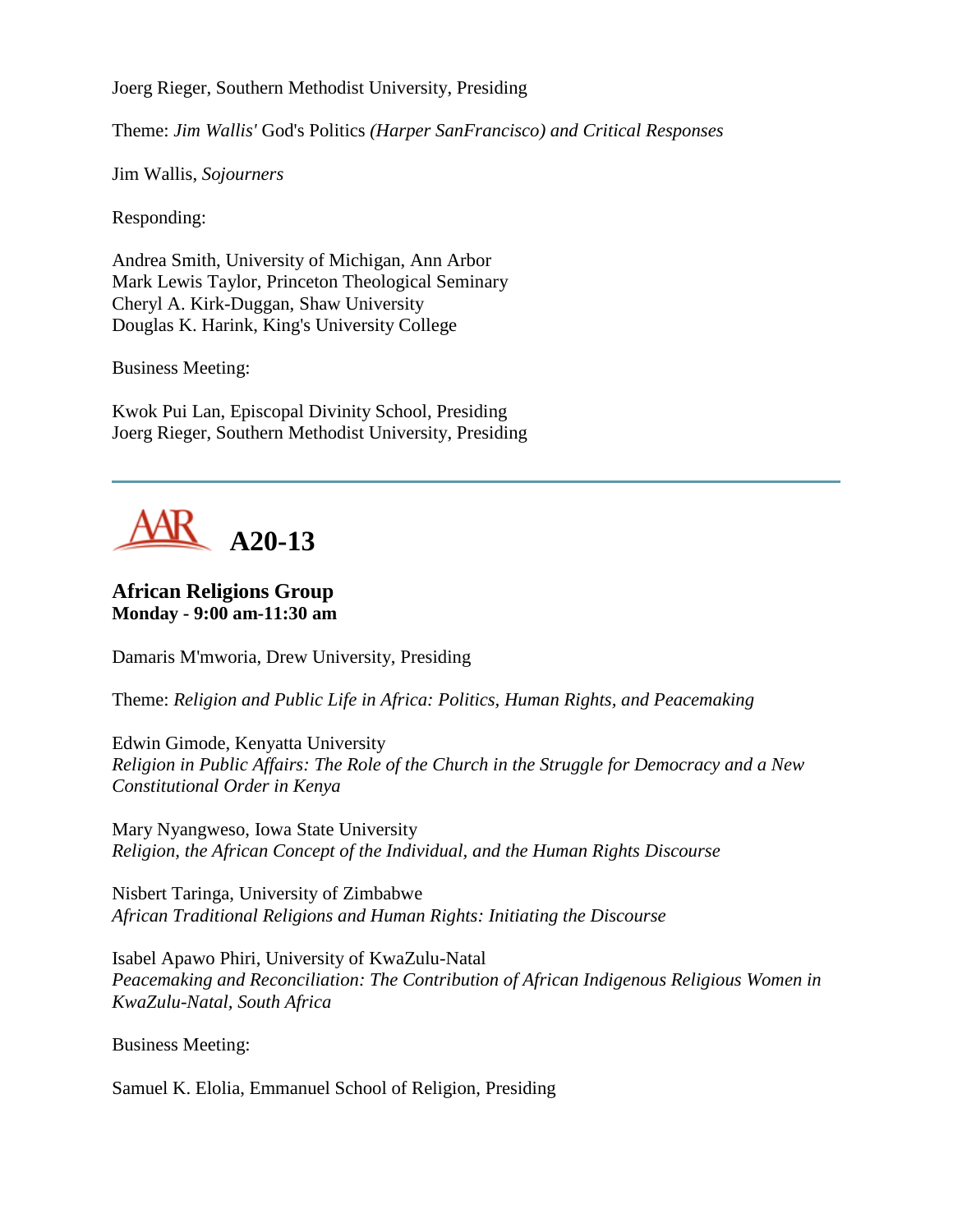Joerg Rieger, Southern Methodist University, Presiding

Theme: *Jim Wallis'* God's Politics *(Harper SanFrancisco) and Critical Responses*

Jim Wallis, *Sojourners*

Responding:

Andrea Smith, University of Michigan, Ann Arbor
Mark Lewis Taylor, Princeton Theological Seminary
Cheryl A. Kirk-Duggan, Shaw University
Douglas K. Harink, King's University College

Business Meeting:

Kwok Pui Lan, Episcopal Divinity School, Presiding
Joerg Rieger, Southern Methodist University, Presiding

---

## A20-13

### African Religions Group
**Monday - 9:00 am-11:30 am**

Damaris M'mworia, Drew University, Presiding

Theme: *Religion and Public Life in Africa: Politics, Human Rights, and Peacemaking*

Edwin Gimode, Kenyatta University
*Religion in Public Affairs: The Role of the Church in the Struggle for Democracy and a New Constitutional Order in Kenya*

Mary Nyangweso, Iowa State University
*Religion, the African Concept of the Individual, and the Human Rights Discourse*

Nisbert Taringa, University of Zimbabwe
*African Traditional Religions and Human Rights: Initiating the Discourse*

Isabel Apawo Phiri, University of KwaZulu-Natal
*Peacemaking and Reconciliation: The Contribution of African Indigenous Religious Women in KwaZulu-Natal, South Africa*

Business Meeting:

Samuel K. Elolia, Emmanuel School of Religion, Presiding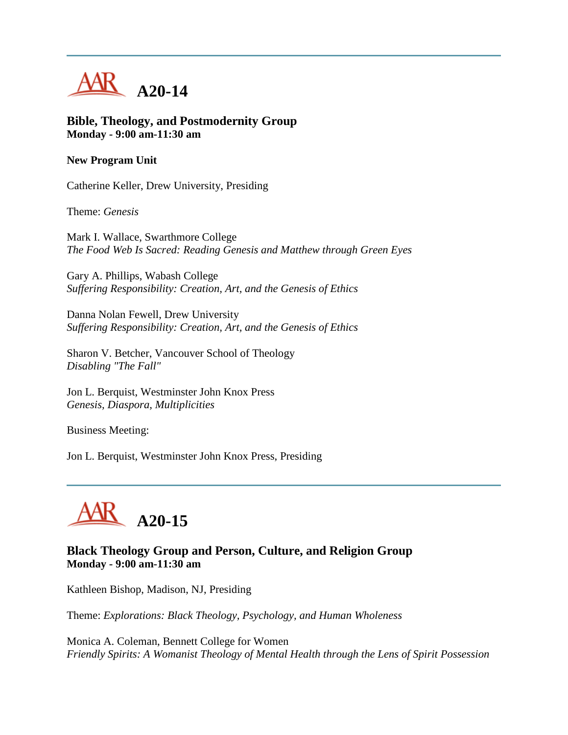# A20-14

### Bible, Theology, and Postmodernity Group
**Monday - 9:00 am-11:30 am**

**New Program Unit**

Catherine Keller, Drew University, Presiding

Theme: *Genesis*

Mark I. Wallace, Swarthmore College
*The Food Web Is Sacred: Reading Genesis and Matthew through Green Eyes*

Gary A. Phillips, Wabash College
*Suffering Responsibility: Creation, Art, and the Genesis of Ethics*

Danna Nolan Fewell, Drew University
*Suffering Responsibility: Creation, Art, and the Genesis of Ethics*

Sharon V. Betcher, Vancouver School of Theology
*Disabling "The Fall"*

Jon L. Berquist, Westminster John Knox Press
*Genesis, Diaspora, Multiplicities*

Business Meeting:

Jon L. Berquist, Westminster John Knox Press, Presiding

---

# A20-15

### Black Theology Group and Person, Culture, and Religion Group
**Monday - 9:00 am-11:30 am**

Kathleen Bishop, Madison, NJ, Presiding

Theme: *Explorations: Black Theology, Psychology, and Human Wholeness*

Monica A. Coleman, Bennett College for Women
*Friendly Spirits: A Womanist Theology of Mental Health through the Lens of Spirit Possession*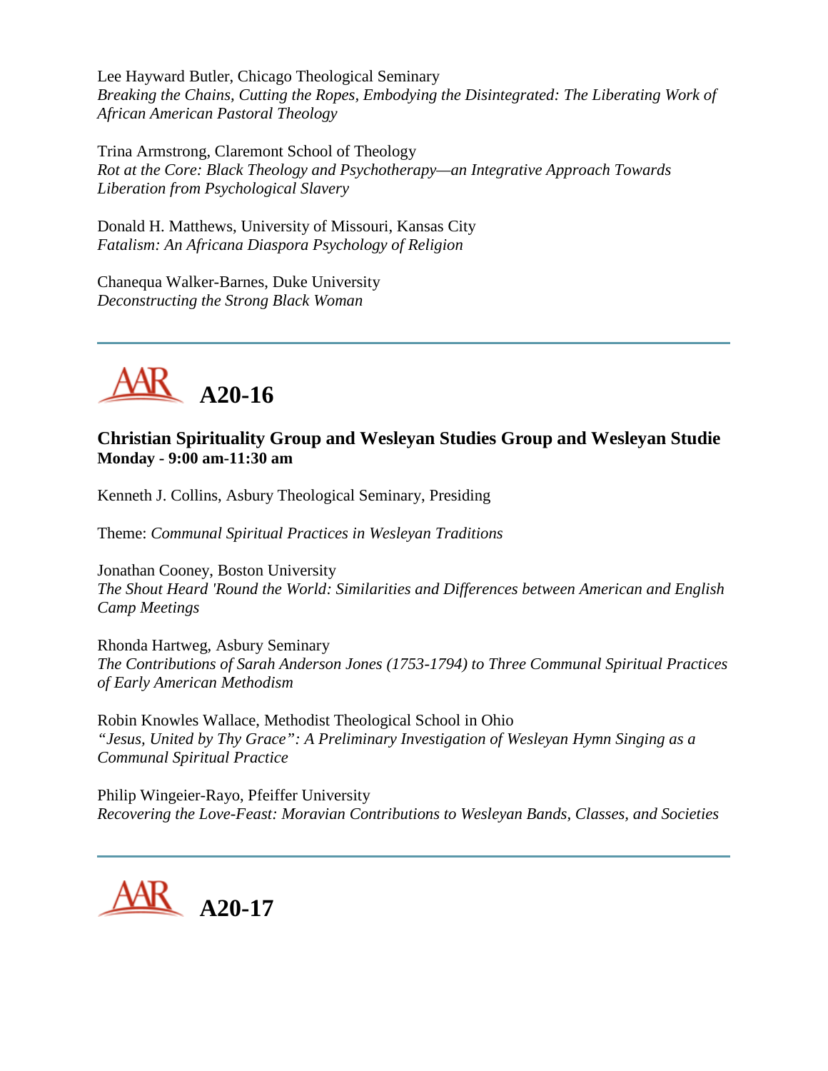Lee Hayward Butler, Chicago Theological Seminary
*Breaking the Chains, Cutting the Ropes, Embodying the Disintegrated: The Liberating Work of African American Pastoral Theology*

Trina Armstrong, Claremont School of Theology
*Rot at the Core: Black Theology and Psychotherapy—an Integrative Approach Towards Liberation from Psychological Slavery*

Donald H. Matthews, University of Missouri, Kansas City
*Fatalism: An Africana Diaspora Psychology of Religion*

Chanequa Walker-Barnes, Duke University
*Deconstructing the Strong Black Woman*

---

# A20-16

### Christian Spirituality Group and Wesleyan Studies Group and Wesleyan Studie
**Monday - 9:00 am-11:30 am**

Kenneth J. Collins, Asbury Theological Seminary, Presiding

Theme: *Communal Spiritual Practices in Wesleyan Traditions*

Jonathan Cooney, Boston University
*The Shout Heard 'Round the World: Similarities and Differences between American and English Camp Meetings*

Rhonda Hartweg, Asbury Seminary
*The Contributions of Sarah Anderson Jones (1753-1794) to Three Communal Spiritual Practices of Early American Methodism*

Robin Knowles Wallace, Methodist Theological School in Ohio
*"Jesus, United by Thy Grace": A Preliminary Investigation of Wesleyan Hymn Singing as a Communal Spiritual Practice*

Philip Wingeier-Rayo, Pfeiffer University
*Recovering the Love-Feast: Moravian Contributions to Wesleyan Bands, Classes, and Societies*

---

# A20-17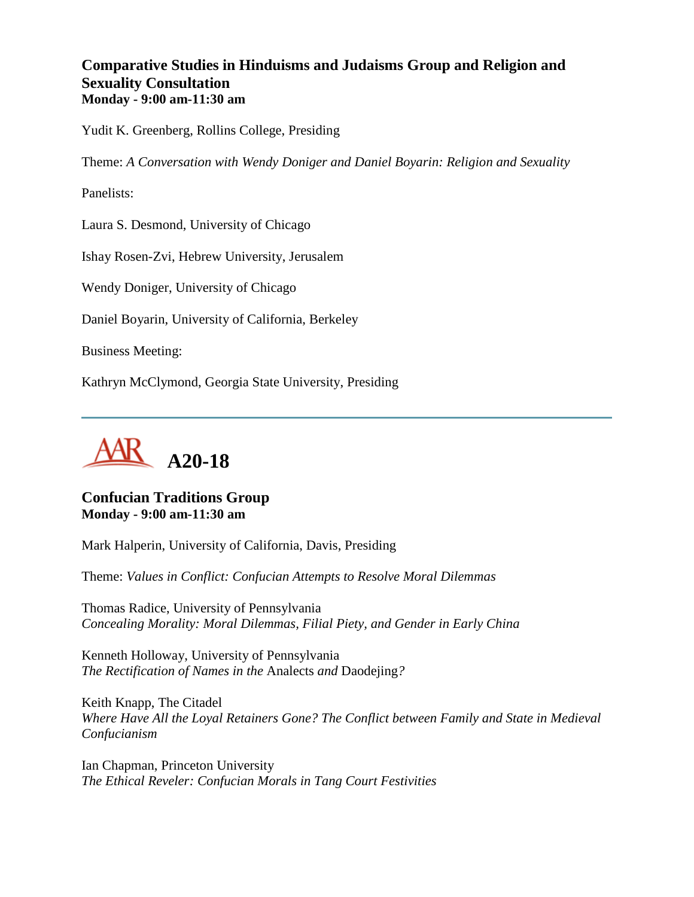### Comparative Studies in Hinduisms and Judaisms Group and Religion and Sexuality Consultation
**Monday - 9:00 am-11:30 am**

Yudit K. Greenberg, Rollins College, Presiding

Theme: *A Conversation with Wendy Doniger and Daniel Boyarin: Religion and Sexuality*

Panelists:

Laura S. Desmond, University of Chicago

Ishay Rosen-Zvi, Hebrew University, Jerusalem

Wendy Doniger, University of Chicago

Daniel Boyarin, University of California, Berkeley

Business Meeting:

Kathryn McClymond, Georgia State University, Presiding

---

## A20-18

### Confucian Traditions Group
**Monday - 9:00 am-11:30 am**

Mark Halperin, University of California, Davis, Presiding

Theme: *Values in Conflict: Confucian Attempts to Resolve Moral Dilemmas*

Thomas Radice, University of Pennsylvania
*Concealing Morality: Moral Dilemmas, Filial Piety, and Gender in Early China*

Kenneth Holloway, University of Pennsylvania
*The Rectification of Names in the* Analects *and* Daodejing*?*

Keith Knapp, The Citadel
*Where Have All the Loyal Retainers Gone? The Conflict between Family and State in Medieval Confucianism*

Ian Chapman, Princeton University
*The Ethical Reveler: Confucian Morals in Tang Court Festivities*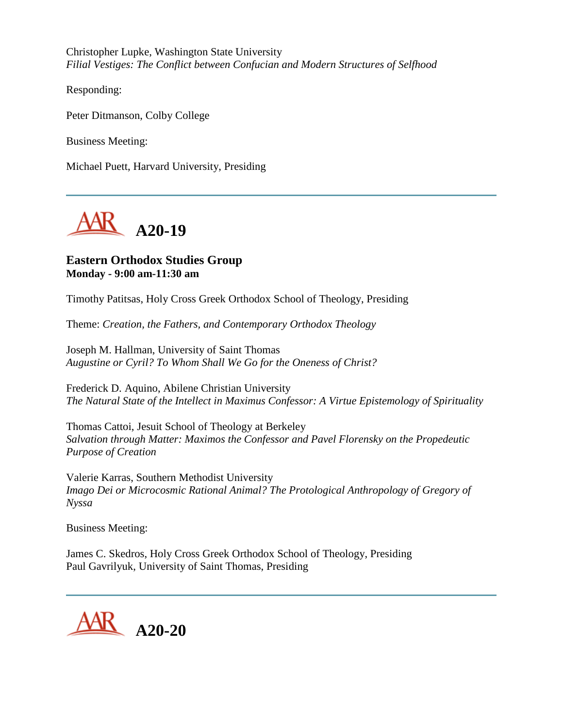Christopher Lupke, Washington State University
*Filial Vestiges: The Conflict between Confucian and Modern Structures of Selfhood*

Responding:

Peter Ditmanson, Colby College

Business Meeting:

Michael Puett, Harvard University, Presiding

---

## A20-19

### Eastern Orthodox Studies Group
**Monday - 9:00 am-11:30 am**

Timothy Patitsas, Holy Cross Greek Orthodox School of Theology, Presiding

Theme: *Creation, the Fathers, and Contemporary Orthodox Theology*

Joseph M. Hallman, University of Saint Thomas
*Augustine or Cyril? To Whom Shall We Go for the Oneness of Christ?*

Frederick D. Aquino, Abilene Christian University
*The Natural State of the Intellect in Maximus Confessor: A Virtue Epistemology of Spirituality*

Thomas Cattoi, Jesuit School of Theology at Berkeley
*Salvation through Matter: Maximos the Confessor and Pavel Florensky on the Propedeutic Purpose of Creation*

Valerie Karras, Southern Methodist University
*Imago Dei or Microcosmic Rational Animal? The Protological Anthropology of Gregory of Nyssa*

Business Meeting:

James C. Skedros, Holy Cross Greek Orthodox School of Theology, Presiding
Paul Gavrilyuk, University of Saint Thomas, Presiding

---

## A20-20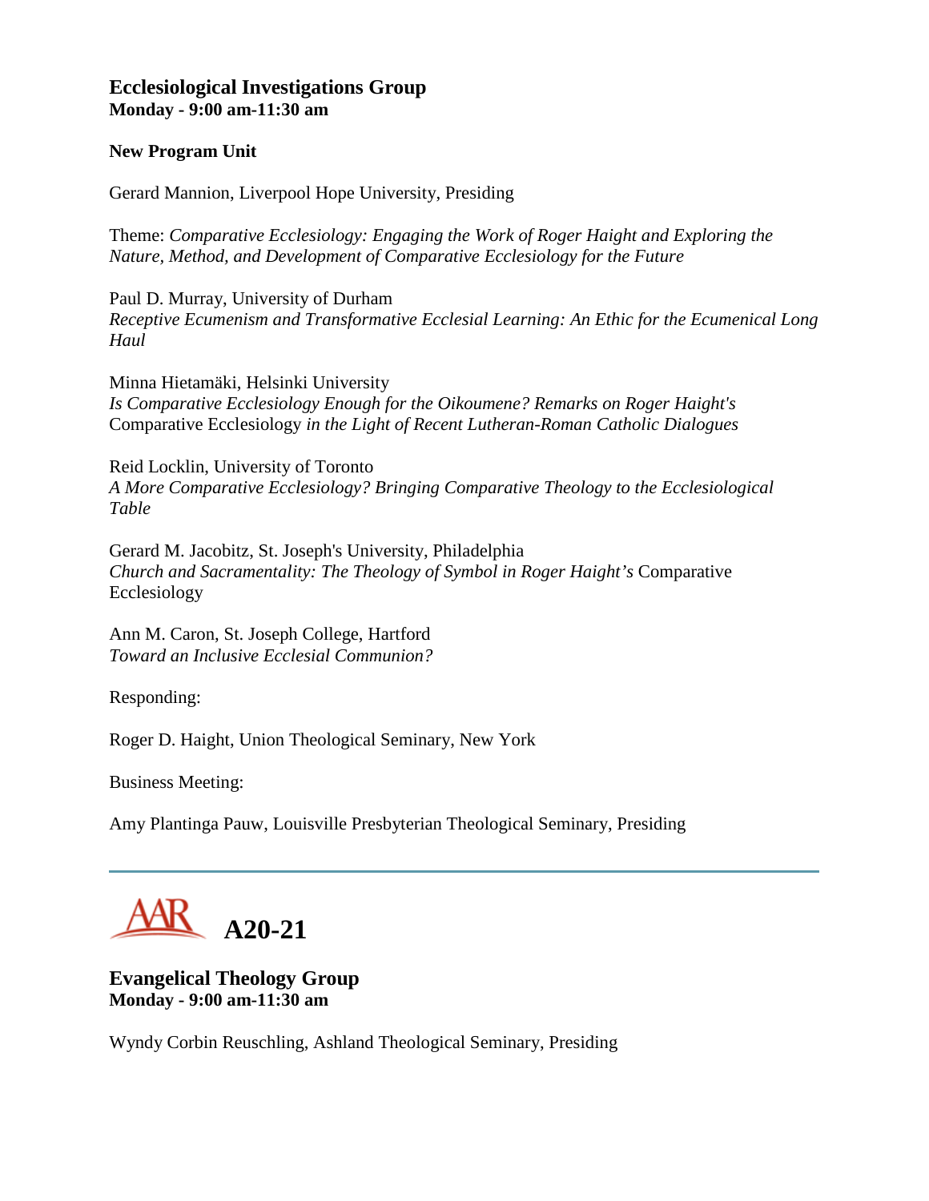### Ecclesiological Investigations Group
**Monday - 9:00 am-11:30 am**

**New Program Unit**

Gerard Mannion, Liverpool Hope University, Presiding

Theme: *Comparative Ecclesiology: Engaging the Work of Roger Haight and Exploring the Nature, Method, and Development of Comparative Ecclesiology for the Future*

Paul D. Murray, University of Durham
*Receptive Ecumenism and Transformative Ecclesial Learning: An Ethic for the Ecumenical Long Haul*

Minna Hietamäki, Helsinki University
*Is Comparative Ecclesiology Enough for the Oikoumene? Remarks on Roger Haight's* Comparative Ecclesiology *in the Light of Recent Lutheran-Roman Catholic Dialogues*

Reid Locklin, University of Toronto
*A More Comparative Ecclesiology? Bringing Comparative Theology to the Ecclesiological Table*

Gerard M. Jacobitz, St. Joseph's University, Philadelphia
*Church and Sacramentality: The Theology of Symbol in Roger Haight's* Comparative Ecclesiology

Ann M. Caron, St. Joseph College, Hartford
*Toward an Inclusive Ecclesial Communion?*

Responding:

Roger D. Haight, Union Theological Seminary, New York

Business Meeting:

Amy Plantinga Pauw, Louisville Presbyterian Theological Seminary, Presiding

---

## A20-21

### Evangelical Theology Group
**Monday - 9:00 am-11:30 am**

Wyndy Corbin Reuschling, Ashland Theological Seminary, Presiding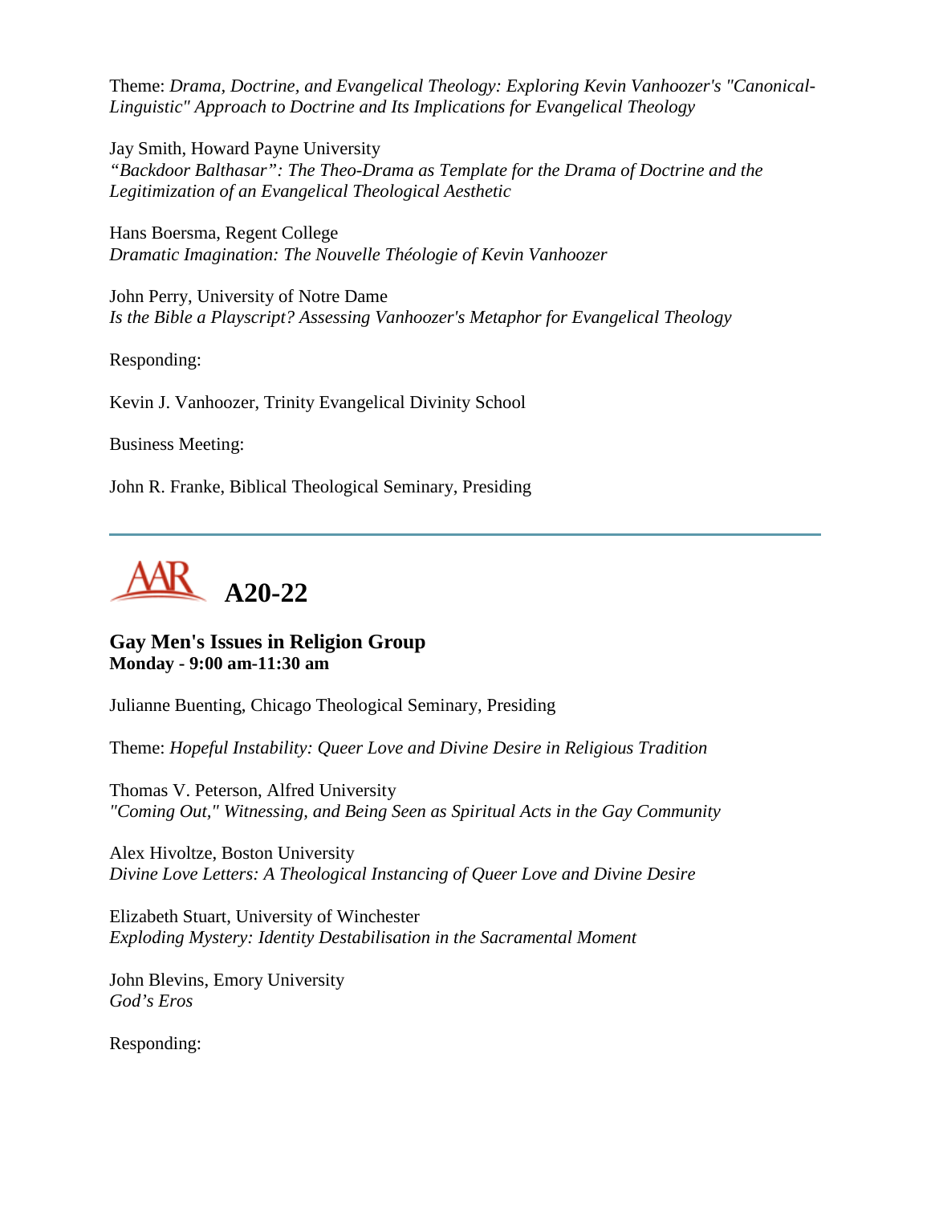Theme: *Drama, Doctrine, and Evangelical Theology: Exploring Kevin Vanhoozer's "Canonical-Linguistic" Approach to Doctrine and Its Implications for Evangelical Theology*

Jay Smith, Howard Payne University
*"Backdoor Balthasar": The Theo-Drama as Template for the Drama of Doctrine and the Legitimization of an Evangelical Theological Aesthetic*

Hans Boersma, Regent College
*Dramatic Imagination: The Nouvelle Théologie of Kevin Vanhoozer*

John Perry, University of Notre Dame
*Is the Bible a Playscript? Assessing Vanhoozer's Metaphor for Evangelical Theology*

Responding:

Kevin J. Vanhoozer, Trinity Evangelical Divinity School

Business Meeting:

John R. Franke, Biblical Theological Seminary, Presiding

---

## AAR A20-22

### Gay Men's Issues in Religion Group
**Monday - 9:00 am-11:30 am**

Julianne Buenting, Chicago Theological Seminary, Presiding

Theme: *Hopeful Instability: Queer Love and Divine Desire in Religious Tradition*

Thomas V. Peterson, Alfred University
*"Coming Out," Witnessing, and Being Seen as Spiritual Acts in the Gay Community*

Alex Hivoltze, Boston University
*Divine Love Letters: A Theological Instancing of Queer Love and Divine Desire*

Elizabeth Stuart, University of Winchester
*Exploding Mystery: Identity Destabilisation in the Sacramental Moment*

John Blevins, Emory University
*God's Eros*

Responding: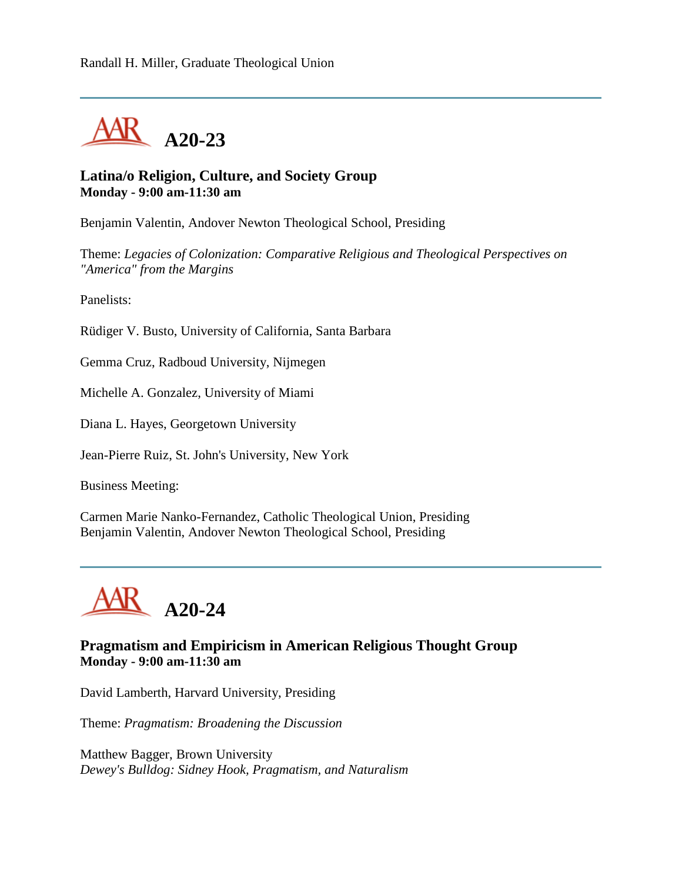Randall H. Miller, Graduate Theological Union

---

## A20-23

### Latina/o Religion, Culture, and Society Group
**Monday - 9:00 am-11:30 am**

Benjamin Valentin, Andover Newton Theological School, Presiding

Theme: *Legacies of Colonization: Comparative Religious and Theological Perspectives on "America" from the Margins*

Panelists:

Rüdiger V. Busto, University of California, Santa Barbara

Gemma Cruz, Radboud University, Nijmegen

Michelle A. Gonzalez, University of Miami

Diana L. Hayes, Georgetown University

Jean-Pierre Ruiz, St. John's University, New York

Business Meeting:

Carmen Marie Nanko-Fernandez, Catholic Theological Union, Presiding
Benjamin Valentin, Andover Newton Theological School, Presiding

---

## A20-24

### Pragmatism and Empiricism in American Religious Thought Group
**Monday - 9:00 am-11:30 am**

David Lamberth, Harvard University, Presiding

Theme: *Pragmatism: Broadening the Discussion*

Matthew Bagger, Brown University
*Dewey's Bulldog: Sidney Hook, Pragmatism, and Naturalism*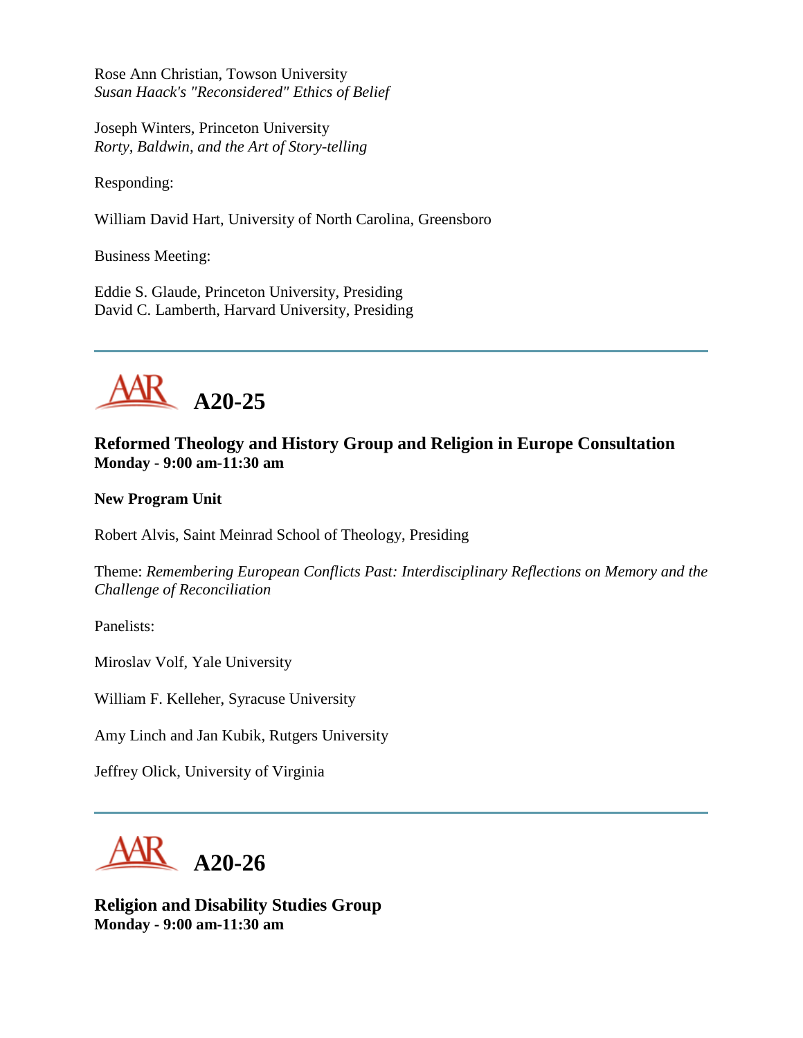Rose Ann Christian, Towson University
*Susan Haack's "Reconsidered" Ethics of Belief*

Joseph Winters, Princeton University
*Rorty, Baldwin, and the Art of Story-telling*

Responding:

William David Hart, University of North Carolina, Greensboro

Business Meeting:

Eddie S. Glaude, Princeton University, Presiding
David C. Lamberth, Harvard University, Presiding

---

## A20-25

**Reformed Theology and History Group and Religion in Europe Consultation**
**Monday - 9:00 am-11:30 am**

**New Program Unit**

Robert Alvis, Saint Meinrad School of Theology, Presiding

Theme: *Remembering European Conflicts Past: Interdisciplinary Reflections on Memory and the Challenge of Reconciliation*

Panelists:

Miroslav Volf, Yale University

William F. Kelleher, Syracuse University

Amy Linch and Jan Kubik, Rutgers University

Jeffrey Olick, University of Virginia

---

## A20-26

**Religion and Disability Studies Group**
**Monday - 9:00 am-11:30 am**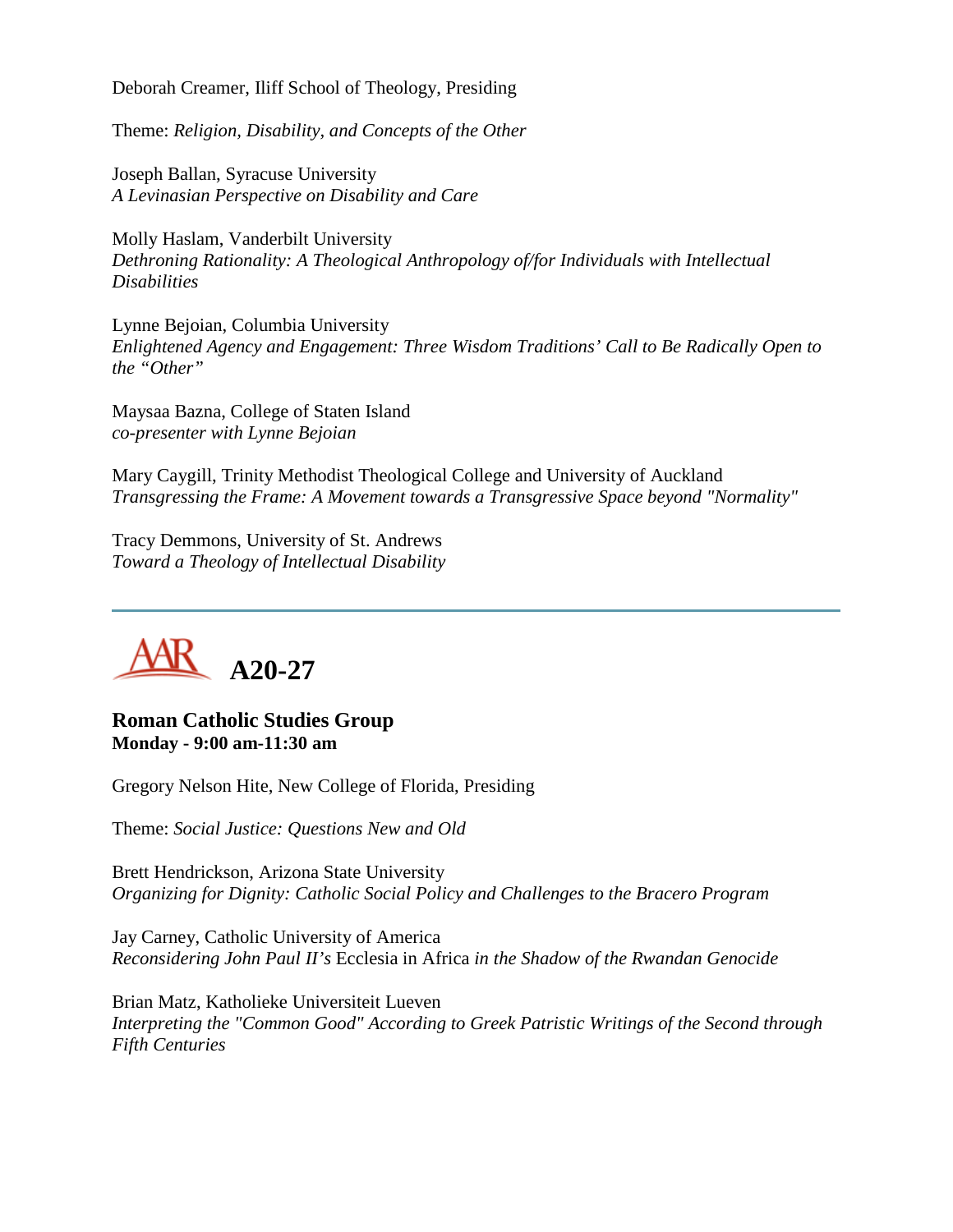Deborah Creamer, Iliff School of Theology, Presiding

Theme: *Religion, Disability, and Concepts of the Other*

Joseph Ballan, Syracuse University
*A Levinasian Perspective on Disability and Care*

Molly Haslam, Vanderbilt University
*Dethroning Rationality: A Theological Anthropology of/for Individuals with Intellectual Disabilities*

Lynne Bejoian, Columbia University
*Enlightened Agency and Engagement: Three Wisdom Traditions' Call to Be Radically Open to the "Other"*

Maysaa Bazna, College of Staten Island
*co-presenter with Lynne Bejoian*

Mary Caygill, Trinity Methodist Theological College and University of Auckland
*Transgressing the Frame: A Movement towards a Transgressive Space beyond "Normality"*

Tracy Demmons, University of St. Andrews
*Toward a Theology of Intellectual Disability*

---

# AAR A20-27

**Roman Catholic Studies Group**
**Monday - 9:00 am-11:30 am**

Gregory Nelson Hite, New College of Florida, Presiding

Theme: *Social Justice: Questions New and Old*

Brett Hendrickson, Arizona State University
*Organizing for Dignity: Catholic Social Policy and Challenges to the Bracero Program*

Jay Carney, Catholic University of America
*Reconsidering John Paul II's* Ecclesia in Africa *in the Shadow of the Rwandan Genocide*

Brian Matz, Katholieke Universiteit Lueven
*Interpreting the "Common Good" According to Greek Patristic Writings of the Second through Fifth Centuries*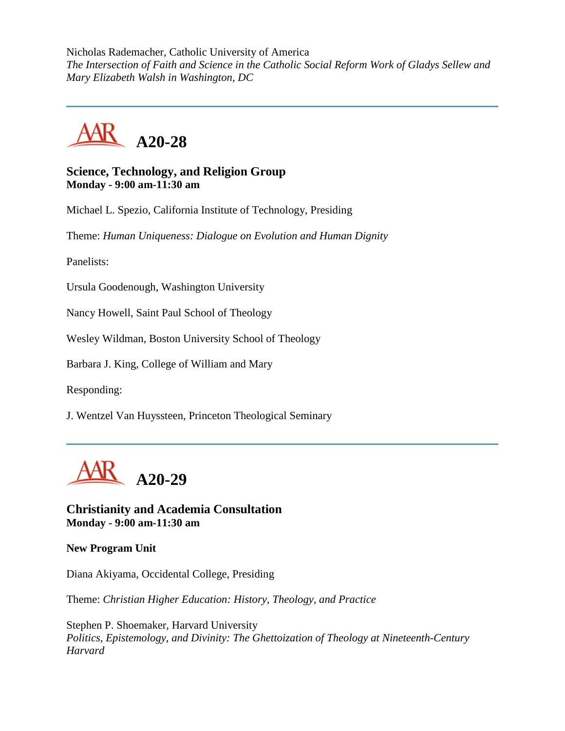Nicholas Rademacher, Catholic University of America
*The Intersection of Faith and Science in the Catholic Social Reform Work of Gladys Sellew and Mary Elizabeth Walsh in Washington, DC*

---

## A20-28

**Science, Technology, and Religion Group**
**Monday - 9:00 am-11:30 am**

Michael L. Spezio, California Institute of Technology, Presiding

Theme: *Human Uniqueness: Dialogue on Evolution and Human Dignity*

Panelists:

Ursula Goodenough, Washington University

Nancy Howell, Saint Paul School of Theology

Wesley Wildman, Boston University School of Theology

Barbara J. King, College of William and Mary

Responding:

J. Wentzel Van Huyssteen, Princeton Theological Seminary

---

## A20-29

**Christianity and Academia Consultation**
**Monday - 9:00 am-11:30 am**

**New Program Unit**

Diana Akiyama, Occidental College, Presiding

Theme: *Christian Higher Education: History, Theology, and Practice*

Stephen P. Shoemaker, Harvard University
*Politics, Epistemology, and Divinity: The Ghettoization of Theology at Nineteenth-Century Harvard*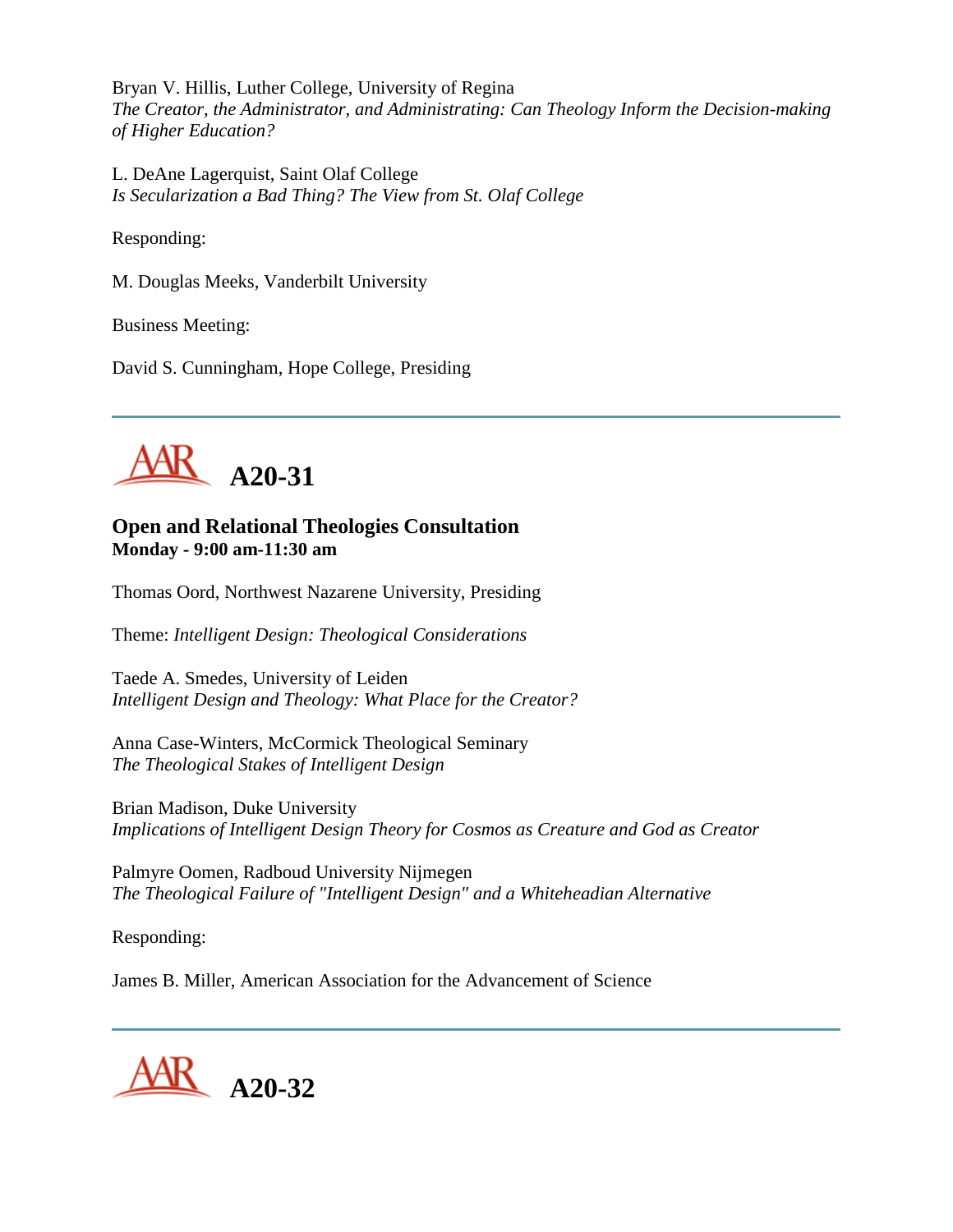Bryan V. Hillis, Luther College, University of Regina
*The Creator, the Administrator, and Administrating: Can Theology Inform the Decision-making of Higher Education?*

L. DeAne Lagerquist, Saint Olaf College
*Is Secularization a Bad Thing? The View from St. Olaf College*

Responding:

M. Douglas Meeks, Vanderbilt University

Business Meeting:

David S. Cunningham, Hope College, Presiding

---

## A20-31

### Open and Relational Theologies Consultation
**Monday - 9:00 am-11:30 am**

Thomas Oord, Northwest Nazarene University, Presiding

Theme: *Intelligent Design: Theological Considerations*

Taede A. Smedes, University of Leiden
*Intelligent Design and Theology: What Place for the Creator?*

Anna Case-Winters, McCormick Theological Seminary
*The Theological Stakes of Intelligent Design*

Brian Madison, Duke University
*Implications of Intelligent Design Theory for Cosmos as Creature and God as Creator*

Palmyre Oomen, Radboud University Nijmegen
*The Theological Failure of "Intelligent Design" and a Whiteheadian Alternative*

Responding:

James B. Miller, American Association for the Advancement of Science

---

## A20-32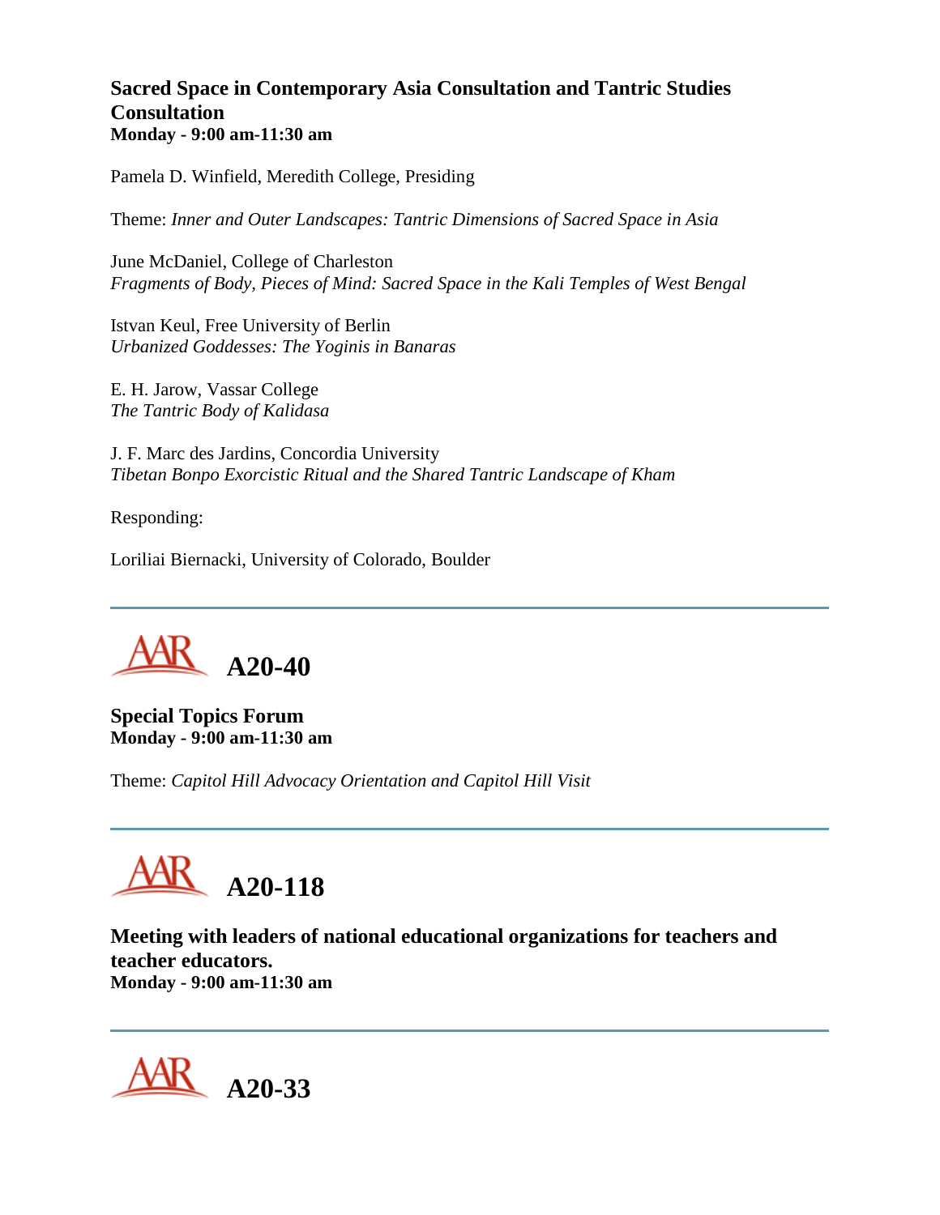**Sacred Space in Contemporary Asia Consultation and Tantric Studies Consultation**
**Monday - 9:00 am-11:30 am**

Pamela D. Winfield, Meredith College, Presiding

Theme: *Inner and Outer Landscapes: Tantric Dimensions of Sacred Space in Asia*

June McDaniel, College of Charleston
*Fragments of Body, Pieces of Mind: Sacred Space in the Kali Temples of West Bengal*

Istvan Keul, Free University of Berlin
*Urbanized Goddesses: The Yoginis in Banaras*

E. H. Jarow, Vassar College
*The Tantric Body of Kalidasa*

J. F. Marc des Jardins, Concordia University
*Tibetan Bonpo Exorcistic Ritual and the Shared Tantric Landscape of Kham*

Responding:

Loriliai Biernacki, University of Colorado, Boulder

---

## AAR A20-40

**Special Topics Forum**
**Monday - 9:00 am-11:30 am**

Theme: *Capitol Hill Advocacy Orientation and Capitol Hill Visit*

---

## AAR A20-118

**Meeting with leaders of national educational organizations for teachers and teacher educators.**
**Monday - 9:00 am-11:30 am**

---

## AAR A20-33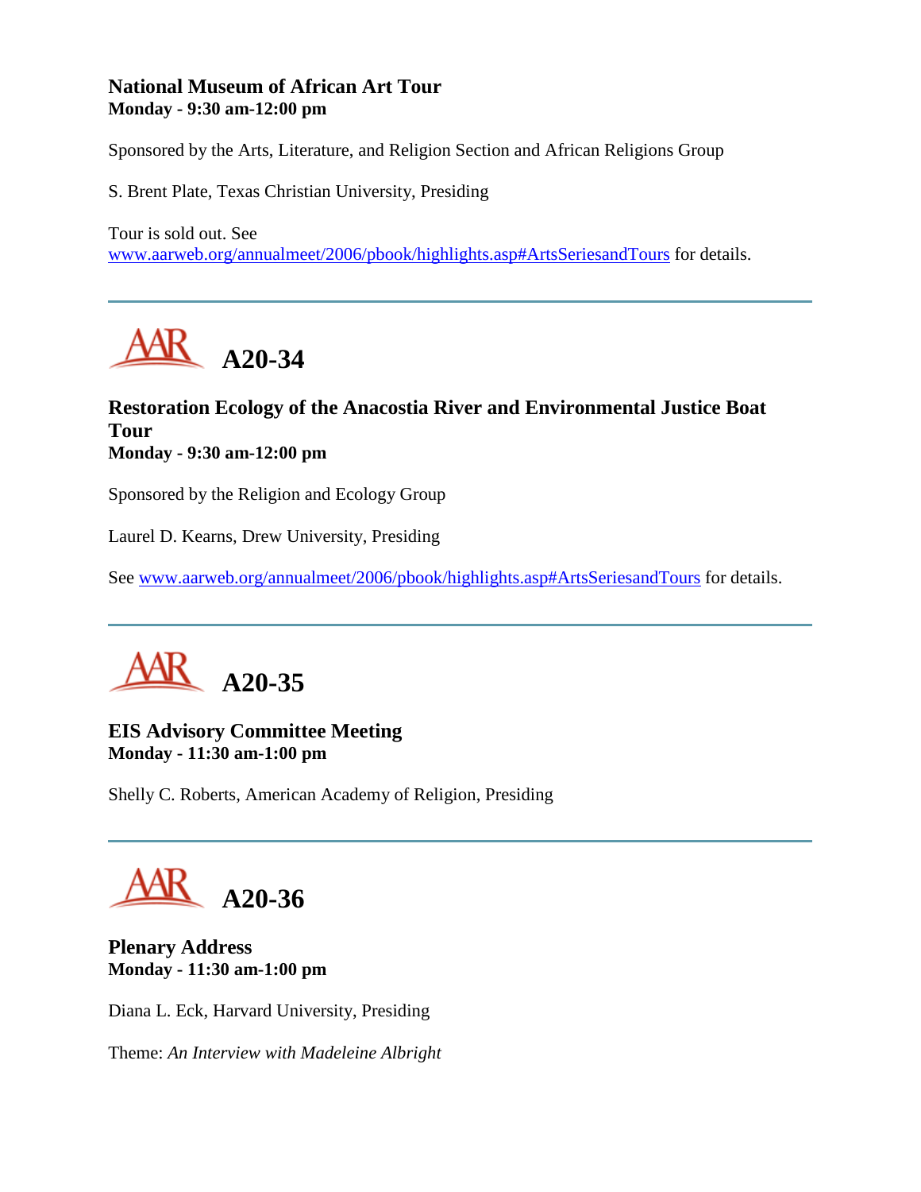### National Museum of African Art Tour
**Monday - 9:30 am-12:00 pm**

Sponsored by the Arts, Literature, and Religion Section and African Religions Group

S. Brent Plate, Texas Christian University, Presiding

Tour is sold out. See www.aarweb.org/annualmeet/2006/pbook/highlights.asp#ArtsSeriesandTours for details.

---

## A20-34

### Restoration Ecology of the Anacostia River and Environmental Justice Boat Tour
**Monday - 9:30 am-12:00 pm**

Sponsored by the Religion and Ecology Group

Laurel D. Kearns, Drew University, Presiding

See www.aarweb.org/annualmeet/2006/pbook/highlights.asp#ArtsSeriesandTours for details.

---

## A20-35

### EIS Advisory Committee Meeting
**Monday - 11:30 am-1:00 pm**

Shelly C. Roberts, American Academy of Religion, Presiding

---

## A20-36

### Plenary Address
**Monday - 11:30 am-1:00 pm**

Diana L. Eck, Harvard University, Presiding

Theme: *An Interview with Madeleine Albright*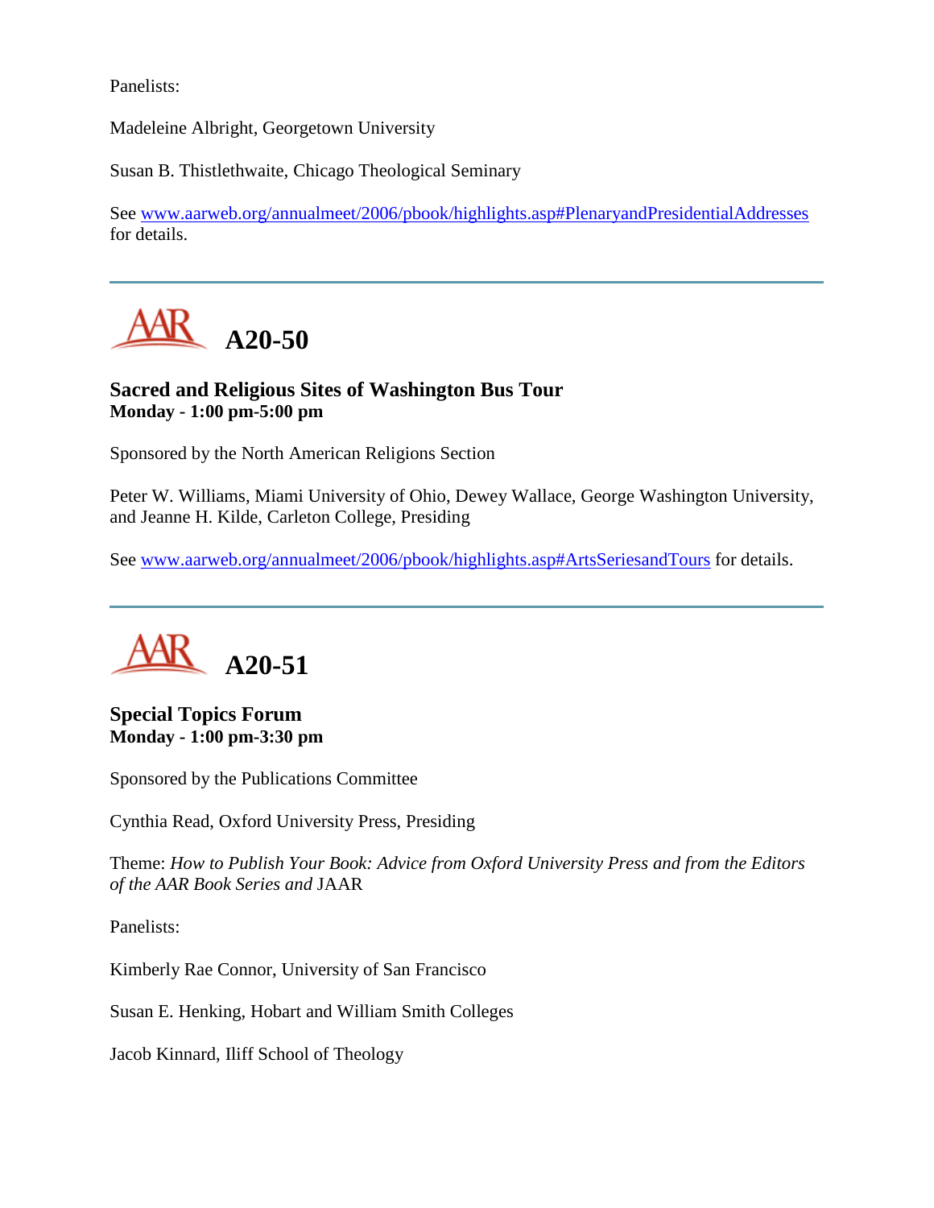Panelists:

Madeleine Albright, Georgetown University

Susan B. Thistlethwaite, Chicago Theological Seminary

See www.aarweb.org/annualmeet/2006/pbook/highlights.asp#PlenaryandPresidentialAddresses for details.

---

## A20-50

### Sacred and Religious Sites of Washington Bus Tour
**Monday - 1:00 pm-5:00 pm**

Sponsored by the North American Religions Section

Peter W. Williams, Miami University of Ohio, Dewey Wallace, George Washington University, and Jeanne H. Kilde, Carleton College, Presiding

See www.aarweb.org/annualmeet/2006/pbook/highlights.asp#ArtsSeriesandTours for details.

---

## A20-51

### Special Topics Forum
**Monday - 1:00 pm-3:30 pm**

Sponsored by the Publications Committee

Cynthia Read, Oxford University Press, Presiding

Theme: *How to Publish Your Book: Advice from Oxford University Press and from the Editors of the AAR Book Series and* JAAR

Panelists:

Kimberly Rae Connor, University of San Francisco

Susan E. Henking, Hobart and William Smith Colleges

Jacob Kinnard, Iliff School of Theology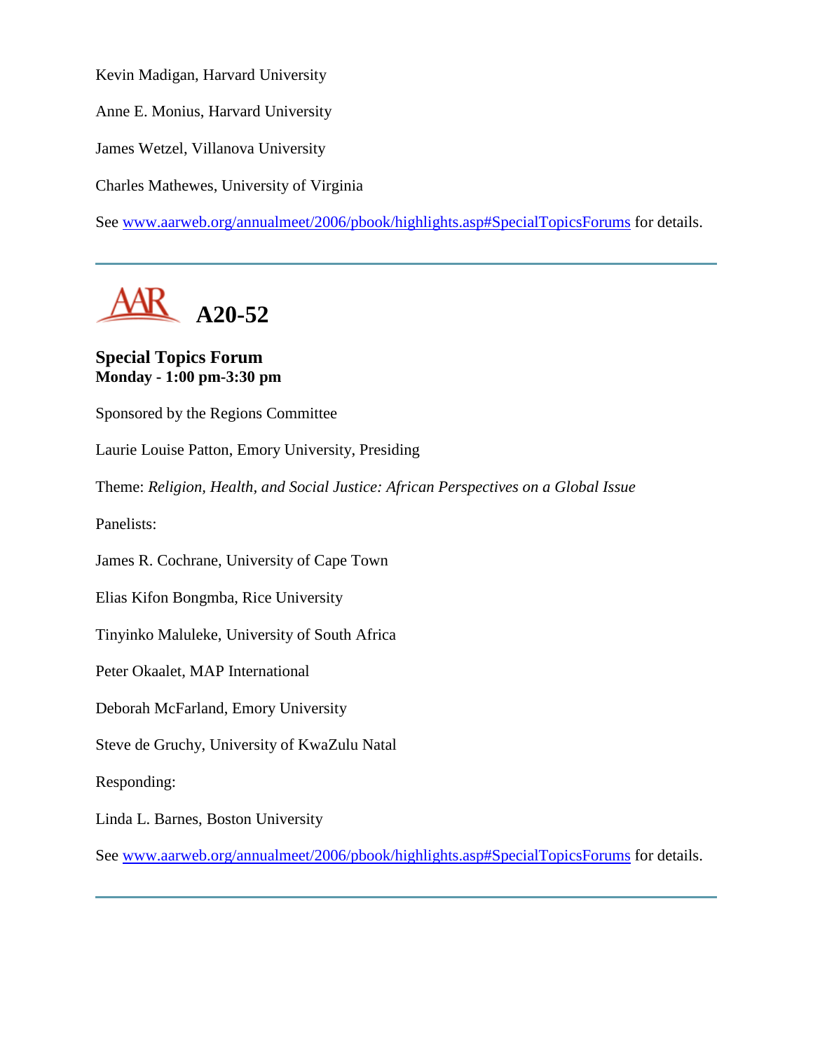Kevin Madigan, Harvard University

Anne E. Monius, Harvard University

James Wetzel, Villanova University

Charles Mathewes, University of Virginia

See www.aarweb.org/annualmeet/2006/pbook/highlights.asp#SpecialTopicsForums for details.

---

## A20-52

**Special Topics Forum**
**Monday - 1:00 pm-3:30 pm**

Sponsored by the Regions Committee

Laurie Louise Patton, Emory University, Presiding

Theme: *Religion, Health, and Social Justice: African Perspectives on a Global Issue*

Panelists:

James R. Cochrane, University of Cape Town

Elias Kifon Bongmba, Rice University

Tinyinko Maluleke, University of South Africa

Peter Okaalet, MAP International

Deborah McFarland, Emory University

Steve de Gruchy, University of KwaZulu Natal

Responding:

Linda L. Barnes, Boston University

See www.aarweb.org/annualmeet/2006/pbook/highlights.asp#SpecialTopicsForums for details.

---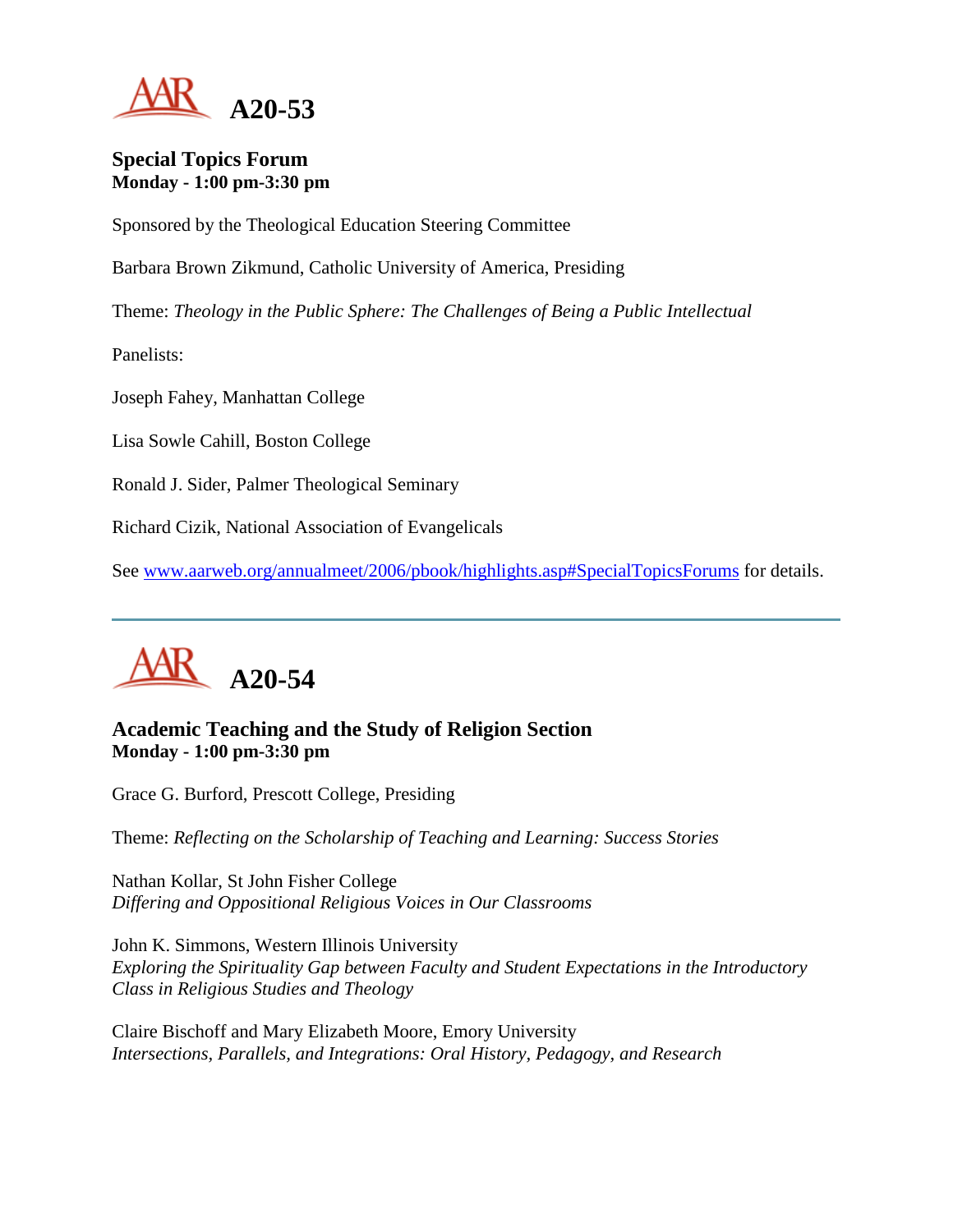# A20-53

### Special Topics Forum
**Monday - 1:00 pm-3:30 pm**

Sponsored by the Theological Education Steering Committee

Barbara Brown Zikmund, Catholic University of America, Presiding

Theme: *Theology in the Public Sphere: The Challenges of Being a Public Intellectual*

Panelists:

Joseph Fahey, Manhattan College

Lisa Sowle Cahill, Boston College

Ronald J. Sider, Palmer Theological Seminary

Richard Cizik, National Association of Evangelicals

See [www.aarweb.org/annualmeet/2006/pbook/highlights.asp#SpecialTopicsForums](www.aarweb.org/annualmeet/2006/pbook/highlights.asp#SpecialTopicsForums) for details.

---

# A20-54

### Academic Teaching and the Study of Religion Section
**Monday - 1:00 pm-3:30 pm**

Grace G. Burford, Prescott College, Presiding

Theme: *Reflecting on the Scholarship of Teaching and Learning: Success Stories*

Nathan Kollar, St John Fisher College
*Differing and Oppositional Religious Voices in Our Classrooms*

John K. Simmons, Western Illinois University
*Exploring the Spirituality Gap between Faculty and Student Expectations in the Introductory Class in Religious Studies and Theology*

Claire Bischoff and Mary Elizabeth Moore, Emory University
*Intersections, Parallels, and Integrations: Oral History, Pedagogy, and Research*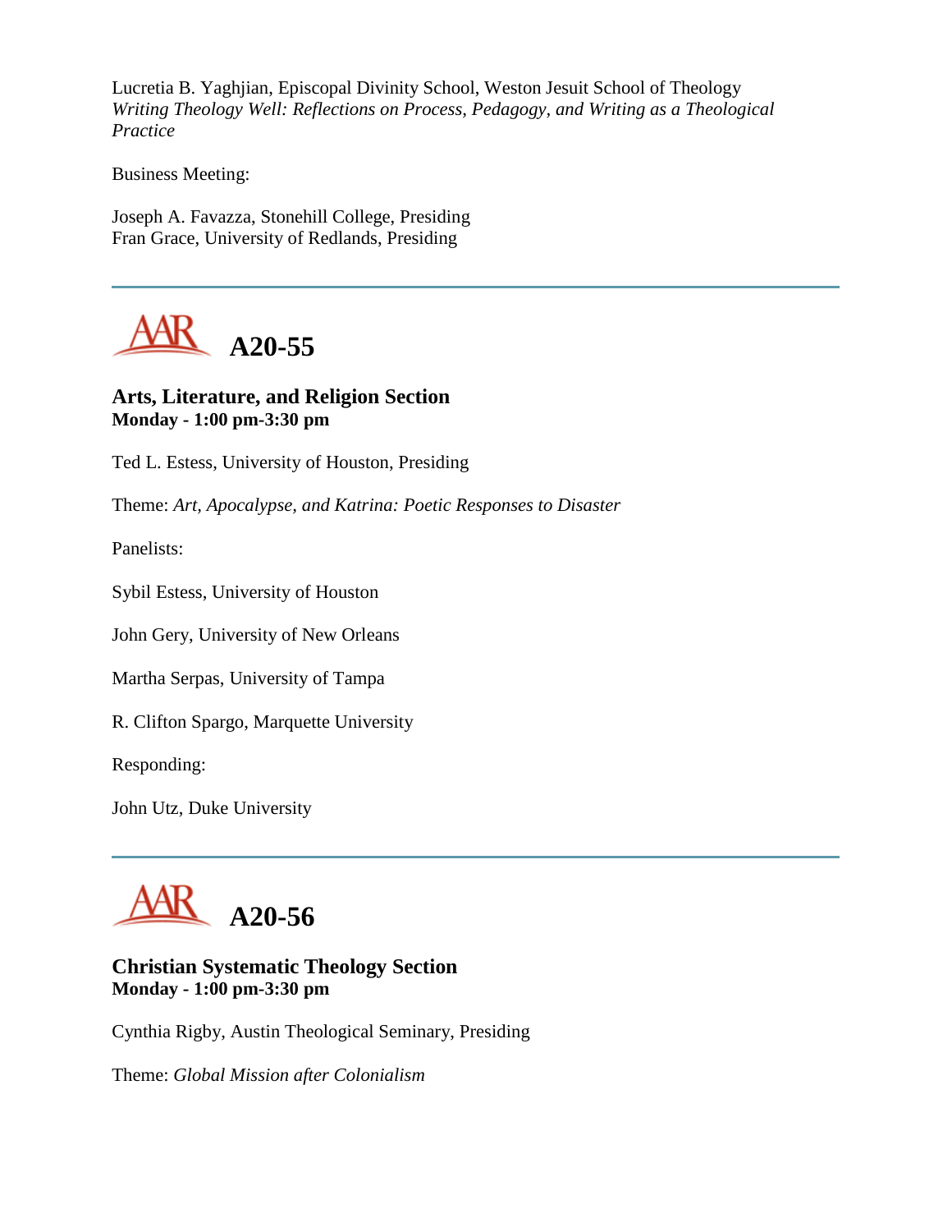Lucretia B. Yaghjian, Episcopal Divinity School, Weston Jesuit School of Theology
*Writing Theology Well: Reflections on Process, Pedagogy, and Writing as a Theological Practice*

Business Meeting:

Joseph A. Favazza, Stonehill College, Presiding
Fran Grace, University of Redlands, Presiding

---

## A20-55

### Arts, Literature, and Religion Section
**Monday - 1:00 pm-3:30 pm**

Ted L. Estess, University of Houston, Presiding

Theme: *Art, Apocalypse, and Katrina: Poetic Responses to Disaster*

Panelists:

Sybil Estess, University of Houston

John Gery, University of New Orleans

Martha Serpas, University of Tampa

R. Clifton Spargo, Marquette University

Responding:

John Utz, Duke University

---

## A20-56

### Christian Systematic Theology Section
**Monday - 1:00 pm-3:30 pm**

Cynthia Rigby, Austin Theological Seminary, Presiding

Theme: *Global Mission after Colonialism*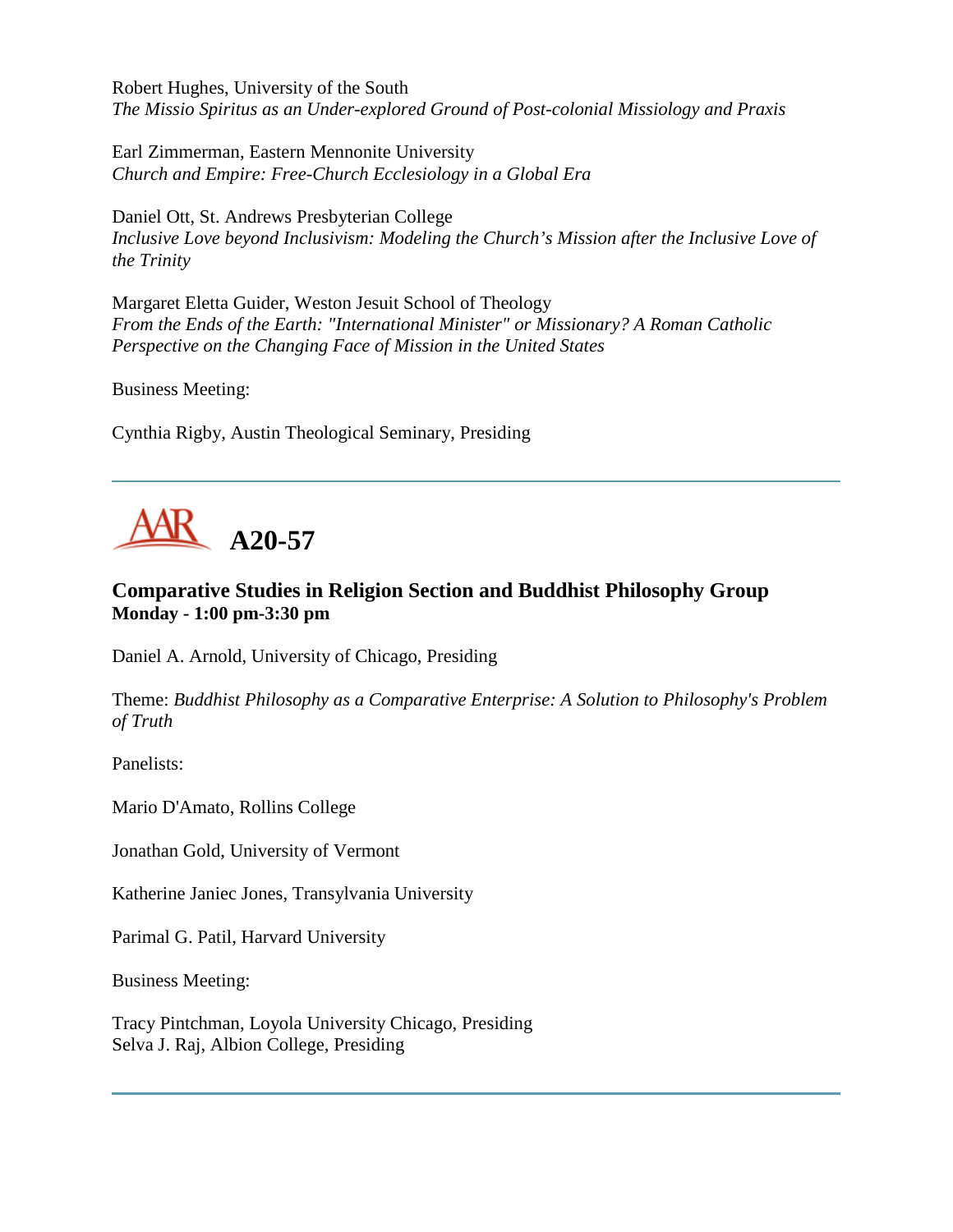Robert Hughes, University of the South
*The Missio Spiritus as an Under-explored Ground of Post-colonial Missiology and Praxis*

Earl Zimmerman, Eastern Mennonite University
*Church and Empire: Free-Church Ecclesiology in a Global Era*

Daniel Ott, St. Andrews Presbyterian College
*Inclusive Love beyond Inclusivism: Modeling the Church's Mission after the Inclusive Love of the Trinity*

Margaret Eletta Guider, Weston Jesuit School of Theology
*From the Ends of the Earth: "International Minister" or Missionary? A Roman Catholic Perspective on the Changing Face of Mission in the United States*

Business Meeting:

Cynthia Rigby, Austin Theological Seminary, Presiding

---

# AAR A20-57

### Comparative Studies in Religion Section and Buddhist Philosophy Group
**Monday - 1:00 pm-3:30 pm**

Daniel A. Arnold, University of Chicago, Presiding

Theme: *Buddhist Philosophy as a Comparative Enterprise: A Solution to Philosophy's Problem of Truth*

Panelists:

Mario D'Amato, Rollins College

Jonathan Gold, University of Vermont

Katherine Janiec Jones, Transylvania University

Parimal G. Patil, Harvard University

Business Meeting:

Tracy Pintchman, Loyola University Chicago, Presiding
Selva J. Raj, Albion College, Presiding

---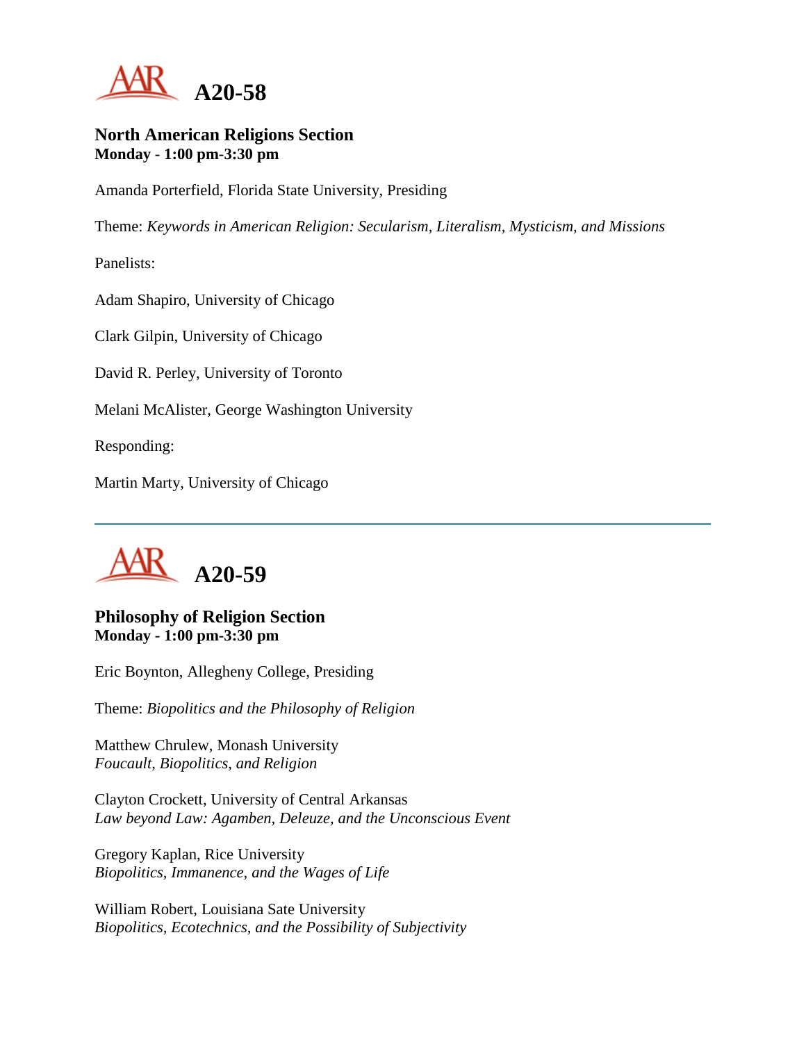# A20-58

### North American Religions Section
**Monday - 1:00 pm-3:30 pm**

Amanda Porterfield, Florida State University, Presiding

Theme: *Keywords in American Religion: Secularism, Literalism, Mysticism, and Missions*

Panelists:

Adam Shapiro, University of Chicago

Clark Gilpin, University of Chicago

David R. Perley, University of Toronto

Melani McAlister, George Washington University

Responding:

Martin Marty, University of Chicago

---

# A20-59

### Philosophy of Religion Section
**Monday - 1:00 pm-3:30 pm**

Eric Boynton, Allegheny College, Presiding

Theme: *Biopolitics and the Philosophy of Religion*

Matthew Chrulew, Monash University
*Foucault, Biopolitics, and Religion*

Clayton Crockett, University of Central Arkansas
*Law beyond Law: Agamben, Deleuze, and the Unconscious Event*

Gregory Kaplan, Rice University
*Biopolitics, Immanence, and the Wages of Life*

William Robert, Louisiana Sate University
*Biopolitics, Ecotechnics, and the Possibility of Subjectivity*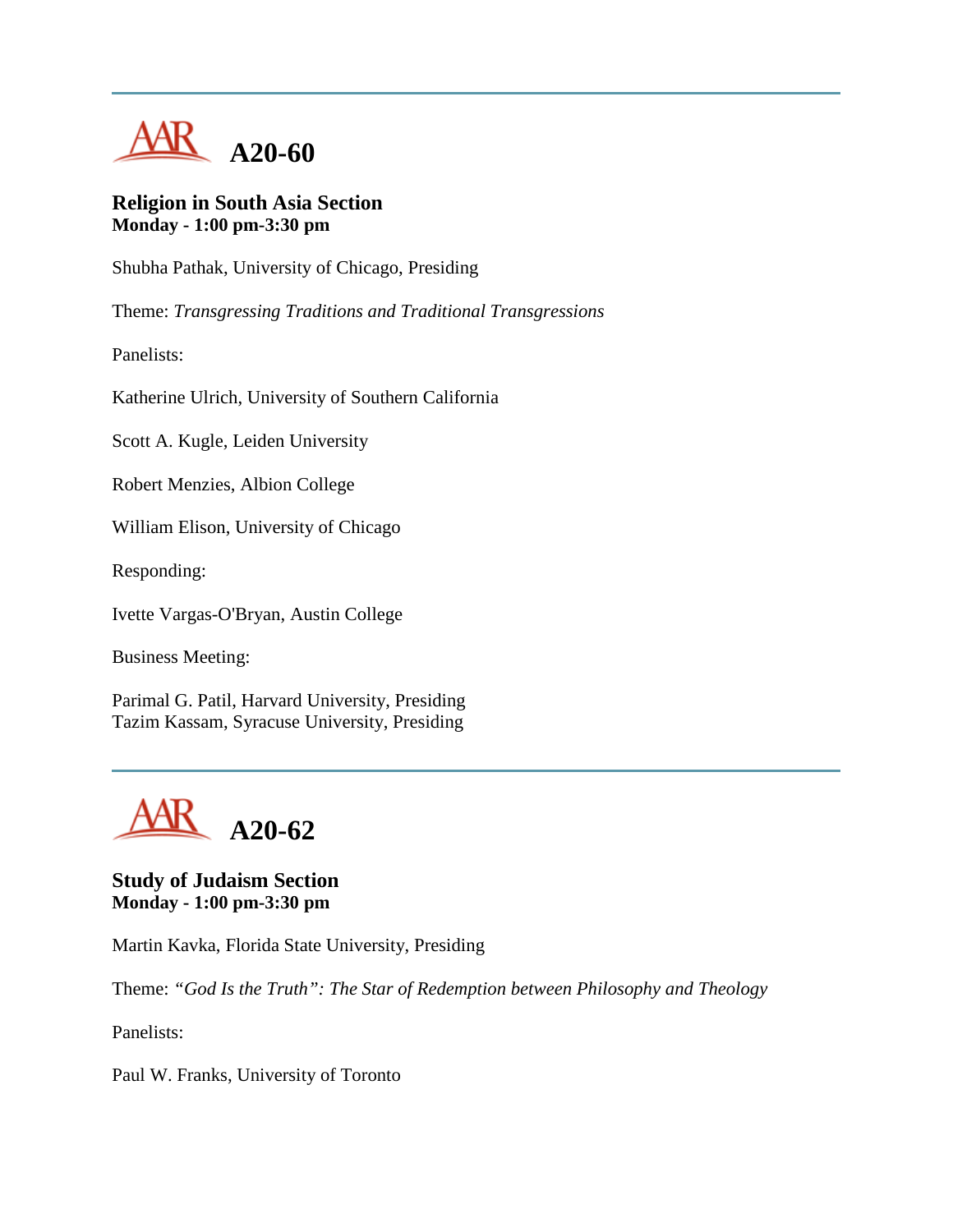## A20-60

**Religion in South Asia Section**
**Monday - 1:00 pm-3:30 pm**

Shubha Pathak, University of Chicago, Presiding

Theme: *Transgressing Traditions and Traditional Transgressions*

Panelists:

Katherine Ulrich, University of Southern California

Scott A. Kugle, Leiden University

Robert Menzies, Albion College

William Elison, University of Chicago

Responding:

Ivette Vargas-O'Bryan, Austin College

Business Meeting:

Parimal G. Patil, Harvard University, Presiding
Tazim Kassam, Syracuse University, Presiding

## A20-62

**Study of Judaism Section**
**Monday - 1:00 pm-3:30 pm**

Martin Kavka, Florida State University, Presiding

Theme: *"God Is the Truth": The Star of Redemption between Philosophy and Theology*

Panelists:

Paul W. Franks, University of Toronto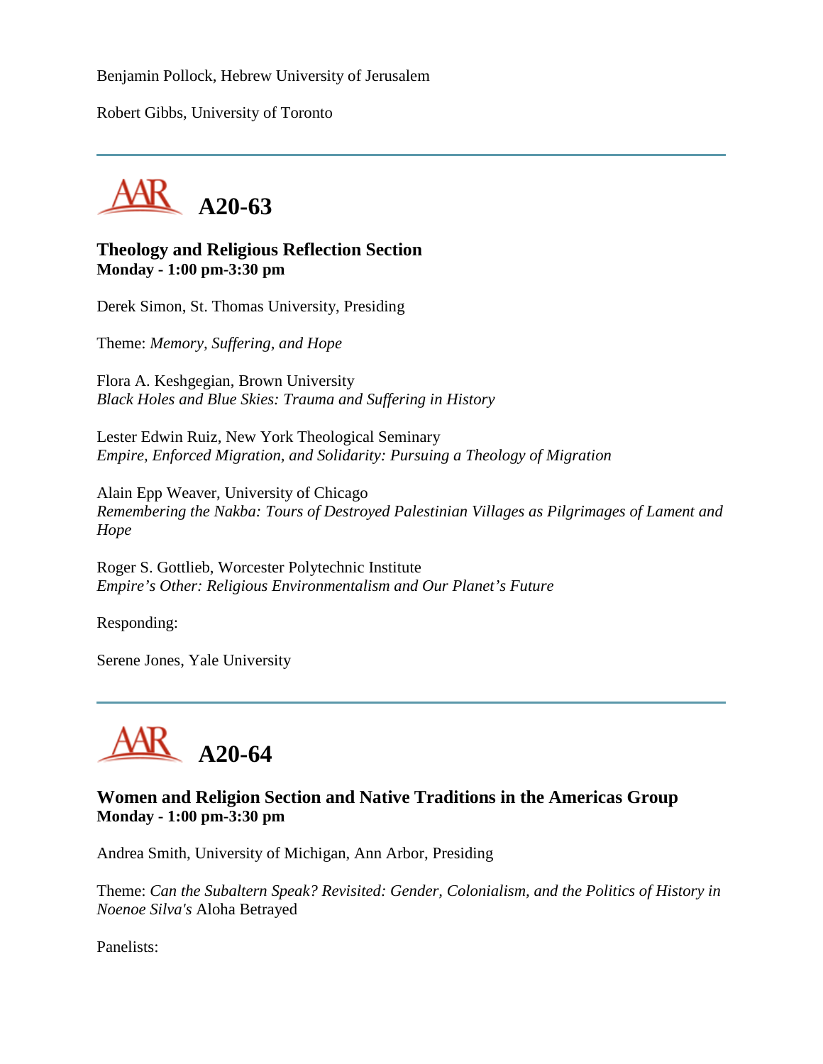Benjamin Pollock, Hebrew University of Jerusalem

Robert Gibbs, University of Toronto

---

# A20-63

### Theology and Religious Reflection Section
**Monday - 1:00 pm-3:30 pm**

Derek Simon, St. Thomas University, Presiding

Theme: *Memory, Suffering, and Hope*

Flora A. Keshgegian, Brown University
*Black Holes and Blue Skies: Trauma and Suffering in History*

Lester Edwin Ruiz, New York Theological Seminary
*Empire, Enforced Migration, and Solidarity: Pursuing a Theology of Migration*

Alain Epp Weaver, University of Chicago
*Remembering the Nakba: Tours of Destroyed Palestinian Villages as Pilgrimages of Lament and Hope*

Roger S. Gottlieb, Worcester Polytechnic Institute
*Empire's Other: Religious Environmentalism and Our Planet's Future*

Responding:

Serene Jones, Yale University

---

# A20-64

### Women and Religion Section and Native Traditions in the Americas Group
**Monday - 1:00 pm-3:30 pm**

Andrea Smith, University of Michigan, Ann Arbor, Presiding

Theme: *Can the Subaltern Speak? Revisited: Gender, Colonialism, and the Politics of History in Noenoe Silva's* Aloha Betrayed

Panelists: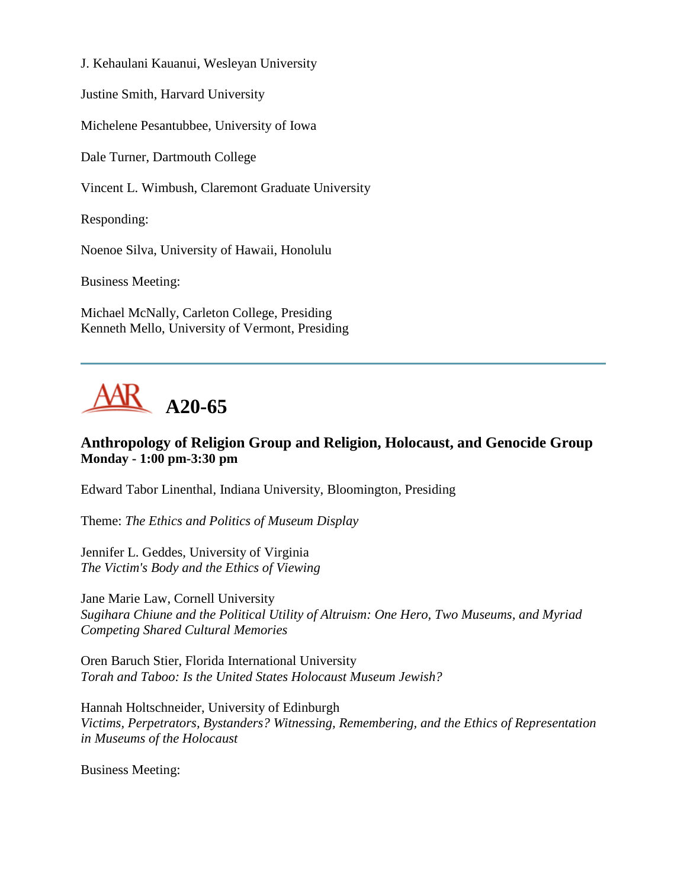J. Kehaulani Kauanui, Wesleyan University

Justine Smith, Harvard University

Michelene Pesantubbee, University of Iowa

Dale Turner, Dartmouth College

Vincent L. Wimbush, Claremont Graduate University

Responding:

Noenoe Silva, University of Hawaii, Honolulu

Business Meeting:

Michael McNally, Carleton College, Presiding
Kenneth Mello, University of Vermont, Presiding

---

## AAR A20-65

### Anthropology of Religion Group and Religion, Holocaust, and Genocide Group
**Monday - 1:00 pm-3:30 pm**

Edward Tabor Linenthal, Indiana University, Bloomington, Presiding

Theme: *The Ethics and Politics of Museum Display*

Jennifer L. Geddes, University of Virginia
*The Victim's Body and the Ethics of Viewing*

Jane Marie Law, Cornell University
*Sugihara Chiune and the Political Utility of Altruism: One Hero, Two Museums, and Myriad Competing Shared Cultural Memories*

Oren Baruch Stier, Florida International University
*Torah and Taboo: Is the United States Holocaust Museum Jewish?*

Hannah Holtschneider, University of Edinburgh
*Victims, Perpetrators, Bystanders? Witnessing, Remembering, and the Ethics of Representation in Museums of the Holocaust*

Business Meeting: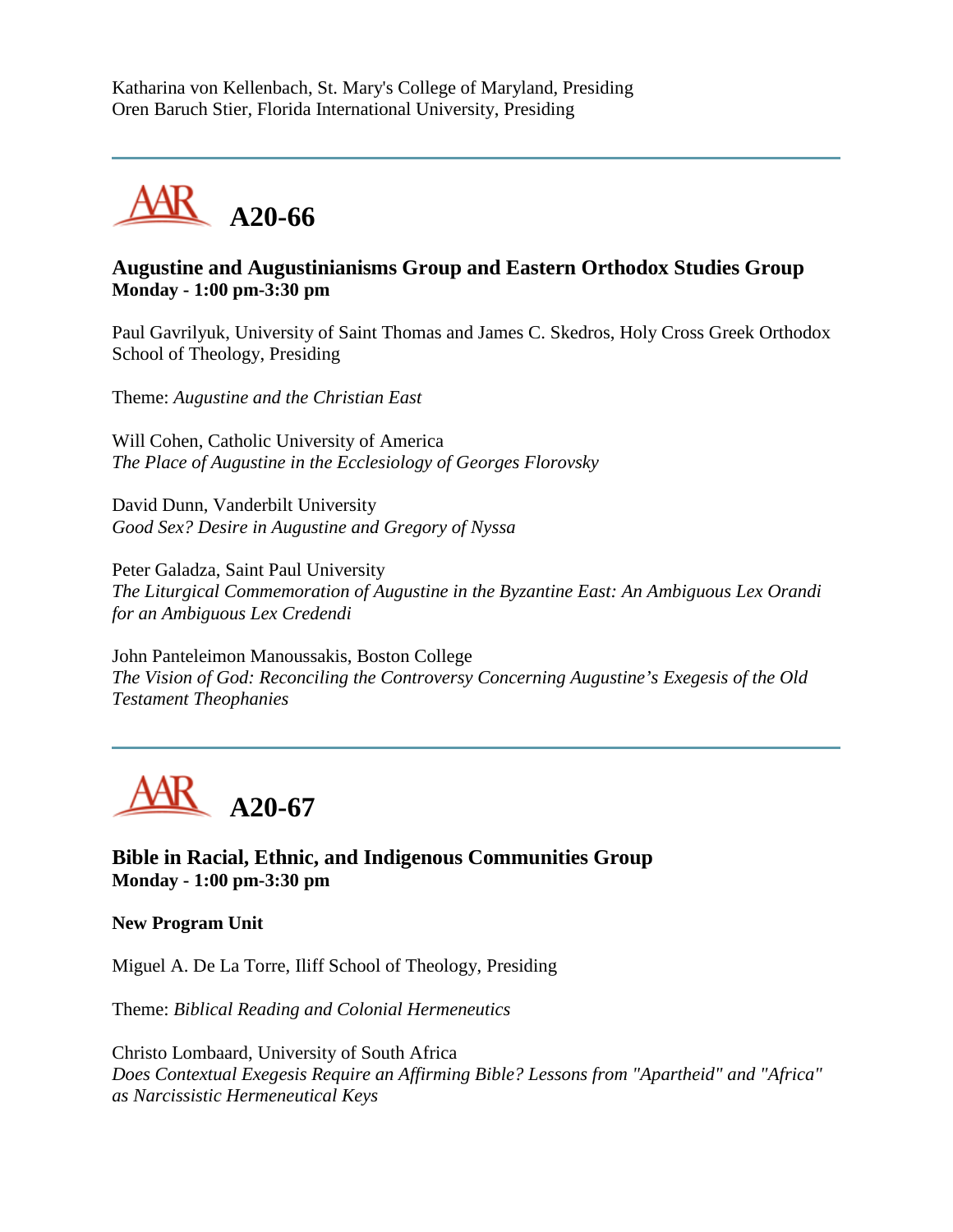Katharina von Kellenbach, St. Mary's College of Maryland, Presiding
Oren Baruch Stier, Florida International University, Presiding

---

## A20-66

### Augustine and Augustinianisms Group and Eastern Orthodox Studies Group
**Monday - 1:00 pm-3:30 pm**

Paul Gavrilyuk, University of Saint Thomas and James C. Skedros, Holy Cross Greek Orthodox School of Theology, Presiding

Theme: *Augustine and the Christian East*

Will Cohen, Catholic University of America
*The Place of Augustine in the Ecclesiology of Georges Florovsky*

David Dunn, Vanderbilt University
*Good Sex? Desire in Augustine and Gregory of Nyssa*

Peter Galadza, Saint Paul University
*The Liturgical Commemoration of Augustine in the Byzantine East: An Ambiguous Lex Orandi for an Ambiguous Lex Credendi*

John Panteleimon Manoussakis, Boston College
*The Vision of God: Reconciling the Controversy Concerning Augustine's Exegesis of the Old Testament Theophanies*

---

## A20-67

### Bible in Racial, Ethnic, and Indigenous Communities Group
**Monday - 1:00 pm-3:30 pm**

**New Program Unit**

Miguel A. De La Torre, Iliff School of Theology, Presiding

Theme: *Biblical Reading and Colonial Hermeneutics*

Christo Lombaard, University of South Africa
*Does Contextual Exegesis Require an Affirming Bible? Lessons from "Apartheid" and "Africa" as Narcissistic Hermeneutical Keys*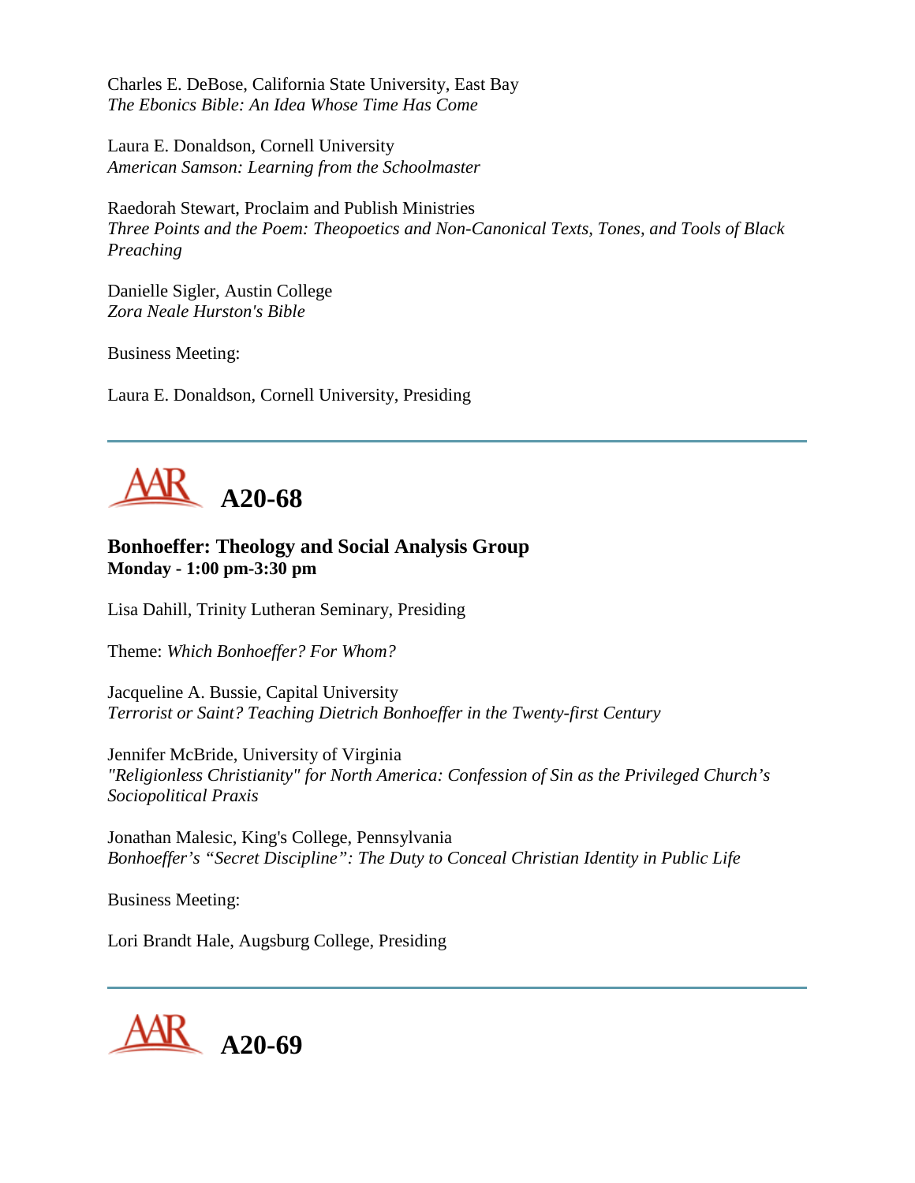Charles E. DeBose, California State University, East Bay
*The Ebonics Bible: An Idea Whose Time Has Come*

Laura E. Donaldson, Cornell University
*American Samson: Learning from the Schoolmaster*

Raedorah Stewart, Proclaim and Publish Ministries
*Three Points and the Poem: Theopoetics and Non-Canonical Texts, Tones, and Tools of Black Preaching*

Danielle Sigler, Austin College
*Zora Neale Hurston's Bible*

Business Meeting:

Laura E. Donaldson, Cornell University, Presiding

---

## A20-68

### Bonhoeffer: Theology and Social Analysis Group
**Monday - 1:00 pm-3:30 pm**

Lisa Dahill, Trinity Lutheran Seminary, Presiding

Theme: *Which Bonhoeffer? For Whom?*

Jacqueline A. Bussie, Capital University
*Terrorist or Saint? Teaching Dietrich Bonhoeffer in the Twenty-first Century*

Jennifer McBride, University of Virginia
*"Religionless Christianity" for North America: Confession of Sin as the Privileged Church's Sociopolitical Praxis*

Jonathan Malesic, King's College, Pennsylvania
*Bonhoeffer's "Secret Discipline": The Duty to Conceal Christian Identity in Public Life*

Business Meeting:

Lori Brandt Hale, Augsburg College, Presiding

---

## A20-69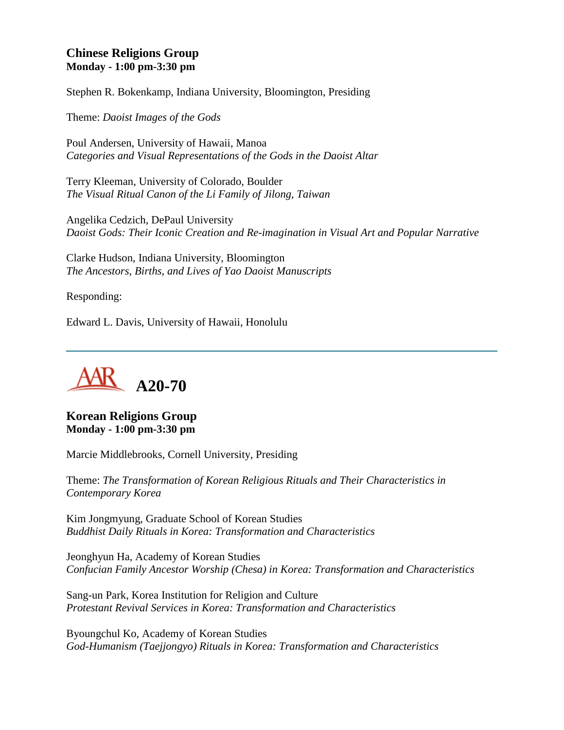### Chinese Religions Group
**Monday - 1:00 pm-3:30 pm**

Stephen R. Bokenkamp, Indiana University, Bloomington, Presiding

Theme: *Daoist Images of the Gods*

Poul Andersen, University of Hawaii, Manoa
*Categories and Visual Representations of the Gods in the Daoist Altar*

Terry Kleeman, University of Colorado, Boulder
*The Visual Ritual Canon of the Li Family of Jilong, Taiwan*

Angelika Cedzich, DePaul University
*Daoist Gods: Their Iconic Creation and Re-imagination in Visual Art and Popular Narrative*

Clarke Hudson, Indiana University, Bloomington
*The Ancestors, Births, and Lives of Yao Daoist Manuscripts*

Responding:

Edward L. Davis, University of Hawaii, Honolulu

---

## AAR A20-70

### Korean Religions Group
**Monday - 1:00 pm-3:30 pm**

Marcie Middlebrooks, Cornell University, Presiding

Theme: *The Transformation of Korean Religious Rituals and Their Characteristics in Contemporary Korea*

Kim Jongmyung, Graduate School of Korean Studies
*Buddhist Daily Rituals in Korea: Transformation and Characteristics*

Jeonghyun Ha, Academy of Korean Studies
*Confucian Family Ancestor Worship (Chesa) in Korea: Transformation and Characteristics*

Sang-un Park, Korea Institution for Religion and Culture
*Protestant Revival Services in Korea: Transformation and Characteristics*

Byoungchul Ko, Academy of Korean Studies
*God-Humanism (Taejjongyo) Rituals in Korea: Transformation and Characteristics*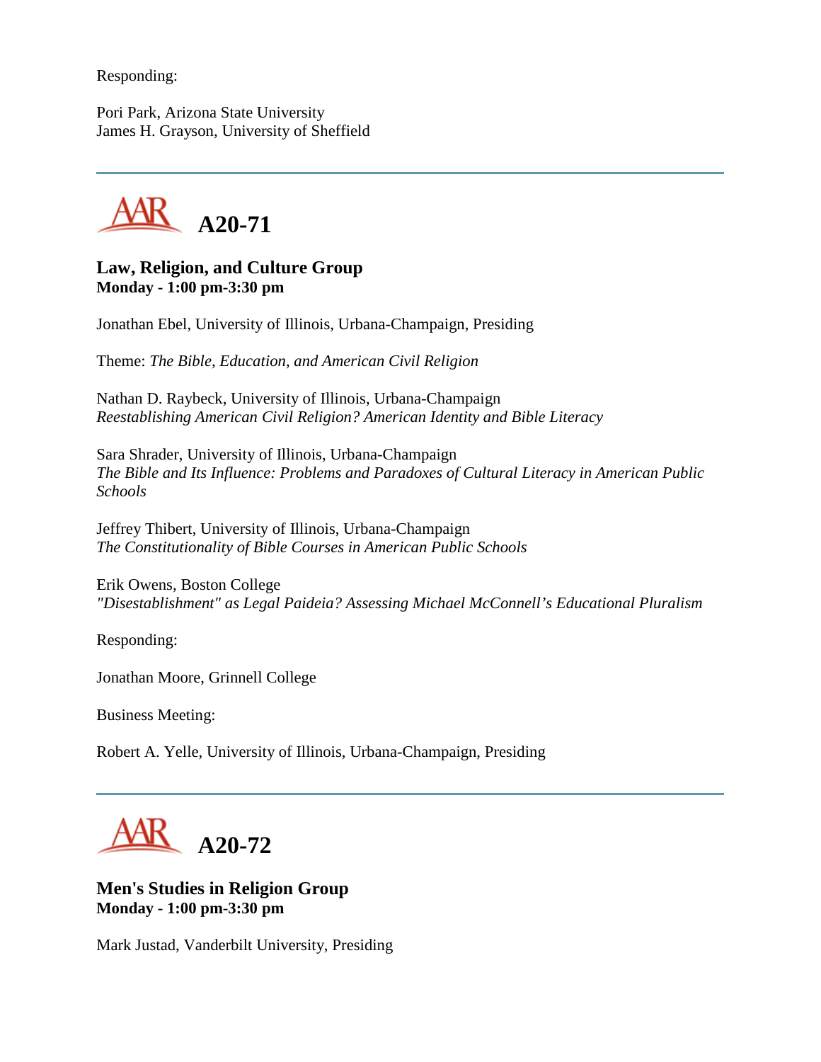Responding:

Pori Park, Arizona State University
James H. Grayson, University of Sheffield

---

# A20-71

### Law, Religion, and Culture Group
**Monday - 1:00 pm-3:30 pm**

Jonathan Ebel, University of Illinois, Urbana-Champaign, Presiding

Theme: *The Bible, Education, and American Civil Religion*

Nathan D. Raybeck, University of Illinois, Urbana-Champaign
*Reestablishing American Civil Religion? American Identity and Bible Literacy*

Sara Shrader, University of Illinois, Urbana-Champaign
*The Bible and Its Influence: Problems and Paradoxes of Cultural Literacy in American Public Schools*

Jeffrey Thibert, University of Illinois, Urbana-Champaign
*The Constitutionality of Bible Courses in American Public Schools*

Erik Owens, Boston College
*"Disestablishment" as Legal Paideia? Assessing Michael McConnell's Educational Pluralism*

Responding:

Jonathan Moore, Grinnell College

Business Meeting:

Robert A. Yelle, University of Illinois, Urbana-Champaign, Presiding

---

# A20-72

### Men's Studies in Religion Group
**Monday - 1:00 pm-3:30 pm**

Mark Justad, Vanderbilt University, Presiding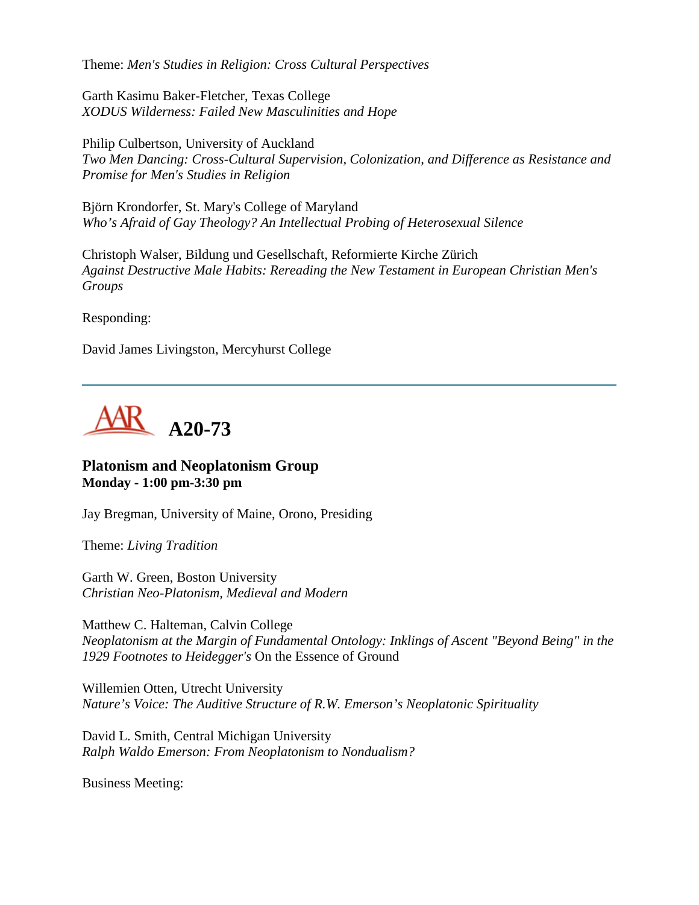Theme: *Men's Studies in Religion: Cross Cultural Perspectives*

Garth Kasimu Baker-Fletcher, Texas College
*XODUS Wilderness: Failed New Masculinities and Hope*

Philip Culbertson, University of Auckland
*Two Men Dancing: Cross-Cultural Supervision, Colonization, and Difference as Resistance and Promise for Men's Studies in Religion*

Björn Krondorfer, St. Mary's College of Maryland
*Who's Afraid of Gay Theology? An Intellectual Probing of Heterosexual Silence*

Christoph Walser, Bildung und Gesellschaft, Reformierte Kirche Zürich
*Against Destructive Male Habits: Rereading the New Testament in European Christian Men's Groups*

Responding:

David James Livingston, Mercyhurst College

---

## AAR A20-73

### Platonism and Neoplatonism Group
**Monday - 1:00 pm-3:30 pm**

Jay Bregman, University of Maine, Orono, Presiding

Theme: *Living Tradition*

Garth W. Green, Boston University
*Christian Neo-Platonism, Medieval and Modern*

Matthew C. Halteman, Calvin College
*Neoplatonism at the Margin of Fundamental Ontology: Inklings of Ascent "Beyond Being" in the 1929 Footnotes to Heidegger's* On the Essence of Ground

Willemien Otten, Utrecht University
*Nature's Voice: The Auditive Structure of R.W. Emerson's Neoplatonic Spirituality*

David L. Smith, Central Michigan University
*Ralph Waldo Emerson: From Neoplatonism to Nondualism?*

Business Meeting: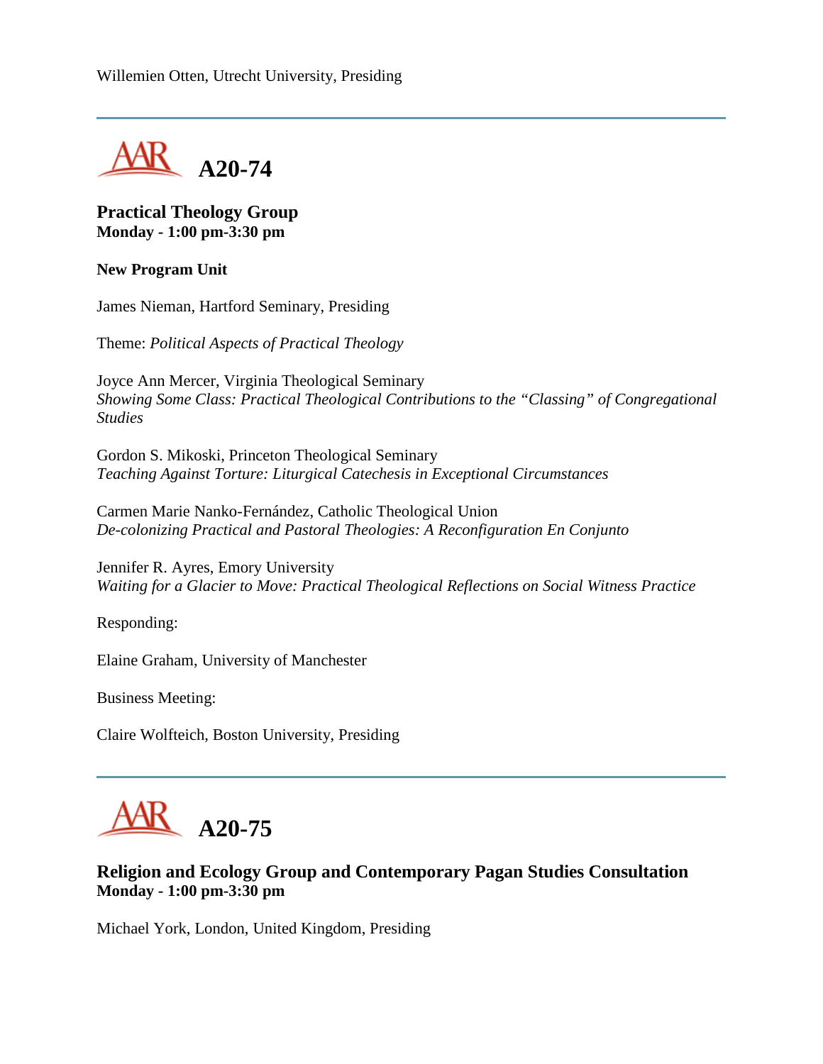Willemien Otten, Utrecht University, Presiding

---

## A20-74

### Practical Theology Group
**Monday - 1:00 pm-3:30 pm**

**New Program Unit**

James Nieman, Hartford Seminary, Presiding

Theme: *Political Aspects of Practical Theology*

Joyce Ann Mercer, Virginia Theological Seminary
*Showing Some Class: Practical Theological Contributions to the "Classing" of Congregational Studies*

Gordon S. Mikoski, Princeton Theological Seminary
*Teaching Against Torture: Liturgical Catechesis in Exceptional Circumstances*

Carmen Marie Nanko-Fernández, Catholic Theological Union
*De-colonizing Practical and Pastoral Theologies: A Reconfiguration En Conjunto*

Jennifer R. Ayres, Emory University
*Waiting for a Glacier to Move: Practical Theological Reflections on Social Witness Practice*

Responding:

Elaine Graham, University of Manchester

Business Meeting:

Claire Wolfteich, Boston University, Presiding

---

## A20-75

### Religion and Ecology Group and Contemporary Pagan Studies Consultation
**Monday - 1:00 pm-3:30 pm**

Michael York, London, United Kingdom, Presiding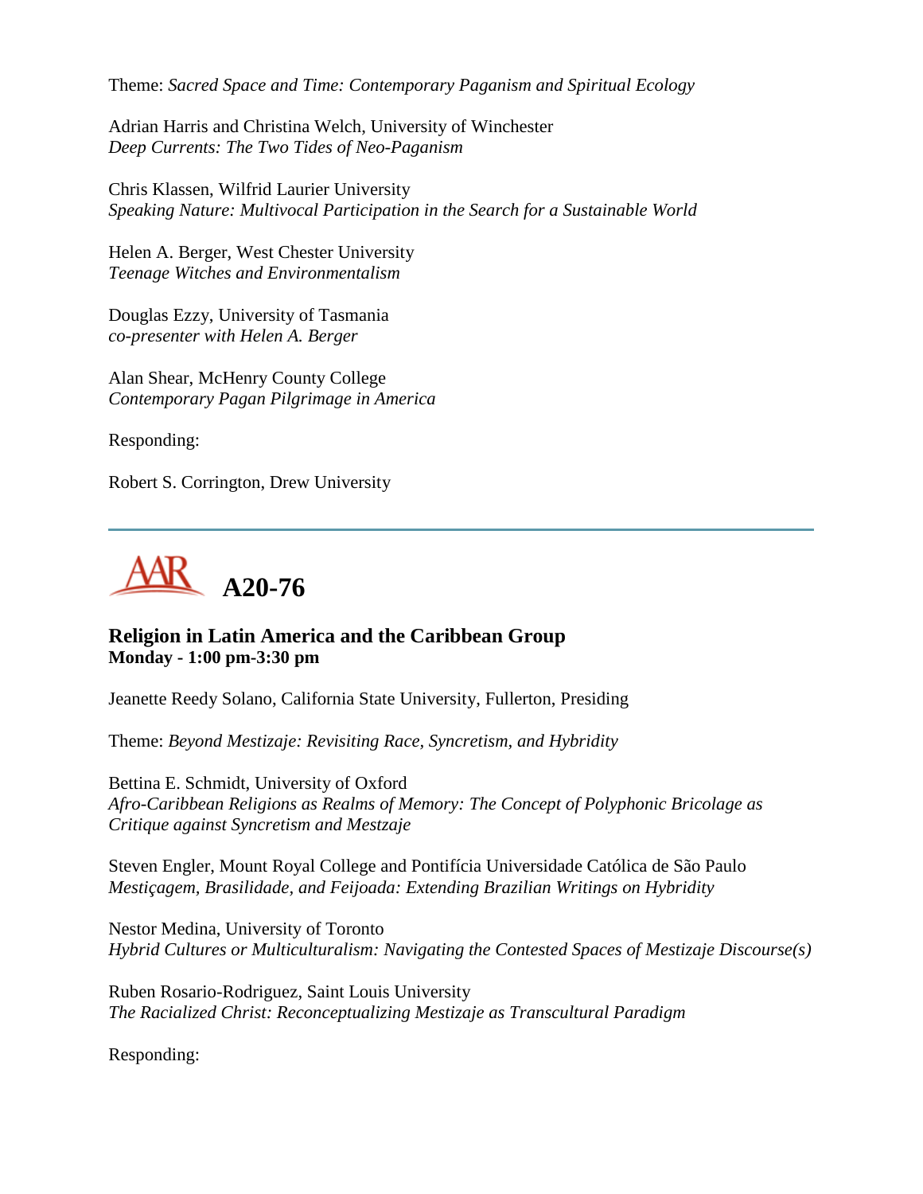Theme: *Sacred Space and Time: Contemporary Paganism and Spiritual Ecology*

Adrian Harris and Christina Welch, University of Winchester
*Deep Currents: The Two Tides of Neo-Paganism*

Chris Klassen, Wilfrid Laurier University
*Speaking Nature: Multivocal Participation in the Search for a Sustainable World*

Helen A. Berger, West Chester University
*Teenage Witches and Environmentalism*

Douglas Ezzy, University of Tasmania
*co-presenter with Helen A. Berger*

Alan Shear, McHenry County College
*Contemporary Pagan Pilgrimage in America*

Responding:

Robert S. Corrington, Drew University

---

## AAR A20-76

### Religion in Latin America and the Caribbean Group
**Monday - 1:00 pm-3:30 pm**

Jeanette Reedy Solano, California State University, Fullerton, Presiding

Theme: *Beyond Mestizaje: Revisiting Race, Syncretism, and Hybridity*

Bettina E. Schmidt, University of Oxford
*Afro-Caribbean Religions as Realms of Memory: The Concept of Polyphonic Bricolage as Critique against Syncretism and Mestzaje*

Steven Engler, Mount Royal College and Pontifícia Universidade Católica de São Paulo
*Mestiçagem, Brasilidade, and Feijoada: Extending Brazilian Writings on Hybridity*

Nestor Medina, University of Toronto
*Hybrid Cultures or Multiculturalism: Navigating the Contested Spaces of Mestizaje Discourse(s)*

Ruben Rosario-Rodriguez, Saint Louis University
*The Racialized Christ: Reconceptualizing Mestizaje as Transcultural Paradigm*

Responding: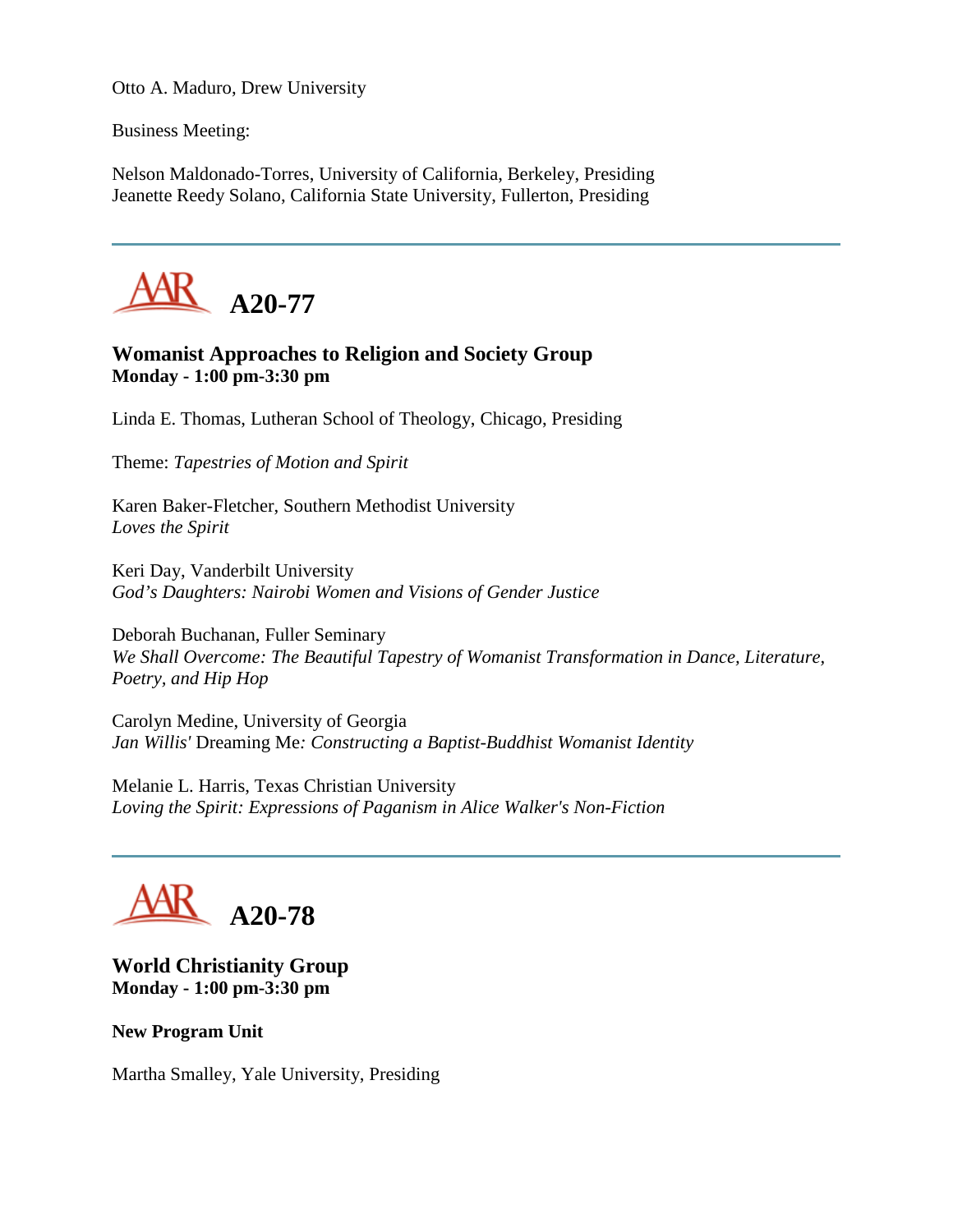Otto A. Maduro, Drew University

Business Meeting:

Nelson Maldonado-Torres, University of California, Berkeley, Presiding
Jeanette Reedy Solano, California State University, Fullerton, Presiding

---

## A20-77

### Womanist Approaches to Religion and Society Group
**Monday - 1:00 pm-3:30 pm**

Linda E. Thomas, Lutheran School of Theology, Chicago, Presiding

Theme: *Tapestries of Motion and Spirit*

Karen Baker-Fletcher, Southern Methodist University
*Loves the Spirit*

Keri Day, Vanderbilt University
*God's Daughters: Nairobi Women and Visions of Gender Justice*

Deborah Buchanan, Fuller Seminary
*We Shall Overcome: The Beautiful Tapestry of Womanist Transformation in Dance, Literature, Poetry, and Hip Hop*

Carolyn Medine, University of Georgia
*Jan Willis'* Dreaming Me*: Constructing a Baptist-Buddhist Womanist Identity*

Melanie L. Harris, Texas Christian University
*Loving the Spirit: Expressions of Paganism in Alice Walker's Non-Fiction*

---

## A20-78

### World Christianity Group
**Monday - 1:00 pm-3:30 pm**

**New Program Unit**

Martha Smalley, Yale University, Presiding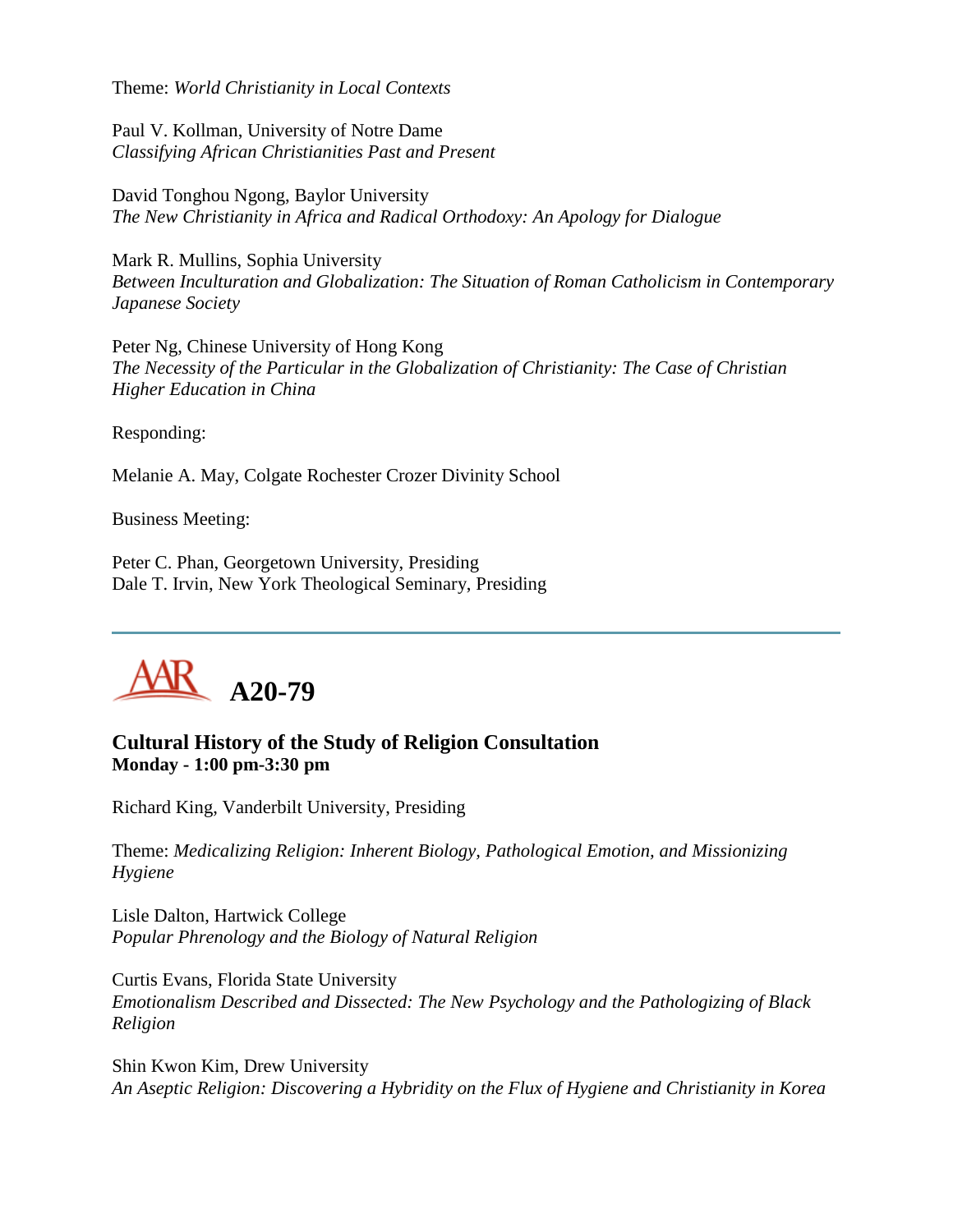Theme: *World Christianity in Local Contexts*

Paul V. Kollman, University of Notre Dame
*Classifying African Christianities Past and Present*

David Tonghou Ngong, Baylor University
*The New Christianity in Africa and Radical Orthodoxy: An Apology for Dialogue*

Mark R. Mullins, Sophia University
*Between Inculturation and Globalization: The Situation of Roman Catholicism in Contemporary Japanese Society*

Peter Ng, Chinese University of Hong Kong
*The Necessity of the Particular in the Globalization of Christianity: The Case of Christian Higher Education in China*

Responding:

Melanie A. May, Colgate Rochester Crozer Divinity School

Business Meeting:

Peter C. Phan, Georgetown University, Presiding
Dale T. Irvin, New York Theological Seminary, Presiding

---

## A20-79

### Cultural History of the Study of Religion Consultation
**Monday - 1:00 pm-3:30 pm**

Richard King, Vanderbilt University, Presiding

Theme: *Medicalizing Religion: Inherent Biology, Pathological Emotion, and Missionizing Hygiene*

Lisle Dalton, Hartwick College
*Popular Phrenology and the Biology of Natural Religion*

Curtis Evans, Florida State University
*Emotionalism Described and Dissected: The New Psychology and the Pathologizing of Black Religion*

Shin Kwon Kim, Drew University
*An Aseptic Religion: Discovering a Hybridity on the Flux of Hygiene and Christianity in Korea*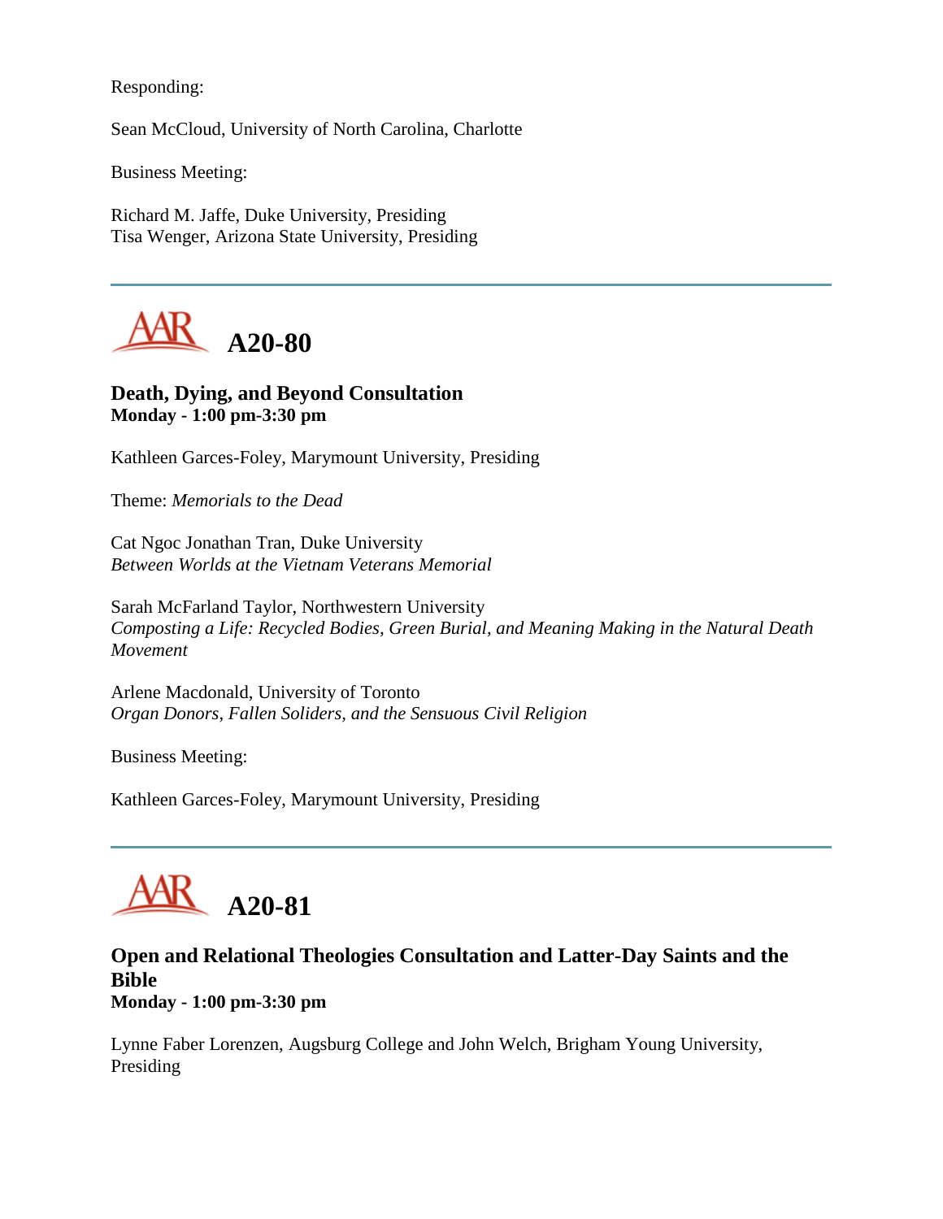Responding:

Sean McCloud, University of North Carolina, Charlotte

Business Meeting:

Richard M. Jaffe, Duke University, Presiding
Tisa Wenger, Arizona State University, Presiding

---

# A20-80

**Death, Dying, and Beyond Consultation**
**Monday - 1:00 pm-3:30 pm**

Kathleen Garces-Foley, Marymount University, Presiding

Theme: *Memorials to the Dead*

Cat Ngoc Jonathan Tran, Duke University
*Between Worlds at the Vietnam Veterans Memorial*

Sarah McFarland Taylor, Northwestern University
*Composting a Life: Recycled Bodies, Green Burial, and Meaning Making in the Natural Death Movement*

Arlene Macdonald, University of Toronto
*Organ Donors, Fallen Soliders, and the Sensuous Civil Religion*

Business Meeting:

Kathleen Garces-Foley, Marymount University, Presiding

---

# A20-81

**Open and Relational Theologies Consultation and Latter-Day Saints and the Bible**
**Monday - 1:00 pm-3:30 pm**

Lynne Faber Lorenzen, Augsburg College and John Welch, Brigham Young University, Presiding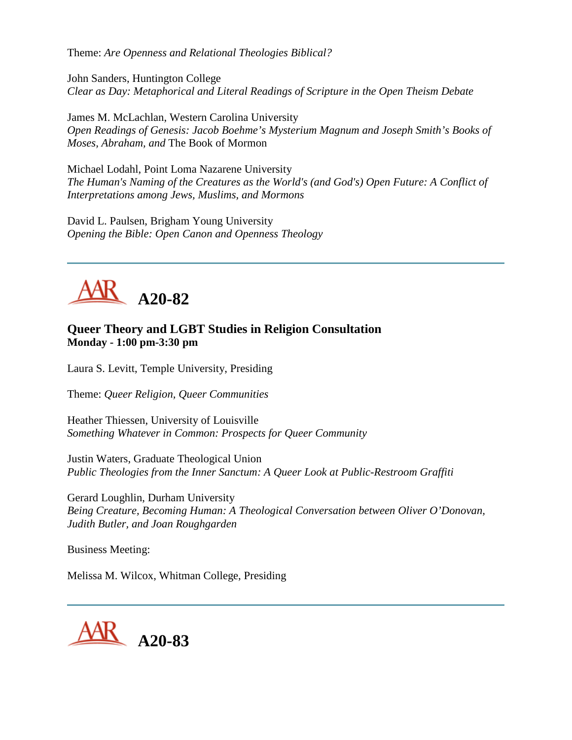Theme: *Are Openness and Relational Theologies Biblical?*

John Sanders, Huntington College
*Clear as Day: Metaphorical and Literal Readings of Scripture in the Open Theism Debate*

James M. McLachlan, Western Carolina University
*Open Readings of Genesis: Jacob Boehme's Mysterium Magnum and Joseph Smith's Books of Moses, Abraham, and* The Book of Mormon

Michael Lodahl, Point Loma Nazarene University
*The Human's Naming of the Creatures as the World's (and God's) Open Future: A Conflict of Interpretations among Jews, Muslims, and Mormons*

David L. Paulsen, Brigham Young University
*Opening the Bible: Open Canon and Openness Theology*

---

## AAR A20-82

### Queer Theory and LGBT Studies in Religion Consultation
**Monday - 1:00 pm-3:30 pm**

Laura S. Levitt, Temple University, Presiding

Theme: *Queer Religion, Queer Communities*

Heather Thiessen, University of Louisville
*Something Whatever in Common: Prospects for Queer Community*

Justin Waters, Graduate Theological Union
*Public Theologies from the Inner Sanctum: A Queer Look at Public-Restroom Graffiti*

Gerard Loughlin, Durham University
*Being Creature, Becoming Human: A Theological Conversation between Oliver O'Donovan, Judith Butler, and Joan Roughgarden*

Business Meeting:

Melissa M. Wilcox, Whitman College, Presiding

---

## AAR A20-83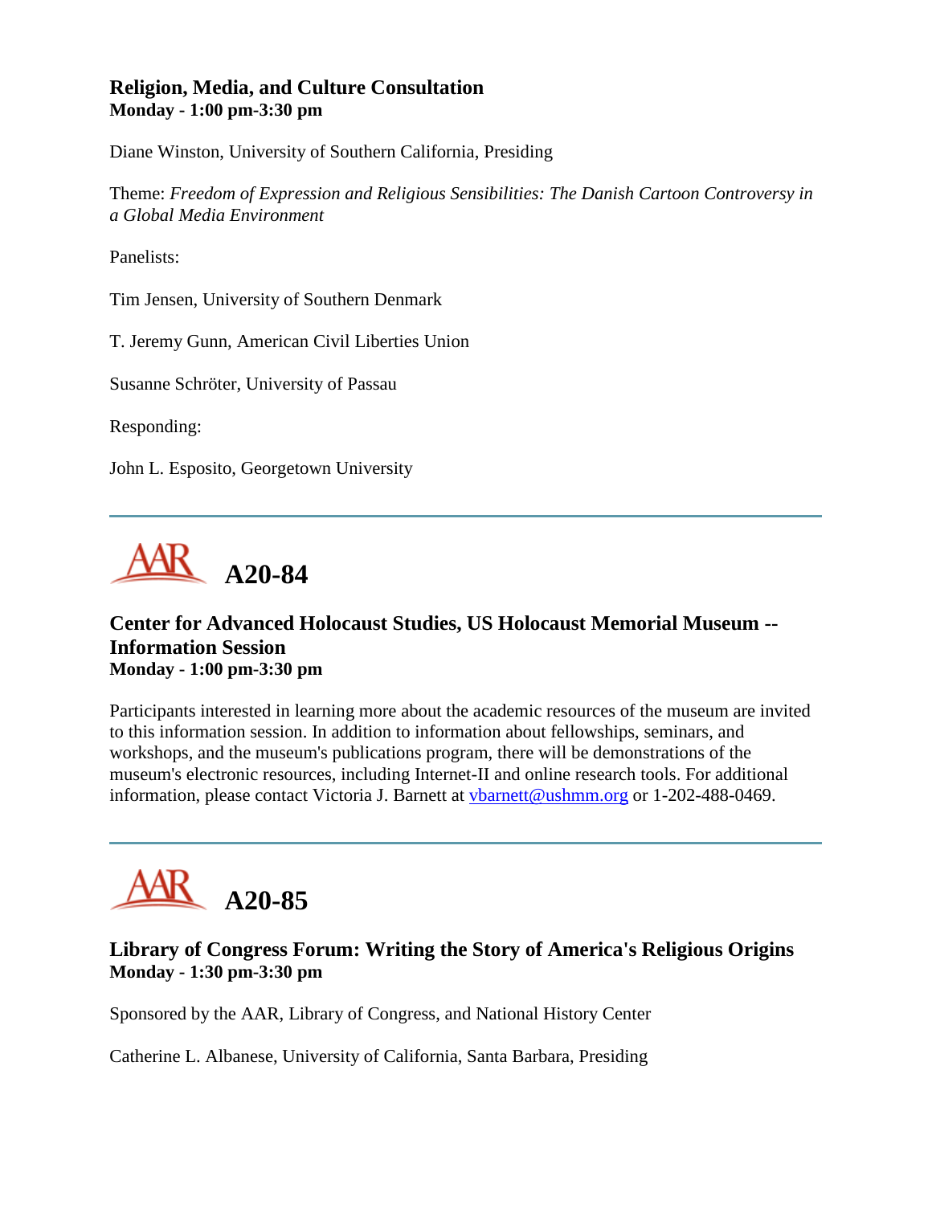### Religion, Media, and Culture Consultation
**Monday - 1:00 pm-3:30 pm**

Diane Winston, University of Southern California, Presiding

Theme: *Freedom of Expression and Religious Sensibilities: The Danish Cartoon Controversy in a Global Media Environment*

Panelists:

Tim Jensen, University of Southern Denmark

T. Jeremy Gunn, American Civil Liberties Union

Susanne Schröter, University of Passau

Responding:

John L. Esposito, Georgetown University

---

## A20-84

### Center for Advanced Holocaust Studies, US Holocaust Memorial Museum -- Information Session
**Monday - 1:00 pm-3:30 pm**

Participants interested in learning more about the academic resources of the museum are invited to this information session. In addition to information about fellowships, seminars, and workshops, and the museum's publications program, there will be demonstrations of the museum's electronic resources, including Internet-II and online research tools. For additional information, please contact Victoria J. Barnett at vbarnett@ushmm.org or 1-202-488-0469.

---

## A20-85

### Library of Congress Forum: Writing the Story of America's Religious Origins
**Monday - 1:30 pm-3:30 pm**

Sponsored by the AAR, Library of Congress, and National History Center

Catherine L. Albanese, University of California, Santa Barbara, Presiding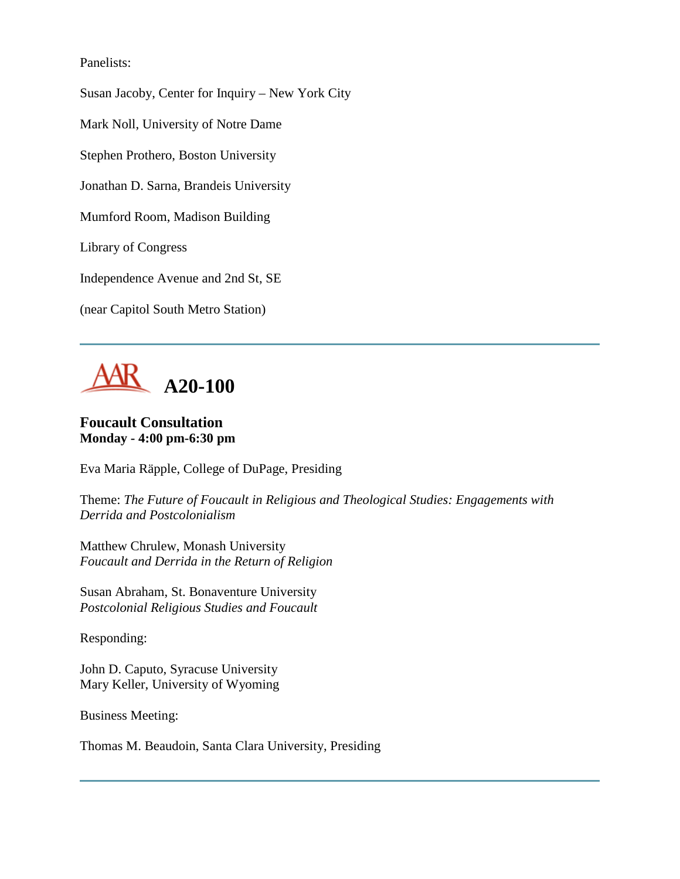Panelists:

Susan Jacoby, Center for Inquiry – New York City

Mark Noll, University of Notre Dame

Stephen Prothero, Boston University

Jonathan D. Sarna, Brandeis University

Mumford Room, Madison Building

Library of Congress

Independence Avenue and 2nd St, SE

(near Capitol South Metro Station)

---

## A20-100

**Foucault Consultation**
**Monday - 4:00 pm-6:30 pm**

Eva Maria Räpple, College of DuPage, Presiding

Theme: *The Future of Foucault in Religious and Theological Studies: Engagements with Derrida and Postcolonialism*

Matthew Chrulew, Monash University
*Foucault and Derrida in the Return of Religion*

Susan Abraham, St. Bonaventure University
*Postcolonial Religious Studies and Foucault*

Responding:

John D. Caputo, Syracuse University
Mary Keller, University of Wyoming

Business Meeting:

Thomas M. Beaudoin, Santa Clara University, Presiding

---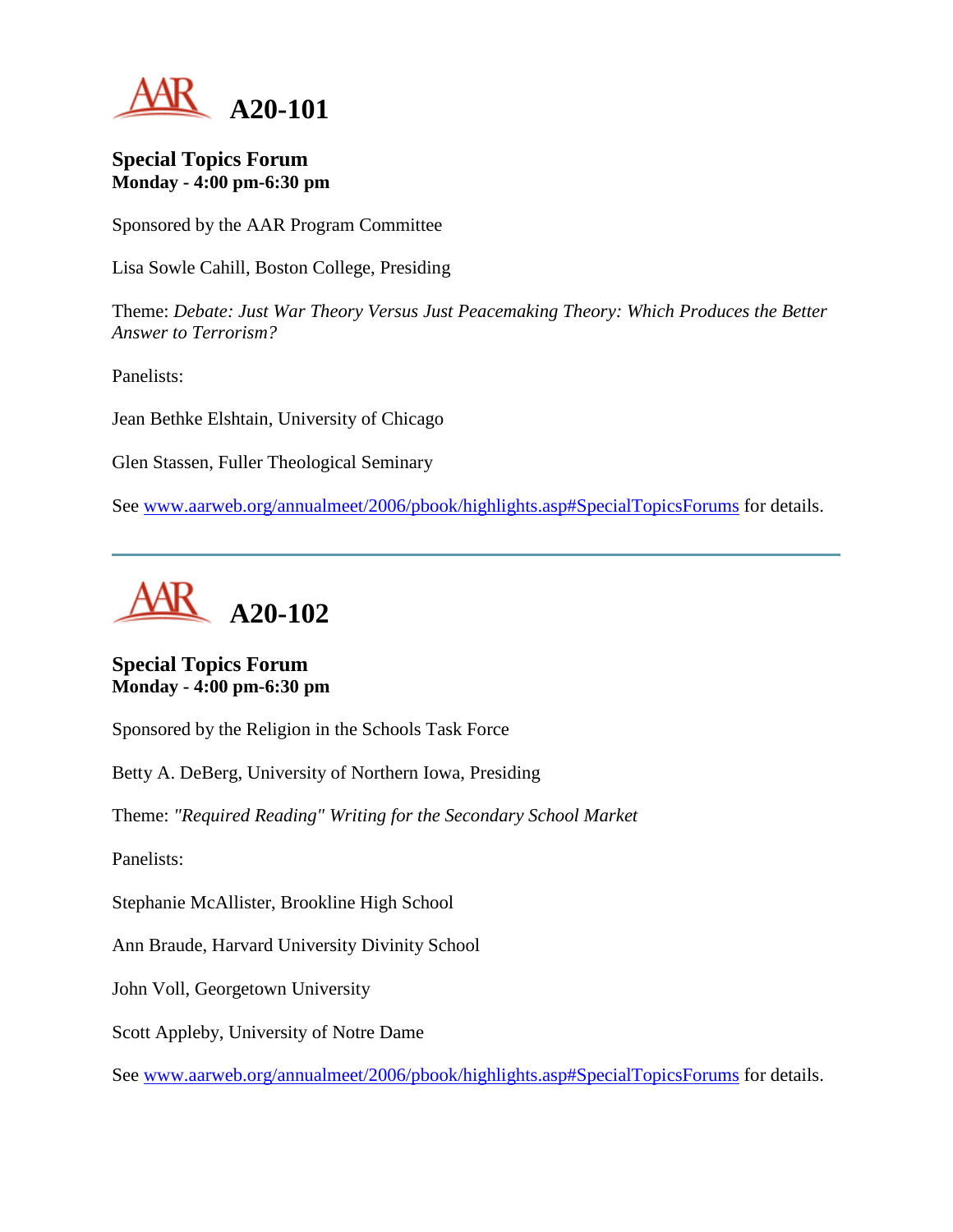# A20-101

### Special Topics Forum
**Monday - 4:00 pm-6:30 pm**

Sponsored by the AAR Program Committee

Lisa Sowle Cahill, Boston College, Presiding

Theme: *Debate: Just War Theory Versus Just Peacemaking Theory: Which Produces the Better Answer to Terrorism?*

Panelists:

Jean Bethke Elshtain, University of Chicago

Glen Stassen, Fuller Theological Seminary

See [www.aarweb.org/annualmeet/2006/pbook/highlights.asp#SpecialTopicsForums](www.aarweb.org/annualmeet/2006/pbook/highlights.asp#SpecialTopicsForums) for details.

---

# A20-102

### Special Topics Forum
**Monday - 4:00 pm-6:30 pm**

Sponsored by the Religion in the Schools Task Force

Betty A. DeBerg, University of Northern Iowa, Presiding

Theme: *"Required Reading" Writing for the Secondary School Market*

Panelists:

Stephanie McAllister, Brookline High School

Ann Braude, Harvard University Divinity School

John Voll, Georgetown University

Scott Appleby, University of Notre Dame

See [www.aarweb.org/annualmeet/2006/pbook/highlights.asp#SpecialTopicsForums](www.aarweb.org/annualmeet/2006/pbook/highlights.asp#SpecialTopicsForums) for details.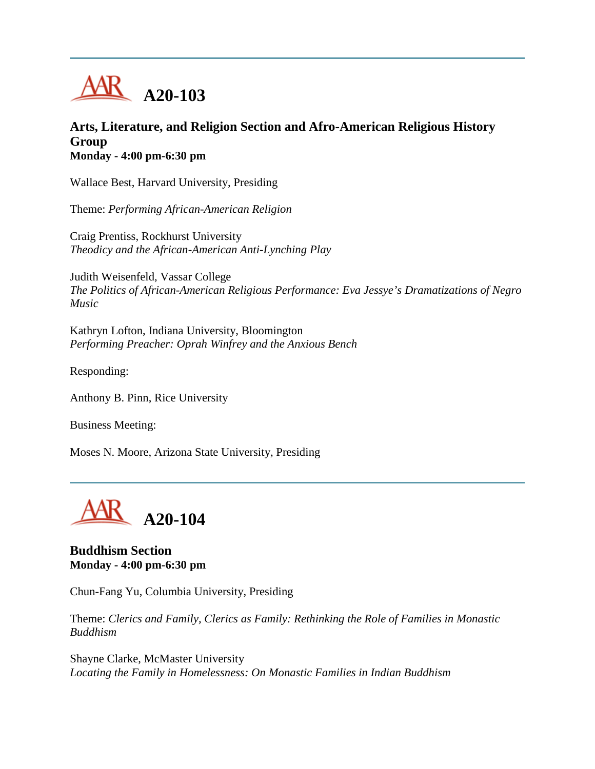---

# A20-103

### Arts, Literature, and Religion Section and Afro-American Religious History Group
**Monday - 4:00 pm-6:30 pm**

Wallace Best, Harvard University, Presiding

Theme: *Performing African-American Religion*

Craig Prentiss, Rockhurst University
*Theodicy and the African-American Anti-Lynching Play*

Judith Weisenfeld, Vassar College
*The Politics of African-American Religious Performance: Eva Jessye's Dramatizations of Negro Music*

Kathryn Lofton, Indiana University, Bloomington
*Performing Preacher: Oprah Winfrey and the Anxious Bench*

Responding:

Anthony B. Pinn, Rice University

Business Meeting:

Moses N. Moore, Arizona State University, Presiding

---

# A20-104

### Buddhism Section
**Monday - 4:00 pm-6:30 pm**

Chun-Fang Yu, Columbia University, Presiding

Theme: *Clerics and Family, Clerics as Family: Rethinking the Role of Families in Monastic Buddhism*

Shayne Clarke, McMaster University
*Locating the Family in Homelessness: On Monastic Families in Indian Buddhism*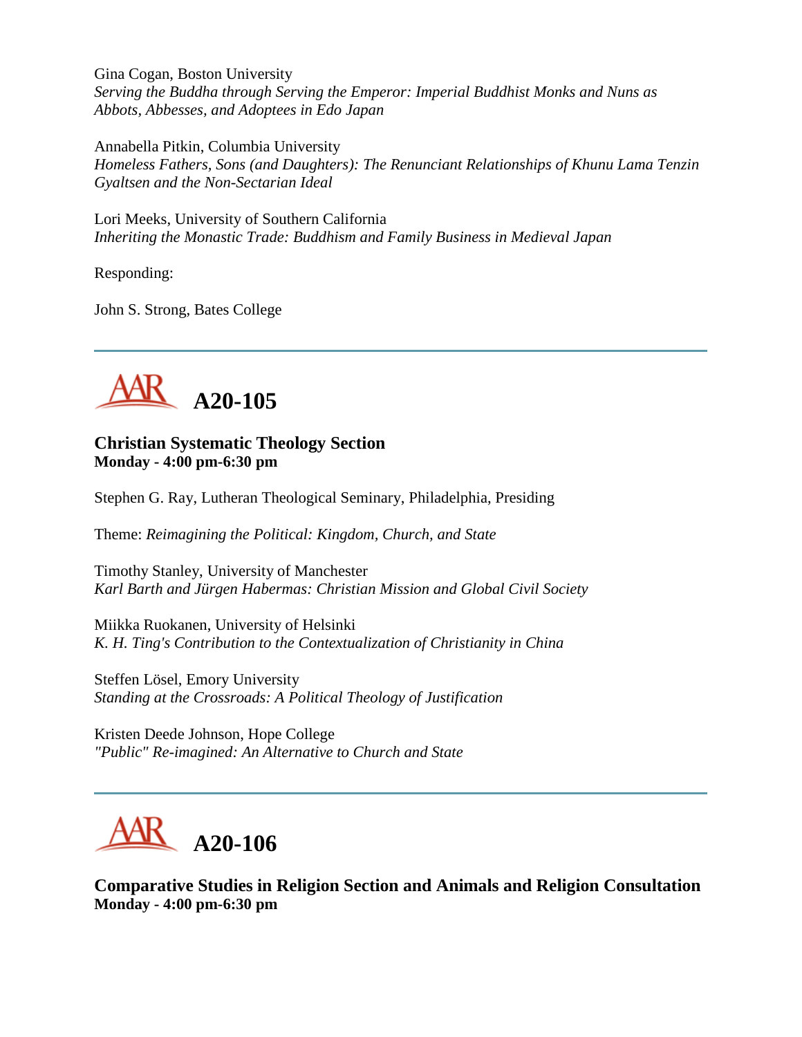Gina Cogan, Boston University
*Serving the Buddha through Serving the Emperor: Imperial Buddhist Monks and Nuns as Abbots, Abbesses, and Adoptees in Edo Japan*

Annabella Pitkin, Columbia University
*Homeless Fathers, Sons (and Daughters): The Renunciant Relationships of Khunu Lama Tenzin Gyaltsen and the Non-Sectarian Ideal*

Lori Meeks, University of Southern California
*Inheriting the Monastic Trade: Buddhism and Family Business in Medieval Japan*

Responding:

John S. Strong, Bates College

---

# A20-105

**Christian Systematic Theology Section**
**Monday - 4:00 pm-6:30 pm**

Stephen G. Ray, Lutheran Theological Seminary, Philadelphia, Presiding

Theme: *Reimagining the Political: Kingdom, Church, and State*

Timothy Stanley, University of Manchester
*Karl Barth and Jürgen Habermas: Christian Mission and Global Civil Society*

Miikka Ruokanen, University of Helsinki
*K. H. Ting's Contribution to the Contextualization of Christianity in China*

Steffen Lösel, Emory University
*Standing at the Crossroads: A Political Theology of Justification*

Kristen Deede Johnson, Hope College
*"Public" Re-imagined: An Alternative to Church and State*

---

# A20-106

**Comparative Studies in Religion Section and Animals and Religion Consultation**
**Monday - 4:00 pm-6:30 pm**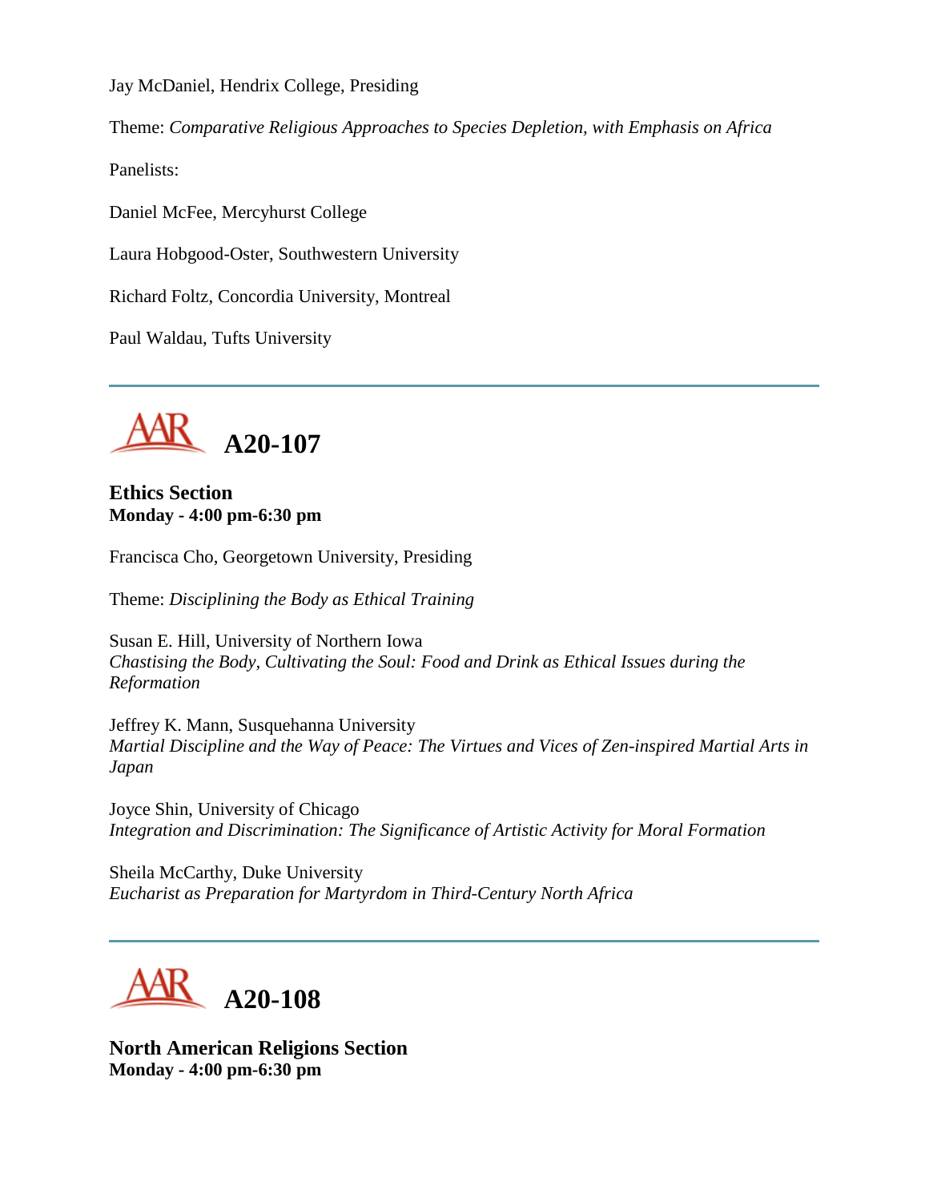Jay McDaniel, Hendrix College, Presiding

Theme: *Comparative Religious Approaches to Species Depletion, with Emphasis on Africa*

Panelists:

Daniel McFee, Mercyhurst College

Laura Hobgood-Oster, Southwestern University

Richard Foltz, Concordia University, Montreal

Paul Waldau, Tufts University

---

## A20-107

**Ethics Section**
**Monday - 4:00 pm-6:30 pm**

Francisca Cho, Georgetown University, Presiding

Theme: *Disciplining the Body as Ethical Training*

Susan E. Hill, University of Northern Iowa
*Chastising the Body, Cultivating the Soul: Food and Drink as Ethical Issues during the Reformation*

Jeffrey K. Mann, Susquehanna University
*Martial Discipline and the Way of Peace: The Virtues and Vices of Zen-inspired Martial Arts in Japan*

Joyce Shin, University of Chicago
*Integration and Discrimination: The Significance of Artistic Activity for Moral Formation*

Sheila McCarthy, Duke University
*Eucharist as Preparation for Martyrdom in Third-Century North Africa*

---

## A20-108

**North American Religions Section**
**Monday - 4:00 pm-6:30 pm**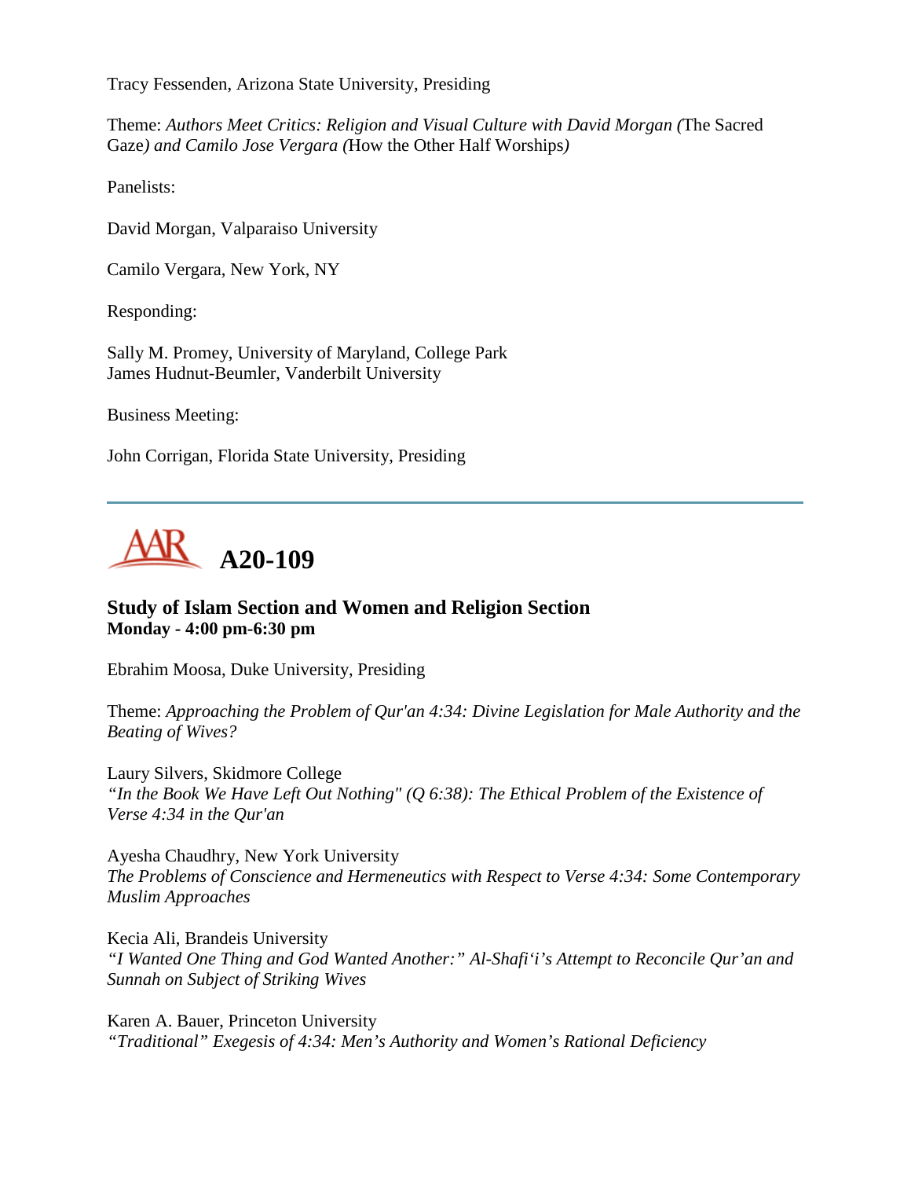Tracy Fessenden, Arizona State University, Presiding

Theme: *Authors Meet Critics: Religion and Visual Culture with David Morgan (*The Sacred Gaze*) and Camilo Jose Vergara (*How the Other Half Worships*)*

Panelists:

David Morgan, Valparaiso University

Camilo Vergara, New York, NY

Responding:

Sally M. Promey, University of Maryland, College Park
James Hudnut-Beumler, Vanderbilt University

Business Meeting:

John Corrigan, Florida State University, Presiding

---

# A20-109

### Study of Islam Section and Women and Religion Section
**Monday - 4:00 pm-6:30 pm**

Ebrahim Moosa, Duke University, Presiding

Theme: *Approaching the Problem of Qur'an 4:34: Divine Legislation for Male Authority and the Beating of Wives?*

Laury Silvers, Skidmore College
*"In the Book We Have Left Out Nothing" (Q 6:38): The Ethical Problem of the Existence of Verse 4:34 in the Qur'an*

Ayesha Chaudhry, New York University
*The Problems of Conscience and Hermeneutics with Respect to Verse 4:34: Some Contemporary Muslim Approaches*

Kecia Ali, Brandeis University
*"I Wanted One Thing and God Wanted Another:" Al-Shafi'i's Attempt to Reconcile Qur'an and Sunnah on Subject of Striking Wives*

Karen A. Bauer, Princeton University
*"Traditional" Exegesis of 4:34: Men's Authority and Women's Rational Deficiency*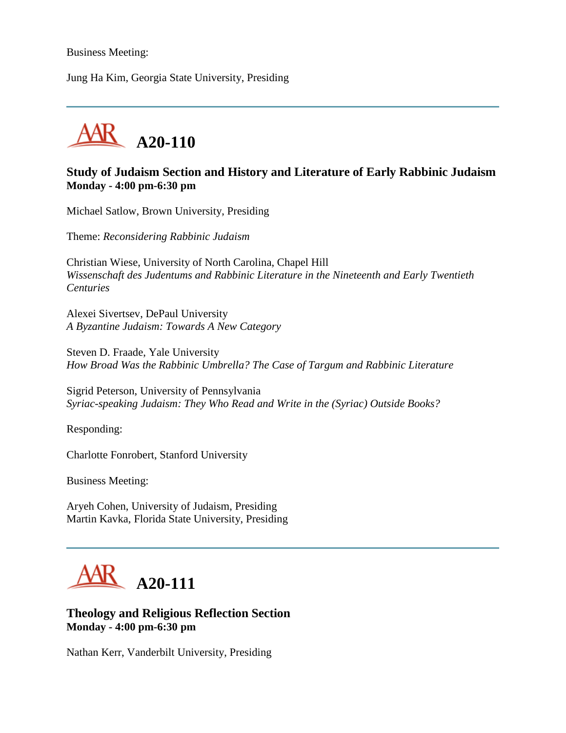Business Meeting:

Jung Ha Kim, Georgia State University, Presiding

---

## A20-110

### Study of Judaism Section and History and Literature of Early Rabbinic Judaism

**Monday - 4:00 pm-6:30 pm**

Michael Satlow, Brown University, Presiding

Theme: *Reconsidering Rabbinic Judaism*

Christian Wiese, University of North Carolina, Chapel Hill
*Wissenschaft des Judentums and Rabbinic Literature in the Nineteenth and Early Twentieth Centuries*

Alexei Sivertsev, DePaul University
*A Byzantine Judaism: Towards A New Category*

Steven D. Fraade, Yale University
*How Broad Was the Rabbinic Umbrella? The Case of Targum and Rabbinic Literature*

Sigrid Peterson, University of Pennsylvania
*Syriac-speaking Judaism: They Who Read and Write in the (Syriac) Outside Books?*

Responding:

Charlotte Fonrobert, Stanford University

Business Meeting:

Aryeh Cohen, University of Judaism, Presiding
Martin Kavka, Florida State University, Presiding

---

## A20-111

### Theology and Religious Reflection Section

**Monday - 4:00 pm-6:30 pm**

Nathan Kerr, Vanderbilt University, Presiding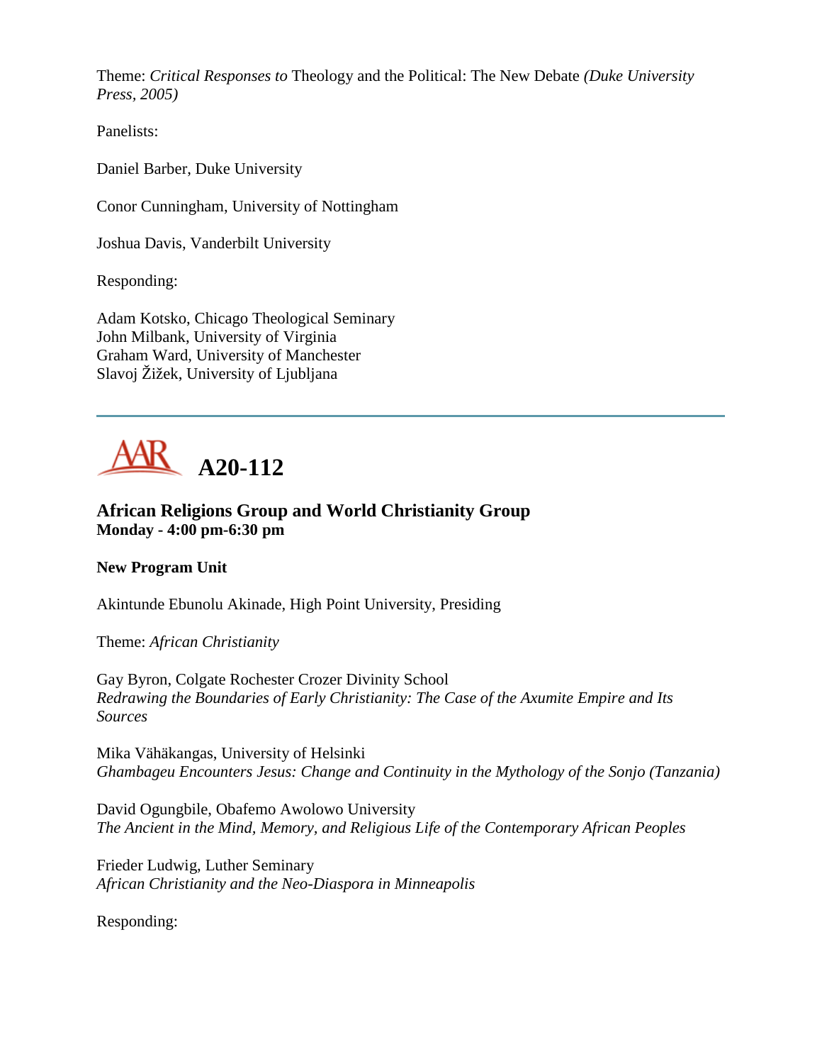Theme: *Critical Responses to* Theology and the Political: The New Debate *(Duke University Press, 2005)*

Panelists:

Daniel Barber, Duke University

Conor Cunningham, University of Nottingham

Joshua Davis, Vanderbilt University

Responding:

Adam Kotsko, Chicago Theological Seminary
John Milbank, University of Virginia
Graham Ward, University of Manchester
Slavoj Žižek, University of Ljubljana

---

## AAR A20-112

### African Religions Group and World Christianity Group
**Monday - 4:00 pm-6:30 pm**

**New Program Unit**

Akintunde Ebunolu Akinade, High Point University, Presiding

Theme: *African Christianity*

Gay Byron, Colgate Rochester Crozer Divinity School
*Redrawing the Boundaries of Early Christianity: The Case of the Axumite Empire and Its Sources*

Mika Vähäkangas, University of Helsinki
*Ghambageu Encounters Jesus: Change and Continuity in the Mythology of the Sonjo (Tanzania)*

David Ogungbile, Obafemo Awolowo University
*The Ancient in the Mind, Memory, and Religious Life of the Contemporary African Peoples*

Frieder Ludwig, Luther Seminary
*African Christianity and the Neo-Diaspora in Minneapolis*

Responding: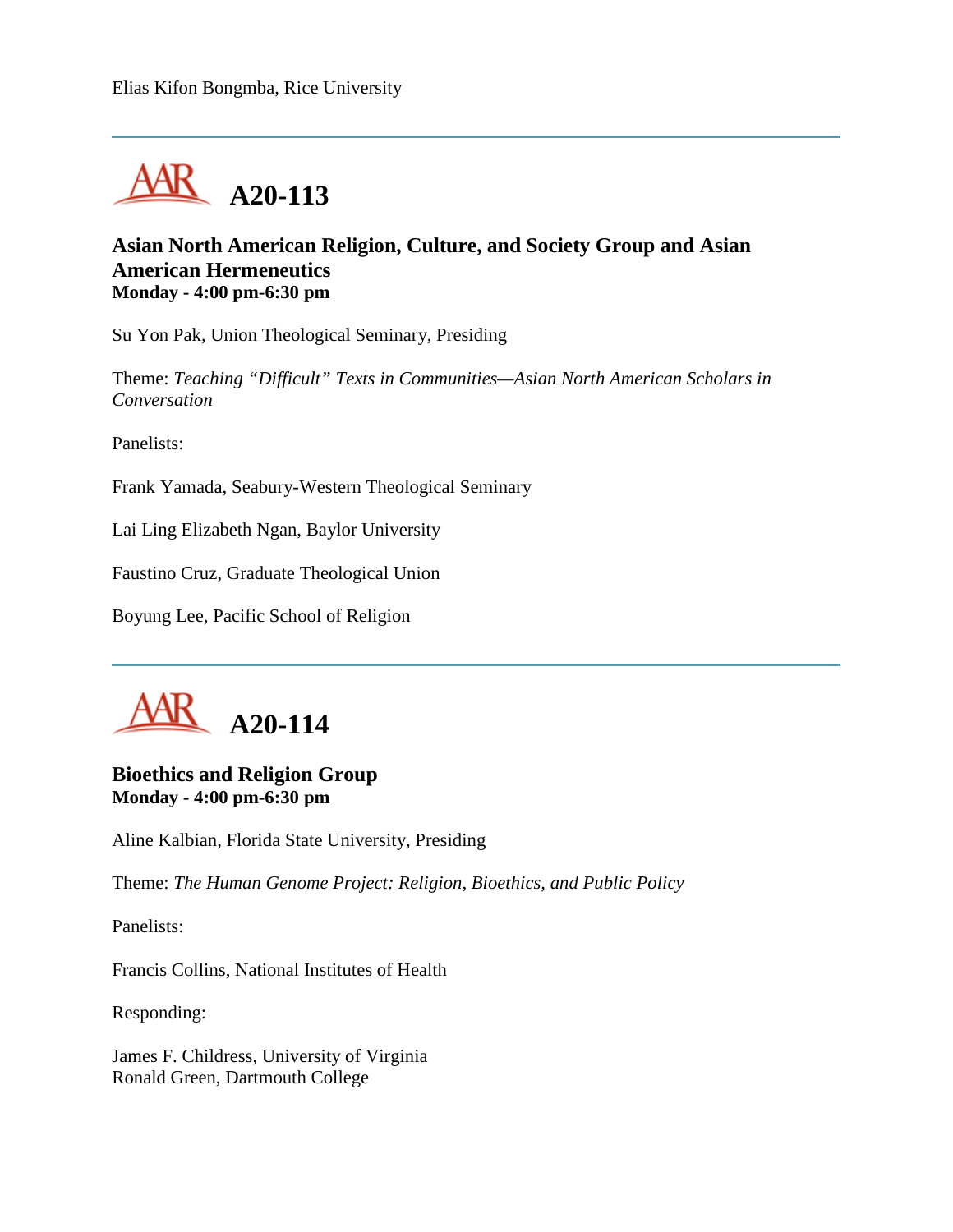Elias Kifon Bongmba, Rice University

---

## A20-113

**Asian North American Religion, Culture, and Society Group and Asian American Hermeneutics**
**Monday - 4:00 pm-6:30 pm**

Su Yon Pak, Union Theological Seminary, Presiding

Theme: *Teaching "Difficult" Texts in Communities—Asian North American Scholars in Conversation*

Panelists:

Frank Yamada, Seabury-Western Theological Seminary

Lai Ling Elizabeth Ngan, Baylor University

Faustino Cruz, Graduate Theological Union

Boyung Lee, Pacific School of Religion

---

## A20-114

**Bioethics and Religion Group**
**Monday - 4:00 pm-6:30 pm**

Aline Kalbian, Florida State University, Presiding

Theme: *The Human Genome Project: Religion, Bioethics, and Public Policy*

Panelists:

Francis Collins, National Institutes of Health

Responding:

James F. Childress, University of Virginia
Ronald Green, Dartmouth College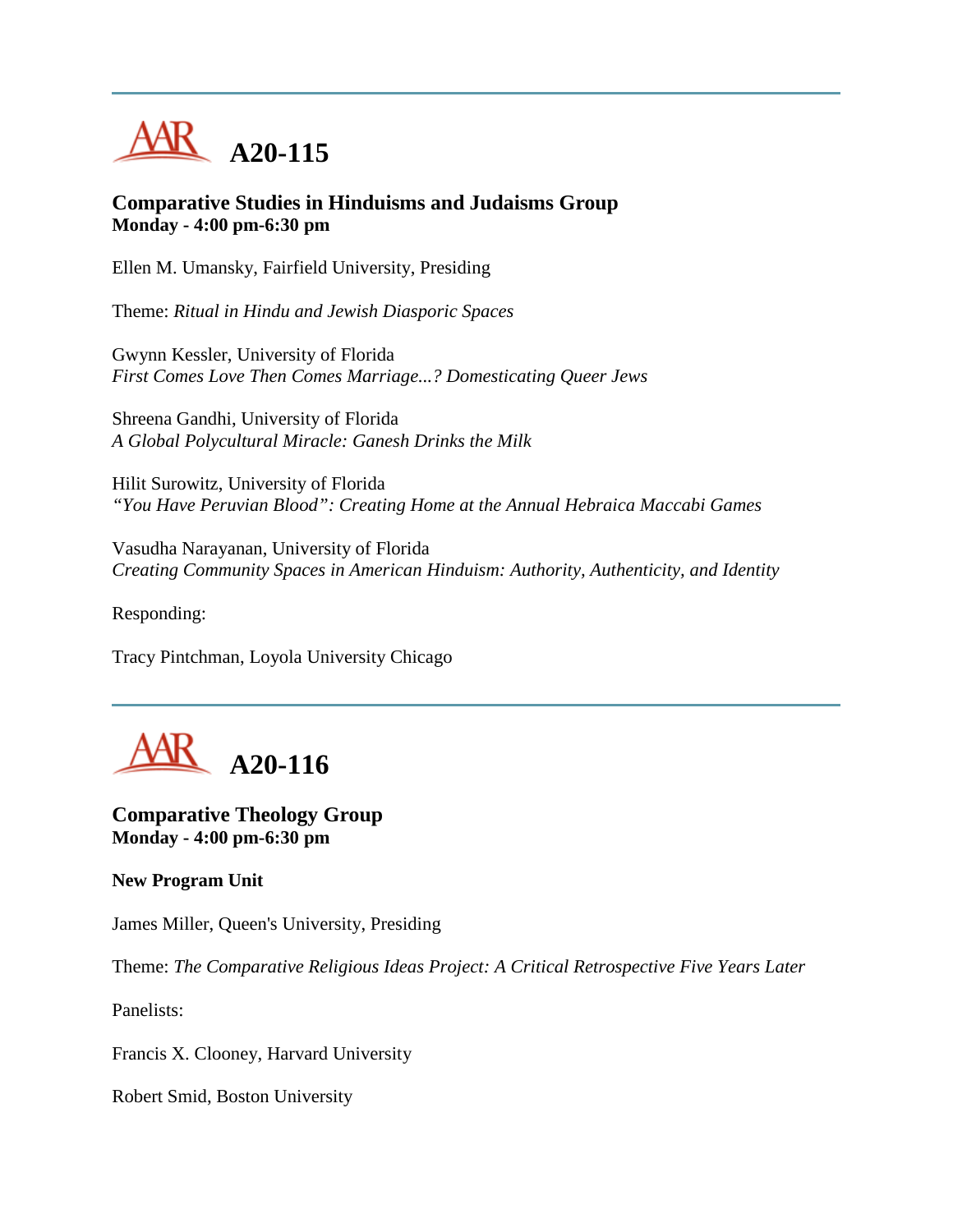## A20-115

### Comparative Studies in Hinduisms and Judaisms Group
**Monday - 4:00 pm-6:30 pm**

Ellen M. Umansky, Fairfield University, Presiding

Theme: *Ritual in Hindu and Jewish Diasporic Spaces*

Gwynn Kessler, University of Florida
*First Comes Love Then Comes Marriage...? Domesticating Queer Jews*

Shreena Gandhi, University of Florida
*A Global Polycultural Miracle: Ganesh Drinks the Milk*

Hilit Surowitz, University of Florida
*"You Have Peruvian Blood": Creating Home at the Annual Hebraica Maccabi Games*

Vasudha Narayanan, University of Florida
*Creating Community Spaces in American Hinduism: Authority, Authenticity, and Identity*

Responding:

Tracy Pintchman, Loyola University Chicago

---

## A20-116

### Comparative Theology Group
**Monday - 4:00 pm-6:30 pm**

**New Program Unit**

James Miller, Queen's University, Presiding

Theme: *The Comparative Religious Ideas Project: A Critical Retrospective Five Years Later*

Panelists:

Francis X. Clooney, Harvard University

Robert Smid, Boston University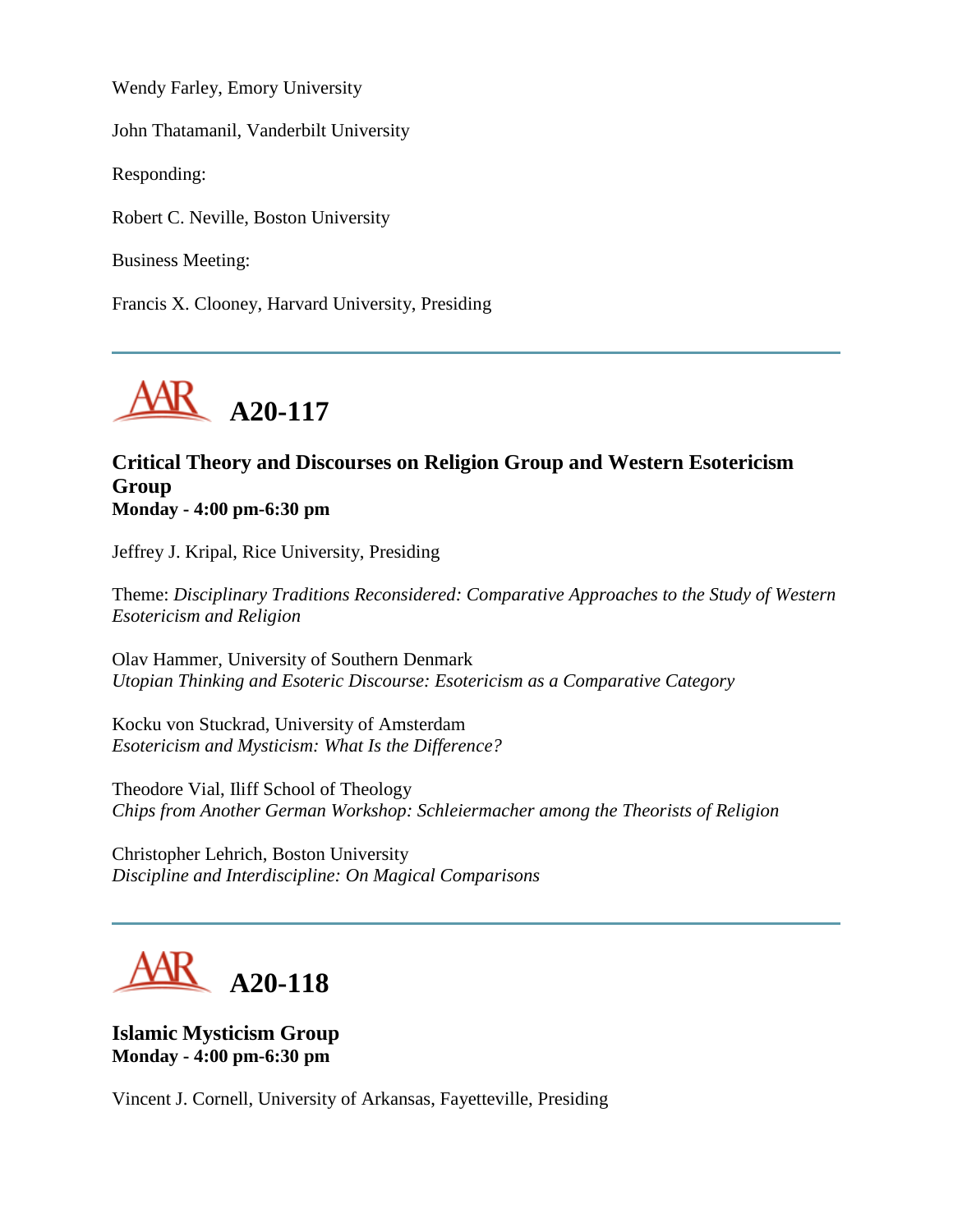Wendy Farley, Emory University

John Thatamanil, Vanderbilt University

Responding:

Robert C. Neville, Boston University

Business Meeting:

Francis X. Clooney, Harvard University, Presiding

---

## A20-117

### Critical Theory and Discourses on Religion Group and Western Esotericism Group
**Monday - 4:00 pm-6:30 pm**

Jeffrey J. Kripal, Rice University, Presiding

Theme: *Disciplinary Traditions Reconsidered: Comparative Approaches to the Study of Western Esotericism and Religion*

Olav Hammer, University of Southern Denmark
*Utopian Thinking and Esoteric Discourse: Esotericism as a Comparative Category*

Kocku von Stuckrad, University of Amsterdam
*Esotericism and Mysticism: What Is the Difference?*

Theodore Vial, Iliff School of Theology
*Chips from Another German Workshop: Schleiermacher among the Theorists of Religion*

Christopher Lehrich, Boston University
*Discipline and Interdiscipline: On Magical Comparisons*

---

## A20-118

### Islamic Mysticism Group
**Monday - 4:00 pm-6:30 pm**

Vincent J. Cornell, University of Arkansas, Fayetteville, Presiding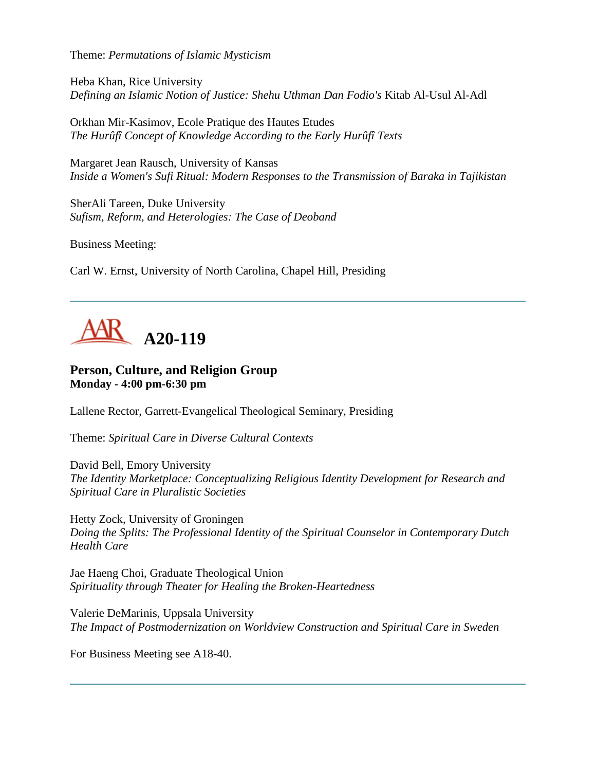Theme: *Permutations of Islamic Mysticism*

Heba Khan, Rice University
*Defining an Islamic Notion of Justice: Shehu Uthman Dan Fodio's* Kitab Al-Usul Al-Adl

Orkhan Mir-Kasimov, Ecole Pratique des Hautes Etudes
*The Hurûfî Concept of Knowledge According to the Early Hurûfî Texts*

Margaret Jean Rausch, University of Kansas
*Inside a Women's Sufi Ritual: Modern Responses to the Transmission of Baraka in Tajikistan*

SherAli Tareen, Duke University
*Sufism, Reform, and Heterologies: The Case of Deoband*

Business Meeting:

Carl W. Ernst, University of North Carolina, Chapel Hill, Presiding

---

## AAR A20-119

### Person, Culture, and Religion Group
**Monday - 4:00 pm-6:30 pm**

Lallene Rector, Garrett-Evangelical Theological Seminary, Presiding

Theme: *Spiritual Care in Diverse Cultural Contexts*

David Bell, Emory University
*The Identity Marketplace: Conceptualizing Religious Identity Development for Research and Spiritual Care in Pluralistic Societies*

Hetty Zock, University of Groningen
*Doing the Splits: The Professional Identity of the Spiritual Counselor in Contemporary Dutch Health Care*

Jae Haeng Choi, Graduate Theological Union
*Spirituality through Theater for Healing the Broken-Heartedness*

Valerie DeMarinis, Uppsala University
*The Impact of Postmodernization on Worldview Construction and Spiritual Care in Sweden*

For Business Meeting see A18-40.

---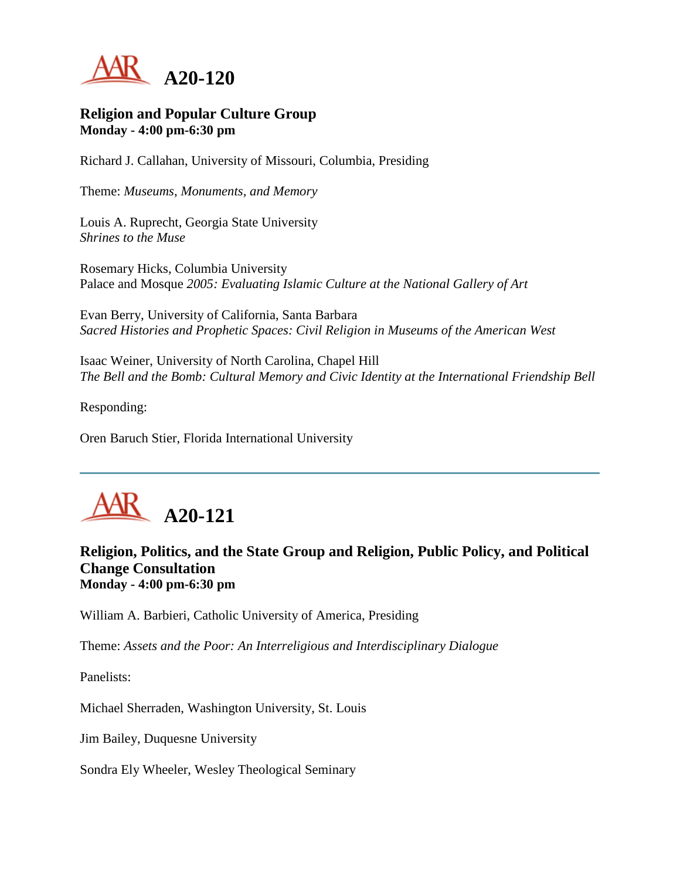# A20-120

### Religion and Popular Culture Group
**Monday - 4:00 pm-6:30 pm**

Richard J. Callahan, University of Missouri, Columbia, Presiding

Theme: *Museums, Monuments, and Memory*

Louis A. Ruprecht, Georgia State University
*Shrines to the Muse*

Rosemary Hicks, Columbia University
Palace and Mosque *2005: Evaluating Islamic Culture at the National Gallery of Art*

Evan Berry, University of California, Santa Barbara
*Sacred Histories and Prophetic Spaces: Civil Religion in Museums of the American West*

Isaac Weiner, University of North Carolina, Chapel Hill
*The Bell and the Bomb: Cultural Memory and Civic Identity at the International Friendship Bell*

Responding:

Oren Baruch Stier, Florida International University

---

# A20-121

### Religion, Politics, and the State Group and Religion, Public Policy, and Political Change Consultation
**Monday - 4:00 pm-6:30 pm**

William A. Barbieri, Catholic University of America, Presiding

Theme: *Assets and the Poor: An Interreligious and Interdisciplinary Dialogue*

Panelists:

Michael Sherraden, Washington University, St. Louis

Jim Bailey, Duquesne University

Sondra Ely Wheeler, Wesley Theological Seminary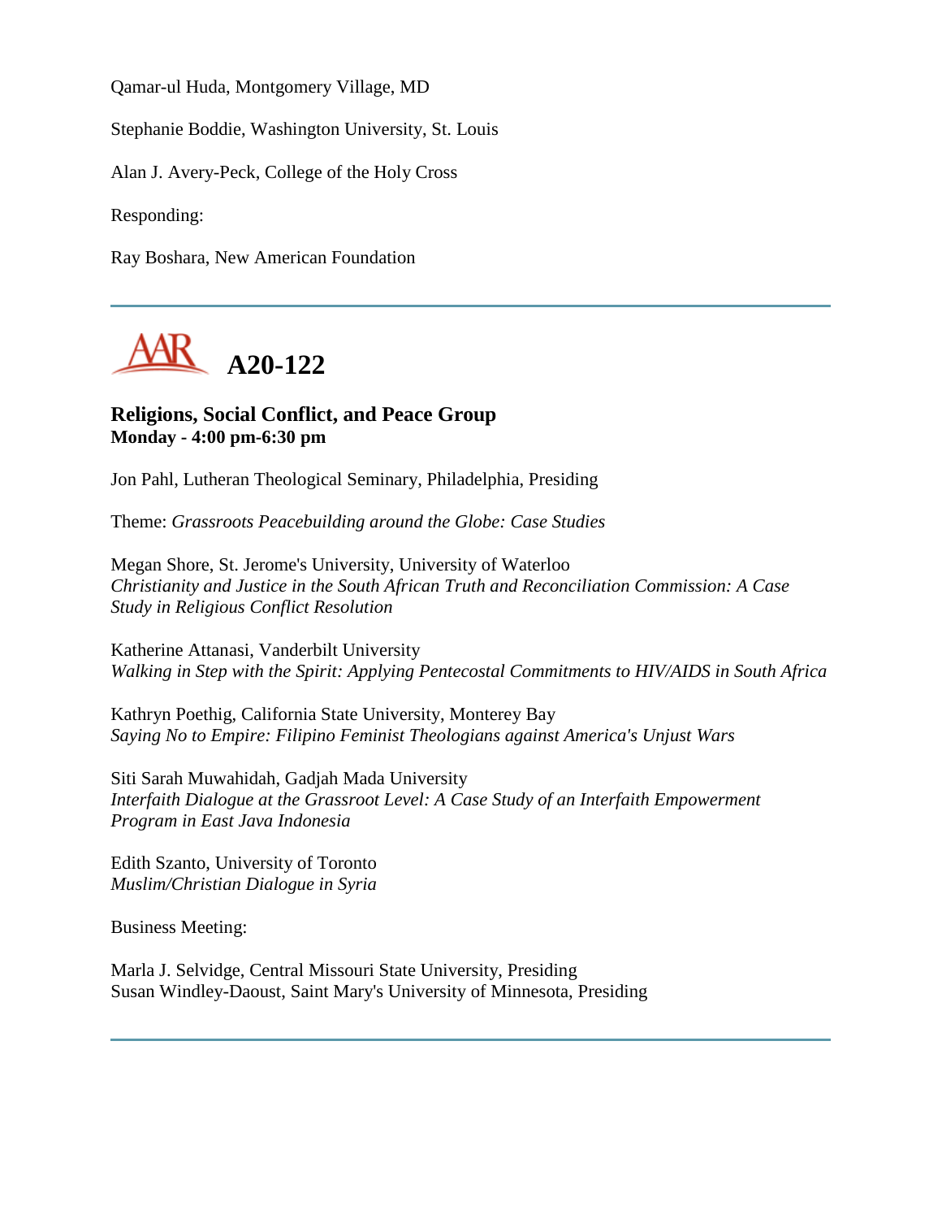Qamar-ul Huda, Montgomery Village, MD

Stephanie Boddie, Washington University, St. Louis

Alan J. Avery-Peck, College of the Holy Cross

Responding:

Ray Boshara, New American Foundation

---

# A20-122

### Religions, Social Conflict, and Peace Group
**Monday - 4:00 pm-6:30 pm**

Jon Pahl, Lutheran Theological Seminary, Philadelphia, Presiding

Theme: *Grassroots Peacebuilding around the Globe: Case Studies*

Megan Shore, St. Jerome's University, University of Waterloo
*Christianity and Justice in the South African Truth and Reconciliation Commission: A Case Study in Religious Conflict Resolution*

Katherine Attanasi, Vanderbilt University
*Walking in Step with the Spirit: Applying Pentecostal Commitments to HIV/AIDS in South Africa*

Kathryn Poethig, California State University, Monterey Bay
*Saying No to Empire: Filipino Feminist Theologians against America's Unjust Wars*

Siti Sarah Muwahidah, Gadjah Mada University
*Interfaith Dialogue at the Grassroot Level: A Case Study of an Interfaith Empowerment Program in East Java Indonesia*

Edith Szanto, University of Toronto
*Muslim/Christian Dialogue in Syria*

Business Meeting:

Marla J. Selvidge, Central Missouri State University, Presiding
Susan Windley-Daoust, Saint Mary's University of Minnesota, Presiding

---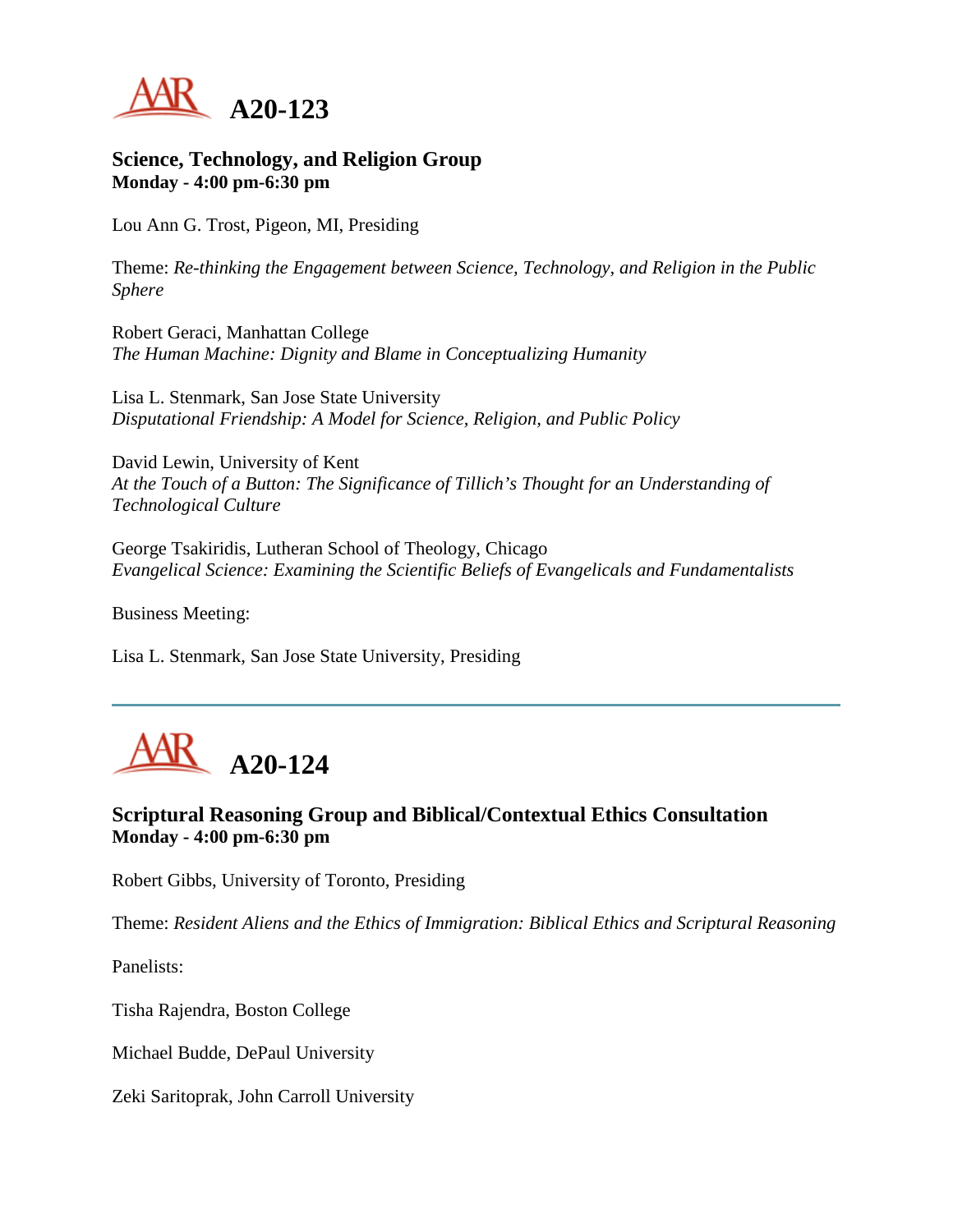# A20-123

### Science, Technology, and Religion Group
**Monday - 4:00 pm-6:30 pm**

Lou Ann G. Trost, Pigeon, MI, Presiding

Theme: *Re-thinking the Engagement between Science, Technology, and Religion in the Public Sphere*

Robert Geraci, Manhattan College
*The Human Machine: Dignity and Blame in Conceptualizing Humanity*

Lisa L. Stenmark, San Jose State University
*Disputational Friendship: A Model for Science, Religion, and Public Policy*

David Lewin, University of Kent
*At the Touch of a Button: The Significance of Tillich's Thought for an Understanding of Technological Culture*

George Tsakiridis, Lutheran School of Theology, Chicago
*Evangelical Science: Examining the Scientific Beliefs of Evangelicals and Fundamentalists*

Business Meeting:

Lisa L. Stenmark, San Jose State University, Presiding

---

# A20-124

### Scriptural Reasoning Group and Biblical/Contextual Ethics Consultation
**Monday - 4:00 pm-6:30 pm**

Robert Gibbs, University of Toronto, Presiding

Theme: *Resident Aliens and the Ethics of Immigration: Biblical Ethics and Scriptural Reasoning*

Panelists:

Tisha Rajendra, Boston College

Michael Budde, DePaul University

Zeki Saritoprak, John Carroll University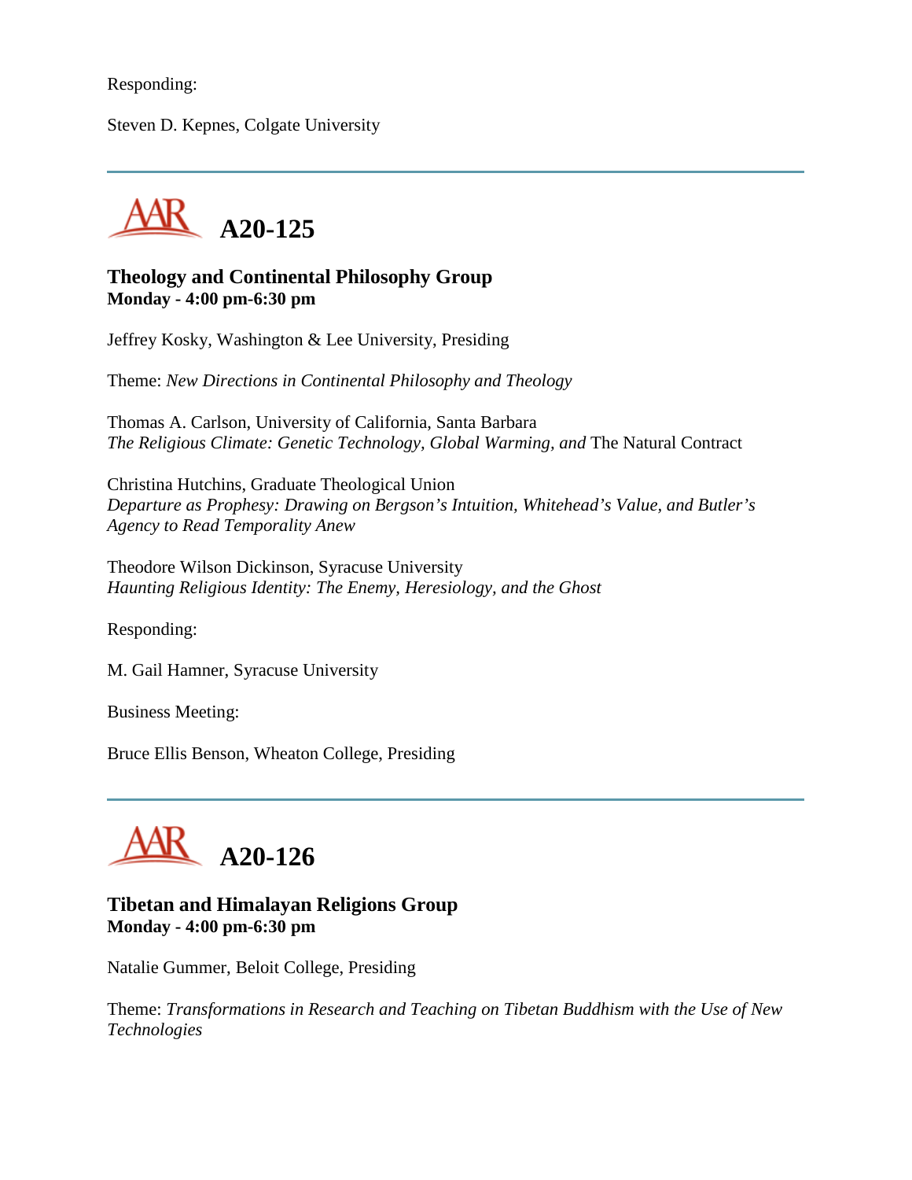Responding:

Steven D. Kepnes, Colgate University

---

## A20-125

### Theology and Continental Philosophy Group
**Monday - 4:00 pm-6:30 pm**

Jeffrey Kosky, Washington & Lee University, Presiding

Theme: *New Directions in Continental Philosophy and Theology*

Thomas A. Carlson, University of California, Santa Barbara
*The Religious Climate: Genetic Technology, Global Warming, and* The Natural Contract

Christina Hutchins, Graduate Theological Union
*Departure as Prophesy: Drawing on Bergson's Intuition, Whitehead's Value, and Butler's Agency to Read Temporality Anew*

Theodore Wilson Dickinson, Syracuse University
*Haunting Religious Identity: The Enemy, Heresiology, and the Ghost*

Responding:

M. Gail Hamner, Syracuse University

Business Meeting:

Bruce Ellis Benson, Wheaton College, Presiding

---

## A20-126

### Tibetan and Himalayan Religions Group
**Monday - 4:00 pm-6:30 pm**

Natalie Gummer, Beloit College, Presiding

Theme: *Transformations in Research and Teaching on Tibetan Buddhism with the Use of New Technologies*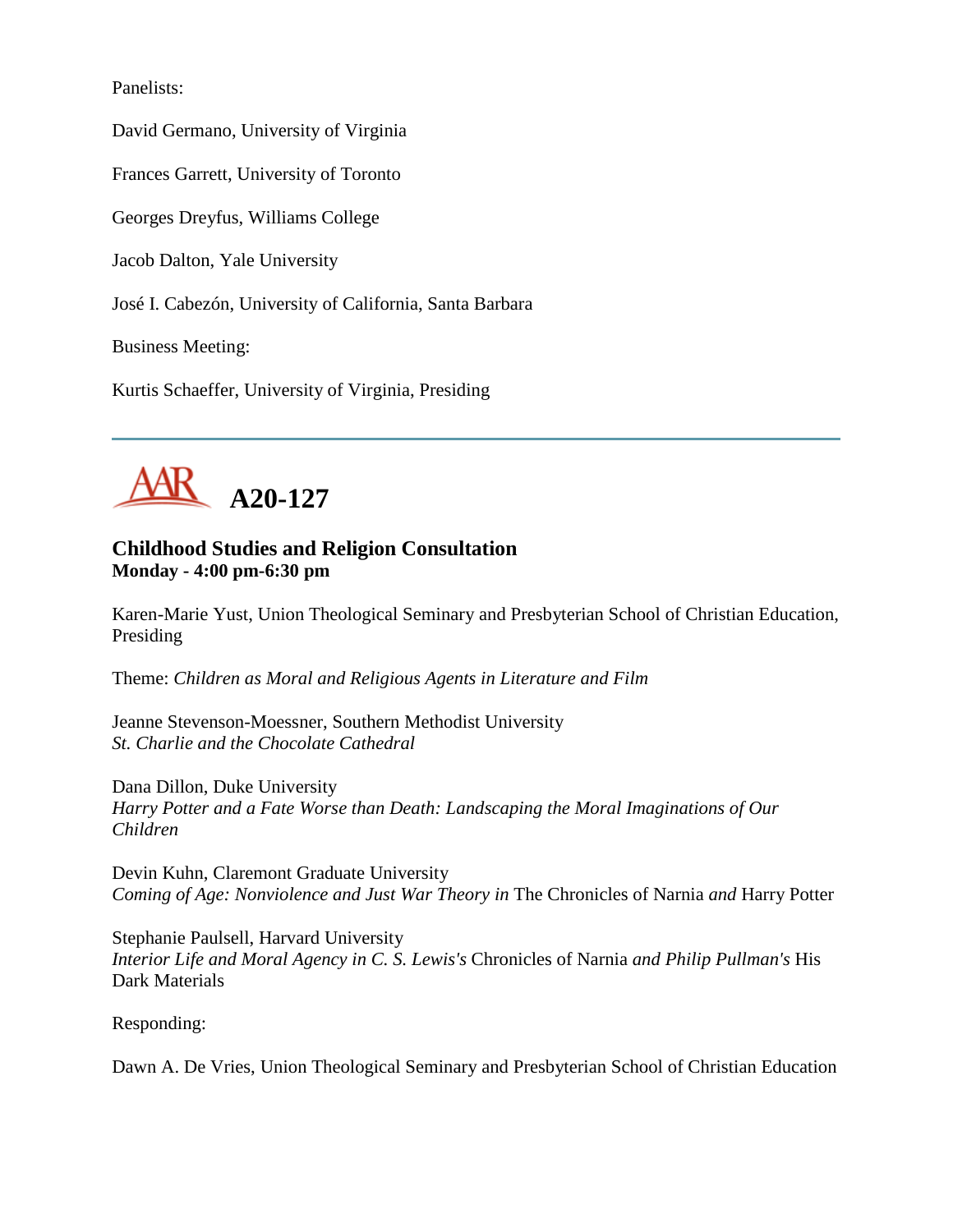Panelists:

David Germano, University of Virginia

Frances Garrett, University of Toronto

Georges Dreyfus, Williams College

Jacob Dalton, Yale University

José I. Cabezón, University of California, Santa Barbara

Business Meeting:

Kurtis Schaeffer, University of Virginia, Presiding

---

# AAR A20-127

### Childhood Studies and Religion Consultation
**Monday - 4:00 pm-6:30 pm**

Karen-Marie Yust, Union Theological Seminary and Presbyterian School of Christian Education, Presiding

Theme: *Children as Moral and Religious Agents in Literature and Film*

Jeanne Stevenson-Moessner, Southern Methodist University
*St. Charlie and the Chocolate Cathedral*

Dana Dillon, Duke University
*Harry Potter and a Fate Worse than Death: Landscaping the Moral Imaginations of Our Children*

Devin Kuhn, Claremont Graduate University
*Coming of Age: Nonviolence and Just War Theory in* The Chronicles of Narnia *and* Harry Potter

Stephanie Paulsell, Harvard University
*Interior Life and Moral Agency in C. S. Lewis's* Chronicles of Narnia *and Philip Pullman's* His Dark Materials

Responding:

Dawn A. De Vries, Union Theological Seminary and Presbyterian School of Christian Education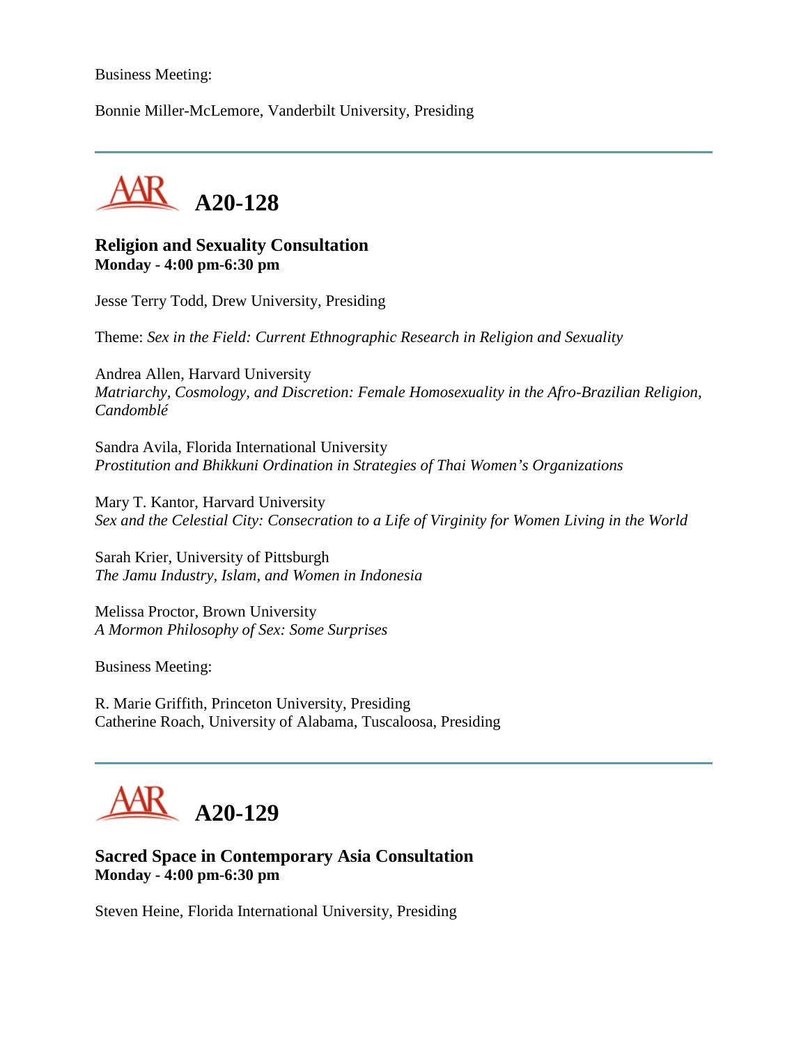Business Meeting:

Bonnie Miller-McLemore, Vanderbilt University, Presiding

---

## A20-128

### Religion and Sexuality Consultation
**Monday - 4:00 pm-6:30 pm**

Jesse Terry Todd, Drew University, Presiding

Theme: *Sex in the Field: Current Ethnographic Research in Religion and Sexuality*

Andrea Allen, Harvard University
*Matriarchy, Cosmology, and Discretion: Female Homosexuality in the Afro-Brazilian Religion, Candomblé*

Sandra Avila, Florida International University
*Prostitution and Bhikkuni Ordination in Strategies of Thai Women's Organizations*

Mary T. Kantor, Harvard University
*Sex and the Celestial City: Consecration to a Life of Virginity for Women Living in the World*

Sarah Krier, University of Pittsburgh
*The Jamu Industry, Islam, and Women in Indonesia*

Melissa Proctor, Brown University
*A Mormon Philosophy of Sex: Some Surprises*

Business Meeting:

R. Marie Griffith, Princeton University, Presiding
Catherine Roach, University of Alabama, Tuscaloosa, Presiding

---

## A20-129

### Sacred Space in Contemporary Asia Consultation
**Monday - 4:00 pm-6:30 pm**

Steven Heine, Florida International University, Presiding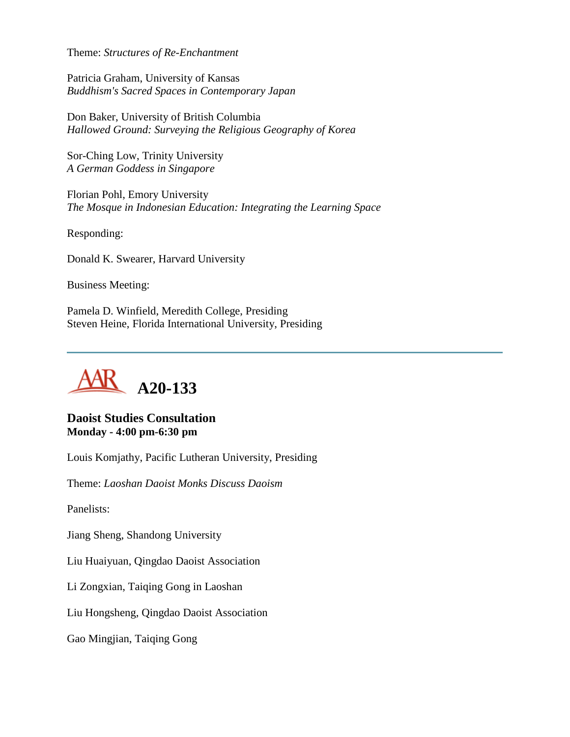Theme: *Structures of Re-Enchantment*

Patricia Graham, University of Kansas
*Buddhism's Sacred Spaces in Contemporary Japan*

Don Baker, University of British Columbia
*Hallowed Ground: Surveying the Religious Geography of Korea*

Sor-Ching Low, Trinity University
*A German Goddess in Singapore*

Florian Pohl, Emory University
*The Mosque in Indonesian Education: Integrating the Learning Space*

Responding:

Donald K. Swearer, Harvard University

Business Meeting:

Pamela D. Winfield, Meredith College, Presiding
Steven Heine, Florida International University, Presiding

---

# A20-133

**Daoist Studies Consultation**
**Monday - 4:00 pm-6:30 pm**

Louis Komjathy, Pacific Lutheran University, Presiding

Theme: *Laoshan Daoist Monks Discuss Daoism*

Panelists:

Jiang Sheng, Shandong University

Liu Huaiyuan, Qingdao Daoist Association

Li Zongxian, Taiqing Gong in Laoshan

Liu Hongsheng, Qingdao Daoist Association

Gao Mingjian, Taiqing Gong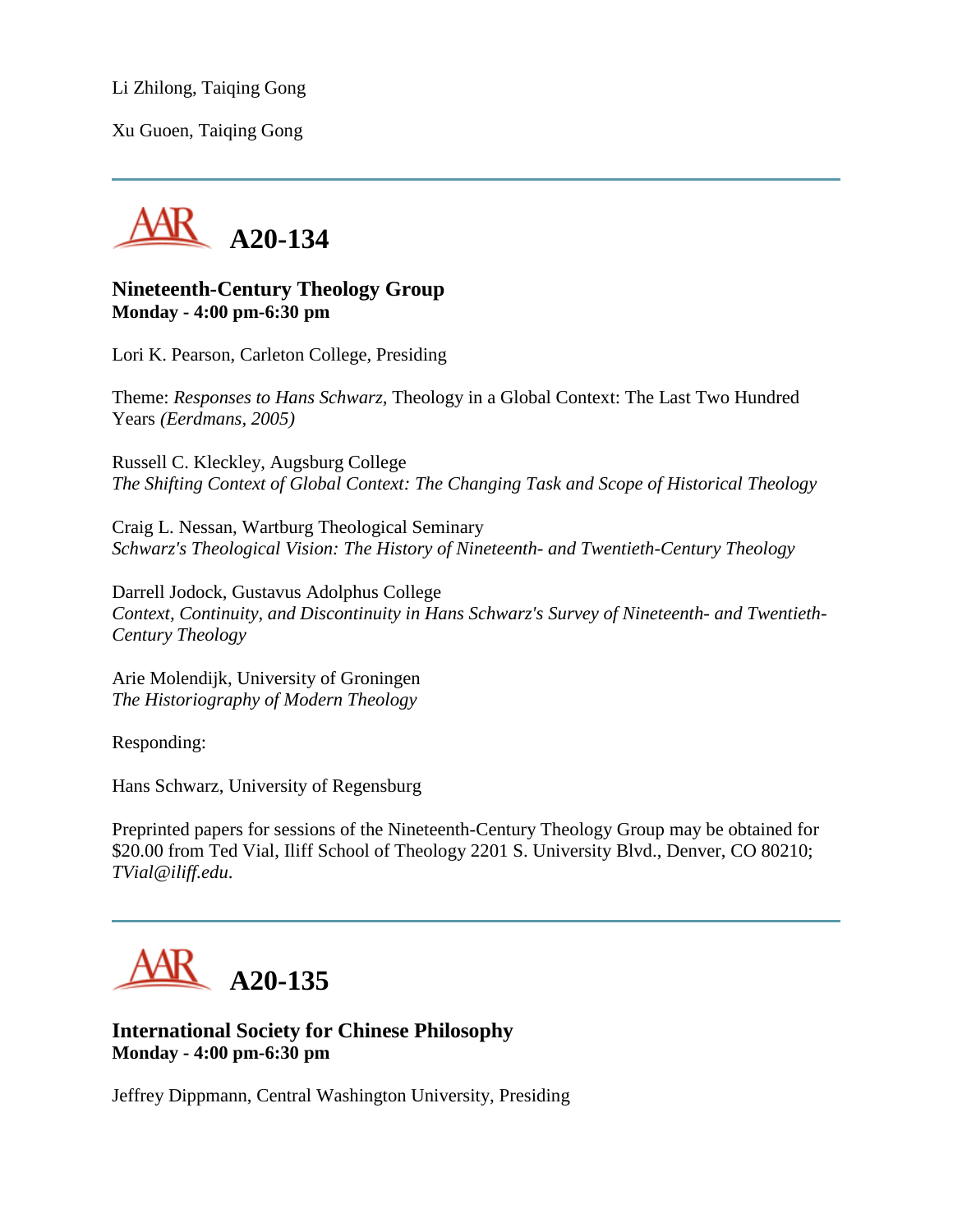Li Zhilong, Taiqing Gong

Xu Guoen, Taiqing Gong

---

## A20-134

**Nineteenth-Century Theology Group**
**Monday - 4:00 pm-6:30 pm**

Lori K. Pearson, Carleton College, Presiding

Theme: *Responses to Hans Schwarz,* Theology in a Global Context: The Last Two Hundred Years *(Eerdmans, 2005)*

Russell C. Kleckley, Augsburg College
*The Shifting Context of Global Context: The Changing Task and Scope of Historical Theology*

Craig L. Nessan, Wartburg Theological Seminary
*Schwarz's Theological Vision: The History of Nineteenth- and Twentieth-Century Theology*

Darrell Jodock, Gustavus Adolphus College
*Context, Continuity, and Discontinuity in Hans Schwarz's Survey of Nineteenth- and Twentieth-Century Theology*

Arie Molendijk, University of Groningen
*The Historiography of Modern Theology*

Responding:

Hans Schwarz, University of Regensburg

Preprinted papers for sessions of the Nineteenth-Century Theology Group may be obtained for $20.00 from Ted Vial, Iliff School of Theology 2201 S. University Blvd., Denver, CO 80210; *TVial@iliff.edu*.

---

## A20-135

**International Society for Chinese Philosophy**
**Monday - 4:00 pm-6:30 pm**

Jeffrey Dippmann, Central Washington University, Presiding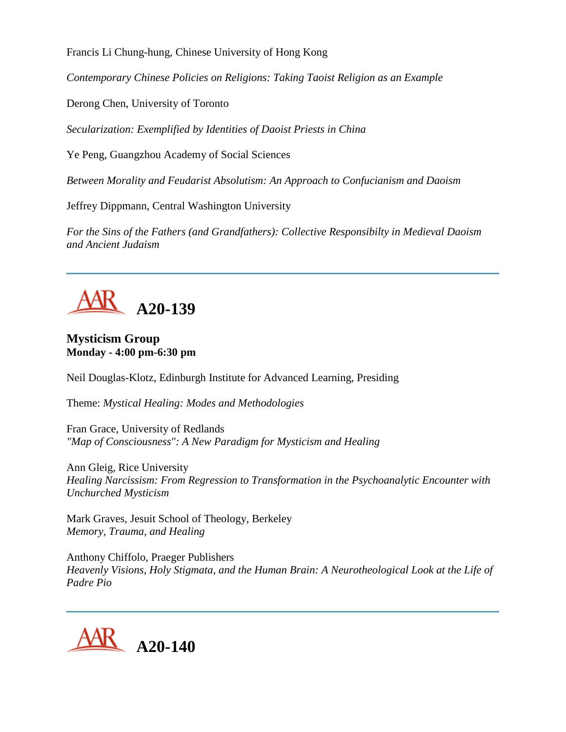Francis Li Chung-hung, Chinese University of Hong Kong

*Contemporary Chinese Policies on Religions: Taking Taoist Religion as an Example*

Derong Chen, University of Toronto

*Secularization: Exemplified by Identities of Daoist Priests in China*

Ye Peng, Guangzhou Academy of Social Sciences

*Between Morality and Feudarist Absolutism: An Approach to Confucianism and Daoism*

Jeffrey Dippmann, Central Washington University

*For the Sins of the Fathers (and Grandfathers): Collective Responsibilty in Medieval Daoism and Ancient Judaism*

---

# A20-139

**Mysticism Group**
**Monday - 4:00 pm-6:30 pm**

Neil Douglas-Klotz, Edinburgh Institute for Advanced Learning, Presiding

Theme: *Mystical Healing: Modes and Methodologies*

Fran Grace, University of Redlands
*"Map of Consciousness": A New Paradigm for Mysticism and Healing*

Ann Gleig, Rice University
*Healing Narcissism: From Regression to Transformation in the Psychoanalytic Encounter with Unchurched Mysticism*

Mark Graves, Jesuit School of Theology, Berkeley
*Memory, Trauma, and Healing*

Anthony Chiffolo, Praeger Publishers
*Heavenly Visions, Holy Stigmata, and the Human Brain: A Neurotheological Look at the Life of Padre Pio*

---

# A20-140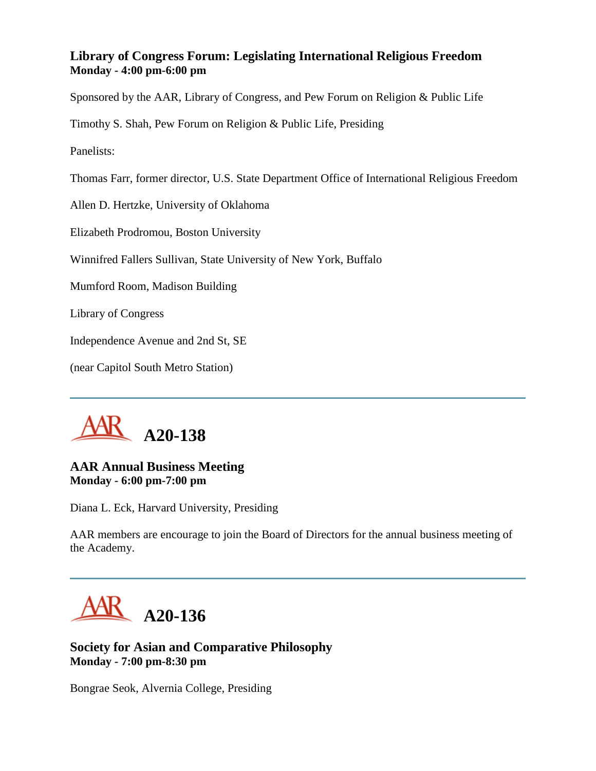### Library of Congress Forum: Legislating International Religious Freedom
**Monday - 4:00 pm-6:00 pm**

Sponsored by the AAR, Library of Congress, and Pew Forum on Religion & Public Life

Timothy S. Shah, Pew Forum on Religion & Public Life, Presiding

Panelists:

Thomas Farr, former director, U.S. State Department Office of International Religious Freedom

Allen D. Hertzke, University of Oklahoma

Elizabeth Prodromou, Boston University

Winnifred Fallers Sullivan, State University of New York, Buffalo

Mumford Room, Madison Building

Library of Congress

Independence Avenue and 2nd St, SE

(near Capitol South Metro Station)

---

## A20-138

### AAR Annual Business Meeting
**Monday - 6:00 pm-7:00 pm**

Diana L. Eck, Harvard University, Presiding

AAR members are encourage to join the Board of Directors for the annual business meeting of the Academy.

---

## A20-136

### Society for Asian and Comparative Philosophy
**Monday - 7:00 pm-8:30 pm**

Bongrae Seok, Alvernia College, Presiding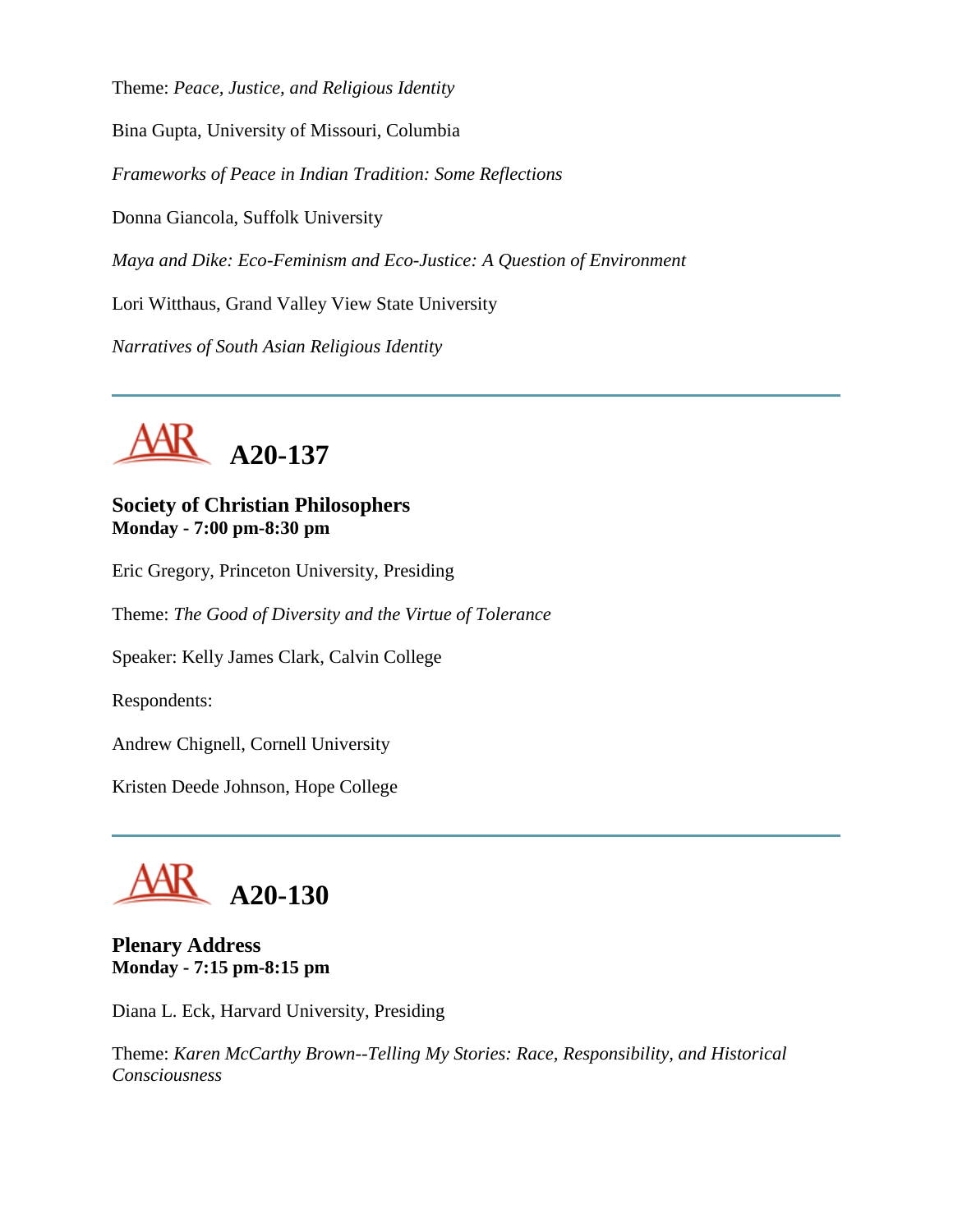Theme: *Peace, Justice, and Religious Identity*

Bina Gupta, University of Missouri, Columbia

*Frameworks of Peace in Indian Tradition: Some Reflections*

Donna Giancola, Suffolk University

*Maya and Dike: Eco-Feminism and Eco-Justice: A Question of Environment*

Lori Witthaus, Grand Valley View State University

*Narratives of South Asian Religious Identity*

---

# A20-137

**Society of Christian Philosophers**
**Monday - 7:00 pm-8:30 pm**

Eric Gregory, Princeton University, Presiding

Theme: *The Good of Diversity and the Virtue of Tolerance*

Speaker: Kelly James Clark, Calvin College

Respondents:

Andrew Chignell, Cornell University

Kristen Deede Johnson, Hope College

---

# A20-130

**Plenary Address**
**Monday - 7:15 pm-8:15 pm**

Diana L. Eck, Harvard University, Presiding

Theme: *Karen McCarthy Brown--Telling My Stories: Race, Responsibility, and Historical Consciousness*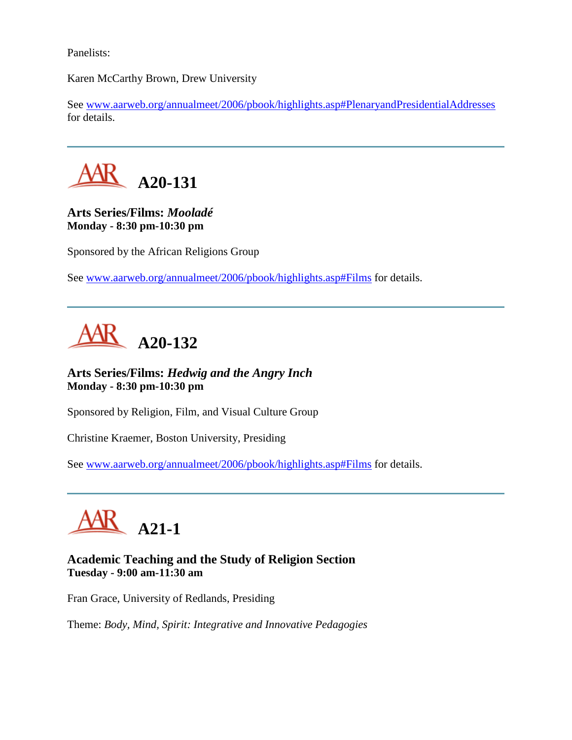Panelists:

Karen McCarthy Brown, Drew University

See www.aarweb.org/annualmeet/2006/pbook/highlights.asp#PlenaryandPresidentialAddresses for details.

---

## AAR A20-131

**Arts Series/Films: *Mooladé***
**Monday - 8:30 pm-10:30 pm**

Sponsored by the African Religions Group

See www.aarweb.org/annualmeet/2006/pbook/highlights.asp#Films for details.

---

## AAR A20-132

**Arts Series/Films: *Hedwig and the Angry Inch***
**Monday - 8:30 pm-10:30 pm**

Sponsored by Religion, Film, and Visual Culture Group

Christine Kraemer, Boston University, Presiding

See www.aarweb.org/annualmeet/2006/pbook/highlights.asp#Films for details.

---

## AAR A21-1

**Academic Teaching and the Study of Religion Section**
**Tuesday - 9:00 am-11:30 am**

Fran Grace, University of Redlands, Presiding

Theme: *Body, Mind, Spirit: Integrative and Innovative Pedagogies*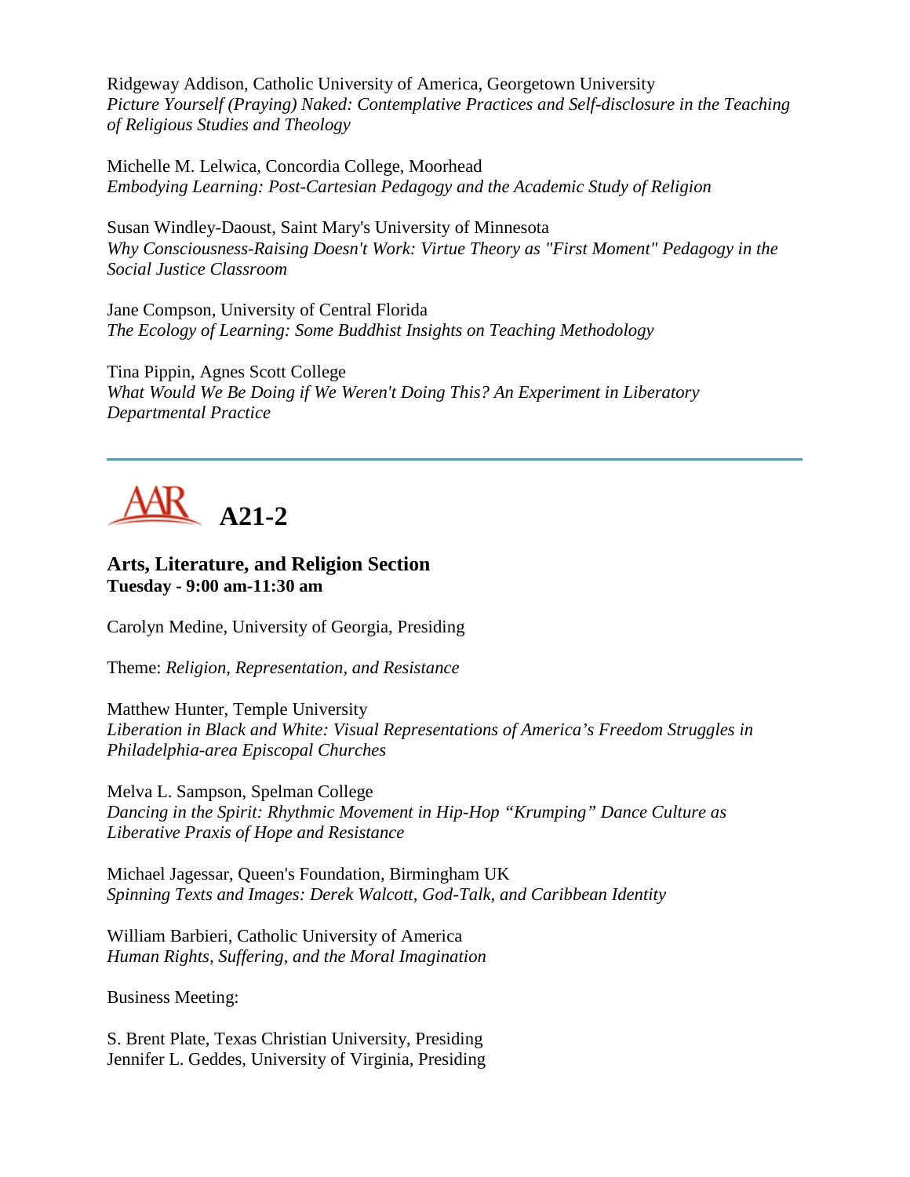Ridgeway Addison, Catholic University of America, Georgetown University
*Picture Yourself (Praying) Naked: Contemplative Practices and Self-disclosure in the Teaching of Religious Studies and Theology*

Michelle M. Lelwica, Concordia College, Moorhead
*Embodying Learning: Post-Cartesian Pedagogy and the Academic Study of Religion*

Susan Windley-Daoust, Saint Mary's University of Minnesota
*Why Consciousness-Raising Doesn't Work: Virtue Theory as "First Moment" Pedagogy in the Social Justice Classroom*

Jane Compson, University of Central Florida
*The Ecology of Learning: Some Buddhist Insights on Teaching Methodology*

Tina Pippin, Agnes Scott College
*What Would We Be Doing if We Weren't Doing This? An Experiment in Liberatory Departmental Practice*

---

## A21-2

### Arts, Literature, and Religion Section
**Tuesday - 9:00 am-11:30 am**

Carolyn Medine, University of Georgia, Presiding

Theme: *Religion, Representation, and Resistance*

Matthew Hunter, Temple University
*Liberation in Black and White: Visual Representations of America's Freedom Struggles in Philadelphia-area Episcopal Churches*

Melva L. Sampson, Spelman College
*Dancing in the Spirit: Rhythmic Movement in Hip-Hop "Krumping" Dance Culture as Liberative Praxis of Hope and Resistance*

Michael Jagessar, Queen's Foundation, Birmingham UK
*Spinning Texts and Images: Derek Walcott, God-Talk, and Caribbean Identity*

William Barbieri, Catholic University of America
*Human Rights, Suffering, and the Moral Imagination*

Business Meeting:

S. Brent Plate, Texas Christian University, Presiding
Jennifer L. Geddes, University of Virginia, Presiding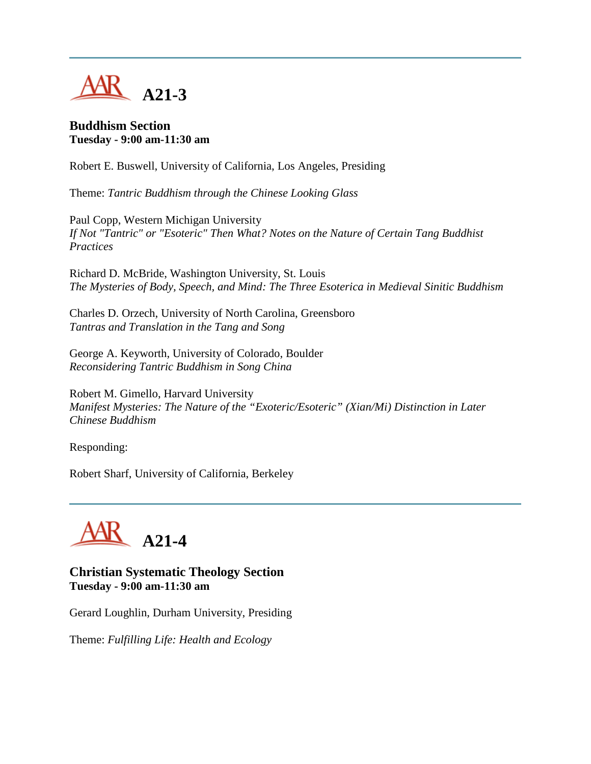---

# A21-3

**Buddhism Section**
**Tuesday - 9:00 am-11:30 am**

Robert E. Buswell, University of California, Los Angeles, Presiding

Theme: *Tantric Buddhism through the Chinese Looking Glass*

Paul Copp, Western Michigan University
*If Not "Tantric" or "Esoteric" Then What? Notes on the Nature of Certain Tang Buddhist Practices*

Richard D. McBride, Washington University, St. Louis
*The Mysteries of Body, Speech, and Mind: The Three Esoterica in Medieval Sinitic Buddhism*

Charles D. Orzech, University of North Carolina, Greensboro
*Tantras and Translation in the Tang and Song*

George A. Keyworth, University of Colorado, Boulder
*Reconsidering Tantric Buddhism in Song China*

Robert M. Gimello, Harvard University
*Manifest Mysteries: The Nature of the "Exoteric/Esoteric" (Xian/Mi) Distinction in Later Chinese Buddhism*

Responding:

Robert Sharf, University of California, Berkeley

---

# A21-4

**Christian Systematic Theology Section**
**Tuesday - 9:00 am-11:30 am**

Gerard Loughlin, Durham University, Presiding

Theme: *Fulfilling Life: Health and Ecology*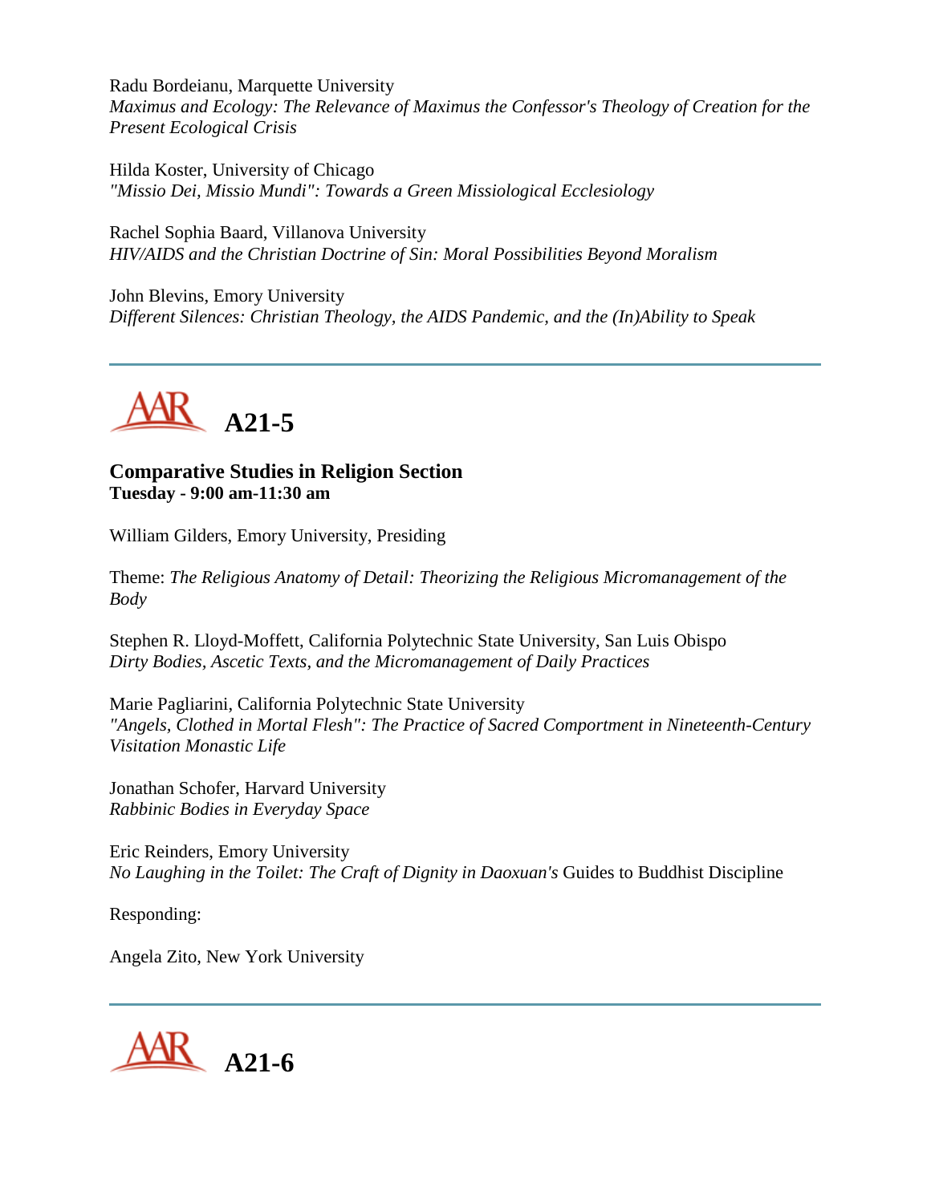Radu Bordeianu, Marquette University
*Maximus and Ecology: The Relevance of Maximus the Confessor's Theology of Creation for the Present Ecological Crisis*

Hilda Koster, University of Chicago
*"Missio Dei, Missio Mundi": Towards a Green Missiological Ecclesiology*

Rachel Sophia Baard, Villanova University
*HIV/AIDS and the Christian Doctrine of Sin: Moral Possibilities Beyond Moralism*

John Blevins, Emory University
*Different Silences: Christian Theology, the AIDS Pandemic, and the (In)Ability to Speak*

---

# A21-5

### Comparative Studies in Religion Section
**Tuesday - 9:00 am-11:30 am**

William Gilders, Emory University, Presiding

Theme: *The Religious Anatomy of Detail: Theorizing the Religious Micromanagement of the Body*

Stephen R. Lloyd-Moffett, California Polytechnic State University, San Luis Obispo
*Dirty Bodies, Ascetic Texts, and the Micromanagement of Daily Practices*

Marie Pagliarini, California Polytechnic State University
*"Angels, Clothed in Mortal Flesh": The Practice of Sacred Comportment in Nineteenth-Century Visitation Monastic Life*

Jonathan Schofer, Harvard University
*Rabbinic Bodies in Everyday Space*

Eric Reinders, Emory University
*No Laughing in the Toilet: The Craft of Dignity in Daoxuan's* Guides to Buddhist Discipline

Responding:

Angela Zito, New York University

---

# A21-6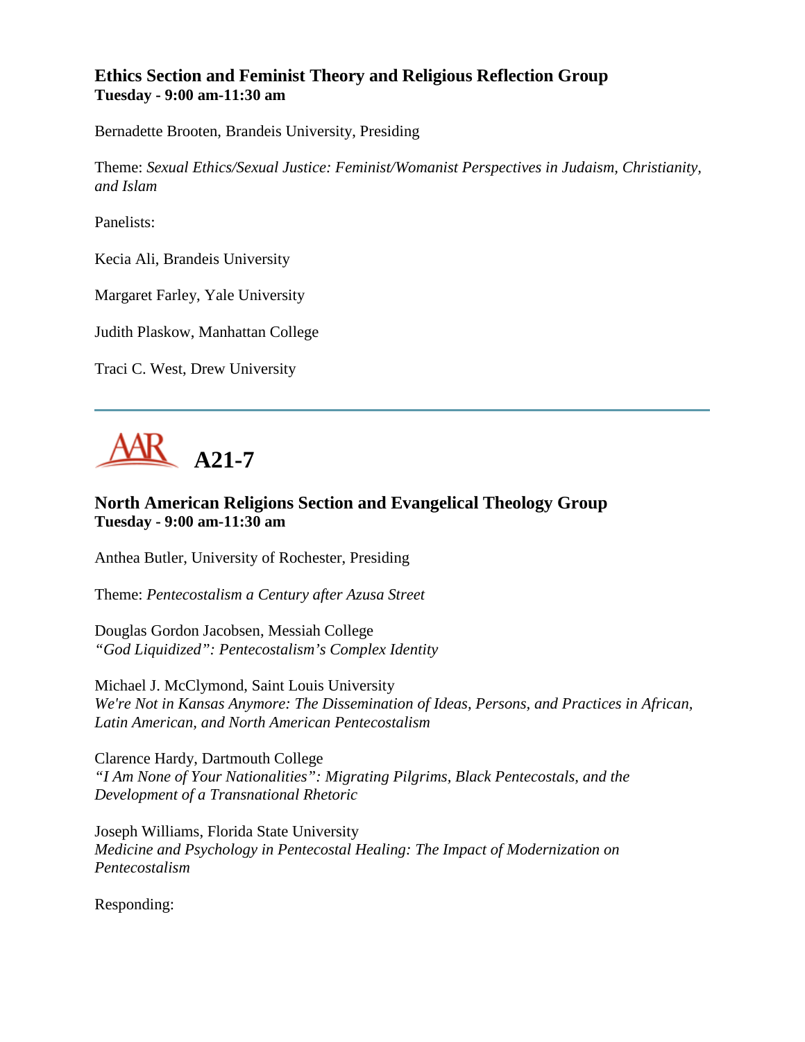### Ethics Section and Feminist Theory and Religious Reflection Group
**Tuesday - 9:00 am-11:30 am**

Bernadette Brooten, Brandeis University, Presiding

Theme: *Sexual Ethics/Sexual Justice: Feminist/Womanist Perspectives in Judaism, Christianity, and Islam*

Panelists:

Kecia Ali, Brandeis University

Margaret Farley, Yale University

Judith Plaskow, Manhattan College

Traci C. West, Drew University

---

## AAR A21-7

### North American Religions Section and Evangelical Theology Group
**Tuesday - 9:00 am-11:30 am**

Anthea Butler, University of Rochester, Presiding

Theme: *Pentecostalism a Century after Azusa Street*

Douglas Gordon Jacobsen, Messiah College
*"God Liquidized": Pentecostalism's Complex Identity*

Michael J. McClymond, Saint Louis University
*We're Not in Kansas Anymore: The Dissemination of Ideas, Persons, and Practices in African, Latin American, and North American Pentecostalism*

Clarence Hardy, Dartmouth College
*"I Am None of Your Nationalities": Migrating Pilgrims, Black Pentecostals, and the Development of a Transnational Rhetoric*

Joseph Williams, Florida State University
*Medicine and Psychology in Pentecostal Healing: The Impact of Modernization on Pentecostalism*

Responding: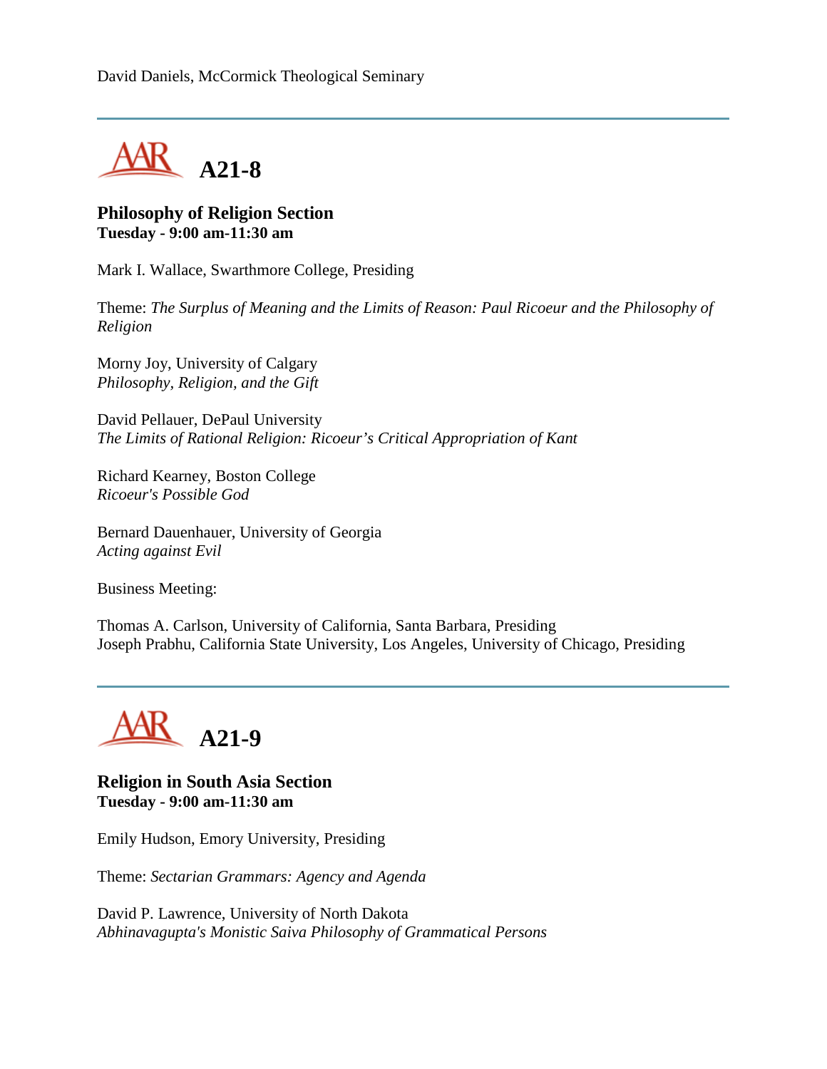David Daniels, McCormick Theological Seminary

---

## A21-8

**Philosophy of Religion Section**
**Tuesday - 9:00 am-11:30 am**

Mark I. Wallace, Swarthmore College, Presiding

Theme: *The Surplus of Meaning and the Limits of Reason: Paul Ricoeur and the Philosophy of Religion*

Morny Joy, University of Calgary
*Philosophy, Religion, and the Gift*

David Pellauer, DePaul University
*The Limits of Rational Religion: Ricoeur's Critical Appropriation of Kant*

Richard Kearney, Boston College
*Ricoeur's Possible God*

Bernard Dauenhauer, University of Georgia
*Acting against Evil*

Business Meeting:

Thomas A. Carlson, University of California, Santa Barbara, Presiding
Joseph Prabhu, California State University, Los Angeles, University of Chicago, Presiding

---

## A21-9

**Religion in South Asia Section**
**Tuesday - 9:00 am-11:30 am**

Emily Hudson, Emory University, Presiding

Theme: *Sectarian Grammars: Agency and Agenda*

David P. Lawrence, University of North Dakota
*Abhinavagupta's Monistic Saiva Philosophy of Grammatical Persons*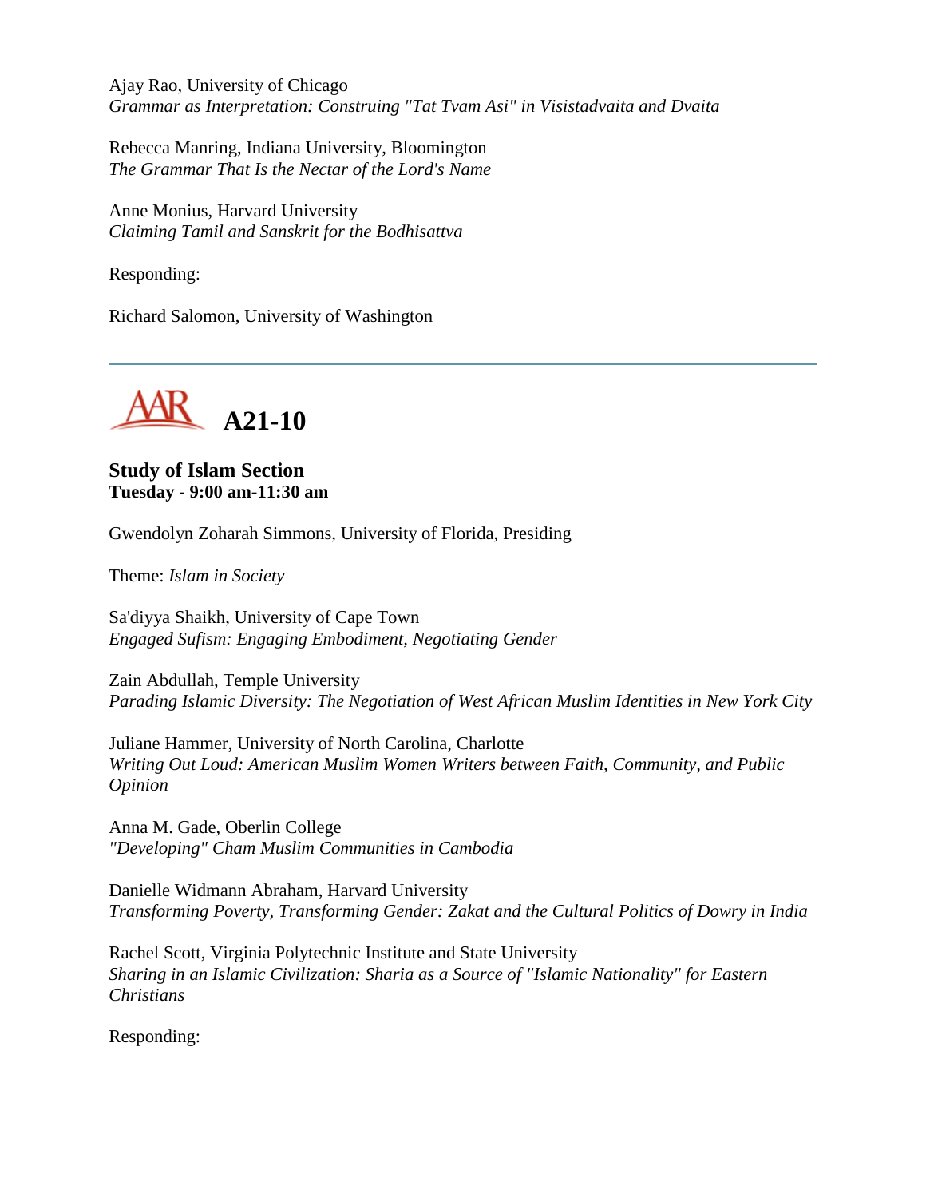Ajay Rao, University of Chicago
*Grammar as Interpretation: Construing "Tat Tvam Asi" in Visistadvaita and Dvaita*

Rebecca Manring, Indiana University, Bloomington
*The Grammar That Is the Nectar of the Lord's Name*

Anne Monius, Harvard University
*Claiming Tamil and Sanskrit for the Bodhisattva*

Responding:

Richard Salomon, University of Washington

---

# A21-10

**Study of Islam Section**
**Tuesday - 9:00 am-11:30 am**

Gwendolyn Zoharah Simmons, University of Florida, Presiding

Theme: *Islam in Society*

Sa'diyya Shaikh, University of Cape Town
*Engaged Sufism: Engaging Embodiment, Negotiating Gender*

Zain Abdullah, Temple University
*Parading Islamic Diversity: The Negotiation of West African Muslim Identities in New York City*

Juliane Hammer, University of North Carolina, Charlotte
*Writing Out Loud: American Muslim Women Writers between Faith, Community, and Public Opinion*

Anna M. Gade, Oberlin College
*"Developing" Cham Muslim Communities in Cambodia*

Danielle Widmann Abraham, Harvard University
*Transforming Poverty, Transforming Gender: Zakat and the Cultural Politics of Dowry in India*

Rachel Scott, Virginia Polytechnic Institute and State University
*Sharing in an Islamic Civilization: Sharia as a Source of "Islamic Nationality" for Eastern Christians*

Responding: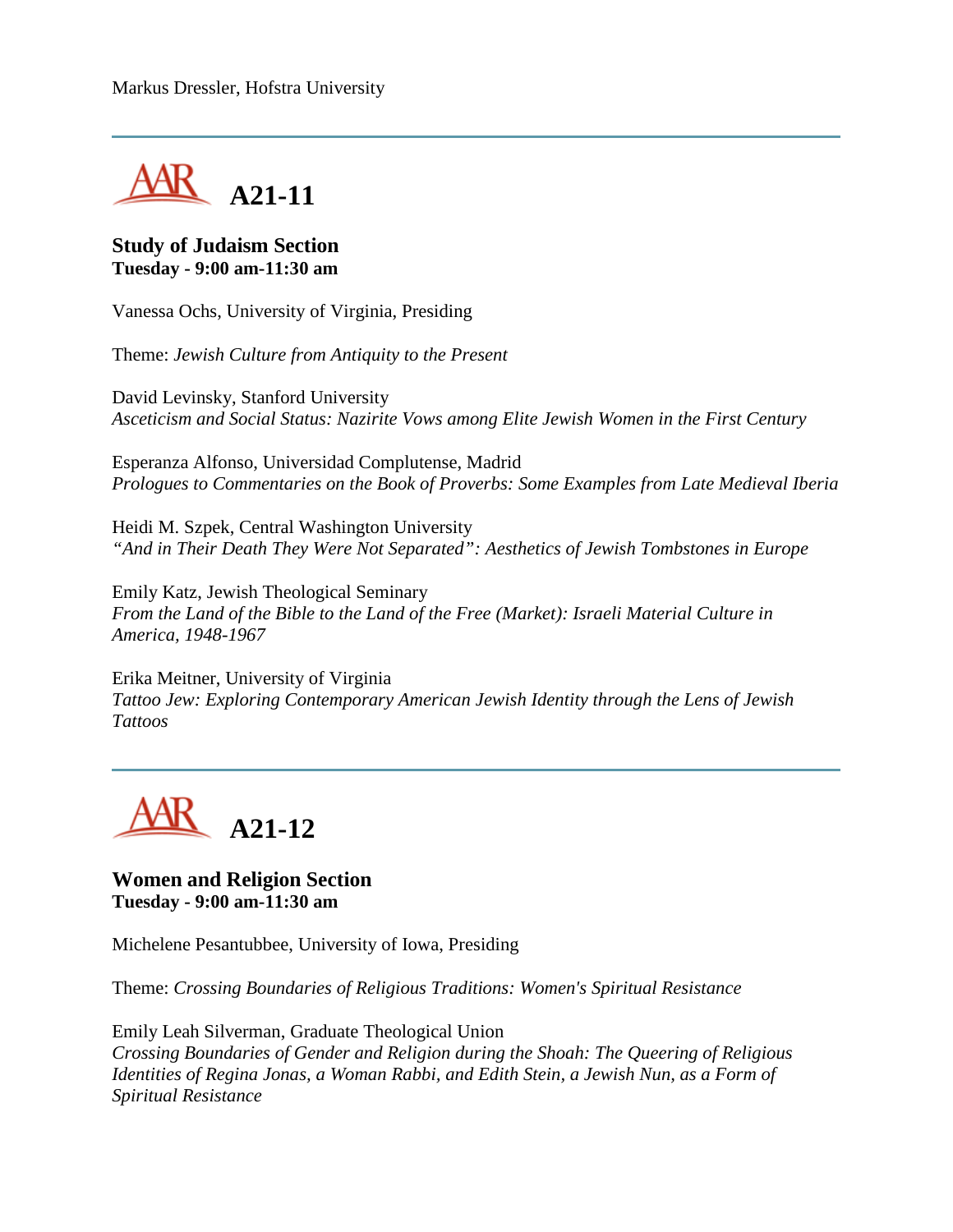Markus Dressler, Hofstra University

---

## A21-11

**Study of Judaism Section**
**Tuesday - 9:00 am-11:30 am**

Vanessa Ochs, University of Virginia, Presiding

Theme: *Jewish Culture from Antiquity to the Present*

David Levinsky, Stanford University
*Asceticism and Social Status: Nazirite Vows among Elite Jewish Women in the First Century*

Esperanza Alfonso, Universidad Complutense, Madrid
*Prologues to Commentaries on the Book of Proverbs: Some Examples from Late Medieval Iberia*

Heidi M. Szpek, Central Washington University
*"And in Their Death They Were Not Separated": Aesthetics of Jewish Tombstones in Europe*

Emily Katz, Jewish Theological Seminary
*From the Land of the Bible to the Land of the Free (Market): Israeli Material Culture in America, 1948-1967*

Erika Meitner, University of Virginia
*Tattoo Jew: Exploring Contemporary American Jewish Identity through the Lens of Jewish Tattoos*

---

## A21-12

**Women and Religion Section**
**Tuesday - 9:00 am-11:30 am**

Michelene Pesantubbee, University of Iowa, Presiding

Theme: *Crossing Boundaries of Religious Traditions: Women's Spiritual Resistance*

Emily Leah Silverman, Graduate Theological Union
*Crossing Boundaries of Gender and Religion during the Shoah: The Queering of Religious Identities of Regina Jonas, a Woman Rabbi, and Edith Stein, a Jewish Nun, as a Form of Spiritual Resistance*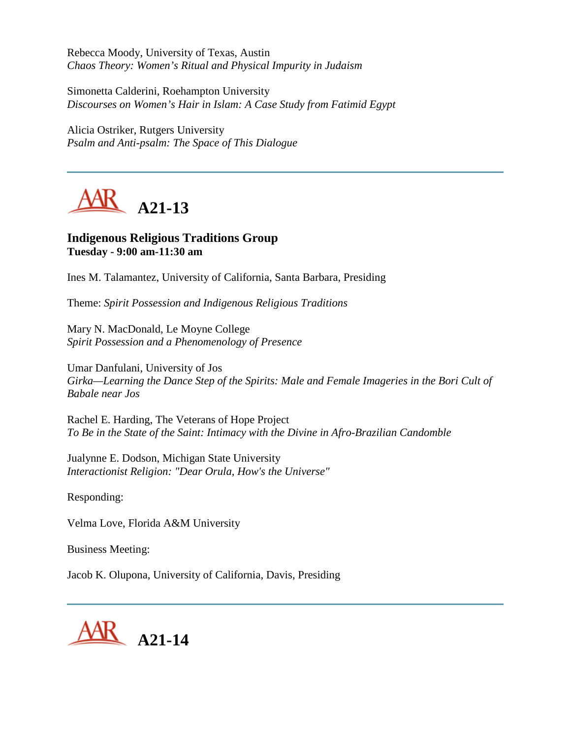Rebecca Moody, University of Texas, Austin
*Chaos Theory: Women's Ritual and Physical Impurity in Judaism*

Simonetta Calderini, Roehampton University
*Discourses on Women's Hair in Islam: A Case Study from Fatimid Egypt*

Alicia Ostriker, Rutgers University
*Psalm and Anti-psalm: The Space of This Dialogue*

---

## AAR A21-13

**Indigenous Religious Traditions Group**
**Tuesday - 9:00 am-11:30 am**

Ines M. Talamantez, University of California, Santa Barbara, Presiding

Theme: *Spirit Possession and Indigenous Religious Traditions*

Mary N. MacDonald, Le Moyne College
*Spirit Possession and a Phenomenology of Presence*

Umar Danfulani, University of Jos
*Girka—Learning the Dance Step of the Spirits: Male and Female Imageries in the Bori Cult of Babale near Jos*

Rachel E. Harding, The Veterans of Hope Project
*To Be in the State of the Saint: Intimacy with the Divine in Afro-Brazilian Candomble*

Jualynne E. Dodson, Michigan State University
*Interactionist Religion: "Dear Orula, How's the Universe"*

Responding:

Velma Love, Florida A&M University

Business Meeting:

Jacob K. Olupona, University of California, Davis, Presiding

---

## AAR A21-14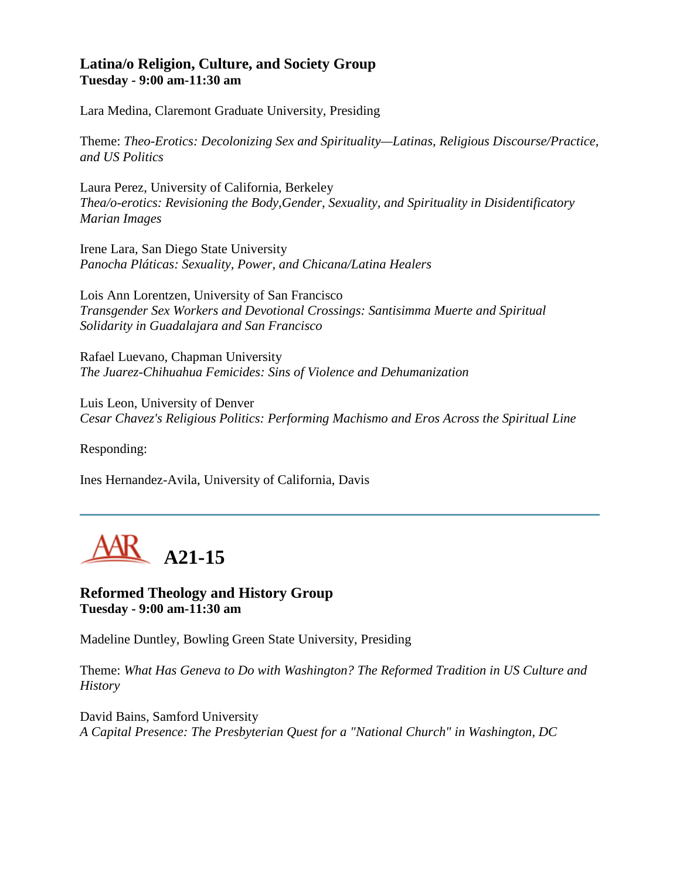### Latina/o Religion, Culture, and Society Group
**Tuesday - 9:00 am-11:30 am**

Lara Medina, Claremont Graduate University, Presiding

Theme: *Theo-Erotics: Decolonizing Sex and Spirituality—Latinas, Religious Discourse/Practice, and US Politics*

Laura Perez, University of California, Berkeley
*Thea/o-erotics: Revisioning the Body,Gender, Sexuality, and Spirituality in Disidentificatory Marian Images*

Irene Lara, San Diego State University
*Panocha Pláticas: Sexuality, Power, and Chicana/Latina Healers*

Lois Ann Lorentzen, University of San Francisco
*Transgender Sex Workers and Devotional Crossings: Santisimma Muerte and Spiritual Solidarity in Guadalajara and San Francisco*

Rafael Luevano, Chapman University
*The Juarez-Chihuahua Femicides: Sins of Violence and Dehumanization*

Luis Leon, University of Denver
*Cesar Chavez's Religious Politics: Performing Machismo and Eros Across the Spiritual Line*

Responding:

Ines Hernandez-Avila, University of California, Davis

---

## A21-15

### Reformed Theology and History Group
**Tuesday - 9:00 am-11:30 am**

Madeline Duntley, Bowling Green State University, Presiding

Theme: *What Has Geneva to Do with Washington? The Reformed Tradition in US Culture and History*

David Bains, Samford University
*A Capital Presence: The Presbyterian Quest for a "National Church" in Washington, DC*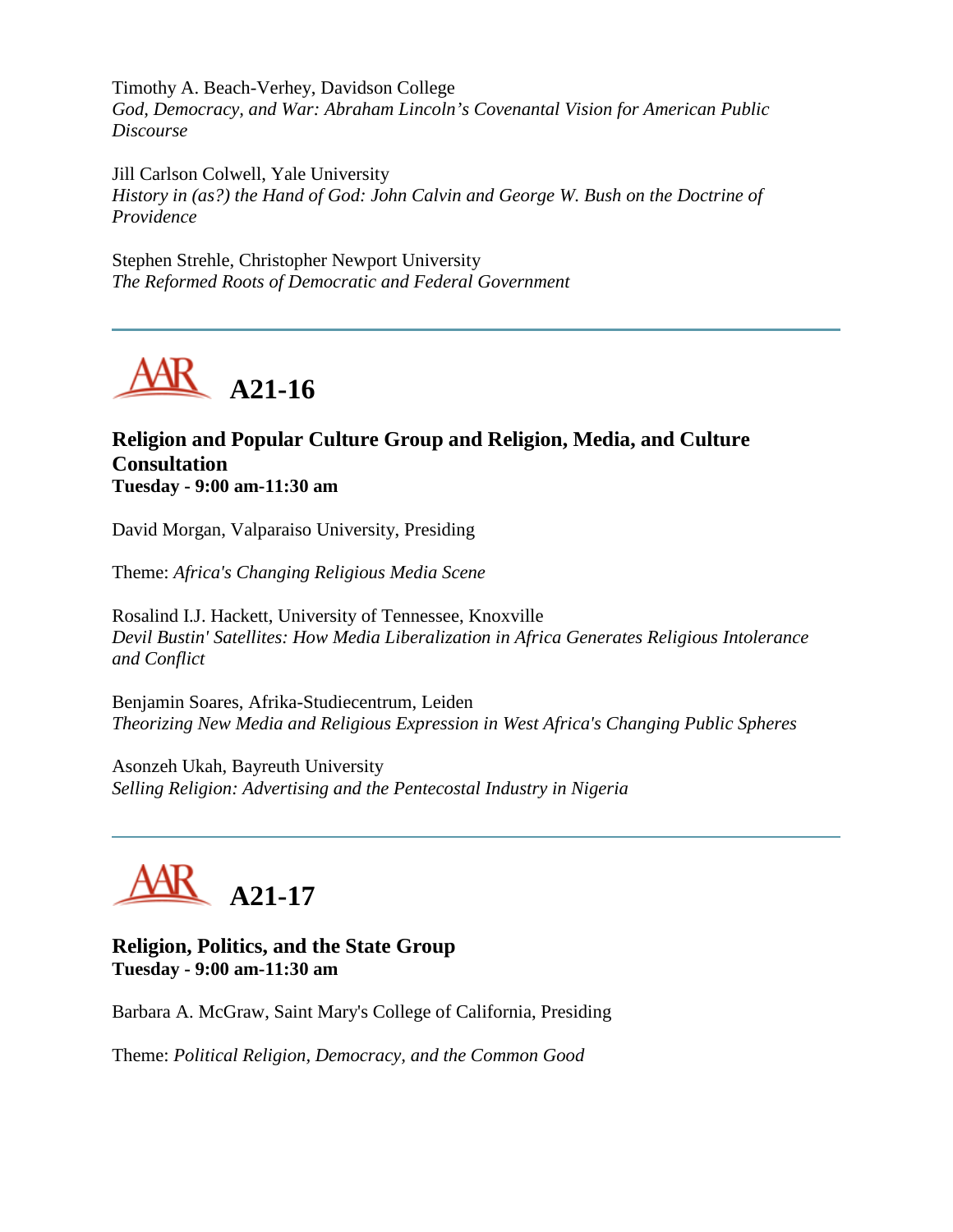Timothy A. Beach-Verhey, Davidson College
*God, Democracy, and War: Abraham Lincoln's Covenantal Vision for American Public Discourse*

Jill Carlson Colwell, Yale University
*History in (as?) the Hand of God: John Calvin and George W. Bush on the Doctrine of Providence*

Stephen Strehle, Christopher Newport University
*The Reformed Roots of Democratic and Federal Government*

---

# A21-16

### Religion and Popular Culture Group and Religion, Media, and Culture Consultation
**Tuesday - 9:00 am-11:30 am**

David Morgan, Valparaiso University, Presiding

Theme: *Africa's Changing Religious Media Scene*

Rosalind I.J. Hackett, University of Tennessee, Knoxville
*Devil Bustin' Satellites: How Media Liberalization in Africa Generates Religious Intolerance and Conflict*

Benjamin Soares, Afrika-Studiecentrum, Leiden
*Theorizing New Media and Religious Expression in West Africa's Changing Public Spheres*

Asonzeh Ukah, Bayreuth University
*Selling Religion: Advertising and the Pentecostal Industry in Nigeria*

---

# A21-17

### Religion, Politics, and the State Group
**Tuesday - 9:00 am-11:30 am**

Barbara A. McGraw, Saint Mary's College of California, Presiding

Theme: *Political Religion, Democracy, and the Common Good*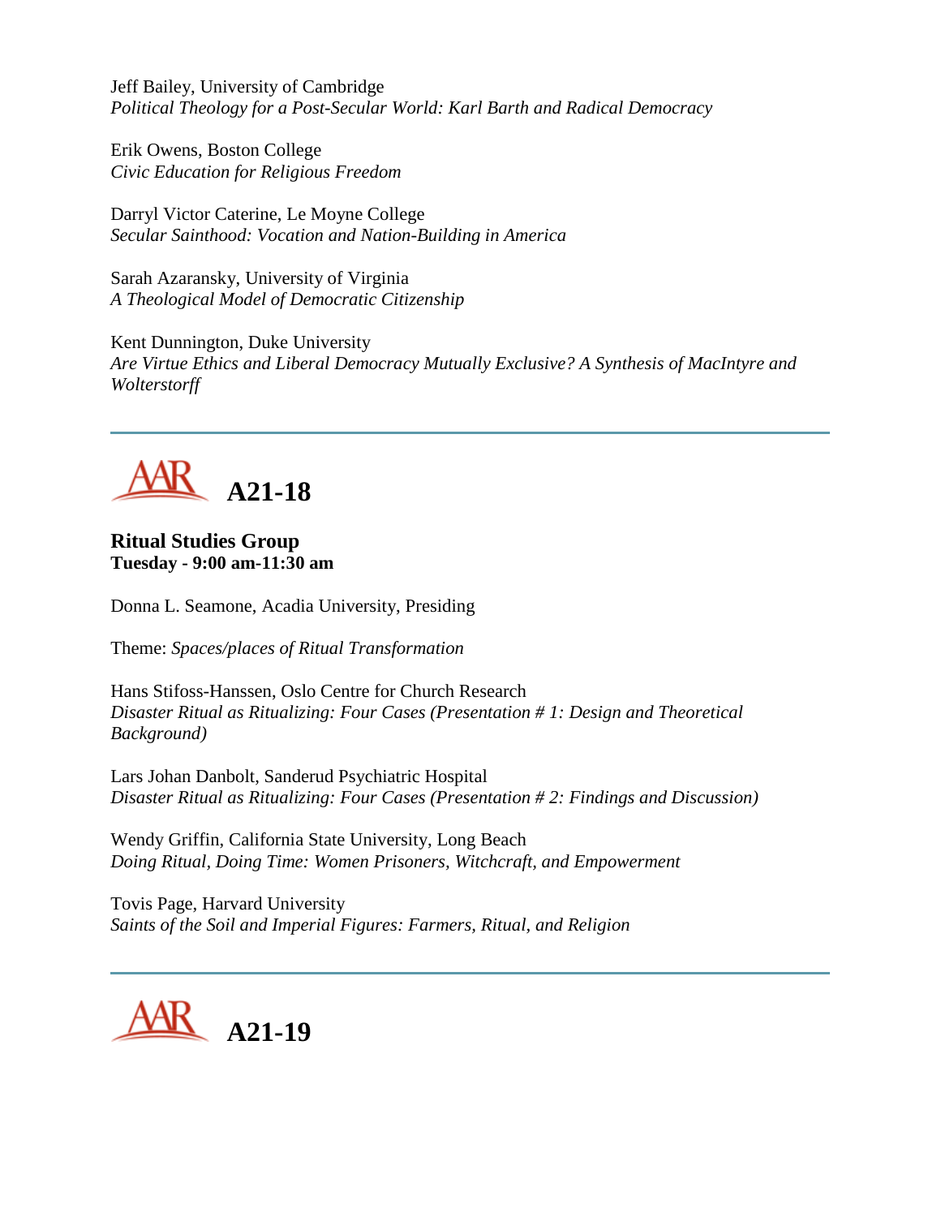Jeff Bailey, University of Cambridge
*Political Theology for a Post-Secular World: Karl Barth and Radical Democracy*

Erik Owens, Boston College
*Civic Education for Religious Freedom*

Darryl Victor Caterine, Le Moyne College
*Secular Sainthood: Vocation and Nation-Building in America*

Sarah Azaransky, University of Virginia
*A Theological Model of Democratic Citizenship*

Kent Dunnington, Duke University
*Are Virtue Ethics and Liberal Democracy Mutually Exclusive? A Synthesis of MacIntyre and Wolterstorff*

---

## A21-18

**Ritual Studies Group**
**Tuesday - 9:00 am-11:30 am**

Donna L. Seamone, Acadia University, Presiding

Theme: *Spaces/places of Ritual Transformation*

Hans Stifoss-Hanssen, Oslo Centre for Church Research
*Disaster Ritual as Ritualizing: Four Cases (Presentation # 1: Design and Theoretical Background)*

Lars Johan Danbolt, Sanderud Psychiatric Hospital
*Disaster Ritual as Ritualizing: Four Cases (Presentation # 2: Findings and Discussion)*

Wendy Griffin, California State University, Long Beach
*Doing Ritual, Doing Time: Women Prisoners, Witchcraft, and Empowerment*

Tovis Page, Harvard University
*Saints of the Soil and Imperial Figures: Farmers, Ritual, and Religion*

---

## A21-19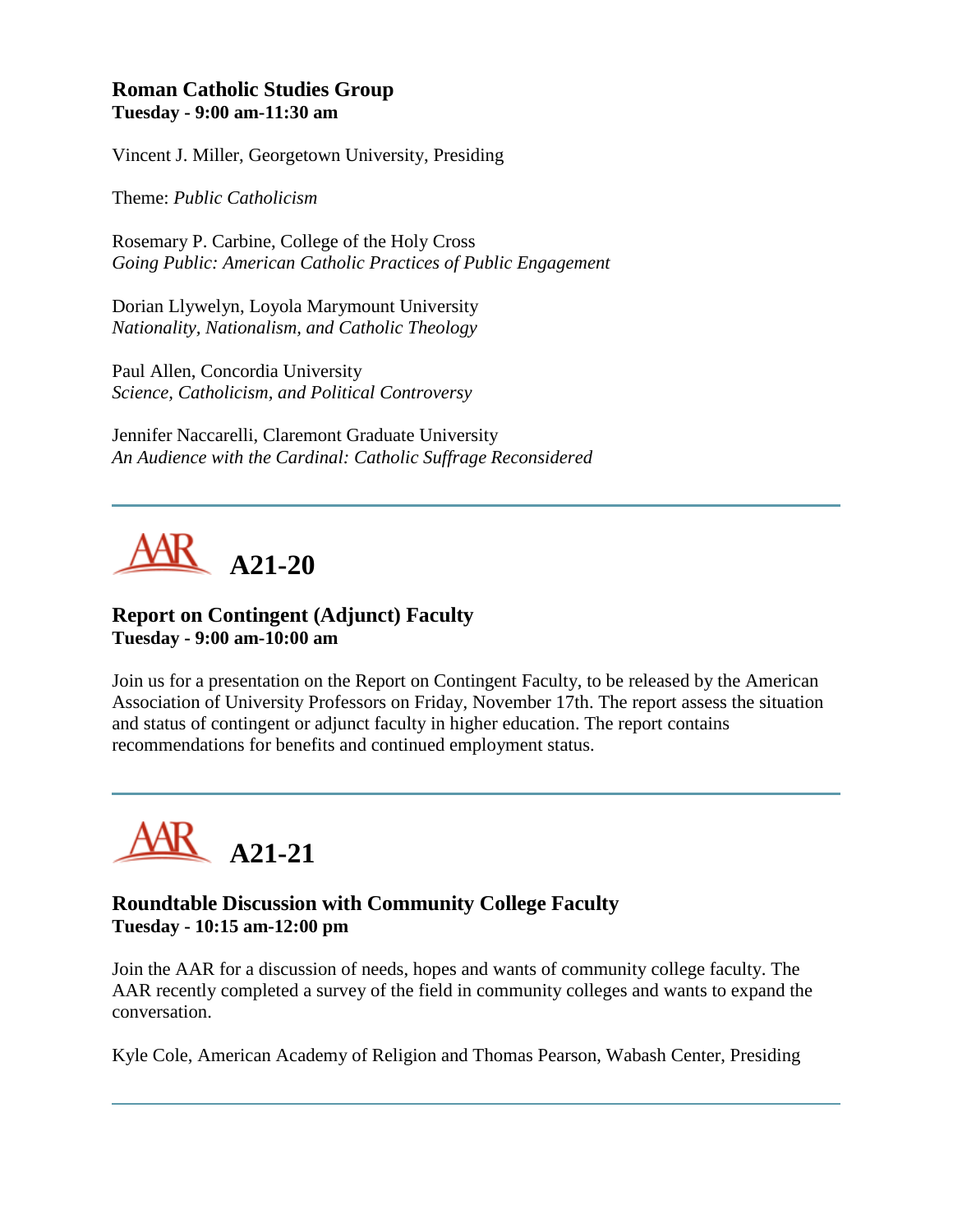### Roman Catholic Studies Group
**Tuesday - 9:00 am-11:30 am**

Vincent J. Miller, Georgetown University, Presiding

Theme: *Public Catholicism*

Rosemary P. Carbine, College of the Holy Cross
*Going Public: American Catholic Practices of Public Engagement*

Dorian Llywelyn, Loyola Marymount University
*Nationality, Nationalism, and Catholic Theology*

Paul Allen, Concordia University
*Science, Catholicism, and Political Controversy*

Jennifer Naccarelli, Claremont Graduate University
*An Audience with the Cardinal: Catholic Suffrage Reconsidered*

---

## A21-20

### Report on Contingent (Adjunct) Faculty
**Tuesday - 9:00 am-10:00 am**

Join us for a presentation on the Report on Contingent Faculty, to be released by the American Association of University Professors on Friday, November 17th. The report assess the situation and status of contingent or adjunct faculty in higher education. The report contains recommendations for benefits and continued employment status.

---

## A21-21

### Roundtable Discussion with Community College Faculty
**Tuesday - 10:15 am-12:00 pm**

Join the AAR for a discussion of needs, hopes and wants of community college faculty. The AAR recently completed a survey of the field in community colleges and wants to expand the conversation.

Kyle Cole, American Academy of Religion and Thomas Pearson, Wabash Center, Presiding

---